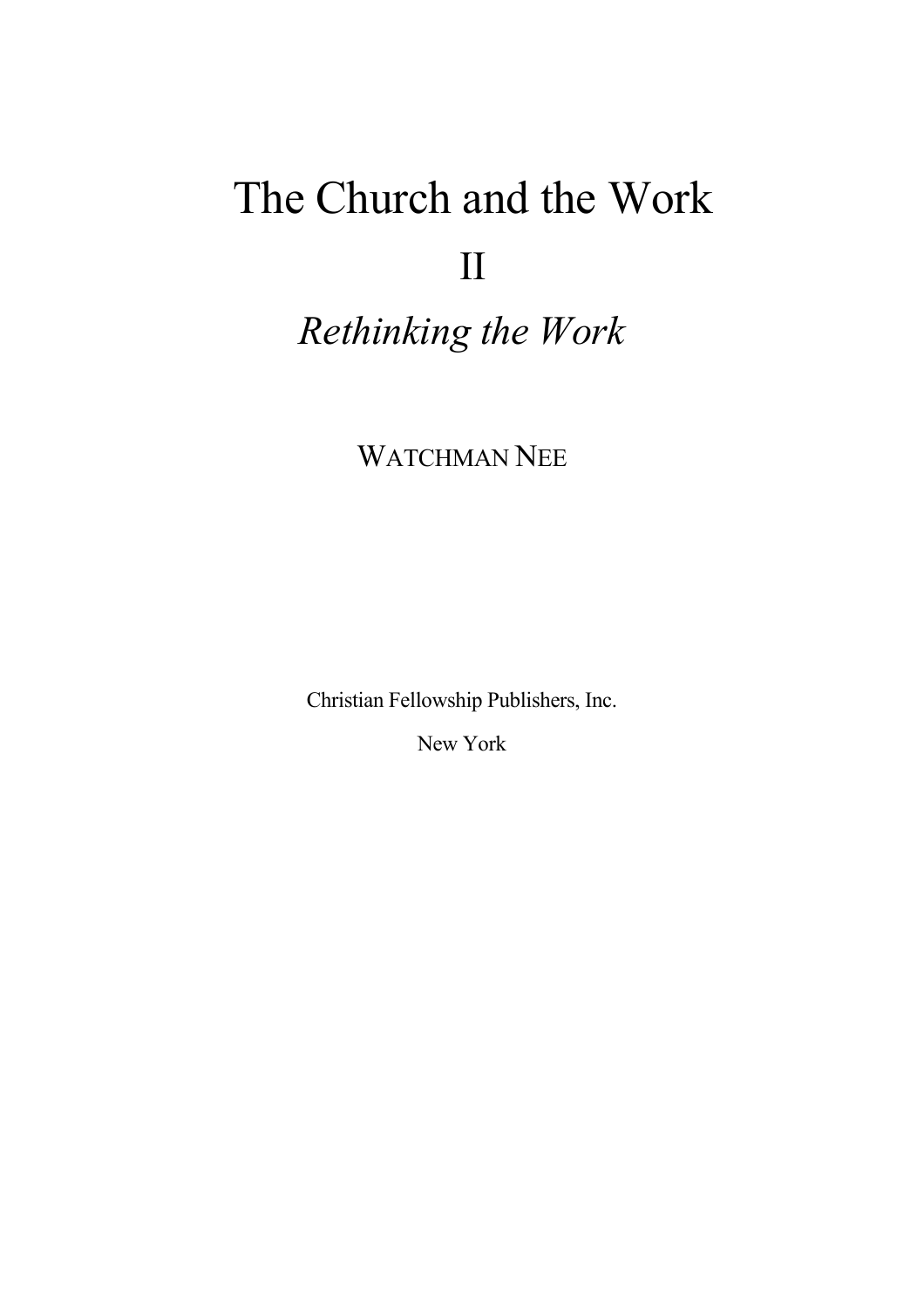# The Church and the Work

## II

## *Rethinking the Work*

WATCHMAN NEE

Christian Fellowship Publishers, Inc.

New York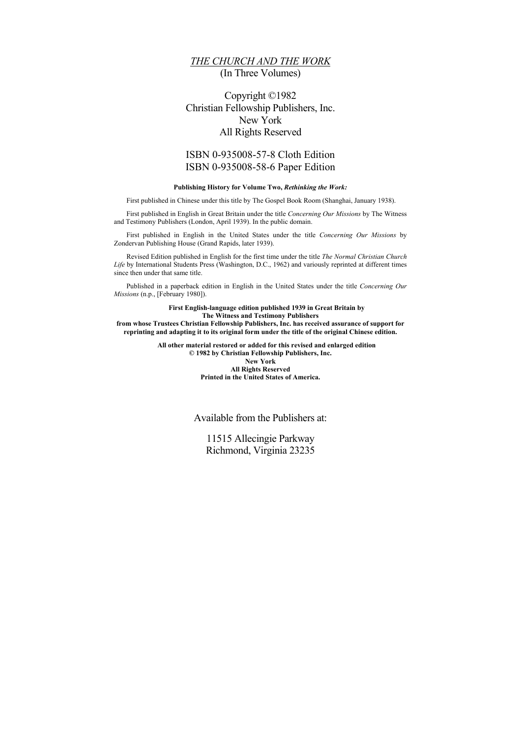*THE CHURCH AND THE WORK*
(In Three Volumes)

Copyright ©1982
Christian Fellowship Publishers, Inc.
New York
All Rights Reserved

ISBN 0-935008-57-8 Cloth Edition
ISBN 0-935008-58-6 Paper Edition

**Publishing History for Volume Two, *Rethinking the Work:***

First published in Chinese under this title by The Gospel Book Room (Shanghai, January 1938).

First published in English in Great Britain under the title *Concerning Our Missions* by The Witness and Testimony Publishers (London, April 1939). In the public domain.

First published in English in the United States under the title *Concerning Our Missions* by Zondervan Publishing House (Grand Rapids, later 1939).

Revised Edition published in English for the first time under the title *The Normal Christian Church Life* by International Students Press (Washington, D.C., 1962) and variously reprinted at different times since then under that same title.

Published in a paperback edition in English in the United States under the title *Concerning Our Missions* (n.p., [February 1980]).

**First English-language edition published 1939 in Great Britain by The Witness and Testimony Publishers from whose Trustees Christian Fellowship Publishers, Inc. has received assurance of support for reprinting and adapting it to its original form under the title of the original Chinese edition.**

**All other material restored or added for this revised and enlarged edition © 1982 by Christian Fellowship Publishers, Inc.
New York
All Rights Reserved
Printed in the United States of America.**

Available from the Publishers at:

11515 Allecingie Parkway
Richmond, Virginia 23235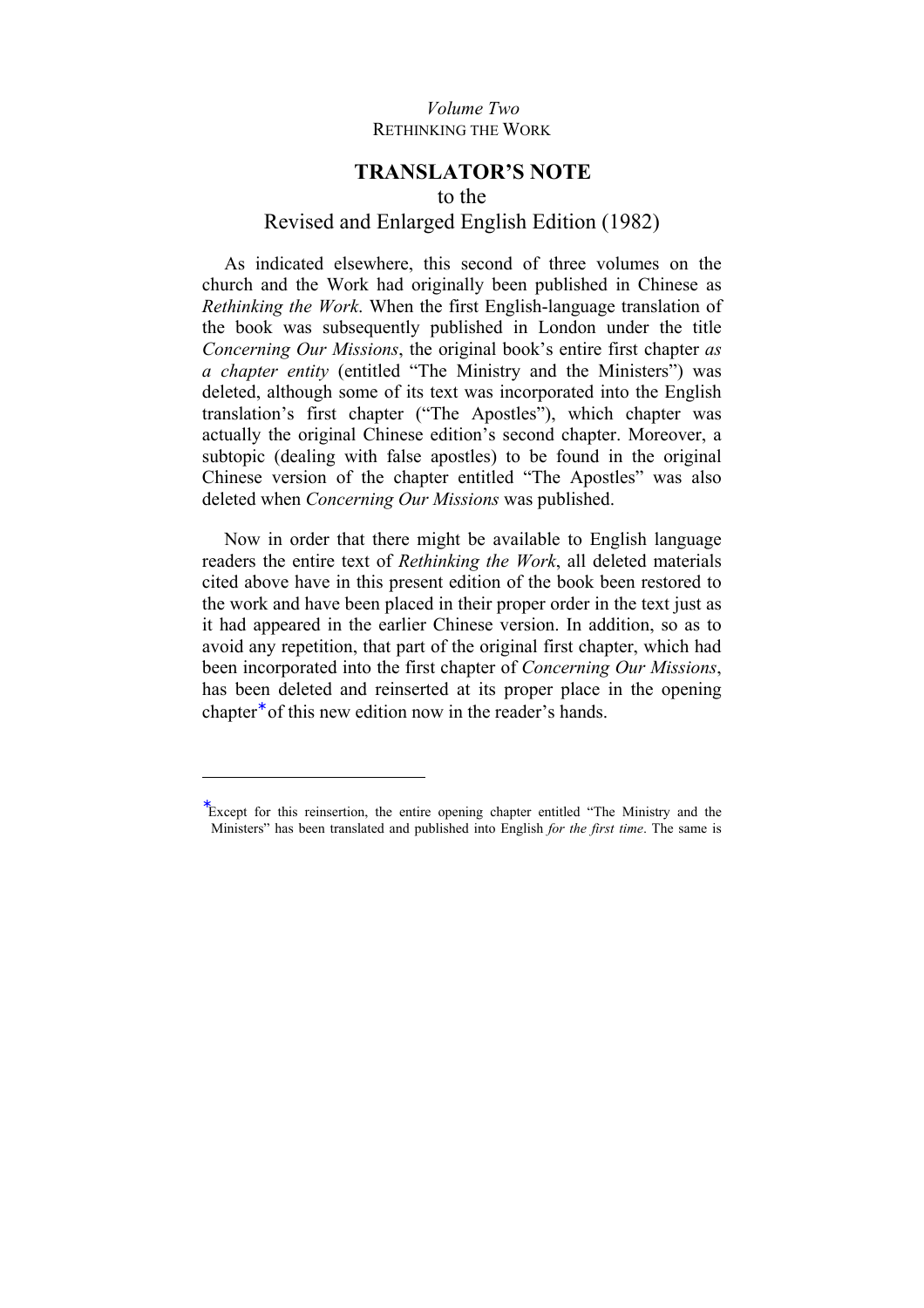*Volume Two*
RETHINKING THE WORK

# TRANSLATOR'S NOTE

to the

Revised and Enlarged English Edition (1982)

As indicated elsewhere, this second of three volumes on the church and the Work had originally been published in Chinese as *Rethinking the Work*. When the first English-language translation of the book was subsequently published in London under the title *Concerning Our Missions*, the original book's entire first chapter *as a chapter entity* (entitled "The Ministry and the Ministers") was deleted, although some of its text was incorporated into the English translation's first chapter ("The Apostles"), which chapter was actually the original Chinese edition's second chapter. Moreover, a subtopic (dealing with false apostles) to be found in the original Chinese version of the chapter entitled "The Apostles" was also deleted when *Concerning Our Missions* was published.

Now in order that there might be available to English language readers the entire text of *Rethinking the Work*, all deleted materials cited above have in this present edition of the book been restored to the work and have been placed in their proper order in the text just as it had appeared in the earlier Chinese version. In addition, so as to avoid any repetition, that part of the original first chapter, which had been incorporated into the first chapter of *Concerning Our Missions*, has been deleted and reinserted at its proper place in the opening chapter* of this new edition now in the reader's hands.

---

*Except for this reinsertion, the entire opening chapter entitled "The Ministry and the Ministers" has been translated and published into English *for the first time*. The same is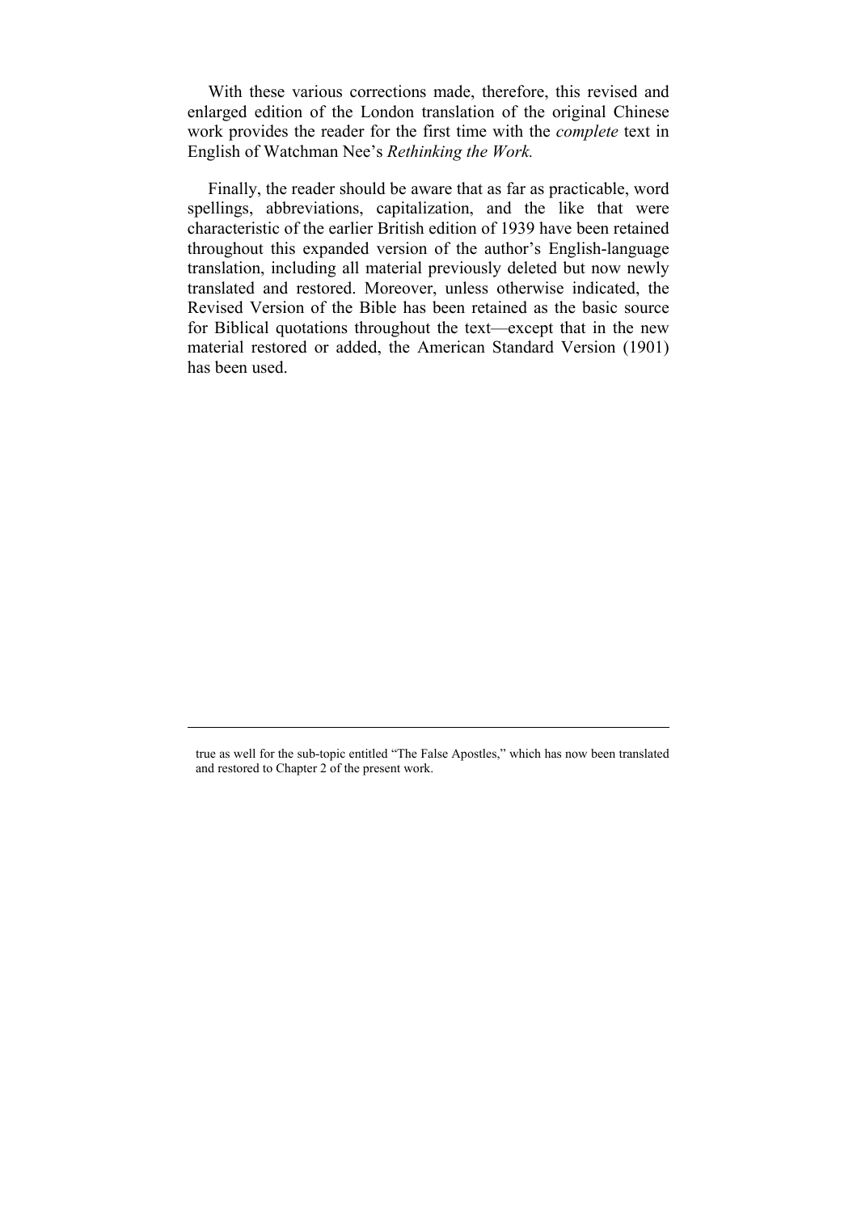With these various corrections made, therefore, this revised and enlarged edition of the London translation of the original Chinese work provides the reader for the first time with the *complete* text in English of Watchman Nee's *Rethinking the Work.*

Finally, the reader should be aware that as far as practicable, word spellings, abbreviations, capitalization, and the like that were characteristic of the earlier British edition of 1939 have been retained throughout this expanded version of the author's English-language translation, including all material previously deleted but now newly translated and restored. Moreover, unless otherwise indicated, the Revised Version of the Bible has been retained as the basic source for Biblical quotations throughout the text—except that in the new material restored or added, the American Standard Version (1901) has been used.

---

true as well for the sub-topic entitled "The False Apostles," which has now been translated and restored to Chapter 2 of the present work.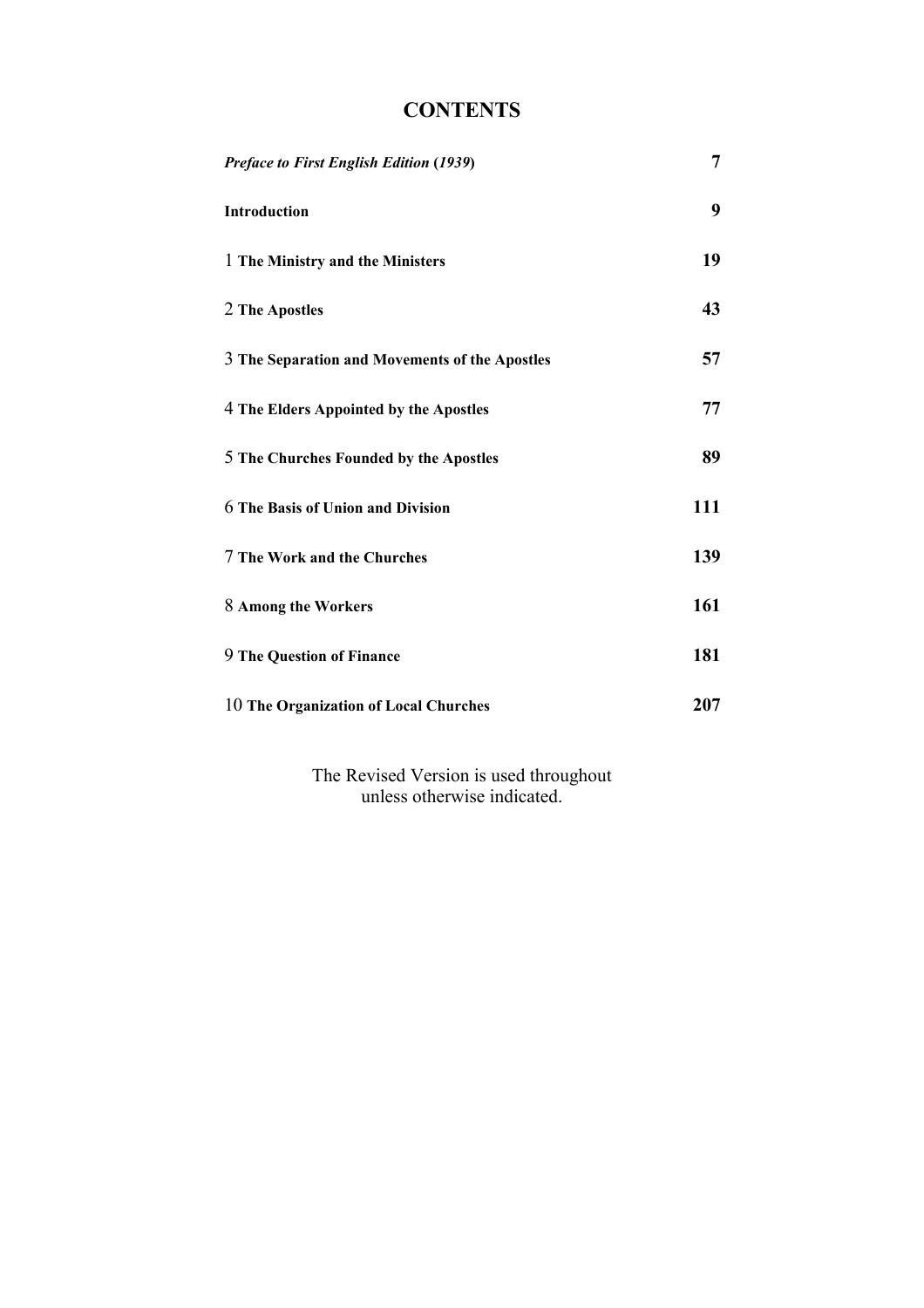# CONTENTS

| | |
|---|---|
| ***Preface to First English Edition (1939)*** | **7** |
| **Introduction** | **9** |
| 1 **The Ministry and the Ministers** | **19** |
| 2 **The Apostles** | **43** |
| 3 **The Separation and Movements of the Apostles** | **57** |
| 4 **The Elders Appointed by the Apostles** | **77** |
| 5 **The Churches Founded by the Apostles** | **89** |
| 6 **The Basis of Union and Division** | **111** |
| 7 **The Work and the Churches** | **139** |
| 8 **Among the Workers** | **161** |
| 9 **The Question of Finance** | **181** |
| 10 **The Organization of Local Churches** | **207** |

The Revised Version is used throughout unless otherwise indicated.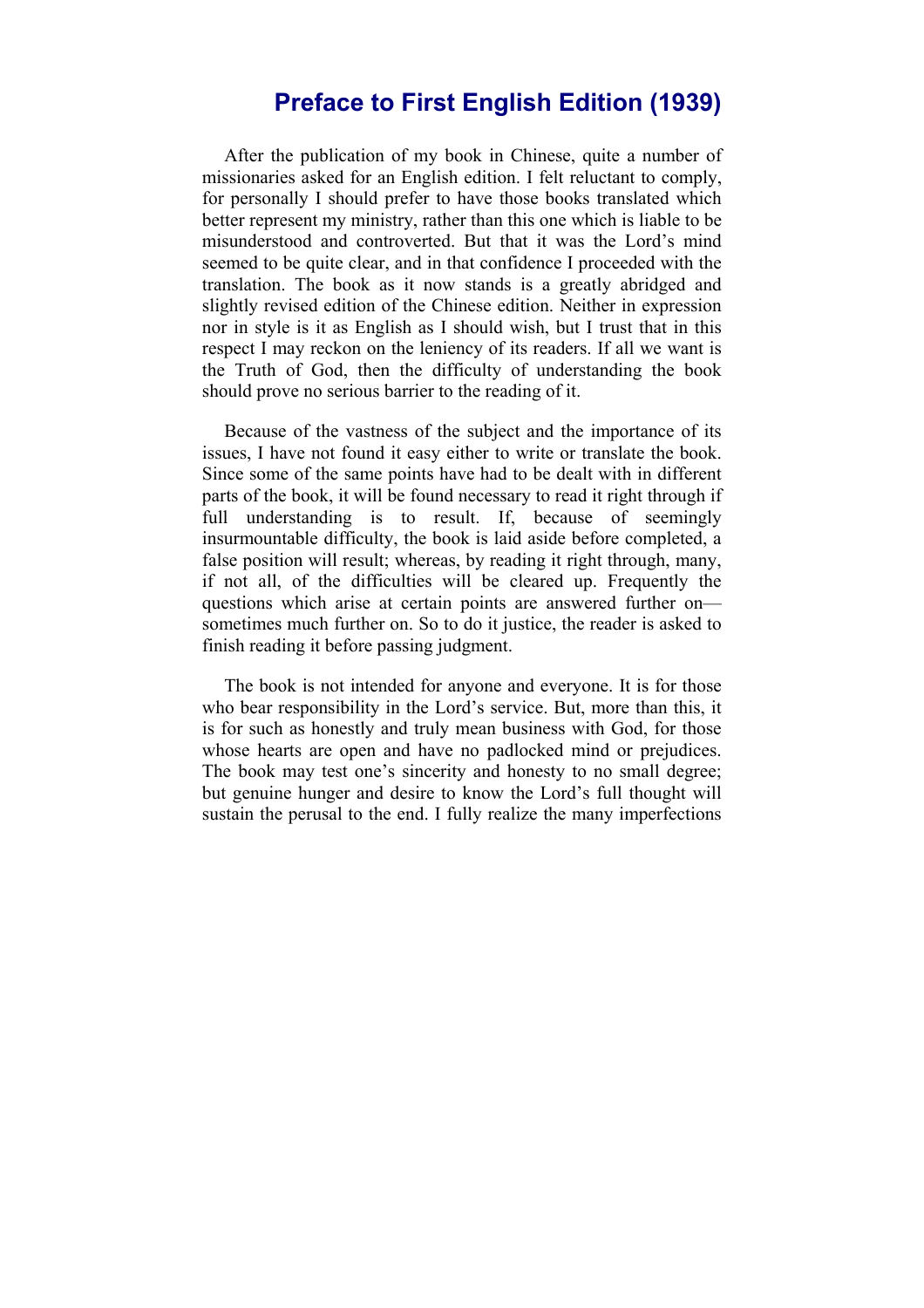# Preface to First English Edition (1939)

After the publication of my book in Chinese, quite a number of missionaries asked for an English edition. I felt reluctant to comply, for personally I should prefer to have those books translated which better represent my ministry, rather than this one which is liable to be misunderstood and controverted. But that it was the Lord's mind seemed to be quite clear, and in that confidence I proceeded with the translation. The book as it now stands is a greatly abridged and slightly revised edition of the Chinese edition. Neither in expression nor in style is it as English as I should wish, but I trust that in this respect I may reckon on the leniency of its readers. If all we want is the Truth of God, then the difficulty of understanding the book should prove no serious barrier to the reading of it.

Because of the vastness of the subject and the importance of its issues, I have not found it easy either to write or translate the book. Since some of the same points have had to be dealt with in different parts of the book, it will be found necessary to read it right through if full understanding is to result. If, because of seemingly insurmountable difficulty, the book is laid aside before completed, a false position will result; whereas, by reading it right through, many, if not all, of the difficulties will be cleared up. Frequently the questions which arise at certain points are answered further on—sometimes much further on. So to do it justice, the reader is asked to finish reading it before passing judgment.

The book is not intended for anyone and everyone. It is for those who bear responsibility in the Lord's service. But, more than this, it is for such as honestly and truly mean business with God, for those whose hearts are open and have no padlocked mind or prejudices. The book may test one's sincerity and honesty to no small degree; but genuine hunger and desire to know the Lord's full thought will sustain the perusal to the end. I fully realize the many imperfections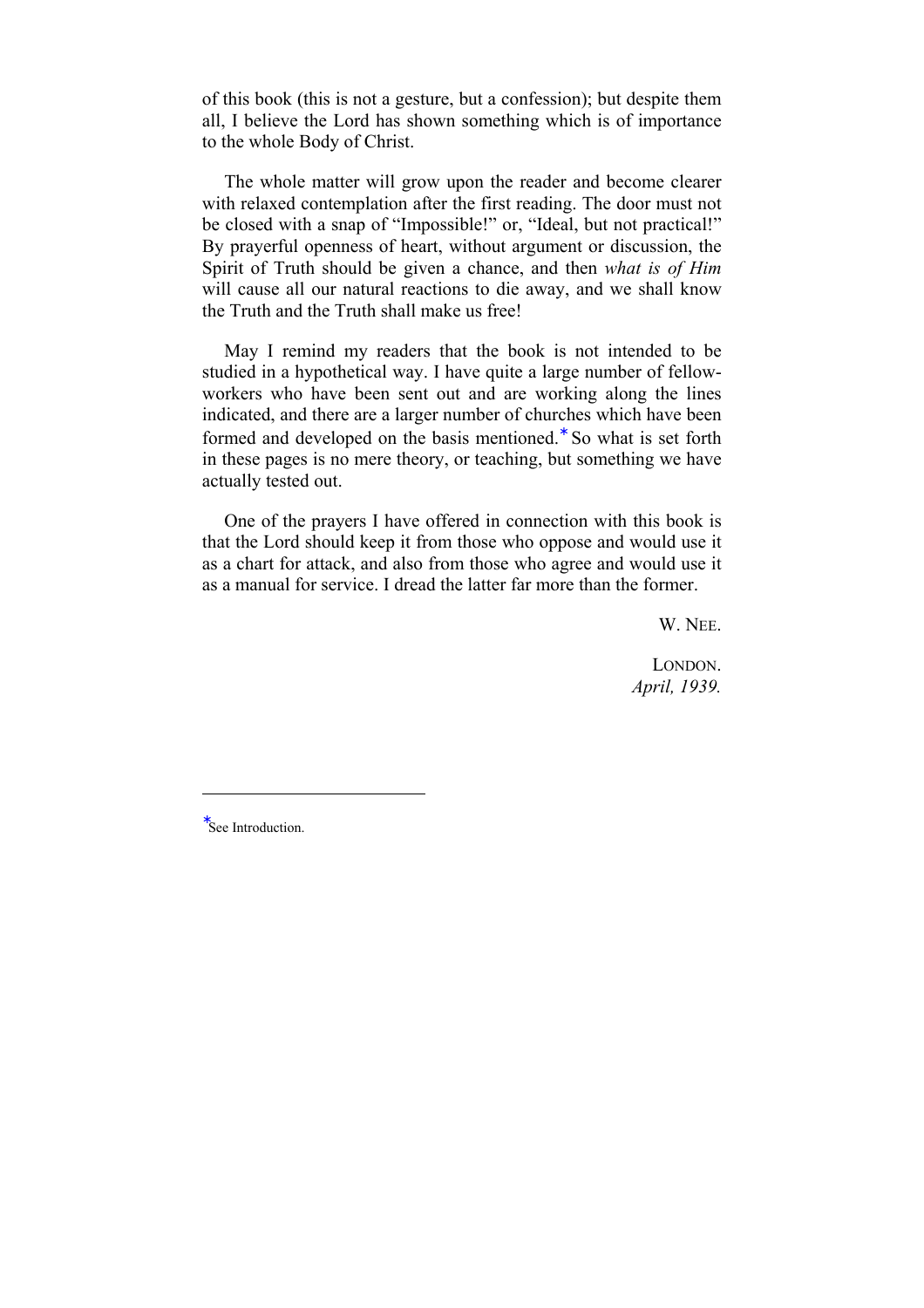of this book (this is not a gesture, but a confession); but despite them all, I believe the Lord has shown something which is of importance to the whole Body of Christ.

The whole matter will grow upon the reader and become clearer with relaxed contemplation after the first reading. The door must not be closed with a snap of "Impossible!" or, "Ideal, but not practical!" By prayerful openness of heart, without argument or discussion, the Spirit of Truth should be given a chance, and then *what is of Him* will cause all our natural reactions to die away, and we shall know the Truth and the Truth shall make us free!

May I remind my readers that the book is not intended to be studied in a hypothetical way. I have quite a large number of fellow-workers who have been sent out and are working along the lines indicated, and there are a larger number of churches which have been formed and developed on the basis mentioned.[*] So what is set forth in these pages is no mere theory, or teaching, but something we have actually tested out.

One of the prayers I have offered in connection with this book is that the Lord should keep it from those who oppose and would use it as a chart for attack, and also from those who agree and would use it as a manual for service. I dread the latter far more than the former.

W. NEE.

LONDON.
*April, 1939.*

---

[*] See Introduction.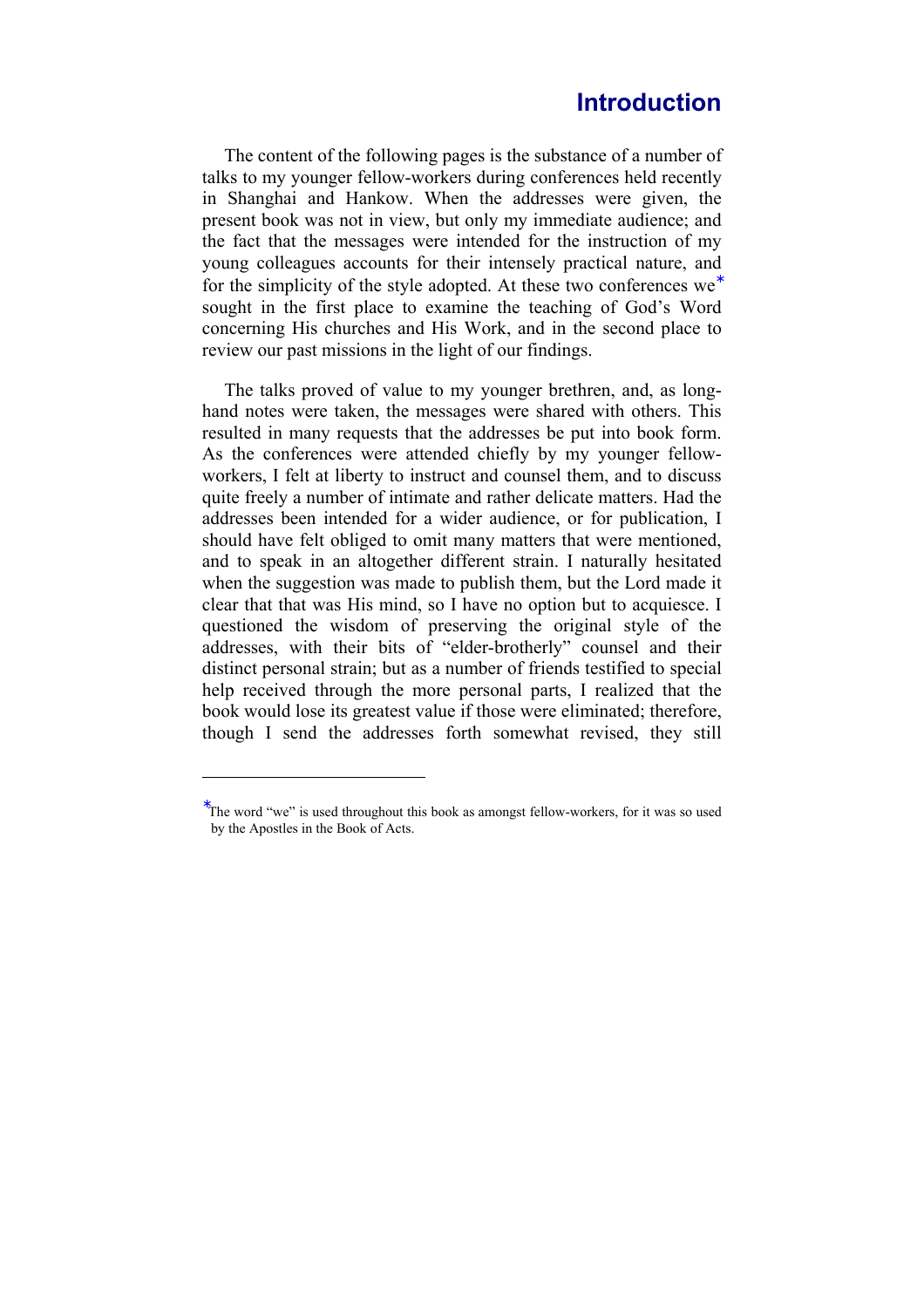# Introduction

The content of the following pages is the substance of a number of talks to my younger fellow-workers during conferences held recently in Shanghai and Hankow. When the addresses were given, the present book was not in view, but only my immediate audience; and the fact that the messages were intended for the instruction of my young colleagues accounts for their intensely practical nature, and for the simplicity of the style adopted. At these two conferences we* sought in the first place to examine the teaching of God's Word concerning His churches and His Work, and in the second place to review our past missions in the light of our findings.

The talks proved of value to my younger brethren, and, as long-hand notes were taken, the messages were shared with others. This resulted in many requests that the addresses be put into book form. As the conferences were attended chiefly by my younger fellow-workers, I felt at liberty to instruct and counsel them, and to discuss quite freely a number of intimate and rather delicate matters. Had the addresses been intended for a wider audience, or for publication, I should have felt obliged to omit many matters that were mentioned, and to speak in an altogether different strain. I naturally hesitated when the suggestion was made to publish them, but the Lord made it clear that that was His mind, so I have no option but to acquiesce. I questioned the wisdom of preserving the original style of the addresses, with their bits of "elder-brotherly" counsel and their distinct personal strain; but as a number of friends testified to special help received through the more personal parts, I realized that the book would lose its greatest value if those were eliminated; therefore, though I send the addresses forth somewhat revised, they still

---

*The word "we" is used throughout this book as amongst fellow-workers, for it was so used by the Apostles in the Book of Acts.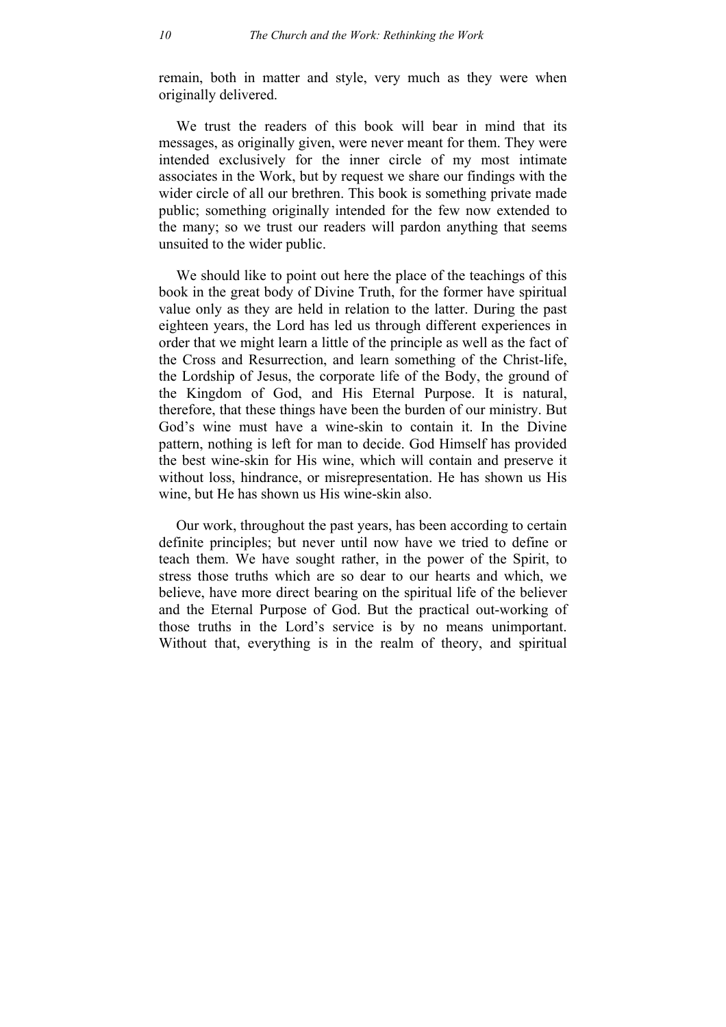remain, both in matter and style, very much as they were when originally delivered.

We trust the readers of this book will bear in mind that its messages, as originally given, were never meant for them. They were intended exclusively for the inner circle of my most intimate associates in the Work, but by request we share our findings with the wider circle of all our brethren. This book is something private made public; something originally intended for the few now extended to the many; so we trust our readers will pardon anything that seems unsuited to the wider public.

We should like to point out here the place of the teachings of this book in the great body of Divine Truth, for the former have spiritual value only as they are held in relation to the latter. During the past eighteen years, the Lord has led us through different experiences in order that we might learn a little of the principle as well as the fact of the Cross and Resurrection, and learn something of the Christ-life, the Lordship of Jesus, the corporate life of the Body, the ground of the Kingdom of God, and His Eternal Purpose. It is natural, therefore, that these things have been the burden of our ministry. But God's wine must have a wine-skin to contain it. In the Divine pattern, nothing is left for man to decide. God Himself has provided the best wine-skin for His wine, which will contain and preserve it without loss, hindrance, or misrepresentation. He has shown us His wine, but He has shown us His wine-skin also.

Our work, throughout the past years, has been according to certain definite principles; but never until now have we tried to define or teach them. We have sought rather, in the power of the Spirit, to stress those truths which are so dear to our hearts and which, we believe, have more direct bearing on the spiritual life of the believer and the Eternal Purpose of God. But the practical out-working of those truths in the Lord's service is by no means unimportant. Without that, everything is in the realm of theory, and spiritual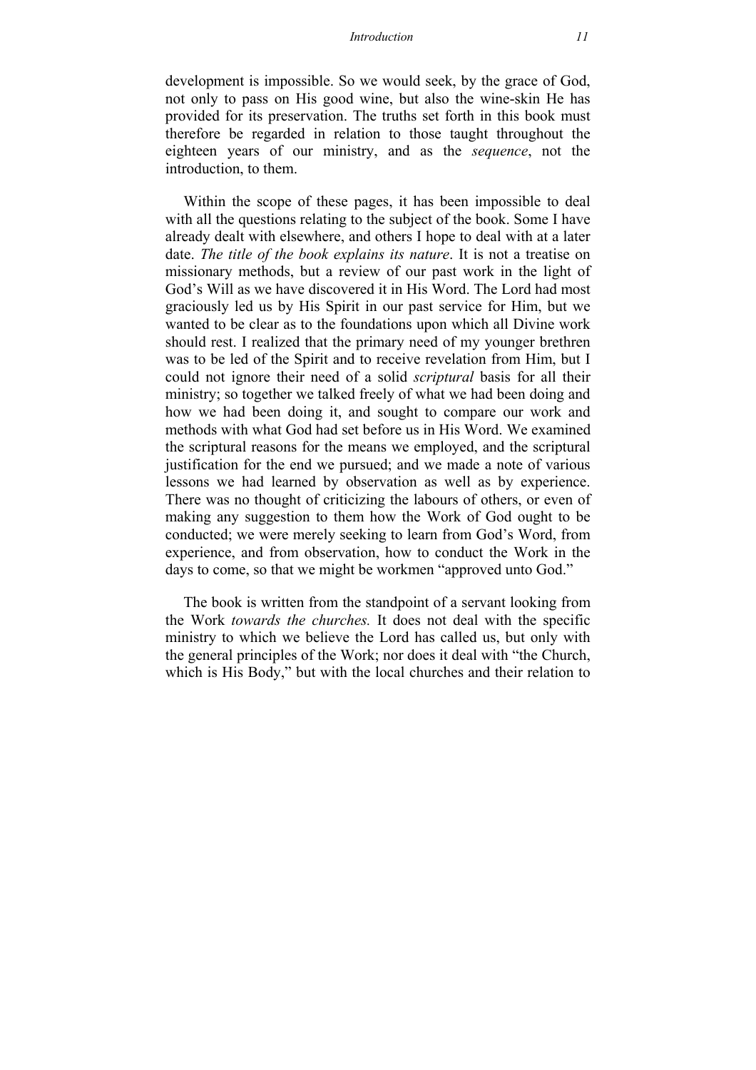development is impossible. So we would seek, by the grace of God, not only to pass on His good wine, but also the wine-skin He has provided for its preservation. The truths set forth in this book must therefore be regarded in relation to those taught throughout the eighteen years of our ministry, and as the *sequence*, not the introduction, to them.

Within the scope of these pages, it has been impossible to deal with all the questions relating to the subject of the book. Some I have already dealt with elsewhere, and others I hope to deal with at a later date. *The title of the book explains its nature*. It is not a treatise on missionary methods, but a review of our past work in the light of God's Will as we have discovered it in His Word. The Lord had most graciously led us by His Spirit in our past service for Him, but we wanted to be clear as to the foundations upon which all Divine work should rest. I realized that the primary need of my younger brethren was to be led of the Spirit and to receive revelation from Him, but I could not ignore their need of a solid *scriptural* basis for all their ministry; so together we talked freely of what we had been doing and how we had been doing it, and sought to compare our work and methods with what God had set before us in His Word. We examined the scriptural reasons for the means we employed, and the scriptural justification for the end we pursued; and we made a note of various lessons we had learned by observation as well as by experience. There was no thought of criticizing the labours of others, or even of making any suggestion to them how the Work of God ought to be conducted; we were merely seeking to learn from God's Word, from experience, and from observation, how to conduct the Work in the days to come, so that we might be workmen "approved unto God."

The book is written from the standpoint of a servant looking from the Work *towards the churches.* It does not deal with the specific ministry to which we believe the Lord has called us, but only with the general principles of the Work; nor does it deal with "the Church, which is His Body," but with the local churches and their relation to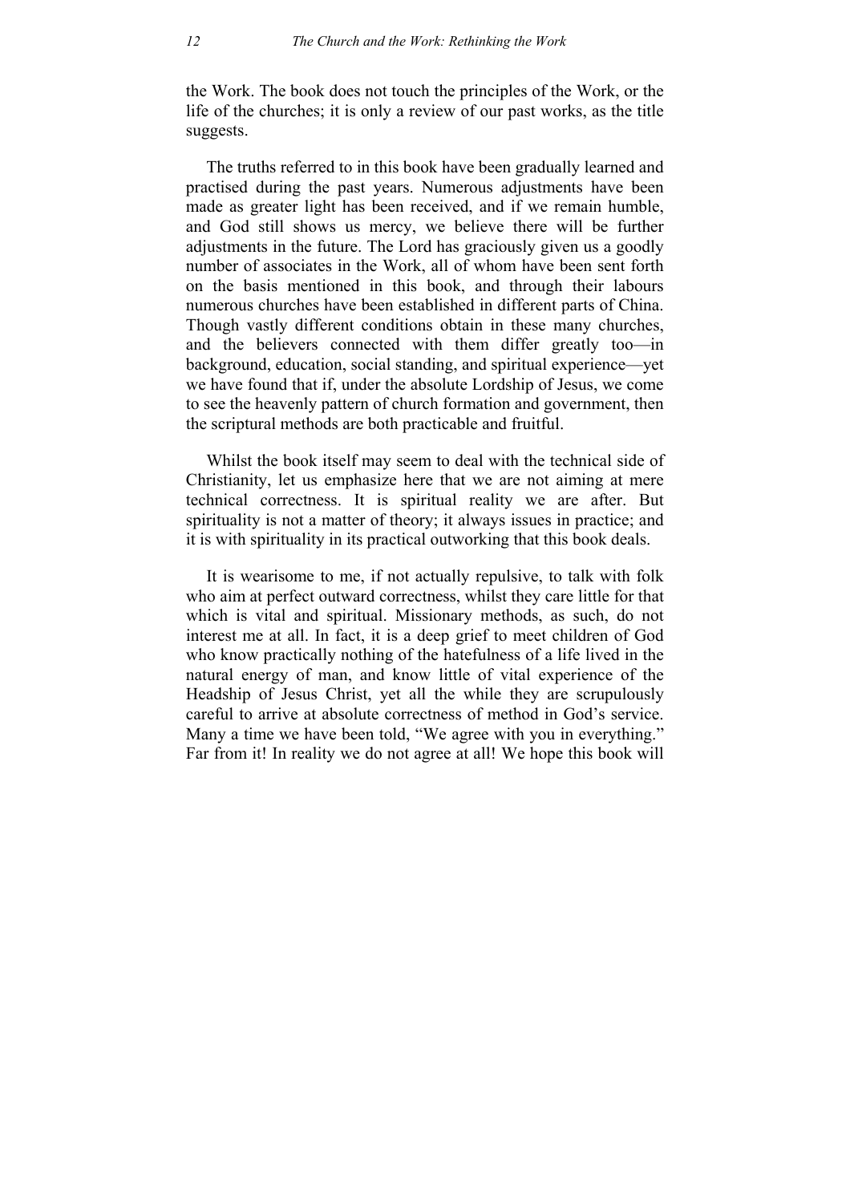the Work. The book does not touch the principles of the Work, or the life of the churches; it is only a review of our past works, as the title suggests.

The truths referred to in this book have been gradually learned and practised during the past years. Numerous adjustments have been made as greater light has been received, and if we remain humble, and God still shows us mercy, we believe there will be further adjustments in the future. The Lord has graciously given us a goodly number of associates in the Work, all of whom have been sent forth on the basis mentioned in this book, and through their labours numerous churches have been established in different parts of China. Though vastly different conditions obtain in these many churches, and the believers connected with them differ greatly too—in background, education, social standing, and spiritual experience—yet we have found that if, under the absolute Lordship of Jesus, we come to see the heavenly pattern of church formation and government, then the scriptural methods are both practicable and fruitful.

Whilst the book itself may seem to deal with the technical side of Christianity, let us emphasize here that we are not aiming at mere technical correctness. It is spiritual reality we are after. But spirituality is not a matter of theory; it always issues in practice; and it is with spirituality in its practical outworking that this book deals.

It is wearisome to me, if not actually repulsive, to talk with folk who aim at perfect outward correctness, whilst they care little for that which is vital and spiritual. Missionary methods, as such, do not interest me at all. In fact, it is a deep grief to meet children of God who know practically nothing of the hatefulness of a life lived in the natural energy of man, and know little of vital experience of the Headship of Jesus Christ, yet all the while they are scrupulously careful to arrive at absolute correctness of method in God's service. Many a time we have been told, "We agree with you in everything." Far from it! In reality we do not agree at all! We hope this book will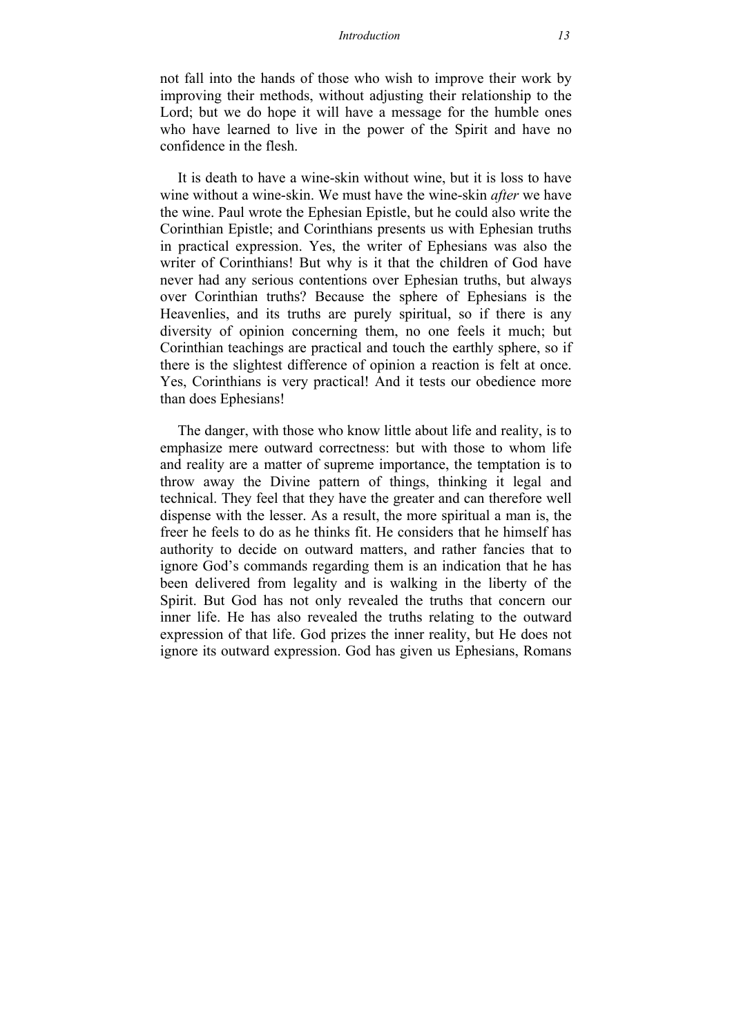not fall into the hands of those who wish to improve their work by improving their methods, without adjusting their relationship to the Lord; but we do hope it will have a message for the humble ones who have learned to live in the power of the Spirit and have no confidence in the flesh.

It is death to have a wine-skin without wine, but it is loss to have wine without a wine-skin. We must have the wine-skin *after* we have the wine. Paul wrote the Ephesian Epistle, but he could also write the Corinthian Epistle; and Corinthians presents us with Ephesian truths in practical expression. Yes, the writer of Ephesians was also the writer of Corinthians! But why is it that the children of God have never had any serious contentions over Ephesian truths, but always over Corinthian truths? Because the sphere of Ephesians is the Heavenlies, and its truths are purely spiritual, so if there is any diversity of opinion concerning them, no one feels it much; but Corinthian teachings are practical and touch the earthly sphere, so if there is the slightest difference of opinion a reaction is felt at once. Yes, Corinthians is very practical! And it tests our obedience more than does Ephesians!

The danger, with those who know little about life and reality, is to emphasize mere outward correctness: but with those to whom life and reality are a matter of supreme importance, the temptation is to throw away the Divine pattern of things, thinking it legal and technical. They feel that they have the greater and can therefore well dispense with the lesser. As a result, the more spiritual a man is, the freer he feels to do as he thinks fit. He considers that he himself has authority to decide on outward matters, and rather fancies that to ignore God's commands regarding them is an indication that he has been delivered from legality and is walking in the liberty of the Spirit. But God has not only revealed the truths that concern our inner life. He has also revealed the truths relating to the outward expression of that life. God prizes the inner reality, but He does not ignore its outward expression. God has given us Ephesians, Romans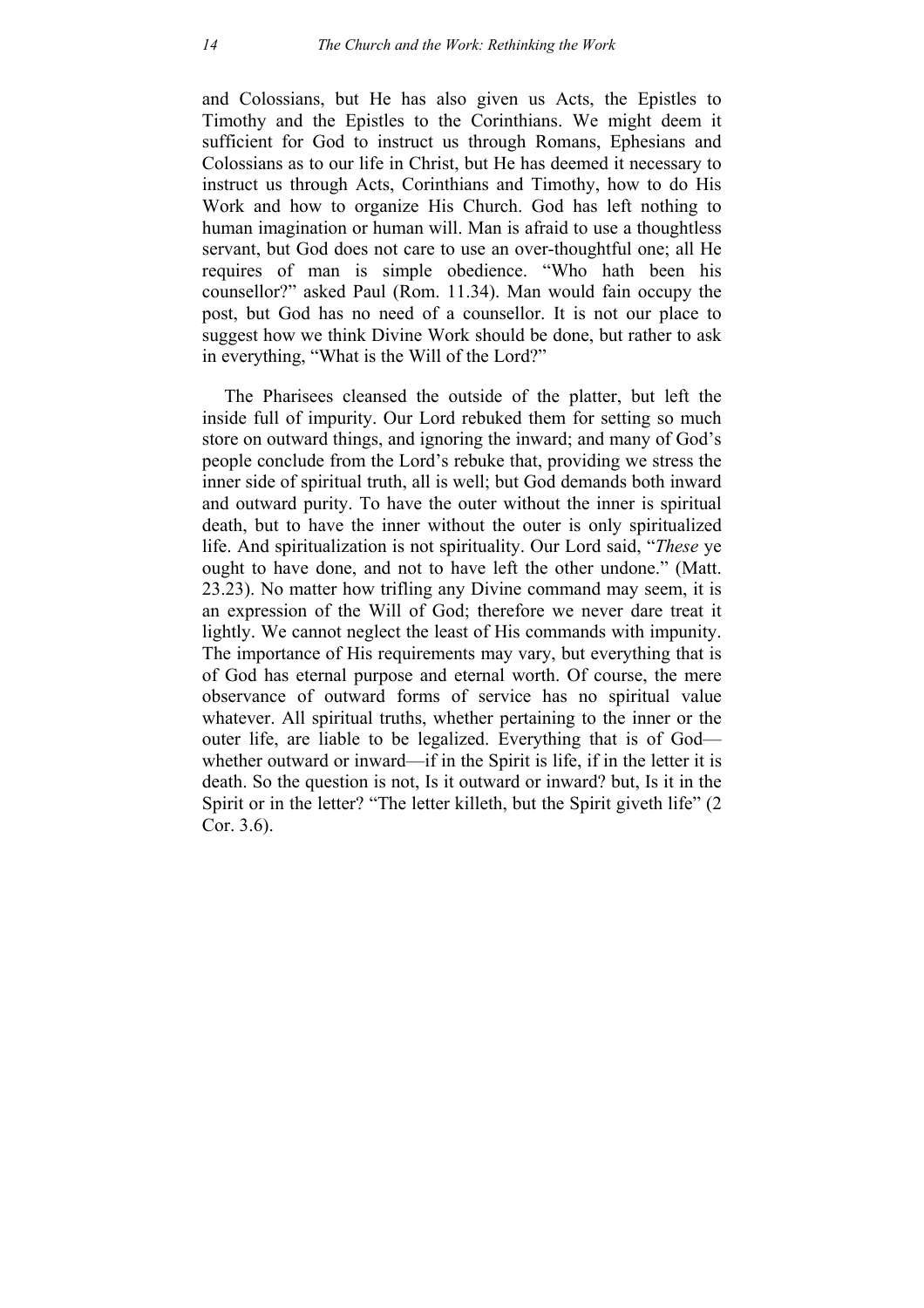and Colossians, but He has also given us Acts, the Epistles to Timothy and the Epistles to the Corinthians. We might deem it sufficient for God to instruct us through Romans, Ephesians and Colossians as to our life in Christ, but He has deemed it necessary to instruct us through Acts, Corinthians and Timothy, how to do His Work and how to organize His Church. God has left nothing to human imagination or human will. Man is afraid to use a thoughtless servant, but God does not care to use an over-thoughtful one; all He requires of man is simple obedience. "Who hath been his counsellor?" asked Paul (Rom. 11.34). Man would fain occupy the post, but God has no need of a counsellor. It is not our place to suggest how we think Divine Work should be done, but rather to ask in everything, "What is the Will of the Lord?"

The Pharisees cleansed the outside of the platter, but left the inside full of impurity. Our Lord rebuked them for setting so much store on outward things, and ignoring the inward; and many of God's people conclude from the Lord's rebuke that, providing we stress the inner side of spiritual truth, all is well; but God demands both inward and outward purity. To have the outer without the inner is spiritual death, but to have the inner without the outer is only spiritualized life. And spiritualization is not spirituality. Our Lord said, "*These* ye ought to have done, and not to have left the other undone." (Matt. 23.23). No matter how trifling any Divine command may seem, it is an expression of the Will of God; therefore we never dare treat it lightly. We cannot neglect the least of His commands with impunity. The importance of His requirements may vary, but everything that is of God has eternal purpose and eternal worth. Of course, the mere observance of outward forms of service has no spiritual value whatever. All spiritual truths, whether pertaining to the inner or the outer life, are liable to be legalized. Everything that is of God—whether outward or inward—if in the Spirit is life, if in the letter it is death. So the question is not, Is it outward or inward? but, Is it in the Spirit or in the letter? "The letter killeth, but the Spirit giveth life" (2 Cor. 3.6).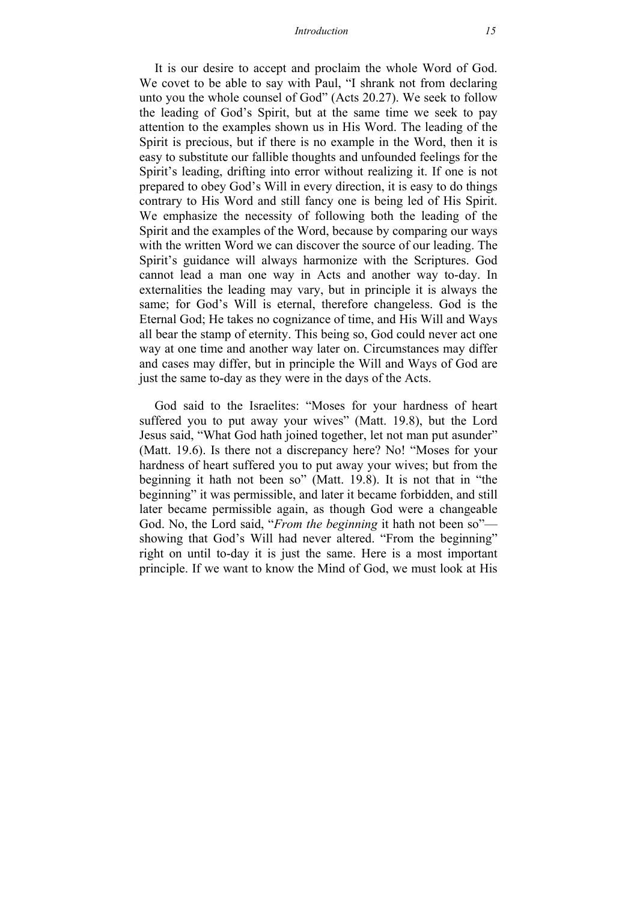It is our desire to accept and proclaim the whole Word of God. We covet to be able to say with Paul, "I shrank not from declaring unto you the whole counsel of God" (Acts 20.27). We seek to follow the leading of God's Spirit, but at the same time we seek to pay attention to the examples shown us in His Word. The leading of the Spirit is precious, but if there is no example in the Word, then it is easy to substitute our fallible thoughts and unfounded feelings for the Spirit's leading, drifting into error without realizing it. If one is not prepared to obey God's Will in every direction, it is easy to do things contrary to His Word and still fancy one is being led of His Spirit. We emphasize the necessity of following both the leading of the Spirit and the examples of the Word, because by comparing our ways with the written Word we can discover the source of our leading. The Spirit's guidance will always harmonize with the Scriptures. God cannot lead a man one way in Acts and another way to-day. In externalities the leading may vary, but in principle it is always the same; for God's Will is eternal, therefore changeless. God is the Eternal God; He takes no cognizance of time, and His Will and Ways all bear the stamp of eternity. This being so, God could never act one way at one time and another way later on. Circumstances may differ and cases may differ, but in principle the Will and Ways of God are just the same to-day as they were in the days of the Acts.

God said to the Israelites: "Moses for your hardness of heart suffered you to put away your wives" (Matt. 19.8), but the Lord Jesus said, "What God hath joined together, let not man put asunder" (Matt. 19.6). Is there not a discrepancy here? No! "Moses for your hardness of heart suffered you to put away your wives; but from the beginning it hath not been so" (Matt. 19.8). It is not that in "the beginning" it was permissible, and later it became forbidden, and still later became permissible again, as though God were a changeable God. No, the Lord said, "*From the beginning* it hath not been so"—showing that God's Will had never altered. "From the beginning" right on until to-day it is just the same. Here is a most important principle. If we want to know the Mind of God, we must look at His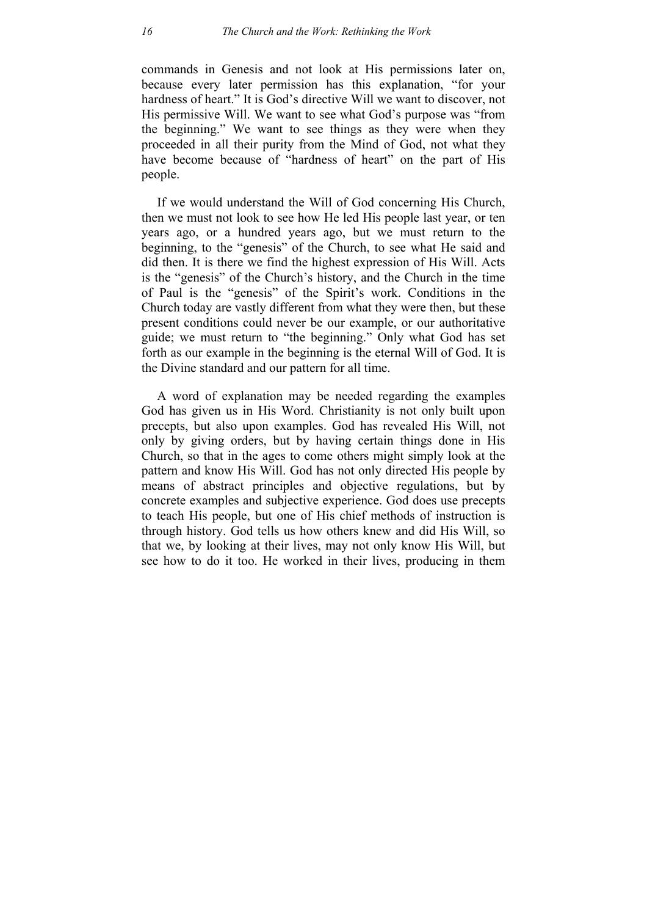commands in Genesis and not look at His permissions later on, because every later permission has this explanation, "for your hardness of heart." It is God's directive Will we want to discover, not His permissive Will. We want to see what God's purpose was "from the beginning." We want to see things as they were when they proceeded in all their purity from the Mind of God, not what they have become because of "hardness of heart" on the part of His people.

If we would understand the Will of God concerning His Church, then we must not look to see how He led His people last year, or ten years ago, or a hundred years ago, but we must return to the beginning, to the "genesis" of the Church, to see what He said and did then. It is there we find the highest expression of His Will. Acts is the "genesis" of the Church's history, and the Church in the time of Paul is the "genesis" of the Spirit's work. Conditions in the Church today are vastly different from what they were then, but these present conditions could never be our example, or our authoritative guide; we must return to "the beginning." Only what God has set forth as our example in the beginning is the eternal Will of God. It is the Divine standard and our pattern for all time.

A word of explanation may be needed regarding the examples God has given us in His Word. Christianity is not only built upon precepts, but also upon examples. God has revealed His Will, not only by giving orders, but by having certain things done in His Church, so that in the ages to come others might simply look at the pattern and know His Will. God has not only directed His people by means of abstract principles and objective regulations, but by concrete examples and subjective experience. God does use precepts to teach His people, but one of His chief methods of instruction is through history. God tells us how others knew and did His Will, so that we, by looking at their lives, may not only know His Will, but see how to do it too. He worked in their lives, producing in them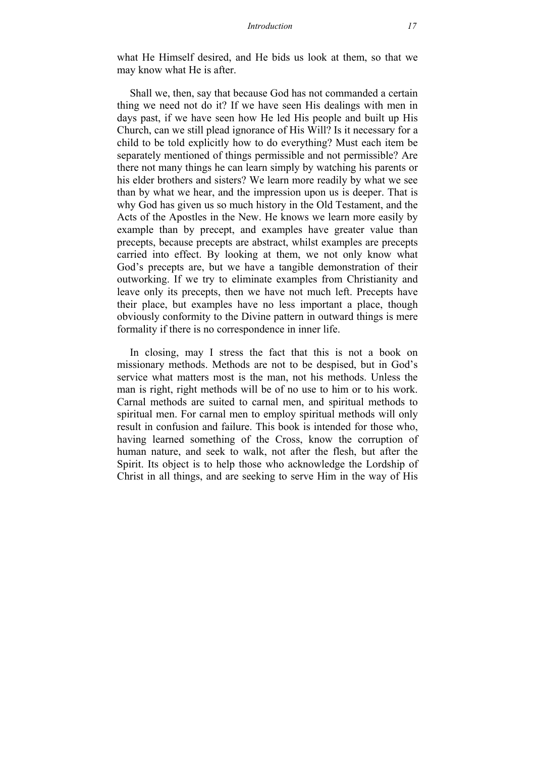what He Himself desired, and He bids us look at them, so that we may know what He is after.

Shall we, then, say that because God has not commanded a certain thing we need not do it? If we have seen His dealings with men in days past, if we have seen how He led His people and built up His Church, can we still plead ignorance of His Will? Is it necessary for a child to be told explicitly how to do everything? Must each item be separately mentioned of things permissible and not permissible? Are there not many things he can learn simply by watching his parents or his elder brothers and sisters? We learn more readily by what we see than by what we hear, and the impression upon us is deeper. That is why God has given us so much history in the Old Testament, and the Acts of the Apostles in the New. He knows we learn more easily by example than by precept, and examples have greater value than precepts, because precepts are abstract, whilst examples are precepts carried into effect. By looking at them, we not only know what God's precepts are, but we have a tangible demonstration of their outworking. If we try to eliminate examples from Christianity and leave only its precepts, then we have not much left. Precepts have their place, but examples have no less important a place, though obviously conformity to the Divine pattern in outward things is mere formality if there is no correspondence in inner life.

In closing, may I stress the fact that this is not a book on missionary methods. Methods are not to be despised, but in God's service what matters most is the man, not his methods. Unless the man is right, right methods will be of no use to him or to his work. Carnal methods are suited to carnal men, and spiritual methods to spiritual men. For carnal men to employ spiritual methods will only result in confusion and failure. This book is intended for those who, having learned something of the Cross, know the corruption of human nature, and seek to walk, not after the flesh, but after the Spirit. Its object is to help those who acknowledge the Lordship of Christ in all things, and are seeking to serve Him in the way of His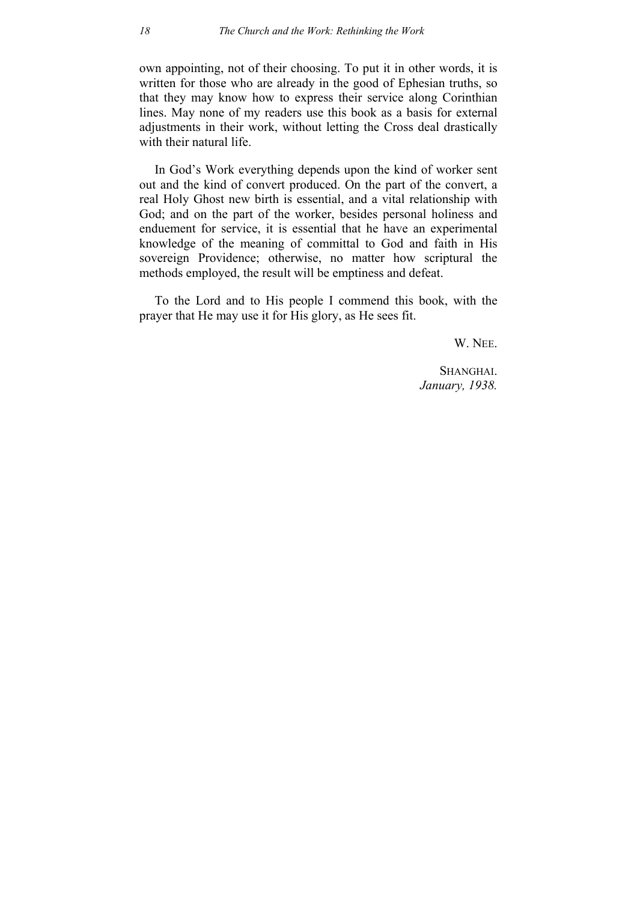own appointing, not of their choosing. To put it in other words, it is written for those who are already in the good of Ephesian truths, so that they may know how to express their service along Corinthian lines. May none of my readers use this book as a basis for external adjustments in their work, without letting the Cross deal drastically with their natural life.

In God's Work everything depends upon the kind of worker sent out and the kind of convert produced. On the part of the convert, a real Holy Ghost new birth is essential, and a vital relationship with God; and on the part of the worker, besides personal holiness and enduement for service, it is essential that he have an experimental knowledge of the meaning of committal to God and faith in His sovereign Providence; otherwise, no matter how scriptural the methods employed, the result will be emptiness and defeat.

To the Lord and to His people I commend this book, with the prayer that He may use it for His glory, as He sees fit.

W. NEE.

SHANGHAI.
*January, 1938.*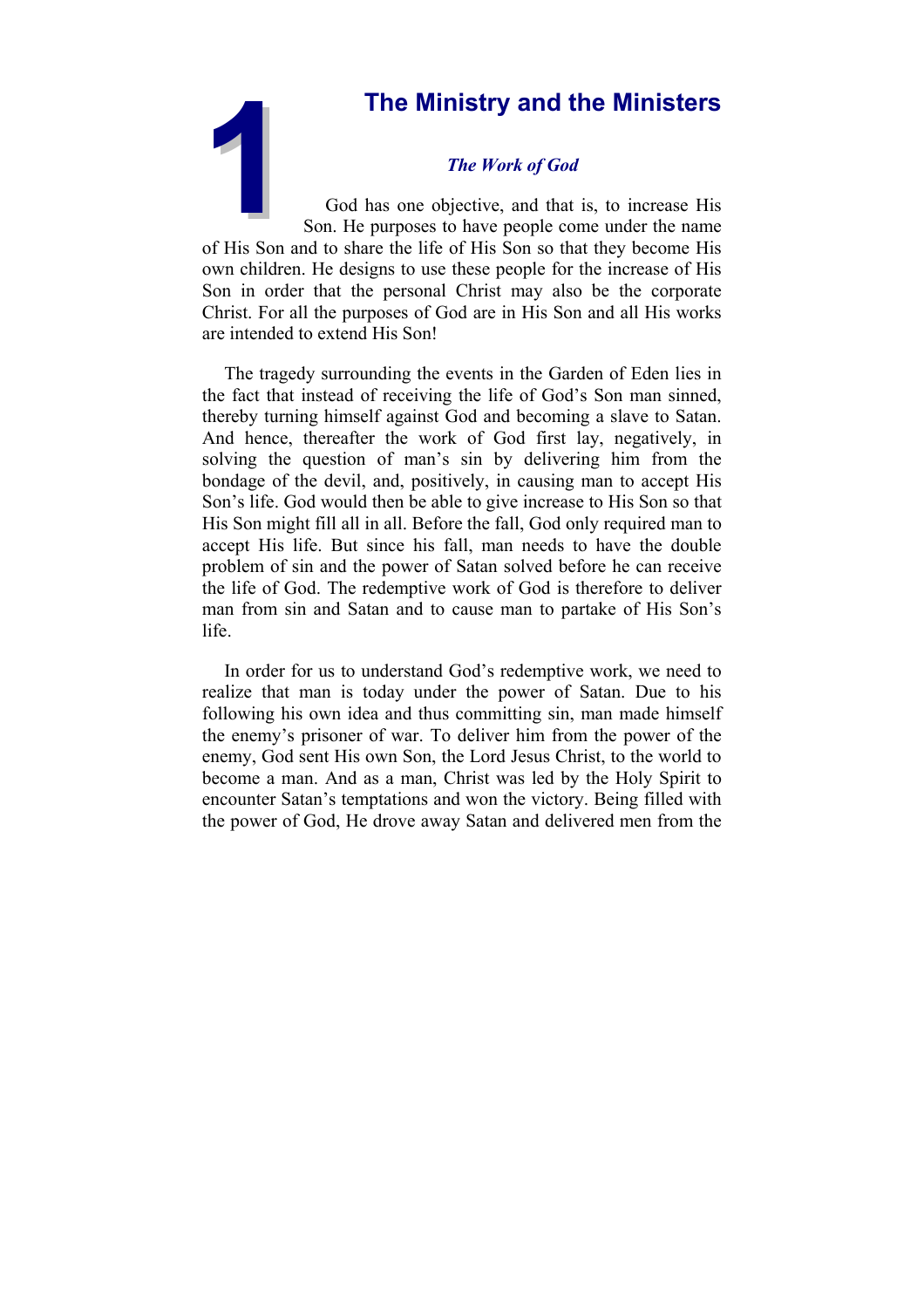# 1 The Ministry and the Ministers

### *The Work of God*

God has one objective, and that is, to increase His Son. He purposes to have people come under the name of His Son and to share the life of His Son so that they become His own children. He designs to use these people for the increase of His Son in order that the personal Christ may also be the corporate Christ. For all the purposes of God are in His Son and all His works are intended to extend His Son!

The tragedy surrounding the events in the Garden of Eden lies in the fact that instead of receiving the life of God's Son man sinned, thereby turning himself against God and becoming a slave to Satan. And hence, thereafter the work of God first lay, negatively, in solving the question of man's sin by delivering him from the bondage of the devil, and, positively, in causing man to accept His Son's life. God would then be able to give increase to His Son so that His Son might fill all in all. Before the fall, God only required man to accept His life. But since his fall, man needs to have the double problem of sin and the power of Satan solved before he can receive the life of God. The redemptive work of God is therefore to deliver man from sin and Satan and to cause man to partake of His Son's life.

In order for us to understand God's redemptive work, we need to realize that man is today under the power of Satan. Due to his following his own idea and thus committing sin, man made himself the enemy's prisoner of war. To deliver him from the power of the enemy, God sent His own Son, the Lord Jesus Christ, to the world to become a man. And as a man, Christ was led by the Holy Spirit to encounter Satan's temptations and won the victory. Being filled with the power of God, He drove away Satan and delivered men from the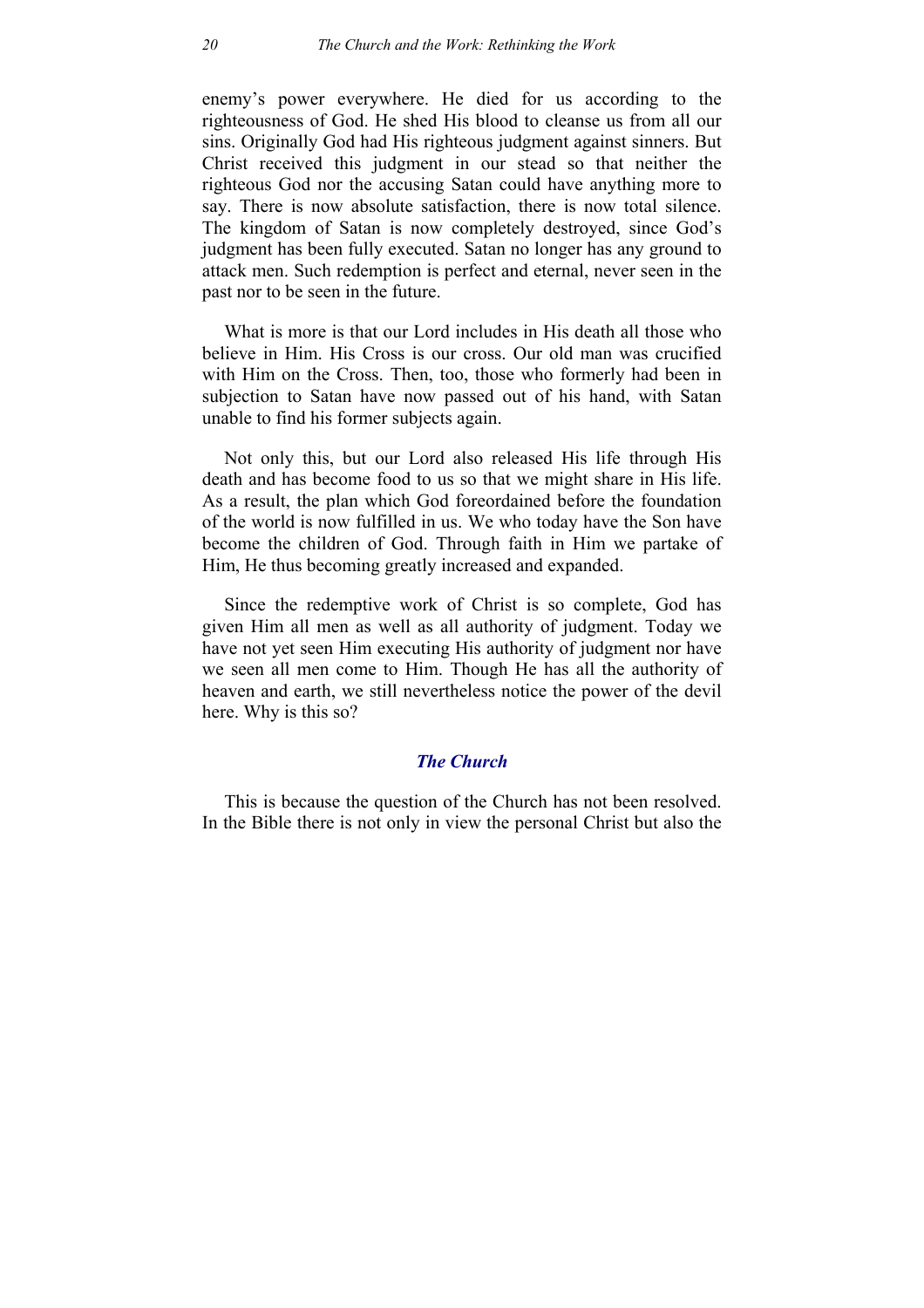enemy's power everywhere. He died for us according to the righteousness of God. He shed His blood to cleanse us from all our sins. Originally God had His righteous judgment against sinners. But Christ received this judgment in our stead so that neither the righteous God nor the accusing Satan could have anything more to say. There is now absolute satisfaction, there is now total silence. The kingdom of Satan is now completely destroyed, since God's judgment has been fully executed. Satan no longer has any ground to attack men. Such redemption is perfect and eternal, never seen in the past nor to be seen in the future.

What is more is that our Lord includes in His death all those who believe in Him. His Cross is our cross. Our old man was crucified with Him on the Cross. Then, too, those who formerly had been in subjection to Satan have now passed out of his hand, with Satan unable to find his former subjects again.

Not only this, but our Lord also released His life through His death and has become food to us so that we might share in His life. As a result, the plan which God foreordained before the foundation of the world is now fulfilled in us. We who today have the Son have become the children of God. Through faith in Him we partake of Him, He thus becoming greatly increased and expanded.

Since the redemptive work of Christ is so complete, God has given Him all men as well as all authority of judgment. Today we have not yet seen Him executing His authority of judgment nor have we seen all men come to Him. Though He has all the authority of heaven and earth, we still nevertheless notice the power of the devil here. Why is this so?

### *The Church*

This is because the question of the Church has not been resolved. In the Bible there is not only in view the personal Christ but also the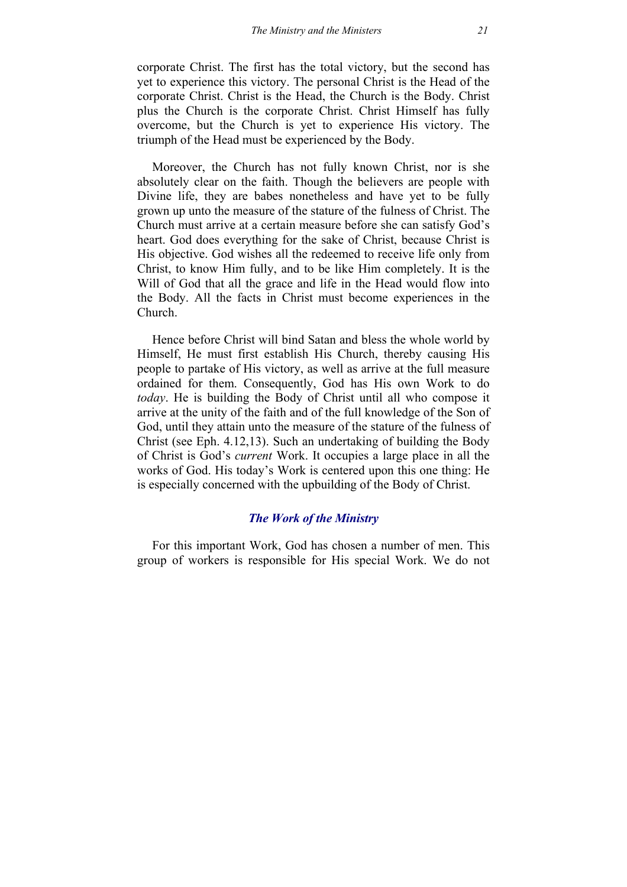corporate Christ. The first has the total victory, but the second has yet to experience this victory. The personal Christ is the Head of the corporate Christ. Christ is the Head, the Church is the Body. Christ plus the Church is the corporate Christ. Christ Himself has fully overcome, but the Church is yet to experience His victory. The triumph of the Head must be experienced by the Body.

Moreover, the Church has not fully known Christ, nor is she absolutely clear on the faith. Though the believers are people with Divine life, they are babes nonetheless and have yet to be fully grown up unto the measure of the stature of the fulness of Christ. The Church must arrive at a certain measure before she can satisfy God's heart. God does everything for the sake of Christ, because Christ is His objective. God wishes all the redeemed to receive life only from Christ, to know Him fully, and to be like Him completely. It is the Will of God that all the grace and life in the Head would flow into the Body. All the facts in Christ must become experiences in the Church.

Hence before Christ will bind Satan and bless the whole world by Himself, He must first establish His Church, thereby causing His people to partake of His victory, as well as arrive at the full measure ordained for them. Consequently, God has His own Work to do *today*. He is building the Body of Christ until all who compose it arrive at the unity of the faith and of the full knowledge of the Son of God, until they attain unto the measure of the stature of the fulness of Christ (see Eph. 4.12,13). Such an undertaking of building the Body of Christ is God's *current* Work. It occupies a large place in all the works of God. His today's Work is centered upon this one thing: He is especially concerned with the upbuilding of the Body of Christ.

### *The Work of the Ministry*

For this important Work, God has chosen a number of men. This group of workers is responsible for His special Work. We do not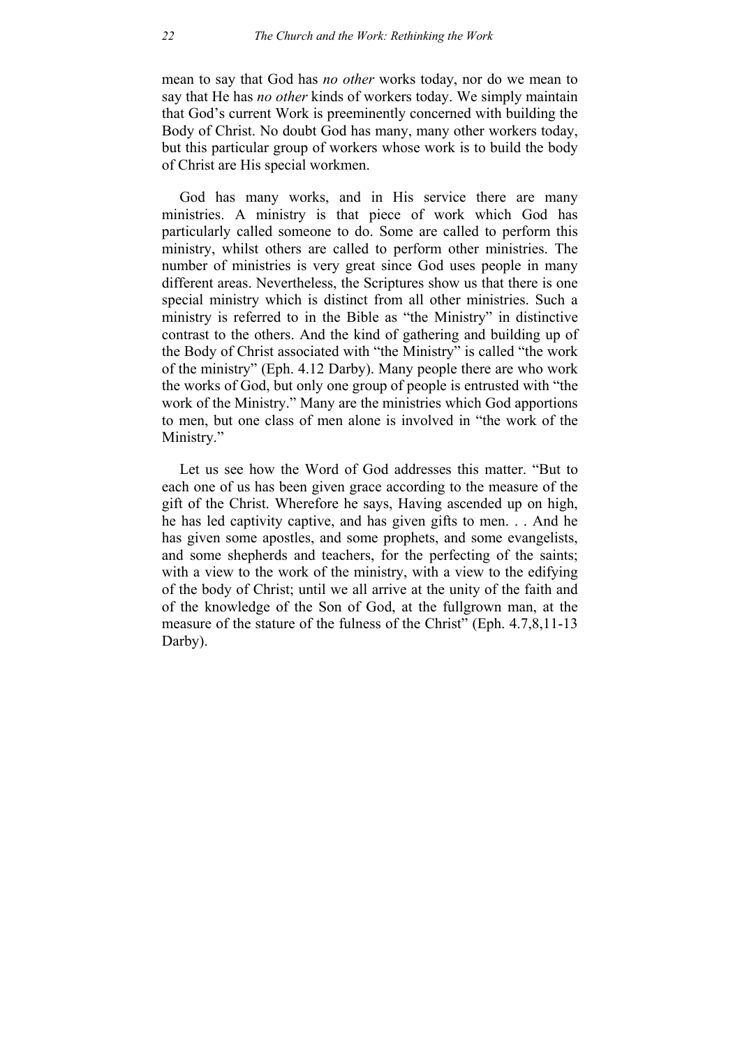mean to say that God has *no other* works today, nor do we mean to say that He has *no other* kinds of workers today. We simply maintain that God's current Work is preeminently concerned with building the Body of Christ. No doubt God has many, many other workers today, but this particular group of workers whose work is to build the body of Christ are His special workmen.

God has many works, and in His service there are many ministries. A ministry is that piece of work which God has particularly called someone to do. Some are called to perform this ministry, whilst others are called to perform other ministries. The number of ministries is very great since God uses people in many different areas. Nevertheless, the Scriptures show us that there is one special ministry which is distinct from all other ministries. Such a ministry is referred to in the Bible as "the Ministry" in distinctive contrast to the others. And the kind of gathering and building up of the Body of Christ associated with "the Ministry" is called "the work of the ministry" (Eph. 4.12 Darby). Many people there are who work the works of God, but only one group of people is entrusted with "the work of the Ministry." Many are the ministries which God apportions to men, but one class of men alone is involved in "the work of the Ministry."

Let us see how the Word of God addresses this matter. "But to each one of us has been given grace according to the measure of the gift of the Christ. Wherefore he says, Having ascended up on high, he has led captivity captive, and has given gifts to men. . . And he has given some apostles, and some prophets, and some evangelists, and some shepherds and teachers, for the perfecting of the saints; with a view to the work of the ministry, with a view to the edifying of the body of Christ; until we all arrive at the unity of the faith and of the knowledge of the Son of God, at the fullgrown man, at the measure of the stature of the fulness of the Christ" (Eph. 4.7,8,11-13 Darby).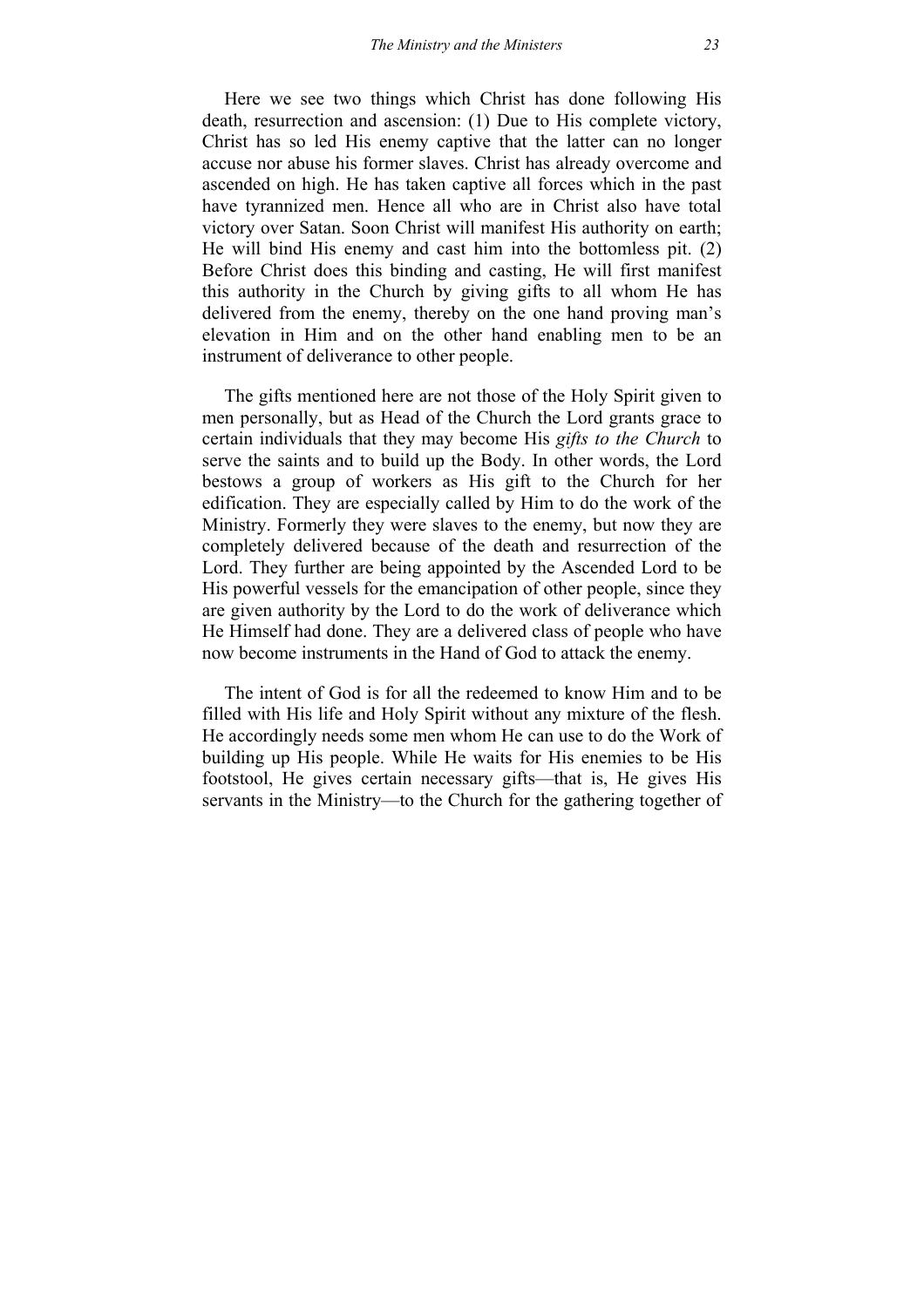Here we see two things which Christ has done following His death, resurrection and ascension: (1) Due to His complete victory, Christ has so led His enemy captive that the latter can no longer accuse nor abuse his former slaves. Christ has already overcome and ascended on high. He has taken captive all forces which in the past have tyrannized men. Hence all who are in Christ also have total victory over Satan. Soon Christ will manifest His authority on earth; He will bind His enemy and cast him into the bottomless pit. (2) Before Christ does this binding and casting, He will first manifest this authority in the Church by giving gifts to all whom He has delivered from the enemy, thereby on the one hand proving man's elevation in Him and on the other hand enabling men to be an instrument of deliverance to other people.

The gifts mentioned here are not those of the Holy Spirit given to men personally, but as Head of the Church the Lord grants grace to certain individuals that they may become His *gifts to the Church* to serve the saints and to build up the Body. In other words, the Lord bestows a group of workers as His gift to the Church for her edification. They are especially called by Him to do the work of the Ministry. Formerly they were slaves to the enemy, but now they are completely delivered because of the death and resurrection of the Lord. They further are being appointed by the Ascended Lord to be His powerful vessels for the emancipation of other people, since they are given authority by the Lord to do the work of deliverance which He Himself had done. They are a delivered class of people who have now become instruments in the Hand of God to attack the enemy.

The intent of God is for all the redeemed to know Him and to be filled with His life and Holy Spirit without any mixture of the flesh. He accordingly needs some men whom He can use to do the Work of building up His people. While He waits for His enemies to be His footstool, He gives certain necessary gifts—that is, He gives His servants in the Ministry—to the Church for the gathering together of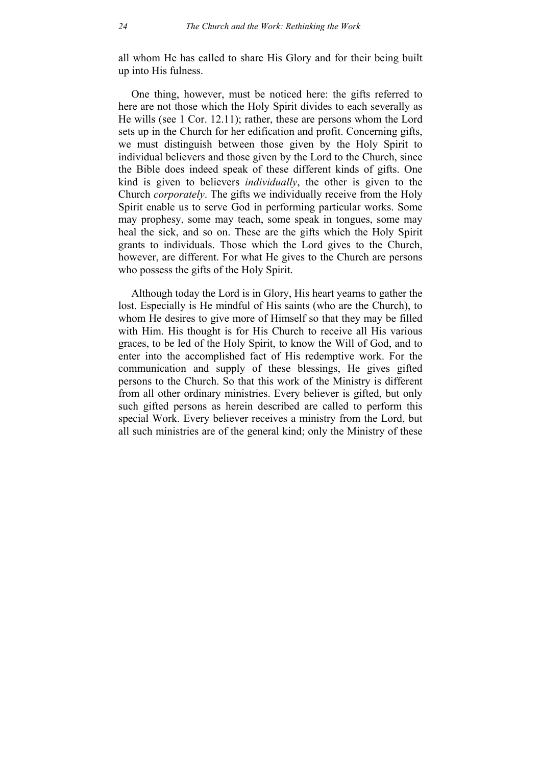all whom He has called to share His Glory and for their being built up into His fulness.

One thing, however, must be noticed here: the gifts referred to here are not those which the Holy Spirit divides to each severally as He wills (see 1 Cor. 12.11); rather, these are persons whom the Lord sets up in the Church for her edification and profit. Concerning gifts, we must distinguish between those given by the Holy Spirit to individual believers and those given by the Lord to the Church, since the Bible does indeed speak of these different kinds of gifts. One kind is given to believers *individually*, the other is given to the Church *corporately*. The gifts we individually receive from the Holy Spirit enable us to serve God in performing particular works. Some may prophesy, some may teach, some speak in tongues, some may heal the sick, and so on. These are the gifts which the Holy Spirit grants to individuals. Those which the Lord gives to the Church, however, are different. For what He gives to the Church are persons who possess the gifts of the Holy Spirit.

Although today the Lord is in Glory, His heart yearns to gather the lost. Especially is He mindful of His saints (who are the Church), to whom He desires to give more of Himself so that they may be filled with Him. His thought is for His Church to receive all His various graces, to be led of the Holy Spirit, to know the Will of God, and to enter into the accomplished fact of His redemptive work. For the communication and supply of these blessings, He gives gifted persons to the Church. So that this work of the Ministry is different from all other ordinary ministries. Every believer is gifted, but only such gifted persons as herein described are called to perform this special Work. Every believer receives a ministry from the Lord, but all such ministries are of the general kind; only the Ministry of these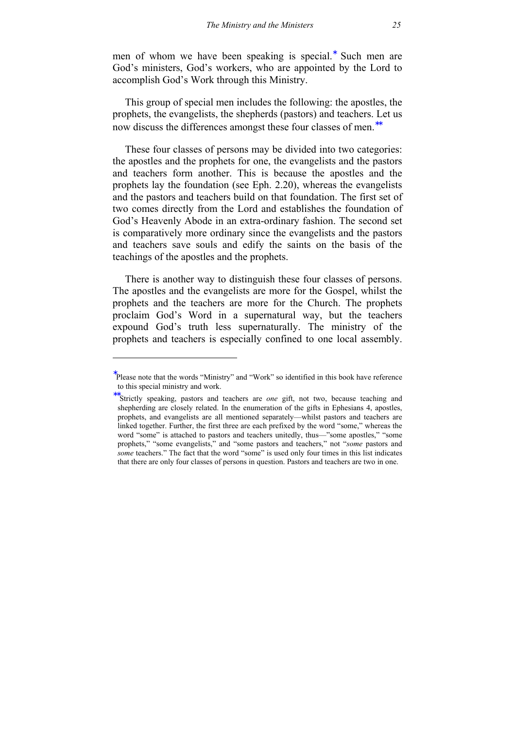men of whom we have been speaking is special.* Such men are God's ministers, God's workers, who are appointed by the Lord to accomplish God's Work through this Ministry.

This group of special men includes the following: the apostles, the prophets, the evangelists, the shepherds (pastors) and teachers. Let us now discuss the differences amongst these four classes of men.**

These four classes of persons may be divided into two categories: the apostles and the prophets for one, the evangelists and the pastors and teachers form another. This is because the apostles and the prophets lay the foundation (see Eph. 2.20), whereas the evangelists and the pastors and teachers build on that foundation. The first set of two comes directly from the Lord and establishes the foundation of God's Heavenly Abode in an extra-ordinary fashion. The second set is comparatively more ordinary since the evangelists and the pastors and teachers save souls and edify the saints on the basis of the teachings of the apostles and the prophets.

There is another way to distinguish these four classes of persons. The apostles and the evangelists are more for the Gospel, whilst the prophets and the teachers are more for the Church. The prophets proclaim God's Word in a supernatural way, but the teachers expound God's truth less supernaturally. The ministry of the prophets and teachers is especially confined to one local assembly.

---

*Please note that the words "Ministry" and "Work" so identified in this book have reference to this special ministry and work.

**Strictly speaking, pastors and teachers are *one* gift, not two, because teaching and shepherding are closely related. In the enumeration of the gifts in Ephesians 4, apostles, prophets, and evangelists are all mentioned separately—whilst pastors and teachers are linked together. Further, the first three are each prefixed by the word "some," whereas the word "some" is attached to pastors and teachers unitedly, thus—"some apostles," "some prophets," "some evangelists," and "some pastors and teachers," not "*some* pastors and *some* teachers." The fact that the word "some" is used only four times in this list indicates that there are only four classes of persons in question. Pastors and teachers are two in one.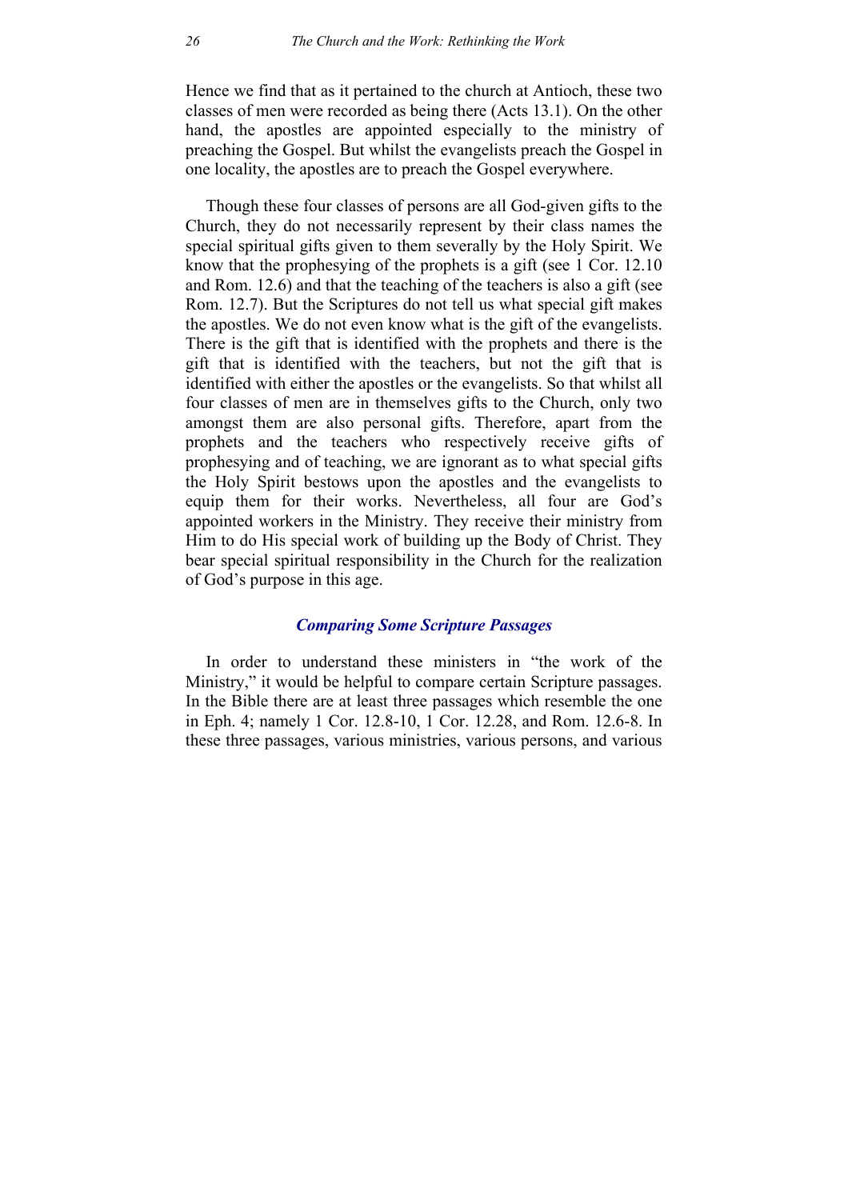Hence we find that as it pertained to the church at Antioch, these two classes of men were recorded as being there (Acts 13.1). On the other hand, the apostles are appointed especially to the ministry of preaching the Gospel. But whilst the evangelists preach the Gospel in one locality, the apostles are to preach the Gospel everywhere.

Though these four classes of persons are all God-given gifts to the Church, they do not necessarily represent by their class names the special spiritual gifts given to them severally by the Holy Spirit. We know that the prophesying of the prophets is a gift (see 1 Cor. 12.10 and Rom. 12.6) and that the teaching of the teachers is also a gift (see Rom. 12.7). But the Scriptures do not tell us what special gift makes the apostles. We do not even know what is the gift of the evangelists. There is the gift that is identified with the prophets and there is the gift that is identified with the teachers, but not the gift that is identified with either the apostles or the evangelists. So that whilst all four classes of men are in themselves gifts to the Church, only two amongst them are also personal gifts. Therefore, apart from the prophets and the teachers who respectively receive gifts of prophesying and of teaching, we are ignorant as to what special gifts the Holy Spirit bestows upon the apostles and the evangelists to equip them for their works. Nevertheless, all four are God's appointed workers in the Ministry. They receive their ministry from Him to do His special work of building up the Body of Christ. They bear special spiritual responsibility in the Church for the realization of God's purpose in this age.

### *Comparing Some Scripture Passages*

In order to understand these ministers in "the work of the Ministry," it would be helpful to compare certain Scripture passages. In the Bible there are at least three passages which resemble the one in Eph. 4; namely 1 Cor. 12.8-10, 1 Cor. 12.28, and Rom. 12.6-8. In these three passages, various ministries, various persons, and various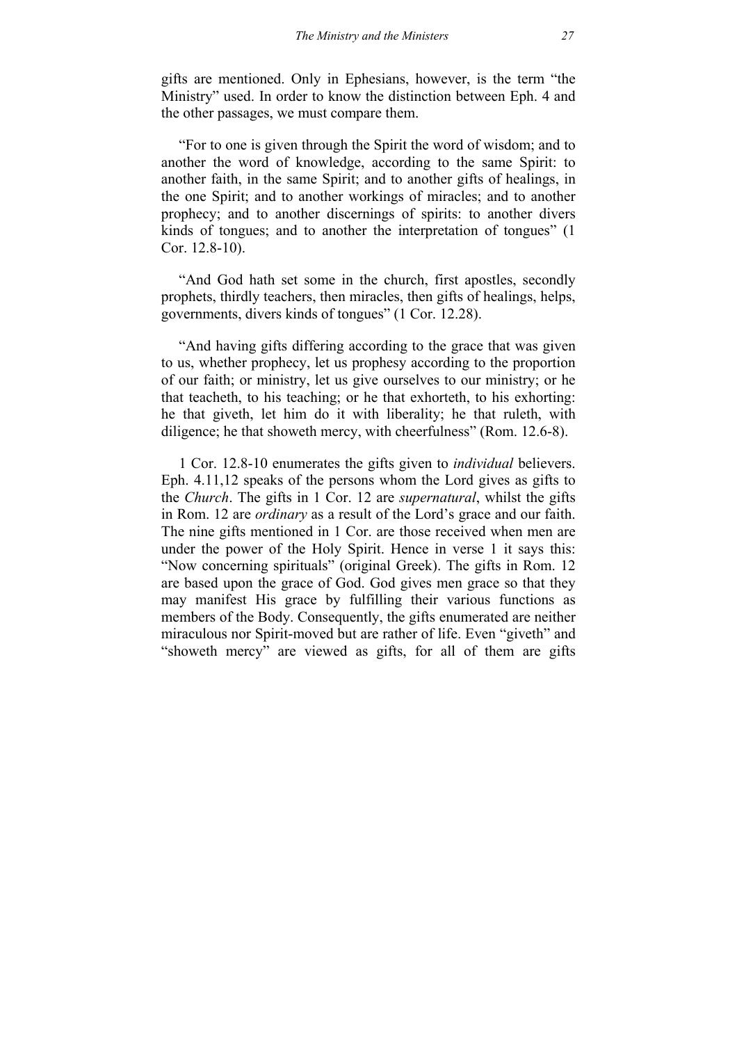gifts are mentioned. Only in Ephesians, however, is the term “the Ministry” used. In order to know the distinction between Eph. 4 and the other passages, we must compare them.

“For to one is given through the Spirit the word of wisdom; and to another the word of knowledge, according to the same Spirit: to another faith, in the same Spirit; and to another gifts of healings, in the one Spirit; and to another workings of miracles; and to another prophecy; and to another discernings of spirits: to another divers kinds of tongues; and to another the interpretation of tongues” (1 Cor. 12.8-10).

“And God hath set some in the church, first apostles, secondly prophets, thirdly teachers, then miracles, then gifts of healings, helps, governments, divers kinds of tongues” (1 Cor. 12.28).

“And having gifts differing according to the grace that was given to us, whether prophecy, let us prophesy according to the proportion of our faith; or ministry, let us give ourselves to our ministry; or he that teacheth, to his teaching; or he that exhorteth, to his exhorting: he that giveth, let him do it with liberality; he that ruleth, with diligence; he that showeth mercy, with cheerfulness” (Rom. 12.6-8).

1 Cor. 12.8-10 enumerates the gifts given to *individual* believers. Eph. 4.11,12 speaks of the persons whom the Lord gives as gifts to the *Church*. The gifts in 1 Cor. 12 are *supernatural*, whilst the gifts in Rom. 12 are *ordinary* as a result of the Lord’s grace and our faith. The nine gifts mentioned in 1 Cor. are those received when men are under the power of the Holy Spirit. Hence in verse 1 it says this: “Now concerning spirituals” (original Greek). The gifts in Rom. 12 are based upon the grace of God. God gives men grace so that they may manifest His grace by fulfilling their various functions as members of the Body. Consequently, the gifts enumerated are neither miraculous nor Spirit-moved but are rather of life. Even “giveth” and “showeth mercy” are viewed as gifts, for all of them are gifts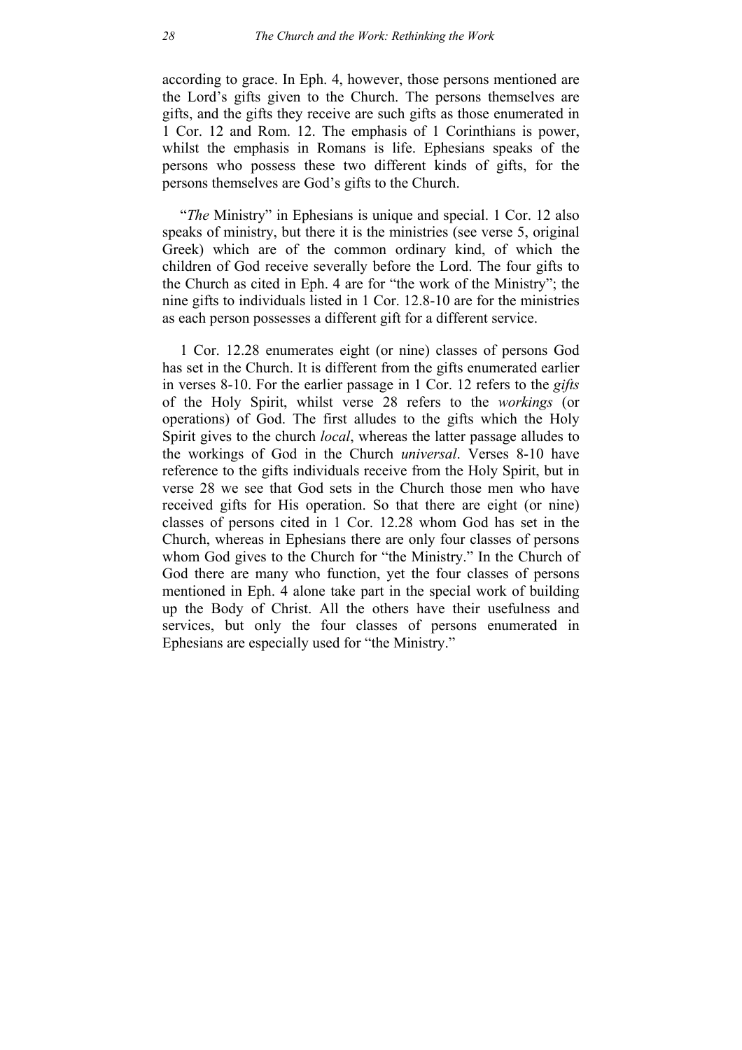according to grace. In Eph. 4, however, those persons mentioned are the Lord's gifts given to the Church. The persons themselves are gifts, and the gifts they receive are such gifts as those enumerated in 1 Cor. 12 and Rom. 12. The emphasis of 1 Corinthians is power, whilst the emphasis in Romans is life. Ephesians speaks of the persons who possess these two different kinds of gifts, for the persons themselves are God's gifts to the Church.

"*The* Ministry" in Ephesians is unique and special. 1 Cor. 12 also speaks of ministry, but there it is the ministries (see verse 5, original Greek) which are of the common ordinary kind, of which the children of God receive severally before the Lord. The four gifts to the Church as cited in Eph. 4 are for "the work of the Ministry"; the nine gifts to individuals listed in 1 Cor. 12.8-10 are for the ministries as each person possesses a different gift for a different service.

1 Cor. 12.28 enumerates eight (or nine) classes of persons God has set in the Church. It is different from the gifts enumerated earlier in verses 8-10. For the earlier passage in 1 Cor. 12 refers to the *gifts* of the Holy Spirit, whilst verse 28 refers to the *workings* (or operations) of God. The first alludes to the gifts which the Holy Spirit gives to the church *local*, whereas the latter passage alludes to the workings of God in the Church *universal*. Verses 8-10 have reference to the gifts individuals receive from the Holy Spirit, but in verse 28 we see that God sets in the Church those men who have received gifts for His operation. So that there are eight (or nine) classes of persons cited in 1 Cor. 12.28 whom God has set in the Church, whereas in Ephesians there are only four classes of persons whom God gives to the Church for "the Ministry." In the Church of God there are many who function, yet the four classes of persons mentioned in Eph. 4 alone take part in the special work of building up the Body of Christ. All the others have their usefulness and services, but only the four classes of persons enumerated in Ephesians are especially used for "the Ministry."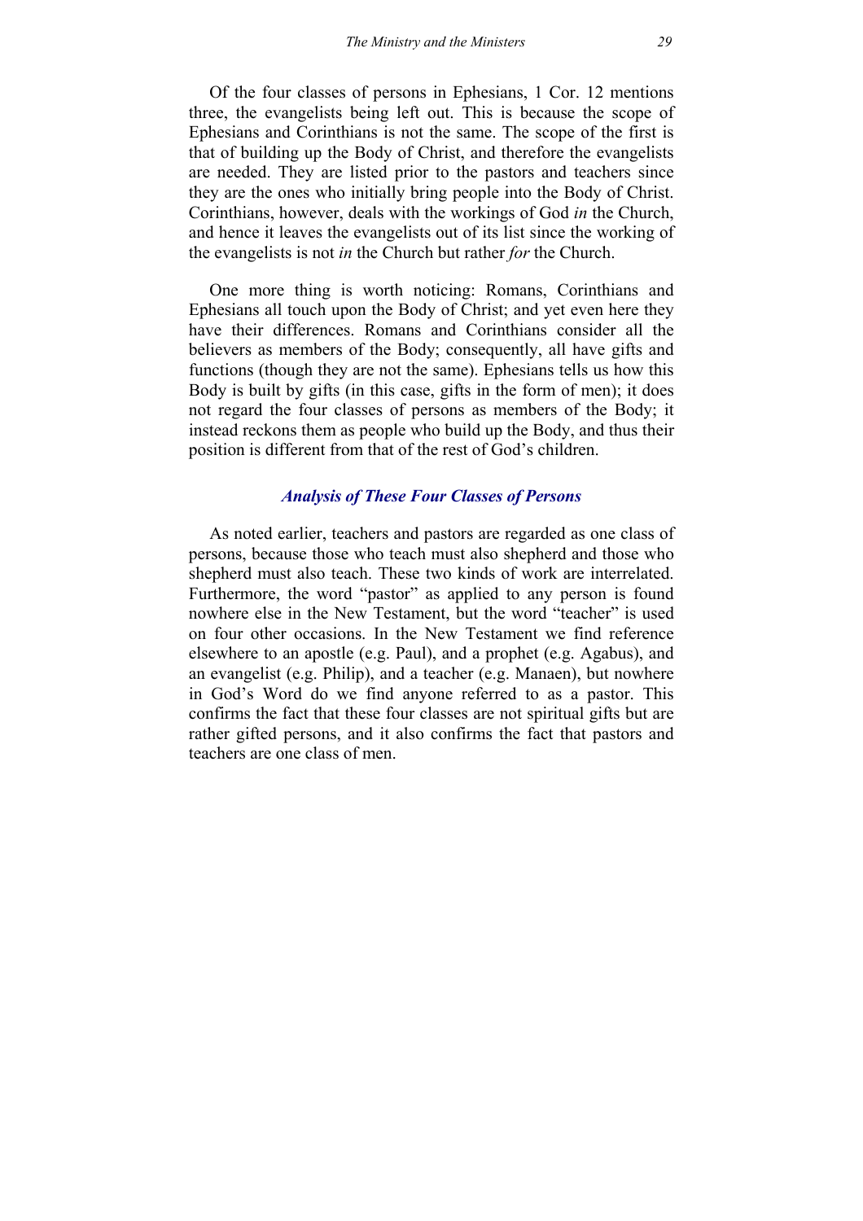Of the four classes of persons in Ephesians, 1 Cor. 12 mentions three, the evangelists being left out. This is because the scope of Ephesians and Corinthians is not the same. The scope of the first is that of building up the Body of Christ, and therefore the evangelists are needed. They are listed prior to the pastors and teachers since they are the ones who initially bring people into the Body of Christ. Corinthians, however, deals with the workings of God *in* the Church, and hence it leaves the evangelists out of its list since the working of the evangelists is not *in* the Church but rather *for* the Church.

One more thing is worth noticing: Romans, Corinthians and Ephesians all touch upon the Body of Christ; and yet even here they have their differences. Romans and Corinthians consider all the believers as members of the Body; consequently, all have gifts and functions (though they are not the same). Ephesians tells us how this Body is built by gifts (in this case, gifts in the form of men); it does not regard the four classes of persons as members of the Body; it instead reckons them as people who build up the Body, and thus their position is different from that of the rest of God's children.

### *Analysis of These Four Classes of Persons*

As noted earlier, teachers and pastors are regarded as one class of persons, because those who teach must also shepherd and those who shepherd must also teach. These two kinds of work are interrelated. Furthermore, the word "pastor" as applied to any person is found nowhere else in the New Testament, but the word "teacher" is used on four other occasions. In the New Testament we find reference elsewhere to an apostle (e.g. Paul), and a prophet (e.g. Agabus), and an evangelist (e.g. Philip), and a teacher (e.g. Manaen), but nowhere in God's Word do we find anyone referred to as a pastor. This confirms the fact that these four classes are not spiritual gifts but are rather gifted persons, and it also confirms the fact that pastors and teachers are one class of men.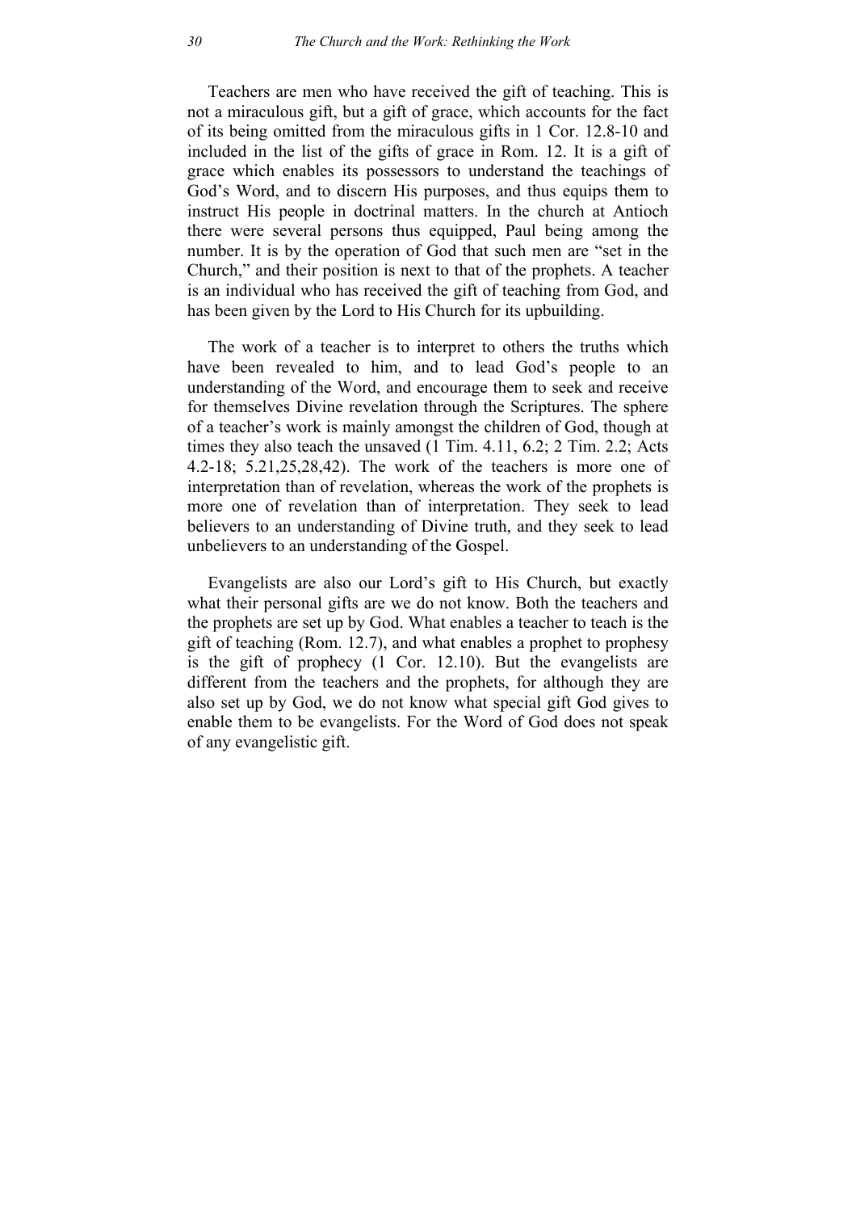Teachers are men who have received the gift of teaching. This is not a miraculous gift, but a gift of grace, which accounts for the fact of its being omitted from the miraculous gifts in 1 Cor. 12.8-10 and included in the list of the gifts of grace in Rom. 12. It is a gift of grace which enables its possessors to understand the teachings of God's Word, and to discern His purposes, and thus equips them to instruct His people in doctrinal matters. In the church at Antioch there were several persons thus equipped, Paul being among the number. It is by the operation of God that such men are "set in the Church," and their position is next to that of the prophets. A teacher is an individual who has received the gift of teaching from God, and has been given by the Lord to His Church for its upbuilding.

The work of a teacher is to interpret to others the truths which have been revealed to him, and to lead God's people to an understanding of the Word, and encourage them to seek and receive for themselves Divine revelation through the Scriptures. The sphere of a teacher's work is mainly amongst the children of God, though at times they also teach the unsaved (1 Tim. 4.11, 6.2; 2 Tim. 2.2; Acts 4.2-18; 5.21,25,28,42). The work of the teachers is more one of interpretation than of revelation, whereas the work of the prophets is more one of revelation than of interpretation. They seek to lead believers to an understanding of Divine truth, and they seek to lead unbelievers to an understanding of the Gospel.

Evangelists are also our Lord's gift to His Church, but exactly what their personal gifts are we do not know. Both the teachers and the prophets are set up by God. What enables a teacher to teach is the gift of teaching (Rom. 12.7), and what enables a prophet to prophesy is the gift of prophecy (1 Cor. 12.10). But the evangelists are different from the teachers and the prophets, for although they are also set up by God, we do not know what special gift God gives to enable them to be evangelists. For the Word of God does not speak of any evangelistic gift.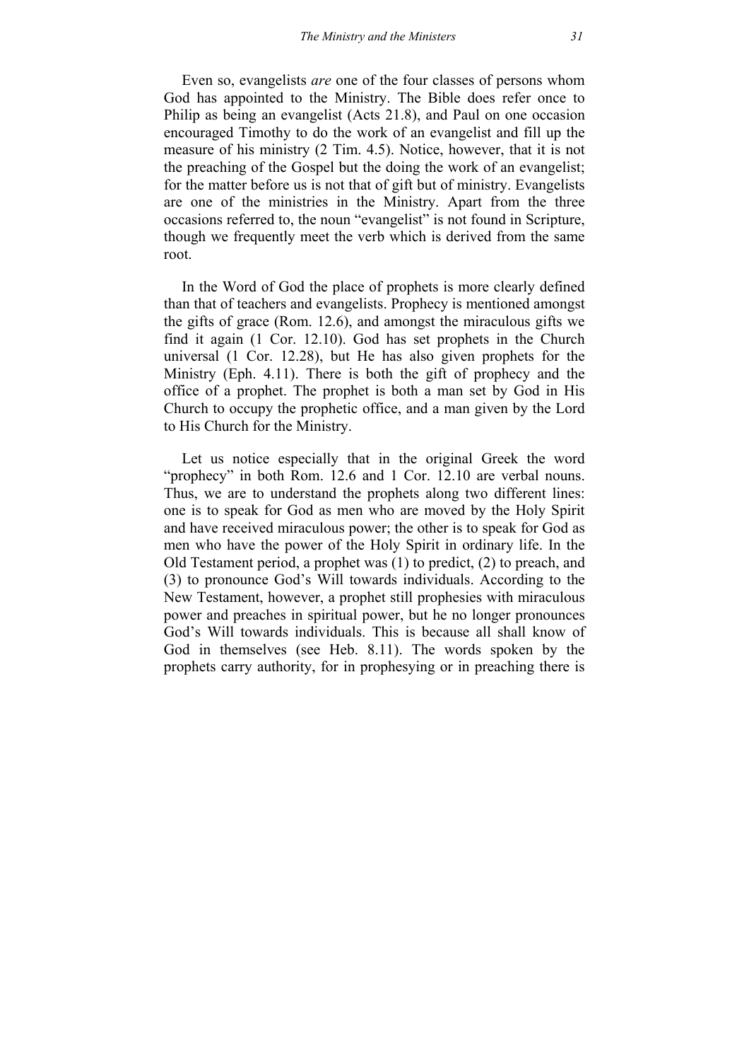Even so, evangelists *are* one of the four classes of persons whom God has appointed to the Ministry. The Bible does refer once to Philip as being an evangelist (Acts 21.8), and Paul on one occasion encouraged Timothy to do the work of an evangelist and fill up the measure of his ministry (2 Tim. 4.5). Notice, however, that it is not the preaching of the Gospel but the doing the work of an evangelist; for the matter before us is not that of gift but of ministry. Evangelists are one of the ministries in the Ministry. Apart from the three occasions referred to, the noun "evangelist" is not found in Scripture, though we frequently meet the verb which is derived from the same root.

In the Word of God the place of prophets is more clearly defined than that of teachers and evangelists. Prophecy is mentioned amongst the gifts of grace (Rom. 12.6), and amongst the miraculous gifts we find it again (1 Cor. 12.10). God has set prophets in the Church universal (1 Cor. 12.28), but He has also given prophets for the Ministry (Eph. 4.11). There is both the gift of prophecy and the office of a prophet. The prophet is both a man set by God in His Church to occupy the prophetic office, and a man given by the Lord to His Church for the Ministry.

Let us notice especially that in the original Greek the word "prophecy" in both Rom. 12.6 and 1 Cor. 12.10 are verbal nouns. Thus, we are to understand the prophets along two different lines: one is to speak for God as men who are moved by the Holy Spirit and have received miraculous power; the other is to speak for God as men who have the power of the Holy Spirit in ordinary life. In the Old Testament period, a prophet was (1) to predict, (2) to preach, and (3) to pronounce God's Will towards individuals. According to the New Testament, however, a prophet still prophesies with miraculous power and preaches in spiritual power, but he no longer pronounces God's Will towards individuals. This is because all shall know of God in themselves (see Heb. 8.11). The words spoken by the prophets carry authority, for in prophesying or in preaching there is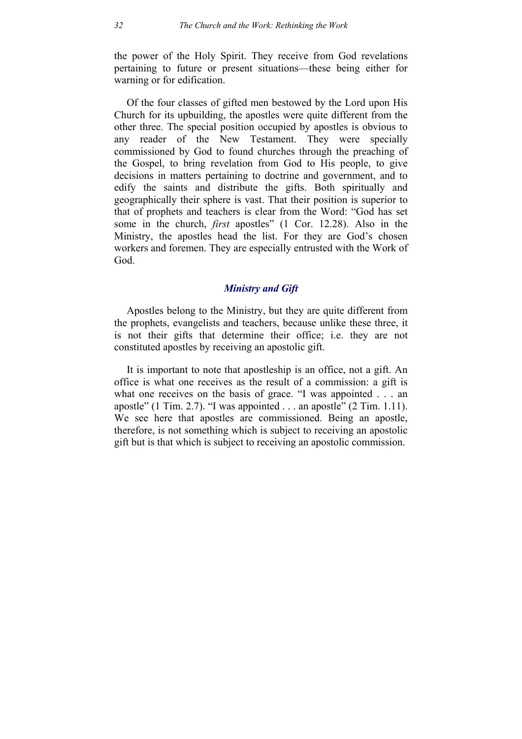the power of the Holy Spirit. They receive from God revelations pertaining to future or present situations—these being either for warning or for edification.

Of the four classes of gifted men bestowed by the Lord upon His Church for its upbuilding, the apostles were quite different from the other three. The special position occupied by apostles is obvious to any reader of the New Testament. They were specially commissioned by God to found churches through the preaching of the Gospel, to bring revelation from God to His people, to give decisions in matters pertaining to doctrine and government, and to edify the saints and distribute the gifts. Both spiritually and geographically their sphere is vast. That their position is superior to that of prophets and teachers is clear from the Word: "God has set some in the church, *first* apostles" (1 Cor. 12.28). Also in the Ministry, the apostles head the list. For they are God's chosen workers and foremen. They are especially entrusted with the Work of God.

### *Ministry and Gift*

Apostles belong to the Ministry, but they are quite different from the prophets, evangelists and teachers, because unlike these three, it is not their gifts that determine their office; i.e. they are not constituted apostles by receiving an apostolic gift.

It is important to note that apostleship is an office, not a gift. An office is what one receives as the result of a commission: a gift is what one receives on the basis of grace. "I was appointed . . . an apostle" (1 Tim. 2.7). "I was appointed . . . an apostle" (2 Tim. 1.11). We see here that apostles are commissioned. Being an apostle, therefore, is not something which is subject to receiving an apostolic gift but is that which is subject to receiving an apostolic commission.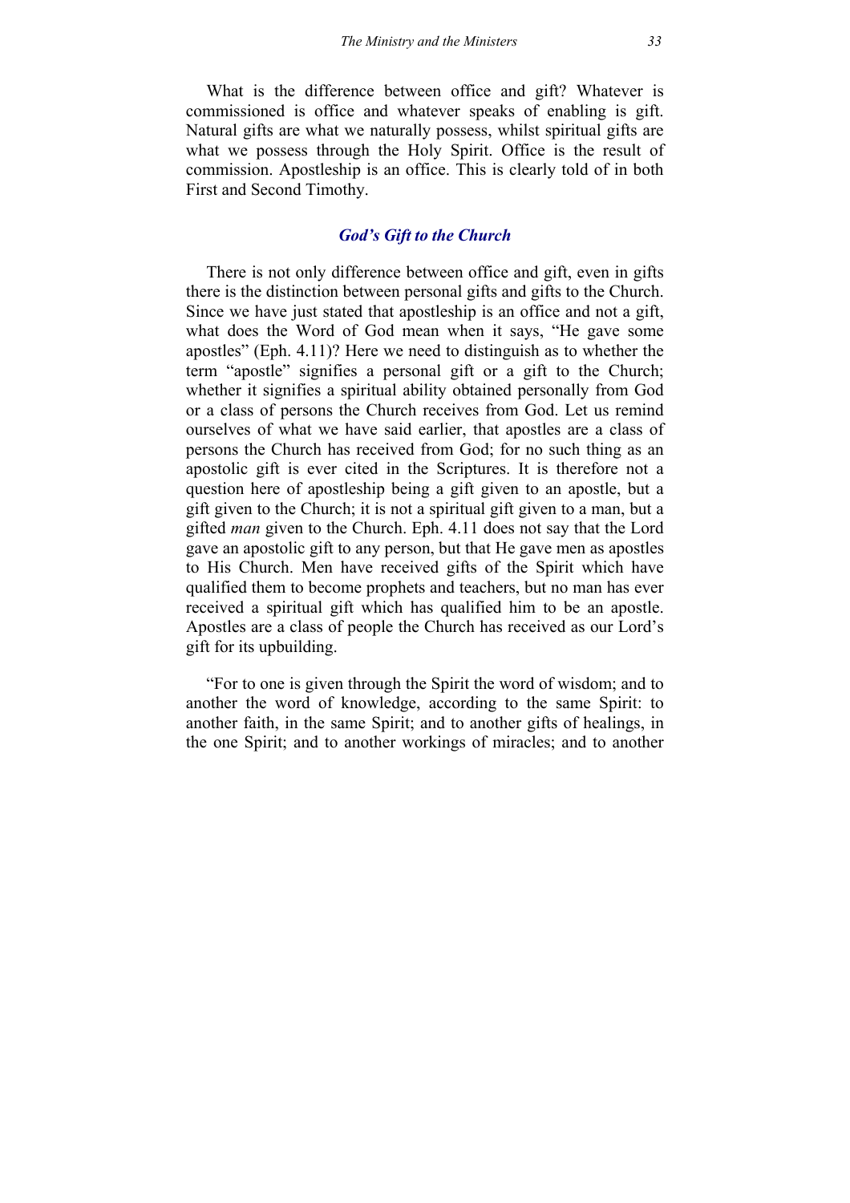What is the difference between office and gift? Whatever is commissioned is office and whatever speaks of enabling is gift. Natural gifts are what we naturally possess, whilst spiritual gifts are what we possess through the Holy Spirit. Office is the result of commission. Apostleship is an office. This is clearly told of in both First and Second Timothy.

### *God's Gift to the Church*

There is not only difference between office and gift, even in gifts there is the distinction between personal gifts and gifts to the Church. Since we have just stated that apostleship is an office and not a gift, what does the Word of God mean when it says, "He gave some apostles" (Eph. 4.11)? Here we need to distinguish as to whether the term "apostle" signifies a personal gift or a gift to the Church; whether it signifies a spiritual ability obtained personally from God or a class of persons the Church receives from God. Let us remind ourselves of what we have said earlier, that apostles are a class of persons the Church has received from God; for no such thing as an apostolic gift is ever cited in the Scriptures. It is therefore not a question here of apostleship being a gift given to an apostle, but a gift given to the Church; it is not a spiritual gift given to a man, but a gifted *man* given to the Church. Eph. 4.11 does not say that the Lord gave an apostolic gift to any person, but that He gave men as apostles to His Church. Men have received gifts of the Spirit which have qualified them to become prophets and teachers, but no man has ever received a spiritual gift which has qualified him to be an apostle. Apostles are a class of people the Church has received as our Lord's gift for its upbuilding.

"For to one is given through the Spirit the word of wisdom; and to another the word of knowledge, according to the same Spirit: to another faith, in the same Spirit; and to another gifts of healings, in the one Spirit; and to another workings of miracles; and to another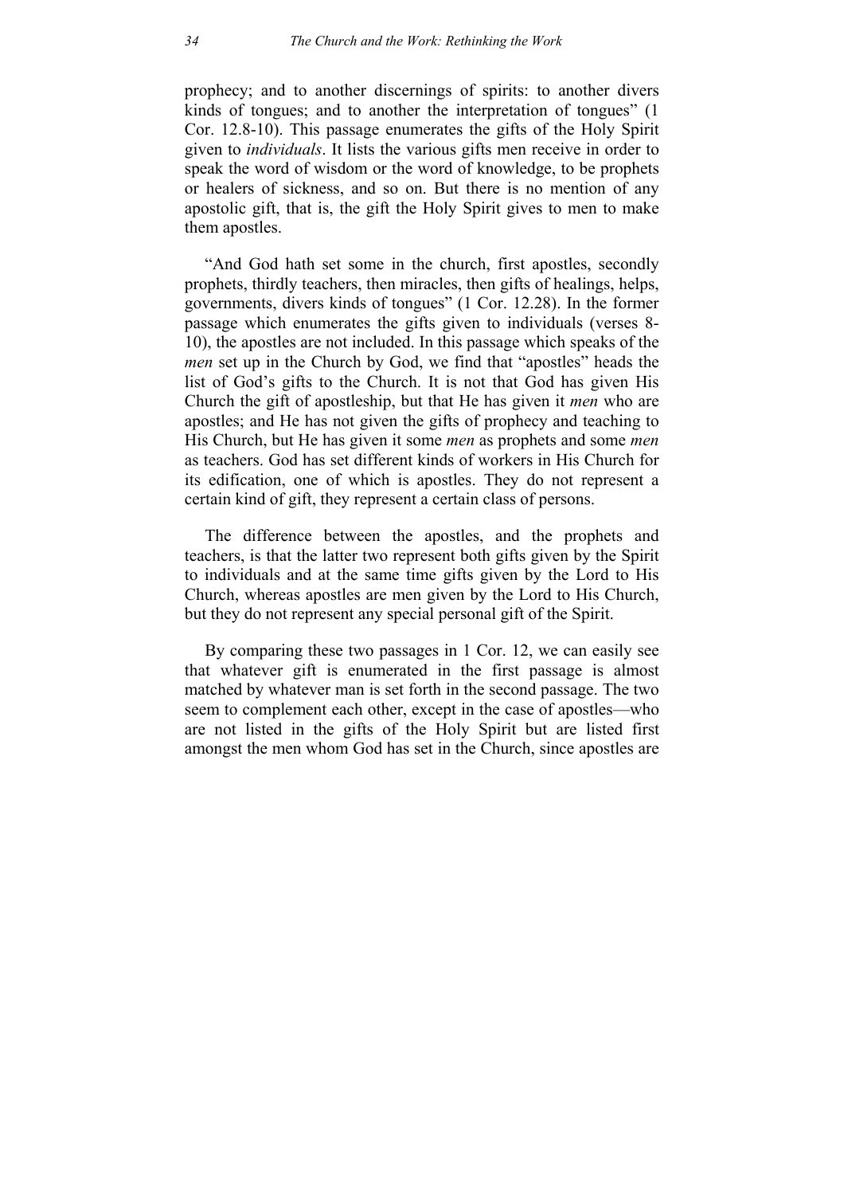prophecy; and to another discernings of spirits: to another divers kinds of tongues; and to another the interpretation of tongues" (1 Cor. 12.8-10). This passage enumerates the gifts of the Holy Spirit given to *individuals*. It lists the various gifts men receive in order to speak the word of wisdom or the word of knowledge, to be prophets or healers of sickness, and so on. But there is no mention of any apostolic gift, that is, the gift the Holy Spirit gives to men to make them apostles.

"And God hath set some in the church, first apostles, secondly prophets, thirdly teachers, then miracles, then gifts of healings, helps, governments, divers kinds of tongues" (1 Cor. 12.28). In the former passage which enumerates the gifts given to individuals (verses 8-10), the apostles are not included. In this passage which speaks of the *men* set up in the Church by God, we find that "apostles" heads the list of God's gifts to the Church. It is not that God has given His Church the gift of apostleship, but that He has given it *men* who are apostles; and He has not given the gifts of prophecy and teaching to His Church, but He has given it some *men* as prophets and some *men* as teachers. God has set different kinds of workers in His Church for its edification, one of which is apostles. They do not represent a certain kind of gift, they represent a certain class of persons.

The difference between the apostles, and the prophets and teachers, is that the latter two represent both gifts given by the Spirit to individuals and at the same time gifts given by the Lord to His Church, whereas apostles are men given by the Lord to His Church, but they do not represent any special personal gift of the Spirit.

By comparing these two passages in 1 Cor. 12, we can easily see that whatever gift is enumerated in the first passage is almost matched by whatever man is set forth in the second passage. The two seem to complement each other, except in the case of apostles—who are not listed in the gifts of the Holy Spirit but are listed first amongst the men whom God has set in the Church, since apostles are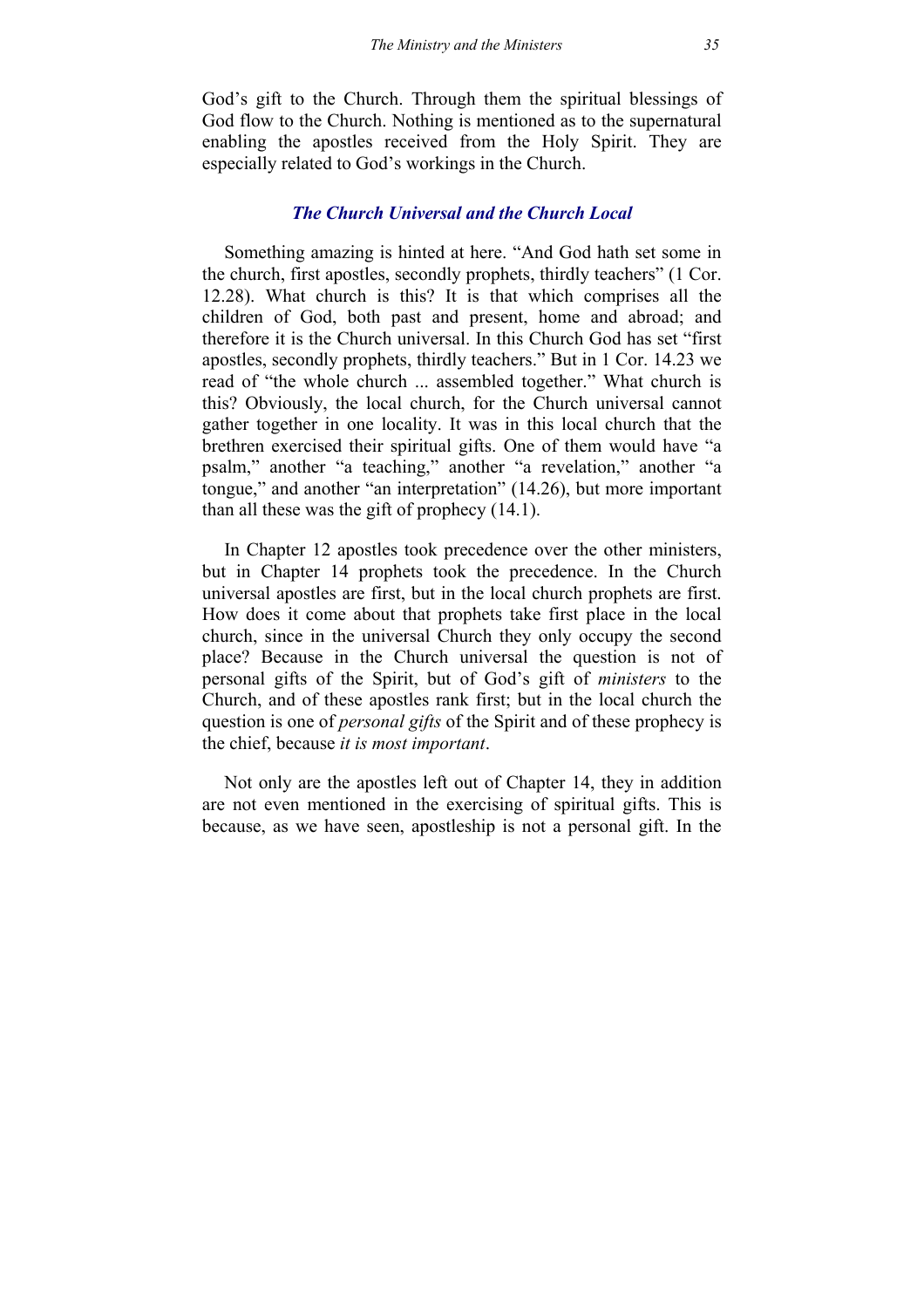God's gift to the Church. Through them the spiritual blessings of God flow to the Church. Nothing is mentioned as to the supernatural enabling the apostles received from the Holy Spirit. They are especially related to God's workings in the Church.

### *The Church Universal and the Church Local*

Something amazing is hinted at here. "And God hath set some in the church, first apostles, secondly prophets, thirdly teachers" (1 Cor. 12.28). What church is this? It is that which comprises all the children of God, both past and present, home and abroad; and therefore it is the Church universal. In this Church God has set "first apostles, secondly prophets, thirdly teachers." But in 1 Cor. 14.23 we read of "the whole church ... assembled together." What church is this? Obviously, the local church, for the Church universal cannot gather together in one locality. It was in this local church that the brethren exercised their spiritual gifts. One of them would have "a psalm," another "a teaching," another "a revelation," another "a tongue," and another "an interpretation" (14.26), but more important than all these was the gift of prophecy (14.1).

In Chapter 12 apostles took precedence over the other ministers, but in Chapter 14 prophets took the precedence. In the Church universal apostles are first, but in the local church prophets are first. How does it come about that prophets take first place in the local church, since in the universal Church they only occupy the second place? Because in the Church universal the question is not of personal gifts of the Spirit, but of God's gift of *ministers* to the Church, and of these apostles rank first; but in the local church the question is one of *personal gifts* of the Spirit and of these prophecy is the chief, because *it is most important*.

Not only are the apostles left out of Chapter 14, they in addition are not even mentioned in the exercising of spiritual gifts. This is because, as we have seen, apostleship is not a personal gift. In the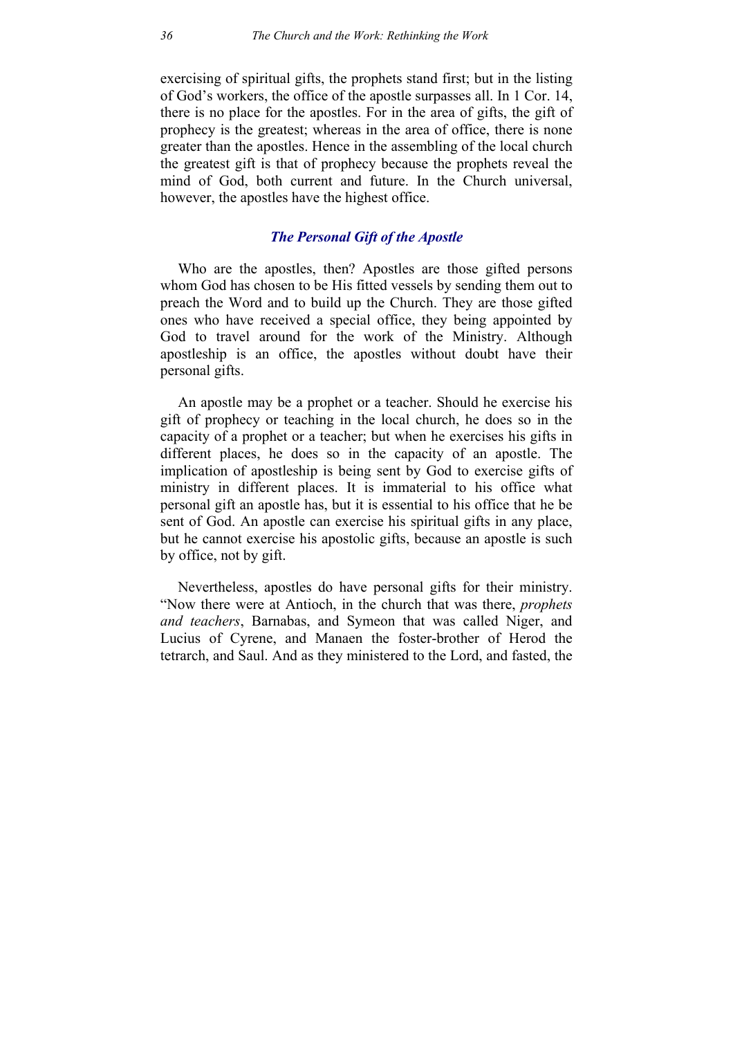exercising of spiritual gifts, the prophets stand first; but in the listing of God's workers, the office of the apostle surpasses all. In 1 Cor. 14, there is no place for the apostles. For in the area of gifts, the gift of prophecy is the greatest; whereas in the area of office, there is none greater than the apostles. Hence in the assembling of the local church the greatest gift is that of prophecy because the prophets reveal the mind of God, both current and future. In the Church universal, however, the apostles have the highest office.

### *The Personal Gift of the Apostle*

Who are the apostles, then? Apostles are those gifted persons whom God has chosen to be His fitted vessels by sending them out to preach the Word and to build up the Church. They are those gifted ones who have received a special office, they being appointed by God to travel around for the work of the Ministry. Although apostleship is an office, the apostles without doubt have their personal gifts.

An apostle may be a prophet or a teacher. Should he exercise his gift of prophecy or teaching in the local church, he does so in the capacity of a prophet or a teacher; but when he exercises his gifts in different places, he does so in the capacity of an apostle. The implication of apostleship is being sent by God to exercise gifts of ministry in different places. It is immaterial to his office what personal gift an apostle has, but it is essential to his office that he be sent of God. An apostle can exercise his spiritual gifts in any place, but he cannot exercise his apostolic gifts, because an apostle is such by office, not by gift.

Nevertheless, apostles do have personal gifts for their ministry. "Now there were at Antioch, in the church that was there, *prophets and teachers*, Barnabas, and Symeon that was called Niger, and Lucius of Cyrene, and Manaen the foster-brother of Herod the tetrarch, and Saul. And as they ministered to the Lord, and fasted, the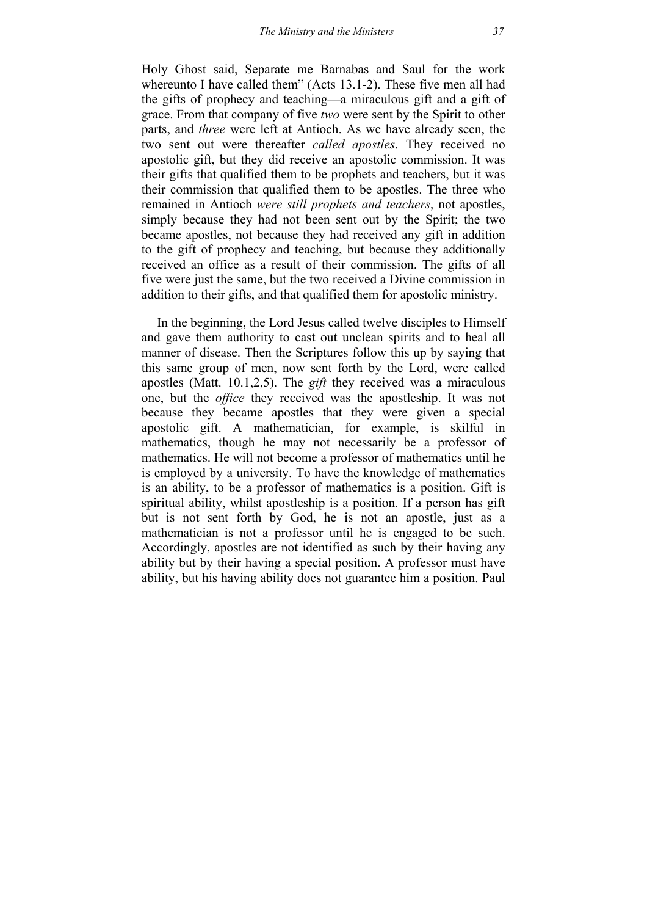Holy Ghost said, Separate me Barnabas and Saul for the work whereunto I have called them" (Acts 13.1-2). These five men all had the gifts of prophecy and teaching—a miraculous gift and a gift of grace. From that company of five *two* were sent by the Spirit to other parts, and *three* were left at Antioch. As we have already seen, the two sent out were thereafter *called apostles*. They received no apostolic gift, but they did receive an apostolic commission. It was their gifts that qualified them to be prophets and teachers, but it was their commission that qualified them to be apostles. The three who remained in Antioch *were still prophets and teachers*, not apostles, simply because they had not been sent out by the Spirit; the two became apostles, not because they had received any gift in addition to the gift of prophecy and teaching, but because they additionally received an office as a result of their commission. The gifts of all five were just the same, but the two received a Divine commission in addition to their gifts, and that qualified them for apostolic ministry.

In the beginning, the Lord Jesus called twelve disciples to Himself and gave them authority to cast out unclean spirits and to heal all manner of disease. Then the Scriptures follow this up by saying that this same group of men, now sent forth by the Lord, were called apostles (Matt. 10.1,2,5). The *gift* they received was a miraculous one, but the *office* they received was the apostleship. It was not because they became apostles that they were given a special apostolic gift. A mathematician, for example, is skilful in mathematics, though he may not necessarily be a professor of mathematics. He will not become a professor of mathematics until he is employed by a university. To have the knowledge of mathematics is an ability, to be a professor of mathematics is a position. Gift is spiritual ability, whilst apostleship is a position. If a person has gift but is not sent forth by God, he is not an apostle, just as a mathematician is not a professor until he is engaged to be such. Accordingly, apostles are not identified as such by their having any ability but by their having a special position. A professor must have ability, but his having ability does not guarantee him a position. Paul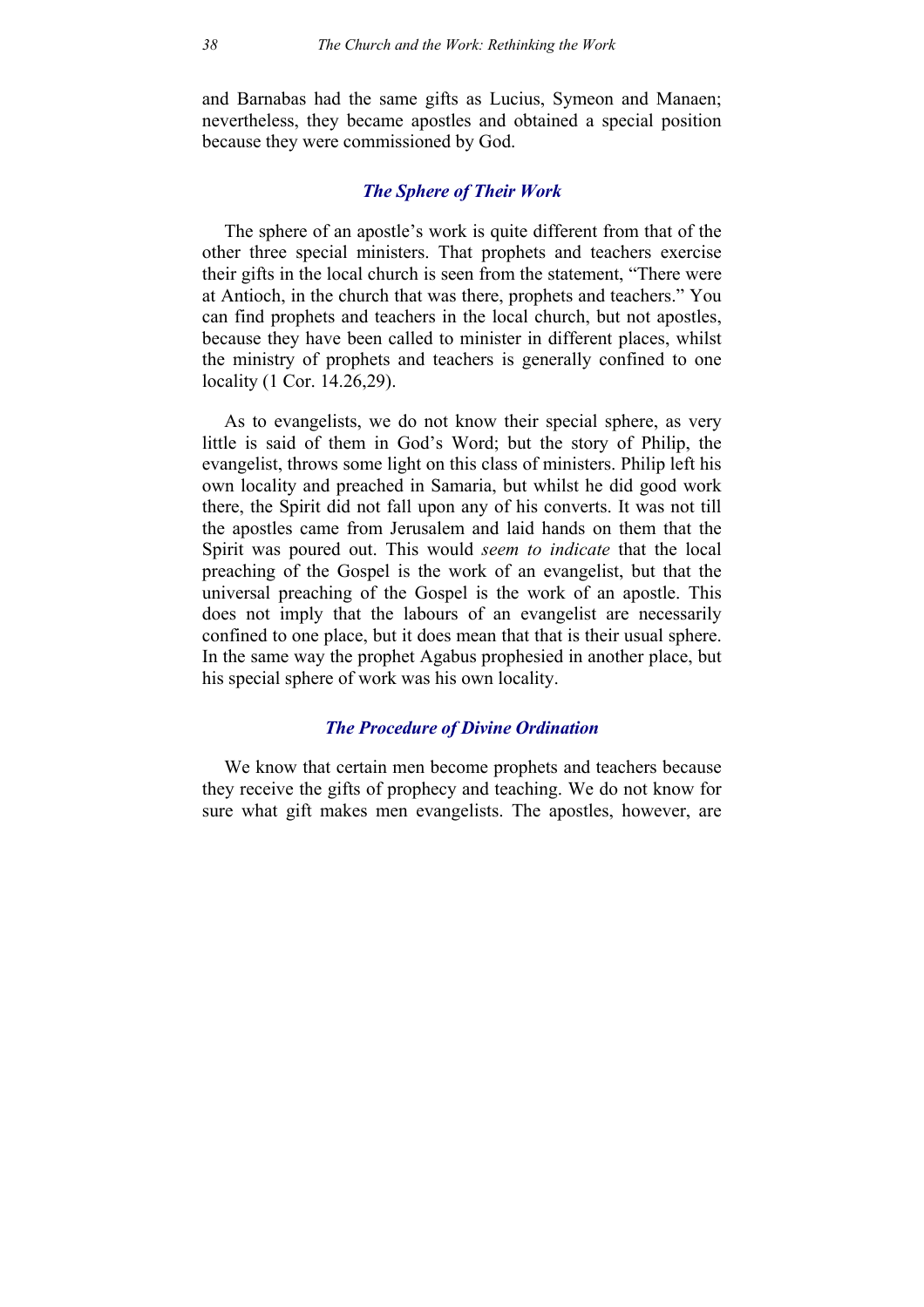and Barnabas had the same gifts as Lucius, Symeon and Manaen; nevertheless, they became apostles and obtained a special position because they were commissioned by God.

### *The Sphere of Their Work*

The sphere of an apostle's work is quite different from that of the other three special ministers. That prophets and teachers exercise their gifts in the local church is seen from the statement, "There were at Antioch, in the church that was there, prophets and teachers." You can find prophets and teachers in the local church, but not apostles, because they have been called to minister in different places, whilst the ministry of prophets and teachers is generally confined to one locality (1 Cor. 14.26,29).

As to evangelists, we do not know their special sphere, as very little is said of them in God's Word; but the story of Philip, the evangelist, throws some light on this class of ministers. Philip left his own locality and preached in Samaria, but whilst he did good work there, the Spirit did not fall upon any of his converts. It was not till the apostles came from Jerusalem and laid hands on them that the Spirit was poured out. This would *seem to indicate* that the local preaching of the Gospel is the work of an evangelist, but that the universal preaching of the Gospel is the work of an apostle. This does not imply that the labours of an evangelist are necessarily confined to one place, but it does mean that that is their usual sphere. In the same way the prophet Agabus prophesied in another place, but his special sphere of work was his own locality.

### *The Procedure of Divine Ordination*

We know that certain men become prophets and teachers because they receive the gifts of prophecy and teaching. We do not know for sure what gift makes men evangelists. The apostles, however, are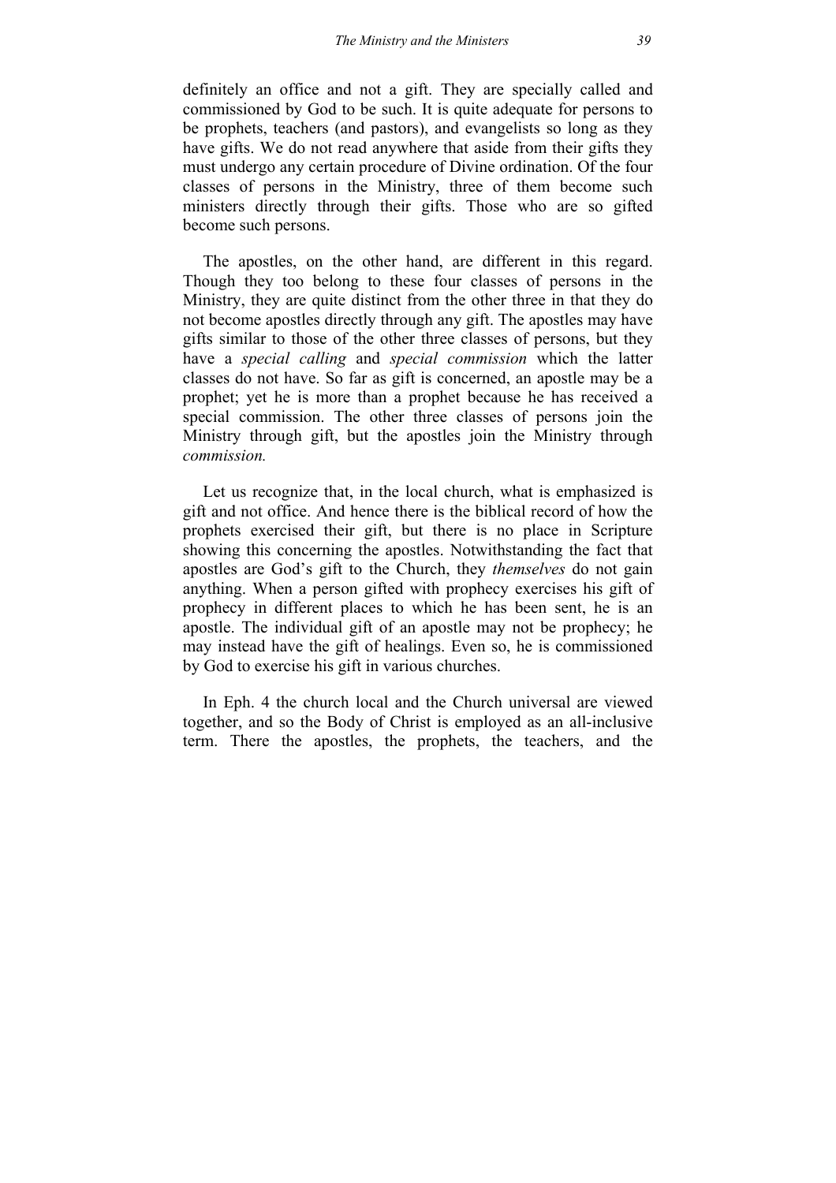definitely an office and not a gift. They are specially called and commissioned by God to be such. It is quite adequate for persons to be prophets, teachers (and pastors), and evangelists so long as they have gifts. We do not read anywhere that aside from their gifts they must undergo any certain procedure of Divine ordination. Of the four classes of persons in the Ministry, three of them become such ministers directly through their gifts. Those who are so gifted become such persons.

The apostles, on the other hand, are different in this regard. Though they too belong to these four classes of persons in the Ministry, they are quite distinct from the other three in that they do not become apostles directly through any gift. The apostles may have gifts similar to those of the other three classes of persons, but they have a *special calling* and *special commission* which the latter classes do not have. So far as gift is concerned, an apostle may be a prophet; yet he is more than a prophet because he has received a special commission. The other three classes of persons join the Ministry through gift, but the apostles join the Ministry through *commission.*

Let us recognize that, in the local church, what is emphasized is gift and not office. And hence there is the biblical record of how the prophets exercised their gift, but there is no place in Scripture showing this concerning the apostles. Notwithstanding the fact that apostles are God's gift to the Church, they *themselves* do not gain anything. When a person gifted with prophecy exercises his gift of prophecy in different places to which he has been sent, he is an apostle. The individual gift of an apostle may not be prophecy; he may instead have the gift of healings. Even so, he is commissioned by God to exercise his gift in various churches.

In Eph. 4 the church local and the Church universal are viewed together, and so the Body of Christ is employed as an all-inclusive term. There the apostles, the prophets, the teachers, and the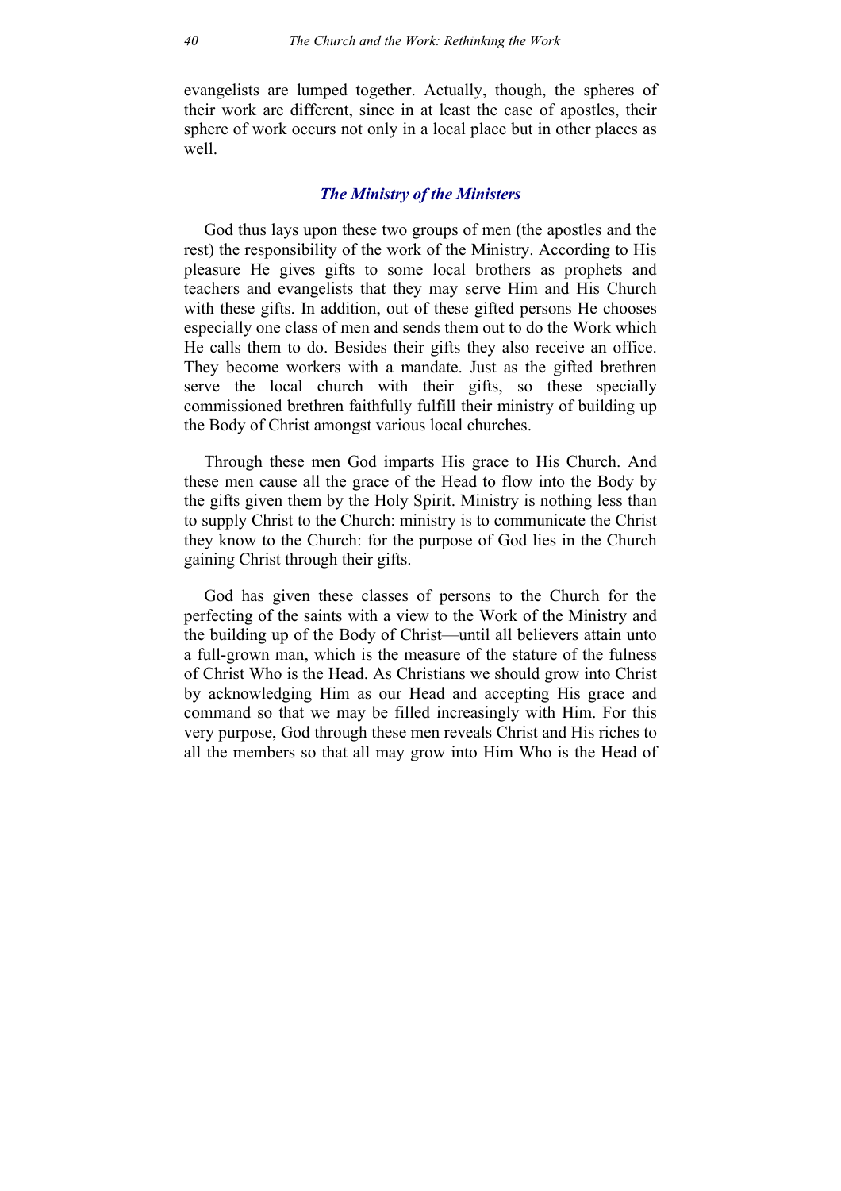evangelists are lumped together. Actually, though, the spheres of their work are different, since in at least the case of apostles, their sphere of work occurs not only in a local place but in other places as well.

### *The Ministry of the Ministers*

God thus lays upon these two groups of men (the apostles and the rest) the responsibility of the work of the Ministry. According to His pleasure He gives gifts to some local brothers as prophets and teachers and evangelists that they may serve Him and His Church with these gifts. In addition, out of these gifted persons He chooses especially one class of men and sends them out to do the Work which He calls them to do. Besides their gifts they also receive an office. They become workers with a mandate. Just as the gifted brethren serve the local church with their gifts, so these specially commissioned brethren faithfully fulfill their ministry of building up the Body of Christ amongst various local churches.

Through these men God imparts His grace to His Church. And these men cause all the grace of the Head to flow into the Body by the gifts given them by the Holy Spirit. Ministry is nothing less than to supply Christ to the Church: ministry is to communicate the Christ they know to the Church: for the purpose of God lies in the Church gaining Christ through their gifts.

God has given these classes of persons to the Church for the perfecting of the saints with a view to the Work of the Ministry and the building up of the Body of Christ—until all believers attain unto a full-grown man, which is the measure of the stature of the fulness of Christ Who is the Head. As Christians we should grow into Christ by acknowledging Him as our Head and accepting His grace and command so that we may be filled increasingly with Him. For this very purpose, God through these men reveals Christ and His riches to all the members so that all may grow into Him Who is the Head of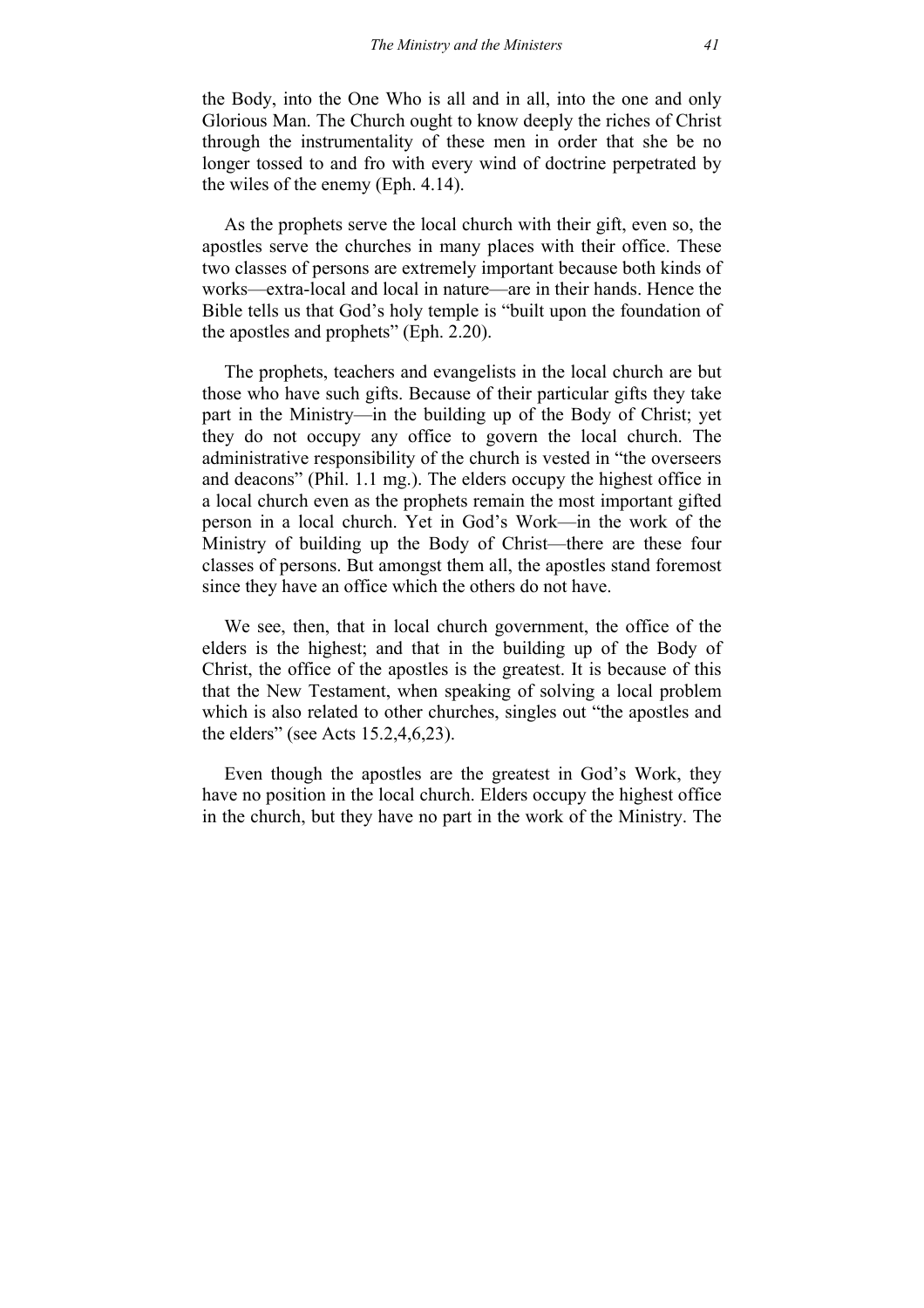the Body, into the One Who is all and in all, into the one and only Glorious Man. The Church ought to know deeply the riches of Christ through the instrumentality of these men in order that she be no longer tossed to and fro with every wind of doctrine perpetrated by the wiles of the enemy (Eph. 4.14).

As the prophets serve the local church with their gift, even so, the apostles serve the churches in many places with their office. These two classes of persons are extremely important because both kinds of works—extra-local and local in nature—are in their hands. Hence the Bible tells us that God's holy temple is "built upon the foundation of the apostles and prophets" (Eph. 2.20).

The prophets, teachers and evangelists in the local church are but those who have such gifts. Because of their particular gifts they take part in the Ministry—in the building up of the Body of Christ; yet they do not occupy any office to govern the local church. The administrative responsibility of the church is vested in "the overseers and deacons" (Phil. 1.1 mg.). The elders occupy the highest office in a local church even as the prophets remain the most important gifted person in a local church. Yet in God's Work—in the work of the Ministry of building up the Body of Christ—there are these four classes of persons. But amongst them all, the apostles stand foremost since they have an office which the others do not have.

We see, then, that in local church government, the office of the elders is the highest; and that in the building up of the Body of Christ, the office of the apostles is the greatest. It is because of this that the New Testament, when speaking of solving a local problem which is also related to other churches, singles out "the apostles and the elders" (see Acts 15.2,4,6,23).

Even though the apostles are the greatest in God's Work, they have no position in the local church. Elders occupy the highest office in the church, but they have no part in the work of the Ministry. The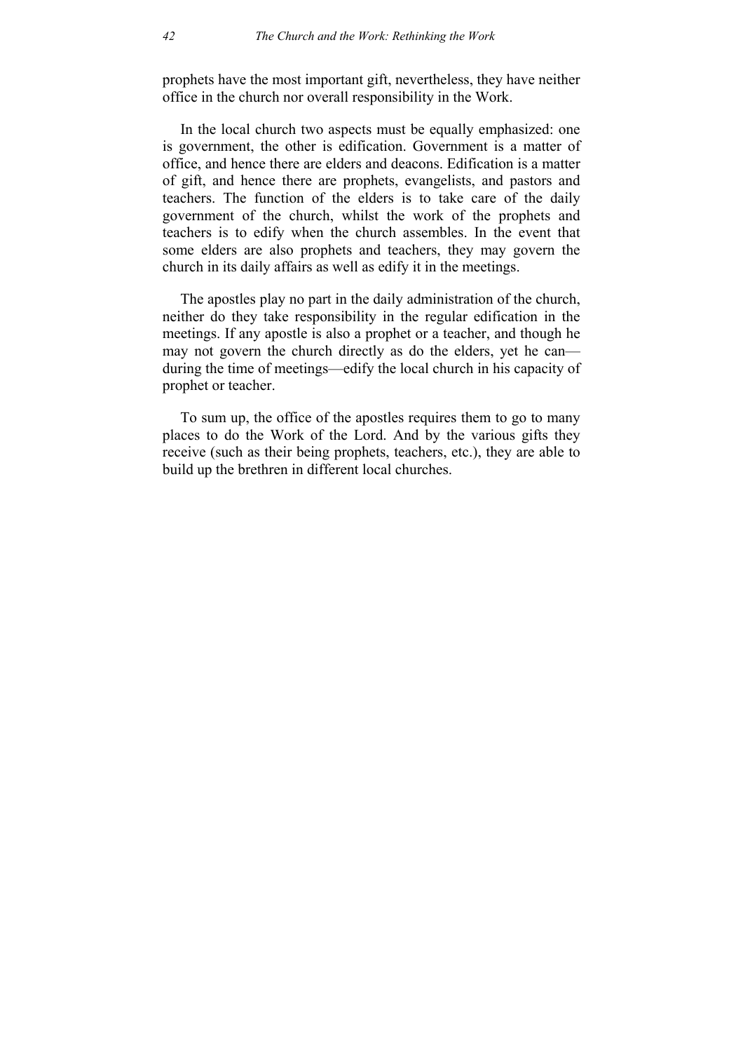prophets have the most important gift, nevertheless, they have neither office in the church nor overall responsibility in the Work.

In the local church two aspects must be equally emphasized: one is government, the other is edification. Government is a matter of office, and hence there are elders and deacons. Edification is a matter of gift, and hence there are prophets, evangelists, and pastors and teachers. The function of the elders is to take care of the daily government of the church, whilst the work of the prophets and teachers is to edify when the church assembles. In the event that some elders are also prophets and teachers, they may govern the church in its daily affairs as well as edify it in the meetings.

The apostles play no part in the daily administration of the church, neither do they take responsibility in the regular edification in the meetings. If any apostle is also a prophet or a teacher, and though he may not govern the church directly as do the elders, yet he can—during the time of meetings—edify the local church in his capacity of prophet or teacher.

To sum up, the office of the apostles requires them to go to many places to do the Work of the Lord. And by the various gifts they receive (such as their being prophets, teachers, etc.), they are able to build up the brethren in different local churches.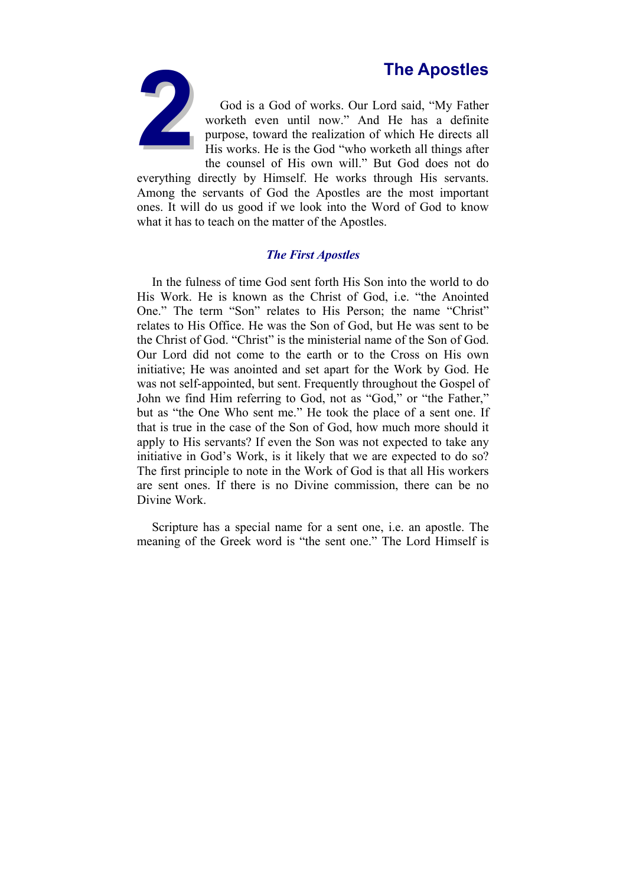# 2 The Apostles

God is a God of works. Our Lord said, "My Father worketh even until now." And He has a definite purpose, toward the realization of which He directs all His works. He is the God "who worketh all things after the counsel of His own will." But God does not do everything directly by Himself. He works through His servants. Among the servants of God the Apostles are the most important ones. It will do us good if we look into the Word of God to know what it has to teach on the matter of the Apostles.

### *The First Apostles*

In the fulness of time God sent forth His Son into the world to do His Work. He is known as the Christ of God, i.e. "the Anointed One." The term "Son" relates to His Person; the name "Christ" relates to His Office. He was the Son of God, but He was sent to be the Christ of God. "Christ" is the ministerial name of the Son of God. Our Lord did not come to the earth or to the Cross on His own initiative; He was anointed and set apart for the Work by God. He was not self-appointed, but sent. Frequently throughout the Gospel of John we find Him referring to God, not as "God," or "the Father," but as "the One Who sent me." He took the place of a sent one. If that is true in the case of the Son of God, how much more should it apply to His servants? If even the Son was not expected to take any initiative in God's Work, is it likely that we are expected to do so? The first principle to note in the Work of God is that all His workers are sent ones. If there is no Divine commission, there can be no Divine Work.

Scripture has a special name for a sent one, i.e. an apostle. The meaning of the Greek word is "the sent one." The Lord Himself is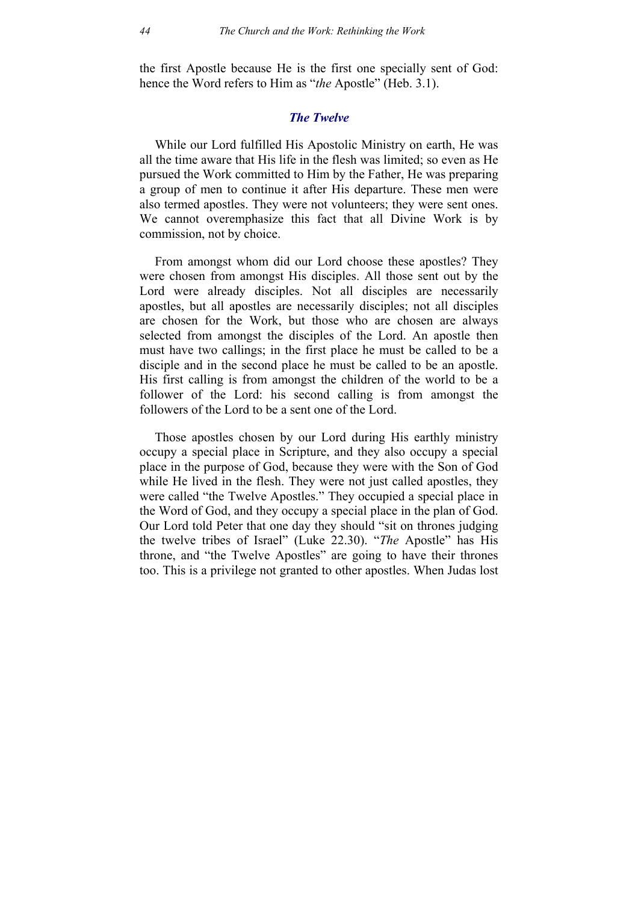the first Apostle because He is the first one specially sent of God: hence the Word refers to Him as "*the* Apostle" (Heb. 3.1).

### *The Twelve*

While our Lord fulfilled His Apostolic Ministry on earth, He was all the time aware that His life in the flesh was limited; so even as He pursued the Work committed to Him by the Father, He was preparing a group of men to continue it after His departure. These men were also termed apostles. They were not volunteers; they were sent ones. We cannot overemphasize this fact that all Divine Work is by commission, not by choice.

From amongst whom did our Lord choose these apostles? They were chosen from amongst His disciples. All those sent out by the Lord were already disciples. Not all disciples are necessarily apostles, but all apostles are necessarily disciples; not all disciples are chosen for the Work, but those who are chosen are always selected from amongst the disciples of the Lord. An apostle then must have two callings; in the first place he must be called to be a disciple and in the second place he must be called to be an apostle. His first calling is from amongst the children of the world to be a follower of the Lord: his second calling is from amongst the followers of the Lord to be a sent one of the Lord.

Those apostles chosen by our Lord during His earthly ministry occupy a special place in Scripture, and they also occupy a special place in the purpose of God, because they were with the Son of God while He lived in the flesh. They were not just called apostles, they were called "the Twelve Apostles." They occupied a special place in the Word of God, and they occupy a special place in the plan of God. Our Lord told Peter that one day they should "sit on thrones judging the twelve tribes of Israel" (Luke 22.30). "*The* Apostle" has His throne, and "the Twelve Apostles" are going to have their thrones too. This is a privilege not granted to other apostles. When Judas lost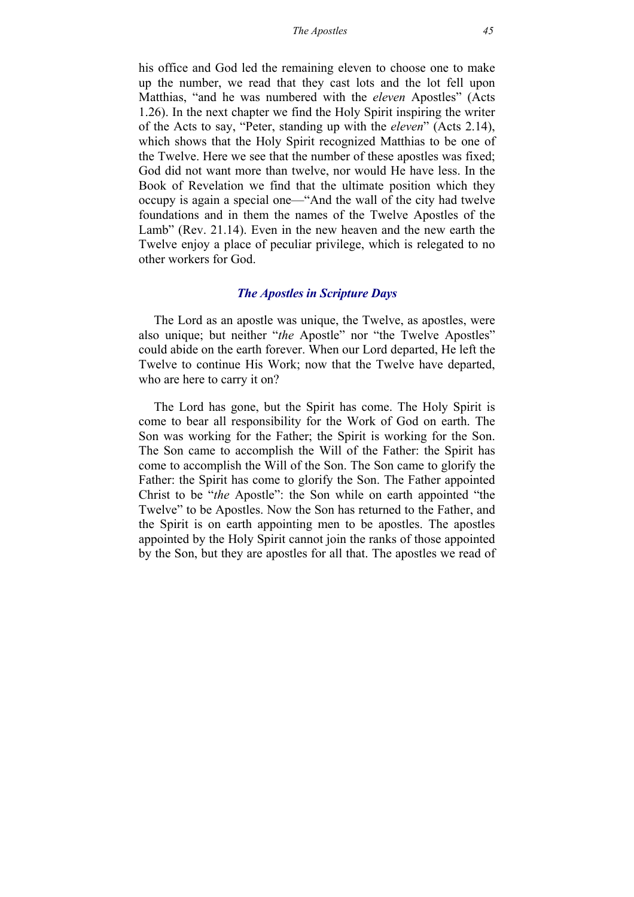his office and God led the remaining eleven to choose one to make up the number, we read that they cast lots and the lot fell upon Matthias, "and he was numbered with the *eleven* Apostles" (Acts 1.26). In the next chapter we find the Holy Spirit inspiring the writer of the Acts to say, "Peter, standing up with the *eleven*" (Acts 2.14), which shows that the Holy Spirit recognized Matthias to be one of the Twelve. Here we see that the number of these apostles was fixed; God did not want more than twelve, nor would He have less. In the Book of Revelation we find that the ultimate position which they occupy is again a special one—"And the wall of the city had twelve foundations and in them the names of the Twelve Apostles of the Lamb" (Rev. 21.14). Even in the new heaven and the new earth the Twelve enjoy a place of peculiar privilege, which is relegated to no other workers for God.

### *The Apostles in Scripture Days*

The Lord as an apostle was unique, the Twelve, as apostles, were also unique; but neither "*the* Apostle" nor "the Twelve Apostles" could abide on the earth forever. When our Lord departed, He left the Twelve to continue His Work; now that the Twelve have departed, who are here to carry it on?

The Lord has gone, but the Spirit has come. The Holy Spirit is come to bear all responsibility for the Work of God on earth. The Son was working for the Father; the Spirit is working for the Son. The Son came to accomplish the Will of the Father: the Spirit has come to accomplish the Will of the Son. The Son came to glorify the Father: the Spirit has come to glorify the Son. The Father appointed Christ to be "*the* Apostle": the Son while on earth appointed "the Twelve" to be Apostles. Now the Son has returned to the Father, and the Spirit is on earth appointing men to be apostles. The apostles appointed by the Holy Spirit cannot join the ranks of those appointed by the Son, but they are apostles for all that. The apostles we read of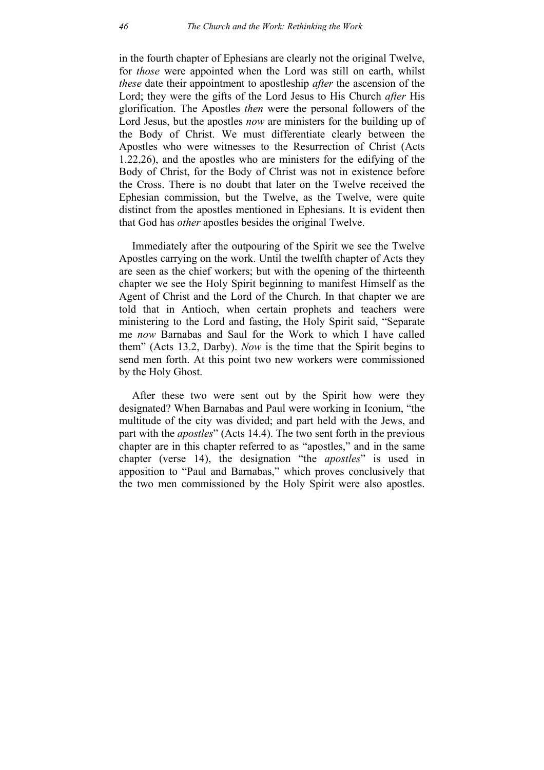in the fourth chapter of Ephesians are clearly not the original Twelve, for *those* were appointed when the Lord was still on earth, whilst *these* date their appointment to apostleship *after* the ascension of the Lord; they were the gifts of the Lord Jesus to His Church *after* His glorification. The Apostles *then* were the personal followers of the Lord Jesus, but the apostles *now* are ministers for the building up of the Body of Christ. We must differentiate clearly between the Apostles who were witnesses to the Resurrection of Christ (Acts 1.22,26), and the apostles who are ministers for the edifying of the Body of Christ, for the Body of Christ was not in existence before the Cross. There is no doubt that later on the Twelve received the Ephesian commission, but the Twelve, as the Twelve, were quite distinct from the apostles mentioned in Ephesians. It is evident then that God has *other* apostles besides the original Twelve.

Immediately after the outpouring of the Spirit we see the Twelve Apostles carrying on the work. Until the twelfth chapter of Acts they are seen as the chief workers; but with the opening of the thirteenth chapter we see the Holy Spirit beginning to manifest Himself as the Agent of Christ and the Lord of the Church. In that chapter we are told that in Antioch, when certain prophets and teachers were ministering to the Lord and fasting, the Holy Spirit said, "Separate me *now* Barnabas and Saul for the Work to which I have called them" (Acts 13.2, Darby). *Now* is the time that the Spirit begins to send men forth. At this point two new workers were commissioned by the Holy Ghost.

After these two were sent out by the Spirit how were they designated? When Barnabas and Paul were working in Iconium, "the multitude of the city was divided; and part held with the Jews, and part with the *apostles*" (Acts 14.4). The two sent forth in the previous chapter are in this chapter referred to as "apostles," and in the same chapter (verse 14), the designation "the *apostles*" is used in apposition to "Paul and Barnabas," which proves conclusively that the two men commissioned by the Holy Spirit were also apostles.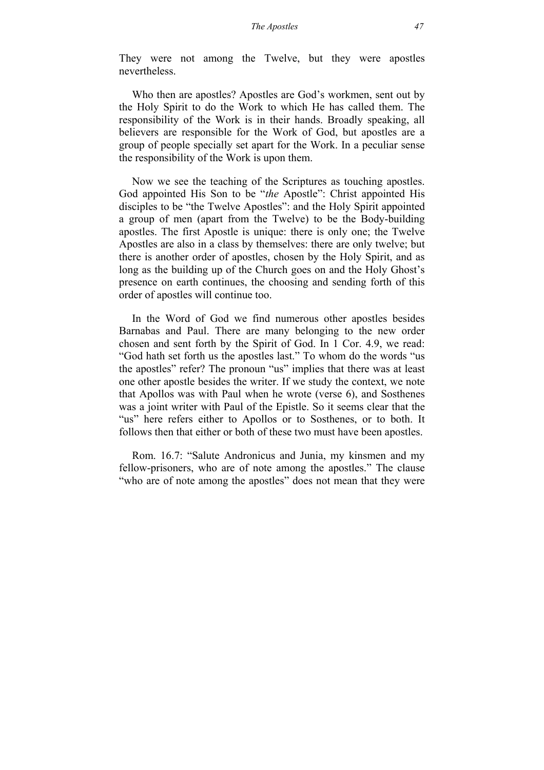They were not among the Twelve, but they were apostles nevertheless.

Who then are apostles? Apostles are God's workmen, sent out by the Holy Spirit to do the Work to which He has called them. The responsibility of the Work is in their hands. Broadly speaking, all believers are responsible for the Work of God, but apostles are a group of people specially set apart for the Work. In a peculiar sense the responsibility of the Work is upon them.

Now we see the teaching of the Scriptures as touching apostles. God appointed His Son to be "*the* Apostle": Christ appointed His disciples to be "the Twelve Apostles": and the Holy Spirit appointed a group of men (apart from the Twelve) to be the Body-building apostles. The first Apostle is unique: there is only one; the Twelve Apostles are also in a class by themselves: there are only twelve; but there is another order of apostles, chosen by the Holy Spirit, and as long as the building up of the Church goes on and the Holy Ghost's presence on earth continues, the choosing and sending forth of this order of apostles will continue too.

In the Word of God we find numerous other apostles besides Barnabas and Paul. There are many belonging to the new order chosen and sent forth by the Spirit of God. In 1 Cor. 4.9, we read: "God hath set forth us the apostles last." To whom do the words "us the apostles" refer? The pronoun "us" implies that there was at least one other apostle besides the writer. If we study the context, we note that Apollos was with Paul when he wrote (verse 6), and Sosthenes was a joint writer with Paul of the Epistle. So it seems clear that the "us" here refers either to Apollos or to Sosthenes, or to both. It follows then that either or both of these two must have been apostles.

Rom. 16.7: "Salute Andronicus and Junia, my kinsmen and my fellow-prisoners, who are of note among the apostles." The clause "who are of note among the apostles" does not mean that they were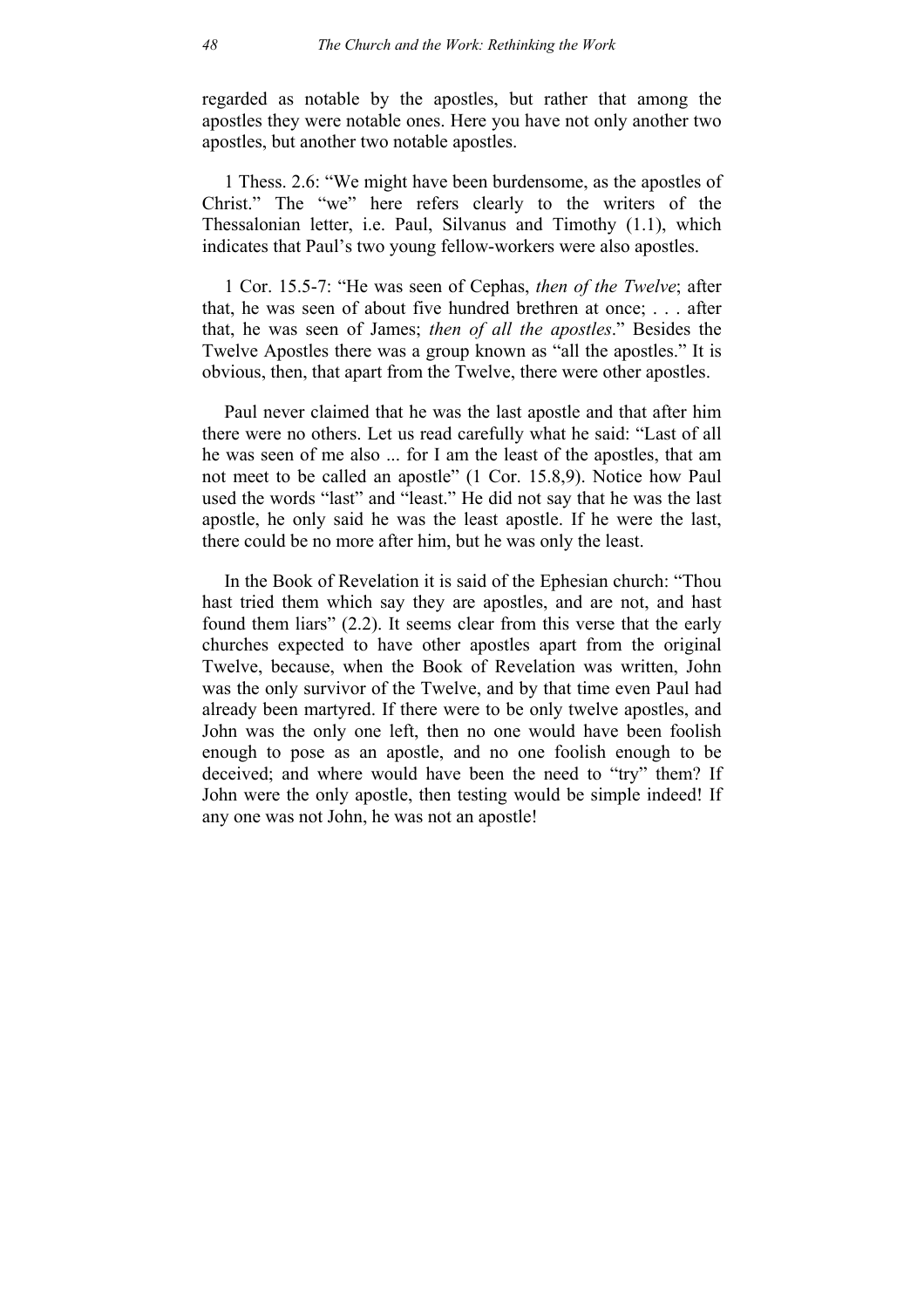regarded as notable by the apostles, but rather that among the apostles they were notable ones. Here you have not only another two apostles, but another two notable apostles.

1 Thess. 2.6: "We might have been burdensome, as the apostles of Christ." The "we" here refers clearly to the writers of the Thessalonian letter, i.e. Paul, Silvanus and Timothy (1.1), which indicates that Paul's two young fellow-workers were also apostles.

1 Cor. 15.5-7: "He was seen of Cephas, *then of the Twelve*; after that, he was seen of about five hundred brethren at once; . . . after that, he was seen of James; *then of all the apostles*." Besides the Twelve Apostles there was a group known as "all the apostles." It is obvious, then, that apart from the Twelve, there were other apostles.

Paul never claimed that he was the last apostle and that after him there were no others. Let us read carefully what he said: "Last of all he was seen of me also ... for I am the least of the apostles, that am not meet to be called an apostle" (1 Cor. 15.8,9). Notice how Paul used the words "last" and "least." He did not say that he was the last apostle, he only said he was the least apostle. If he were the last, there could be no more after him, but he was only the least.

In the Book of Revelation it is said of the Ephesian church: "Thou hast tried them which say they are apostles, and are not, and hast found them liars" (2.2). It seems clear from this verse that the early churches expected to have other apostles apart from the original Twelve, because, when the Book of Revelation was written, John was the only survivor of the Twelve, and by that time even Paul had already been martyred. If there were to be only twelve apostles, and John was the only one left, then no one would have been foolish enough to pose as an apostle, and no one foolish enough to be deceived; and where would have been the need to "try" them? If John were the only apostle, then testing would be simple indeed! If any one was not John, he was not an apostle!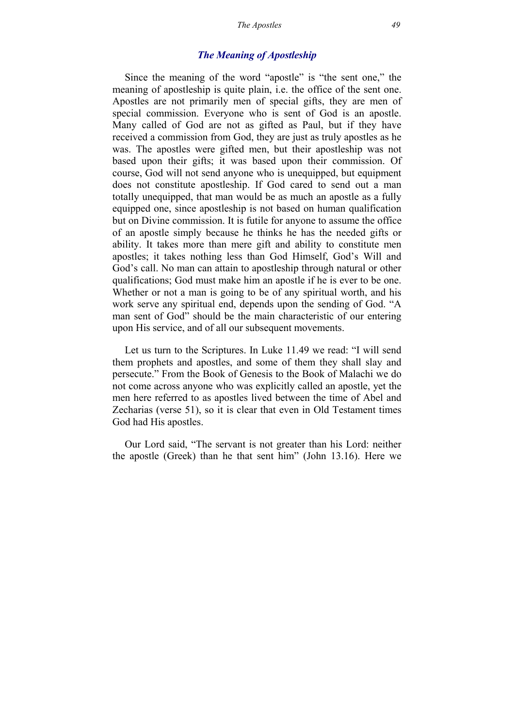## *The Meaning of Apostleship*

Since the meaning of the word "apostle" is "the sent one," the meaning of apostleship is quite plain, i.e. the office of the sent one. Apostles are not primarily men of special gifts, they are men of special commission. Everyone who is sent of God is an apostle. Many called of God are not as gifted as Paul, but if they have received a commission from God, they are just as truly apostles as he was. The apostles were gifted men, but their apostleship was not based upon their gifts; it was based upon their commission. Of course, God will not send anyone who is unequipped, but equipment does not constitute apostleship. If God cared to send out a man totally unequipped, that man would be as much an apostle as a fully equipped one, since apostleship is not based on human qualification but on Divine commission. It is futile for anyone to assume the office of an apostle simply because he thinks he has the needed gifts or ability. It takes more than mere gift and ability to constitute men apostles; it takes nothing less than God Himself, God's Will and God's call. No man can attain to apostleship through natural or other qualifications; God must make him an apostle if he is ever to be one. Whether or not a man is going to be of any spiritual worth, and his work serve any spiritual end, depends upon the sending of God. "A man sent of God" should be the main characteristic of our entering upon His service, and of all our subsequent movements.

Let us turn to the Scriptures. In Luke 11.49 we read: "I will send them prophets and apostles, and some of them they shall slay and persecute." From the Book of Genesis to the Book of Malachi we do not come across anyone who was explicitly called an apostle, yet the men here referred to as apostles lived between the time of Abel and Zecharias (verse 51), so it is clear that even in Old Testament times God had His apostles.

Our Lord said, "The servant is not greater than his Lord: neither the apostle (Greek) than he that sent him" (John 13.16). Here we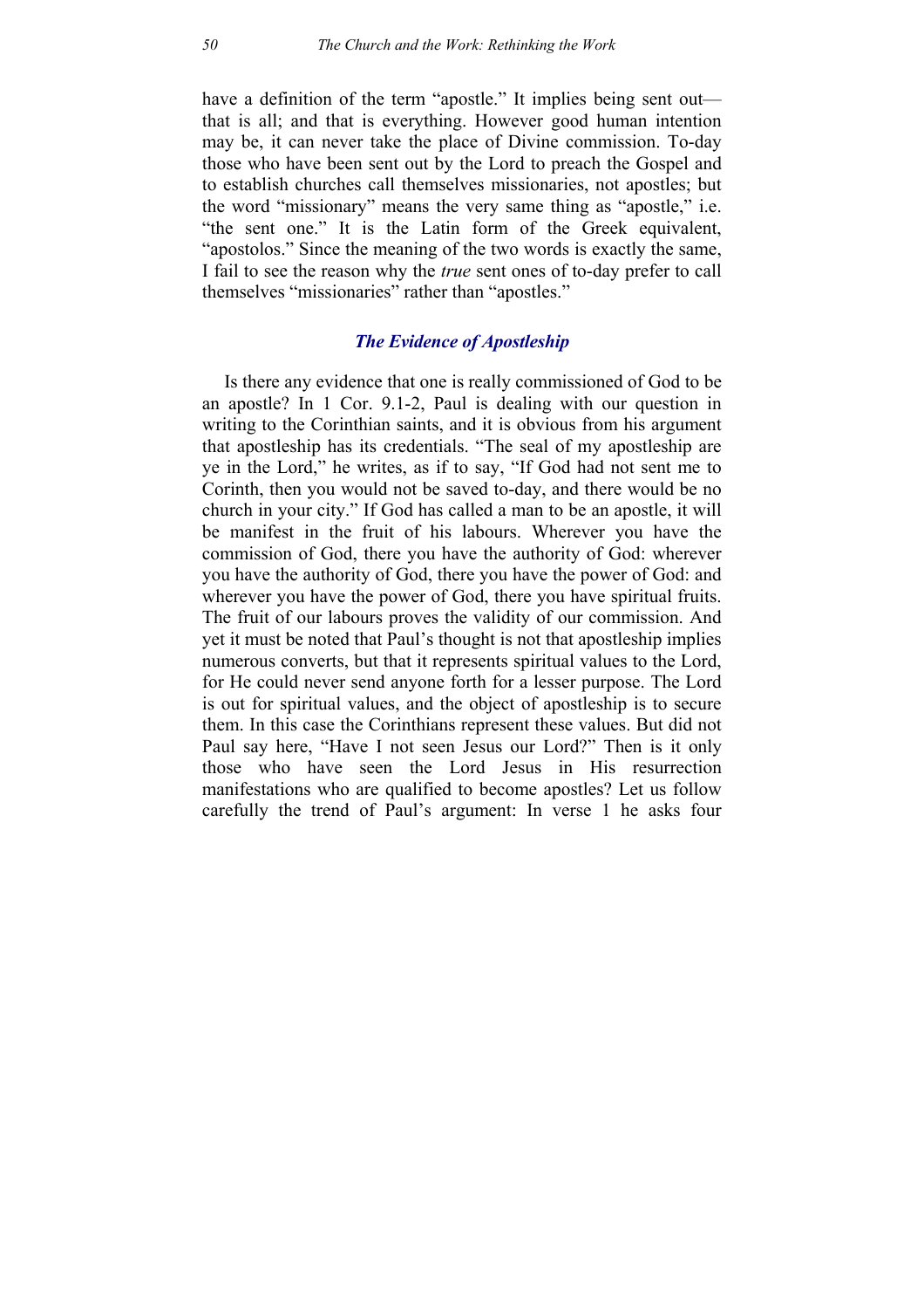have a definition of the term "apostle." It implies being sent out—that is all; and that is everything. However good human intention may be, it can never take the place of Divine commission. To-day those who have been sent out by the Lord to preach the Gospel and to establish churches call themselves missionaries, not apostles; but the word "missionary" means the very same thing as "apostle," i.e. "the sent one." It is the Latin form of the Greek equivalent, "apostolos." Since the meaning of the two words is exactly the same, I fail to see the reason why the *true* sent ones of to-day prefer to call themselves "missionaries" rather than "apostles."

### *The Evidence of Apostleship*

Is there any evidence that one is really commissioned of God to be an apostle? In 1 Cor. 9.1-2, Paul is dealing with our question in writing to the Corinthian saints, and it is obvious from his argument that apostleship has its credentials. "The seal of my apostleship are ye in the Lord," he writes, as if to say, "If God had not sent me to Corinth, then you would not be saved to-day, and there would be no church in your city." If God has called a man to be an apostle, it will be manifest in the fruit of his labours. Wherever you have the commission of God, there you have the authority of God: wherever you have the authority of God, there you have the power of God: and wherever you have the power of God, there you have spiritual fruits. The fruit of our labours proves the validity of our commission. And yet it must be noted that Paul's thought is not that apostleship implies numerous converts, but that it represents spiritual values to the Lord, for He could never send anyone forth for a lesser purpose. The Lord is out for spiritual values, and the object of apostleship is to secure them. In this case the Corinthians represent these values. But did not Paul say here, "Have I not seen Jesus our Lord?" Then is it only those who have seen the Lord Jesus in His resurrection manifestations who are qualified to become apostles? Let us follow carefully the trend of Paul's argument: In verse 1 he asks four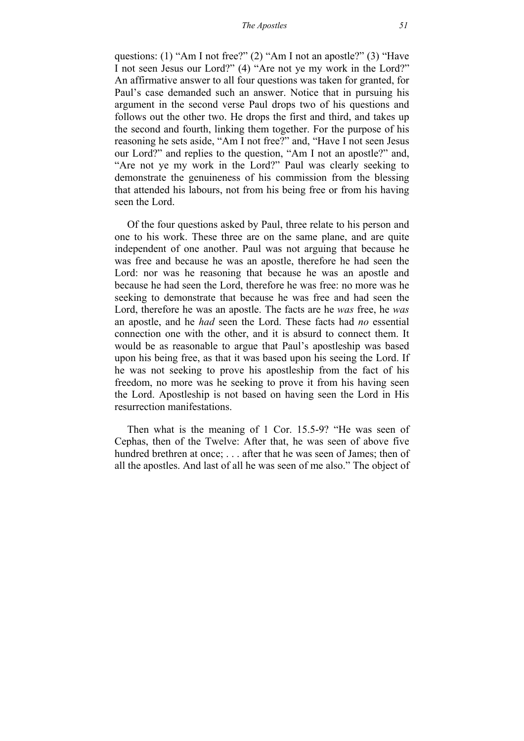questions: (1) "Am I not free?" (2) "Am I not an apostle?" (3) "Have I not seen Jesus our Lord?" (4) "Are not ye my work in the Lord?" An affirmative answer to all four questions was taken for granted, for Paul's case demanded such an answer. Notice that in pursuing his argument in the second verse Paul drops two of his questions and follows out the other two. He drops the first and third, and takes up the second and fourth, linking them together. For the purpose of his reasoning he sets aside, "Am I not free?" and, "Have I not seen Jesus our Lord?" and replies to the question, "Am I not an apostle?" and, "Are not ye my work in the Lord?" Paul was clearly seeking to demonstrate the genuineness of his commission from the blessing that attended his labours, not from his being free or from his having seen the Lord.

Of the four questions asked by Paul, three relate to his person and one to his work. These three are on the same plane, and are quite independent of one another. Paul was not arguing that because he was free and because he was an apostle, therefore he had seen the Lord: nor was he reasoning that because he was an apostle and because he had seen the Lord, therefore he was free: no more was he seeking to demonstrate that because he was free and had seen the Lord, therefore he was an apostle. The facts are he *was* free, he *was* an apostle, and he *had* seen the Lord. These facts had *no* essential connection one with the other, and it is absurd to connect them. It would be as reasonable to argue that Paul's apostleship was based upon his being free, as that it was based upon his seeing the Lord. If he was not seeking to prove his apostleship from the fact of his freedom, no more was he seeking to prove it from his having seen the Lord. Apostleship is not based on having seen the Lord in His resurrection manifestations.

Then what is the meaning of 1 Cor. 15.5-9? "He was seen of Cephas, then of the Twelve: After that, he was seen of above five hundred brethren at once; . . . after that he was seen of James; then of all the apostles. And last of all he was seen of me also." The object of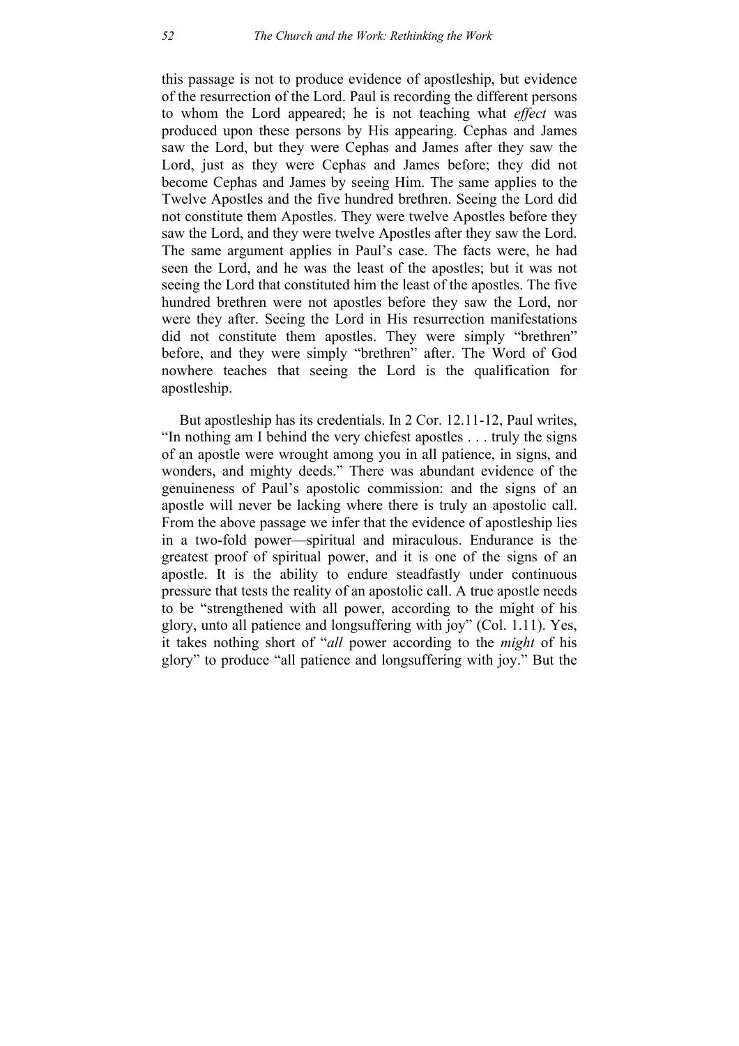this passage is not to produce evidence of apostleship, but evidence of the resurrection of the Lord. Paul is recording the different persons to whom the Lord appeared; he is not teaching what *effect* was produced upon these persons by His appearing. Cephas and James saw the Lord, but they were Cephas and James after they saw the Lord, just as they were Cephas and James before; they did not become Cephas and James by seeing Him. The same applies to the Twelve Apostles and the five hundred brethren. Seeing the Lord did not constitute them Apostles. They were twelve Apostles before they saw the Lord, and they were twelve Apostles after they saw the Lord. The same argument applies in Paul's case. The facts were, he had seen the Lord, and he was the least of the apostles; but it was not seeing the Lord that constituted him the least of the apostles. The five hundred brethren were not apostles before they saw the Lord, nor were they after. Seeing the Lord in His resurrection manifestations did not constitute them apostles. They were simply "brethren" before, and they were simply "brethren" after. The Word of God nowhere teaches that seeing the Lord is the qualification for apostleship.

But apostleship has its credentials. In 2 Cor. 12.11-12, Paul writes, "In nothing am I behind the very chiefest apostles . . . truly the signs of an apostle were wrought among you in all patience, in signs, and wonders, and mighty deeds." There was abundant evidence of the genuineness of Paul's apostolic commission: and the signs of an apostle will never be lacking where there is truly an apostolic call. From the above passage we infer that the evidence of apostleship lies in a two-fold power—spiritual and miraculous. Endurance is the greatest proof of spiritual power, and it is one of the signs of an apostle. It is the ability to endure steadfastly under continuous pressure that tests the reality of an apostolic call. A true apostle needs to be "strengthened with all power, according to the might of his glory, unto all patience and longsuffering with joy" (Col. 1.11). Yes, it takes nothing short of "*all* power according to the *might* of his glory" to produce "all patience and longsuffering with joy." But the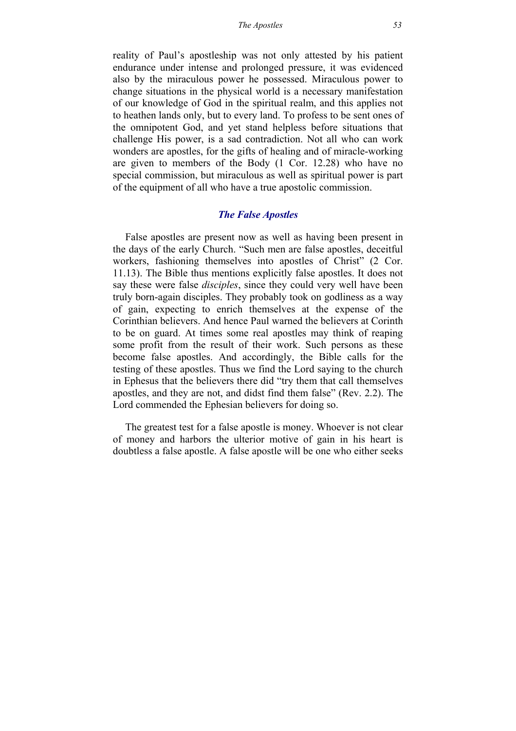reality of Paul's apostleship was not only attested by his patient endurance under intense and prolonged pressure, it was evidenced also by the miraculous power he possessed. Miraculous power to change situations in the physical world is a necessary manifestation of our knowledge of God in the spiritual realm, and this applies not to heathen lands only, but to every land. To profess to be sent ones of the omnipotent God, and yet stand helpless before situations that challenge His power, is a sad contradiction. Not all who can work wonders are apostles, for the gifts of healing and of miracle-working are given to members of the Body (1 Cor. 12.28) who have no special commission, but miraculous as well as spiritual power is part of the equipment of all who have a true apostolic commission.

## *The False Apostles*

False apostles are present now as well as having been present in the days of the early Church. "Such men are false apostles, deceitful workers, fashioning themselves into apostles of Christ" (2 Cor. 11.13). The Bible thus mentions explicitly false apostles. It does not say these were false *disciples*, since they could very well have been truly born-again disciples. They probably took on godliness as a way of gain, expecting to enrich themselves at the expense of the Corinthian believers. And hence Paul warned the believers at Corinth to be on guard. At times some real apostles may think of reaping some profit from the result of their work. Such persons as these become false apostles. And accordingly, the Bible calls for the testing of these apostles. Thus we find the Lord saying to the church in Ephesus that the believers there did "try them that call themselves apostles, and they are not, and didst find them false" (Rev. 2.2). The Lord commended the Ephesian believers for doing so.

The greatest test for a false apostle is money. Whoever is not clear of money and harbors the ulterior motive of gain in his heart is doubtless a false apostle. A false apostle will be one who either seeks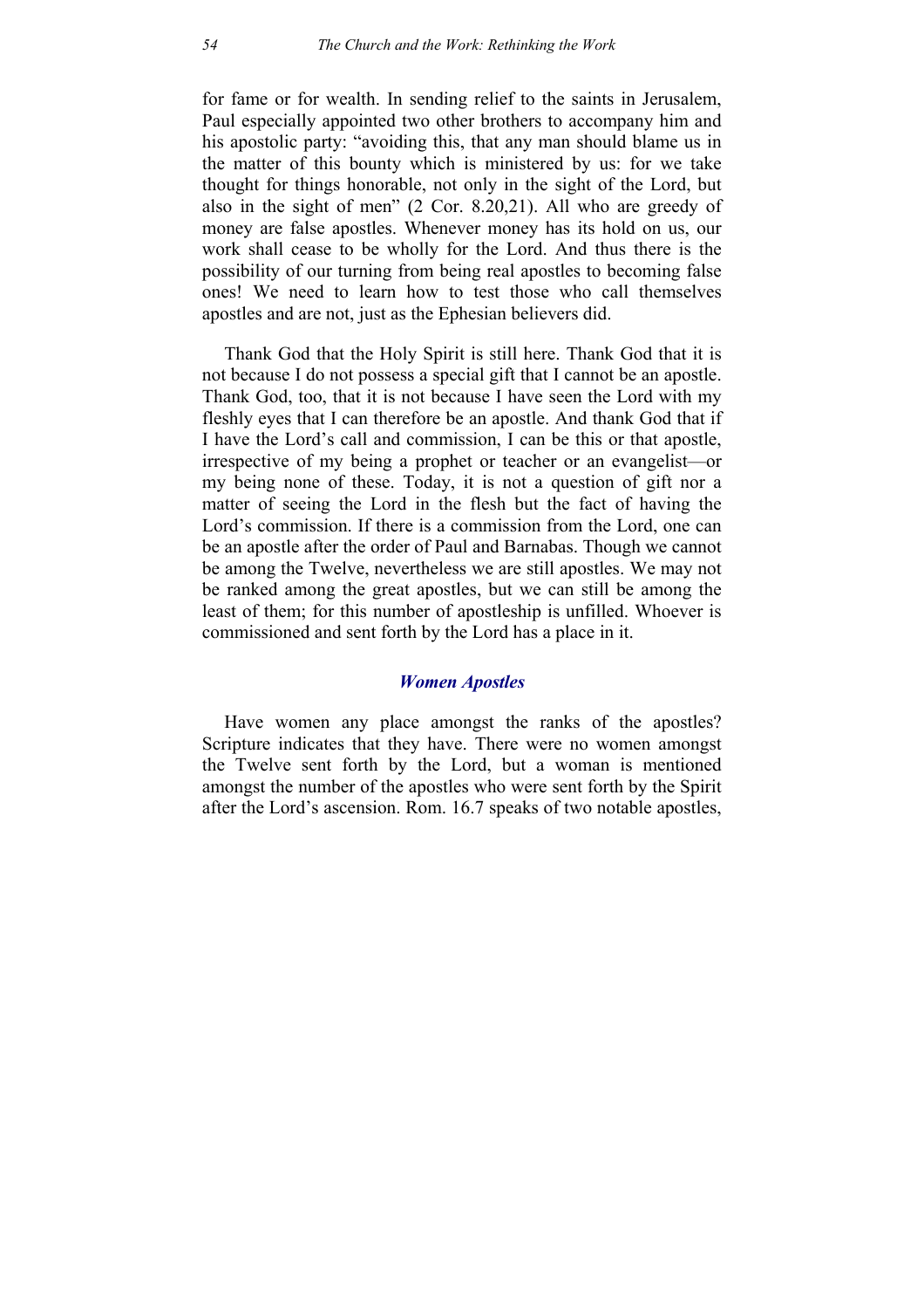for fame or for wealth. In sending relief to the saints in Jerusalem, Paul especially appointed two other brothers to accompany him and his apostolic party: "avoiding this, that any man should blame us in the matter of this bounty which is ministered by us: for we take thought for things honorable, not only in the sight of the Lord, but also in the sight of men" (2 Cor. 8.20,21). All who are greedy of money are false apostles. Whenever money has its hold on us, our work shall cease to be wholly for the Lord. And thus there is the possibility of our turning from being real apostles to becoming false ones! We need to learn how to test those who call themselves apostles and are not, just as the Ephesian believers did.

Thank God that the Holy Spirit is still here. Thank God that it is not because I do not possess a special gift that I cannot be an apostle. Thank God, too, that it is not because I have seen the Lord with my fleshly eyes that I can therefore be an apostle. And thank God that if I have the Lord's call and commission, I can be this or that apostle, irrespective of my being a prophet or teacher or an evangelist—or my being none of these. Today, it is not a question of gift nor a matter of seeing the Lord in the flesh but the fact of having the Lord's commission. If there is a commission from the Lord, one can be an apostle after the order of Paul and Barnabas. Though we cannot be among the Twelve, nevertheless we are still apostles. We may not be ranked among the great apostles, but we can still be among the least of them; for this number of apostleship is unfilled. Whoever is commissioned and sent forth by the Lord has a place in it.

### *Women Apostles*

Have women any place amongst the ranks of the apostles? Scripture indicates that they have. There were no women amongst the Twelve sent forth by the Lord, but a woman is mentioned amongst the number of the apostles who were sent forth by the Spirit after the Lord's ascension. Rom. 16.7 speaks of two notable apostles,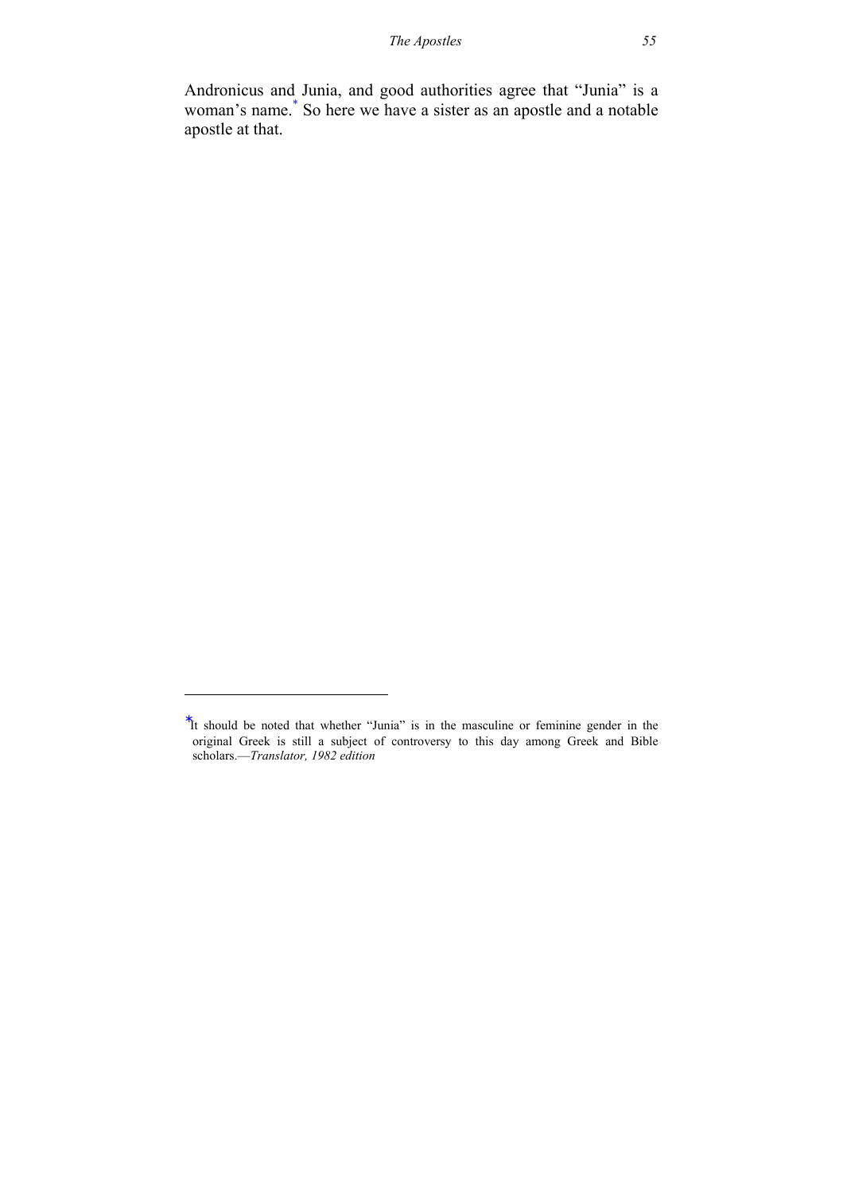Andronicus and Junia, and good authorities agree that "Junia" is a woman's name.[*] So here we have a sister as an apostle and a notable apostle at that.

---

[*] It should be noted that whether "Junia" is in the masculine or feminine gender in the original Greek is still a subject of controversy to this day among Greek and Bible scholars.—*Translator, 1982 edition*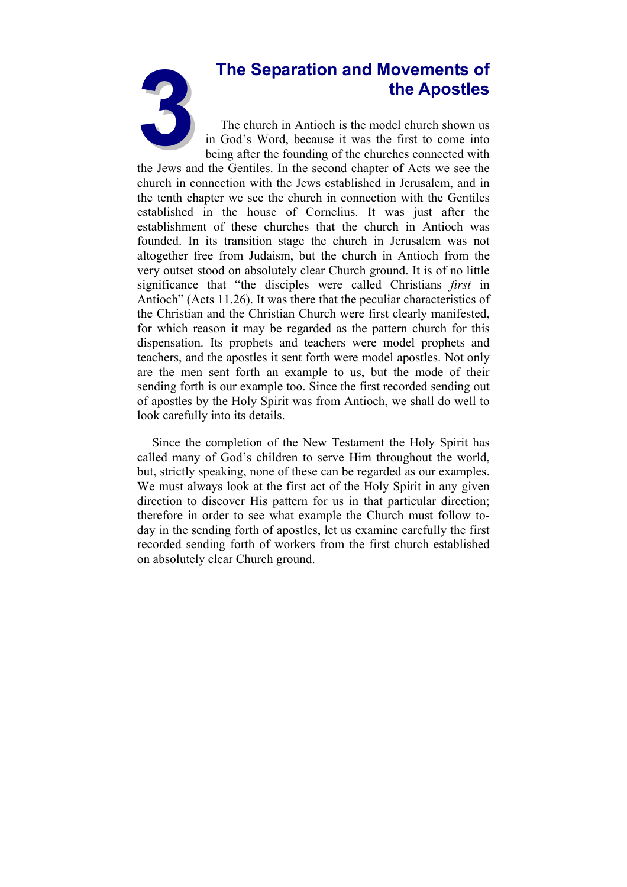# 3 The Separation and Movements of the Apostles

The church in Antioch is the model church shown us in God's Word, because it was the first to come into being after the founding of the churches connected with the Jews and the Gentiles. In the second chapter of Acts we see the church in connection with the Jews established in Jerusalem, and in the tenth chapter we see the church in connection with the Gentiles established in the house of Cornelius. It was just after the establishment of these churches that the church in Antioch was founded. In its transition stage the church in Jerusalem was not altogether free from Judaism, but the church in Antioch from the very outset stood on absolutely clear Church ground. It is of no little significance that "the disciples were called Christians *first* in Antioch" (Acts 11.26). It was there that the peculiar characteristics of the Christian and the Christian Church were first clearly manifested, for which reason it may be regarded as the pattern church for this dispensation. Its prophets and teachers were model prophets and teachers, and the apostles it sent forth were model apostles. Not only are the men sent forth an example to us, but the mode of their sending forth is our example too. Since the first recorded sending out of apostles by the Holy Spirit was from Antioch, we shall do well to look carefully into its details.

Since the completion of the New Testament the Holy Spirit has called many of God's children to serve Him throughout the world, but, strictly speaking, none of these can be regarded as our examples. We must always look at the first act of the Holy Spirit in any given direction to discover His pattern for us in that particular direction; therefore in order to see what example the Church must follow to-day in the sending forth of apostles, let us examine carefully the first recorded sending forth of workers from the first church established on absolutely clear Church ground.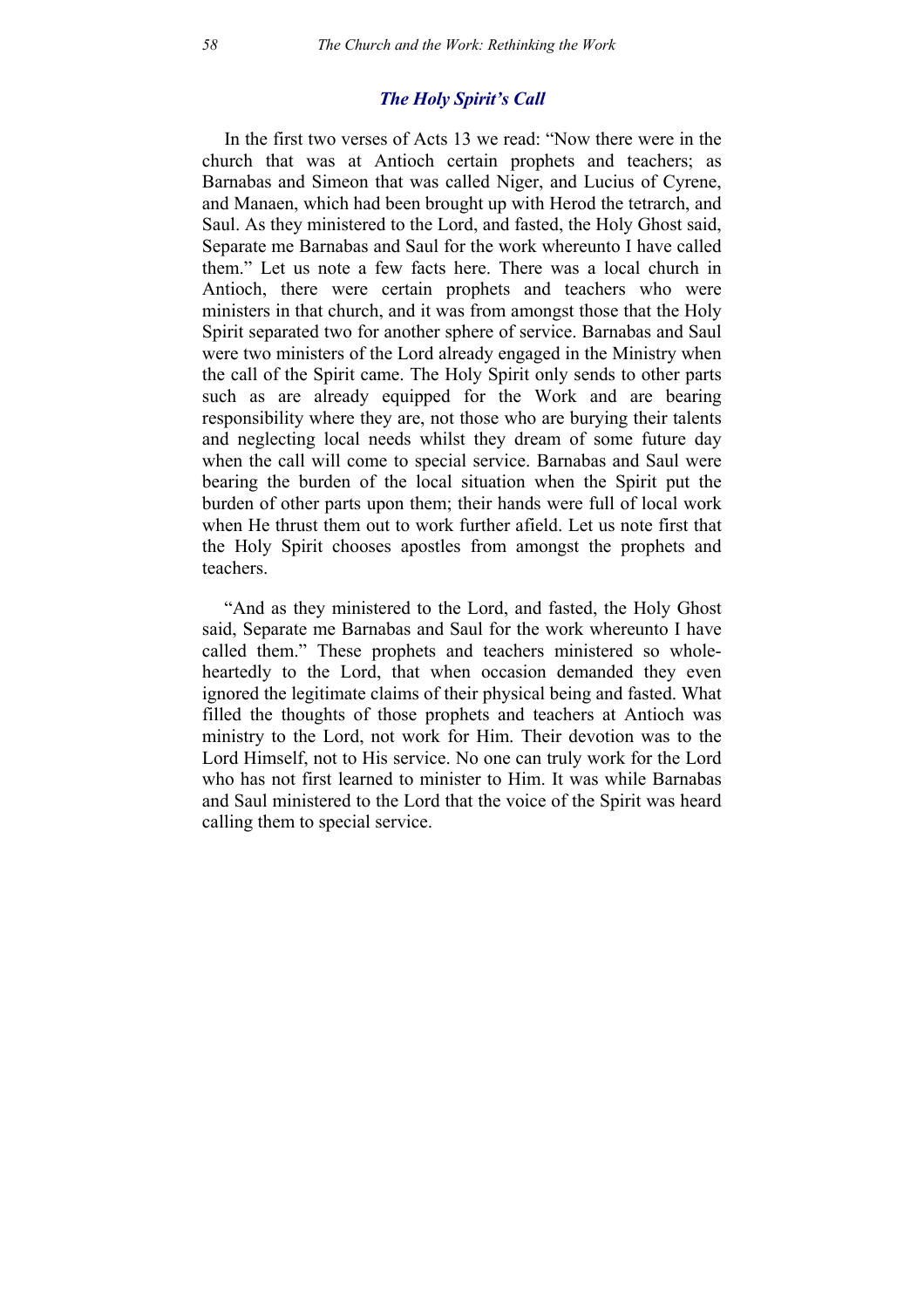### *The Holy Spirit's Call*

In the first two verses of Acts 13 we read: "Now there were in the church that was at Antioch certain prophets and teachers; as Barnabas and Simeon that was called Niger, and Lucius of Cyrene, and Manaen, which had been brought up with Herod the tetrarch, and Saul. As they ministered to the Lord, and fasted, the Holy Ghost said, Separate me Barnabas and Saul for the work whereunto I have called them." Let us note a few facts here. There was a local church in Antioch, there were certain prophets and teachers who were ministers in that church, and it was from amongst those that the Holy Spirit separated two for another sphere of service. Barnabas and Saul were two ministers of the Lord already engaged in the Ministry when the call of the Spirit came. The Holy Spirit only sends to other parts such as are already equipped for the Work and are bearing responsibility where they are, not those who are burying their talents and neglecting local needs whilst they dream of some future day when the call will come to special service. Barnabas and Saul were bearing the burden of the local situation when the Spirit put the burden of other parts upon them; their hands were full of local work when He thrust them out to work further afield. Let us note first that the Holy Spirit chooses apostles from amongst the prophets and teachers.

"And as they ministered to the Lord, and fasted, the Holy Ghost said, Separate me Barnabas and Saul for the work whereunto I have called them." These prophets and teachers ministered so whole-heartedly to the Lord, that when occasion demanded they even ignored the legitimate claims of their physical being and fasted. What filled the thoughts of those prophets and teachers at Antioch was ministry to the Lord, not work for Him. Their devotion was to the Lord Himself, not to His service. No one can truly work for the Lord who has not first learned to minister to Him. It was while Barnabas and Saul ministered to the Lord that the voice of the Spirit was heard calling them to special service.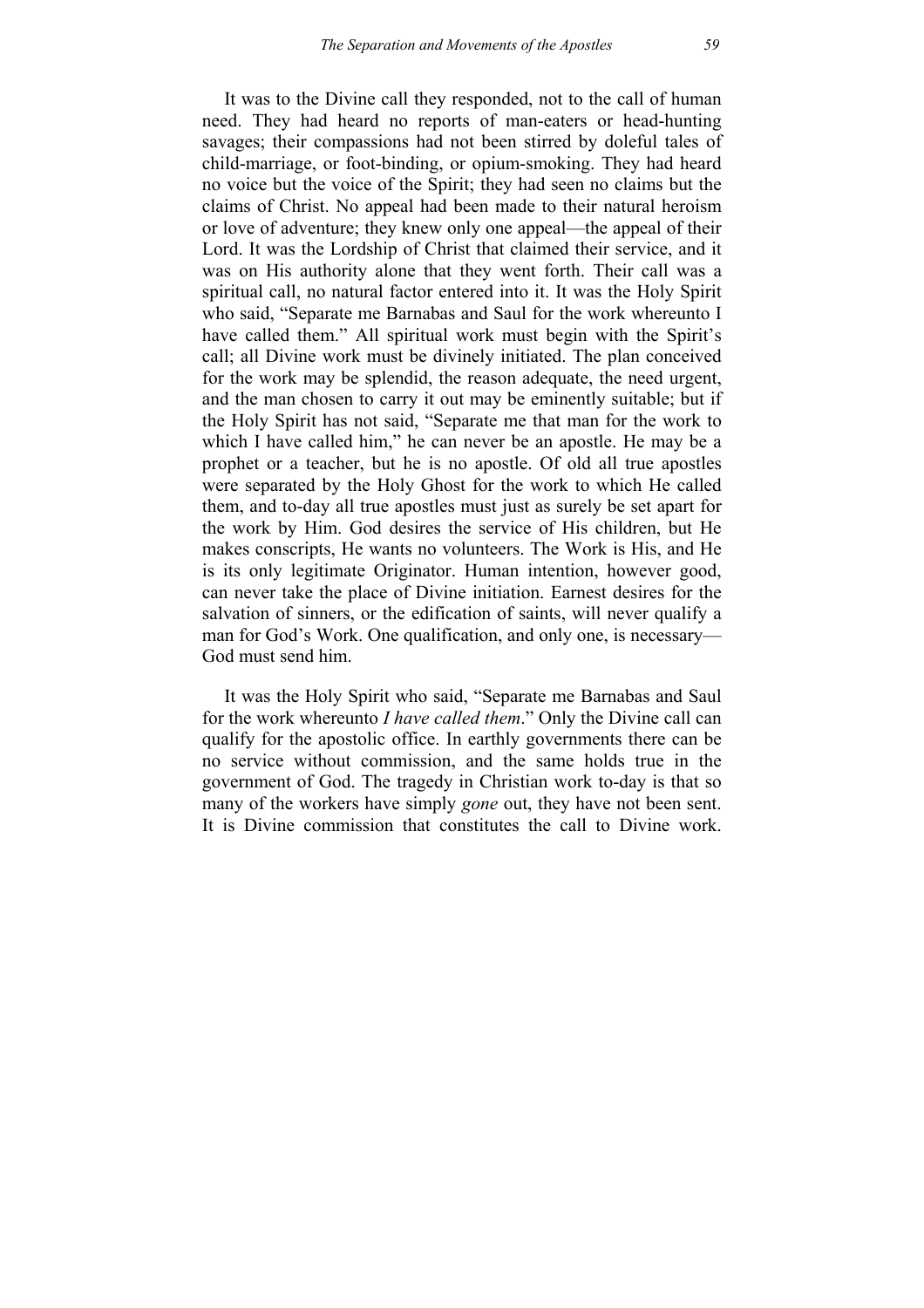It was to the Divine call they responded, not to the call of human need. They had heard no reports of man-eaters or head-hunting savages; their compassions had not been stirred by doleful tales of child-marriage, or foot-binding, or opium-smoking. They had heard no voice but the voice of the Spirit; they had seen no claims but the claims of Christ. No appeal had been made to their natural heroism or love of adventure; they knew only one appeal—the appeal of their Lord. It was the Lordship of Christ that claimed their service, and it was on His authority alone that they went forth. Their call was a spiritual call, no natural factor entered into it. It was the Holy Spirit who said, "Separate me Barnabas and Saul for the work whereunto I have called them." All spiritual work must begin with the Spirit's call; all Divine work must be divinely initiated. The plan conceived for the work may be splendid, the reason adequate, the need urgent, and the man chosen to carry it out may be eminently suitable; but if the Holy Spirit has not said, "Separate me that man for the work to which I have called him," he can never be an apostle. He may be a prophet or a teacher, but he is no apostle. Of old all true apostles were separated by the Holy Ghost for the work to which He called them, and to-day all true apostles must just as surely be set apart for the work by Him. God desires the service of His children, but He makes conscripts, He wants no volunteers. The Work is His, and He is its only legitimate Originator. Human intention, however good, can never take the place of Divine initiation. Earnest desires for the salvation of sinners, or the edification of saints, will never qualify a man for God's Work. One qualification, and only one, is necessary—God must send him.

It was the Holy Spirit who said, "Separate me Barnabas and Saul for the work whereunto *I have called them*." Only the Divine call can qualify for the apostolic office. In earthly governments there can be no service without commission, and the same holds true in the government of God. The tragedy in Christian work to-day is that so many of the workers have simply *gone* out, they have not been sent. It is Divine commission that constitutes the call to Divine work.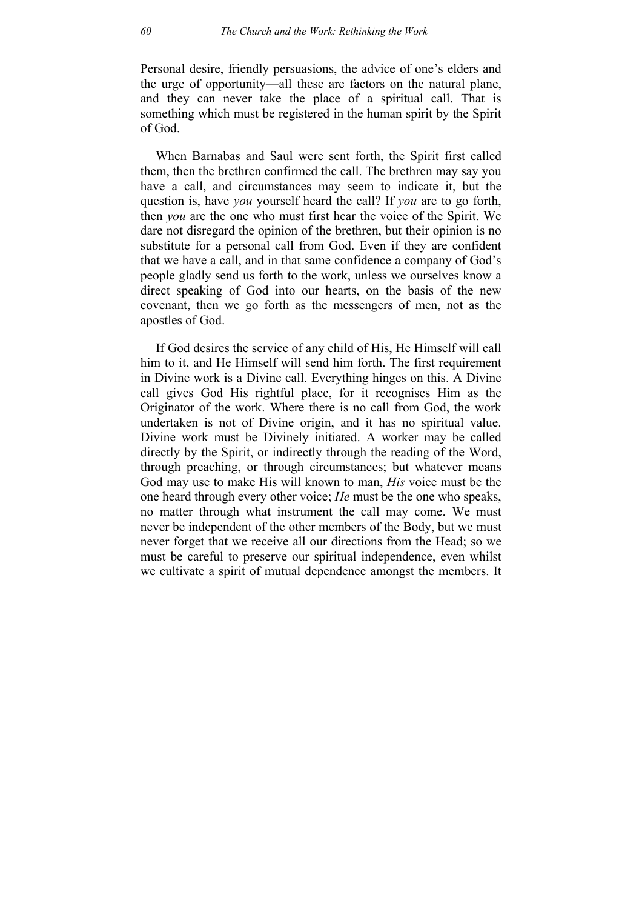Personal desire, friendly persuasions, the advice of one's elders and the urge of opportunity—all these are factors on the natural plane, and they can never take the place of a spiritual call. That is something which must be registered in the human spirit by the Spirit of God.

When Barnabas and Saul were sent forth, the Spirit first called them, then the brethren confirmed the call. The brethren may say you have a call, and circumstances may seem to indicate it, but the question is, have *you* yourself heard the call? If *you* are to go forth, then *you* are the one who must first hear the voice of the Spirit. We dare not disregard the opinion of the brethren, but their opinion is no substitute for a personal call from God. Even if they are confident that we have a call, and in that same confidence a company of God's people gladly send us forth to the work, unless we ourselves know a direct speaking of God into our hearts, on the basis of the new covenant, then we go forth as the messengers of men, not as the apostles of God.

If God desires the service of any child of His, He Himself will call him to it, and He Himself will send him forth. The first requirement in Divine work is a Divine call. Everything hinges on this. A Divine call gives God His rightful place, for it recognises Him as the Originator of the work. Where there is no call from God, the work undertaken is not of Divine origin, and it has no spiritual value. Divine work must be Divinely initiated. A worker may be called directly by the Spirit, or indirectly through the reading of the Word, through preaching, or through circumstances; but whatever means God may use to make His will known to man, *His* voice must be the one heard through every other voice; *He* must be the one who speaks, no matter through what instrument the call may come. We must never be independent of the other members of the Body, but we must never forget that we receive all our directions from the Head; so we must be careful to preserve our spiritual independence, even whilst we cultivate a spirit of mutual dependence amongst the members. It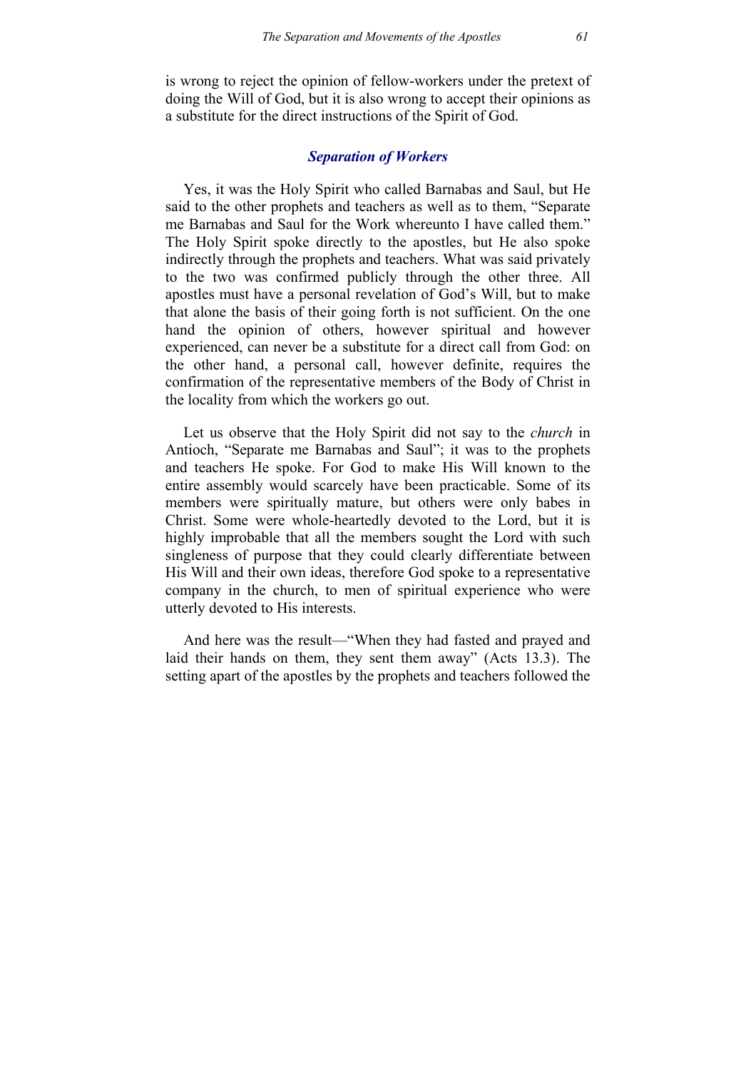is wrong to reject the opinion of fellow-workers under the pretext of doing the Will of God, but it is also wrong to accept their opinions as a substitute for the direct instructions of the Spirit of God.

### *Separation of Workers*

Yes, it was the Holy Spirit who called Barnabas and Saul, but He said to the other prophets and teachers as well as to them, "Separate me Barnabas and Saul for the Work whereunto I have called them." The Holy Spirit spoke directly to the apostles, but He also spoke indirectly through the prophets and teachers. What was said privately to the two was confirmed publicly through the other three. All apostles must have a personal revelation of God's Will, but to make that alone the basis of their going forth is not sufficient. On the one hand the opinion of others, however spiritual and however experienced, can never be a substitute for a direct call from God: on the other hand, a personal call, however definite, requires the confirmation of the representative members of the Body of Christ in the locality from which the workers go out.

Let us observe that the Holy Spirit did not say to the *church* in Antioch, "Separate me Barnabas and Saul"; it was to the prophets and teachers He spoke. For God to make His Will known to the entire assembly would scarcely have been practicable. Some of its members were spiritually mature, but others were only babes in Christ. Some were whole-heartedly devoted to the Lord, but it is highly improbable that all the members sought the Lord with such singleness of purpose that they could clearly differentiate between His Will and their own ideas, therefore God spoke to a representative company in the church, to men of spiritual experience who were utterly devoted to His interests.

And here was the result—"When they had fasted and prayed and laid their hands on them, they sent them away" (Acts 13.3). The setting apart of the apostles by the prophets and teachers followed the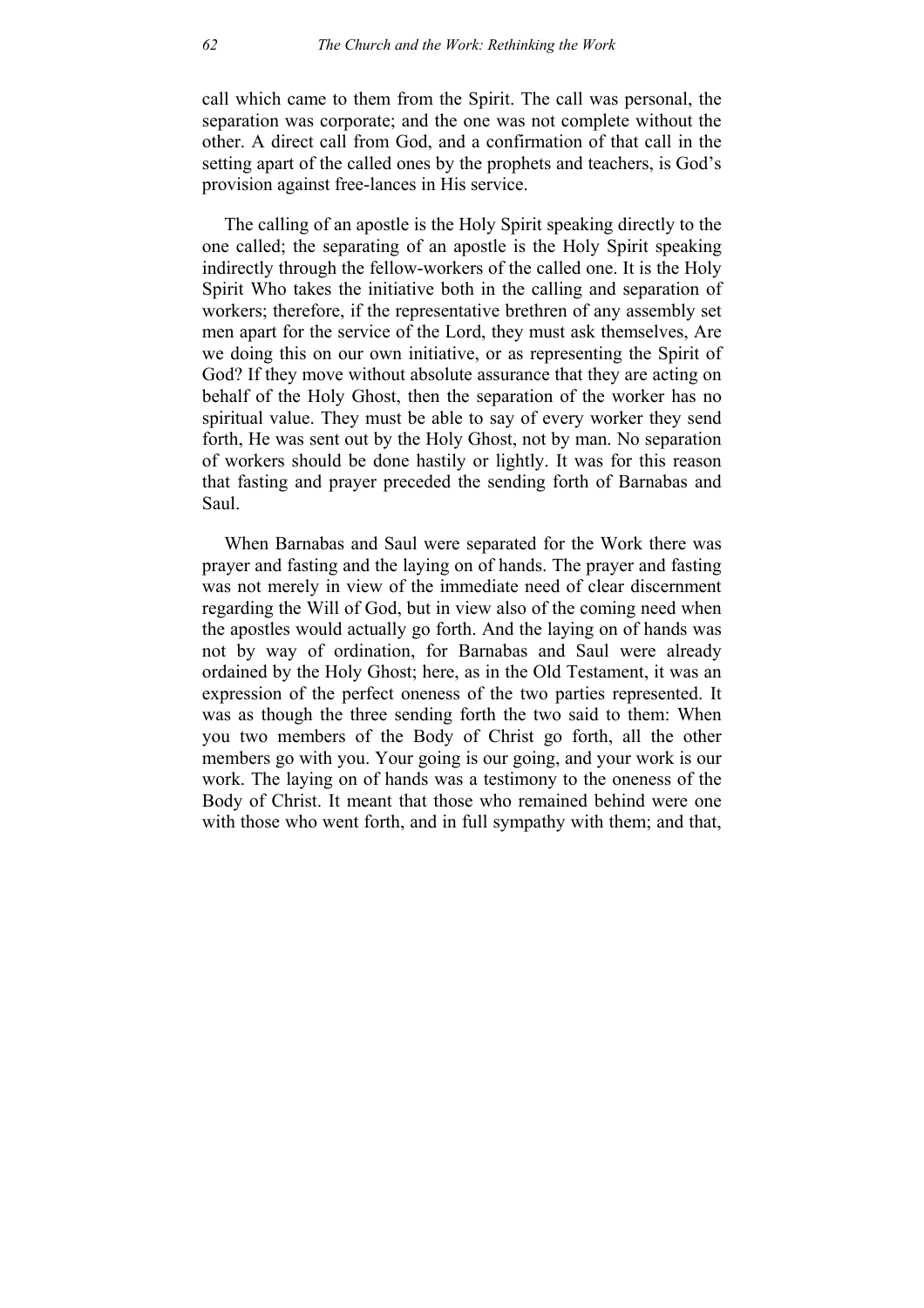call which came to them from the Spirit. The call was personal, the separation was corporate; and the one was not complete without the other. A direct call from God, and a confirmation of that call in the setting apart of the called ones by the prophets and teachers, is God's provision against free-lances in His service.

The calling of an apostle is the Holy Spirit speaking directly to the one called; the separating of an apostle is the Holy Spirit speaking indirectly through the fellow-workers of the called one. It is the Holy Spirit Who takes the initiative both in the calling and separation of workers; therefore, if the representative brethren of any assembly set men apart for the service of the Lord, they must ask themselves, Are we doing this on our own initiative, or as representing the Spirit of God? If they move without absolute assurance that they are acting on behalf of the Holy Ghost, then the separation of the worker has no spiritual value. They must be able to say of every worker they send forth, He was sent out by the Holy Ghost, not by man. No separation of workers should be done hastily or lightly. It was for this reason that fasting and prayer preceded the sending forth of Barnabas and Saul.

When Barnabas and Saul were separated for the Work there was prayer and fasting and the laying on of hands. The prayer and fasting was not merely in view of the immediate need of clear discernment regarding the Will of God, but in view also of the coming need when the apostles would actually go forth. And the laying on of hands was not by way of ordination, for Barnabas and Saul were already ordained by the Holy Ghost; here, as in the Old Testament, it was an expression of the perfect oneness of the two parties represented. It was as though the three sending forth the two said to them: When you two members of the Body of Christ go forth, all the other members go with you. Your going is our going, and your work is our work. The laying on of hands was a testimony to the oneness of the Body of Christ. It meant that those who remained behind were one with those who went forth, and in full sympathy with them; and that,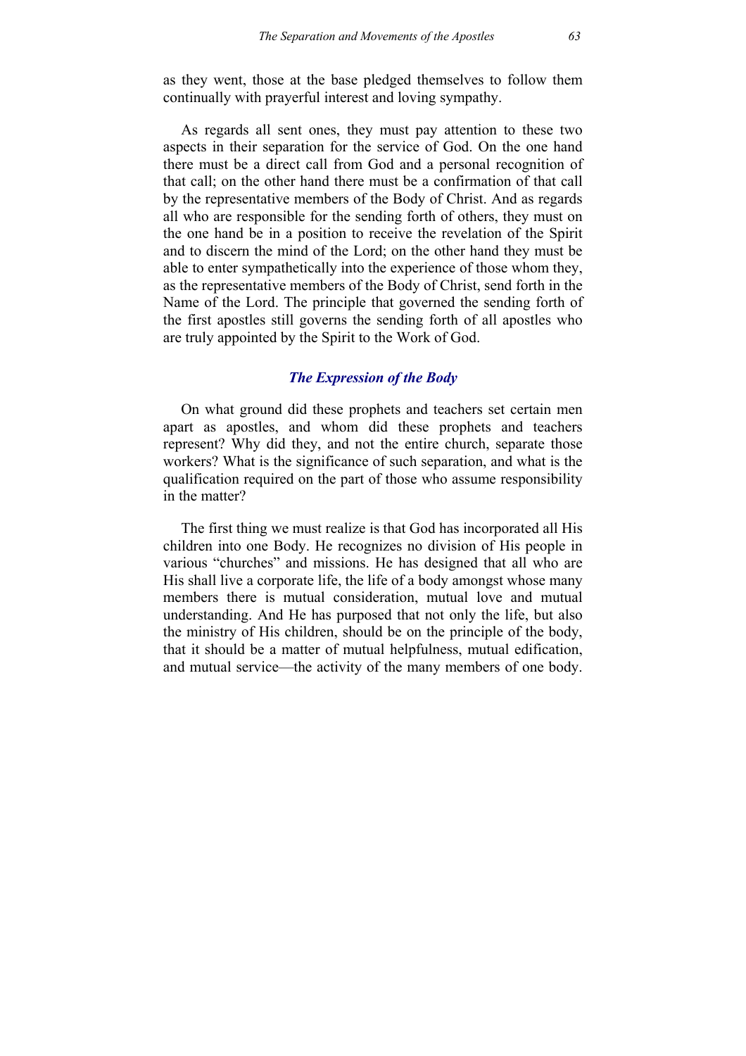as they went, those at the base pledged themselves to follow them continually with prayerful interest and loving sympathy.

As regards all sent ones, they must pay attention to these two aspects in their separation for the service of God. On the one hand there must be a direct call from God and a personal recognition of that call; on the other hand there must be a confirmation of that call by the representative members of the Body of Christ. And as regards all who are responsible for the sending forth of others, they must on the one hand be in a position to receive the revelation of the Spirit and to discern the mind of the Lord; on the other hand they must be able to enter sympathetically into the experience of those whom they, as the representative members of the Body of Christ, send forth in the Name of the Lord. The principle that governed the sending forth of the first apostles still governs the sending forth of all apostles who are truly appointed by the Spirit to the Work of God.

### *The Expression of the Body*

On what ground did these prophets and teachers set certain men apart as apostles, and whom did these prophets and teachers represent? Why did they, and not the entire church, separate those workers? What is the significance of such separation, and what is the qualification required on the part of those who assume responsibility in the matter?

The first thing we must realize is that God has incorporated all His children into one Body. He recognizes no division of His people in various "churches" and missions. He has designed that all who are His shall live a corporate life, the life of a body amongst whose many members there is mutual consideration, mutual love and mutual understanding. And He has purposed that not only the life, but also the ministry of His children, should be on the principle of the body, that it should be a matter of mutual helpfulness, mutual edification, and mutual service—the activity of the many members of one body.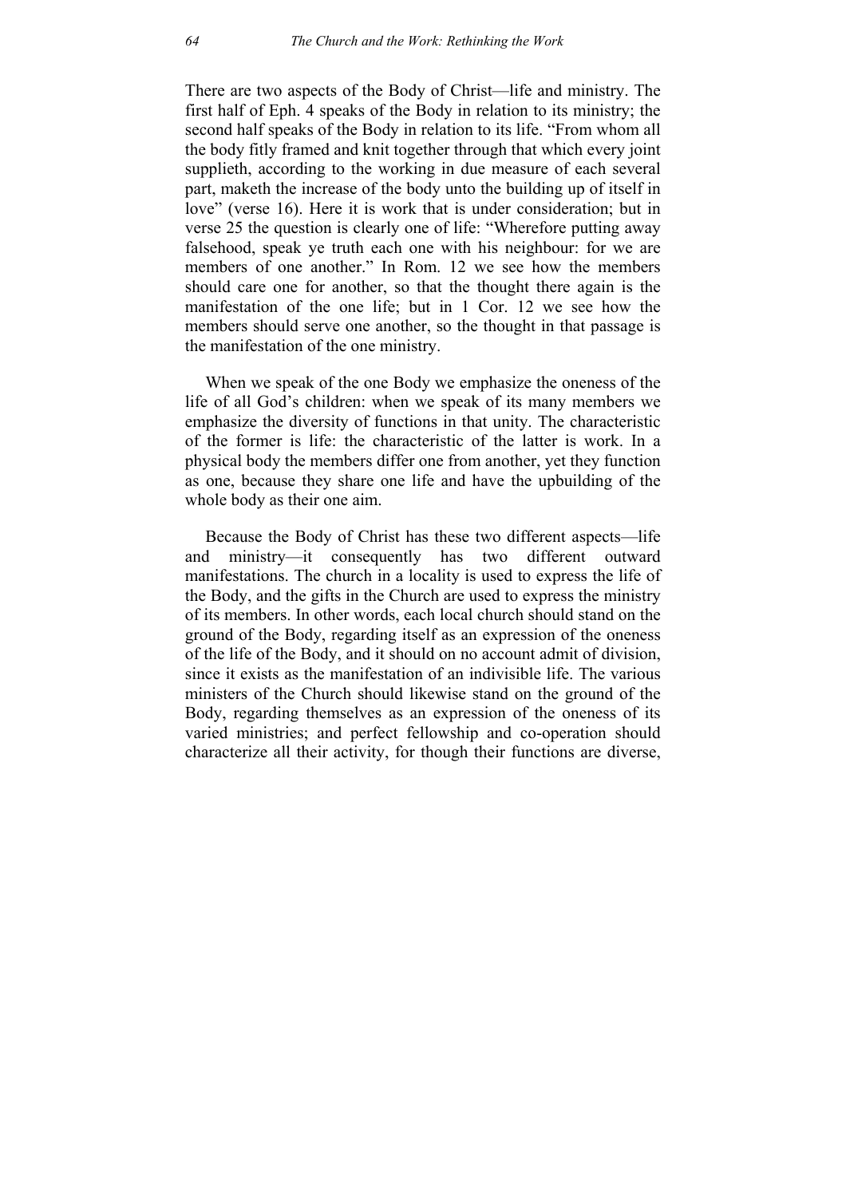There are two aspects of the Body of Christ—life and ministry. The first half of Eph. 4 speaks of the Body in relation to its ministry; the second half speaks of the Body in relation to its life. "From whom all the body fitly framed and knit together through that which every joint supplieth, according to the working in due measure of each several part, maketh the increase of the body unto the building up of itself in love" (verse 16). Here it is work that is under consideration; but in verse 25 the question is clearly one of life: "Wherefore putting away falsehood, speak ye truth each one with his neighbour: for we are members of one another." In Rom. 12 we see how the members should care one for another, so that the thought there again is the manifestation of the one life; but in 1 Cor. 12 we see how the members should serve one another, so the thought in that passage is the manifestation of the one ministry.

When we speak of the one Body we emphasize the oneness of the life of all God's children: when we speak of its many members we emphasize the diversity of functions in that unity. The characteristic of the former is life: the characteristic of the latter is work. In a physical body the members differ one from another, yet they function as one, because they share one life and have the upbuilding of the whole body as their one aim.

Because the Body of Christ has these two different aspects—life and ministry—it consequently has two different outward manifestations. The church in a locality is used to express the life of the Body, and the gifts in the Church are used to express the ministry of its members. In other words, each local church should stand on the ground of the Body, regarding itself as an expression of the oneness of the life of the Body, and it should on no account admit of division, since it exists as the manifestation of an indivisible life. The various ministers of the Church should likewise stand on the ground of the Body, regarding themselves as an expression of the oneness of its varied ministries; and perfect fellowship and co-operation should characterize all their activity, for though their functions are diverse,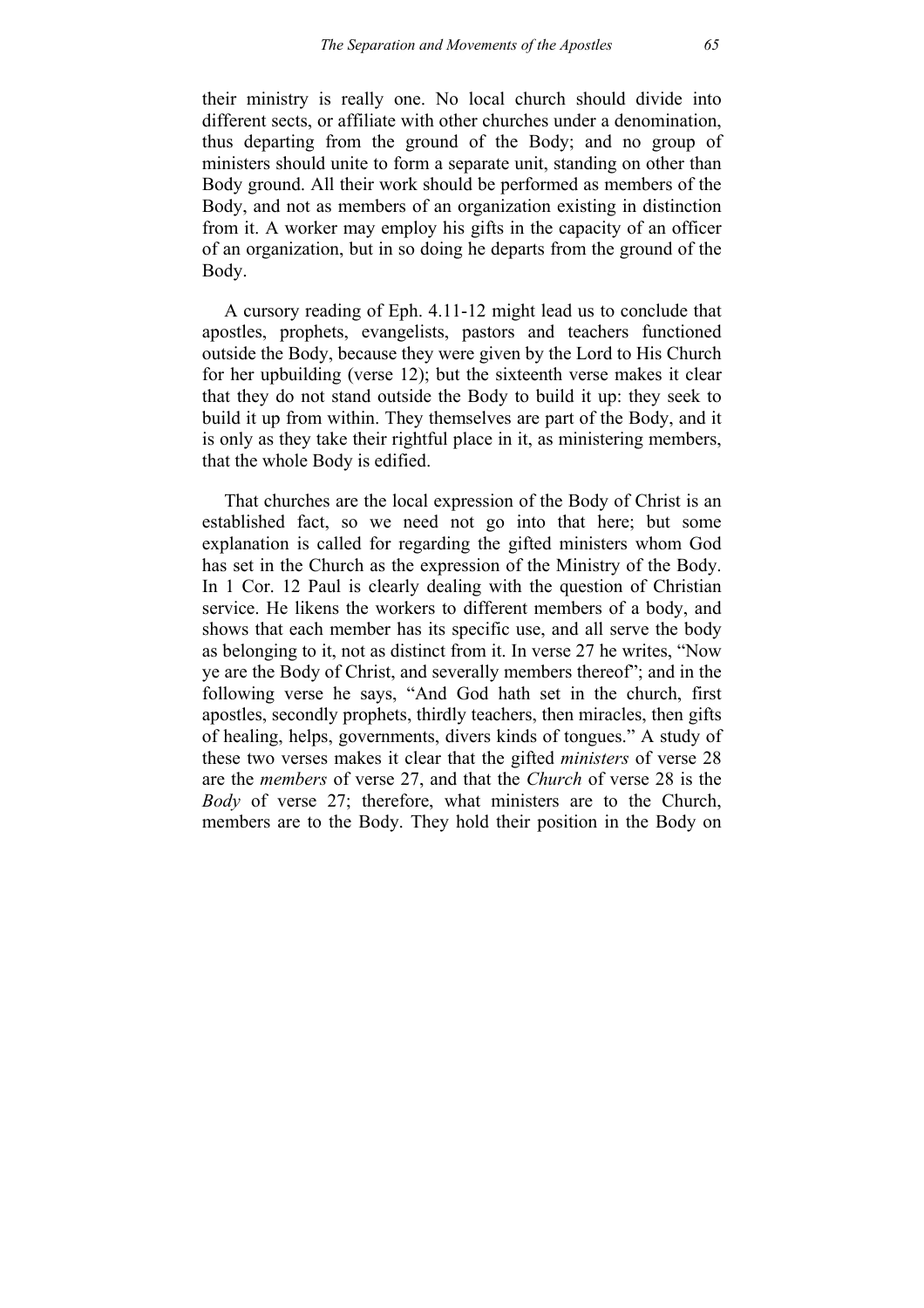their ministry is really one. No local church should divide into different sects, or affiliate with other churches under a denomination, thus departing from the ground of the Body; and no group of ministers should unite to form a separate unit, standing on other than Body ground. All their work should be performed as members of the Body, and not as members of an organization existing in distinction from it. A worker may employ his gifts in the capacity of an officer of an organization, but in so doing he departs from the ground of the Body.

A cursory reading of Eph. 4.11-12 might lead us to conclude that apostles, prophets, evangelists, pastors and teachers functioned outside the Body, because they were given by the Lord to His Church for her upbuilding (verse 12); but the sixteenth verse makes it clear that they do not stand outside the Body to build it up: they seek to build it up from within. They themselves are part of the Body, and it is only as they take their rightful place in it, as ministering members, that the whole Body is edified.

That churches are the local expression of the Body of Christ is an established fact, so we need not go into that here; but some explanation is called for regarding the gifted ministers whom God has set in the Church as the expression of the Ministry of the Body. In 1 Cor. 12 Paul is clearly dealing with the question of Christian service. He likens the workers to different members of a body, and shows that each member has its specific use, and all serve the body as belonging to it, not as distinct from it. In verse 27 he writes, "Now ye are the Body of Christ, and severally members thereof"; and in the following verse he says, "And God hath set in the church, first apostles, secondly prophets, thirdly teachers, then miracles, then gifts of healing, helps, governments, divers kinds of tongues." A study of these two verses makes it clear that the gifted *ministers* of verse 28 are the *members* of verse 27, and that the *Church* of verse 28 is the *Body* of verse 27; therefore, what ministers are to the Church, members are to the Body. They hold their position in the Body on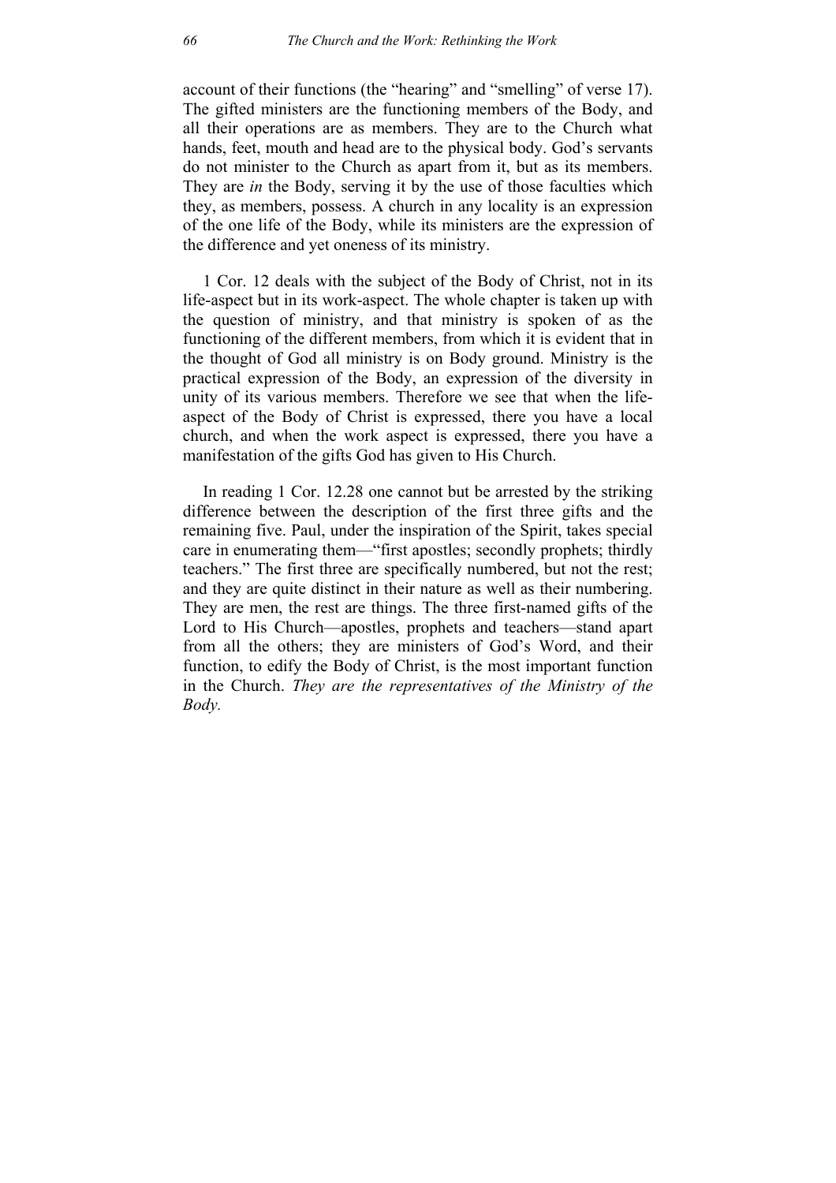account of their functions (the "hearing" and "smelling" of verse 17). The gifted ministers are the functioning members of the Body, and all their operations are as members. They are to the Church what hands, feet, mouth and head are to the physical body. God's servants do not minister to the Church as apart from it, but as its members. They are *in* the Body, serving it by the use of those faculties which they, as members, possess. A church in any locality is an expression of the one life of the Body, while its ministers are the expression of the difference and yet oneness of its ministry.

1 Cor. 12 deals with the subject of the Body of Christ, not in its life-aspect but in its work-aspect. The whole chapter is taken up with the question of ministry, and that ministry is spoken of as the functioning of the different members, from which it is evident that in the thought of God all ministry is on Body ground. Ministry is the practical expression of the Body, an expression of the diversity in unity of its various members. Therefore we see that when the life-aspect of the Body of Christ is expressed, there you have a local church, and when the work aspect is expressed, there you have a manifestation of the gifts God has given to His Church.

In reading 1 Cor. 12.28 one cannot but be arrested by the striking difference between the description of the first three gifts and the remaining five. Paul, under the inspiration of the Spirit, takes special care in enumerating them—"first apostles; secondly prophets; thirdly teachers." The first three are specifically numbered, but not the rest; and they are quite distinct in their nature as well as their numbering. They are men, the rest are things. The three first-named gifts of the Lord to His Church—apostles, prophets and teachers—stand apart from all the others; they are ministers of God's Word, and their function, to edify the Body of Christ, is the most important function in the Church. *They are the representatives of the Ministry of the Body.*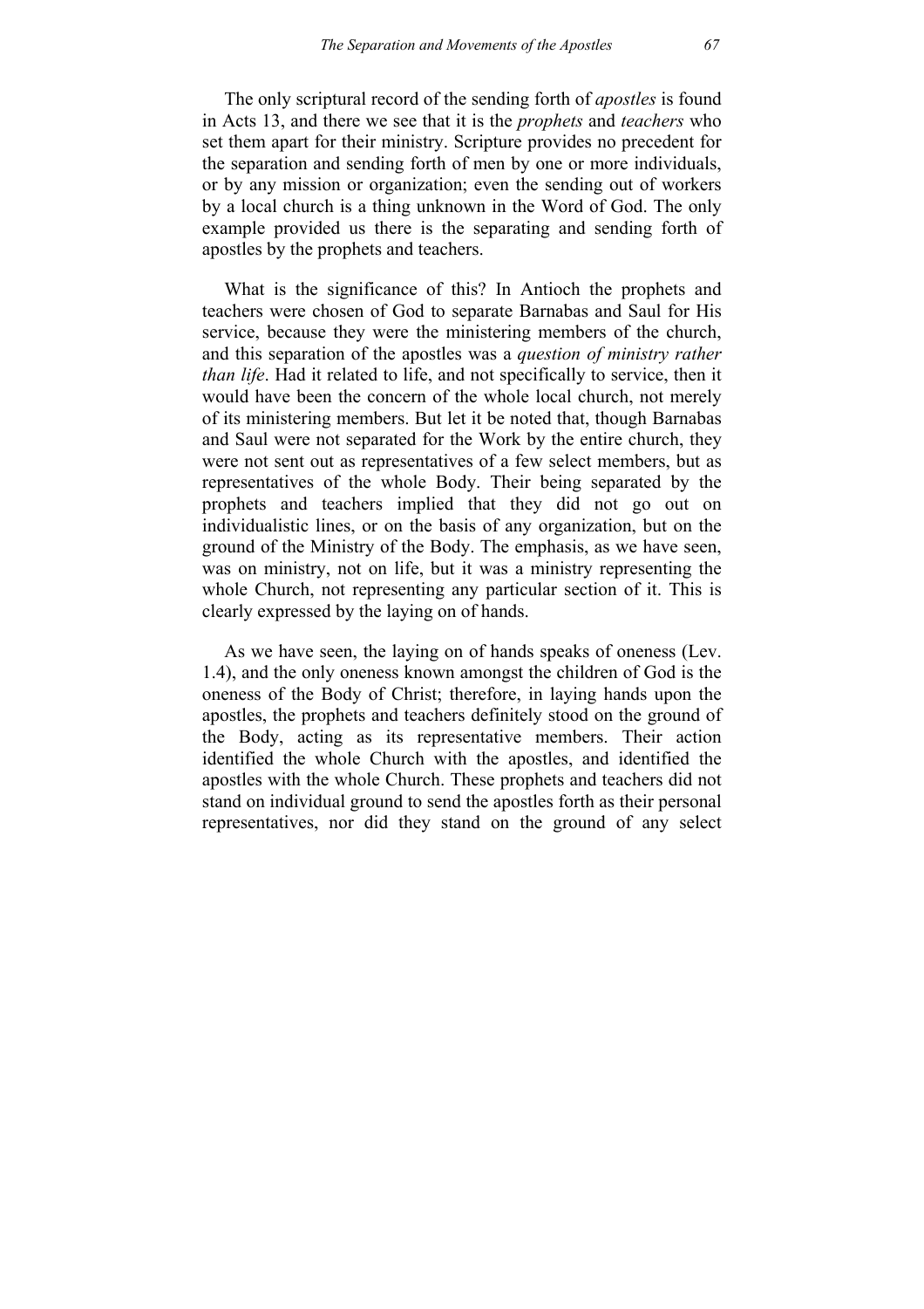The only scriptural record of the sending forth of *apostles* is found in Acts 13, and there we see that it is the *prophets* and *teachers* who set them apart for their ministry. Scripture provides no precedent for the separation and sending forth of men by one or more individuals, or by any mission or organization; even the sending out of workers by a local church is a thing unknown in the Word of God. The only example provided us there is the separating and sending forth of apostles by the prophets and teachers.

What is the significance of this? In Antioch the prophets and teachers were chosen of God to separate Barnabas and Saul for His service, because they were the ministering members of the church, and this separation of the apostles was a *question of ministry rather than life*. Had it related to life, and not specifically to service, then it would have been the concern of the whole local church, not merely of its ministering members. But let it be noted that, though Barnabas and Saul were not separated for the Work by the entire church, they were not sent out as representatives of a few select members, but as representatives of the whole Body. Their being separated by the prophets and teachers implied that they did not go out on individualistic lines, or on the basis of any organization, but on the ground of the Ministry of the Body. The emphasis, as we have seen, was on ministry, not on life, but it was a ministry representing the whole Church, not representing any particular section of it. This is clearly expressed by the laying on of hands.

As we have seen, the laying on of hands speaks of oneness (Lev. 1.4), and the only oneness known amongst the children of God is the oneness of the Body of Christ; therefore, in laying hands upon the apostles, the prophets and teachers definitely stood on the ground of the Body, acting as its representative members. Their action identified the whole Church with the apostles, and identified the apostles with the whole Church. These prophets and teachers did not stand on individual ground to send the apostles forth as their personal representatives, nor did they stand on the ground of any select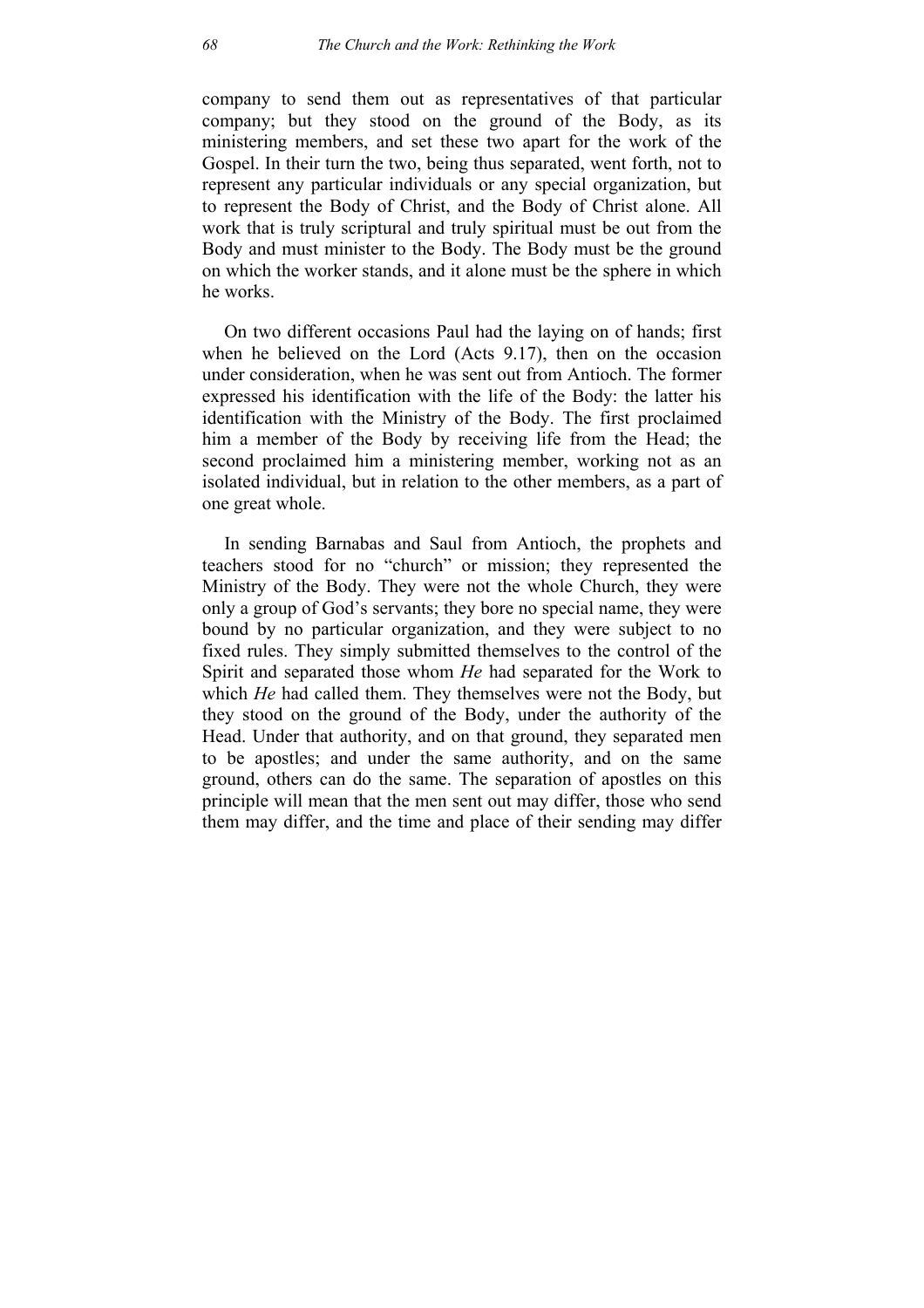company to send them out as representatives of that particular company; but they stood on the ground of the Body, as its ministering members, and set these two apart for the work of the Gospel. In their turn the two, being thus separated, went forth, not to represent any particular individuals or any special organization, but to represent the Body of Christ, and the Body of Christ alone. All work that is truly scriptural and truly spiritual must be out from the Body and must minister to the Body. The Body must be the ground on which the worker stands, and it alone must be the sphere in which he works.

On two different occasions Paul had the laying on of hands; first when he believed on the Lord (Acts 9.17), then on the occasion under consideration, when he was sent out from Antioch. The former expressed his identification with the life of the Body: the latter his identification with the Ministry of the Body. The first proclaimed him a member of the Body by receiving life from the Head; the second proclaimed him a ministering member, working not as an isolated individual, but in relation to the other members, as a part of one great whole.

In sending Barnabas and Saul from Antioch, the prophets and teachers stood for no "church" or mission; they represented the Ministry of the Body. They were not the whole Church, they were only a group of God's servants; they bore no special name, they were bound by no particular organization, and they were subject to no fixed rules. They simply submitted themselves to the control of the Spirit and separated those whom *He* had separated for the Work to which *He* had called them. They themselves were not the Body, but they stood on the ground of the Body, under the authority of the Head. Under that authority, and on that ground, they separated men to be apostles; and under the same authority, and on the same ground, others can do the same. The separation of apostles on this principle will mean that the men sent out may differ, those who send them may differ, and the time and place of their sending may differ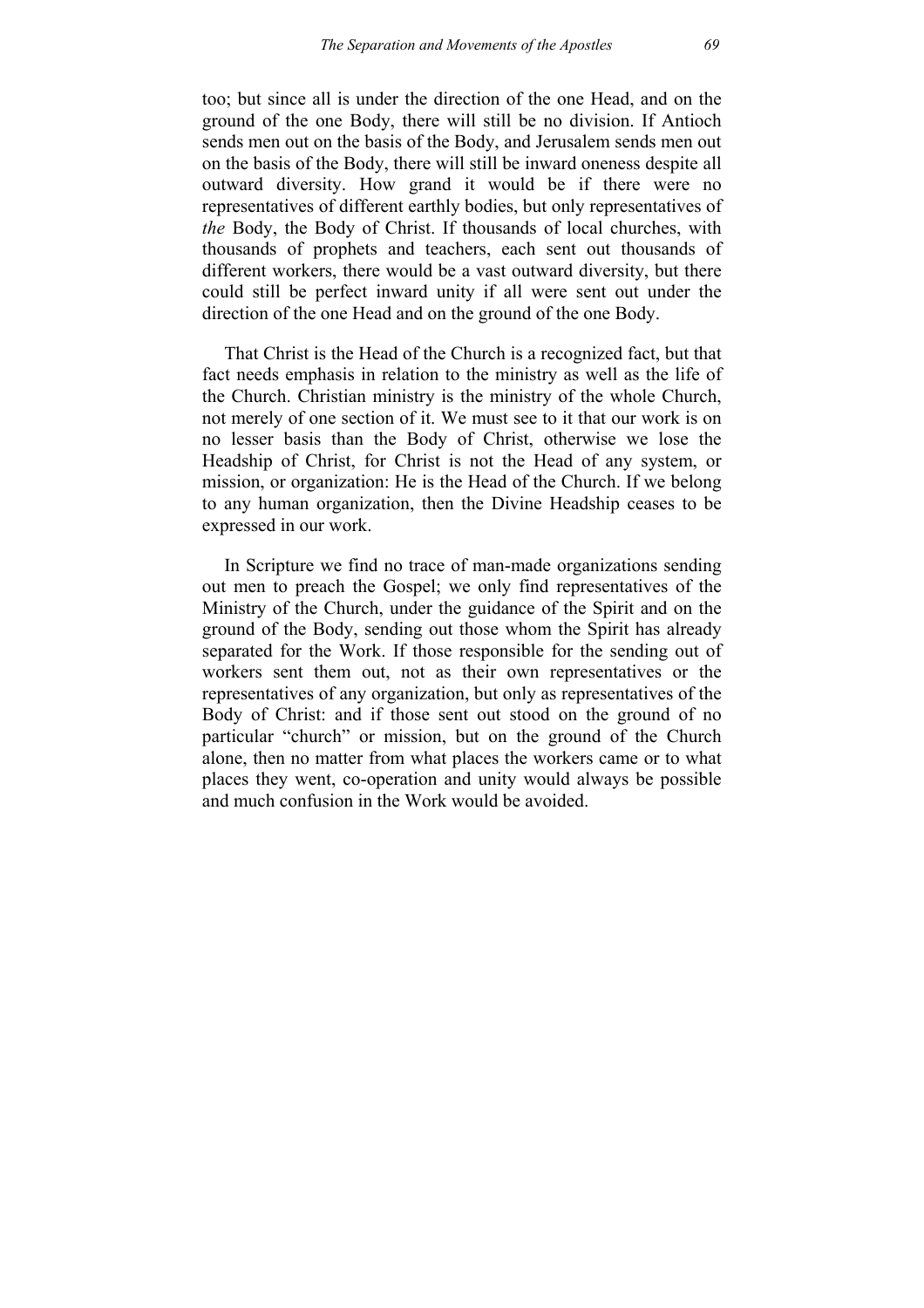too; but since all is under the direction of the one Head, and on the ground of the one Body, there will still be no division. If Antioch sends men out on the basis of the Body, and Jerusalem sends men out on the basis of the Body, there will still be inward oneness despite all outward diversity. How grand it would be if there were no representatives of different earthly bodies, but only representatives of *the* Body, the Body of Christ. If thousands of local churches, with thousands of prophets and teachers, each sent out thousands of different workers, there would be a vast outward diversity, but there could still be perfect inward unity if all were sent out under the direction of the one Head and on the ground of the one Body.

That Christ is the Head of the Church is a recognized fact, but that fact needs emphasis in relation to the ministry as well as the life of the Church. Christian ministry is the ministry of the whole Church, not merely of one section of it. We must see to it that our work is on no lesser basis than the Body of Christ, otherwise we lose the Headship of Christ, for Christ is not the Head of any system, or mission, or organization: He is the Head of the Church. If we belong to any human organization, then the Divine Headship ceases to be expressed in our work.

In Scripture we find no trace of man-made organizations sending out men to preach the Gospel; we only find representatives of the Ministry of the Church, under the guidance of the Spirit and on the ground of the Body, sending out those whom the Spirit has already separated for the Work. If those responsible for the sending out of workers sent them out, not as their own representatives or the representatives of any organization, but only as representatives of the Body of Christ: and if those sent out stood on the ground of no particular "church" or mission, but on the ground of the Church alone, then no matter from what places the workers came or to what places they went, co-operation and unity would always be possible and much confusion in the Work would be avoided.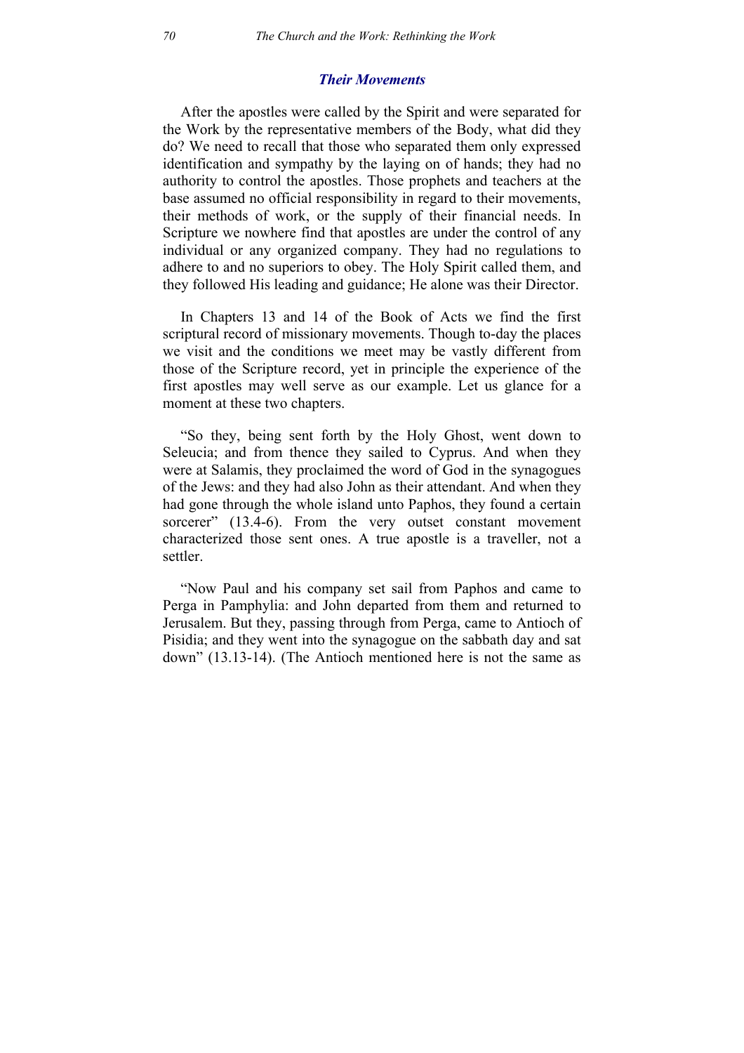### *Their Movements*

After the apostles were called by the Spirit and were separated for the Work by the representative members of the Body, what did they do? We need to recall that those who separated them only expressed identification and sympathy by the laying on of hands; they had no authority to control the apostles. Those prophets and teachers at the base assumed no official responsibility in regard to their movements, their methods of work, or the supply of their financial needs. In Scripture we nowhere find that apostles are under the control of any individual or any organized company. They had no regulations to adhere to and no superiors to obey. The Holy Spirit called them, and they followed His leading and guidance; He alone was their Director.

In Chapters 13 and 14 of the Book of Acts we find the first scriptural record of missionary movements. Though to-day the places we visit and the conditions we meet may be vastly different from those of the Scripture record, yet in principle the experience of the first apostles may well serve as our example. Let us glance for a moment at these two chapters.

"So they, being sent forth by the Holy Ghost, went down to Seleucia; and from thence they sailed to Cyprus. And when they were at Salamis, they proclaimed the word of God in the synagogues of the Jews: and they had also John as their attendant. And when they had gone through the whole island unto Paphos, they found a certain sorcerer" (13.4-6). From the very outset constant movement characterized those sent ones. A true apostle is a traveller, not a settler.

"Now Paul and his company set sail from Paphos and came to Perga in Pamphylia: and John departed from them and returned to Jerusalem. But they, passing through from Perga, came to Antioch of Pisidia; and they went into the synagogue on the sabbath day and sat down" (13.13-14). (The Antioch mentioned here is not the same as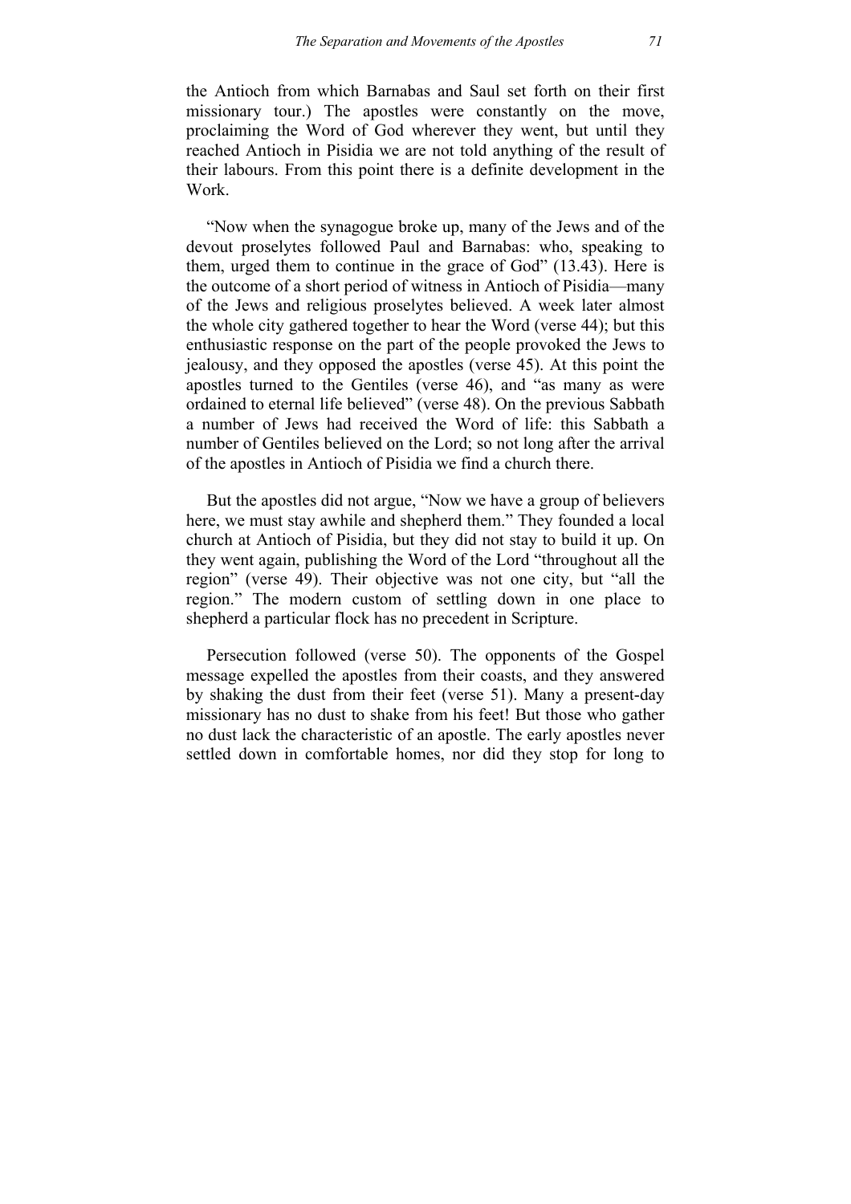the Antioch from which Barnabas and Saul set forth on their first missionary tour.) The apostles were constantly on the move, proclaiming the Word of God wherever they went, but until they reached Antioch in Pisidia we are not told anything of the result of their labours. From this point there is a definite development in the Work.

"Now when the synagogue broke up, many of the Jews and of the devout proselytes followed Paul and Barnabas: who, speaking to them, urged them to continue in the grace of God" (13.43). Here is the outcome of a short period of witness in Antioch of Pisidia—many of the Jews and religious proselytes believed. A week later almost the whole city gathered together to hear the Word (verse 44); but this enthusiastic response on the part of the people provoked the Jews to jealousy, and they opposed the apostles (verse 45). At this point the apostles turned to the Gentiles (verse 46), and "as many as were ordained to eternal life believed" (verse 48). On the previous Sabbath a number of Jews had received the Word of life: this Sabbath a number of Gentiles believed on the Lord; so not long after the arrival of the apostles in Antioch of Pisidia we find a church there.

But the apostles did not argue, "Now we have a group of believers here, we must stay awhile and shepherd them." They founded a local church at Antioch of Pisidia, but they did not stay to build it up. On they went again, publishing the Word of the Lord "throughout all the region" (verse 49). Their objective was not one city, but "all the region." The modern custom of settling down in one place to shepherd a particular flock has no precedent in Scripture.

Persecution followed (verse 50). The opponents of the Gospel message expelled the apostles from their coasts, and they answered by shaking the dust from their feet (verse 51). Many a present-day missionary has no dust to shake from his feet! But those who gather no dust lack the characteristic of an apostle. The early apostles never settled down in comfortable homes, nor did they stop for long to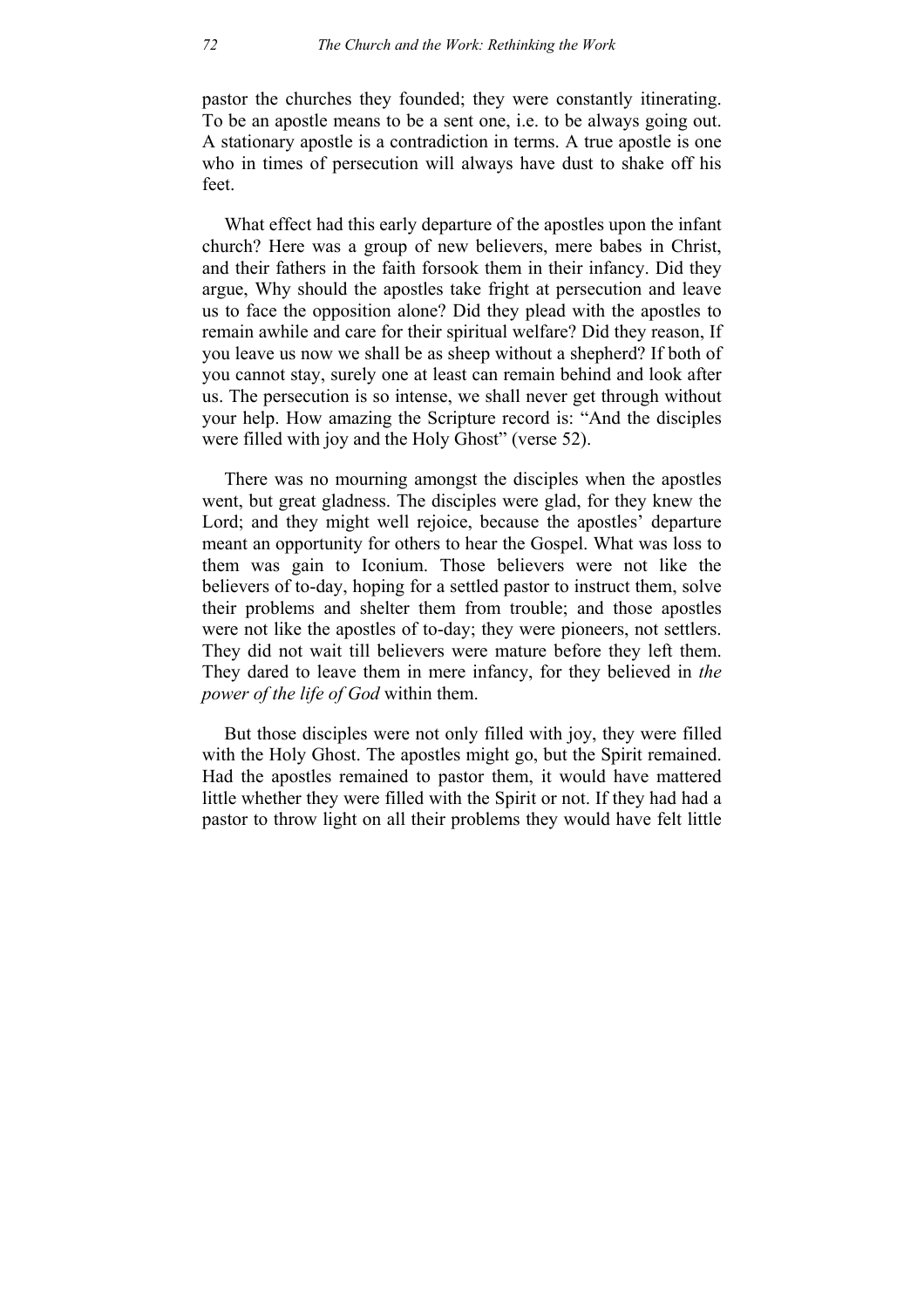pastor the churches they founded; they were constantly itinerating. To be an apostle means to be a sent one, i.e. to be always going out. A stationary apostle is a contradiction in terms. A true apostle is one who in times of persecution will always have dust to shake off his feet.

What effect had this early departure of the apostles upon the infant church? Here was a group of new believers, mere babes in Christ, and their fathers in the faith forsook them in their infancy. Did they argue, Why should the apostles take fright at persecution and leave us to face the opposition alone? Did they plead with the apostles to remain awhile and care for their spiritual welfare? Did they reason, If you leave us now we shall be as sheep without a shepherd? If both of you cannot stay, surely one at least can remain behind and look after us. The persecution is so intense, we shall never get through without your help. How amazing the Scripture record is: "And the disciples were filled with joy and the Holy Ghost" (verse 52).

There was no mourning amongst the disciples when the apostles went, but great gladness. The disciples were glad, for they knew the Lord; and they might well rejoice, because the apostles' departure meant an opportunity for others to hear the Gospel. What was loss to them was gain to Iconium. Those believers were not like the believers of to-day, hoping for a settled pastor to instruct them, solve their problems and shelter them from trouble; and those apostles were not like the apostles of to-day; they were pioneers, not settlers. They did not wait till believers were mature before they left them. They dared to leave them in mere infancy, for they believed in *the power of the life of God* within them.

But those disciples were not only filled with joy, they were filled with the Holy Ghost. The apostles might go, but the Spirit remained. Had the apostles remained to pastor them, it would have mattered little whether they were filled with the Spirit or not. If they had had a pastor to throw light on all their problems they would have felt little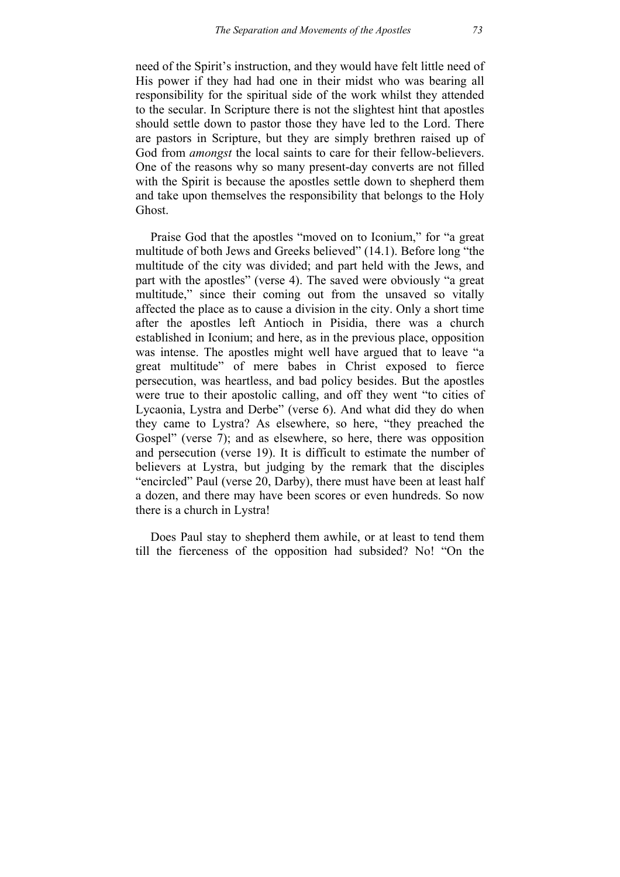need of the Spirit's instruction, and they would have felt little need of His power if they had had one in their midst who was bearing all responsibility for the spiritual side of the work whilst they attended to the secular. In Scripture there is not the slightest hint that apostles should settle down to pastor those they have led to the Lord. There are pastors in Scripture, but they are simply brethren raised up of God from *amongst* the local saints to care for their fellow-believers. One of the reasons why so many present-day converts are not filled with the Spirit is because the apostles settle down to shepherd them and take upon themselves the responsibility that belongs to the Holy Ghost.

Praise God that the apostles "moved on to Iconium," for "a great multitude of both Jews and Greeks believed" (14.1). Before long "the multitude of the city was divided; and part held with the Jews, and part with the apostles" (verse 4). The saved were obviously "a great multitude," since their coming out from the unsaved so vitally affected the place as to cause a division in the city. Only a short time after the apostles left Antioch in Pisidia, there was a church established in Iconium; and here, as in the previous place, opposition was intense. The apostles might well have argued that to leave "a great multitude" of mere babes in Christ exposed to fierce persecution, was heartless, and bad policy besides. But the apostles were true to their apostolic calling, and off they went "to cities of Lycaonia, Lystra and Derbe" (verse 6). And what did they do when they came to Lystra? As elsewhere, so here, "they preached the Gospel" (verse 7); and as elsewhere, so here, there was opposition and persecution (verse 19). It is difficult to estimate the number of believers at Lystra, but judging by the remark that the disciples "encircled" Paul (verse 20, Darby), there must have been at least half a dozen, and there may have been scores or even hundreds. So now there is a church in Lystra!

Does Paul stay to shepherd them awhile, or at least to tend them till the fierceness of the opposition had subsided? No! "On the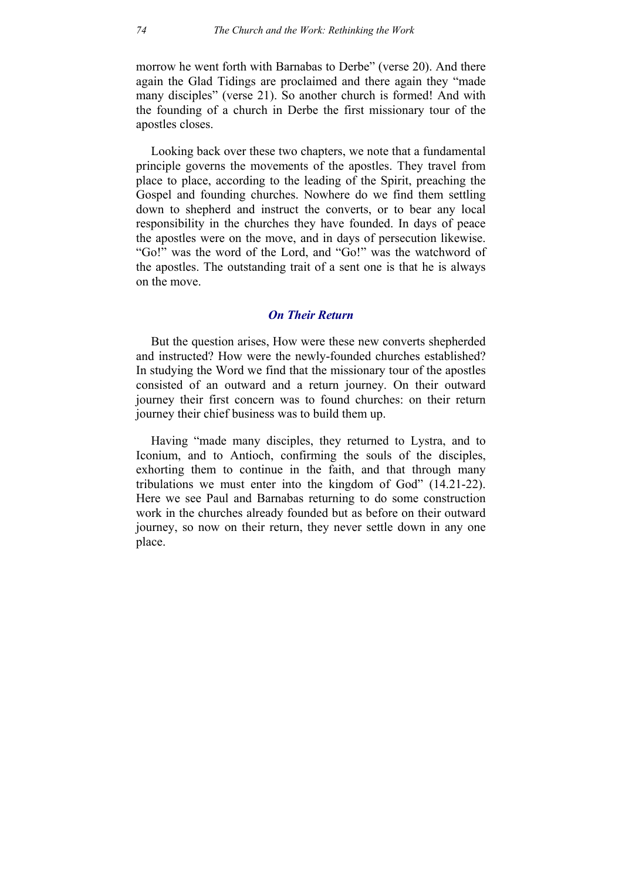morrow he went forth with Barnabas to Derbe" (verse 20). And there again the Glad Tidings are proclaimed and there again they "made many disciples" (verse 21). So another church is formed! And with the founding of a church in Derbe the first missionary tour of the apostles closes.

Looking back over these two chapters, we note that a fundamental principle governs the movements of the apostles. They travel from place to place, according to the leading of the Spirit, preaching the Gospel and founding churches. Nowhere do we find them settling down to shepherd and instruct the converts, or to bear any local responsibility in the churches they have founded. In days of peace the apostles were on the move, and in days of persecution likewise. "Go!" was the word of the Lord, and "Go!" was the watchword of the apostles. The outstanding trait of a sent one is that he is always on the move.

### *On Their Return*

But the question arises, How were these new converts shepherded and instructed? How were the newly-founded churches established? In studying the Word we find that the missionary tour of the apostles consisted of an outward and a return journey. On their outward journey their first concern was to found churches: on their return journey their chief business was to build them up.

Having "made many disciples, they returned to Lystra, and to Iconium, and to Antioch, confirming the souls of the disciples, exhorting them to continue in the faith, and that through many tribulations we must enter into the kingdom of God" (14.21-22). Here we see Paul and Barnabas returning to do some construction work in the churches already founded but as before on their outward journey, so now on their return, they never settle down in any one place.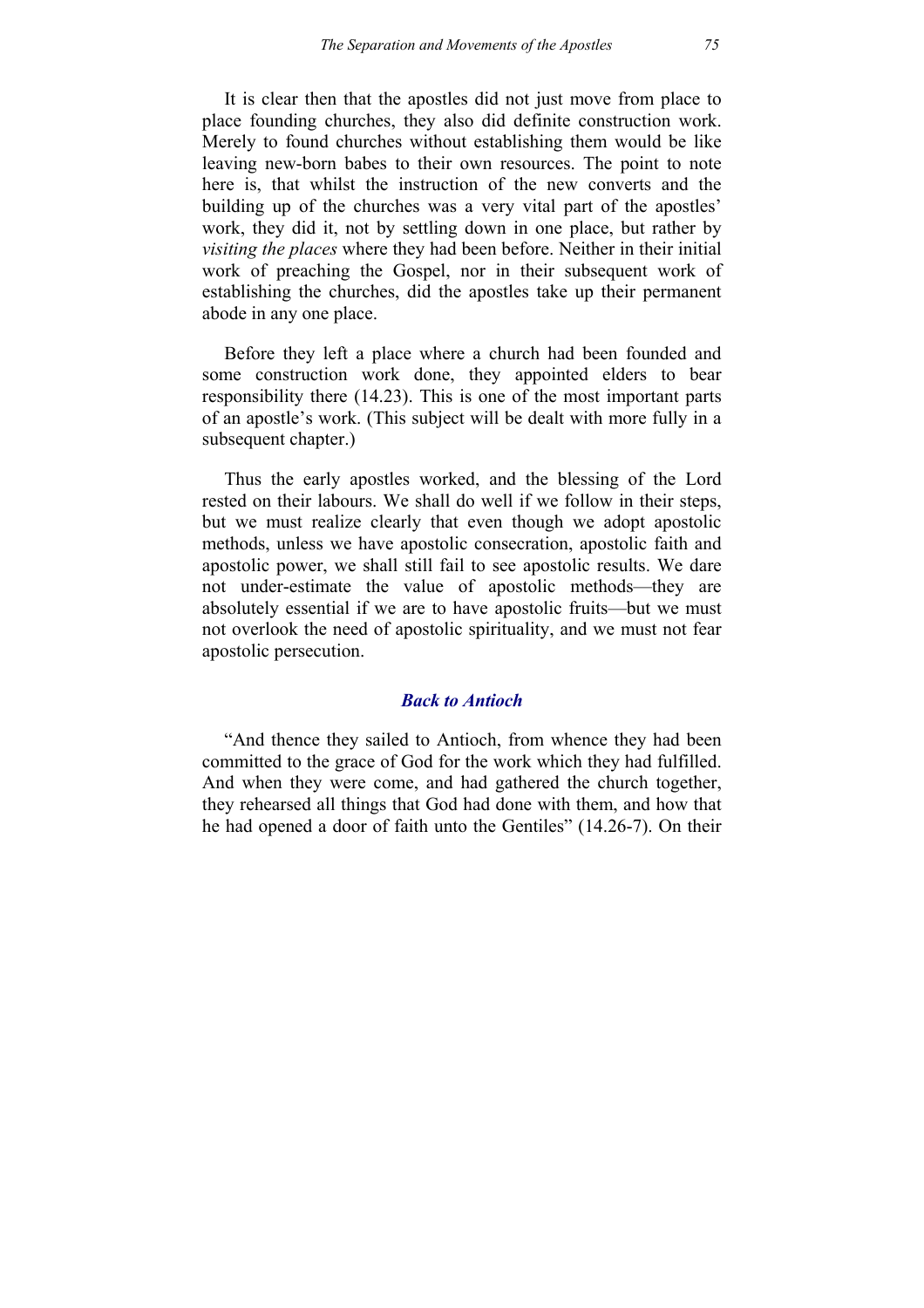It is clear then that the apostles did not just move from place to place founding churches, they also did definite construction work. Merely to found churches without establishing them would be like leaving new-born babes to their own resources. The point to note here is, that whilst the instruction of the new converts and the building up of the churches was a very vital part of the apostles' work, they did it, not by settling down in one place, but rather by *visiting the places* where they had been before. Neither in their initial work of preaching the Gospel, nor in their subsequent work of establishing the churches, did the apostles take up their permanent abode in any one place.

Before they left a place where a church had been founded and some construction work done, they appointed elders to bear responsibility there (14.23). This is one of the most important parts of an apostle's work. (This subject will be dealt with more fully in a subsequent chapter.)

Thus the early apostles worked, and the blessing of the Lord rested on their labours. We shall do well if we follow in their steps, but we must realize clearly that even though we adopt apostolic methods, unless we have apostolic consecration, apostolic faith and apostolic power, we shall still fail to see apostolic results. We dare not under-estimate the value of apostolic methods—they are absolutely essential if we are to have apostolic fruits—but we must not overlook the need of apostolic spirituality, and we must not fear apostolic persecution.

### *Back to Antioch*

"And thence they sailed to Antioch, from whence they had been committed to the grace of God for the work which they had fulfilled. And when they were come, and had gathered the church together, they rehearsed all things that God had done with them, and how that he had opened a door of faith unto the Gentiles" (14.26-7). On their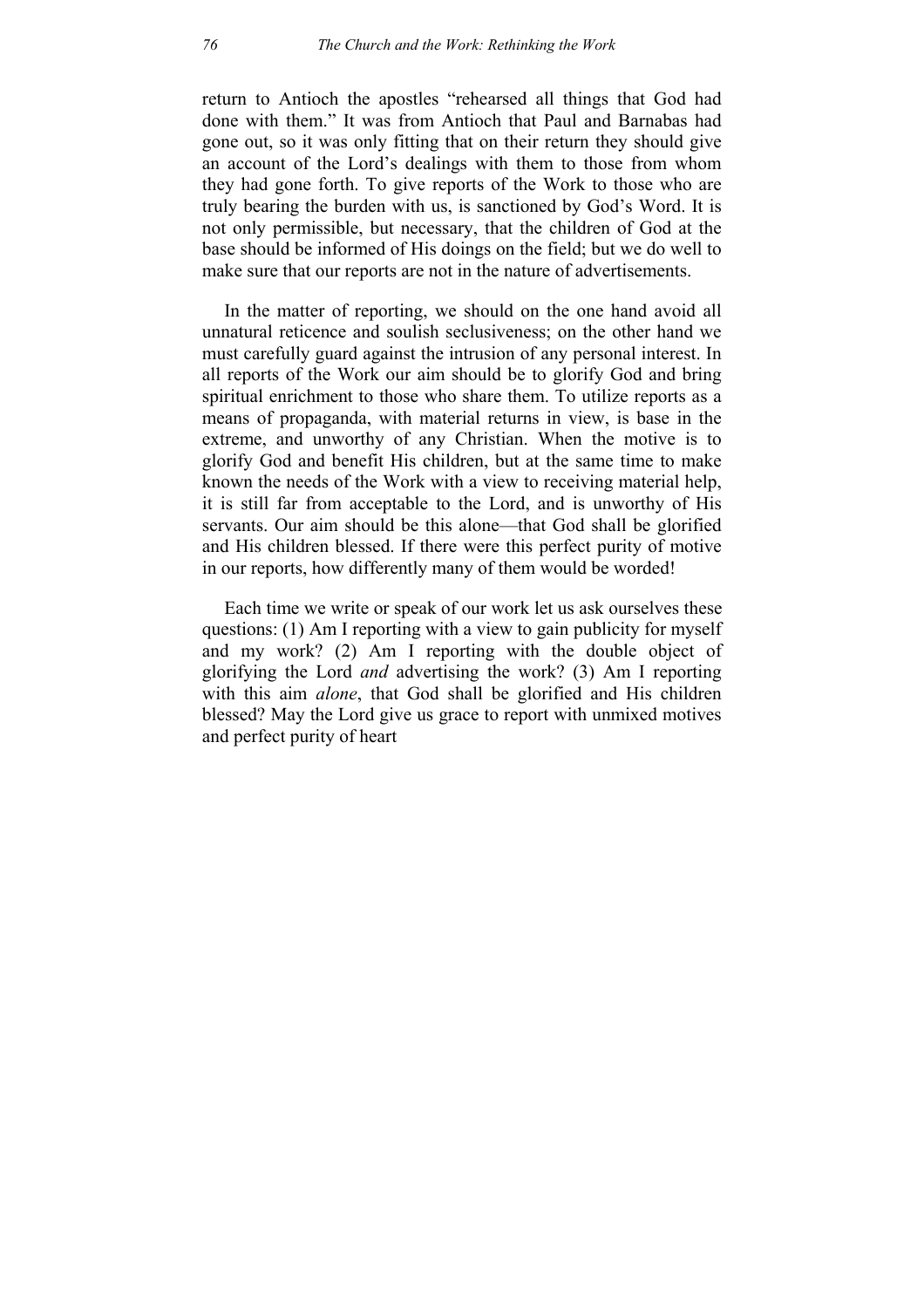return to Antioch the apostles "rehearsed all things that God had done with them." It was from Antioch that Paul and Barnabas had gone out, so it was only fitting that on their return they should give an account of the Lord's dealings with them to those from whom they had gone forth. To give reports of the Work to those who are truly bearing the burden with us, is sanctioned by God's Word. It is not only permissible, but necessary, that the children of God at the base should be informed of His doings on the field; but we do well to make sure that our reports are not in the nature of advertisements.

In the matter of reporting, we should on the one hand avoid all unnatural reticence and soulish seclusiveness; on the other hand we must carefully guard against the intrusion of any personal interest. In all reports of the Work our aim should be to glorify God and bring spiritual enrichment to those who share them. To utilize reports as a means of propaganda, with material returns in view, is base in the extreme, and unworthy of any Christian. When the motive is to glorify God and benefit His children, but at the same time to make known the needs of the Work with a view to receiving material help, it is still far from acceptable to the Lord, and is unworthy of His servants. Our aim should be this alone—that God shall be glorified and His children blessed. If there were this perfect purity of motive in our reports, how differently many of them would be worded!

Each time we write or speak of our work let us ask ourselves these questions: (1) Am I reporting with a view to gain publicity for myself and my work? (2) Am I reporting with the double object of glorifying the Lord *and* advertising the work? (3) Am I reporting with this aim *alone*, that God shall be glorified and His children blessed? May the Lord give us grace to report with unmixed motives and perfect purity of heart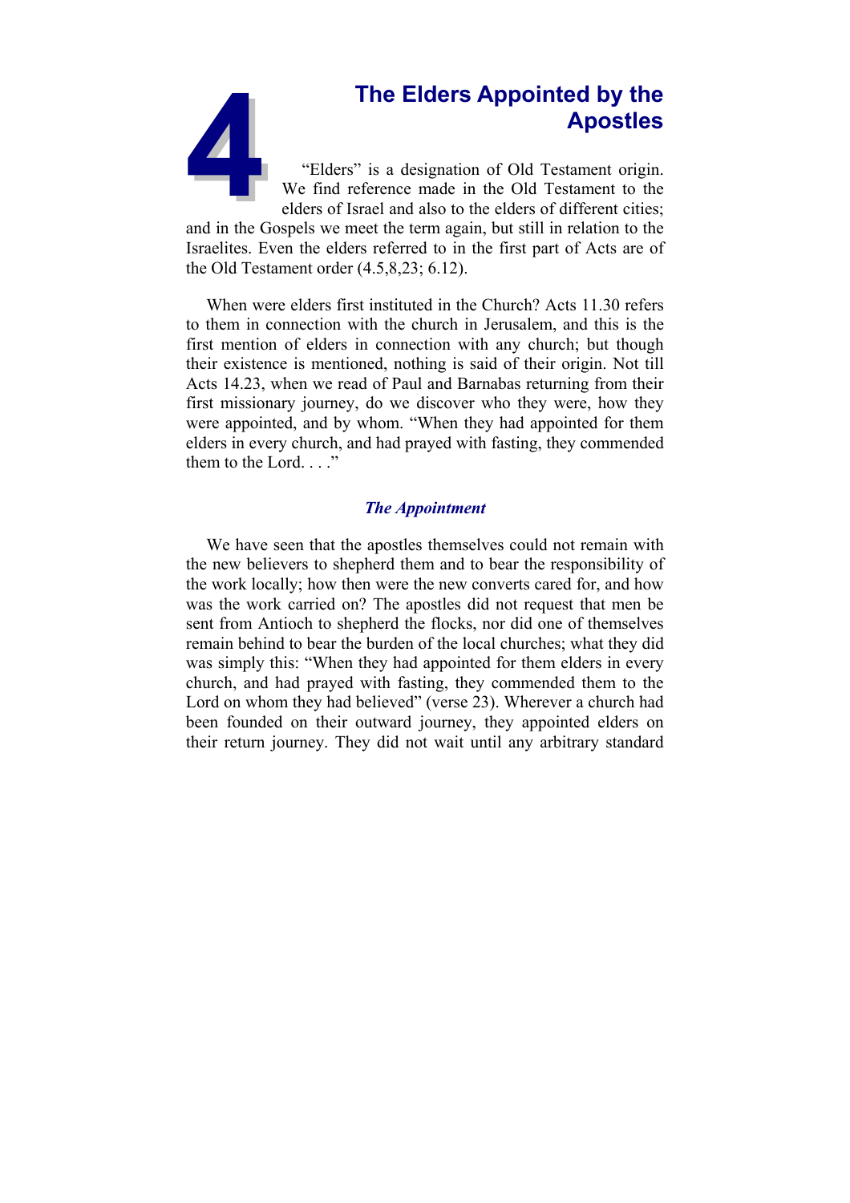# 4 The Elders Appointed by the Apostles

"Elders" is a designation of Old Testament origin. We find reference made in the Old Testament to the elders of Israel and also to the elders of different cities; and in the Gospels we meet the term again, but still in relation to the Israelites. Even the elders referred to in the first part of Acts are of the Old Testament order (4.5,8,23; 6.12).

When were elders first instituted in the Church? Acts 11.30 refers to them in connection with the church in Jerusalem, and this is the first mention of elders in connection with any church; but though their existence is mentioned, nothing is said of their origin. Not till Acts 14.23, when we read of Paul and Barnabas returning from their first missionary journey, do we discover who they were, how they were appointed, and by whom. "When they had appointed for them elders in every church, and had prayed with fasting, they commended them to the Lord. . . ."

### *The Appointment*

We have seen that the apostles themselves could not remain with the new believers to shepherd them and to bear the responsibility of the work locally; how then were the new converts cared for, and how was the work carried on? The apostles did not request that men be sent from Antioch to shepherd the flocks, nor did one of themselves remain behind to bear the burden of the local churches; what they did was simply this: "When they had appointed for them elders in every church, and had prayed with fasting, they commended them to the Lord on whom they had believed" (verse 23). Wherever a church had been founded on their outward journey, they appointed elders on their return journey. They did not wait until any arbitrary standard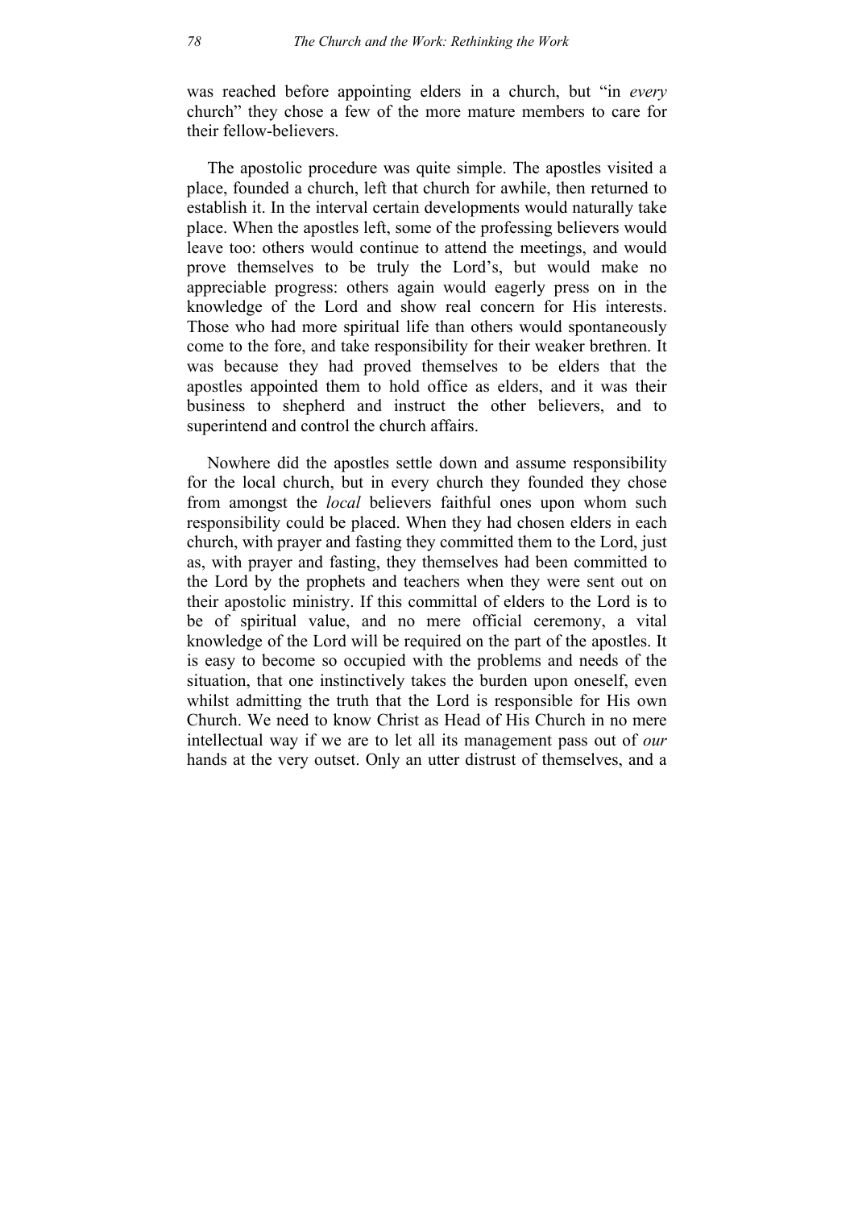was reached before appointing elders in a church, but "in *every* church" they chose a few of the more mature members to care for their fellow-believers.

The apostolic procedure was quite simple. The apostles visited a place, founded a church, left that church for awhile, then returned to establish it. In the interval certain developments would naturally take place. When the apostles left, some of the professing believers would leave too: others would continue to attend the meetings, and would prove themselves to be truly the Lord's, but would make no appreciable progress: others again would eagerly press on in the knowledge of the Lord and show real concern for His interests. Those who had more spiritual life than others would spontaneously come to the fore, and take responsibility for their weaker brethren. It was because they had proved themselves to be elders that the apostles appointed them to hold office as elders, and it was their business to shepherd and instruct the other believers, and to superintend and control the church affairs.

Nowhere did the apostles settle down and assume responsibility for the local church, but in every church they founded they chose from amongst the *local* believers faithful ones upon whom such responsibility could be placed. When they had chosen elders in each church, with prayer and fasting they committed them to the Lord, just as, with prayer and fasting, they themselves had been committed to the Lord by the prophets and teachers when they were sent out on their apostolic ministry. If this committal of elders to the Lord is to be of spiritual value, and no mere official ceremony, a vital knowledge of the Lord will be required on the part of the apostles. It is easy to become so occupied with the problems and needs of the situation, that one instinctively takes the burden upon oneself, even whilst admitting the truth that the Lord is responsible for His own Church. We need to know Christ as Head of His Church in no mere intellectual way if we are to let all its management pass out of *our* hands at the very outset. Only an utter distrust of themselves, and a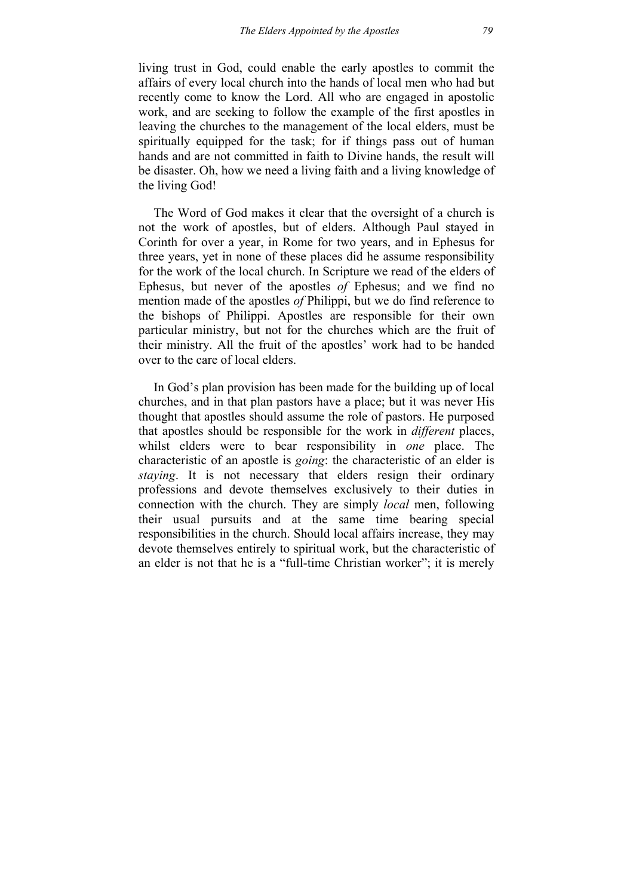living trust in God, could enable the early apostles to commit the affairs of every local church into the hands of local men who had but recently come to know the Lord. All who are engaged in apostolic work, and are seeking to follow the example of the first apostles in leaving the churches to the management of the local elders, must be spiritually equipped for the task; for if things pass out of human hands and are not committed in faith to Divine hands, the result will be disaster. Oh, how we need a living faith and a living knowledge of the living God!

The Word of God makes it clear that the oversight of a church is not the work of apostles, but of elders. Although Paul stayed in Corinth for over a year, in Rome for two years, and in Ephesus for three years, yet in none of these places did he assume responsibility for the work of the local church. In Scripture we read of the elders of Ephesus, but never of the apostles *of* Ephesus; and we find no mention made of the apostles *of* Philippi, but we do find reference to the bishops of Philippi. Apostles are responsible for their own particular ministry, but not for the churches which are the fruit of their ministry. All the fruit of the apostles' work had to be handed over to the care of local elders.

In God's plan provision has been made for the building up of local churches, and in that plan pastors have a place; but it was never His thought that apostles should assume the role of pastors. He purposed that apostles should be responsible for the work in *different* places, whilst elders were to bear responsibility in *one* place. The characteristic of an apostle is *going*: the characteristic of an elder is *staying*. It is not necessary that elders resign their ordinary professions and devote themselves exclusively to their duties in connection with the church. They are simply *local* men, following their usual pursuits and at the same time bearing special responsibilities in the church. Should local affairs increase, they may devote themselves entirely to spiritual work, but the characteristic of an elder is not that he is a "full-time Christian worker"; it is merely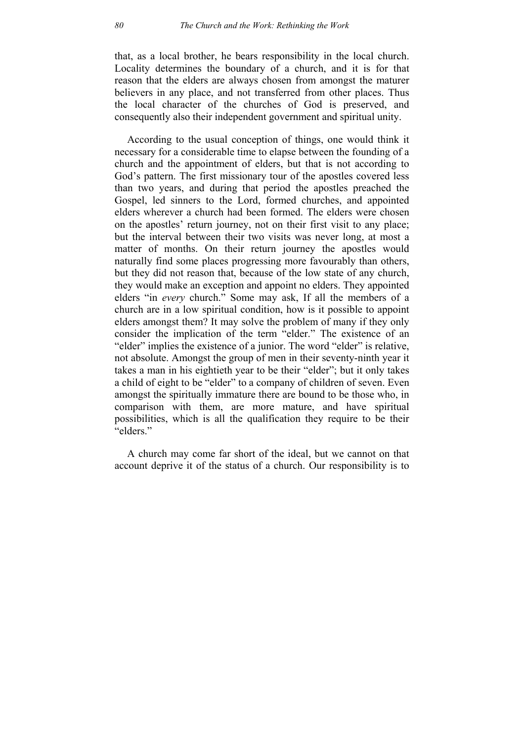that, as a local brother, he bears responsibility in the local church. Locality determines the boundary of a church, and it is for that reason that the elders are always chosen from amongst the maturer believers in any place, and not transferred from other places. Thus the local character of the churches of God is preserved, and consequently also their independent government and spiritual unity.

According to the usual conception of things, one would think it necessary for a considerable time to elapse between the founding of a church and the appointment of elders, but that is not according to God's pattern. The first missionary tour of the apostles covered less than two years, and during that period the apostles preached the Gospel, led sinners to the Lord, formed churches, and appointed elders wherever a church had been formed. The elders were chosen on the apostles' return journey, not on their first visit to any place; but the interval between their two visits was never long, at most a matter of months. On their return journey the apostles would naturally find some places progressing more favourably than others, but they did not reason that, because of the low state of any church, they would make an exception and appoint no elders. They appointed elders "in *every* church." Some may ask, If all the members of a church are in a low spiritual condition, how is it possible to appoint elders amongst them? It may solve the problem of many if they only consider the implication of the term "elder." The existence of an "elder" implies the existence of a junior. The word "elder" is relative, not absolute. Amongst the group of men in their seventy-ninth year it takes a man in his eightieth year to be their "elder"; but it only takes a child of eight to be "elder" to a company of children of seven. Even amongst the spiritually immature there are bound to be those who, in comparison with them, are more mature, and have spiritual possibilities, which is all the qualification they require to be their "elders."

A church may come far short of the ideal, but we cannot on that account deprive it of the status of a church. Our responsibility is to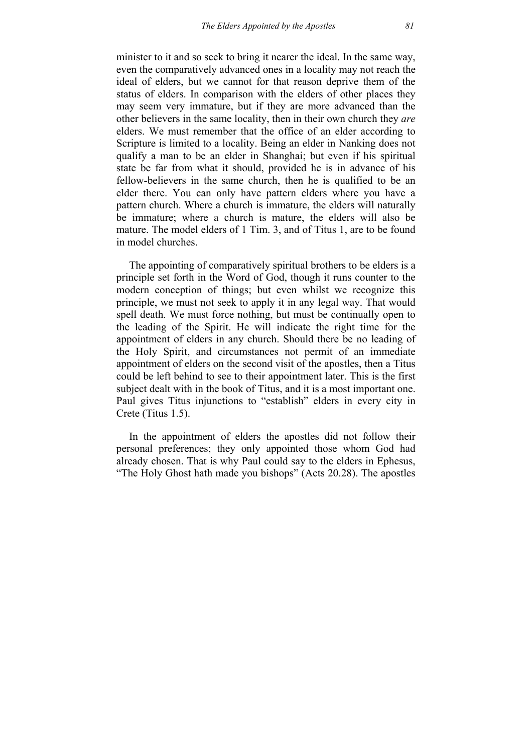minister to it and so seek to bring it nearer the ideal. In the same way, even the comparatively advanced ones in a locality may not reach the ideal of elders, but we cannot for that reason deprive them of the status of elders. In comparison with the elders of other places they may seem very immature, but if they are more advanced than the other believers in the same locality, then in their own church they *are* elders. We must remember that the office of an elder according to Scripture is limited to a locality. Being an elder in Nanking does not qualify a man to be an elder in Shanghai; but even if his spiritual state be far from what it should, provided he is in advance of his fellow-believers in the same church, then he is qualified to be an elder there. You can only have pattern elders where you have a pattern church. Where a church is immature, the elders will naturally be immature; where a church is mature, the elders will also be mature. The model elders of 1 Tim. 3, and of Titus 1, are to be found in model churches.

The appointing of comparatively spiritual brothers to be elders is a principle set forth in the Word of God, though it runs counter to the modern conception of things; but even whilst we recognize this principle, we must not seek to apply it in any legal way. That would spell death. We must force nothing, but must be continually open to the leading of the Spirit. He will indicate the right time for the appointment of elders in any church. Should there be no leading of the Holy Spirit, and circumstances not permit of an immediate appointment of elders on the second visit of the apostles, then a Titus could be left behind to see to their appointment later. This is the first subject dealt with in the book of Titus, and it is a most important one. Paul gives Titus injunctions to "establish" elders in every city in Crete (Titus 1.5).

In the appointment of elders the apostles did not follow their personal preferences; they only appointed those whom God had already chosen. That is why Paul could say to the elders in Ephesus, "The Holy Ghost hath made you bishops" (Acts 20.28). The apostles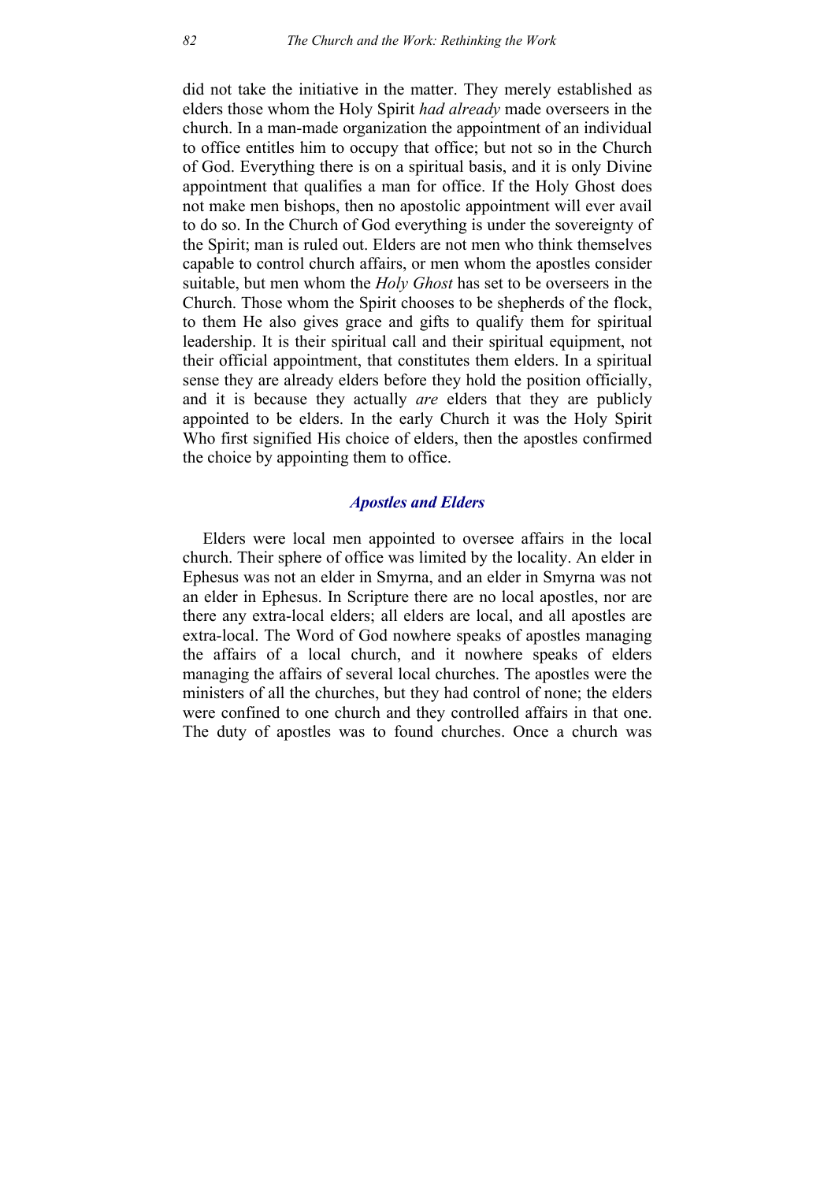did not take the initiative in the matter. They merely established as elders those whom the Holy Spirit *had already* made overseers in the church. In a man-made organization the appointment of an individual to office entitles him to occupy that office; but not so in the Church of God. Everything there is on a spiritual basis, and it is only Divine appointment that qualifies a man for office. If the Holy Ghost does not make men bishops, then no apostolic appointment will ever avail to do so. In the Church of God everything is under the sovereignty of the Spirit; man is ruled out. Elders are not men who think themselves capable to control church affairs, or men whom the apostles consider suitable, but men whom the *Holy Ghost* has set to be overseers in the Church. Those whom the Spirit chooses to be shepherds of the flock, to them He also gives grace and gifts to qualify them for spiritual leadership. It is their spiritual call and their spiritual equipment, not their official appointment, that constitutes them elders. In a spiritual sense they are already elders before they hold the position officially, and it is because they actually *are* elders that they are publicly appointed to be elders. In the early Church it was the Holy Spirit Who first signified His choice of elders, then the apostles confirmed the choice by appointing them to office.

### *Apostles and Elders*

Elders were local men appointed to oversee affairs in the local church. Their sphere of office was limited by the locality. An elder in Ephesus was not an elder in Smyrna, and an elder in Smyrna was not an elder in Ephesus. In Scripture there are no local apostles, nor are there any extra-local elders; all elders are local, and all apostles are extra-local. The Word of God nowhere speaks of apostles managing the affairs of a local church, and it nowhere speaks of elders managing the affairs of several local churches. The apostles were the ministers of all the churches, but they had control of none; the elders were confined to one church and they controlled affairs in that one. The duty of apostles was to found churches. Once a church was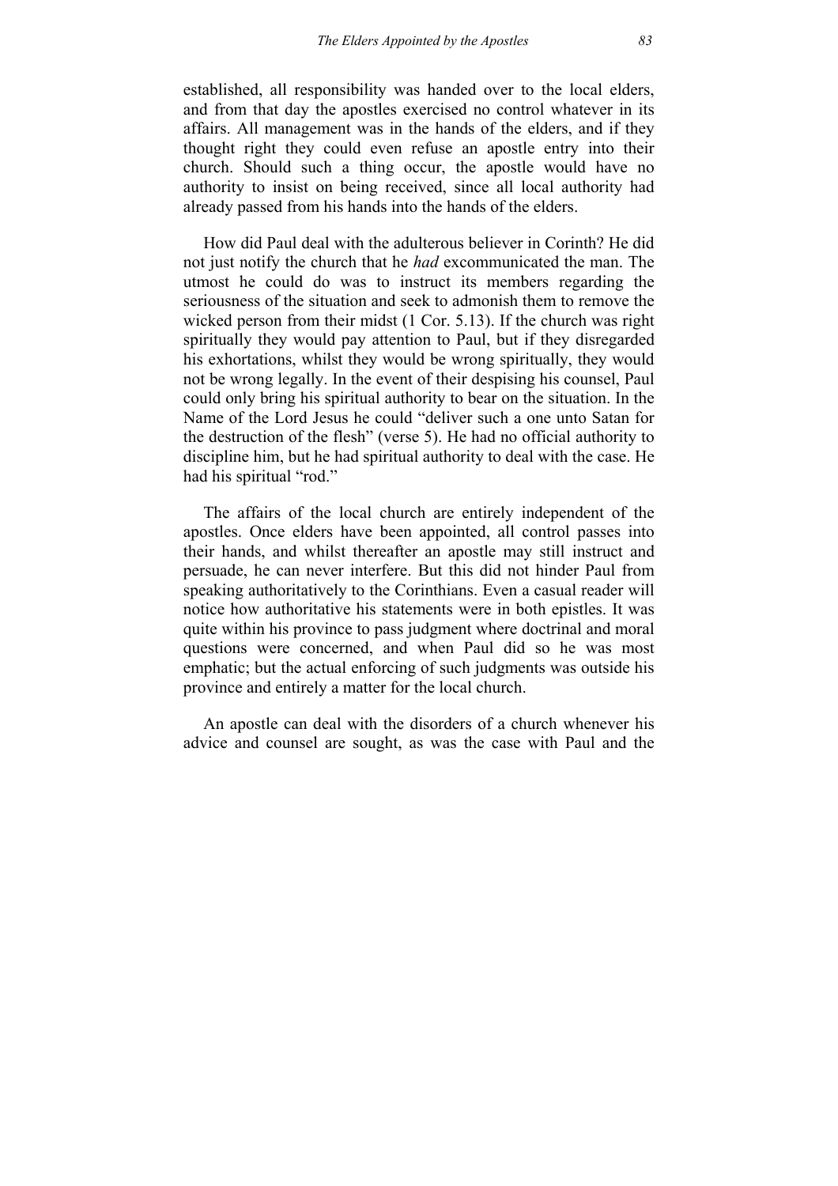established, all responsibility was handed over to the local elders, and from that day the apostles exercised no control whatever in its affairs. All management was in the hands of the elders, and if they thought right they could even refuse an apostle entry into their church. Should such a thing occur, the apostle would have no authority to insist on being received, since all local authority had already passed from his hands into the hands of the elders.

How did Paul deal with the adulterous believer in Corinth? He did not just notify the church that he *had* excommunicated the man. The utmost he could do was to instruct its members regarding the seriousness of the situation and seek to admonish them to remove the wicked person from their midst (1 Cor. 5.13). If the church was right spiritually they would pay attention to Paul, but if they disregarded his exhortations, whilst they would be wrong spiritually, they would not be wrong legally. In the event of their despising his counsel, Paul could only bring his spiritual authority to bear on the situation. In the Name of the Lord Jesus he could "deliver such a one unto Satan for the destruction of the flesh" (verse 5). He had no official authority to discipline him, but he had spiritual authority to deal with the case. He had his spiritual "rod."

The affairs of the local church are entirely independent of the apostles. Once elders have been appointed, all control passes into their hands, and whilst thereafter an apostle may still instruct and persuade, he can never interfere. But this did not hinder Paul from speaking authoritatively to the Corinthians. Even a casual reader will notice how authoritative his statements were in both epistles. It was quite within his province to pass judgment where doctrinal and moral questions were concerned, and when Paul did so he was most emphatic; but the actual enforcing of such judgments was outside his province and entirely a matter for the local church.

An apostle can deal with the disorders of a church whenever his advice and counsel are sought, as was the case with Paul and the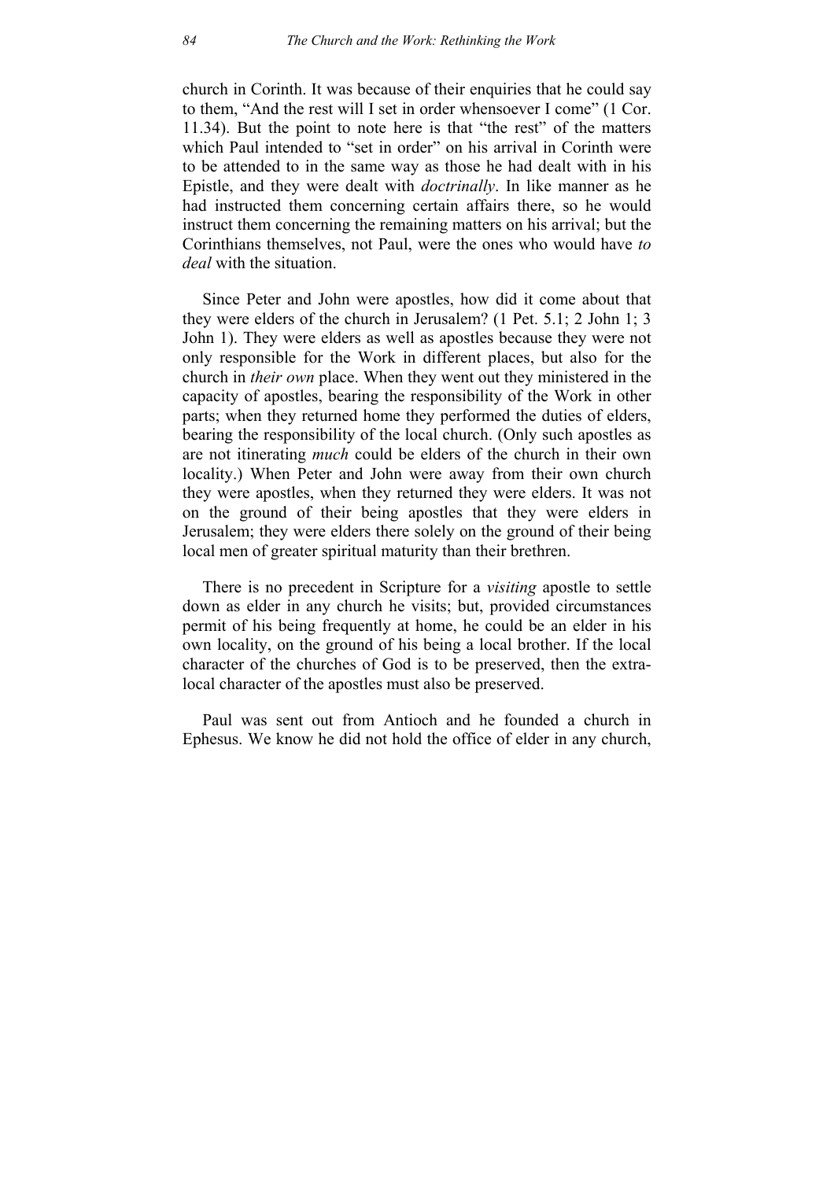church in Corinth. It was because of their enquiries that he could say to them, “And the rest will I set in order whensoever I come” (1 Cor. 11.34). But the point to note here is that “the rest” of the matters which Paul intended to “set in order” on his arrival in Corinth were to be attended to in the same way as those he had dealt with in his Epistle, and they were dealt with *doctrinally*. In like manner as he had instructed them concerning certain affairs there, so he would instruct them concerning the remaining matters on his arrival; but the Corinthians themselves, not Paul, were the ones who would have *to deal* with the situation.

Since Peter and John were apostles, how did it come about that they were elders of the church in Jerusalem? (1 Pet. 5.1; 2 John 1; 3 John 1). They were elders as well as apostles because they were not only responsible for the Work in different places, but also for the church in *their own* place. When they went out they ministered in the capacity of apostles, bearing the responsibility of the Work in other parts; when they returned home they performed the duties of elders, bearing the responsibility of the local church. (Only such apostles as are not itinerating *much* could be elders of the church in their own locality.) When Peter and John were away from their own church they were apostles, when they returned they were elders. It was not on the ground of their being apostles that they were elders in Jerusalem; they were elders there solely on the ground of their being local men of greater spiritual maturity than their brethren.

There is no precedent in Scripture for a *visiting* apostle to settle down as elder in any church he visits; but, provided circumstances permit of his being frequently at home, he could be an elder in his own locality, on the ground of his being a local brother. If the local character of the churches of God is to be preserved, then the extra-local character of the apostles must also be preserved.

Paul was sent out from Antioch and he founded a church in Ephesus. We know he did not hold the office of elder in any church,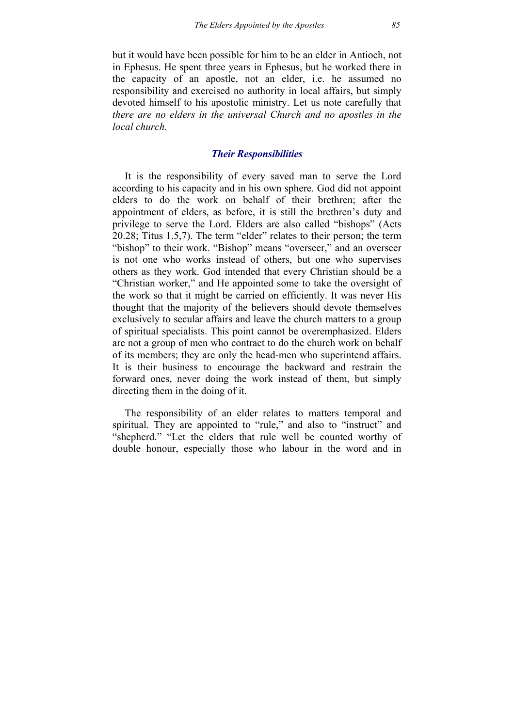but it would have been possible for him to be an elder in Antioch, not in Ephesus. He spent three years in Ephesus, but he worked there in the capacity of an apostle, not an elder, i.e. he assumed no responsibility and exercised no authority in local affairs, but simply devoted himself to his apostolic ministry. Let us note carefully that *there are no elders in the universal Church and no apostles in the local church.*

### *Their Responsibilities*

It is the responsibility of every saved man to serve the Lord according to his capacity and in his own sphere. God did not appoint elders to do the work on behalf of their brethren; after the appointment of elders, as before, it is still the brethren's duty and privilege to serve the Lord. Elders are also called "bishops" (Acts 20.28; Titus 1.5,7). The term "elder" relates to their person; the term "bishop" to their work. "Bishop" means "overseer," and an overseer is not one who works instead of others, but one who supervises others as they work. God intended that every Christian should be a "Christian worker," and He appointed some to take the oversight of the work so that it might be carried on efficiently. It was never His thought that the majority of the believers should devote themselves exclusively to secular affairs and leave the church matters to a group of spiritual specialists. This point cannot be overemphasized. Elders are not a group of men who contract to do the church work on behalf of its members; they are only the head-men who superintend affairs. It is their business to encourage the backward and restrain the forward ones, never doing the work instead of them, but simply directing them in the doing of it.

The responsibility of an elder relates to matters temporal and spiritual. They are appointed to "rule," and also to "instruct" and "shepherd." "Let the elders that rule well be counted worthy of double honour, especially those who labour in the word and in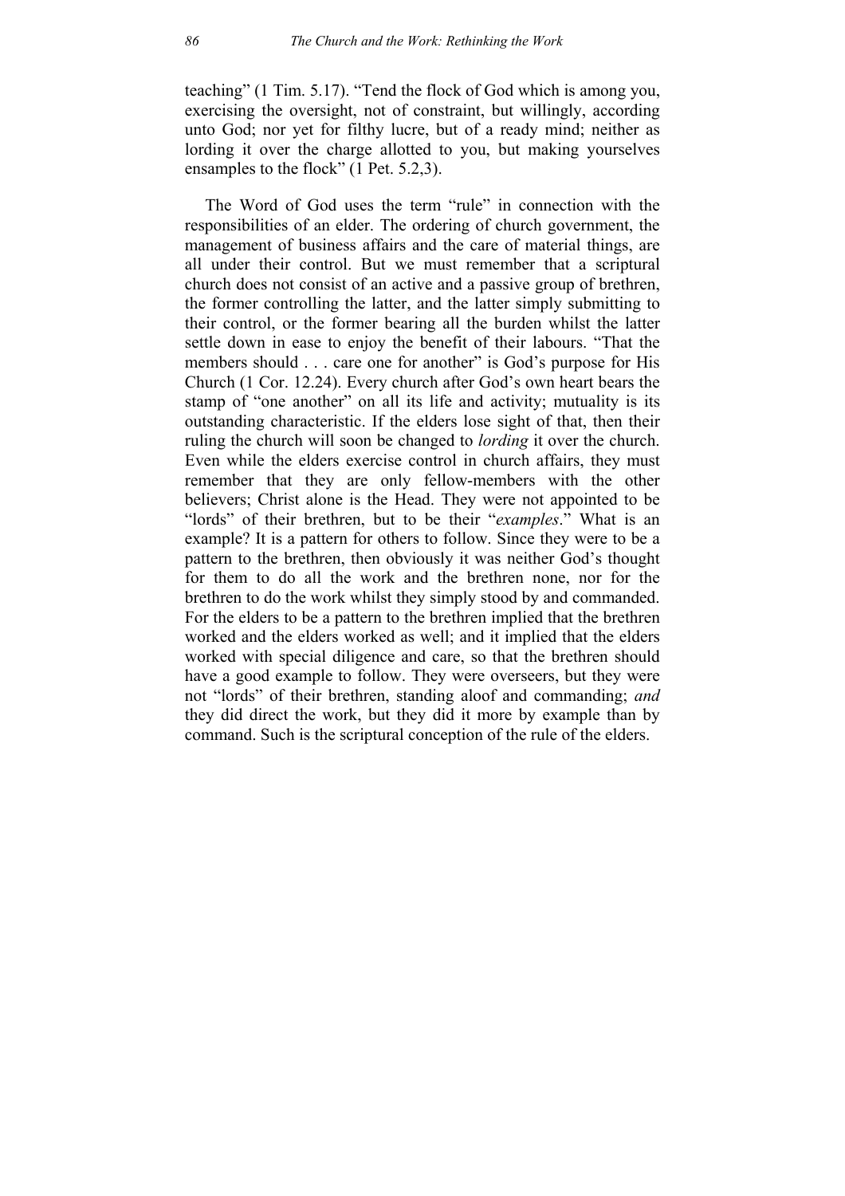teaching” (1 Tim. 5.17). “Tend the flock of God which is among you, exercising the oversight, not of constraint, but willingly, according unto God; nor yet for filthy lucre, but of a ready mind; neither as lording it over the charge allotted to you, but making yourselves ensamples to the flock” (1 Pet. 5.2,3).

The Word of God uses the term “rule” in connection with the responsibilities of an elder. The ordering of church government, the management of business affairs and the care of material things, are all under their control. But we must remember that a scriptural church does not consist of an active and a passive group of brethren, the former controlling the latter, and the latter simply submitting to their control, or the former bearing all the burden whilst the latter settle down in ease to enjoy the benefit of their labours. “That the members should . . . care one for another” is God’s purpose for His Church (1 Cor. 12.24). Every church after God’s own heart bears the stamp of “one another” on all its life and activity; mutuality is its outstanding characteristic. If the elders lose sight of that, then their ruling the church will soon be changed to *lording* it over the church. Even while the elders exercise control in church affairs, they must remember that they are only fellow-members with the other believers; Christ alone is the Head. They were not appointed to be “lords” of their brethren, but to be their “*examples*.” What is an example? It is a pattern for others to follow. Since they were to be a pattern to the brethren, then obviously it was neither God’s thought for them to do all the work and the brethren none, nor for the brethren to do the work whilst they simply stood by and commanded. For the elders to be a pattern to the brethren implied that the brethren worked and the elders worked as well; and it implied that the elders worked with special diligence and care, so that the brethren should have a good example to follow. They were overseers, but they were not “lords” of their brethren, standing aloof and commanding; *and* they did direct the work, but they did it more by example than by command. Such is the scriptural conception of the rule of the elders.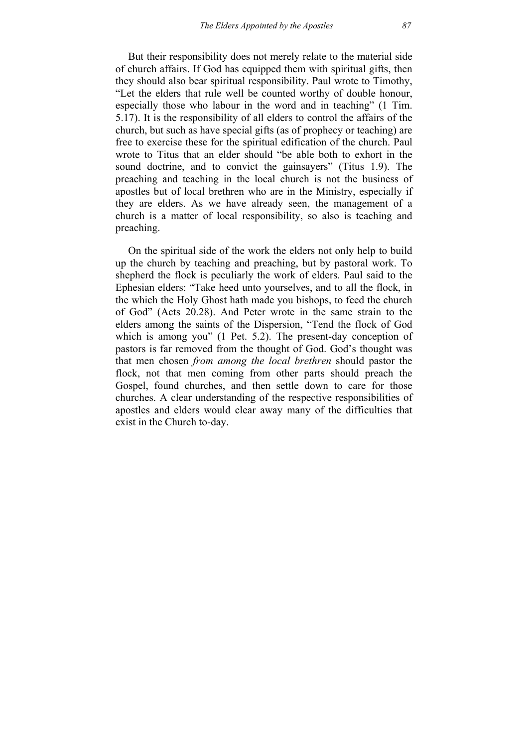But their responsibility does not merely relate to the material side of church affairs. If God has equipped them with spiritual gifts, then they should also bear spiritual responsibility. Paul wrote to Timothy, "Let the elders that rule well be counted worthy of double honour, especially those who labour in the word and in teaching" (1 Tim. 5.17). It is the responsibility of all elders to control the affairs of the church, but such as have special gifts (as of prophecy or teaching) are free to exercise these for the spiritual edification of the church. Paul wrote to Titus that an elder should "be able both to exhort in the sound doctrine, and to convict the gainsayers" (Titus 1.9). The preaching and teaching in the local church is not the business of apostles but of local brethren who are in the Ministry, especially if they are elders. As we have already seen, the management of a church is a matter of local responsibility, so also is teaching and preaching.

On the spiritual side of the work the elders not only help to build up the church by teaching and preaching, but by pastoral work. To shepherd the flock is peculiarly the work of elders. Paul said to the Ephesian elders: "Take heed unto yourselves, and to all the flock, in the which the Holy Ghost hath made you bishops, to feed the church of God" (Acts 20.28). And Peter wrote in the same strain to the elders among the saints of the Dispersion, "Tend the flock of God which is among you" (1 Pet. 5.2). The present-day conception of pastors is far removed from the thought of God. God's thought was that men chosen *from among the local brethren* should pastor the flock, not that men coming from other parts should preach the Gospel, found churches, and then settle down to care for those churches. A clear understanding of the respective responsibilities of apostles and elders would clear away many of the difficulties that exist in the Church to-day.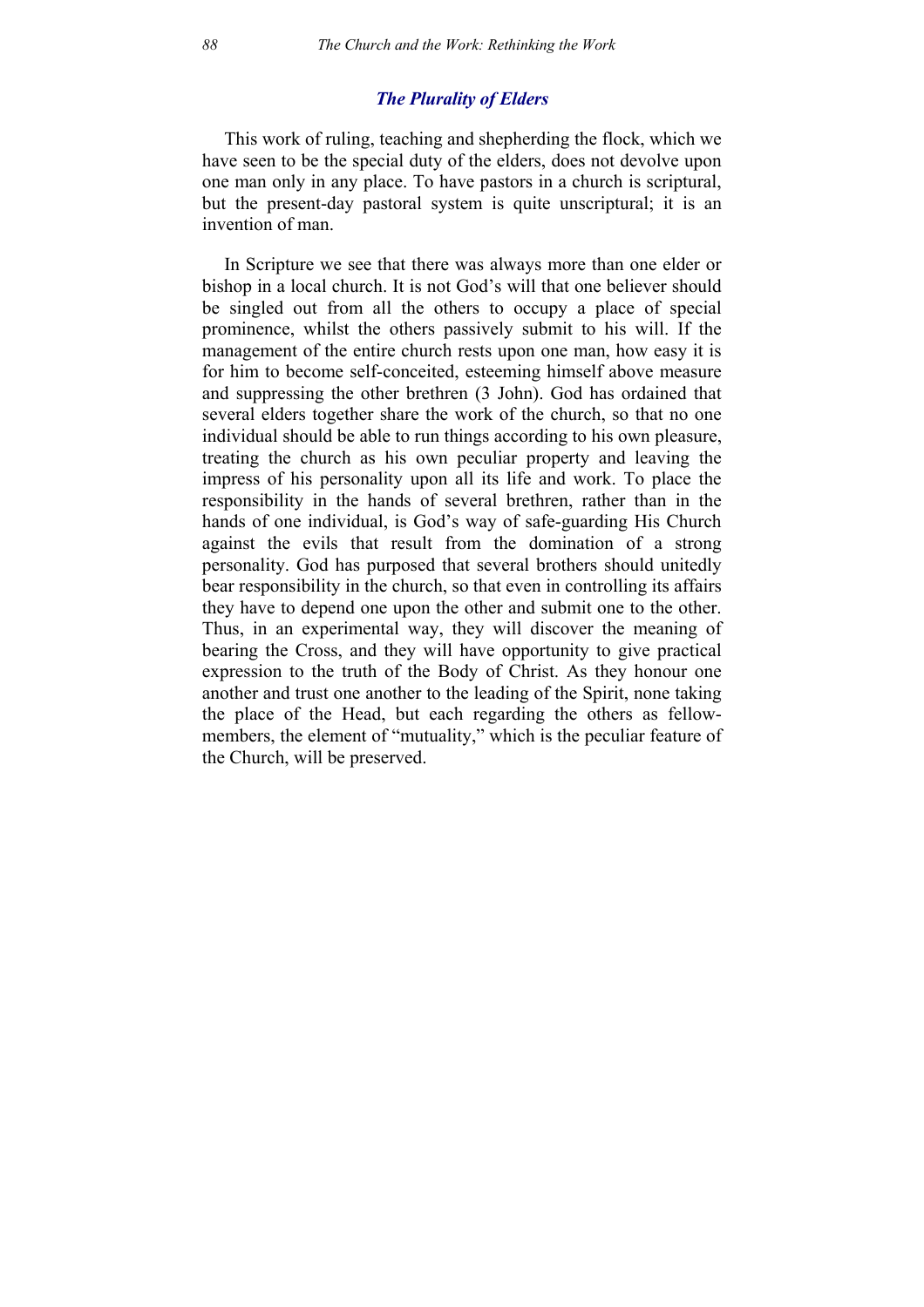## *The Plurality of Elders*

This work of ruling, teaching and shepherding the flock, which we have seen to be the special duty of the elders, does not devolve upon one man only in any place. To have pastors in a church is scriptural, but the present-day pastoral system is quite unscriptural; it is an invention of man.

In Scripture we see that there was always more than one elder or bishop in a local church. It is not God's will that one believer should be singled out from all the others to occupy a place of special prominence, whilst the others passively submit to his will. If the management of the entire church rests upon one man, how easy it is for him to become self-conceited, esteeming himself above measure and suppressing the other brethren (3 John). God has ordained that several elders together share the work of the church, so that no one individual should be able to run things according to his own pleasure, treating the church as his own peculiar property and leaving the impress of his personality upon all its life and work. To place the responsibility in the hands of several brethren, rather than in the hands of one individual, is God's way of safe-guarding His Church against the evils that result from the domination of a strong personality. God has purposed that several brothers should unitedly bear responsibility in the church, so that even in controlling its affairs they have to depend one upon the other and submit one to the other. Thus, in an experimental way, they will discover the meaning of bearing the Cross, and they will have opportunity to give practical expression to the truth of the Body of Christ. As they honour one another and trust one another to the leading of the Spirit, none taking the place of the Head, but each regarding the others as fellow-members, the element of "mutuality," which is the peculiar feature of the Church, will be preserved.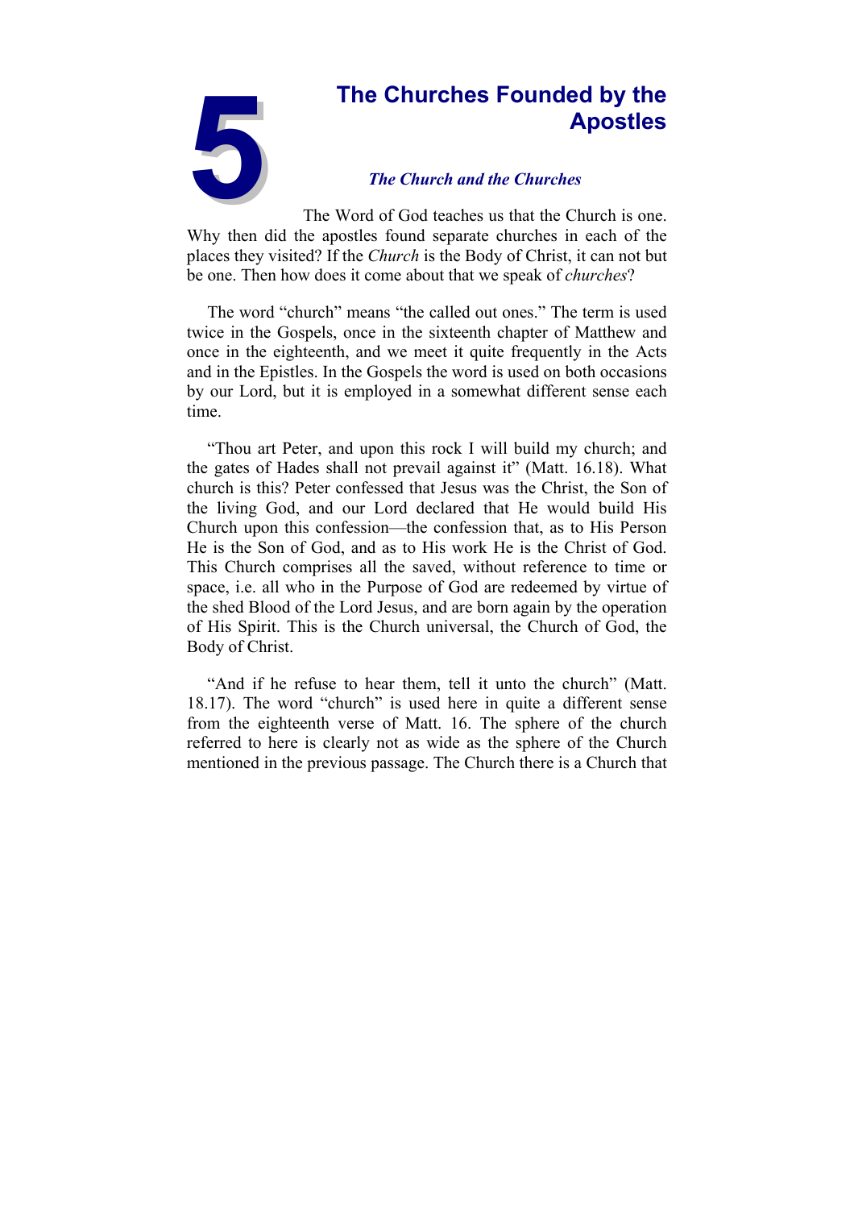# 5 The Churches Founded by the Apostles

### *The Church and the Churches*

The Word of God teaches us that the Church is one. Why then did the apostles found separate churches in each of the places they visited? If the *Church* is the Body of Christ, it can not but be one. Then how does it come about that we speak of *churches*?

The word "church" means "the called out ones." The term is used twice in the Gospels, once in the sixteenth chapter of Matthew and once in the eighteenth, and we meet it quite frequently in the Acts and in the Epistles. In the Gospels the word is used on both occasions by our Lord, but it is employed in a somewhat different sense each time.

"Thou art Peter, and upon this rock I will build my church; and the gates of Hades shall not prevail against it" (Matt. 16.18). What church is this? Peter confessed that Jesus was the Christ, the Son of the living God, and our Lord declared that He would build His Church upon this confession—the confession that, as to His Person He is the Son of God, and as to His work He is the Christ of God. This Church comprises all the saved, without reference to time or space, i.e. all who in the Purpose of God are redeemed by virtue of the shed Blood of the Lord Jesus, and are born again by the operation of His Spirit. This is the Church universal, the Church of God, the Body of Christ.

"And if he refuse to hear them, tell it unto the church" (Matt. 18.17). The word "church" is used here in quite a different sense from the eighteenth verse of Matt. 16. The sphere of the church referred to here is clearly not as wide as the sphere of the Church mentioned in the previous passage. The Church there is a Church that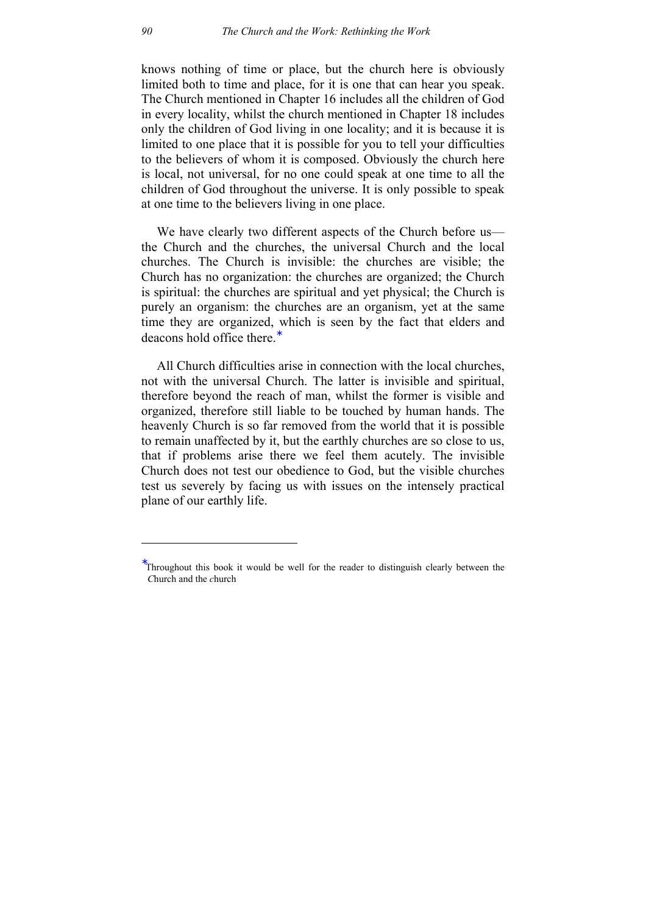knows nothing of time or place, but the church here is obviously limited both to time and place, for it is one that can hear you speak. The Church mentioned in Chapter 16 includes all the children of God in every locality, whilst the church mentioned in Chapter 18 includes only the children of God living in one locality; and it is because it is limited to one place that it is possible for you to tell your difficulties to the believers of whom it is composed. Obviously the church here is local, not universal, for no one could speak at one time to all the children of God throughout the universe. It is only possible to speak at one time to the believers living in one place.

We have clearly two different aspects of the Church before us—the Church and the churches, the universal Church and the local churches. The Church is invisible: the churches are visible; the Church has no organization: the churches are organized; the Church is spiritual: the churches are spiritual and yet physical; the Church is purely an organism: the churches are an organism, yet at the same time they are organized, which is seen by the fact that elders and deacons hold office there.*

All Church difficulties arise in connection with the local churches, not with the universal Church. The latter is invisible and spiritual, therefore beyond the reach of man, whilst the former is visible and organized, therefore still liable to be touched by human hands. The heavenly Church is so far removed from the world that it is possible to remain unaffected by it, but the earthly churches are so close to us, that if problems arise there we feel them acutely. The invisible Church does not test our obedience to God, but the visible churches test us severely by facing us with issues on the intensely practical plane of our earthly life.

---

*Throughout this book it would be well for the reader to distinguish clearly between the *C*hurch and the *c*hurch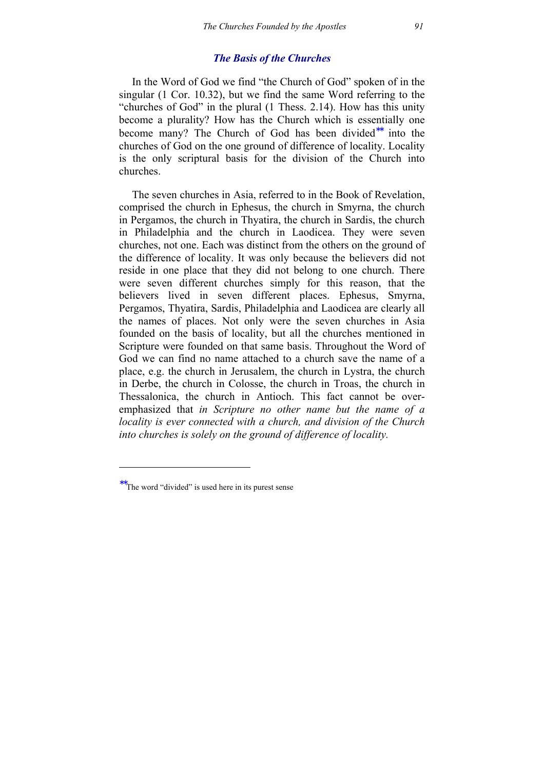## *The Basis of the Churches*

In the Word of God we find "the Church of God" spoken of in the singular (1 Cor. 10.32), but we find the same Word referring to the "churches of God" in the plural (1 Thess. 2.14). How has this unity become a plurality? How has the Church which is essentially one become many? The Church of God has been divided** into the churches of God on the one ground of difference of locality. Locality is the only scriptural basis for the division of the Church into churches.

The seven churches in Asia, referred to in the Book of Revelation, comprised the church in Ephesus, the church in Smyrna, the church in Pergamos, the church in Thyatira, the church in Sardis, the church in Philadelphia and the church in Laodicea. They were seven churches, not one. Each was distinct from the others on the ground of the difference of locality. It was only because the believers did not reside in one place that they did not belong to one church. There were seven different churches simply for this reason, that the believers lived in seven different places. Ephesus, Smyrna, Pergamos, Thyatira, Sardis, Philadelphia and Laodicea are clearly all the names of places. Not only were the seven churches in Asia founded on the basis of locality, but all the churches mentioned in Scripture were founded on that same basis. Throughout the Word of God we can find no name attached to a church save the name of a place, e.g. the church in Jerusalem, the church in Lystra, the church in Derbe, the church in Colosse, the church in Troas, the church in Thessalonica, the church in Antioch. This fact cannot be over-emphasized that *in Scripture no other name but the name of a locality is ever connected with a church, and division of the Church into churches is solely on the ground of difference of locality.*

---

**The word "divided" is used here in its purest sense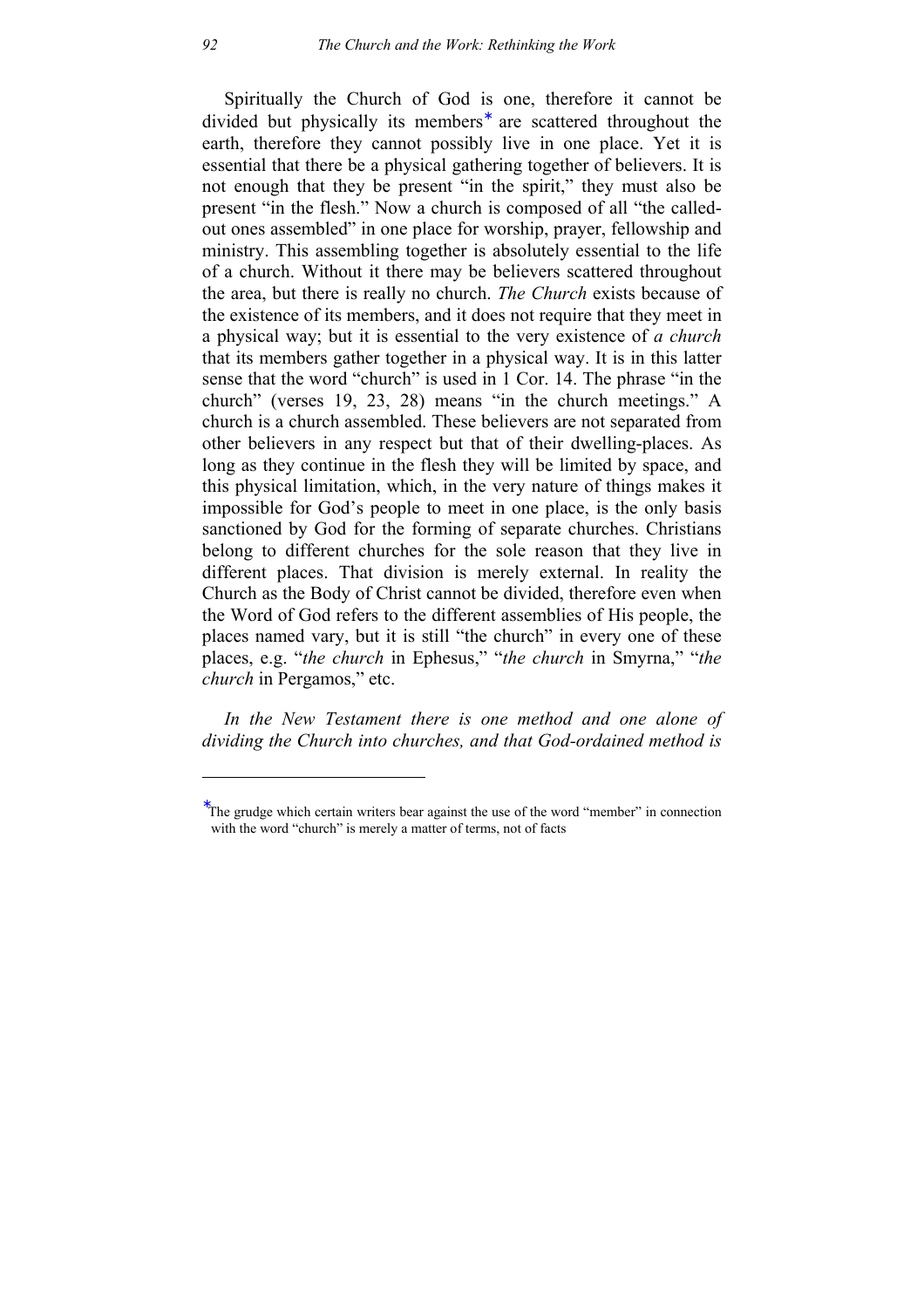Spiritually the Church of God is one, therefore it cannot be divided but physically its members* are scattered throughout the earth, therefore they cannot possibly live in one place. Yet it is essential that there be a physical gathering together of believers. It is not enough that they be present "in the spirit," they must also be present "in the flesh." Now a church is composed of all "the called-out ones assembled" in one place for worship, prayer, fellowship and ministry. This assembling together is absolutely essential to the life of a church. Without it there may be believers scattered throughout the area, but there is really no church. *The Church* exists because of the existence of its members, and it does not require that they meet in a physical way; but it is essential to the very existence of *a church* that its members gather together in a physical way. It is in this latter sense that the word "church" is used in 1 Cor. 14. The phrase "in the church" (verses 19, 23, 28) means "in the church meetings." A church is a church assembled. These believers are not separated from other believers in any respect but that of their dwelling-places. As long as they continue in the flesh they will be limited by space, and this physical limitation, which, in the very nature of things makes it impossible for God's people to meet in one place, is the only basis sanctioned by God for the forming of separate churches. Christians belong to different churches for the sole reason that they live in different places. That division is merely external. In reality the Church as the Body of Christ cannot be divided, therefore even when the Word of God refers to the different assemblies of His people, the places named vary, but it is still "the church" in every one of these places, e.g. "*the church* in Ephesus," "*the church* in Smyrna," "*the church* in Pergamos," etc.

*In the New Testament there is one method and one alone of dividing the Church into churches, and that God-ordained method is*

---

*The grudge which certain writers bear against the use of the word "member" in connection with the word "church" is merely a matter of terms, not of facts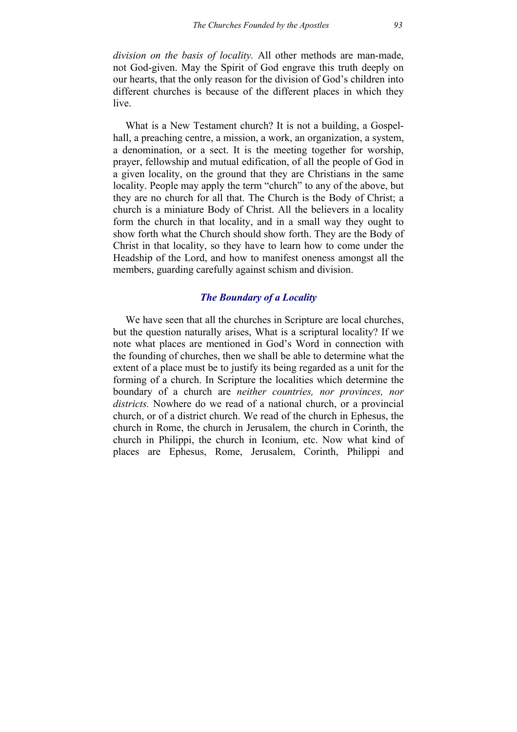*division on the basis of locality.* All other methods are man-made, not God-given. May the Spirit of God engrave this truth deeply on our hearts, that the only reason for the division of God's children into different churches is because of the different places in which they live.

What is a New Testament church? It is not a building, a Gospel-hall, a preaching centre, a mission, a work, an organization, a system, a denomination, or a sect. It is the meeting together for worship, prayer, fellowship and mutual edification, of all the people of God in a given locality, on the ground that they are Christians in the same locality. People may apply the term "church" to any of the above, but they are no church for all that. The Church is the Body of Christ; a church is a miniature Body of Christ. All the believers in a locality form the church in that locality, and in a small way they ought to show forth what the Church should show forth. They are the Body of Christ in that locality, so they have to learn how to come under the Headship of the Lord, and how to manifest oneness amongst all the members, guarding carefully against schism and division.

### *The Boundary of a Locality*

We have seen that all the churches in Scripture are local churches, but the question naturally arises, What is a scriptural locality? If we note what places are mentioned in God's Word in connection with the founding of churches, then we shall be able to determine what the extent of a place must be to justify its being regarded as a unit for the forming of a church. In Scripture the localities which determine the boundary of a church are *neither countries, nor provinces, nor districts.* Nowhere do we read of a national church, or a provincial church, or of a district church. We read of the church in Ephesus, the church in Rome, the church in Jerusalem, the church in Corinth, the church in Philippi, the church in Iconium, etc. Now what kind of places are Ephesus, Rome, Jerusalem, Corinth, Philippi and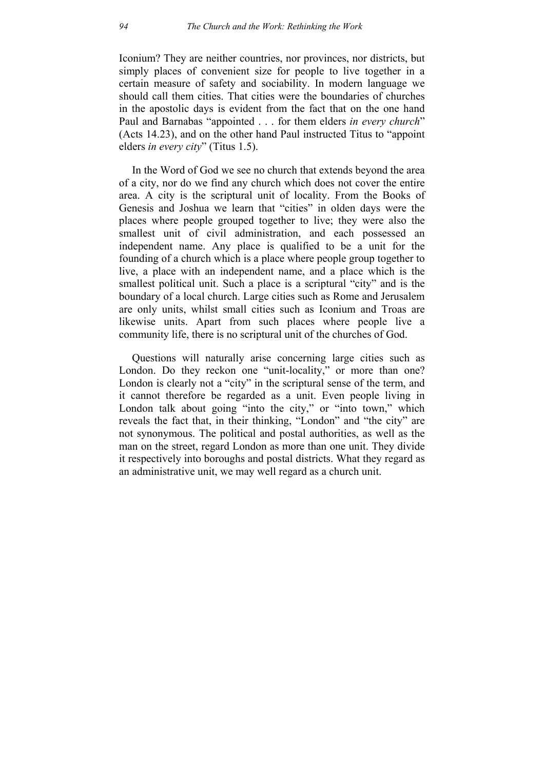Iconium? They are neither countries, nor provinces, nor districts, but simply places of convenient size for people to live together in a certain measure of safety and sociability. In modern language we should call them cities. That cities were the boundaries of churches in the apostolic days is evident from the fact that on the one hand Paul and Barnabas "appointed . . . for them elders *in every church*" (Acts 14.23), and on the other hand Paul instructed Titus to "appoint elders *in every city*" (Titus 1.5).

In the Word of God we see no church that extends beyond the area of a city, nor do we find any church which does not cover the entire area. A city is the scriptural unit of locality. From the Books of Genesis and Joshua we learn that "cities" in olden days were the places where people grouped together to live; they were also the smallest unit of civil administration, and each possessed an independent name. Any place is qualified to be a unit for the founding of a church which is a place where people group together to live, a place with an independent name, and a place which is the smallest political unit. Such a place is a scriptural "city" and is the boundary of a local church. Large cities such as Rome and Jerusalem are only units, whilst small cities such as Iconium and Troas are likewise units. Apart from such places where people live a community life, there is no scriptural unit of the churches of God.

Questions will naturally arise concerning large cities such as London. Do they reckon one "unit-locality," or more than one? London is clearly not a "city" in the scriptural sense of the term, and it cannot therefore be regarded as a unit. Even people living in London talk about going "into the city," or "into town," which reveals the fact that, in their thinking, "London" and "the city" are not synonymous. The political and postal authorities, as well as the man on the street, regard London as more than one unit. They divide it respectively into boroughs and postal districts. What they regard as an administrative unit, we may well regard as a church unit.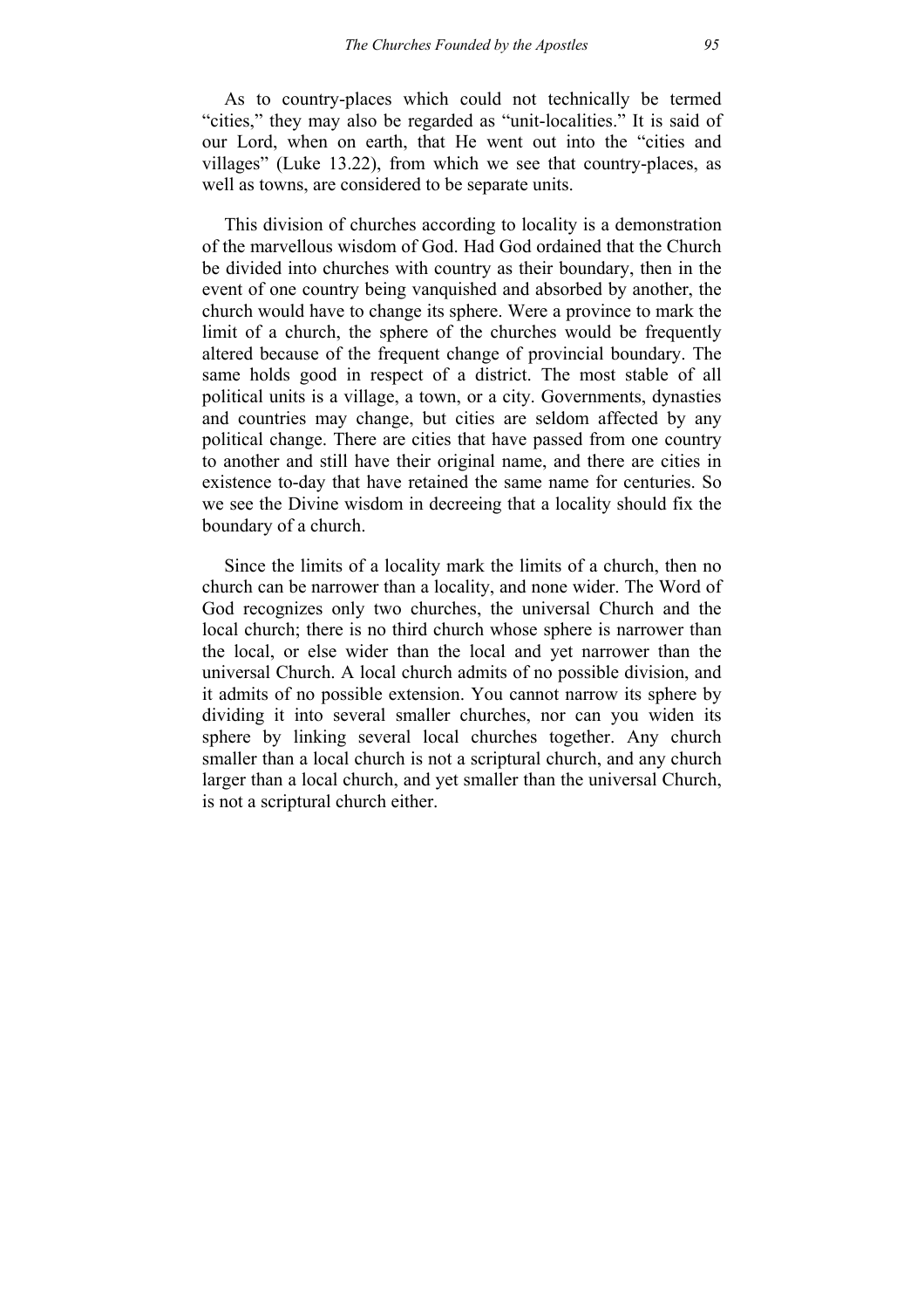As to country-places which could not technically be termed "cities," they may also be regarded as "unit-localities." It is said of our Lord, when on earth, that He went out into the "cities and villages" (Luke 13.22), from which we see that country-places, as well as towns, are considered to be separate units.

This division of churches according to locality is a demonstration of the marvellous wisdom of God. Had God ordained that the Church be divided into churches with country as their boundary, then in the event of one country being vanquished and absorbed by another, the church would have to change its sphere. Were a province to mark the limit of a church, the sphere of the churches would be frequently altered because of the frequent change of provincial boundary. The same holds good in respect of a district. The most stable of all political units is a village, a town, or a city. Governments, dynasties and countries may change, but cities are seldom affected by any political change. There are cities that have passed from one country to another and still have their original name, and there are cities in existence to-day that have retained the same name for centuries. So we see the Divine wisdom in decreeing that a locality should fix the boundary of a church.

Since the limits of a locality mark the limits of a church, then no church can be narrower than a locality, and none wider. The Word of God recognizes only two churches, the universal Church and the local church; there is no third church whose sphere is narrower than the local, or else wider than the local and yet narrower than the universal Church. A local church admits of no possible division, and it admits of no possible extension. You cannot narrow its sphere by dividing it into several smaller churches, nor can you widen its sphere by linking several local churches together. Any church smaller than a local church is not a scriptural church, and any church larger than a local church, and yet smaller than the universal Church, is not a scriptural church either.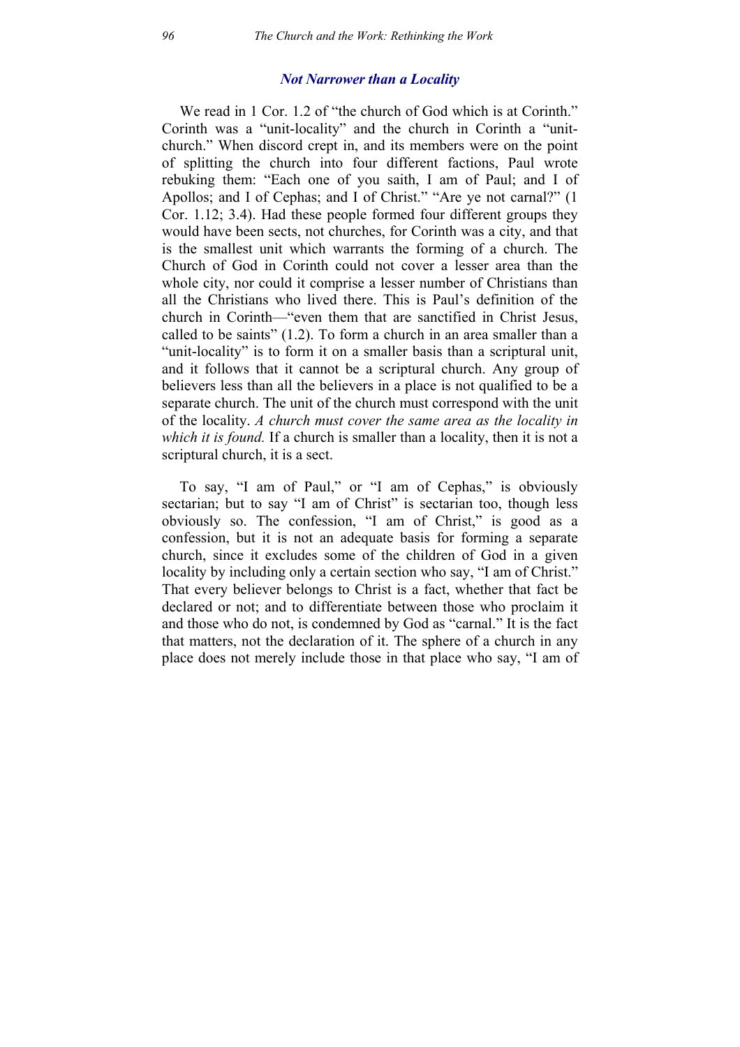### *Not Narrower than a Locality*

We read in 1 Cor. 1.2 of "the church of God which is at Corinth." Corinth was a "unit-locality" and the church in Corinth a "unit-church." When discord crept in, and its members were on the point of splitting the church into four different factions, Paul wrote rebuking them: "Each one of you saith, I am of Paul; and I of Apollos; and I of Cephas; and I of Christ." "Are ye not carnal?" (1 Cor. 1.12; 3.4). Had these people formed four different groups they would have been sects, not churches, for Corinth was a city, and that is the smallest unit which warrants the forming of a church. The Church of God in Corinth could not cover a lesser area than the whole city, nor could it comprise a lesser number of Christians than all the Christians who lived there. This is Paul's definition of the church in Corinth—"even them that are sanctified in Christ Jesus, called to be saints" (1.2). To form a church in an area smaller than a "unit-locality" is to form it on a smaller basis than a scriptural unit, and it follows that it cannot be a scriptural church. Any group of believers less than all the believers in a place is not qualified to be a separate church. The unit of the church must correspond with the unit of the locality. *A church must cover the same area as the locality in which it is found.* If a church is smaller than a locality, then it is not a scriptural church, it is a sect.

To say, "I am of Paul," or "I am of Cephas," is obviously sectarian; but to say "I am of Christ" is sectarian too, though less obviously so. The confession, "I am of Christ," is good as a confession, but it is not an adequate basis for forming a separate church, since it excludes some of the children of God in a given locality by including only a certain section who say, "I am of Christ." That every believer belongs to Christ is a fact, whether that fact be declared or not; and to differentiate between those who proclaim it and those who do not, is condemned by God as "carnal." It is the fact that matters, not the declaration of it. The sphere of a church in any place does not merely include those in that place who say, "I am of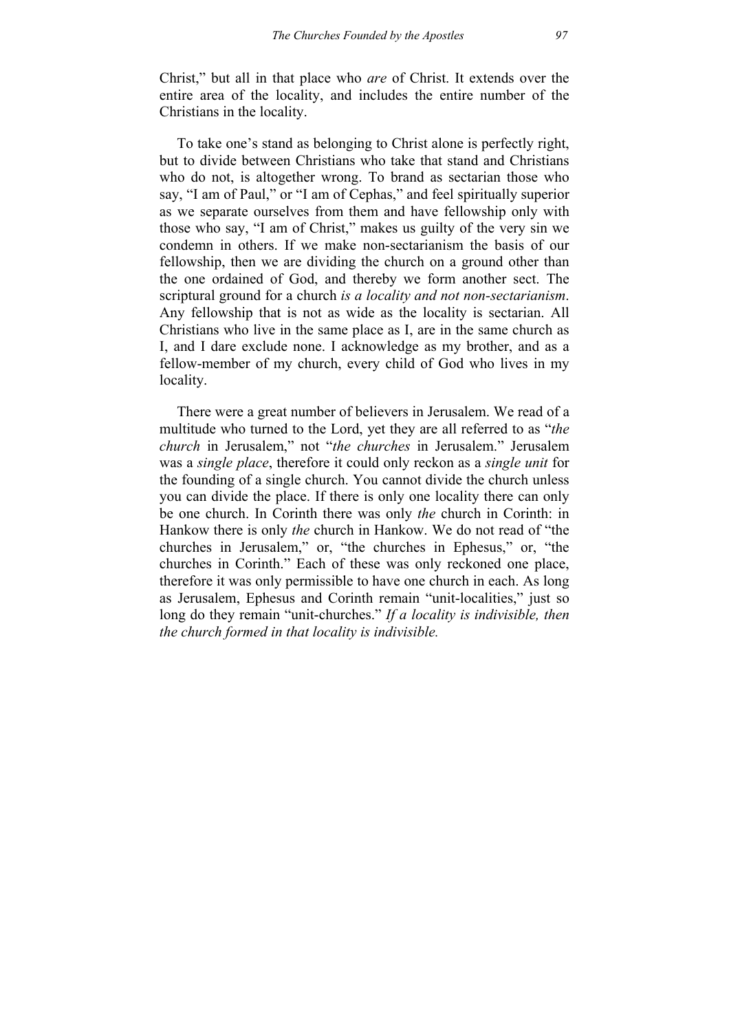Christ," but all in that place who *are* of Christ. It extends over the entire area of the locality, and includes the entire number of the Christians in the locality.

To take one's stand as belonging to Christ alone is perfectly right, but to divide between Christians who take that stand and Christians who do not, is altogether wrong. To brand as sectarian those who say, "I am of Paul," or "I am of Cephas," and feel spiritually superior as we separate ourselves from them and have fellowship only with those who say, "I am of Christ," makes us guilty of the very sin we condemn in others. If we make non-sectarianism the basis of our fellowship, then we are dividing the church on a ground other than the one ordained of God, and thereby we form another sect. The scriptural ground for a church *is a locality and not non-sectarianism*. Any fellowship that is not as wide as the locality is sectarian. All Christians who live in the same place as I, are in the same church as I, and I dare exclude none. I acknowledge as my brother, and as a fellow-member of my church, every child of God who lives in my locality.

There were a great number of believers in Jerusalem. We read of a multitude who turned to the Lord, yet they are all referred to as "*the church* in Jerusalem," not "*the churches* in Jerusalem." Jerusalem was a *single place*, therefore it could only reckon as a *single unit* for the founding of a single church. You cannot divide the church unless you can divide the place. If there is only one locality there can only be one church. In Corinth there was only *the* church in Corinth: in Hankow there is only *the* church in Hankow. We do not read of "the churches in Jerusalem," or, "the churches in Ephesus," or, "the churches in Corinth." Each of these was only reckoned one place, therefore it was only permissible to have one church in each. As long as Jerusalem, Ephesus and Corinth remain "unit-localities," just so long do they remain "unit-churches." *If a locality is indivisible, then the church formed in that locality is indivisible.*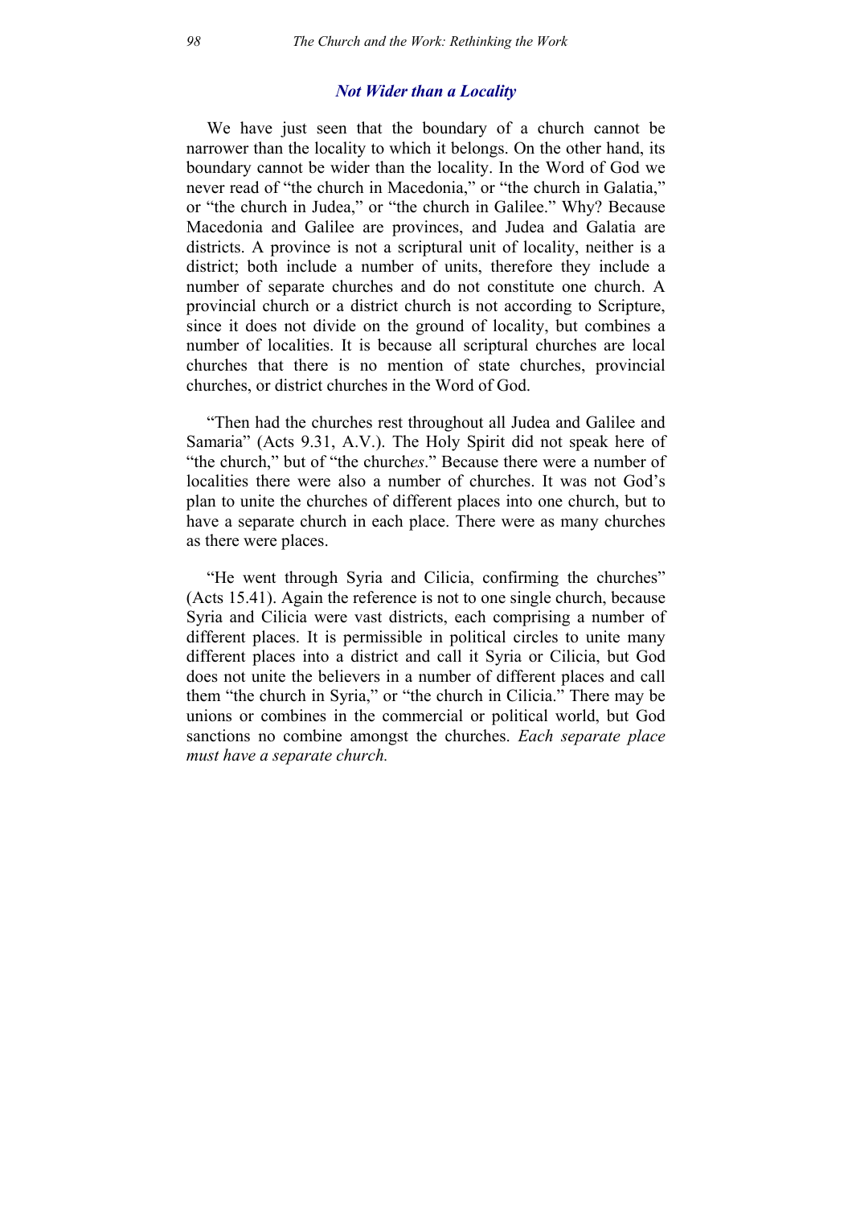### *Not Wider than a Locality*

We have just seen that the boundary of a church cannot be narrower than the locality to which it belongs. On the other hand, its boundary cannot be wider than the locality. In the Word of God we never read of "the church in Macedonia," or "the church in Galatia," or "the church in Judea," or "the church in Galilee." Why? Because Macedonia and Galilee are provinces, and Judea and Galatia are districts. A province is not a scriptural unit of locality, neither is a district; both include a number of units, therefore they include a number of separate churches and do not constitute one church. A provincial church or a district church is not according to Scripture, since it does not divide on the ground of locality, but combines a number of localities. It is because all scriptural churches are local churches that there is no mention of state churches, provincial churches, or district churches in the Word of God.

"Then had the churches rest throughout all Judea and Galilee and Samaria" (Acts 9.31, A.V.). The Holy Spirit did not speak here of "the church," but of "the church*es*." Because there were a number of localities there were also a number of churches. It was not God's plan to unite the churches of different places into one church, but to have a separate church in each place. There were as many churches as there were places.

"He went through Syria and Cilicia, confirming the churches" (Acts 15.41). Again the reference is not to one single church, because Syria and Cilicia were vast districts, each comprising a number of different places. It is permissible in political circles to unite many different places into a district and call it Syria or Cilicia, but God does not unite the believers in a number of different places and call them "the church in Syria," or "the church in Cilicia." There may be unions or combines in the commercial or political world, but God sanctions no combine amongst the churches. *Each separate place must have a separate church.*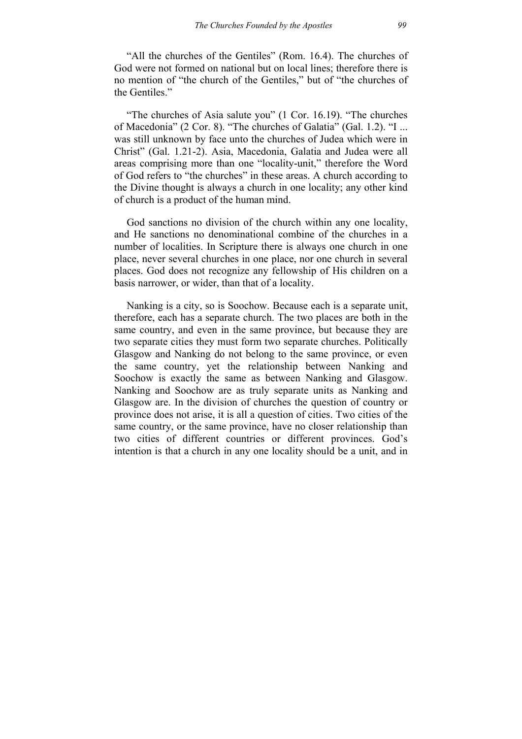"All the churches of the Gentiles" (Rom. 16.4). The churches of God were not formed on national but on local lines; therefore there is no mention of "the church of the Gentiles," but of "the churches of the Gentiles."

"The churches of Asia salute you" (1 Cor. 16.19). "The churches of Macedonia" (2 Cor. 8). "The churches of Galatia" (Gal. 1.2). "I ... was still unknown by face unto the churches of Judea which were in Christ" (Gal. 1.21-2). Asia, Macedonia, Galatia and Judea were all areas comprising more than one "locality-unit," therefore the Word of God refers to "the churches" in these areas. A church according to the Divine thought is always a church in one locality; any other kind of church is a product of the human mind.

God sanctions no division of the church within any one locality, and He sanctions no denominational combine of the churches in a number of localities. In Scripture there is always one church in one place, never several churches in one place, nor one church in several places. God does not recognize any fellowship of His children on a basis narrower, or wider, than that of a locality.

Nanking is a city, so is Soochow. Because each is a separate unit, therefore, each has a separate church. The two places are both in the same country, and even in the same province, but because they are two separate cities they must form two separate churches. Politically Glasgow and Nanking do not belong to the same province, or even the same country, yet the relationship between Nanking and Soochow is exactly the same as between Nanking and Glasgow. Nanking and Soochow are as truly separate units as Nanking and Glasgow are. In the division of churches the question of country or province does not arise, it is all a question of cities. Two cities of the same country, or the same province, have no closer relationship than two cities of different countries or different provinces. God's intention is that a church in any one locality should be a unit, and in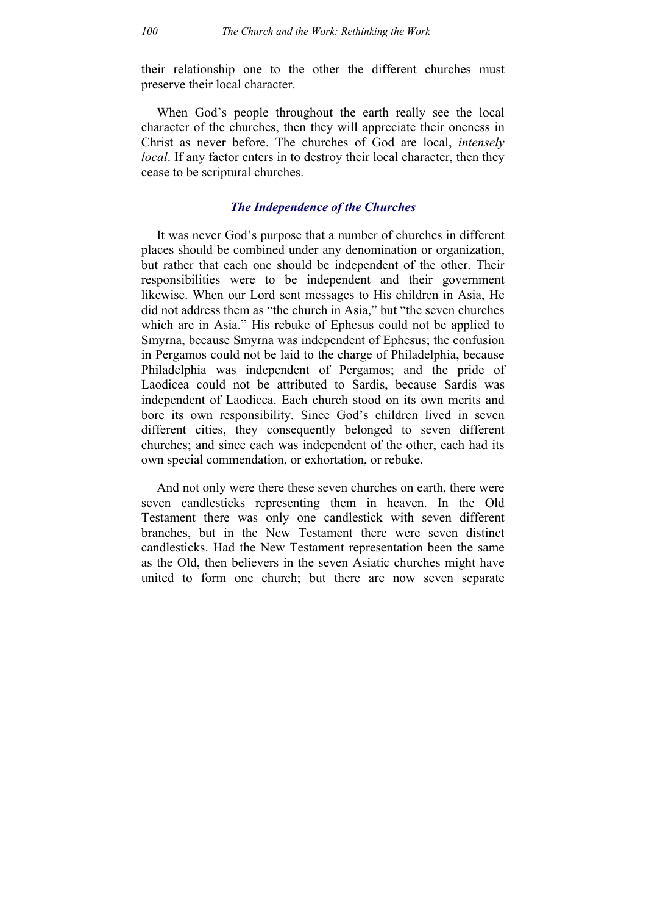their relationship one to the other the different churches must preserve their local character.

When God's people throughout the earth really see the local character of the churches, then they will appreciate their oneness in Christ as never before. The churches of God are local, *intensely local*. If any factor enters in to destroy their local character, then they cease to be scriptural churches.

### *The Independence of the Churches*

It was never God's purpose that a number of churches in different places should be combined under any denomination or organization, but rather that each one should be independent of the other. Their responsibilities were to be independent and their government likewise. When our Lord sent messages to His children in Asia, He did not address them as "the church in Asia," but "the seven churches which are in Asia." His rebuke of Ephesus could not be applied to Smyrna, because Smyrna was independent of Ephesus; the confusion in Pergamos could not be laid to the charge of Philadelphia, because Philadelphia was independent of Pergamos; and the pride of Laodicea could not be attributed to Sardis, because Sardis was independent of Laodicea. Each church stood on its own merits and bore its own responsibility. Since God's children lived in seven different cities, they consequently belonged to seven different churches; and since each was independent of the other, each had its own special commendation, or exhortation, or rebuke.

And not only were there these seven churches on earth, there were seven candlesticks representing them in heaven. In the Old Testament there was only one candlestick with seven different branches, but in the New Testament there were seven distinct candlesticks. Had the New Testament representation been the same as the Old, then believers in the seven Asiatic churches might have united to form one church; but there are now seven separate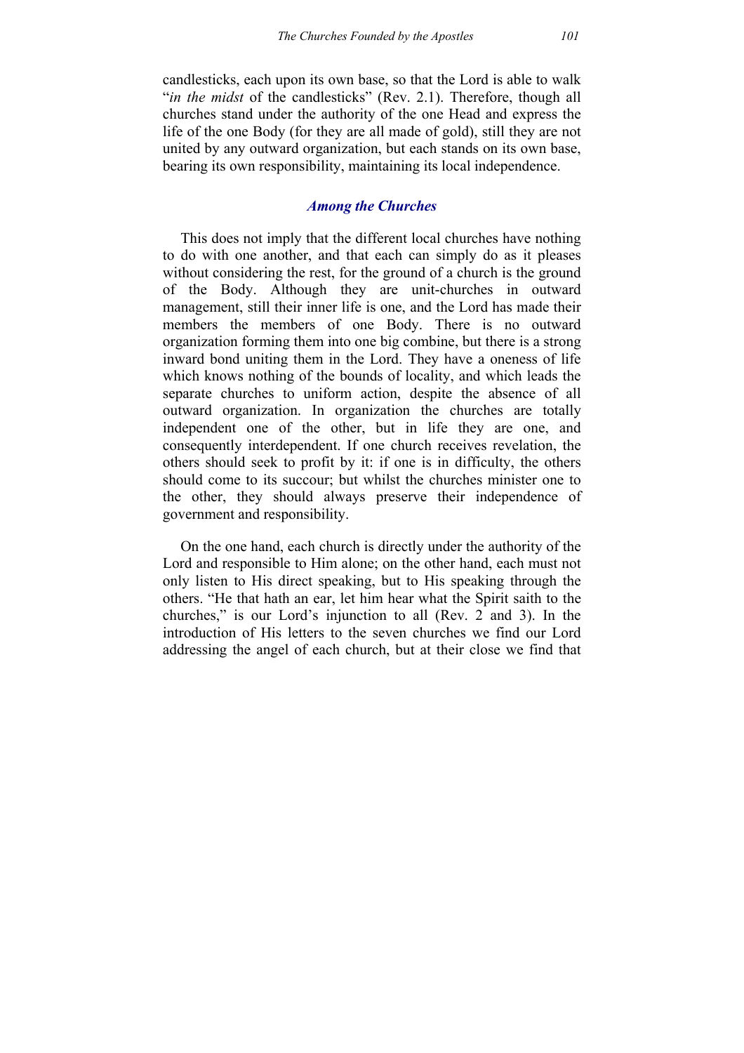candlesticks, each upon its own base, so that the Lord is able to walk "*in the midst* of the candlesticks" (Rev. 2.1). Therefore, though all churches stand under the authority of the one Head and express the life of the one Body (for they are all made of gold), still they are not united by any outward organization, but each stands on its own base, bearing its own responsibility, maintaining its local independence.

### *Among the Churches*

This does not imply that the different local churches have nothing to do with one another, and that each can simply do as it pleases without considering the rest, for the ground of a church is the ground of the Body. Although they are unit-churches in outward management, still their inner life is one, and the Lord has made their members the members of one Body. There is no outward organization forming them into one big combine, but there is a strong inward bond uniting them in the Lord. They have a oneness of life which knows nothing of the bounds of locality, and which leads the separate churches to uniform action, despite the absence of all outward organization. In organization the churches are totally independent one of the other, but in life they are one, and consequently interdependent. If one church receives revelation, the others should seek to profit by it: if one is in difficulty, the others should come to its succour; but whilst the churches minister one to the other, they should always preserve their independence of government and responsibility.

On the one hand, each church is directly under the authority of the Lord and responsible to Him alone; on the other hand, each must not only listen to His direct speaking, but to His speaking through the others. "He that hath an ear, let him hear what the Spirit saith to the churches," is our Lord's injunction to all (Rev. 2 and 3). In the introduction of His letters to the seven churches we find our Lord addressing the angel of each church, but at their close we find that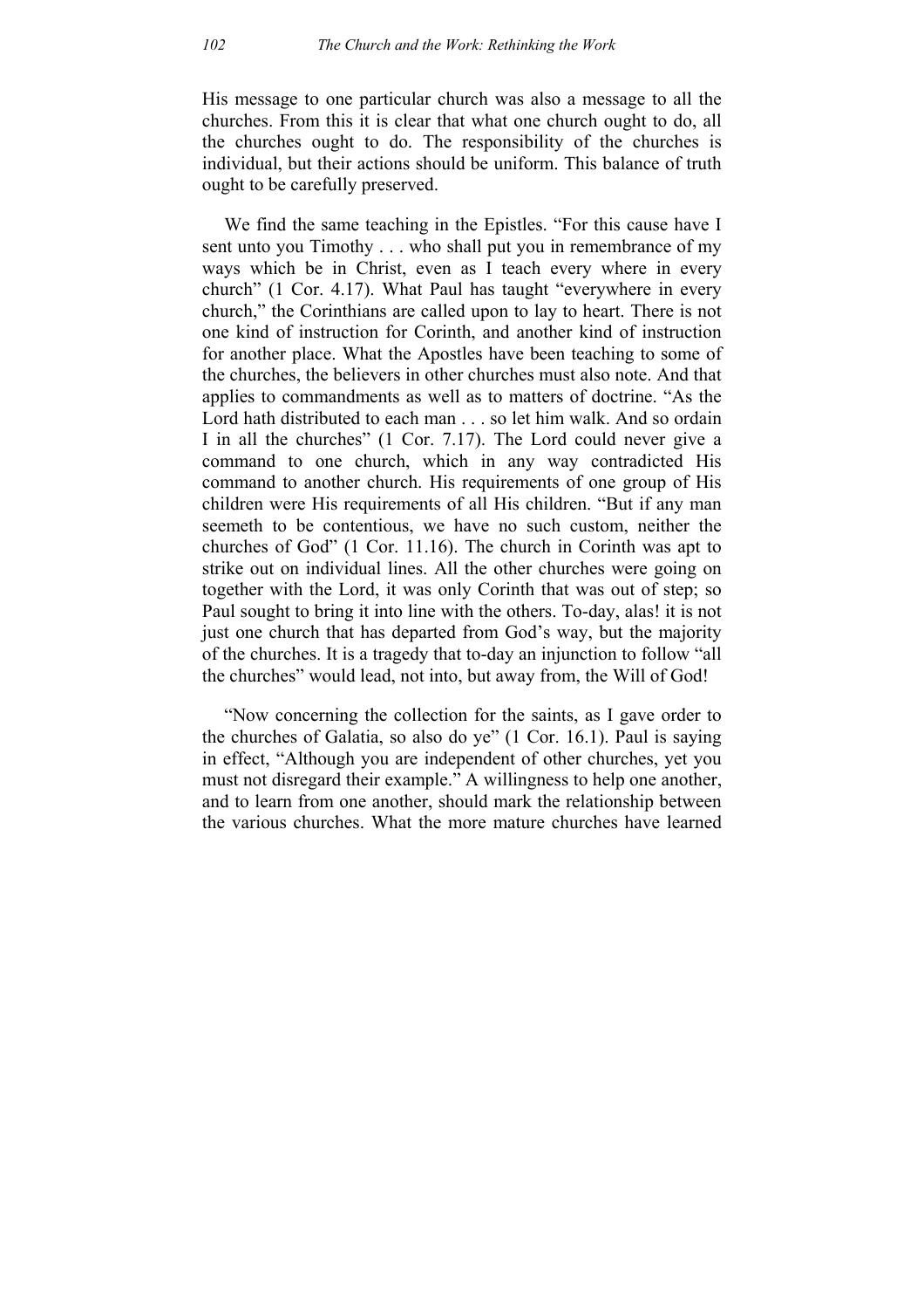His message to one particular church was also a message to all the churches. From this it is clear that what one church ought to do, all the churches ought to do. The responsibility of the churches is individual, but their actions should be uniform. This balance of truth ought to be carefully preserved.

We find the same teaching in the Epistles. "For this cause have I sent unto you Timothy . . . who shall put you in remembrance of my ways which be in Christ, even as I teach every where in every church" (1 Cor. 4.17). What Paul has taught "everywhere in every church," the Corinthians are called upon to lay to heart. There is not one kind of instruction for Corinth, and another kind of instruction for another place. What the Apostles have been teaching to some of the churches, the believers in other churches must also note. And that applies to commandments as well as to matters of doctrine. "As the Lord hath distributed to each man . . . so let him walk. And so ordain I in all the churches" (1 Cor. 7.17). The Lord could never give a command to one church, which in any way contradicted His command to another church. His requirements of one group of His children were His requirements of all His children. "But if any man seemeth to be contentious, we have no such custom, neither the churches of God" (1 Cor. 11.16). The church in Corinth was apt to strike out on individual lines. All the other churches were going on together with the Lord, it was only Corinth that was out of step; so Paul sought to bring it into line with the others. To-day, alas! it is not just one church that has departed from God's way, but the majority of the churches. It is a tragedy that to-day an injunction to follow "all the churches" would lead, not into, but away from, the Will of God!

"Now concerning the collection for the saints, as I gave order to the churches of Galatia, so also do ye" (1 Cor. 16.1). Paul is saying in effect, "Although you are independent of other churches, yet you must not disregard their example." A willingness to help one another, and to learn from one another, should mark the relationship between the various churches. What the more mature churches have learned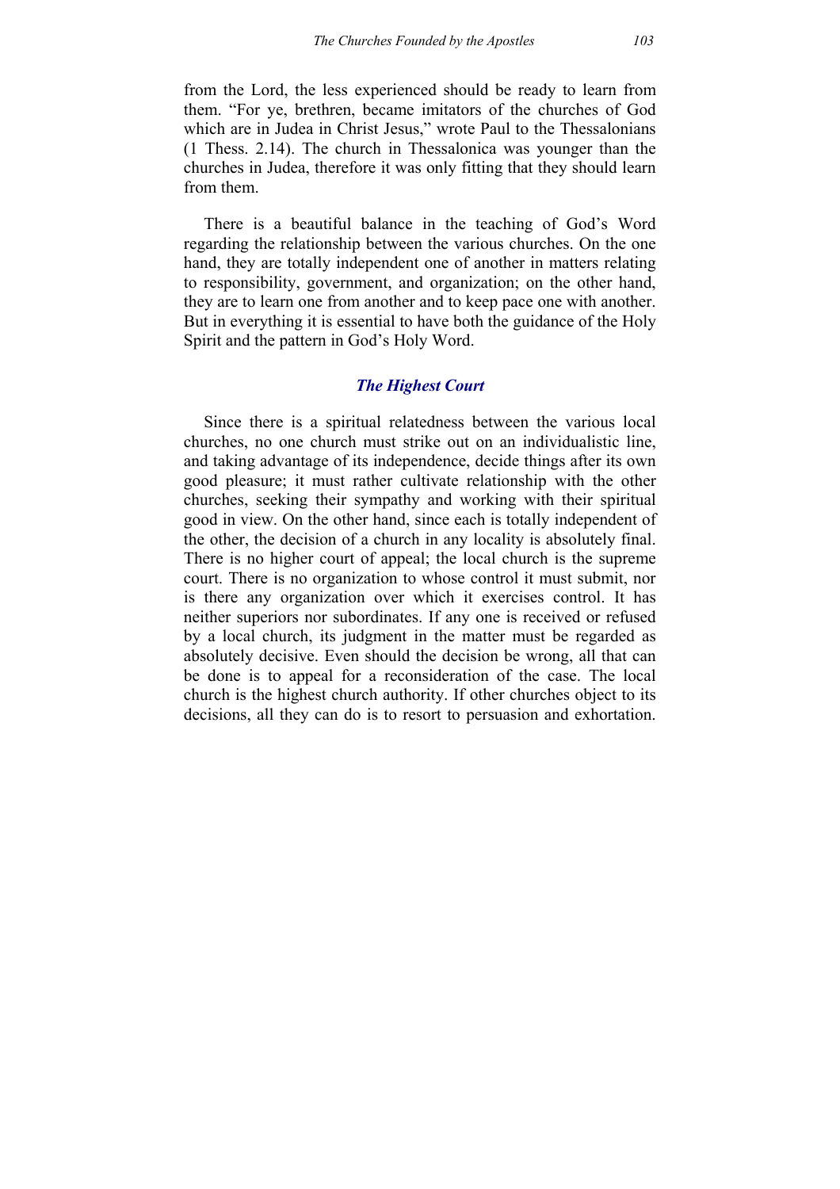from the Lord, the less experienced should be ready to learn from them. "For ye, brethren, became imitators of the churches of God which are in Judea in Christ Jesus," wrote Paul to the Thessalonians (1 Thess. 2.14). The church in Thessalonica was younger than the churches in Judea, therefore it was only fitting that they should learn from them.

There is a beautiful balance in the teaching of God's Word regarding the relationship between the various churches. On the one hand, they are totally independent one of another in matters relating to responsibility, government, and organization; on the other hand, they are to learn one from another and to keep pace one with another. But in everything it is essential to have both the guidance of the Holy Spirit and the pattern in God's Holy Word.

### *The Highest Court*

Since there is a spiritual relatedness between the various local churches, no one church must strike out on an individualistic line, and taking advantage of its independence, decide things after its own good pleasure; it must rather cultivate relationship with the other churches, seeking their sympathy and working with their spiritual good in view. On the other hand, since each is totally independent of the other, the decision of a church in any locality is absolutely final. There is no higher court of appeal; the local church is the supreme court. There is no organization to whose control it must submit, nor is there any organization over which it exercises control. It has neither superiors nor subordinates. If any one is received or refused by a local church, its judgment in the matter must be regarded as absolutely decisive. Even should the decision be wrong, all that can be done is to appeal for a reconsideration of the case. The local church is the highest church authority. If other churches object to its decisions, all they can do is to resort to persuasion and exhortation.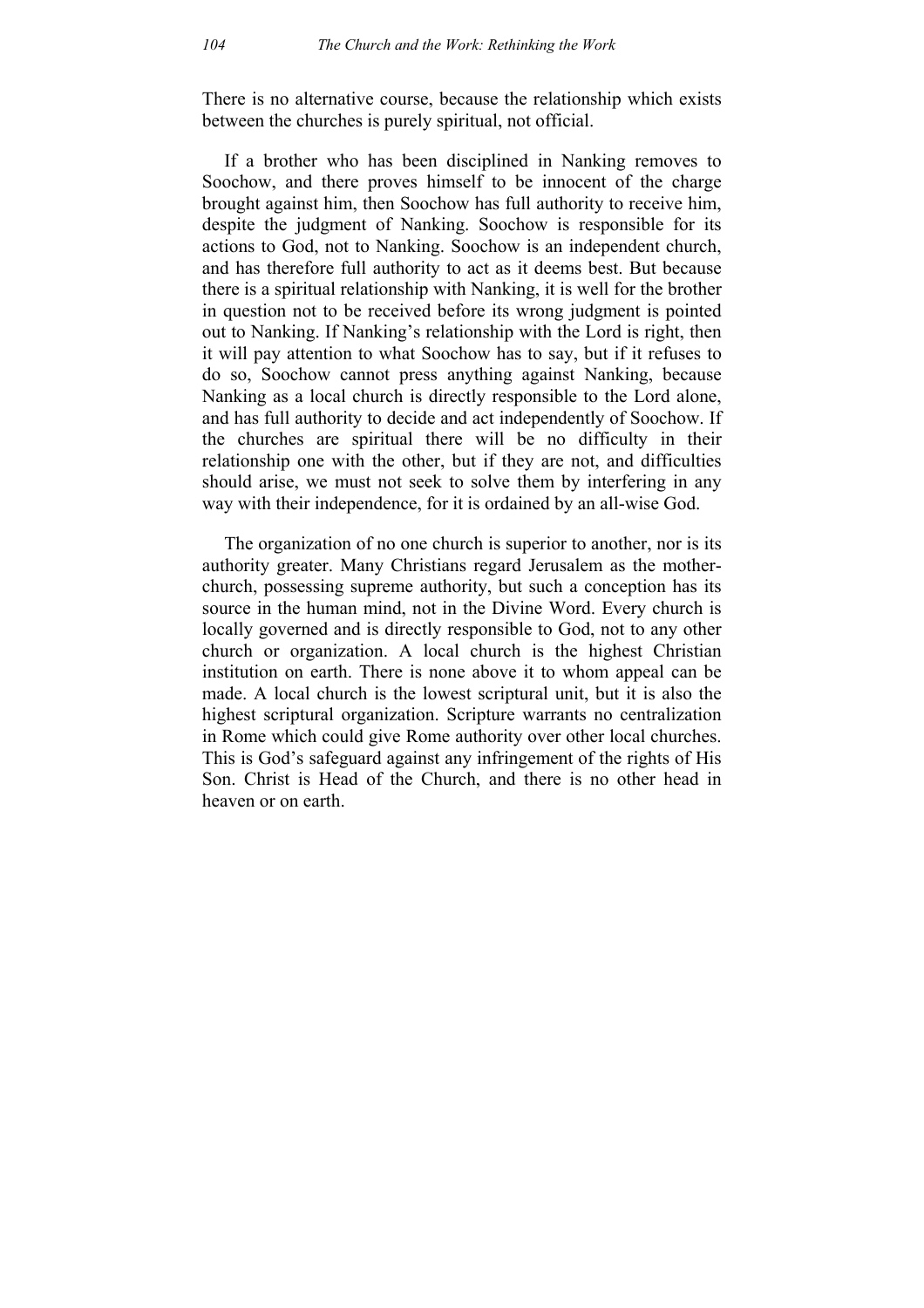There is no alternative course, because the relationship which exists between the churches is purely spiritual, not official.

If a brother who has been disciplined in Nanking removes to Soochow, and there proves himself to be innocent of the charge brought against him, then Soochow has full authority to receive him, despite the judgment of Nanking. Soochow is responsible for its actions to God, not to Nanking. Soochow is an independent church, and has therefore full authority to act as it deems best. But because there is a spiritual relationship with Nanking, it is well for the brother in question not to be received before its wrong judgment is pointed out to Nanking. If Nanking's relationship with the Lord is right, then it will pay attention to what Soochow has to say, but if it refuses to do so, Soochow cannot press anything against Nanking, because Nanking as a local church is directly responsible to the Lord alone, and has full authority to decide and act independently of Soochow. If the churches are spiritual there will be no difficulty in their relationship one with the other, but if they are not, and difficulties should arise, we must not seek to solve them by interfering in any way with their independence, for it is ordained by an all-wise God.

The organization of no one church is superior to another, nor is its authority greater. Many Christians regard Jerusalem as the mother-church, possessing supreme authority, but such a conception has its source in the human mind, not in the Divine Word. Every church is locally governed and is directly responsible to God, not to any other church or organization. A local church is the highest Christian institution on earth. There is none above it to whom appeal can be made. A local church is the lowest scriptural unit, but it is also the highest scriptural organization. Scripture warrants no centralization in Rome which could give Rome authority over other local churches. This is God's safeguard against any infringement of the rights of His Son. Christ is Head of the Church, and there is no other head in heaven or on earth.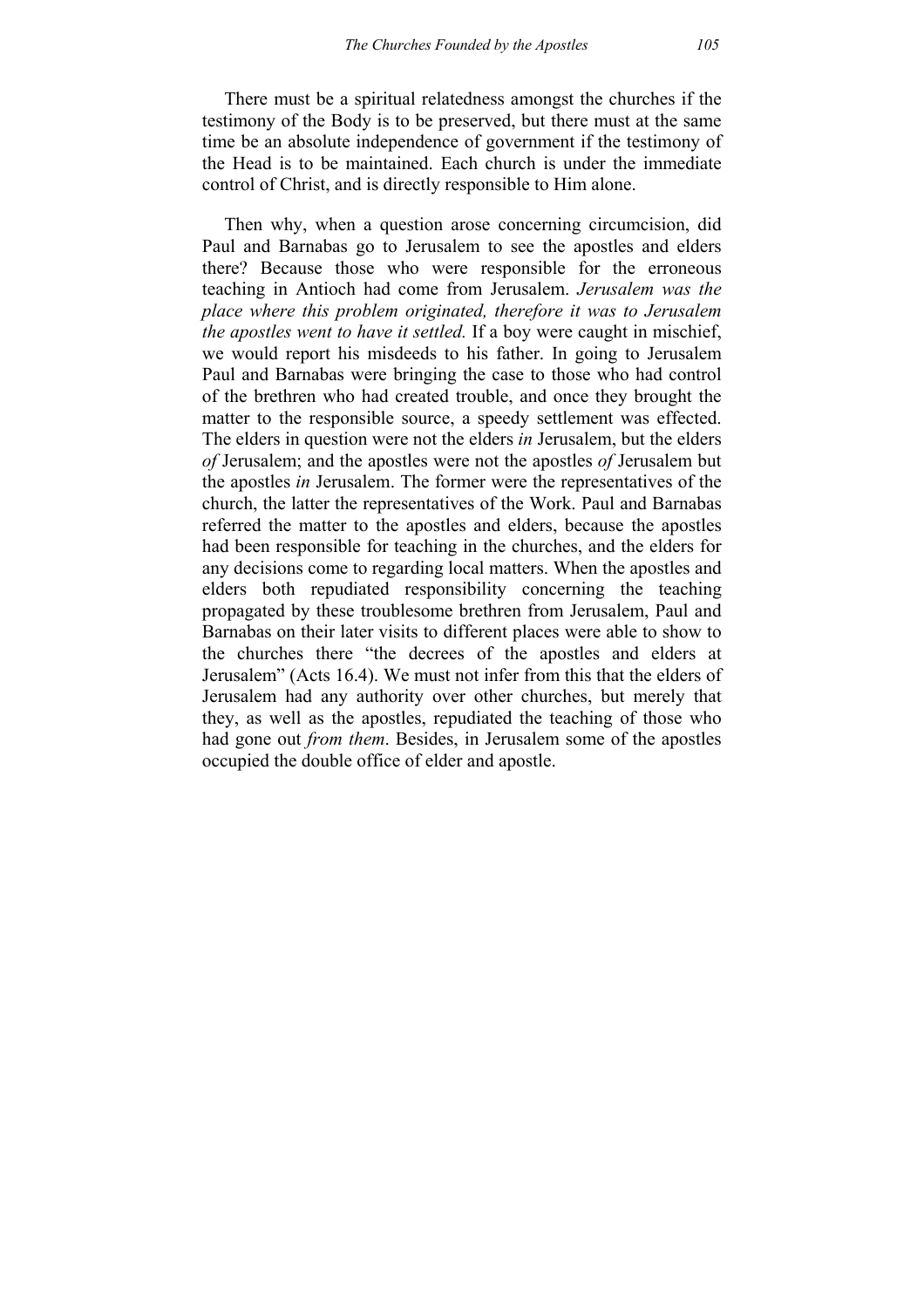There must be a spiritual relatedness amongst the churches if the testimony of the Body is to be preserved, but there must at the same time be an absolute independence of government if the testimony of the Head is to be maintained. Each church is under the immediate control of Christ, and is directly responsible to Him alone.

Then why, when a question arose concerning circumcision, did Paul and Barnabas go to Jerusalem to see the apostles and elders there? Because those who were responsible for the erroneous teaching in Antioch had come from Jerusalem. *Jerusalem was the place where this problem originated, therefore it was to Jerusalem the apostles went to have it settled.* If a boy were caught in mischief, we would report his misdeeds to his father. In going to Jerusalem Paul and Barnabas were bringing the case to those who had control of the brethren who had created trouble, and once they brought the matter to the responsible source, a speedy settlement was effected. The elders in question were not the elders *in* Jerusalem, but the elders *of* Jerusalem; and the apostles were not the apostles *of* Jerusalem but the apostles *in* Jerusalem. The former were the representatives of the church, the latter the representatives of the Work. Paul and Barnabas referred the matter to the apostles and elders, because the apostles had been responsible for teaching in the churches, and the elders for any decisions come to regarding local matters. When the apostles and elders both repudiated responsibility concerning the teaching propagated by these troublesome brethren from Jerusalem, Paul and Barnabas on their later visits to different places were able to show to the churches there "the decrees of the apostles and elders at Jerusalem" (Acts 16.4). We must not infer from this that the elders of Jerusalem had any authority over other churches, but merely that they, as well as the apostles, repudiated the teaching of those who had gone out *from them*. Besides, in Jerusalem some of the apostles occupied the double office of elder and apostle.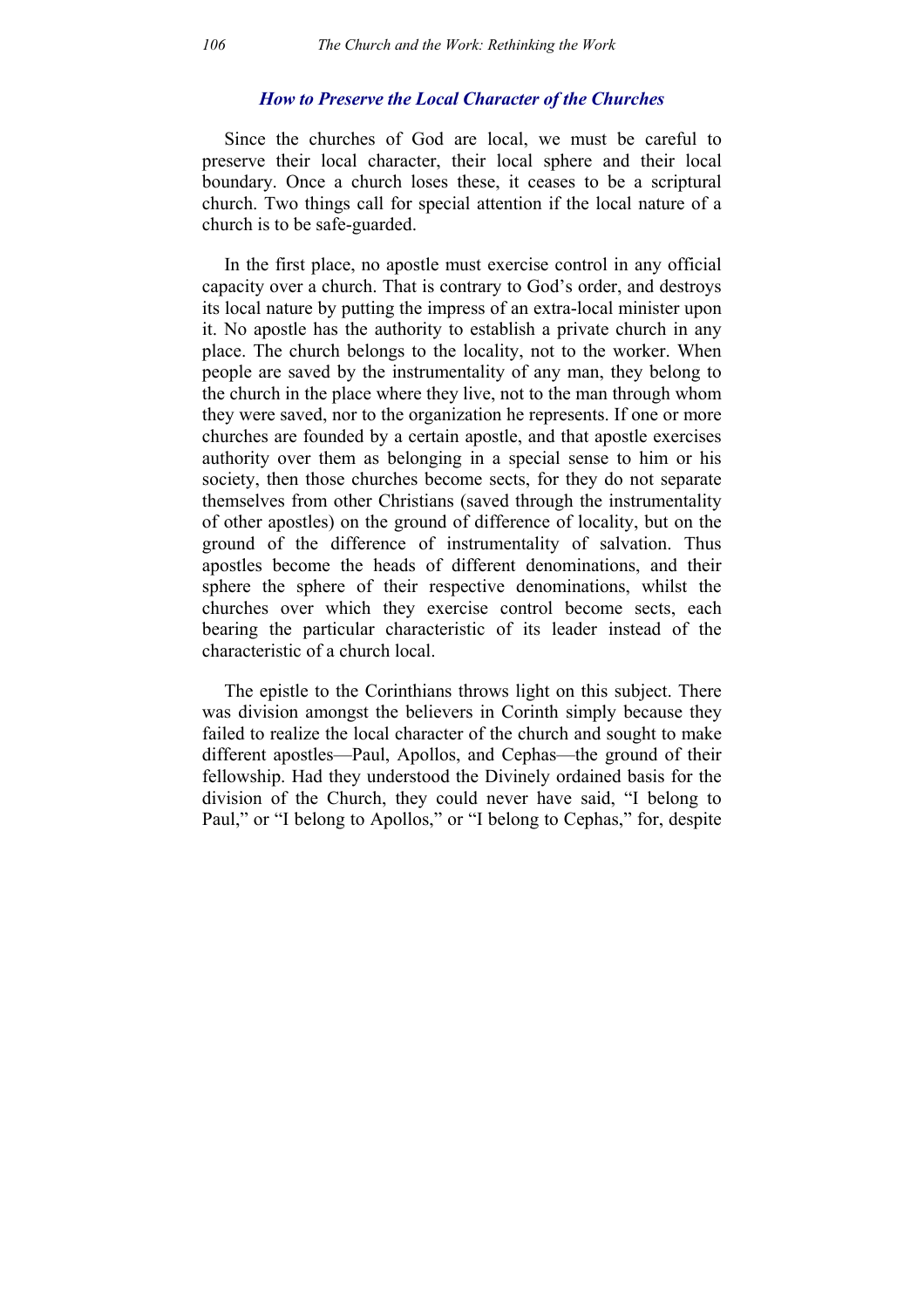### *How to Preserve the Local Character of the Churches*

Since the churches of God are local, we must be careful to preserve their local character, their local sphere and their local boundary. Once a church loses these, it ceases to be a scriptural church. Two things call for special attention if the local nature of a church is to be safe-guarded.

In the first place, no apostle must exercise control in any official capacity over a church. That is contrary to God's order, and destroys its local nature by putting the impress of an extra-local minister upon it. No apostle has the authority to establish a private church in any place. The church belongs to the locality, not to the worker. When people are saved by the instrumentality of any man, they belong to the church in the place where they live, not to the man through whom they were saved, nor to the organization he represents. If one or more churches are founded by a certain apostle, and that apostle exercises authority over them as belonging in a special sense to him or his society, then those churches become sects, for they do not separate themselves from other Christians (saved through the instrumentality of other apostles) on the ground of difference of locality, but on the ground of the difference of instrumentality of salvation. Thus apostles become the heads of different denominations, and their sphere the sphere of their respective denominations, whilst the churches over which they exercise control become sects, each bearing the particular characteristic of its leader instead of the characteristic of a church local.

The epistle to the Corinthians throws light on this subject. There was division amongst the believers in Corinth simply because they failed to realize the local character of the church and sought to make different apostles—Paul, Apollos, and Cephas—the ground of their fellowship. Had they understood the Divinely ordained basis for the division of the Church, they could never have said, "I belong to Paul," or "I belong to Apollos," or "I belong to Cephas," for, despite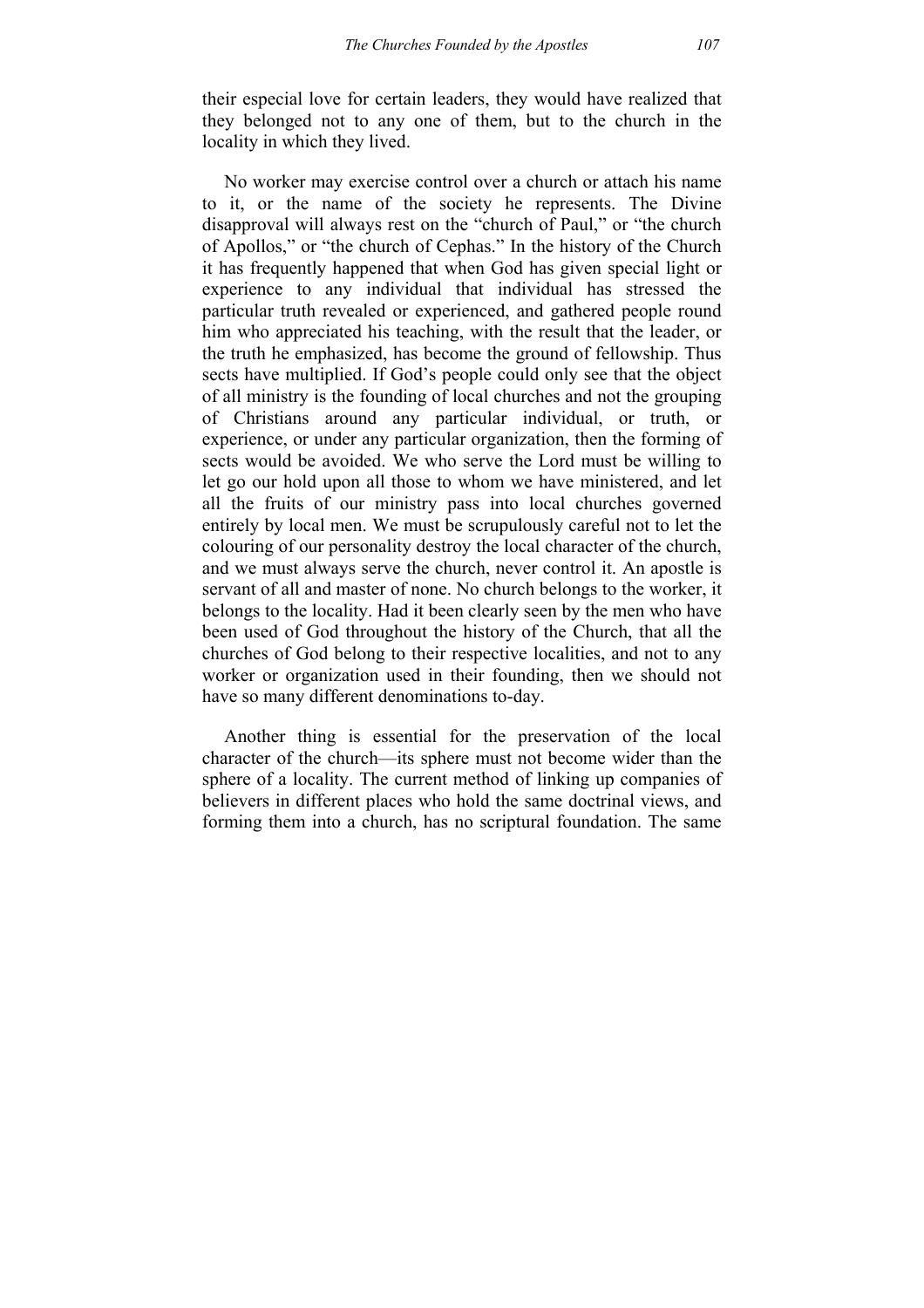their especial love for certain leaders, they would have realized that they belonged not to any one of them, but to the church in the locality in which they lived.

No worker may exercise control over a church or attach his name to it, or the name of the society he represents. The Divine disapproval will always rest on the "church of Paul," or "the church of Apollos," or "the church of Cephas." In the history of the Church it has frequently happened that when God has given special light or experience to any individual that individual has stressed the particular truth revealed or experienced, and gathered people round him who appreciated his teaching, with the result that the leader, or the truth he emphasized, has become the ground of fellowship. Thus sects have multiplied. If God's people could only see that the object of all ministry is the founding of local churches and not the grouping of Christians around any particular individual, or truth, or experience, or under any particular organization, then the forming of sects would be avoided. We who serve the Lord must be willing to let go our hold upon all those to whom we have ministered, and let all the fruits of our ministry pass into local churches governed entirely by local men. We must be scrupulously careful not to let the colouring of our personality destroy the local character of the church, and we must always serve the church, never control it. An apostle is servant of all and master of none. No church belongs to the worker, it belongs to the locality. Had it been clearly seen by the men who have been used of God throughout the history of the Church, that all the churches of God belong to their respective localities, and not to any worker or organization used in their founding, then we should not have so many different denominations to-day.

Another thing is essential for the preservation of the local character of the church—its sphere must not become wider than the sphere of a locality. The current method of linking up companies of believers in different places who hold the same doctrinal views, and forming them into a church, has no scriptural foundation. The same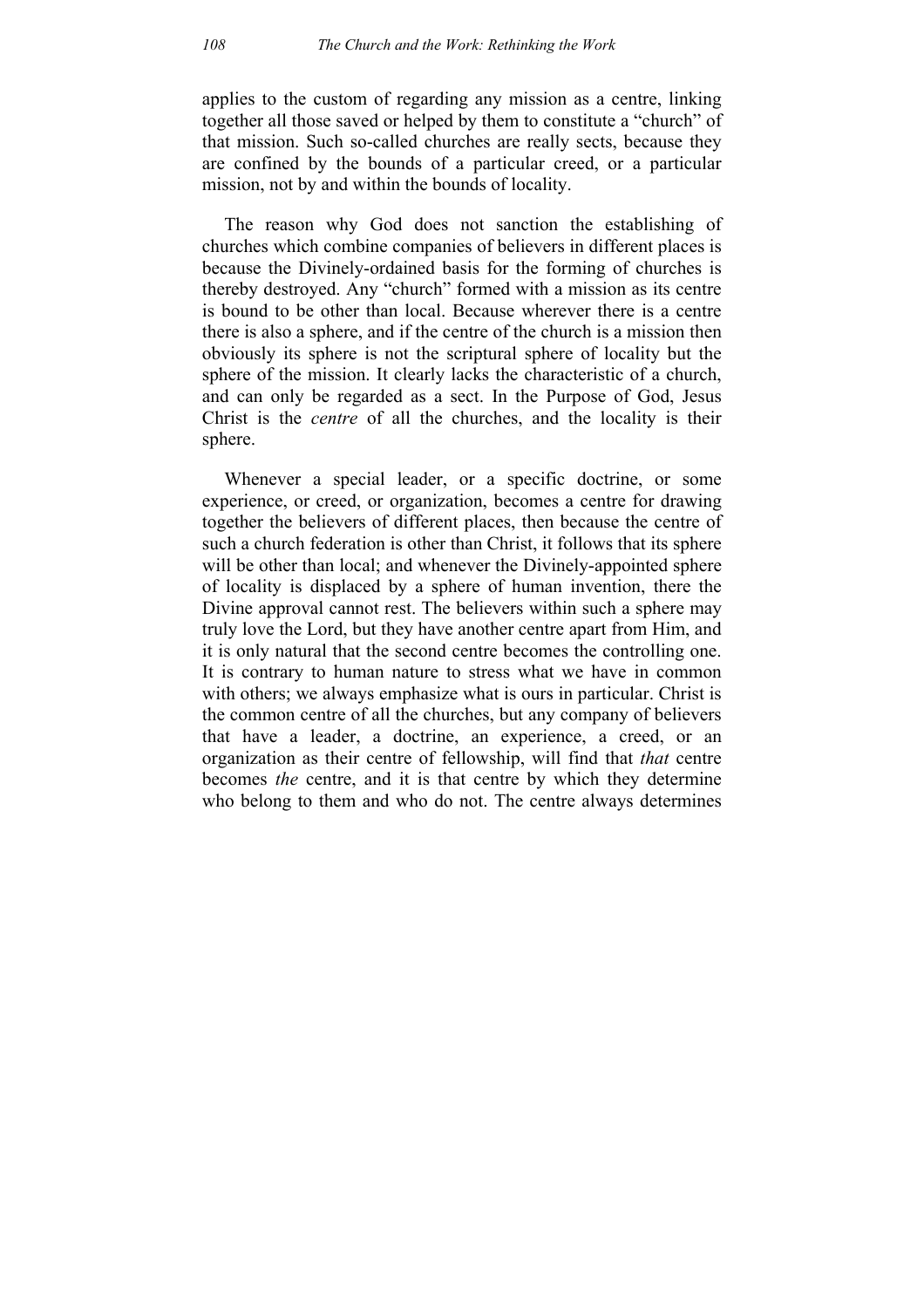applies to the custom of regarding any mission as a centre, linking together all those saved or helped by them to constitute a "church" of that mission. Such so-called churches are really sects, because they are confined by the bounds of a particular creed, or a particular mission, not by and within the bounds of locality.

The reason why God does not sanction the establishing of churches which combine companies of believers in different places is because the Divinely-ordained basis for the forming of churches is thereby destroyed. Any "church" formed with a mission as its centre is bound to be other than local. Because wherever there is a centre there is also a sphere, and if the centre of the church is a mission then obviously its sphere is not the scriptural sphere of locality but the sphere of the mission. It clearly lacks the characteristic of a church, and can only be regarded as a sect. In the Purpose of God, Jesus Christ is the *centre* of all the churches, and the locality is their sphere.

Whenever a special leader, or a specific doctrine, or some experience, or creed, or organization, becomes a centre for drawing together the believers of different places, then because the centre of such a church federation is other than Christ, it follows that its sphere will be other than local; and whenever the Divinely-appointed sphere of locality is displaced by a sphere of human invention, there the Divine approval cannot rest. The believers within such a sphere may truly love the Lord, but they have another centre apart from Him, and it is only natural that the second centre becomes the controlling one. It is contrary to human nature to stress what we have in common with others; we always emphasize what is ours in particular. Christ is the common centre of all the churches, but any company of believers that have a leader, a doctrine, an experience, a creed, or an organization as their centre of fellowship, will find that *that* centre becomes *the* centre, and it is that centre by which they determine who belong to them and who do not. The centre always determines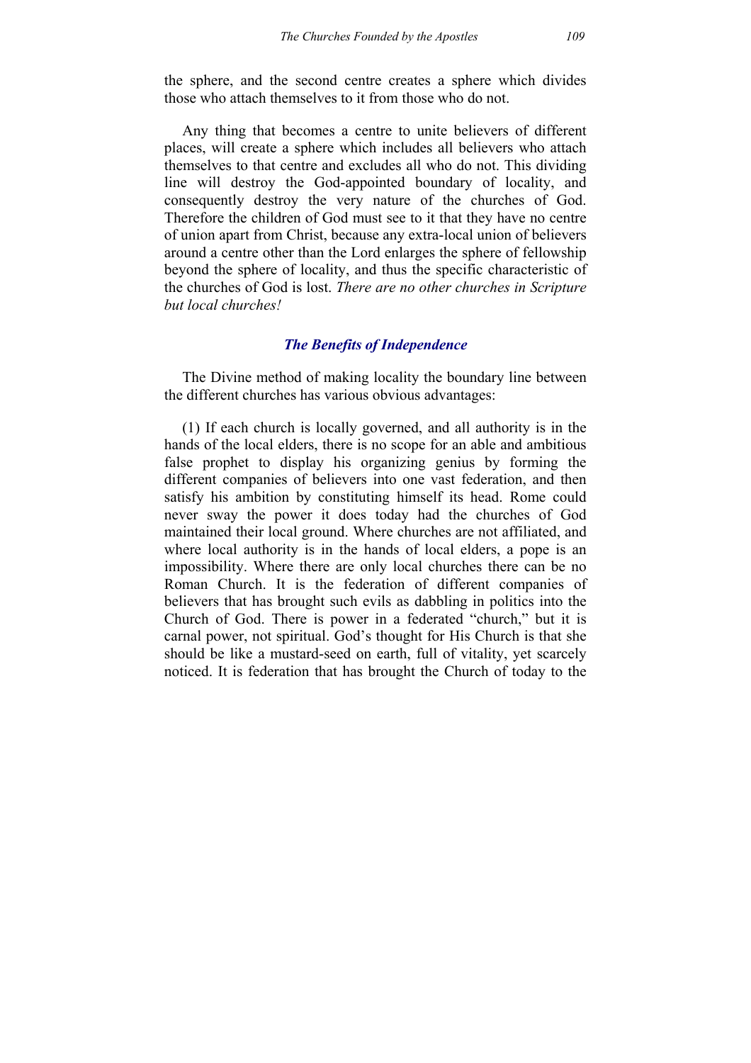the sphere, and the second centre creates a sphere which divides those who attach themselves to it from those who do not.

Any thing that becomes a centre to unite believers of different places, will create a sphere which includes all believers who attach themselves to that centre and excludes all who do not. This dividing line will destroy the God-appointed boundary of locality, and consequently destroy the very nature of the churches of God. Therefore the children of God must see to it that they have no centre of union apart from Christ, because any extra-local union of believers around a centre other than the Lord enlarges the sphere of fellowship beyond the sphere of locality, and thus the specific characteristic of the churches of God is lost. *There are no other churches in Scripture but local churches!*

### *The Benefits of Independence*

The Divine method of making locality the boundary line between the different churches has various obvious advantages:

(1) If each church is locally governed, and all authority is in the hands of the local elders, there is no scope for an able and ambitious false prophet to display his organizing genius by forming the different companies of believers into one vast federation, and then satisfy his ambition by constituting himself its head. Rome could never sway the power it does today had the churches of God maintained their local ground. Where churches are not affiliated, and where local authority is in the hands of local elders, a pope is an impossibility. Where there are only local churches there can be no Roman Church. It is the federation of different companies of believers that has brought such evils as dabbling in politics into the Church of God. There is power in a federated "church," but it is carnal power, not spiritual. God's thought for His Church is that she should be like a mustard-seed on earth, full of vitality, yet scarcely noticed. It is federation that has brought the Church of today to the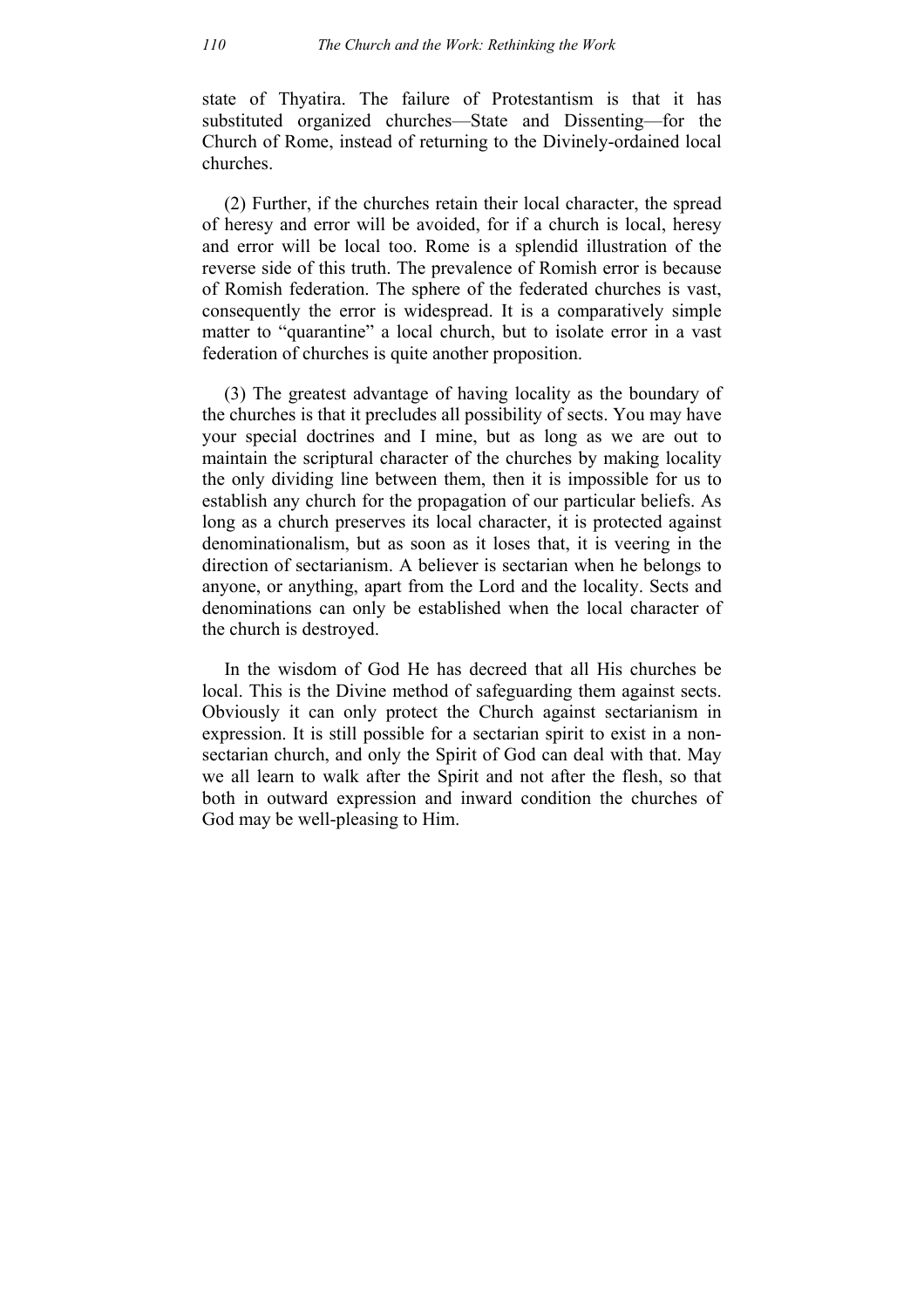state of Thyatira. The failure of Protestantism is that it has substituted organized churches—State and Dissenting—for the Church of Rome, instead of returning to the Divinely-ordained local churches.

(2) Further, if the churches retain their local character, the spread of heresy and error will be avoided, for if a church is local, heresy and error will be local too. Rome is a splendid illustration of the reverse side of this truth. The prevalence of Romish error is because of Romish federation. The sphere of the federated churches is vast, consequently the error is widespread. It is a comparatively simple matter to "quarantine" a local church, but to isolate error in a vast federation of churches is quite another proposition.

(3) The greatest advantage of having locality as the boundary of the churches is that it precludes all possibility of sects. You may have your special doctrines and I mine, but as long as we are out to maintain the scriptural character of the churches by making locality the only dividing line between them, then it is impossible for us to establish any church for the propagation of our particular beliefs. As long as a church preserves its local character, it is protected against denominationalism, but as soon as it loses that, it is veering in the direction of sectarianism. A believer is sectarian when he belongs to anyone, or anything, apart from the Lord and the locality. Sects and denominations can only be established when the local character of the church is destroyed.

In the wisdom of God He has decreed that all His churches be local. This is the Divine method of safeguarding them against sects. Obviously it can only protect the Church against sectarianism in expression. It is still possible for a sectarian spirit to exist in a non-sectarian church, and only the Spirit of God can deal with that. May we all learn to walk after the Spirit and not after the flesh, so that both in outward expression and inward condition the churches of God may be well-pleasing to Him.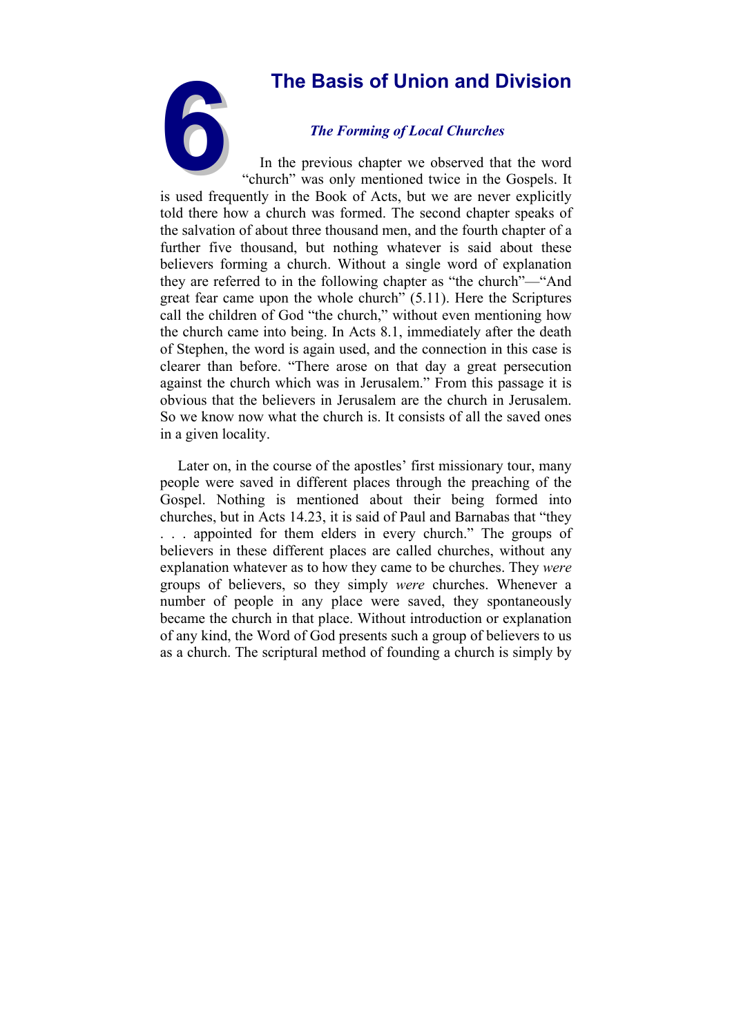# 6 The Basis of Union and Division

### *The Forming of Local Churches*

In the previous chapter we observed that the word "church" was only mentioned twice in the Gospels. It is used frequently in the Book of Acts, but we are never explicitly told there how a church was formed. The second chapter speaks of the salvation of about three thousand men, and the fourth chapter of a further five thousand, but nothing whatever is said about these believers forming a church. Without a single word of explanation they are referred to in the following chapter as "the church"—"And great fear came upon the whole church" (5.11). Here the Scriptures call the children of God "the church," without even mentioning how the church came into being. In Acts 8.1, immediately after the death of Stephen, the word is again used, and the connection in this case is clearer than before. "There arose on that day a great persecution against the church which was in Jerusalem." From this passage it is obvious that the believers in Jerusalem are the church in Jerusalem. So we know now what the church is. It consists of all the saved ones in a given locality.

Later on, in the course of the apostles' first missionary tour, many people were saved in different places through the preaching of the Gospel. Nothing is mentioned about their being formed into churches, but in Acts 14.23, it is said of Paul and Barnabas that "they . . . appointed for them elders in every church." The groups of believers in these different places are called churches, without any explanation whatever as to how they came to be churches. They *were* groups of believers, so they simply *were* churches. Whenever a number of people in any place were saved, they spontaneously became the church in that place. Without introduction or explanation of any kind, the Word of God presents such a group of believers to us as a church. The scriptural method of founding a church is simply by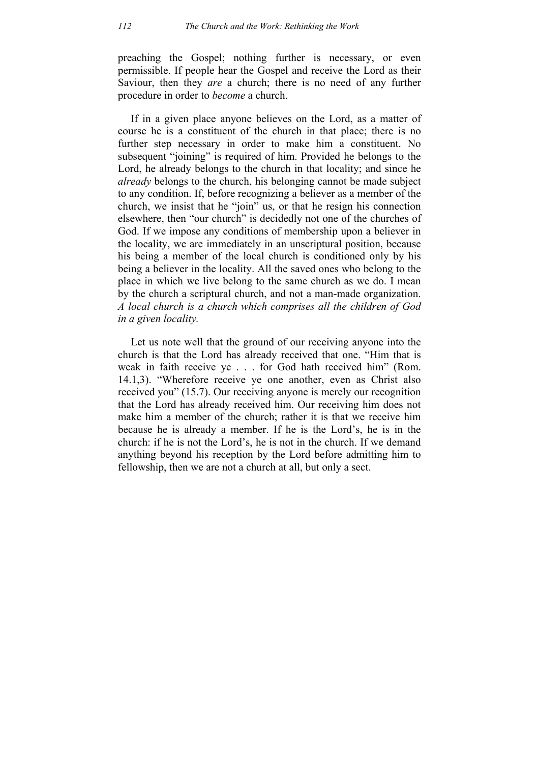preaching the Gospel; nothing further is necessary, or even permissible. If people hear the Gospel and receive the Lord as their Saviour, then they *are* a church; there is no need of any further procedure in order to *become* a church.

If in a given place anyone believes on the Lord, as a matter of course he is a constituent of the church in that place; there is no further step necessary in order to make him a constituent. No subsequent "joining" is required of him. Provided he belongs to the Lord, he already belongs to the church in that locality; and since he *already* belongs to the church, his belonging cannot be made subject to any condition. If, before recognizing a believer as a member of the church, we insist that he "join" us, or that he resign his connection elsewhere, then "our church" is decidedly not one of the churches of God. If we impose any conditions of membership upon a believer in the locality, we are immediately in an unscriptural position, because his being a member of the local church is conditioned only by his being a believer in the locality. All the saved ones who belong to the place in which we live belong to the same church as we do. I mean by the church a scriptural church, and not a man-made organization. *A local church is a church which comprises all the children of God in a given locality.*

Let us note well that the ground of our receiving anyone into the church is that the Lord has already received that one. "Him that is weak in faith receive ye . . . for God hath received him" (Rom. 14.1,3). "Wherefore receive ye one another, even as Christ also received you" (15.7). Our receiving anyone is merely our recognition that the Lord has already received him. Our receiving him does not make him a member of the church; rather it is that we receive him because he is already a member. If he is the Lord's, he is in the church: if he is not the Lord's, he is not in the church. If we demand anything beyond his reception by the Lord before admitting him to fellowship, then we are not a church at all, but only a sect.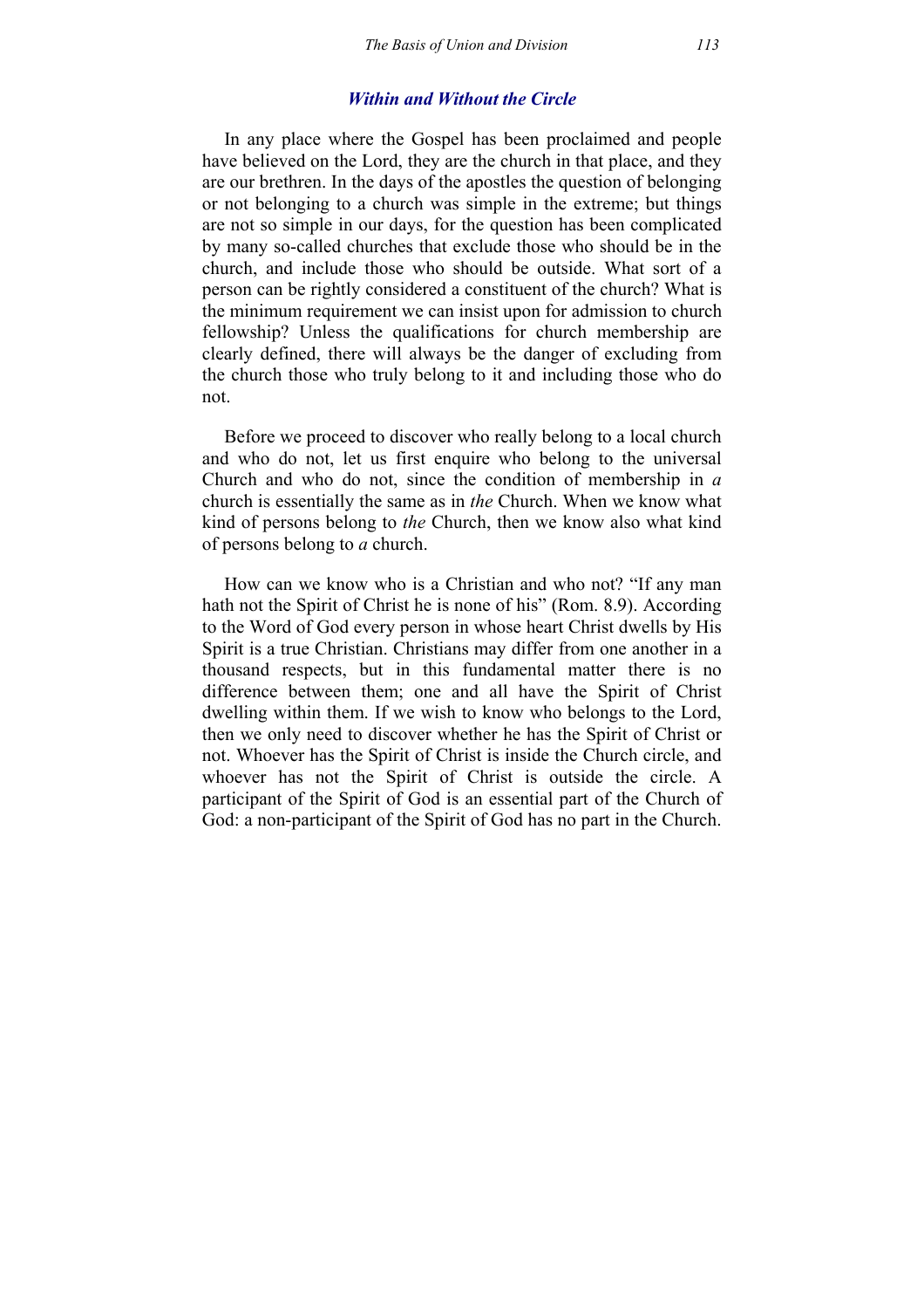### *Within and Without the Circle*

In any place where the Gospel has been proclaimed and people have believed on the Lord, they are the church in that place, and they are our brethren. In the days of the apostles the question of belonging or not belonging to a church was simple in the extreme; but things are not so simple in our days, for the question has been complicated by many so-called churches that exclude those who should be in the church, and include those who should be outside. What sort of a person can be rightly considered a constituent of the church? What is the minimum requirement we can insist upon for admission to church fellowship? Unless the qualifications for church membership are clearly defined, there will always be the danger of excluding from the church those who truly belong to it and including those who do not.

Before we proceed to discover who really belong to a local church and who do not, let us first enquire who belong to the universal Church and who do not, since the condition of membership in *a* church is essentially the same as in *the* Church. When we know what kind of persons belong to *the* Church, then we know also what kind of persons belong to *a* church.

How can we know who is a Christian and who not? "If any man hath not the Spirit of Christ he is none of his" (Rom. 8.9). According to the Word of God every person in whose heart Christ dwells by His Spirit is a true Christian. Christians may differ from one another in a thousand respects, but in this fundamental matter there is no difference between them; one and all have the Spirit of Christ dwelling within them. If we wish to know who belongs to the Lord, then we only need to discover whether he has the Spirit of Christ or not. Whoever has the Spirit of Christ is inside the Church circle, and whoever has not the Spirit of Christ is outside the circle. A participant of the Spirit of God is an essential part of the Church of God: a non-participant of the Spirit of God has no part in the Church.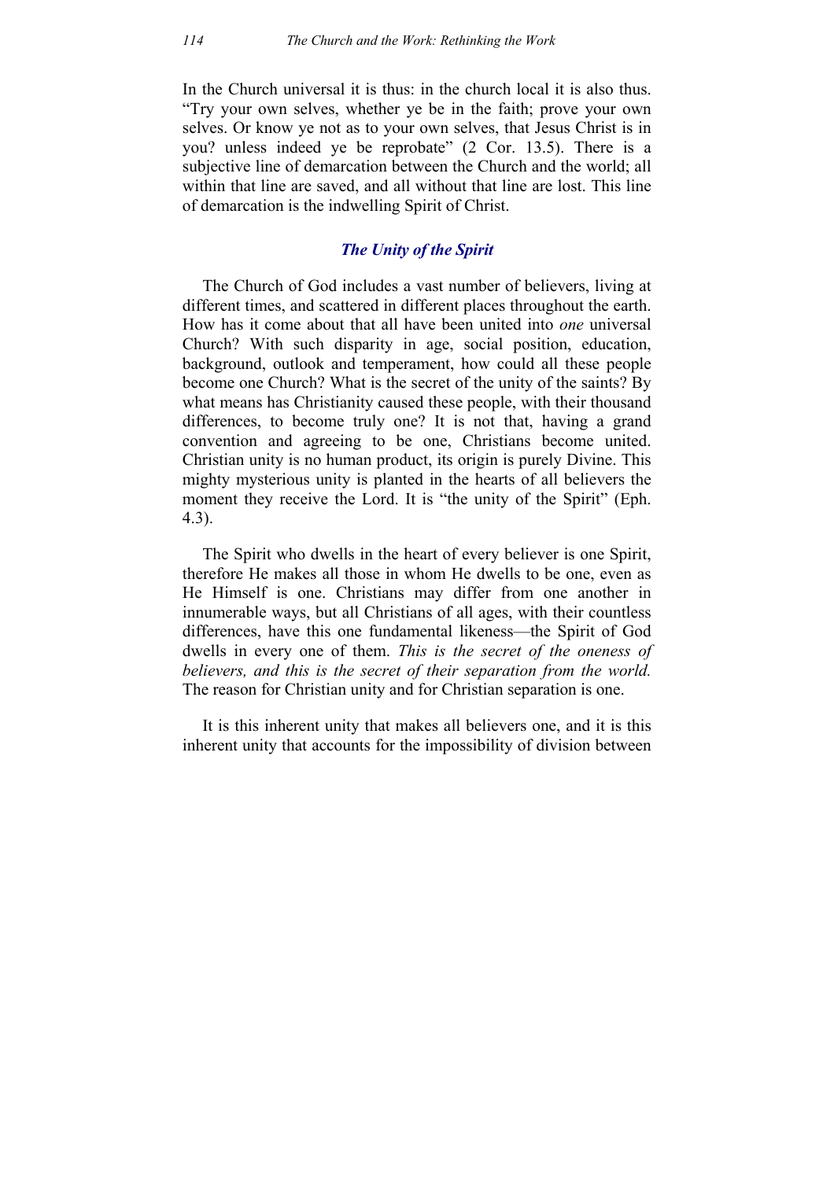In the Church universal it is thus: in the church local it is also thus. "Try your own selves, whether ye be in the faith; prove your own selves. Or know ye not as to your own selves, that Jesus Christ is in you? unless indeed ye be reprobate" (2 Cor. 13.5). There is a subjective line of demarcation between the Church and the world; all within that line are saved, and all without that line are lost. This line of demarcation is the indwelling Spirit of Christ.

### *The Unity of the Spirit*

The Church of God includes a vast number of believers, living at different times, and scattered in different places throughout the earth. How has it come about that all have been united into *one* universal Church? With such disparity in age, social position, education, background, outlook and temperament, how could all these people become one Church? What is the secret of the unity of the saints? By what means has Christianity caused these people, with their thousand differences, to become truly one? It is not that, having a grand convention and agreeing to be one, Christians become united. Christian unity is no human product, its origin is purely Divine. This mighty mysterious unity is planted in the hearts of all believers the moment they receive the Lord. It is "the unity of the Spirit" (Eph. 4.3).

The Spirit who dwells in the heart of every believer is one Spirit, therefore He makes all those in whom He dwells to be one, even as He Himself is one. Christians may differ from one another in innumerable ways, but all Christians of all ages, with their countless differences, have this one fundamental likeness—the Spirit of God dwells in every one of them. *This is the secret of the oneness of believers, and this is the secret of their separation from the world.* The reason for Christian unity and for Christian separation is one.

It is this inherent unity that makes all believers one, and it is this inherent unity that accounts for the impossibility of division between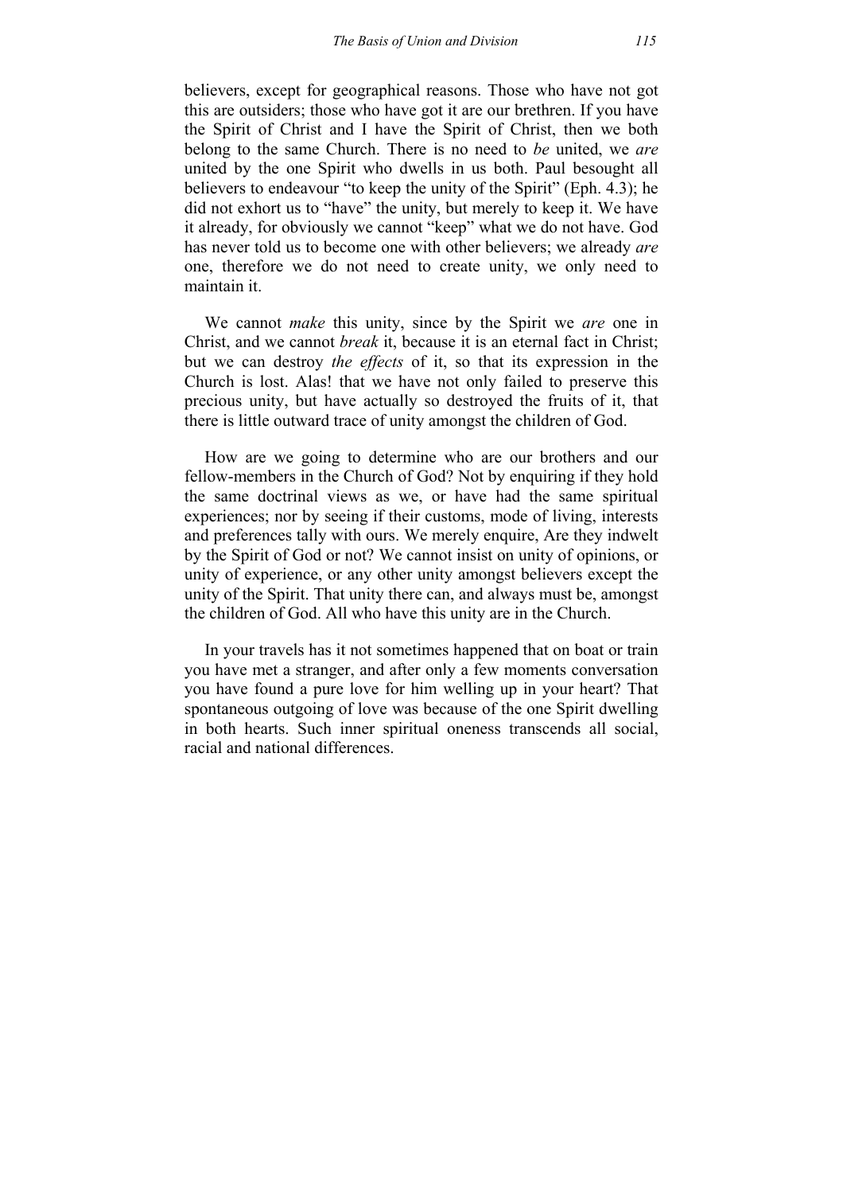believers, except for geographical reasons. Those who have not got this are outsiders; those who have got it are our brethren. If you have the Spirit of Christ and I have the Spirit of Christ, then we both belong to the same Church. There is no need to *be* united, we *are* united by the one Spirit who dwells in us both. Paul besought all believers to endeavour "to keep the unity of the Spirit" (Eph. 4.3); he did not exhort us to "have" the unity, but merely to keep it. We have it already, for obviously we cannot "keep" what we do not have. God has never told us to become one with other believers; we already *are* one, therefore we do not need to create unity, we only need to maintain it.

We cannot *make* this unity, since by the Spirit we *are* one in Christ, and we cannot *break* it, because it is an eternal fact in Christ; but we can destroy *the effects* of it, so that its expression in the Church is lost. Alas! that we have not only failed to preserve this precious unity, but have actually so destroyed the fruits of it, that there is little outward trace of unity amongst the children of God.

How are we going to determine who are our brothers and our fellow-members in the Church of God? Not by enquiring if they hold the same doctrinal views as we, or have had the same spiritual experiences; nor by seeing if their customs, mode of living, interests and preferences tally with ours. We merely enquire, Are they indwelt by the Spirit of God or not? We cannot insist on unity of opinions, or unity of experience, or any other unity amongst believers except the unity of the Spirit. That unity there can, and always must be, amongst the children of God. All who have this unity are in the Church.

In your travels has it not sometimes happened that on boat or train you have met a stranger, and after only a few moments conversation you have found a pure love for him welling up in your heart? That spontaneous outgoing of love was because of the one Spirit dwelling in both hearts. Such inner spiritual oneness transcends all social, racial and national differences.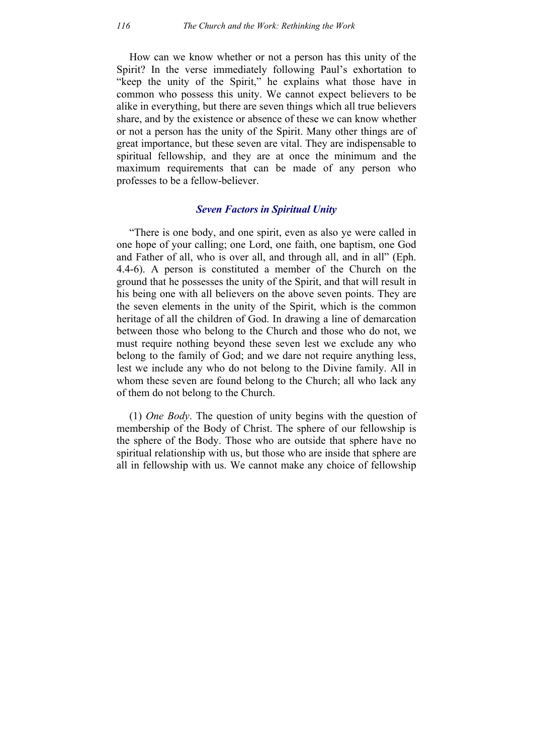How can we know whether or not a person has this unity of the Spirit? In the verse immediately following Paul's exhortation to "keep the unity of the Spirit," he explains what those have in common who possess this unity. We cannot expect believers to be alike in everything, but there are seven things which all true believers share, and by the existence or absence of these we can know whether or not a person has the unity of the Spirit. Many other things are of great importance, but these seven are vital. They are indispensable to spiritual fellowship, and they are at once the minimum and the maximum requirements that can be made of any person who professes to be a fellow-believer.

### *Seven Factors in Spiritual Unity*

"There is one body, and one spirit, even as also ye were called in one hope of your calling; one Lord, one faith, one baptism, one God and Father of all, who is over all, and through all, and in all" (Eph. 4.4-6). A person is constituted a member of the Church on the ground that he possesses the unity of the Spirit, and that will result in his being one with all believers on the above seven points. They are the seven elements in the unity of the Spirit, which is the common heritage of all the children of God. In drawing a line of demarcation between those who belong to the Church and those who do not, we must require nothing beyond these seven lest we exclude any who belong to the family of God; and we dare not require anything less, lest we include any who do not belong to the Divine family. All in whom these seven are found belong to the Church; all who lack any of them do not belong to the Church.

(1) *One Body*. The question of unity begins with the question of membership of the Body of Christ. The sphere of our fellowship is the sphere of the Body. Those who are outside that sphere have no spiritual relationship with us, but those who are inside that sphere are all in fellowship with us. We cannot make any choice of fellowship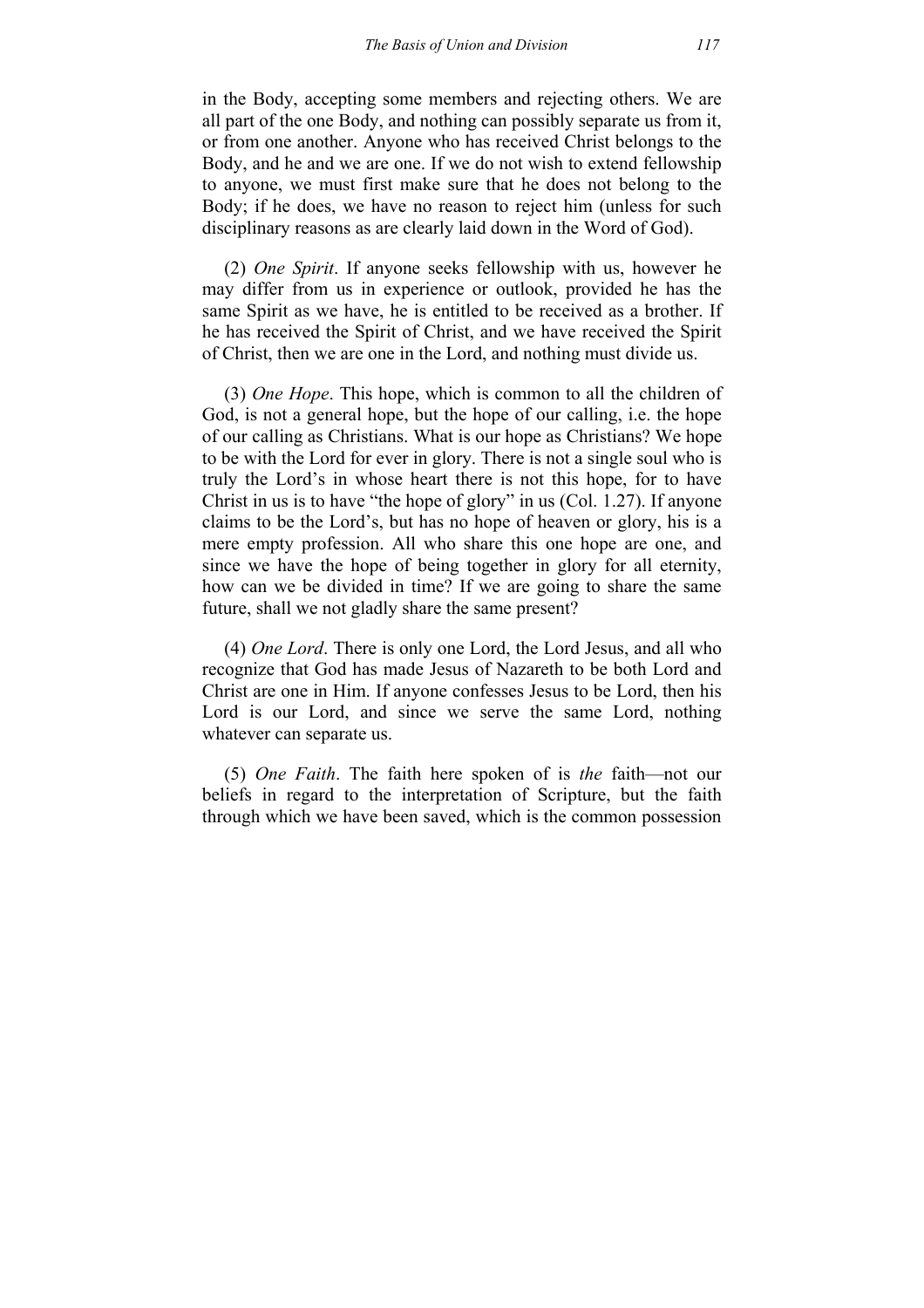in the Body, accepting some members and rejecting others. We are all part of the one Body, and nothing can possibly separate us from it, or from one another. Anyone who has received Christ belongs to the Body, and he and we are one. If we do not wish to extend fellowship to anyone, we must first make sure that he does not belong to the Body; if he does, we have no reason to reject him (unless for such disciplinary reasons as are clearly laid down in the Word of God).

(2) *One Spirit*. If anyone seeks fellowship with us, however he may differ from us in experience or outlook, provided he has the same Spirit as we have, he is entitled to be received as a brother. If he has received the Spirit of Christ, and we have received the Spirit of Christ, then we are one in the Lord, and nothing must divide us.

(3) *One Hope*. This hope, which is common to all the children of God, is not a general hope, but the hope of our calling, i.e. the hope of our calling as Christians. What is our hope as Christians? We hope to be with the Lord for ever in glory. There is not a single soul who is truly the Lord's in whose heart there is not this hope, for to have Christ in us is to have "the hope of glory" in us (Col. 1.27). If anyone claims to be the Lord's, but has no hope of heaven or glory, his is a mere empty profession. All who share this one hope are one, and since we have the hope of being together in glory for all eternity, how can we be divided in time? If we are going to share the same future, shall we not gladly share the same present?

(4) *One Lord*. There is only one Lord, the Lord Jesus, and all who recognize that God has made Jesus of Nazareth to be both Lord and Christ are one in Him. If anyone confesses Jesus to be Lord, then his Lord is our Lord, and since we serve the same Lord, nothing whatever can separate us.

(5) *One Faith*. The faith here spoken of is *the* faith—not our beliefs in regard to the interpretation of Scripture, but the faith through which we have been saved, which is the common possession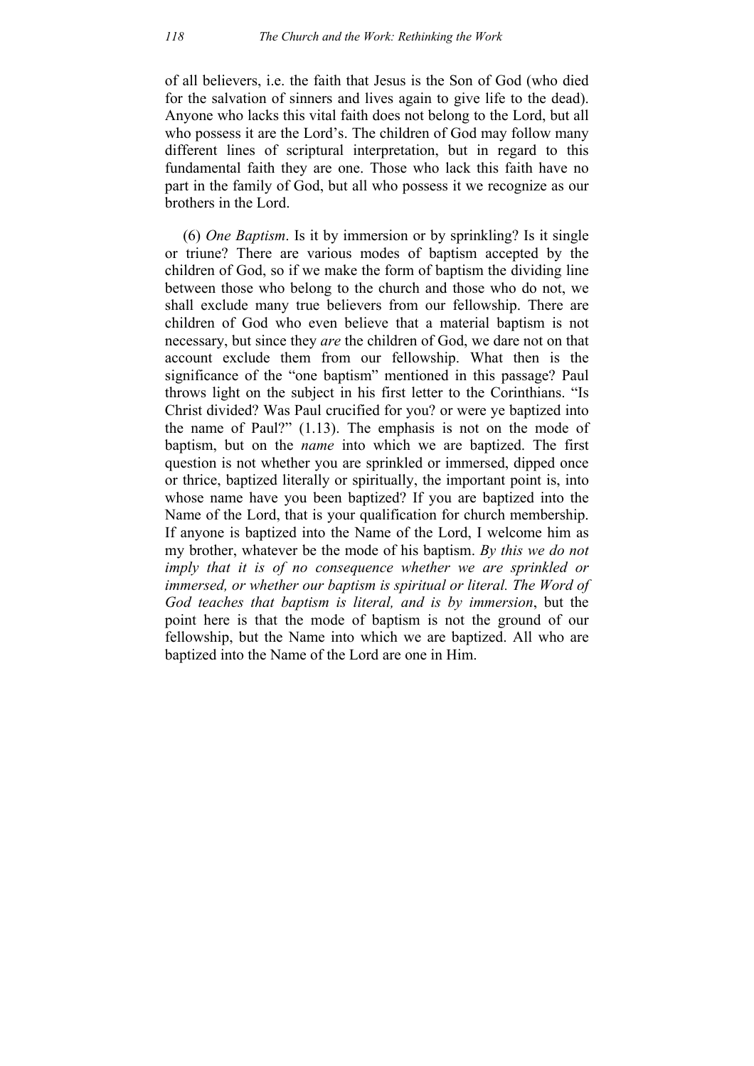of all believers, i.e. the faith that Jesus is the Son of God (who died for the salvation of sinners and lives again to give life to the dead). Anyone who lacks this vital faith does not belong to the Lord, but all who possess it are the Lord's. The children of God may follow many different lines of scriptural interpretation, but in regard to this fundamental faith they are one. Those who lack this faith have no part in the family of God, but all who possess it we recognize as our brothers in the Lord.

(6) *One Baptism*. Is it by immersion or by sprinkling? Is it single or triune? There are various modes of baptism accepted by the children of God, so if we make the form of baptism the dividing line between those who belong to the church and those who do not, we shall exclude many true believers from our fellowship. There are children of God who even believe that a material baptism is not necessary, but since they *are* the children of God, we dare not on that account exclude them from our fellowship. What then is the significance of the "one baptism" mentioned in this passage? Paul throws light on the subject in his first letter to the Corinthians. "Is Christ divided? Was Paul crucified for you? or were ye baptized into the name of Paul?" (1.13). The emphasis is not on the mode of baptism, but on the *name* into which we are baptized. The first question is not whether you are sprinkled or immersed, dipped once or thrice, baptized literally or spiritually, the important point is, into whose name have you been baptized? If you are baptized into the Name of the Lord, that is your qualification for church membership. If anyone is baptized into the Name of the Lord, I welcome him as my brother, whatever be the mode of his baptism. *By this we do not imply that it is of no consequence whether we are sprinkled or immersed, or whether our baptism is spiritual or literal. The Word of God teaches that baptism is literal, and is by immersion*, but the point here is that the mode of baptism is not the ground of our fellowship, but the Name into which we are baptized. All who are baptized into the Name of the Lord are one in Him.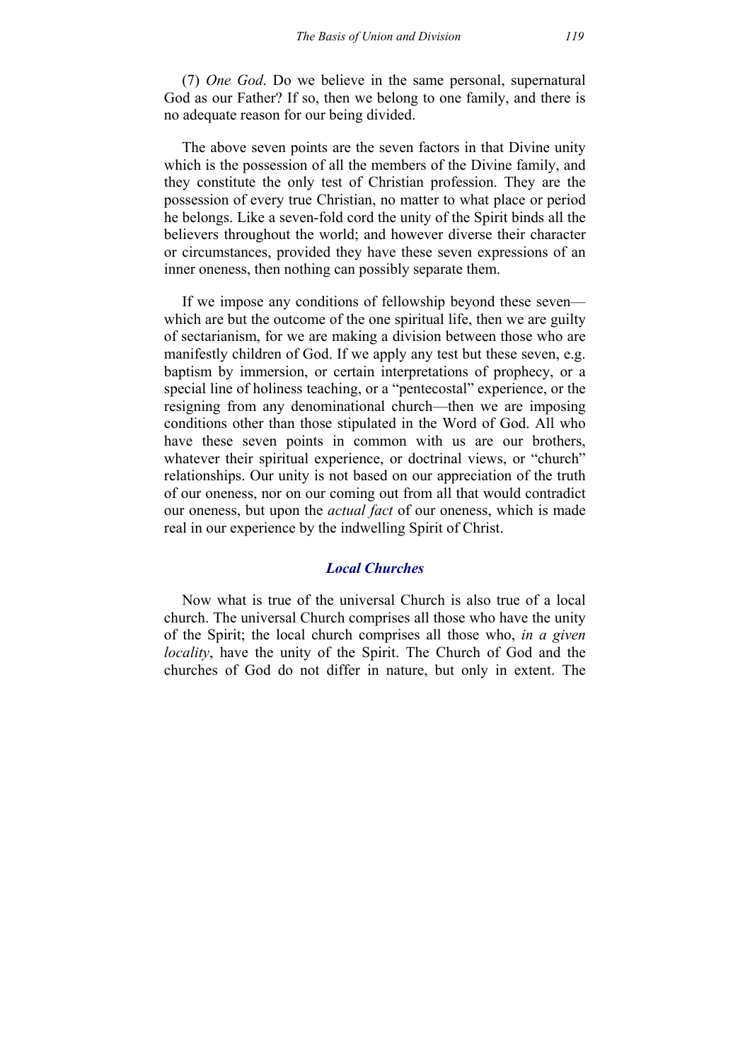(7) *One God*. Do we believe in the same personal, supernatural God as our Father? If so, then we belong to one family, and there is no adequate reason for our being divided.

The above seven points are the seven factors in that Divine unity which is the possession of all the members of the Divine family, and they constitute the only test of Christian profession. They are the possession of every true Christian, no matter to what place or period he belongs. Like a seven-fold cord the unity of the Spirit binds all the believers throughout the world; and however diverse their character or circumstances, provided they have these seven expressions of an inner oneness, then nothing can possibly separate them.

If we impose any conditions of fellowship beyond these seven—which are but the outcome of the one spiritual life, then we are guilty of sectarianism, for we are making a division between those who are manifestly children of God. If we apply any test but these seven, e.g. baptism by immersion, or certain interpretations of prophecy, or a special line of holiness teaching, or a "pentecostal" experience, or the resigning from any denominational church—then we are imposing conditions other than those stipulated in the Word of God. All who have these seven points in common with us are our brothers, whatever their spiritual experience, or doctrinal views, or "church" relationships. Our unity is not based on our appreciation of the truth of our oneness, nor on our coming out from all that would contradict our oneness, but upon the *actual fact* of our oneness, which is made real in our experience by the indwelling Spirit of Christ.

### *Local Churches*

Now what is true of the universal Church is also true of a local church. The universal Church comprises all those who have the unity of the Spirit; the local church comprises all those who, *in a given locality*, have the unity of the Spirit. The Church of God and the churches of God do not differ in nature, but only in extent. The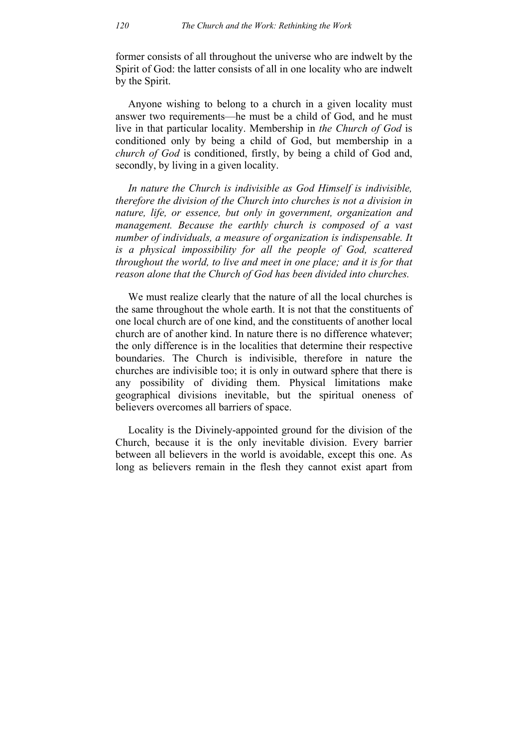former consists of all throughout the universe who are indwelt by the Spirit of God: the latter consists of all in one locality who are indwelt by the Spirit.

Anyone wishing to belong to a church in a given locality must answer two requirements—he must be a child of God, and he must live in that particular locality. Membership in *the Church of God* is conditioned only by being a child of God, but membership in a *church of God* is conditioned, firstly, by being a child of God and, secondly, by living in a given locality.

*In nature the Church is indivisible as God Himself is indivisible, therefore the division of the Church into churches is not a division in nature, life, or essence, but only in government, organization and management. Because the earthly church is composed of a vast number of individuals, a measure of organization is indispensable. It is a physical impossibility for all the people of God, scattered throughout the world, to live and meet in one place; and it is for that reason alone that the Church of God has been divided into churches.*

We must realize clearly that the nature of all the local churches is the same throughout the whole earth. It is not that the constituents of one local church are of one kind, and the constituents of another local church are of another kind. In nature there is no difference whatever; the only difference is in the localities that determine their respective boundaries. The Church is indivisible, therefore in nature the churches are indivisible too; it is only in outward sphere that there is any possibility of dividing them. Physical limitations make geographical divisions inevitable, but the spiritual oneness of believers overcomes all barriers of space.

Locality is the Divinely-appointed ground for the division of the Church, because it is the only inevitable division. Every barrier between all believers in the world is avoidable, except this one. As long as believers remain in the flesh they cannot exist apart from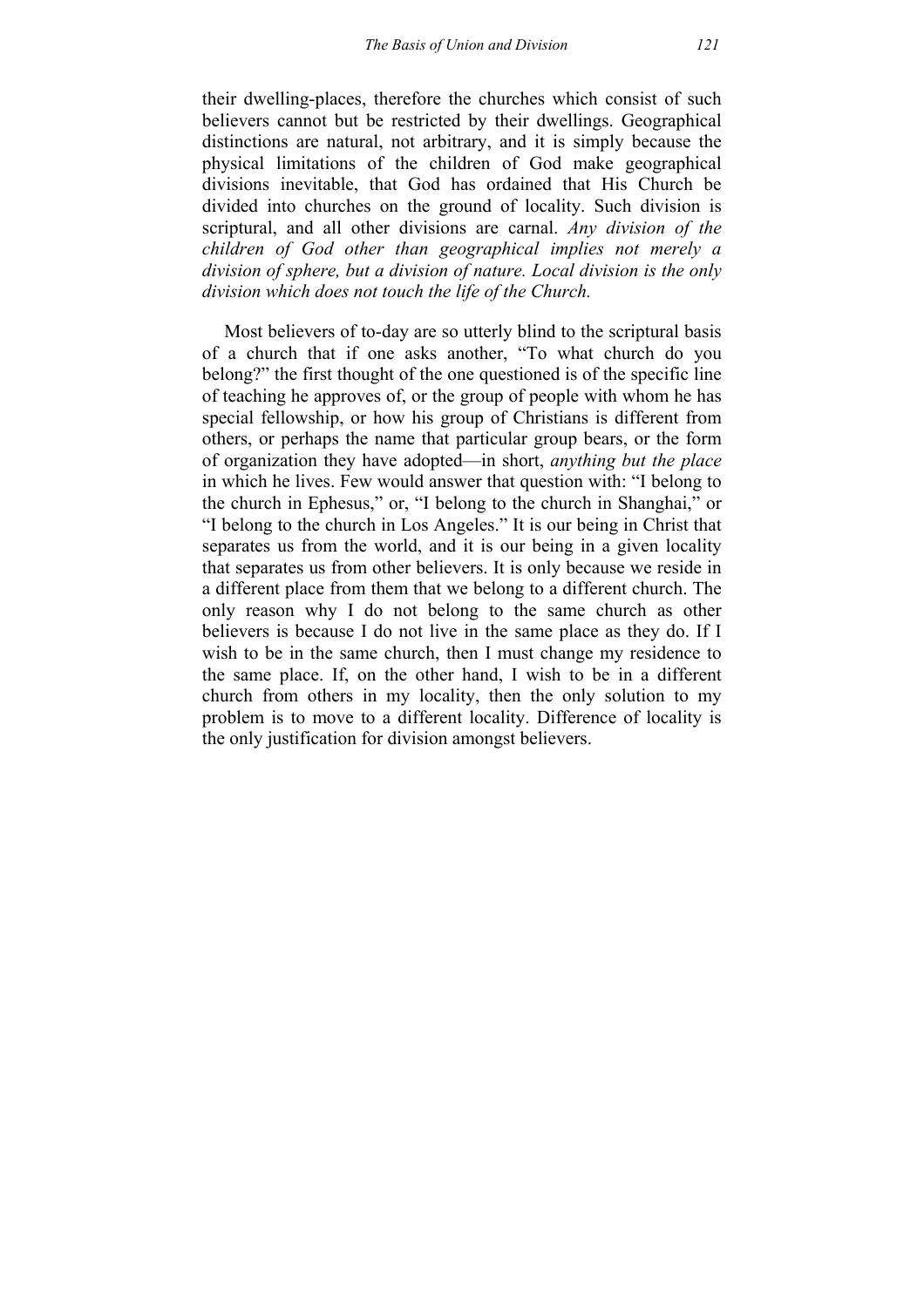their dwelling-places, therefore the churches which consist of such believers cannot but be restricted by their dwellings. Geographical distinctions are natural, not arbitrary, and it is simply because the physical limitations of the children of God make geographical divisions inevitable, that God has ordained that His Church be divided into churches on the ground of locality. Such division is scriptural, and all other divisions are carnal. *Any division of the children of God other than geographical implies not merely a division of sphere, but a division of nature. Local division is the only division which does not touch the life of the Church.*

Most believers of to-day are so utterly blind to the scriptural basis of a church that if one asks another, "To what church do you belong?" the first thought of the one questioned is of the specific line of teaching he approves of, or the group of people with whom he has special fellowship, or how his group of Christians is different from others, or perhaps the name that particular group bears, or the form of organization they have adopted—in short, *anything but the place* in which he lives. Few would answer that question with: "I belong to the church in Ephesus," or, "I belong to the church in Shanghai," or "I belong to the church in Los Angeles." It is our being in Christ that separates us from the world, and it is our being in a given locality that separates us from other believers. It is only because we reside in a different place from them that we belong to a different church. The only reason why I do not belong to the same church as other believers is because I do not live in the same place as they do. If I wish to be in the same church, then I must change my residence to the same place. If, on the other hand, I wish to be in a different church from others in my locality, then the only solution to my problem is to move to a different locality. Difference of locality is the only justification for division amongst believers.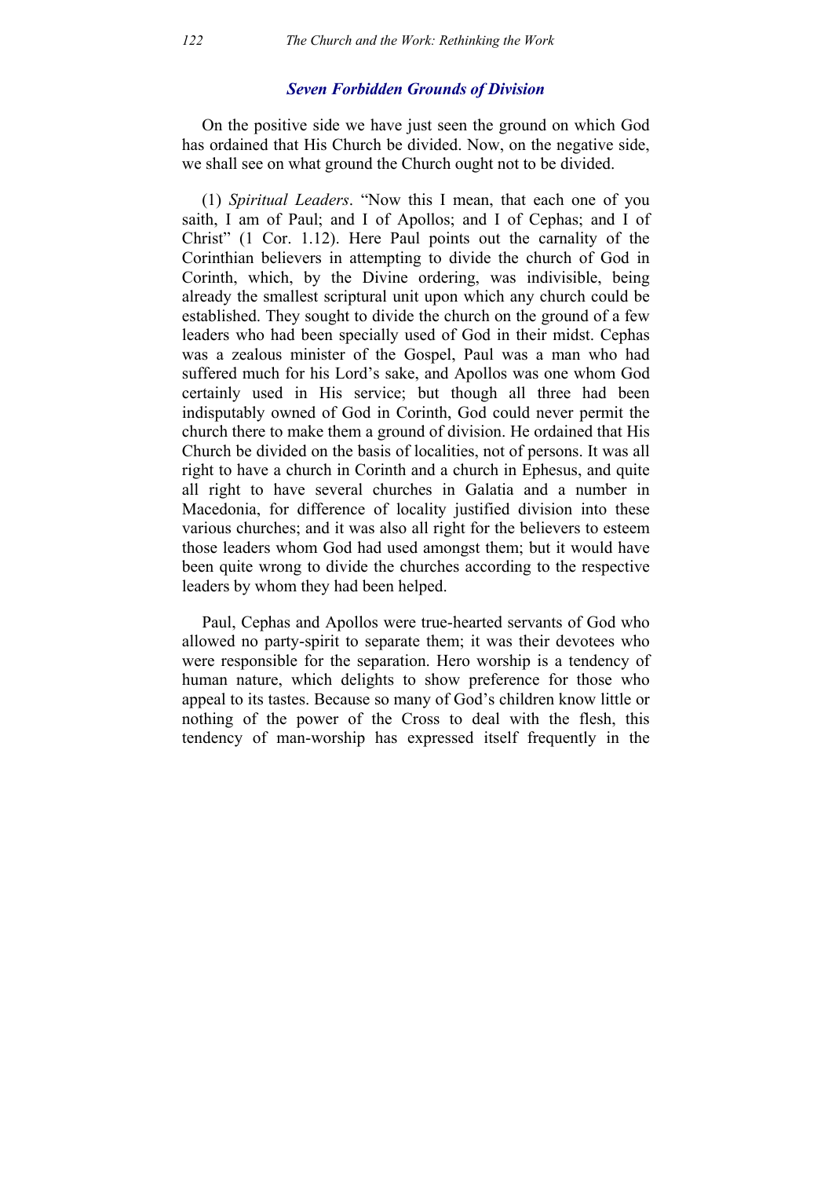### *Seven Forbidden Grounds of Division*

On the positive side we have just seen the ground on which God has ordained that His Church be divided. Now, on the negative side, we shall see on what ground the Church ought not to be divided.

(1) *Spiritual Leaders*. "Now this I mean, that each one of you saith, I am of Paul; and I of Apollos; and I of Cephas; and I of Christ" (1 Cor. 1.12). Here Paul points out the carnality of the Corinthian believers in attempting to divide the church of God in Corinth, which, by the Divine ordering, was indivisible, being already the smallest scriptural unit upon which any church could be established. They sought to divide the church on the ground of a few leaders who had been specially used of God in their midst. Cephas was a zealous minister of the Gospel, Paul was a man who had suffered much for his Lord's sake, and Apollos was one whom God certainly used in His service; but though all three had been indisputably owned of God in Corinth, God could never permit the church there to make them a ground of division. He ordained that His Church be divided on the basis of localities, not of persons. It was all right to have a church in Corinth and a church in Ephesus, and quite all right to have several churches in Galatia and a number in Macedonia, for difference of locality justified division into these various churches; and it was also all right for the believers to esteem those leaders whom God had used amongst them; but it would have been quite wrong to divide the churches according to the respective leaders by whom they had been helped.

Paul, Cephas and Apollos were true-hearted servants of God who allowed no party-spirit to separate them; it was their devotees who were responsible for the separation. Hero worship is a tendency of human nature, which delights to show preference for those who appeal to its tastes. Because so many of God's children know little or nothing of the power of the Cross to deal with the flesh, this tendency of man-worship has expressed itself frequently in the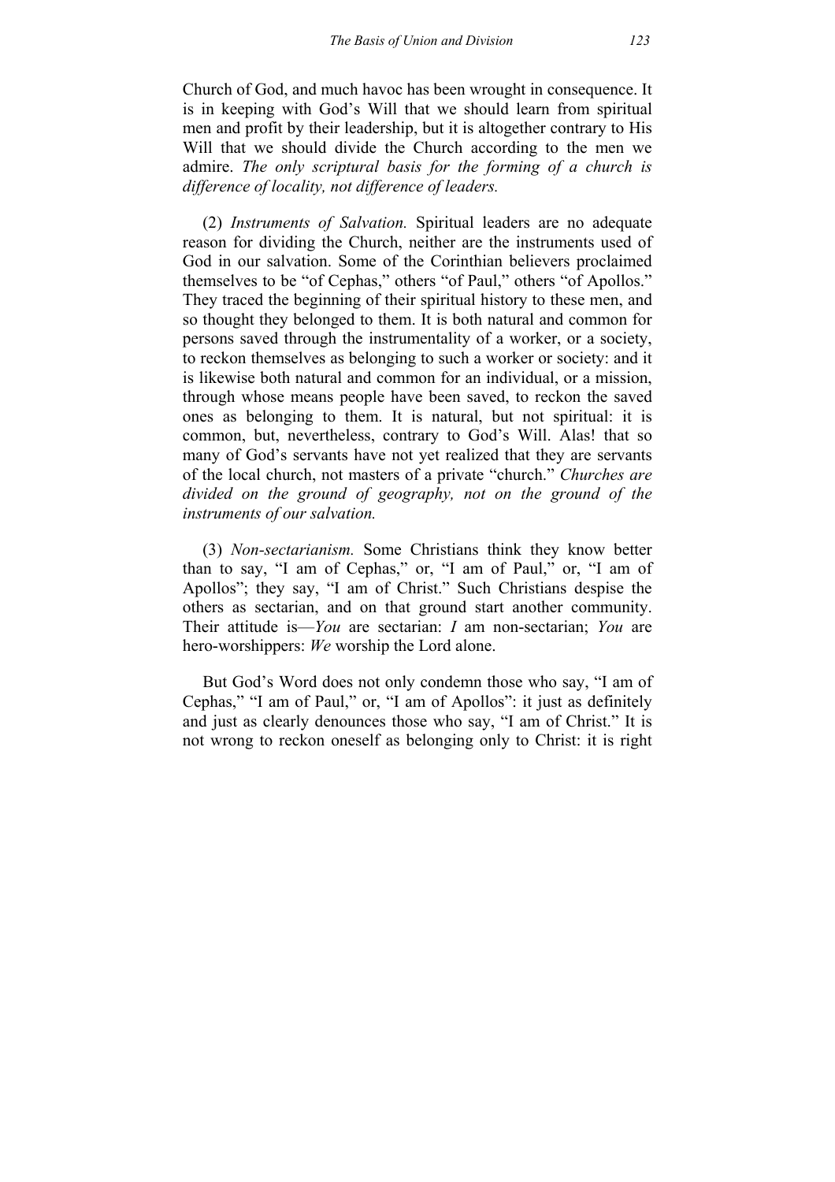Church of God, and much havoc has been wrought in consequence. It is in keeping with God's Will that we should learn from spiritual men and profit by their leadership, but it is altogether contrary to His Will that we should divide the Church according to the men we admire. *The only scriptural basis for the forming of a church is difference of locality, not difference of leaders.*

(2) *Instruments of Salvation.* Spiritual leaders are no adequate reason for dividing the Church, neither are the instruments used of God in our salvation. Some of the Corinthian believers proclaimed themselves to be "of Cephas," others "of Paul," others "of Apollos." They traced the beginning of their spiritual history to these men, and so thought they belonged to them. It is both natural and common for persons saved through the instrumentality of a worker, or a society, to reckon themselves as belonging to such a worker or society: and it is likewise both natural and common for an individual, or a mission, through whose means people have been saved, to reckon the saved ones as belonging to them. It is natural, but not spiritual: it is common, but, nevertheless, contrary to God's Will. Alas! that so many of God's servants have not yet realized that they are servants of the local church, not masters of a private "church." *Churches are divided on the ground of geography, not on the ground of the instruments of our salvation.*

(3) *Non-sectarianism.* Some Christians think they know better than to say, "I am of Cephas," or, "I am of Paul," or, "I am of Apollos"; they say, "I am of Christ." Such Christians despise the others as sectarian, and on that ground start another community. Their attitude is—*You* are sectarian: *I* am non-sectarian; *You* are hero-worshippers: *We* worship the Lord alone.

But God's Word does not only condemn those who say, "I am of Cephas," "I am of Paul," or, "I am of Apollos": it just as definitely and just as clearly denounces those who say, "I am of Christ." It is not wrong to reckon oneself as belonging only to Christ: it is right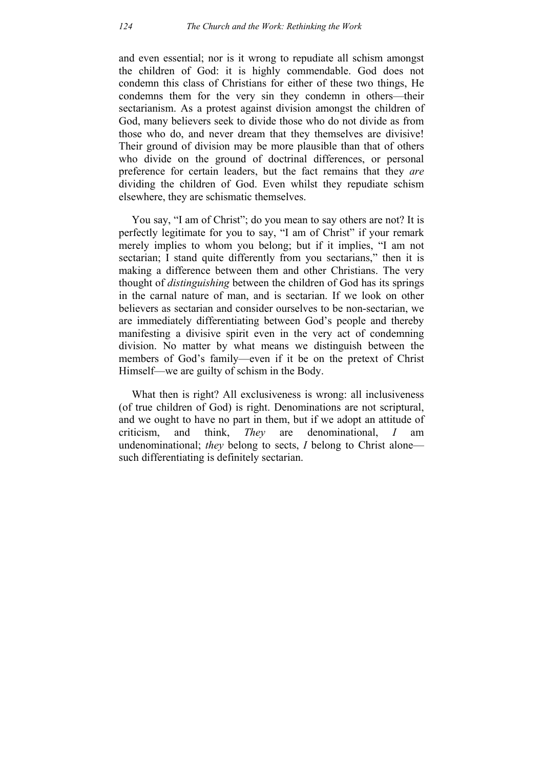and even essential; nor is it wrong to repudiate all schism amongst the children of God: it is highly commendable. God does not condemn this class of Christians for either of these two things, He condemns them for the very sin they condemn in others—their sectarianism. As a protest against division amongst the children of God, many believers seek to divide those who do not divide as from those who do, and never dream that they themselves are divisive! Their ground of division may be more plausible than that of others who divide on the ground of doctrinal differences, or personal preference for certain leaders, but the fact remains that they *are* dividing the children of God. Even whilst they repudiate schism elsewhere, they are schismatic themselves.

You say, "I am of Christ"; do you mean to say others are not? It is perfectly legitimate for you to say, "I am of Christ" if your remark merely implies to whom you belong; but if it implies, "I am not sectarian; I stand quite differently from you sectarians," then it is making a difference between them and other Christians. The very thought of *distinguishing* between the children of God has its springs in the carnal nature of man, and is sectarian. If we look on other believers as sectarian and consider ourselves to be non-sectarian, we are immediately differentiating between God's people and thereby manifesting a divisive spirit even in the very act of condemning division. No matter by what means we distinguish between the members of God's family—even if it be on the pretext of Christ Himself—we are guilty of schism in the Body.

What then is right? All exclusiveness is wrong: all inclusiveness (of true children of God) is right. Denominations are not scriptural, and we ought to have no part in them, but if we adopt an attitude of criticism, and think, *They* are denominational, *I* am undenominational; *they* belong to sects, *I* belong to Christ alone—such differentiating is definitely sectarian.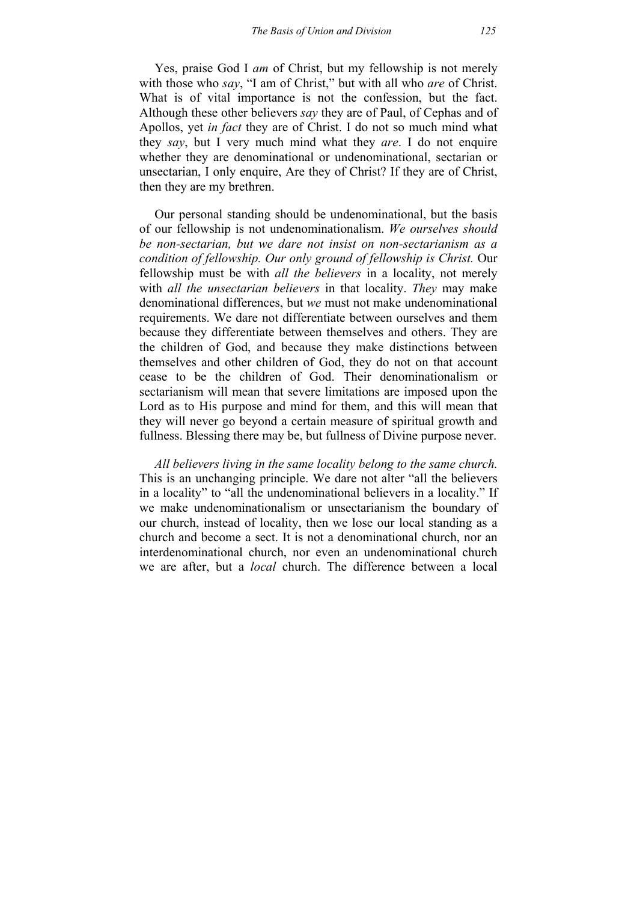Yes, praise God I *am* of Christ, but my fellowship is not merely with those who *say*, "I am of Christ," but with all who *are* of Christ. What is of vital importance is not the confession, but the fact. Although these other believers *say* they are of Paul, of Cephas and of Apollos, yet *in fact* they are of Christ. I do not so much mind what they *say*, but I very much mind what they *are*. I do not enquire whether they are denominational or undenominational, sectarian or unsectarian, I only enquire, Are they of Christ? If they are of Christ, then they are my brethren.

Our personal standing should be undenominational, but the basis of our fellowship is not undenominationalism. *We ourselves should be non-sectarian, but we dare not insist on non-sectarianism as a condition of fellowship. Our only ground of fellowship is Christ.* Our fellowship must be with *all the believers* in a locality, not merely with *all the unsectarian believers* in that locality. *They* may make denominational differences, but *we* must not make undenominational requirements. We dare not differentiate between ourselves and them because they differentiate between themselves and others. They are the children of God, and because they make distinctions between themselves and other children of God, they do not on that account cease to be the children of God. Their denominationalism or sectarianism will mean that severe limitations are imposed upon the Lord as to His purpose and mind for them, and this will mean that they will never go beyond a certain measure of spiritual growth and fullness. Blessing there may be, but fullness of Divine purpose never.

*All believers living in the same locality belong to the same church.* This is an unchanging principle. We dare not alter "all the believers in a locality" to "all the undenominational believers in a locality." If we make undenominationalism or unsectarianism the boundary of our church, instead of locality, then we lose our local standing as a church and become a sect. It is not a denominational church, nor an interdenominational church, nor even an undenominational church we are after, but a *local* church. The difference between a local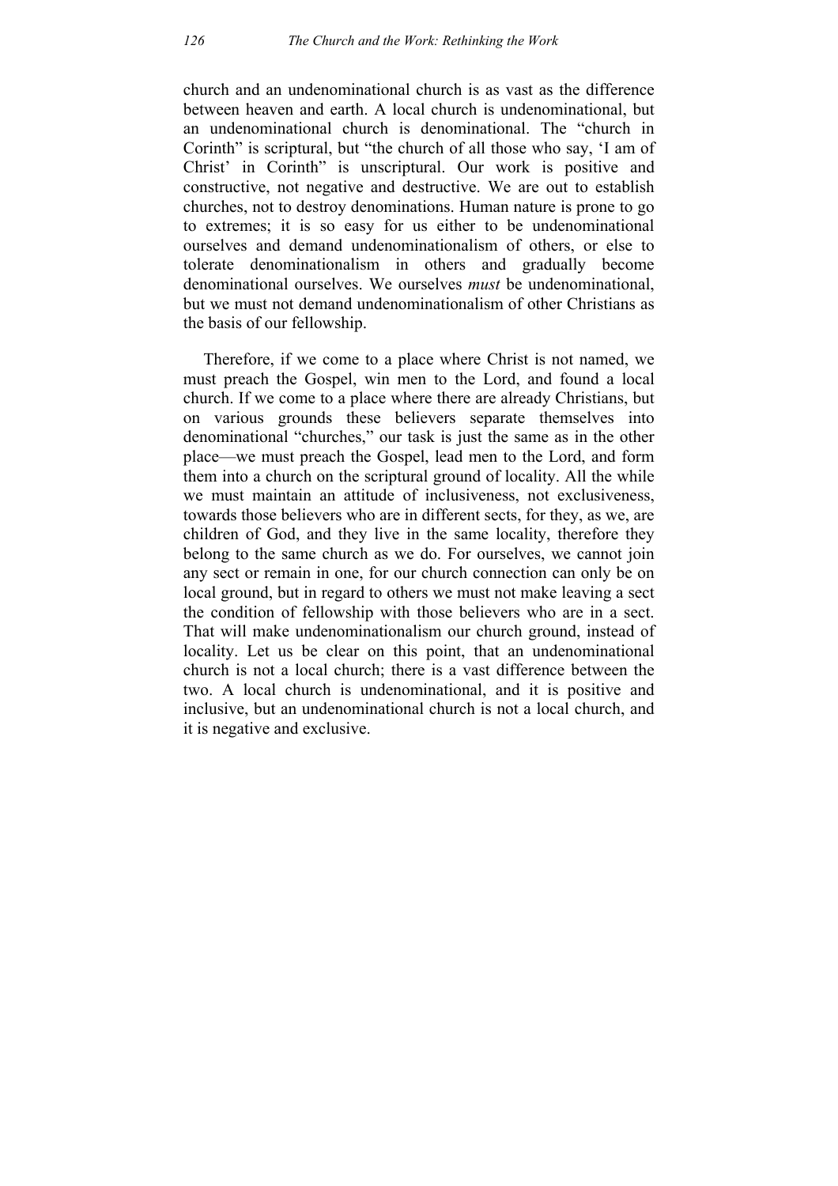church and an undenominational church is as vast as the difference between heaven and earth. A local church is undenominational, but an undenominational church is denominational. The "church in Corinth" is scriptural, but "the church of all those who say, 'I am of Christ' in Corinth" is unscriptural. Our work is positive and constructive, not negative and destructive. We are out to establish churches, not to destroy denominations. Human nature is prone to go to extremes; it is so easy for us either to be undenominational ourselves and demand undenominationalism of others, or else to tolerate denominationalism in others and gradually become denominational ourselves. We ourselves *must* be undenominational, but we must not demand undenominationalism of other Christians as the basis of our fellowship.

Therefore, if we come to a place where Christ is not named, we must preach the Gospel, win men to the Lord, and found a local church. If we come to a place where there are already Christians, but on various grounds these believers separate themselves into denominational "churches," our task is just the same as in the other place—we must preach the Gospel, lead men to the Lord, and form them into a church on the scriptural ground of locality. All the while we must maintain an attitude of inclusiveness, not exclusiveness, towards those believers who are in different sects, for they, as we, are children of God, and they live in the same locality, therefore they belong to the same church as we do. For ourselves, we cannot join any sect or remain in one, for our church connection can only be on local ground, but in regard to others we must not make leaving a sect the condition of fellowship with those believers who are in a sect. That will make undenominationalism our church ground, instead of locality. Let us be clear on this point, that an undenominational church is not a local church; there is a vast difference between the two. A local church is undenominational, and it is positive and inclusive, but an undenominational church is not a local church, and it is negative and exclusive.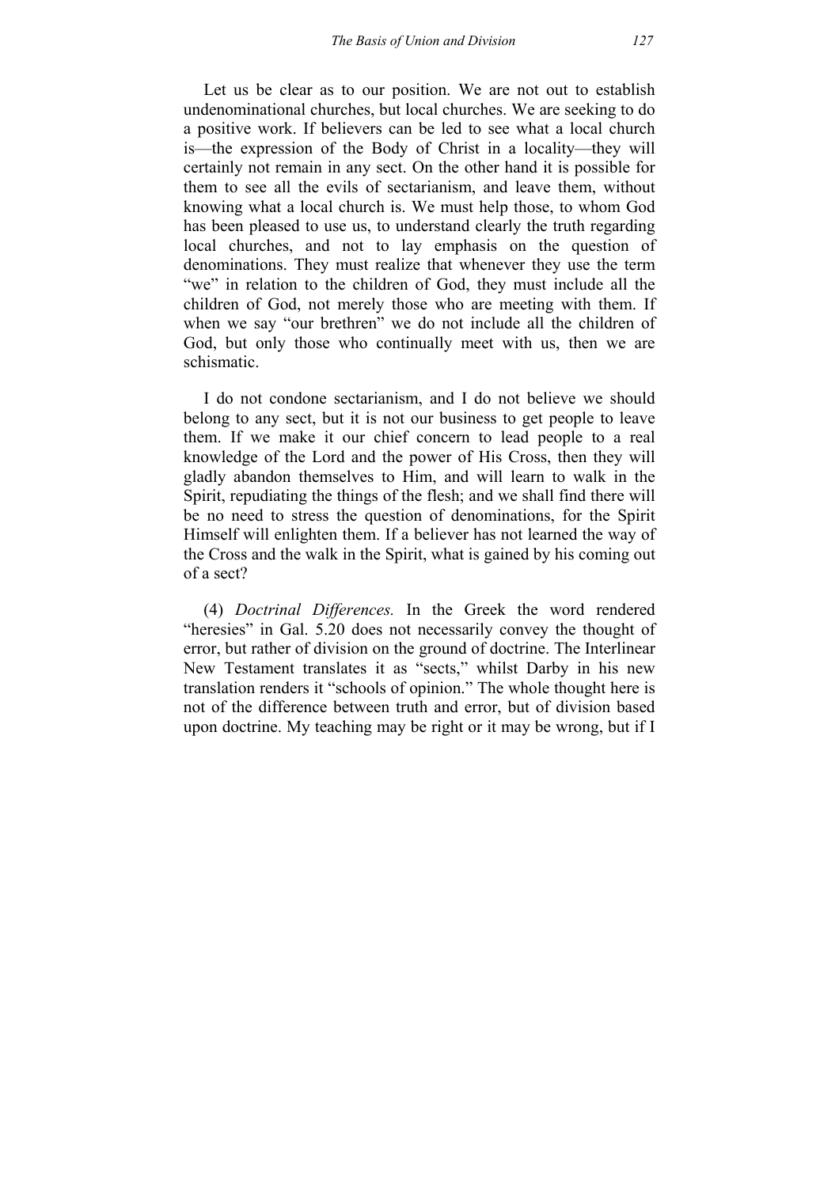Let us be clear as to our position. We are not out to establish undenominational churches, but local churches. We are seeking to do a positive work. If believers can be led to see what a local church is—the expression of the Body of Christ in a locality—they will certainly not remain in any sect. On the other hand it is possible for them to see all the evils of sectarianism, and leave them, without knowing what a local church is. We must help those, to whom God has been pleased to use us, to understand clearly the truth regarding local churches, and not to lay emphasis on the question of denominations. They must realize that whenever they use the term "we" in relation to the children of God, they must include all the children of God, not merely those who are meeting with them. If when we say "our brethren" we do not include all the children of God, but only those who continually meet with us, then we are schismatic.

I do not condone sectarianism, and I do not believe we should belong to any sect, but it is not our business to get people to leave them. If we make it our chief concern to lead people to a real knowledge of the Lord and the power of His Cross, then they will gladly abandon themselves to Him, and will learn to walk in the Spirit, repudiating the things of the flesh; and we shall find there will be no need to stress the question of denominations, for the Spirit Himself will enlighten them. If a believer has not learned the way of the Cross and the walk in the Spirit, what is gained by his coming out of a sect?

(4) *Doctrinal Differences.* In the Greek the word rendered "heresies" in Gal. 5.20 does not necessarily convey the thought of error, but rather of division on the ground of doctrine. The Interlinear New Testament translates it as "sects," whilst Darby in his new translation renders it "schools of opinion." The whole thought here is not of the difference between truth and error, but of division based upon doctrine. My teaching may be right or it may be wrong, but if I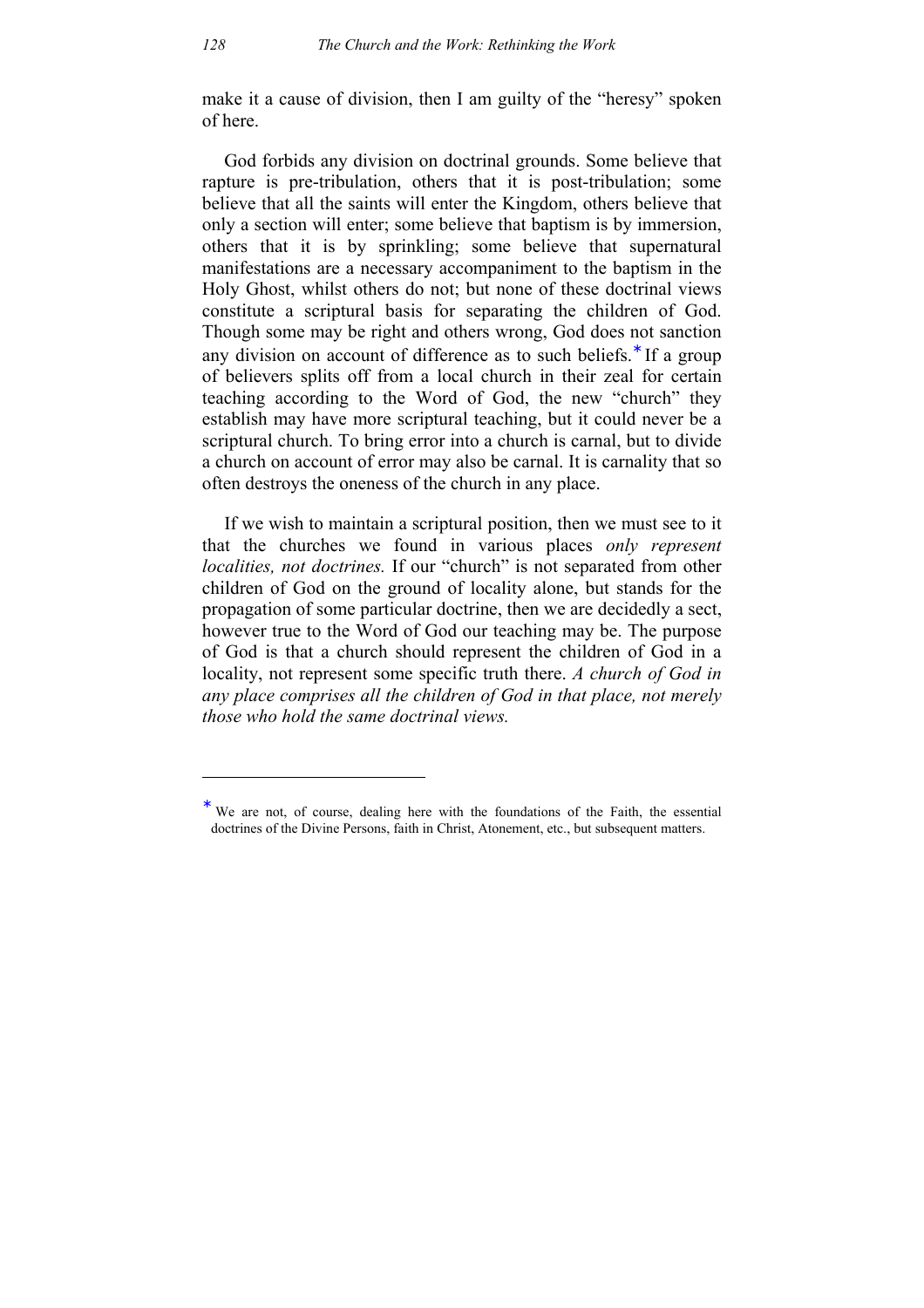make it a cause of division, then I am guilty of the "heresy" spoken of here.

God forbids any division on doctrinal grounds. Some believe that rapture is pre-tribulation, others that it is post-tribulation; some believe that all the saints will enter the Kingdom, others believe that only a section will enter; some believe that baptism is by immersion, others that it is by sprinkling; some believe that supernatural manifestations are a necessary accompaniment to the baptism in the Holy Ghost, whilst others do not; but none of these doctrinal views constitute a scriptural basis for separating the children of God. Though some may be right and others wrong, God does not sanction any division on account of difference as to such beliefs.* If a group of believers splits off from a local church in their zeal for certain teaching according to the Word of God, the new "church" they establish may have more scriptural teaching, but it could never be a scriptural church. To bring error into a church is carnal, but to divide a church on account of error may also be carnal. It is carnality that so often destroys the oneness of the church in any place.

If we wish to maintain a scriptural position, then we must see to it that the churches we found in various places *only represent localities, not doctrines.* If our "church" is not separated from other children of God on the ground of locality alone, but stands for the propagation of some particular doctrine, then we are decidedly a sect, however true to the Word of God our teaching may be. The purpose of God is that a church should represent the children of God in a locality, not represent some specific truth there. *A church of God in any place comprises all the children of God in that place, not merely those who hold the same doctrinal views.*

---

* We are not, of course, dealing here with the foundations of the Faith, the essential doctrines of the Divine Persons, faith in Christ, Atonement, etc., but subsequent matters.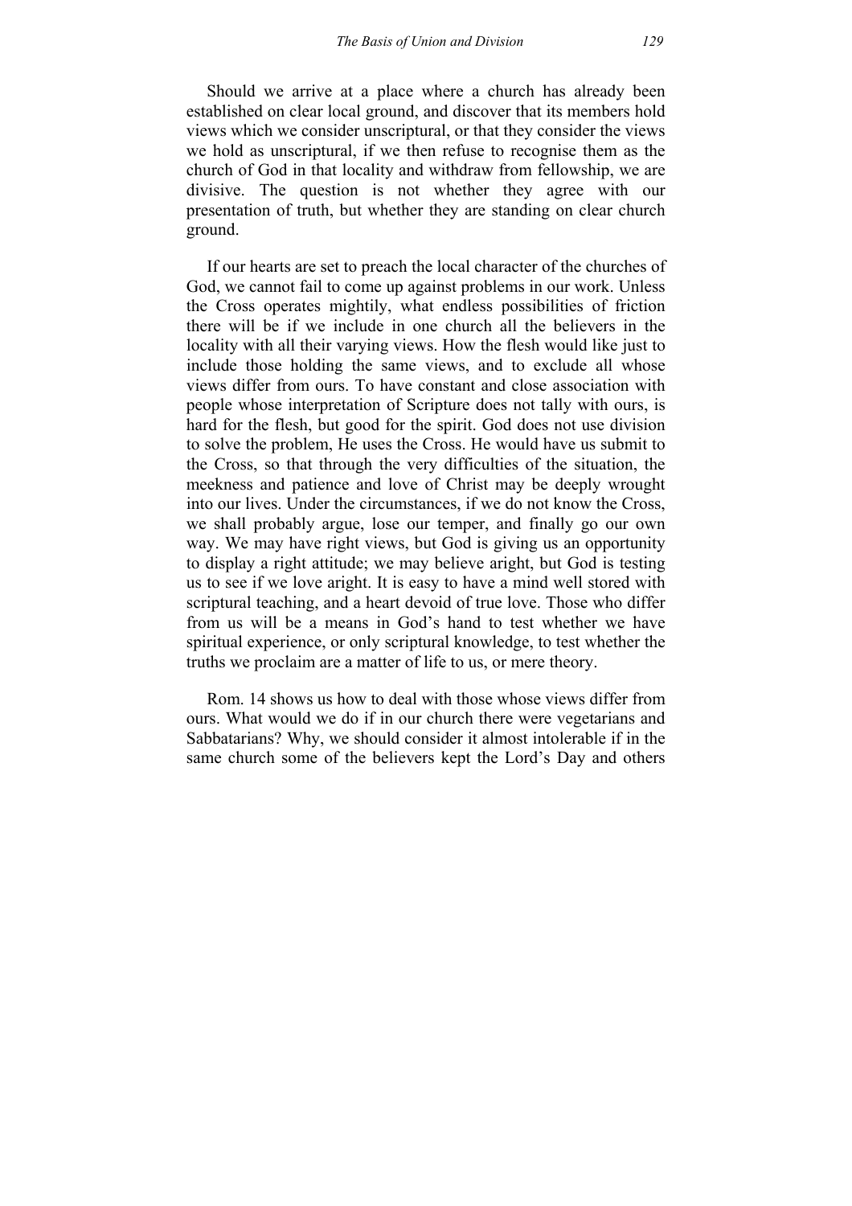Should we arrive at a place where a church has already been established on clear local ground, and discover that its members hold views which we consider unscriptural, or that they consider the views we hold as unscriptural, if we then refuse to recognise them as the church of God in that locality and withdraw from fellowship, we are divisive. The question is not whether they agree with our presentation of truth, but whether they are standing on clear church ground.

If our hearts are set to preach the local character of the churches of God, we cannot fail to come up against problems in our work. Unless the Cross operates mightily, what endless possibilities of friction there will be if we include in one church all the believers in the locality with all their varying views. How the flesh would like just to include those holding the same views, and to exclude all whose views differ from ours. To have constant and close association with people whose interpretation of Scripture does not tally with ours, is hard for the flesh, but good for the spirit. God does not use division to solve the problem, He uses the Cross. He would have us submit to the Cross, so that through the very difficulties of the situation, the meekness and patience and love of Christ may be deeply wrought into our lives. Under the circumstances, if we do not know the Cross, we shall probably argue, lose our temper, and finally go our own way. We may have right views, but God is giving us an opportunity to display a right attitude; we may believe aright, but God is testing us to see if we love aright. It is easy to have a mind well stored with scriptural teaching, and a heart devoid of true love. Those who differ from us will be a means in God's hand to test whether we have spiritual experience, or only scriptural knowledge, to test whether the truths we proclaim are a matter of life to us, or mere theory.

Rom. 14 shows us how to deal with those whose views differ from ours. What would we do if in our church there were vegetarians and Sabbatarians? Why, we should consider it almost intolerable if in the same church some of the believers kept the Lord's Day and others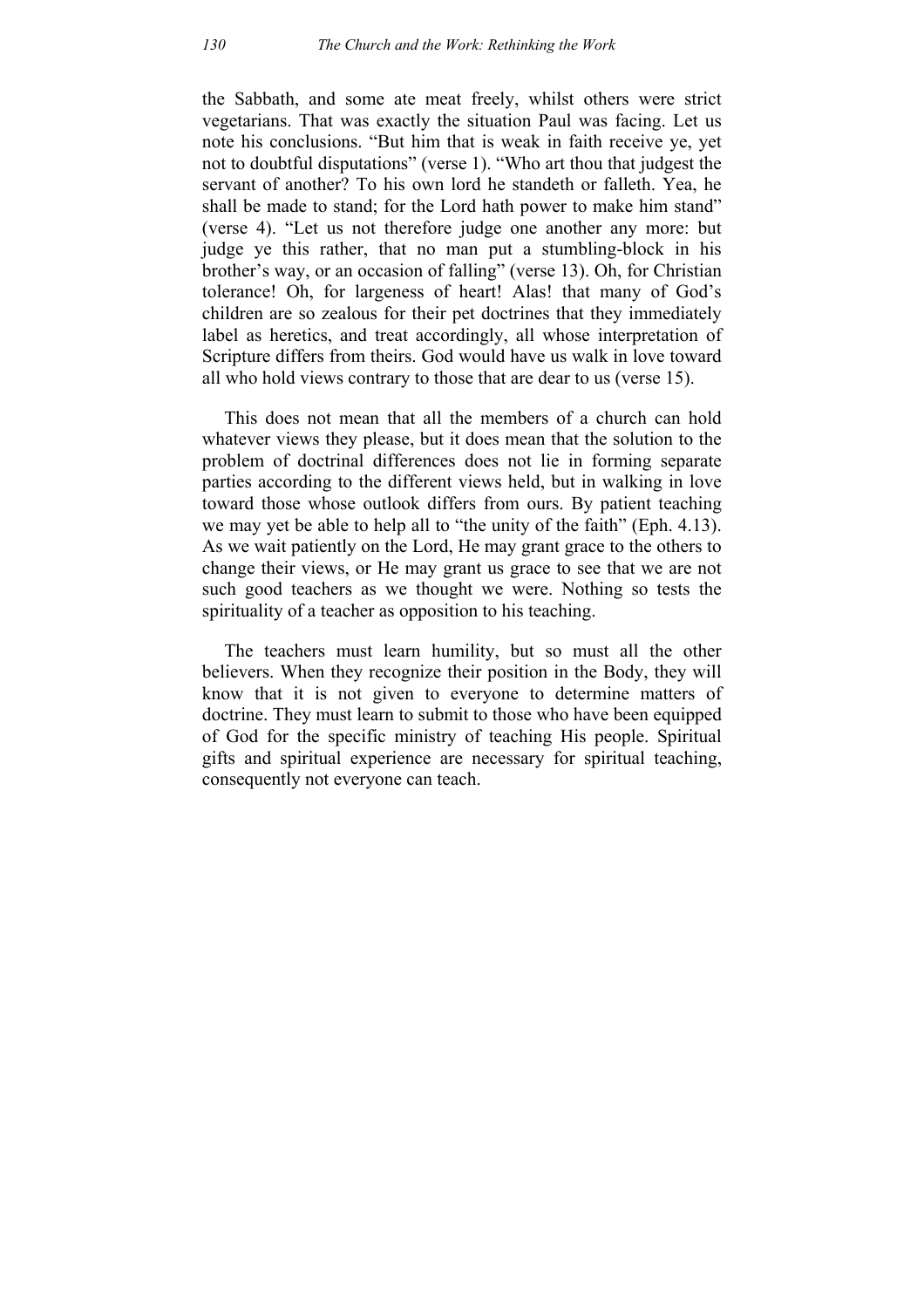the Sabbath, and some ate meat freely, whilst others were strict vegetarians. That was exactly the situation Paul was facing. Let us note his conclusions. "But him that is weak in faith receive ye, yet not to doubtful disputations" (verse 1). "Who art thou that judgest the servant of another? To his own lord he standeth or falleth. Yea, he shall be made to stand; for the Lord hath power to make him stand" (verse 4). "Let us not therefore judge one another any more: but judge ye this rather, that no man put a stumbling-block in his brother's way, or an occasion of falling" (verse 13). Oh, for Christian tolerance! Oh, for largeness of heart! Alas! that many of God's children are so zealous for their pet doctrines that they immediately label as heretics, and treat accordingly, all whose interpretation of Scripture differs from theirs. God would have us walk in love toward all who hold views contrary to those that are dear to us (verse 15).

This does not mean that all the members of a church can hold whatever views they please, but it does mean that the solution to the problem of doctrinal differences does not lie in forming separate parties according to the different views held, but in walking in love toward those whose outlook differs from ours. By patient teaching we may yet be able to help all to "the unity of the faith" (Eph. 4.13). As we wait patiently on the Lord, He may grant grace to the others to change their views, or He may grant us grace to see that we are not such good teachers as we thought we were. Nothing so tests the spirituality of a teacher as opposition to his teaching.

The teachers must learn humility, but so must all the other believers. When they recognize their position in the Body, they will know that it is not given to everyone to determine matters of doctrine. They must learn to submit to those who have been equipped of God for the specific ministry of teaching His people. Spiritual gifts and spiritual experience are necessary for spiritual teaching, consequently not everyone can teach.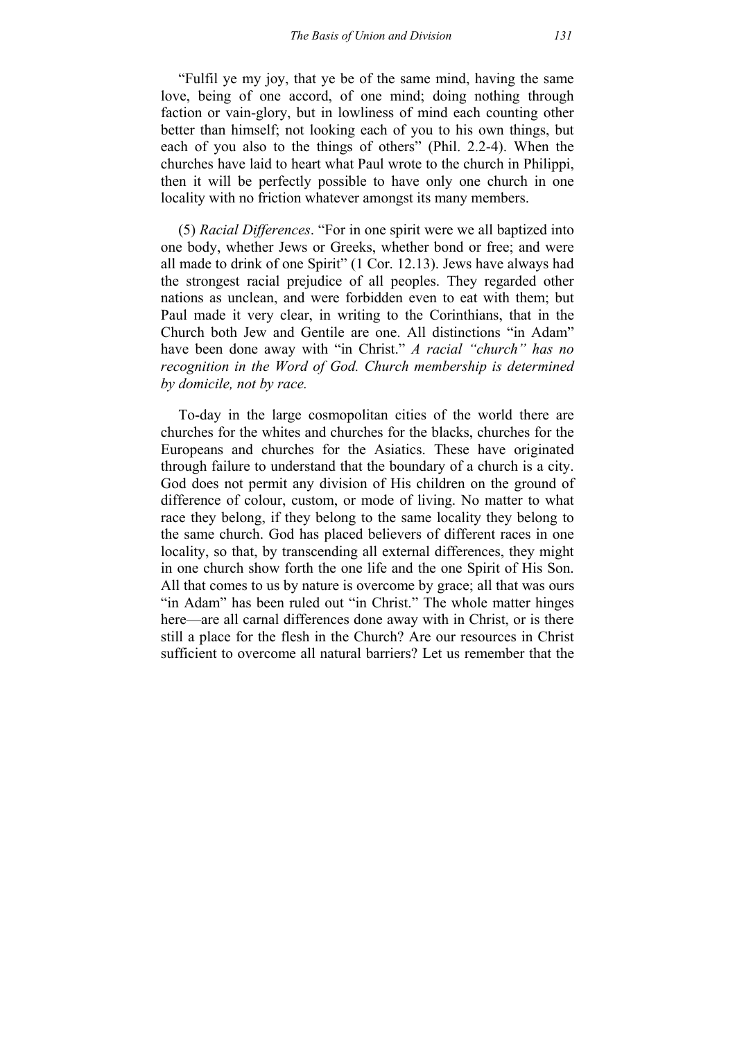"Fulfil ye my joy, that ye be of the same mind, having the same love, being of one accord, of one mind; doing nothing through faction or vain-glory, but in lowliness of mind each counting other better than himself; not looking each of you to his own things, but each of you also to the things of others" (Phil. 2.2-4). When the churches have laid to heart what Paul wrote to the church in Philippi, then it will be perfectly possible to have only one church in one locality with no friction whatever amongst its many members.

(5) *Racial Differences*. "For in one spirit were we all baptized into one body, whether Jews or Greeks, whether bond or free; and were all made to drink of one Spirit" (1 Cor. 12.13). Jews have always had the strongest racial prejudice of all peoples. They regarded other nations as unclean, and were forbidden even to eat with them; but Paul made it very clear, in writing to the Corinthians, that in the Church both Jew and Gentile are one. All distinctions "in Adam" have been done away with "in Christ." *A racial "church" has no recognition in the Word of God. Church membership is determined by domicile, not by race.*

To-day in the large cosmopolitan cities of the world there are churches for the whites and churches for the blacks, churches for the Europeans and churches for the Asiatics. These have originated through failure to understand that the boundary of a church is a city. God does not permit any division of His children on the ground of difference of colour, custom, or mode of living. No matter to what race they belong, if they belong to the same locality they belong to the same church. God has placed believers of different races in one locality, so that, by transcending all external differences, they might in one church show forth the one life and the one Spirit of His Son. All that comes to us by nature is overcome by grace; all that was ours "in Adam" has been ruled out "in Christ." The whole matter hinges here—are all carnal differences done away with in Christ, or is there still a place for the flesh in the Church? Are our resources in Christ sufficient to overcome all natural barriers? Let us remember that the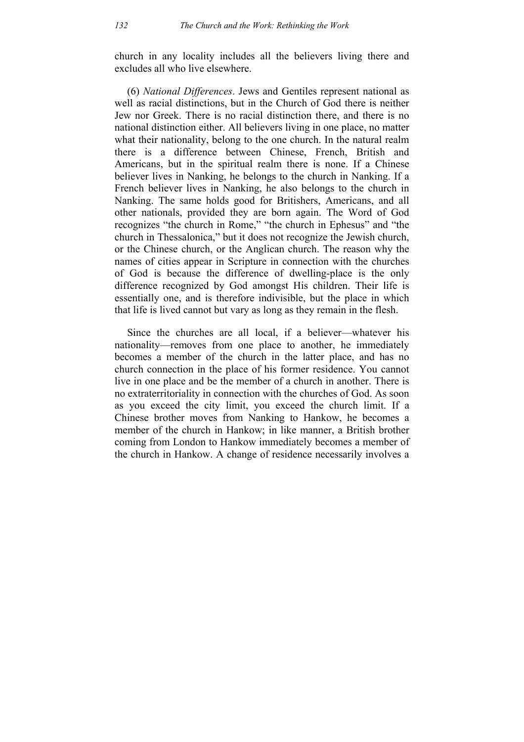church in any locality includes all the believers living there and excludes all who live elsewhere.

(6) *National Differences*. Jews and Gentiles represent national as well as racial distinctions, but in the Church of God there is neither Jew nor Greek. There is no racial distinction there, and there is no national distinction either. All believers living in one place, no matter what their nationality, belong to the one church. In the natural realm there is a difference between Chinese, French, British and Americans, but in the spiritual realm there is none. If a Chinese believer lives in Nanking, he belongs to the church in Nanking. If a French believer lives in Nanking, he also belongs to the church in Nanking. The same holds good for Britishers, Americans, and all other nationals, provided they are born again. The Word of God recognizes "the church in Rome," "the church in Ephesus" and "the church in Thessalonica," but it does not recognize the Jewish church, or the Chinese church, or the Anglican church. The reason why the names of cities appear in Scripture in connection with the churches of God is because the difference of dwelling-place is the only difference recognized by God amongst His children. Their life is essentially one, and is therefore indivisible, but the place in which that life is lived cannot but vary as long as they remain in the flesh.

Since the churches are all local, if a believer—whatever his nationality—removes from one place to another, he immediately becomes a member of the church in the latter place, and has no church connection in the place of his former residence. You cannot live in one place and be the member of a church in another. There is no extraterritoriality in connection with the churches of God. As soon as you exceed the city limit, you exceed the church limit. If a Chinese brother moves from Nanking to Hankow, he becomes a member of the church in Hankow; in like manner, a British brother coming from London to Hankow immediately becomes a member of the church in Hankow. A change of residence necessarily involves a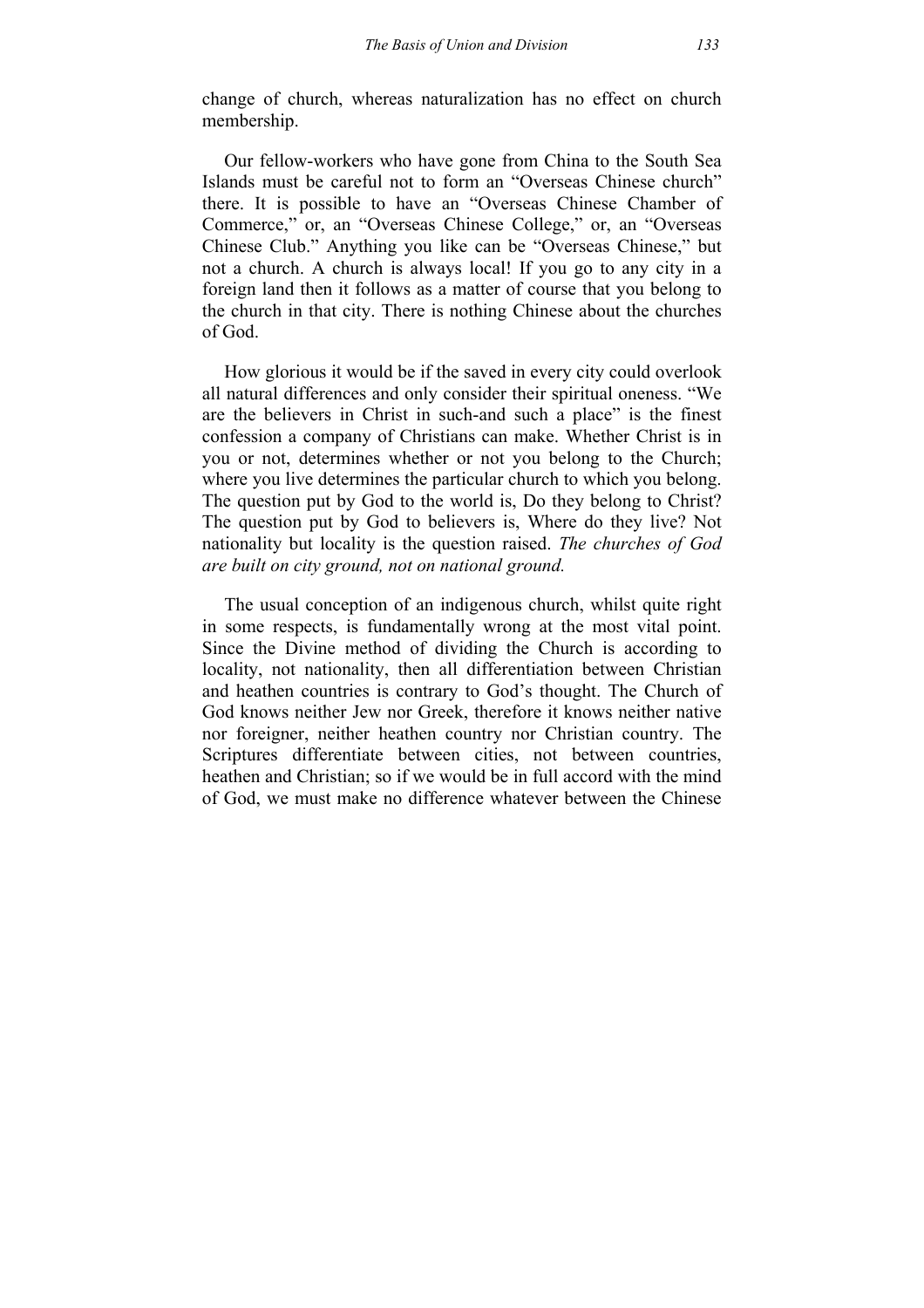change of church, whereas naturalization has no effect on church membership.

Our fellow-workers who have gone from China to the South Sea Islands must be careful not to form an "Overseas Chinese church" there. It is possible to have an "Overseas Chinese Chamber of Commerce," or, an "Overseas Chinese College," or, an "Overseas Chinese Club." Anything you like can be "Overseas Chinese," but not a church. A church is always local! If you go to any city in a foreign land then it follows as a matter of course that you belong to the church in that city. There is nothing Chinese about the churches of God.

How glorious it would be if the saved in every city could overlook all natural differences and only consider their spiritual oneness. "We are the believers in Christ in such-and such a place" is the finest confession a company of Christians can make. Whether Christ is in you or not, determines whether or not you belong to the Church; where you live determines the particular church to which you belong. The question put by God to the world is, Do they belong to Christ? The question put by God to believers is, Where do they live? Not nationality but locality is the question raised. *The churches of God are built on city ground, not on national ground.*

The usual conception of an indigenous church, whilst quite right in some respects, is fundamentally wrong at the most vital point. Since the Divine method of dividing the Church is according to locality, not nationality, then all differentiation between Christian and heathen countries is contrary to God's thought. The Church of God knows neither Jew nor Greek, therefore it knows neither native nor foreigner, neither heathen country nor Christian country. The Scriptures differentiate between cities, not between countries, heathen and Christian; so if we would be in full accord with the mind of God, we must make no difference whatever between the Chinese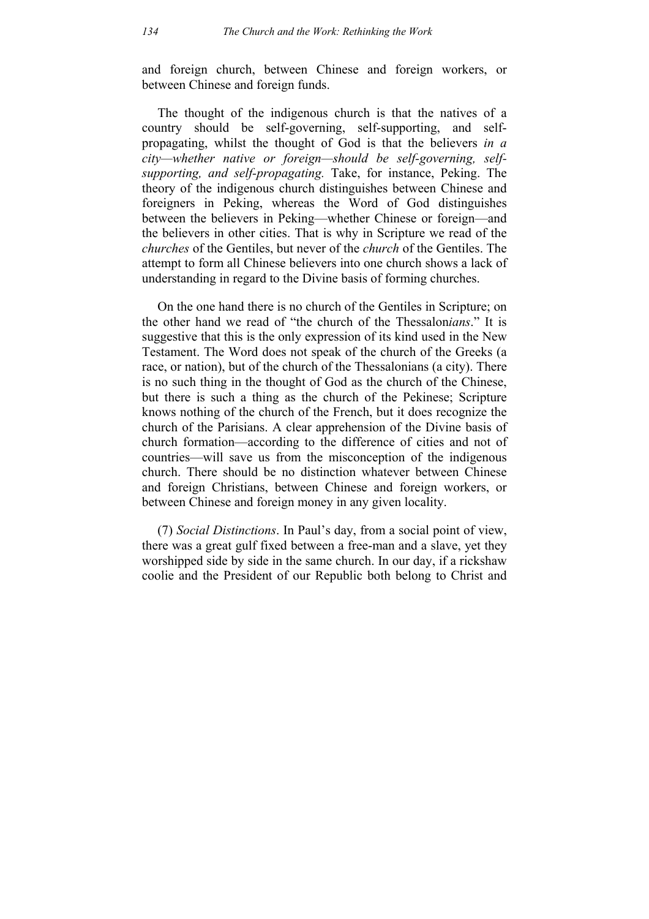and foreign church, between Chinese and foreign workers, or between Chinese and foreign funds.

The thought of the indigenous church is that the natives of a country should be self-governing, self-supporting, and self-propagating, whilst the thought of God is that the believers *in a city—whether native or foreign—should be self-governing, self-supporting, and self-propagating.* Take, for instance, Peking. The theory of the indigenous church distinguishes between Chinese and foreigners in Peking, whereas the Word of God distinguishes between the believers in Peking—whether Chinese or foreign—and the believers in other cities. That is why in Scripture we read of the *churches* of the Gentiles, but never of the *church* of the Gentiles. The attempt to form all Chinese believers into one church shows a lack of understanding in regard to the Divine basis of forming churches.

On the one hand there is no church of the Gentiles in Scripture; on the other hand we read of "the church of the Thessalon*ians*." It is suggestive that this is the only expression of its kind used in the New Testament. The Word does not speak of the church of the Greeks (a race, or nation), but of the church of the Thessalonians (a city). There is no such thing in the thought of God as the church of the Chinese, but there is such a thing as the church of the Pekinese; Scripture knows nothing of the church of the French, but it does recognize the church of the Parisians. A clear apprehension of the Divine basis of church formation—according to the difference of cities and not of countries—will save us from the misconception of the indigenous church. There should be no distinction whatever between Chinese and foreign Christians, between Chinese and foreign workers, or between Chinese and foreign money in any given locality.

(7) *Social Distinctions*. In Paul's day, from a social point of view, there was a great gulf fixed between a free-man and a slave, yet they worshipped side by side in the same church. In our day, if a rickshaw coolie and the President of our Republic both belong to Christ and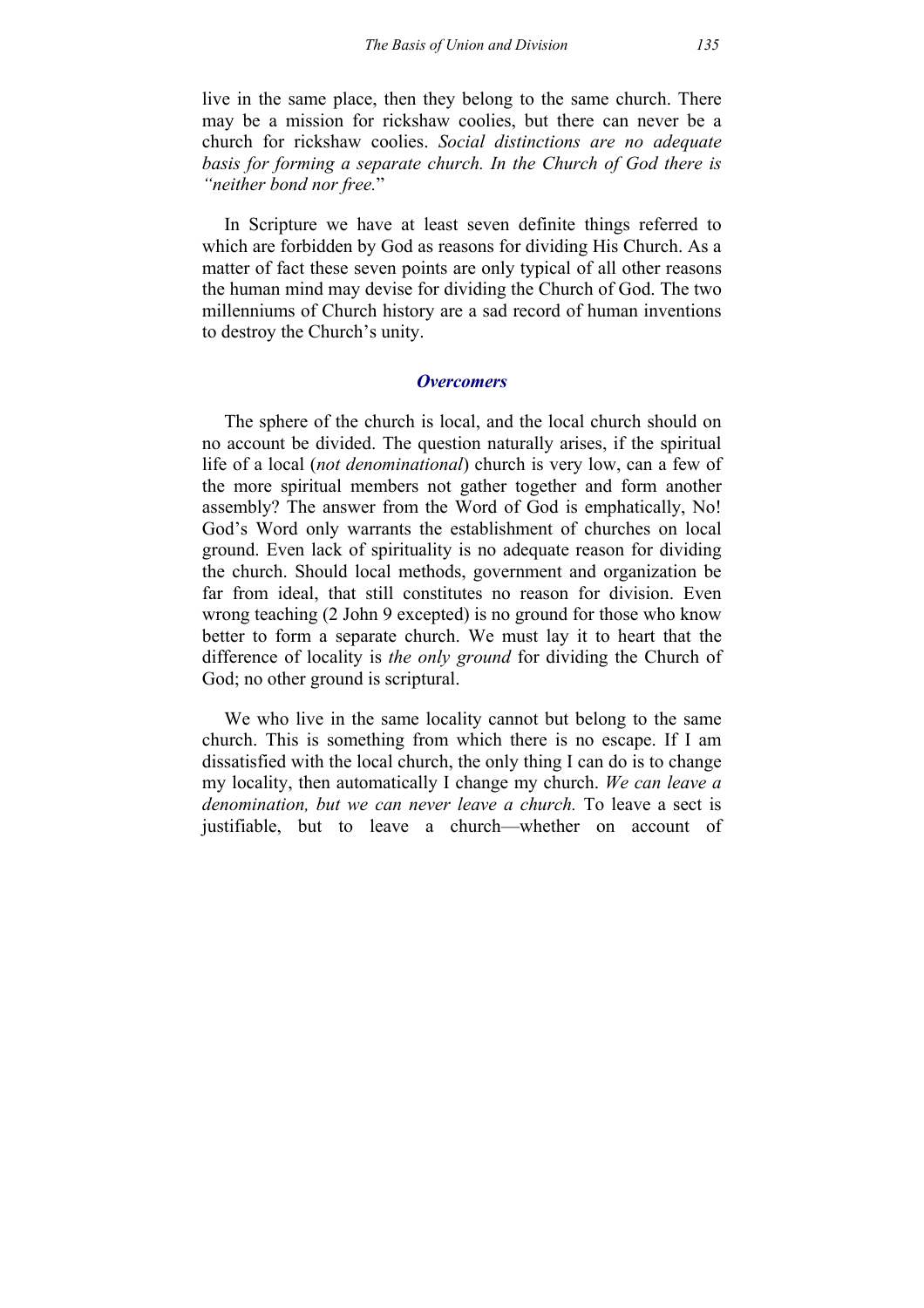live in the same place, then they belong to the same church. There may be a mission for rickshaw coolies, but there can never be a church for rickshaw coolies. *Social distinctions are no adequate basis for forming a separate church. In the Church of God there is "neither bond nor free.*"

In Scripture we have at least seven definite things referred to which are forbidden by God as reasons for dividing His Church. As a matter of fact these seven points are only typical of all other reasons the human mind may devise for dividing the Church of God. The two millenniums of Church history are a sad record of human inventions to destroy the Church's unity.

### *Overcomers*

The sphere of the church is local, and the local church should on no account be divided. The question naturally arises, if the spiritual life of a local (*not denominational*) church is very low, can a few of the more spiritual members not gather together and form another assembly? The answer from the Word of God is emphatically, No! God's Word only warrants the establishment of churches on local ground. Even lack of spirituality is no adequate reason for dividing the church. Should local methods, government and organization be far from ideal, that still constitutes no reason for division. Even wrong teaching (2 John 9 excepted) is no ground for those who know better to form a separate church. We must lay it to heart that the difference of locality is *the only ground* for dividing the Church of God; no other ground is scriptural.

We who live in the same locality cannot but belong to the same church. This is something from which there is no escape. If I am dissatisfied with the local church, the only thing I can do is to change my locality, then automatically I change my church. *We can leave a denomination, but we can never leave a church.* To leave a sect is justifiable, but to leave a church—whether on account of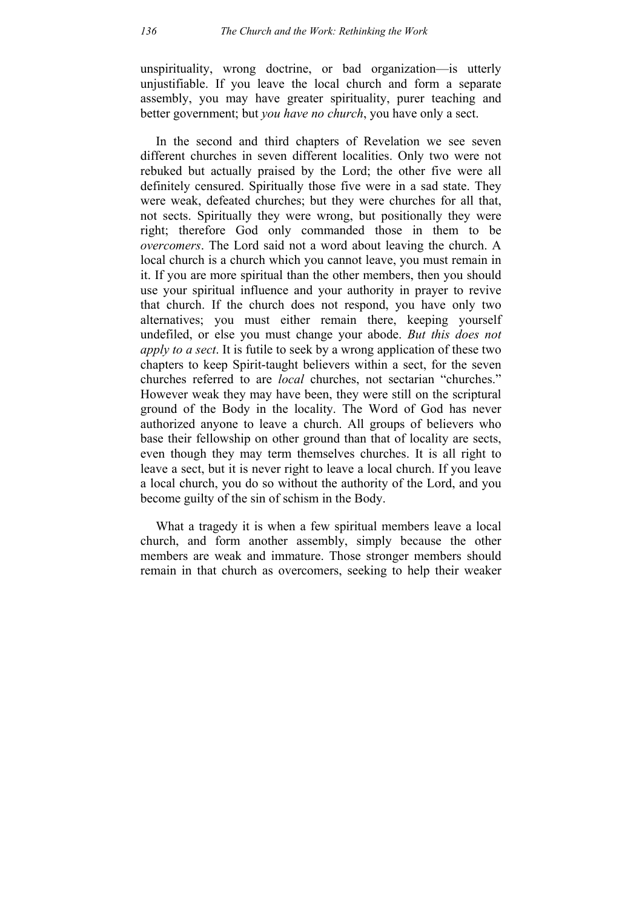unspirituality, wrong doctrine, or bad organization—is utterly unjustifiable. If you leave the local church and form a separate assembly, you may have greater spirituality, purer teaching and better government; but *you have no church*, you have only a sect.

In the second and third chapters of Revelation we see seven different churches in seven different localities. Only two were not rebuked but actually praised by the Lord; the other five were all definitely censured. Spiritually those five were in a sad state. They were weak, defeated churches; but they were churches for all that, not sects. Spiritually they were wrong, but positionally they were right; therefore God only commanded those in them to be *overcomers*. The Lord said not a word about leaving the church. A local church is a church which you cannot leave, you must remain in it. If you are more spiritual than the other members, then you should use your spiritual influence and your authority in prayer to revive that church. If the church does not respond, you have only two alternatives; you must either remain there, keeping yourself undefiled, or else you must change your abode. *But this does not apply to a sect*. It is futile to seek by a wrong application of these two chapters to keep Spirit-taught believers within a sect, for the seven churches referred to are *local* churches, not sectarian "churches." However weak they may have been, they were still on the scriptural ground of the Body in the locality. The Word of God has never authorized anyone to leave a church. All groups of believers who base their fellowship on other ground than that of locality are sects, even though they may term themselves churches. It is all right to leave a sect, but it is never right to leave a local church. If you leave a local church, you do so without the authority of the Lord, and you become guilty of the sin of schism in the Body.

What a tragedy it is when a few spiritual members leave a local church, and form another assembly, simply because the other members are weak and immature. Those stronger members should remain in that church as overcomers, seeking to help their weaker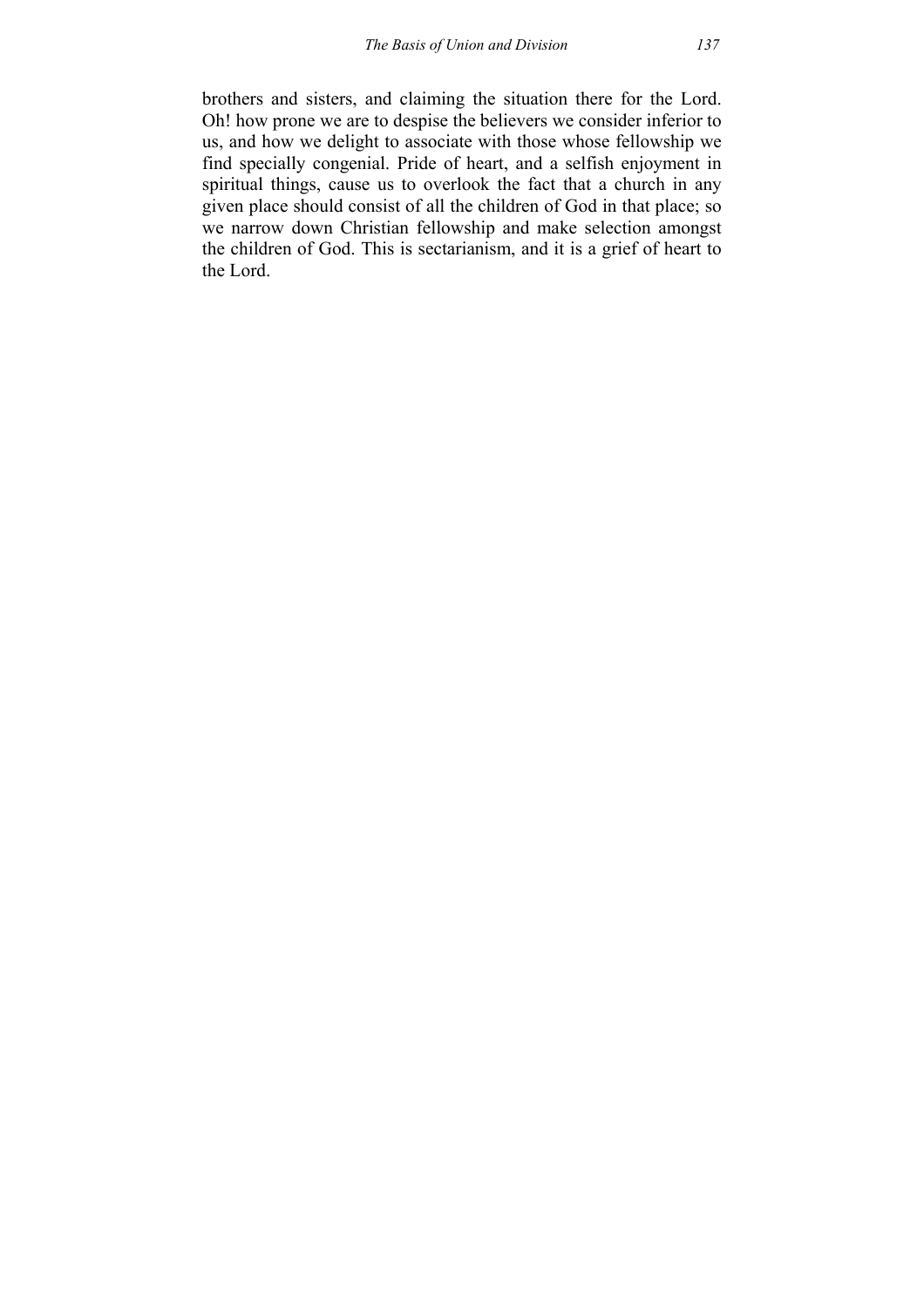brothers and sisters, and claiming the situation there for the Lord. Oh! how prone we are to despise the believers we consider inferior to us, and how we delight to associate with those whose fellowship we find specially congenial. Pride of heart, and a selfish enjoyment in spiritual things, cause us to overlook the fact that a church in any given place should consist of all the children of God in that place; so we narrow down Christian fellowship and make selection amongst the children of God. This is sectarianism, and it is a grief of heart to the Lord.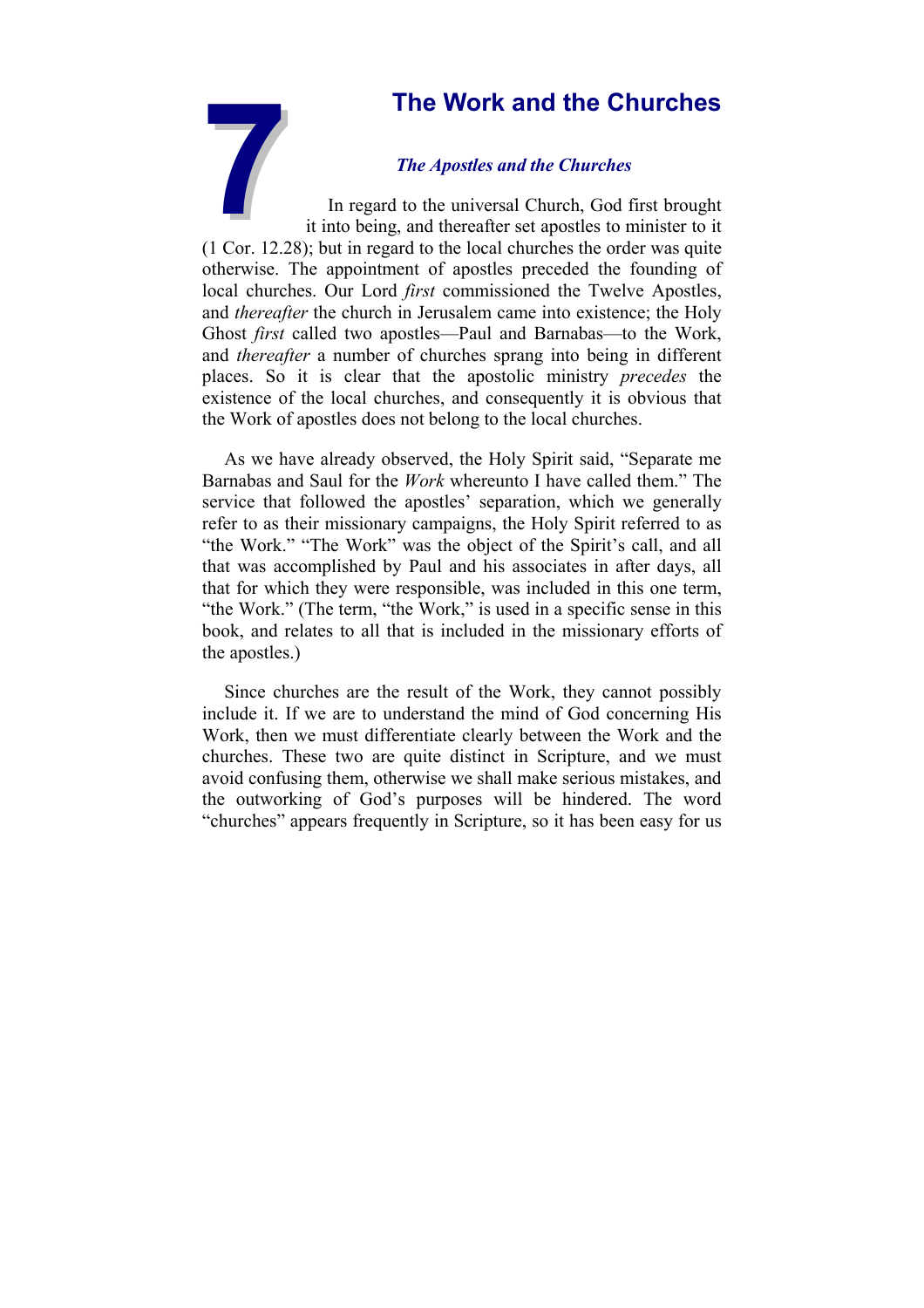# 7 The Work and the Churches

### *The Apostles and the Churches*

In regard to the universal Church, God first brought it into being, and thereafter set apostles to minister to it (1 Cor. 12.28); but in regard to the local churches the order was quite otherwise. The appointment of apostles preceded the founding of local churches. Our Lord *first* commissioned the Twelve Apostles, and *thereafter* the church in Jerusalem came into existence; the Holy Ghost *first* called two apostles—Paul and Barnabas—to the Work, and *thereafter* a number of churches sprang into being in different places. So it is clear that the apostolic ministry *precedes* the existence of the local churches, and consequently it is obvious that the Work of apostles does not belong to the local churches.

As we have already observed, the Holy Spirit said, "Separate me Barnabas and Saul for the *Work* whereunto I have called them." The service that followed the apostles' separation, which we generally refer to as their missionary campaigns, the Holy Spirit referred to as "the Work." "The Work" was the object of the Spirit's call, and all that was accomplished by Paul and his associates in after days, all that for which they were responsible, was included in this one term, "the Work." (The term, "the Work," is used in a specific sense in this book, and relates to all that is included in the missionary efforts of the apostles.)

Since churches are the result of the Work, they cannot possibly include it. If we are to understand the mind of God concerning His Work, then we must differentiate clearly between the Work and the churches. These two are quite distinct in Scripture, and we must avoid confusing them, otherwise we shall make serious mistakes, and the outworking of God's purposes will be hindered. The word "churches" appears frequently in Scripture, so it has been easy for us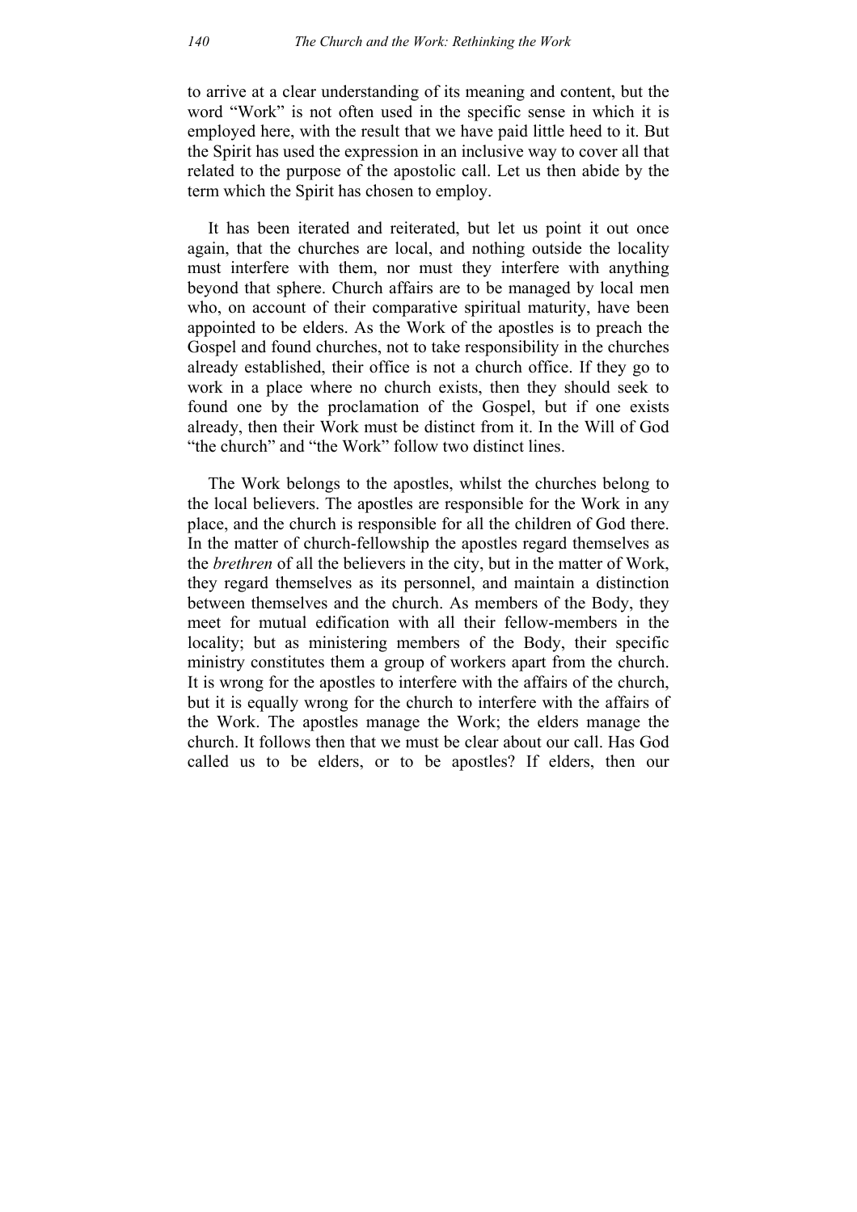to arrive at a clear understanding of its meaning and content, but the word "Work" is not often used in the specific sense in which it is employed here, with the result that we have paid little heed to it. But the Spirit has used the expression in an inclusive way to cover all that related to the purpose of the apostolic call. Let us then abide by the term which the Spirit has chosen to employ.

It has been iterated and reiterated, but let us point it out once again, that the churches are local, and nothing outside the locality must interfere with them, nor must they interfere with anything beyond that sphere. Church affairs are to be managed by local men who, on account of their comparative spiritual maturity, have been appointed to be elders. As the Work of the apostles is to preach the Gospel and found churches, not to take responsibility in the churches already established, their office is not a church office. If they go to work in a place where no church exists, then they should seek to found one by the proclamation of the Gospel, but if one exists already, then their Work must be distinct from it. In the Will of God "the church" and "the Work" follow two distinct lines.

The Work belongs to the apostles, whilst the churches belong to the local believers. The apostles are responsible for the Work in any place, and the church is responsible for all the children of God there. In the matter of church-fellowship the apostles regard themselves as the *brethren* of all the believers in the city, but in the matter of Work, they regard themselves as its personnel, and maintain a distinction between themselves and the church. As members of the Body, they meet for mutual edification with all their fellow-members in the locality; but as ministering members of the Body, their specific ministry constitutes them a group of workers apart from the church. It is wrong for the apostles to interfere with the affairs of the church, but it is equally wrong for the church to interfere with the affairs of the Work. The apostles manage the Work; the elders manage the church. It follows then that we must be clear about our call. Has God called us to be elders, or to be apostles? If elders, then our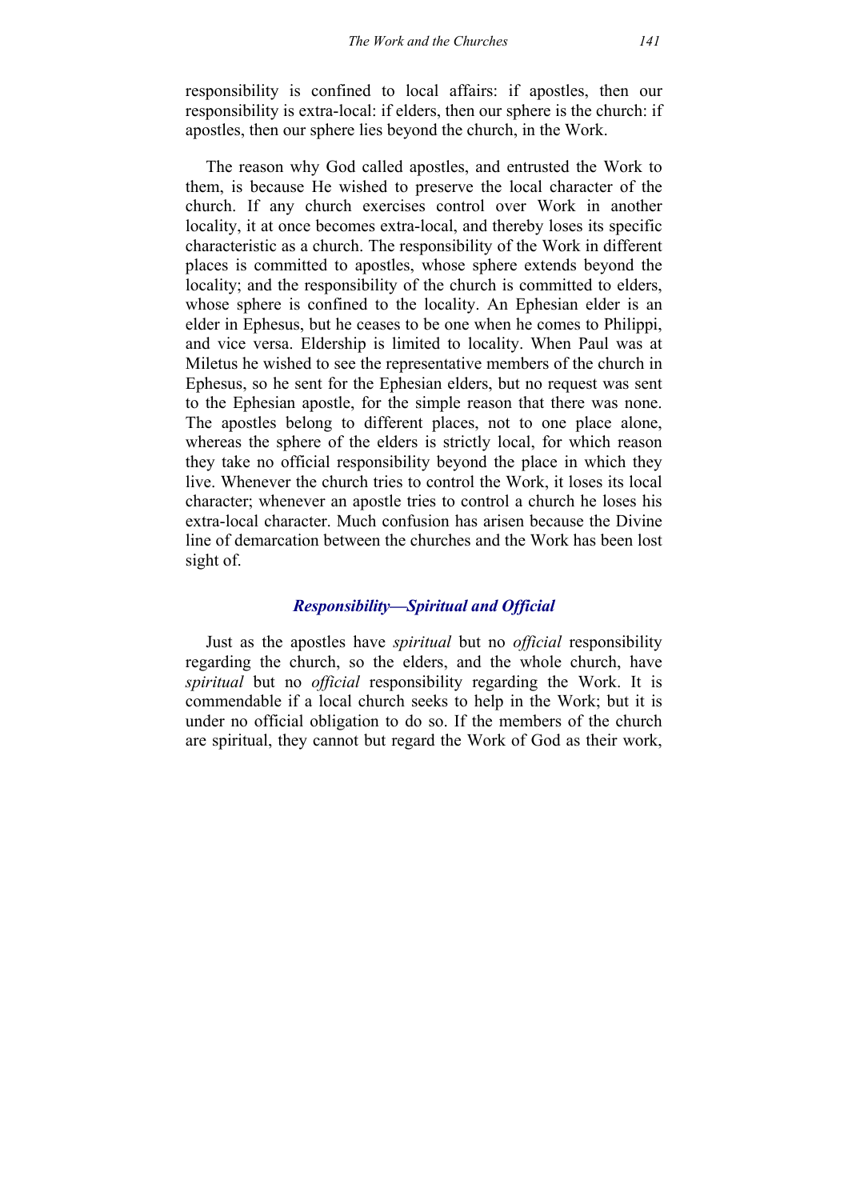responsibility is confined to local affairs: if apostles, then our responsibility is extra-local: if elders, then our sphere is the church: if apostles, then our sphere lies beyond the church, in the Work.

The reason why God called apostles, and entrusted the Work to them, is because He wished to preserve the local character of the church. If any church exercises control over Work in another locality, it at once becomes extra-local, and thereby loses its specific characteristic as a church. The responsibility of the Work in different places is committed to apostles, whose sphere extends beyond the locality; and the responsibility of the church is committed to elders, whose sphere is confined to the locality. An Ephesian elder is an elder in Ephesus, but he ceases to be one when he comes to Philippi, and vice versa. Eldership is limited to locality. When Paul was at Miletus he wished to see the representative members of the church in Ephesus, so he sent for the Ephesian elders, but no request was sent to the Ephesian apostle, for the simple reason that there was none. The apostles belong to different places, not to one place alone, whereas the sphere of the elders is strictly local, for which reason they take no official responsibility beyond the place in which they live. Whenever the church tries to control the Work, it loses its local character; whenever an apostle tries to control a church he loses his extra-local character. Much confusion has arisen because the Divine line of demarcation between the churches and the Work has been lost sight of.

### *Responsibility—Spiritual and Official*

Just as the apostles have *spiritual* but no *official* responsibility regarding the church, so the elders, and the whole church, have *spiritual* but no *official* responsibility regarding the Work. It is commendable if a local church seeks to help in the Work; but it is under no official obligation to do so. If the members of the church are spiritual, they cannot but regard the Work of God as their work,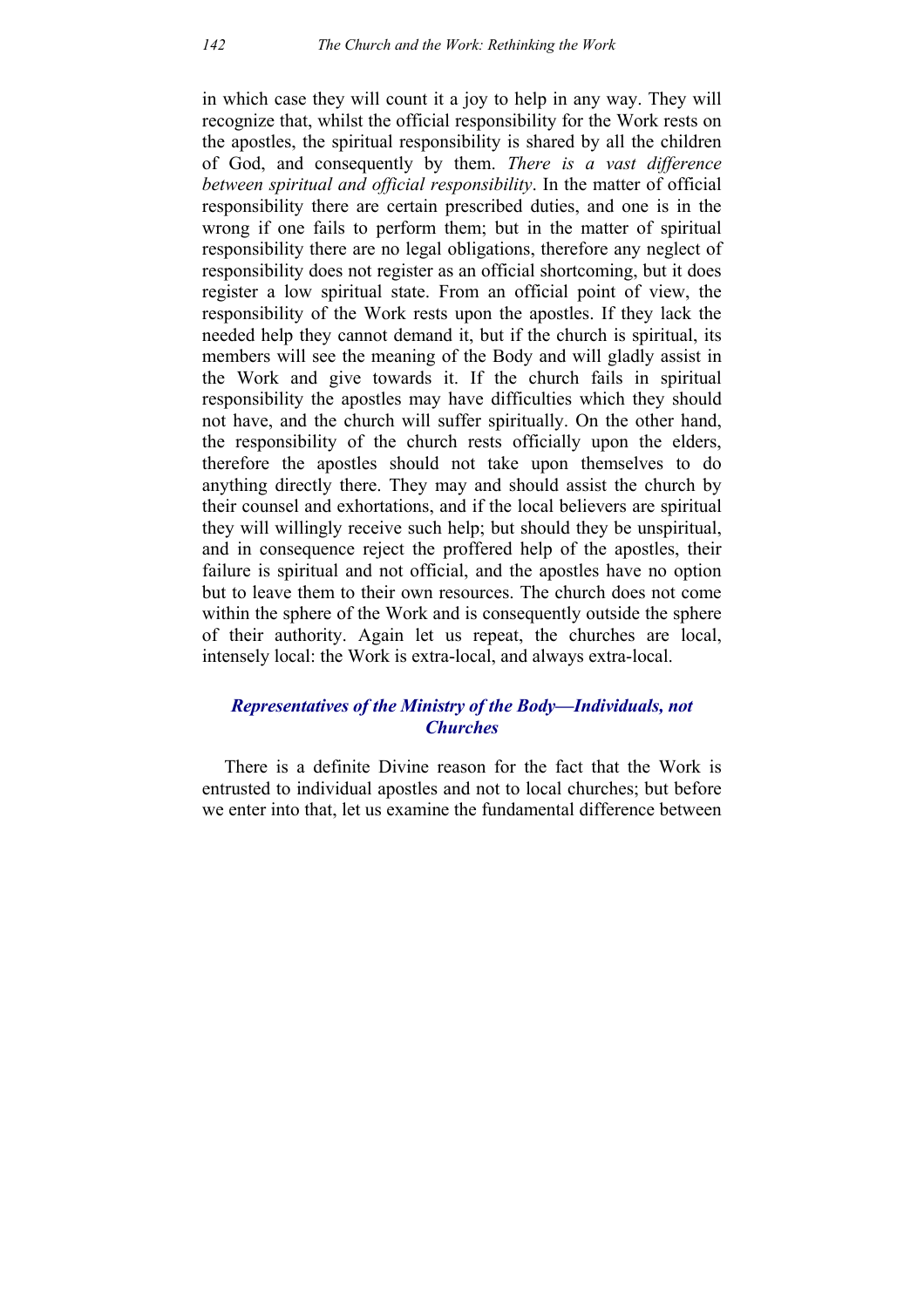in which case they will count it a joy to help in any way. They will recognize that, whilst the official responsibility for the Work rests on the apostles, the spiritual responsibility is shared by all the children of God, and consequently by them. *There is a vast difference between spiritual and official responsibility*. In the matter of official responsibility there are certain prescribed duties, and one is in the wrong if one fails to perform them; but in the matter of spiritual responsibility there are no legal obligations, therefore any neglect of responsibility does not register as an official shortcoming, but it does register a low spiritual state. From an official point of view, the responsibility of the Work rests upon the apostles. If they lack the needed help they cannot demand it, but if the church is spiritual, its members will see the meaning of the Body and will gladly assist in the Work and give towards it. If the church fails in spiritual responsibility the apostles may have difficulties which they should not have, and the church will suffer spiritually. On the other hand, the responsibility of the church rests officially upon the elders, therefore the apostles should not take upon themselves to do anything directly there. They may and should assist the church by their counsel and exhortations, and if the local believers are spiritual they will willingly receive such help; but should they be unspiritual, and in consequence reject the proffered help of the apostles, their failure is spiritual and not official, and the apostles have no option but to leave them to their own resources. The church does not come within the sphere of the Work and is consequently outside the sphere of their authority. Again let us repeat, the churches are local, intensely local: the Work is extra-local, and always extra-local.

### *Representatives of the Ministry of the Body—Individuals, not Churches*

There is a definite Divine reason for the fact that the Work is entrusted to individual apostles and not to local churches; but before we enter into that, let us examine the fundamental difference between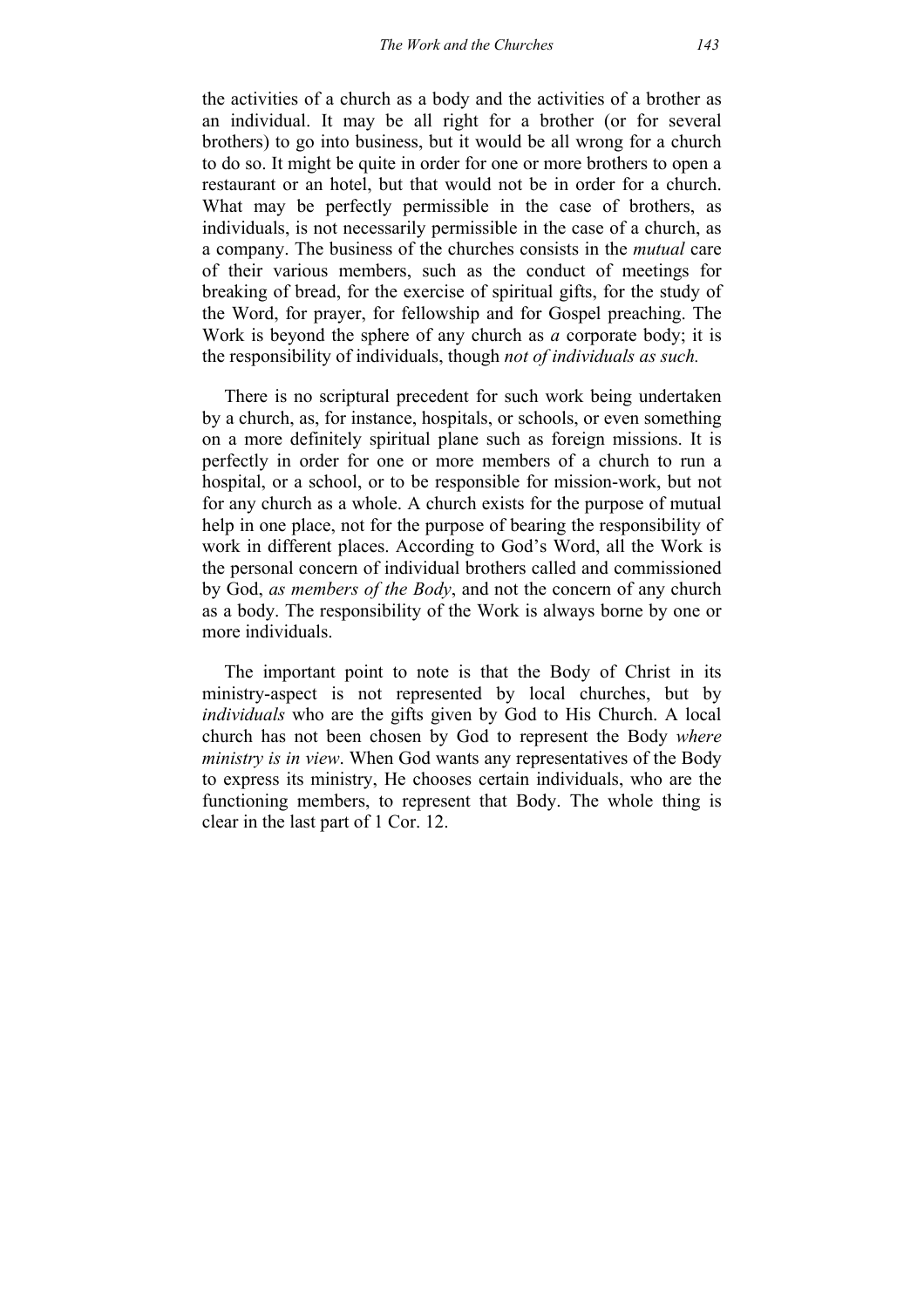the activities of a church as a body and the activities of a brother as an individual. It may be all right for a brother (or for several brothers) to go into business, but it would be all wrong for a church to do so. It might be quite in order for one or more brothers to open a restaurant or an hotel, but that would not be in order for a church. What may be perfectly permissible in the case of brothers, as individuals, is not necessarily permissible in the case of a church, as a company. The business of the churches consists in the *mutual* care of their various members, such as the conduct of meetings for breaking of bread, for the exercise of spiritual gifts, for the study of the Word, for prayer, for fellowship and for Gospel preaching. The Work is beyond the sphere of any church as *a* corporate body; it is the responsibility of individuals, though *not of individuals as such.*

There is no scriptural precedent for such work being undertaken by a church, as, for instance, hospitals, or schools, or even something on a more definitely spiritual plane such as foreign missions. It is perfectly in order for one or more members of a church to run a hospital, or a school, or to be responsible for mission-work, but not for any church as a whole. A church exists for the purpose of mutual help in one place, not for the purpose of bearing the responsibility of work in different places. According to God's Word, all the Work is the personal concern of individual brothers called and commissioned by God, *as members of the Body*, and not the concern of any church as a body. The responsibility of the Work is always borne by one or more individuals.

The important point to note is that the Body of Christ in its ministry-aspect is not represented by local churches, but by *individuals* who are the gifts given by God to His Church. A local church has not been chosen by God to represent the Body *where ministry is in view*. When God wants any representatives of the Body to express its ministry, He chooses certain individuals, who are the functioning members, to represent that Body. The whole thing is clear in the last part of 1 Cor. 12.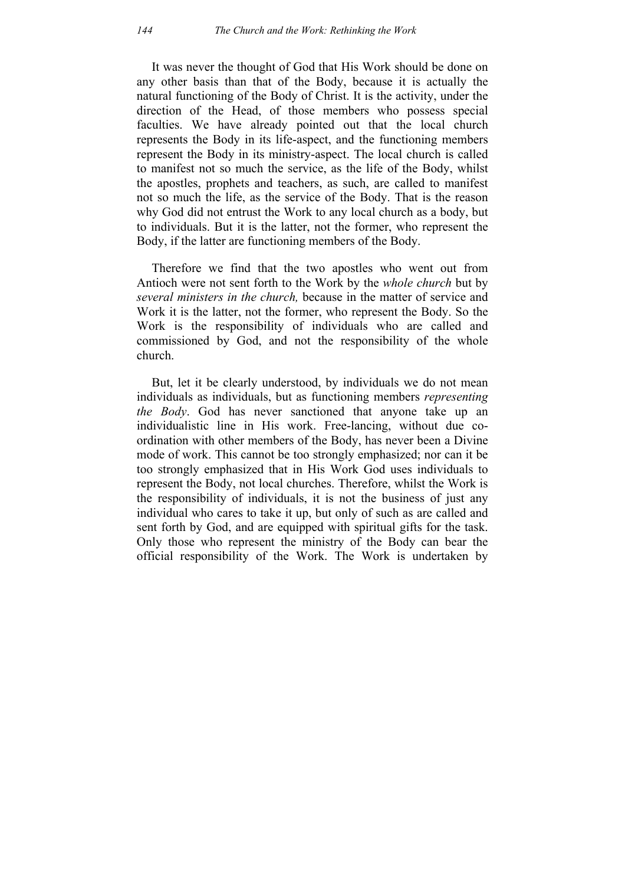It was never the thought of God that His Work should be done on any other basis than that of the Body, because it is actually the natural functioning of the Body of Christ. It is the activity, under the direction of the Head, of those members who possess special faculties. We have already pointed out that the local church represents the Body in its life-aspect, and the functioning members represent the Body in its ministry-aspect. The local church is called to manifest not so much the service, as the life of the Body, whilst the apostles, prophets and teachers, as such, are called to manifest not so much the life, as the service of the Body. That is the reason why God did not entrust the Work to any local church as a body, but to individuals. But it is the latter, not the former, who represent the Body, if the latter are functioning members of the Body.

Therefore we find that the two apostles who went out from Antioch were not sent forth to the Work by the *whole church* but by *several ministers in the church,* because in the matter of service and Work it is the latter, not the former, who represent the Body. So the Work is the responsibility of individuals who are called and commissioned by God, and not the responsibility of the whole church.

But, let it be clearly understood, by individuals we do not mean individuals as individuals, but as functioning members *representing the Body*. God has never sanctioned that anyone take up an individualistic line in His work. Free-lancing, without due co-ordination with other members of the Body, has never been a Divine mode of work. This cannot be too strongly emphasized; nor can it be too strongly emphasized that in His Work God uses individuals to represent the Body, not local churches. Therefore, whilst the Work is the responsibility of individuals, it is not the business of just any individual who cares to take it up, but only of such as are called and sent forth by God, and are equipped with spiritual gifts for the task. Only those who represent the ministry of the Body can bear the official responsibility of the Work. The Work is undertaken by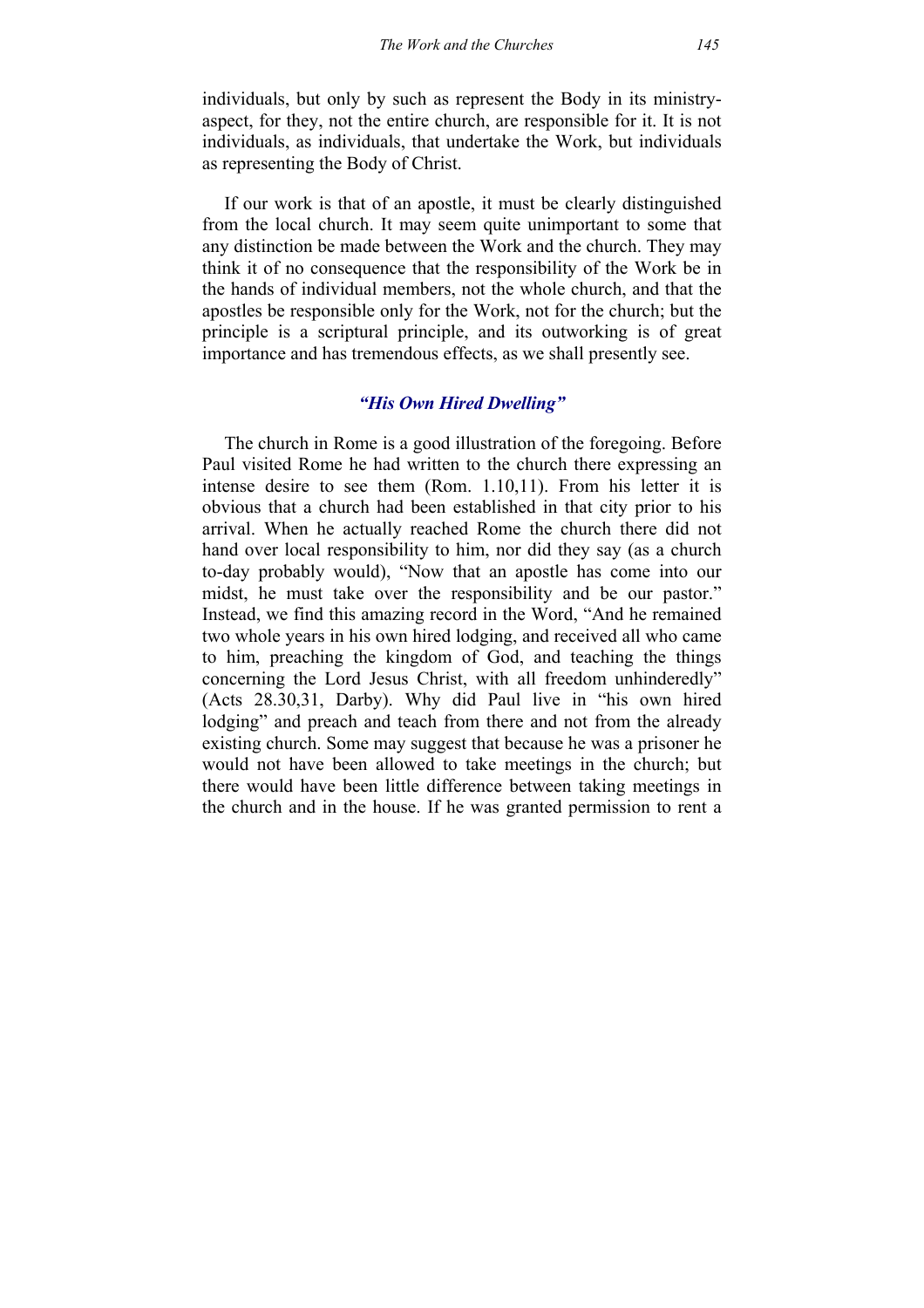individuals, but only by such as represent the Body in its ministry-aspect, for they, not the entire church, are responsible for it. It is not individuals, as individuals, that undertake the Work, but individuals as representing the Body of Christ.

If our work is that of an apostle, it must be clearly distinguished from the local church. It may seem quite unimportant to some that any distinction be made between the Work and the church. They may think it of no consequence that the responsibility of the Work be in the hands of individual members, not the whole church, and that the apostles be responsible only for the Work, not for the church; but the principle is a scriptural principle, and its outworking is of great importance and has tremendous effects, as we shall presently see.

### *"His Own Hired Dwelling"*

The church in Rome is a good illustration of the foregoing. Before Paul visited Rome he had written to the church there expressing an intense desire to see them (Rom. 1.10,11). From his letter it is obvious that a church had been established in that city prior to his arrival. When he actually reached Rome the church there did not hand over local responsibility to him, nor did they say (as a church to-day probably would), "Now that an apostle has come into our midst, he must take over the responsibility and be our pastor." Instead, we find this amazing record in the Word, "And he remained two whole years in his own hired lodging, and received all who came to him, preaching the kingdom of God, and teaching the things concerning the Lord Jesus Christ, with all freedom unhinderedly" (Acts 28.30,31, Darby). Why did Paul live in "his own hired lodging" and preach and teach from there and not from the already existing church. Some may suggest that because he was a prisoner he would not have been allowed to take meetings in the church; but there would have been little difference between taking meetings in the church and in the house. If he was granted permission to rent a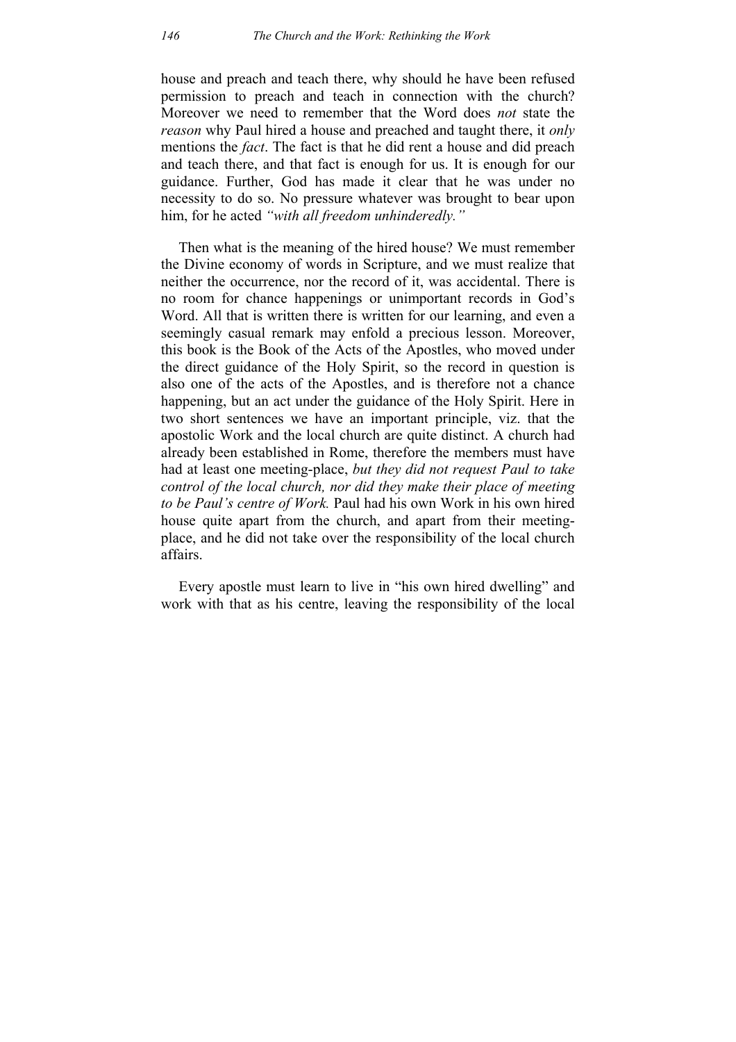house and preach and teach there, why should he have been refused permission to preach and teach in connection with the church? Moreover we need to remember that the Word does *not* state the *reason* why Paul hired a house and preached and taught there, it *only* mentions the *fact*. The fact is that he did rent a house and did preach and teach there, and that fact is enough for us. It is enough for our guidance. Further, God has made it clear that he was under no necessity to do so. No pressure whatever was brought to bear upon him, for he acted *"with all freedom unhinderedly."*

Then what is the meaning of the hired house? We must remember the Divine economy of words in Scripture, and we must realize that neither the occurrence, nor the record of it, was accidental. There is no room for chance happenings or unimportant records in God's Word. All that is written there is written for our learning, and even a seemingly casual remark may enfold a precious lesson. Moreover, this book is the Book of the Acts of the Apostles, who moved under the direct guidance of the Holy Spirit, so the record in question is also one of the acts of the Apostles, and is therefore not a chance happening, but an act under the guidance of the Holy Spirit. Here in two short sentences we have an important principle, viz. that the apostolic Work and the local church are quite distinct. A church had already been established in Rome, therefore the members must have had at least one meeting-place, *but they did not request Paul to take control of the local church, nor did they make their place of meeting to be Paul's centre of Work.* Paul had his own Work in his own hired house quite apart from the church, and apart from their meeting-place, and he did not take over the responsibility of the local church affairs.

Every apostle must learn to live in "his own hired dwelling" and work with that as his centre, leaving the responsibility of the local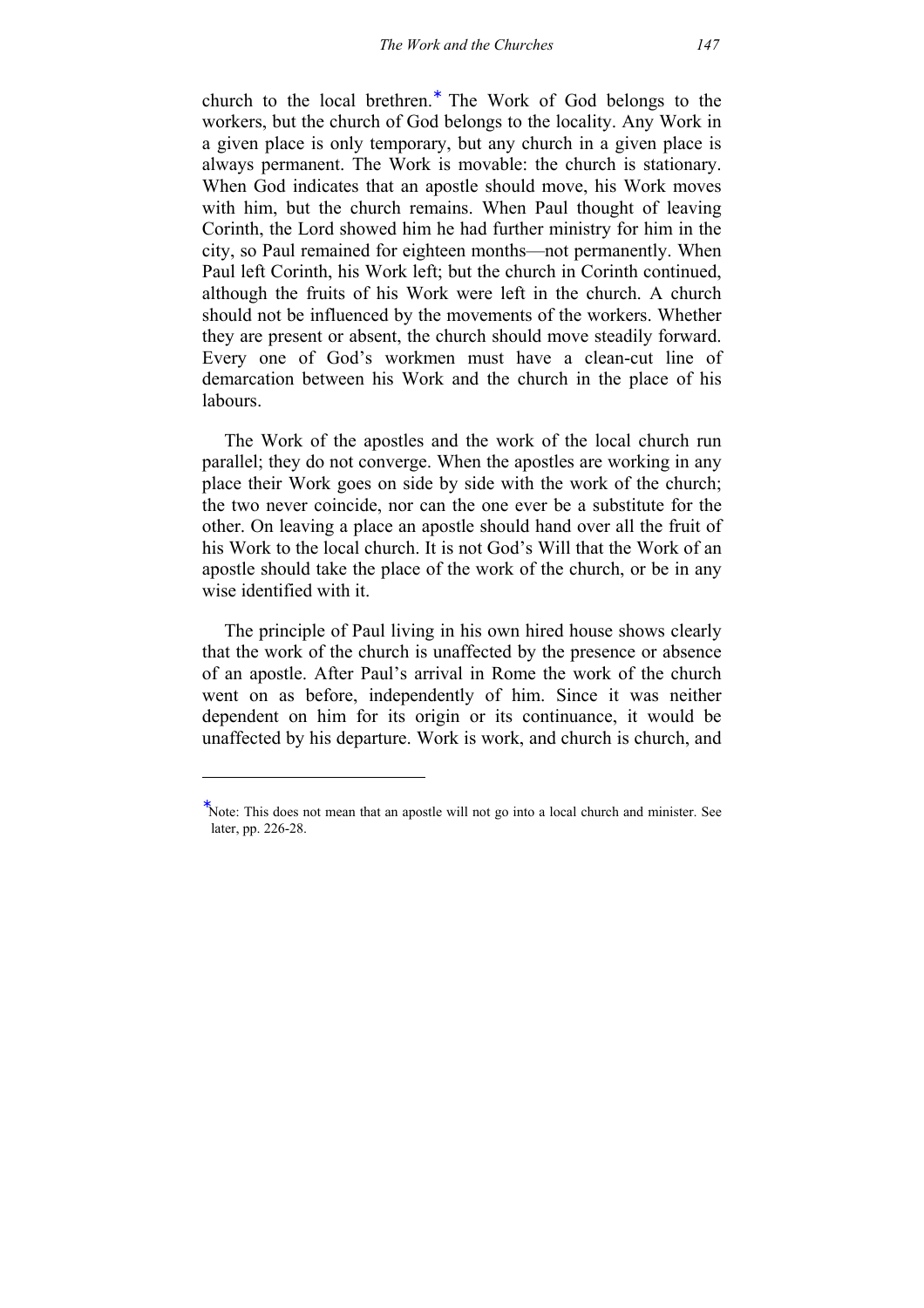church to the local brethren.* The Work of God belongs to the workers, but the church of God belongs to the locality. Any Work in a given place is only temporary, but any church in a given place is always permanent. The Work is movable: the church is stationary. When God indicates that an apostle should move, his Work moves with him, but the church remains. When Paul thought of leaving Corinth, the Lord showed him he had further ministry for him in the city, so Paul remained for eighteen months—not permanently. When Paul left Corinth, his Work left; but the church in Corinth continued, although the fruits of his Work were left in the church. A church should not be influenced by the movements of the workers. Whether they are present or absent, the church should move steadily forward. Every one of God's workmen must have a clean-cut line of demarcation between his Work and the church in the place of his labours.

The Work of the apostles and the work of the local church run parallel; they do not converge. When the apostles are working in any place their Work goes on side by side with the work of the church; the two never coincide, nor can the one ever be a substitute for the other. On leaving a place an apostle should hand over all the fruit of his Work to the local church. It is not God's Will that the Work of an apostle should take the place of the work of the church, or be in any wise identified with it.

The principle of Paul living in his own hired house shows clearly that the work of the church is unaffected by the presence or absence of an apostle. After Paul's arrival in Rome the work of the church went on as before, independently of him. Since it was neither dependent on him for its origin or its continuance, it would be unaffected by his departure. Work is work, and church is church, and

---

*Note: This does not mean that an apostle will not go into a local church and minister. See later, pp. 226-28.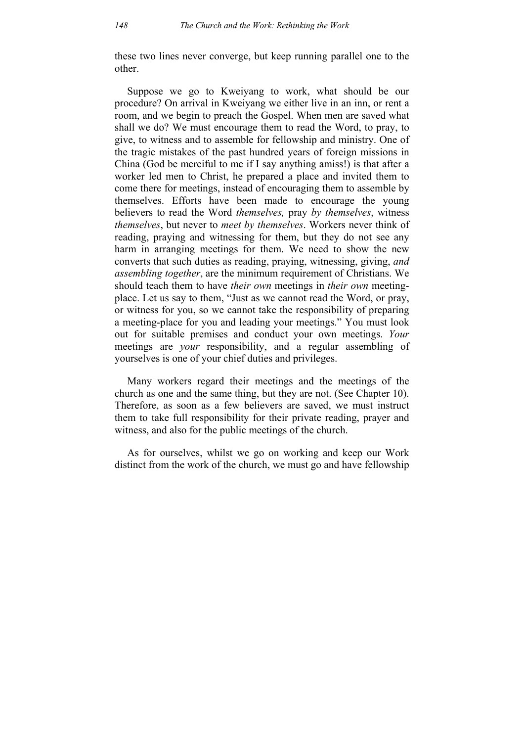these two lines never converge, but keep running parallel one to the other.

Suppose we go to Kweiyang to work, what should be our procedure? On arrival in Kweiyang we either live in an inn, or rent a room, and we begin to preach the Gospel. When men are saved what shall we do? We must encourage them to read the Word, to pray, to give, to witness and to assemble for fellowship and ministry. One of the tragic mistakes of the past hundred years of foreign missions in China (God be merciful to me if I say anything amiss!) is that after a worker led men to Christ, he prepared a place and invited them to come there for meetings, instead of encouraging them to assemble by themselves. Efforts have been made to encourage the young believers to read the Word *themselves,* pray *by themselves*, witness *themselves*, but never to *meet by themselves*. Workers never think of reading, praying and witnessing for them, but they do not see any harm in arranging meetings for them. We need to show the new converts that such duties as reading, praying, witnessing, giving, *and assembling together*, are the minimum requirement of Christians. We should teach them to have *their own* meetings in *their own* meeting-place. Let us say to them, "Just as we cannot read the Word, or pray, or witness for you, so we cannot take the responsibility of preparing a meeting-place for you and leading your meetings." You must look out for suitable premises and conduct your own meetings. *Your* meetings are *your* responsibility, and a regular assembling of yourselves is one of your chief duties and privileges.

Many workers regard their meetings and the meetings of the church as one and the same thing, but they are not. (See Chapter 10). Therefore, as soon as a few believers are saved, we must instruct them to take full responsibility for their private reading, prayer and witness, and also for the public meetings of the church.

As for ourselves, whilst we go on working and keep our Work distinct from the work of the church, we must go and have fellowship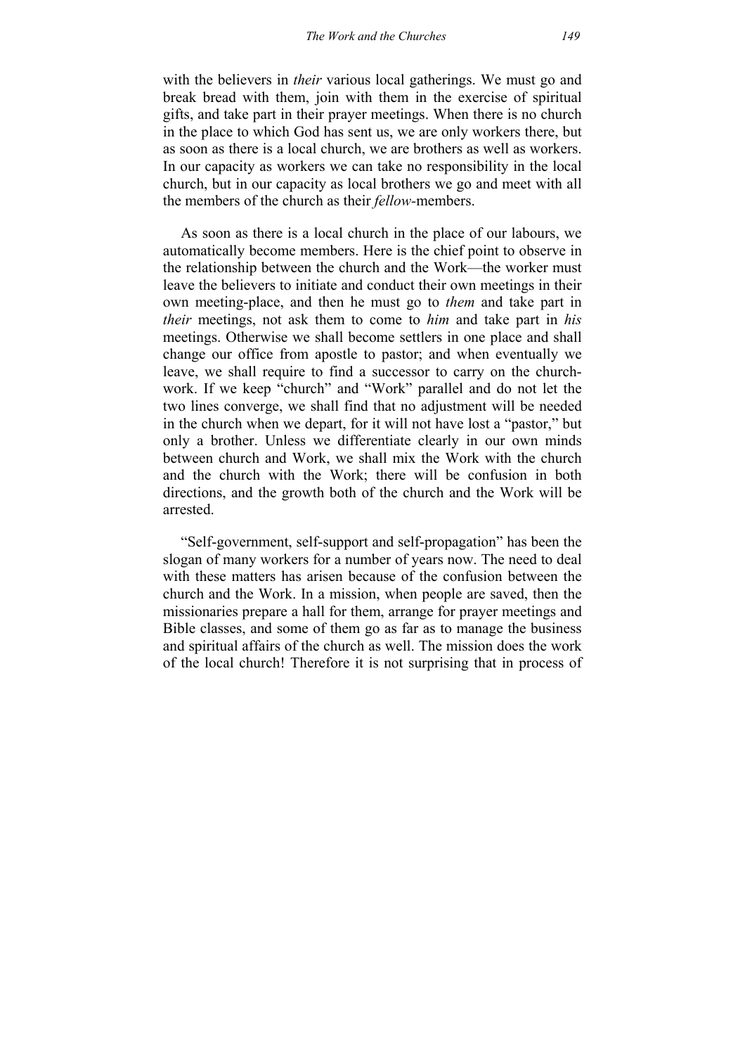with the believers in *their* various local gatherings. We must go and break bread with them, join with them in the exercise of spiritual gifts, and take part in their prayer meetings. When there is no church in the place to which God has sent us, we are only workers there, but as soon as there is a local church, we are brothers as well as workers. In our capacity as workers we can take no responsibility in the local church, but in our capacity as local brothers we go and meet with all the members of the church as their *fellow*-members.

As soon as there is a local church in the place of our labours, we automatically become members. Here is the chief point to observe in the relationship between the church and the Work—the worker must leave the believers to initiate and conduct their own meetings in their own meeting-place, and then he must go to *them* and take part in *their* meetings, not ask them to come to *him* and take part in *his* meetings. Otherwise we shall become settlers in one place and shall change our office from apostle to pastor; and when eventually we leave, we shall require to find a successor to carry on the church-work. If we keep "church" and "Work" parallel and do not let the two lines converge, we shall find that no adjustment will be needed in the church when we depart, for it will not have lost a "pastor," but only a brother. Unless we differentiate clearly in our own minds between church and Work, we shall mix the Work with the church and the church with the Work; there will be confusion in both directions, and the growth both of the church and the Work will be arrested.

"Self-government, self-support and self-propagation" has been the slogan of many workers for a number of years now. The need to deal with these matters has arisen because of the confusion between the church and the Work. In a mission, when people are saved, then the missionaries prepare a hall for them, arrange for prayer meetings and Bible classes, and some of them go as far as to manage the business and spiritual affairs of the church as well. The mission does the work of the local church! Therefore it is not surprising that in process of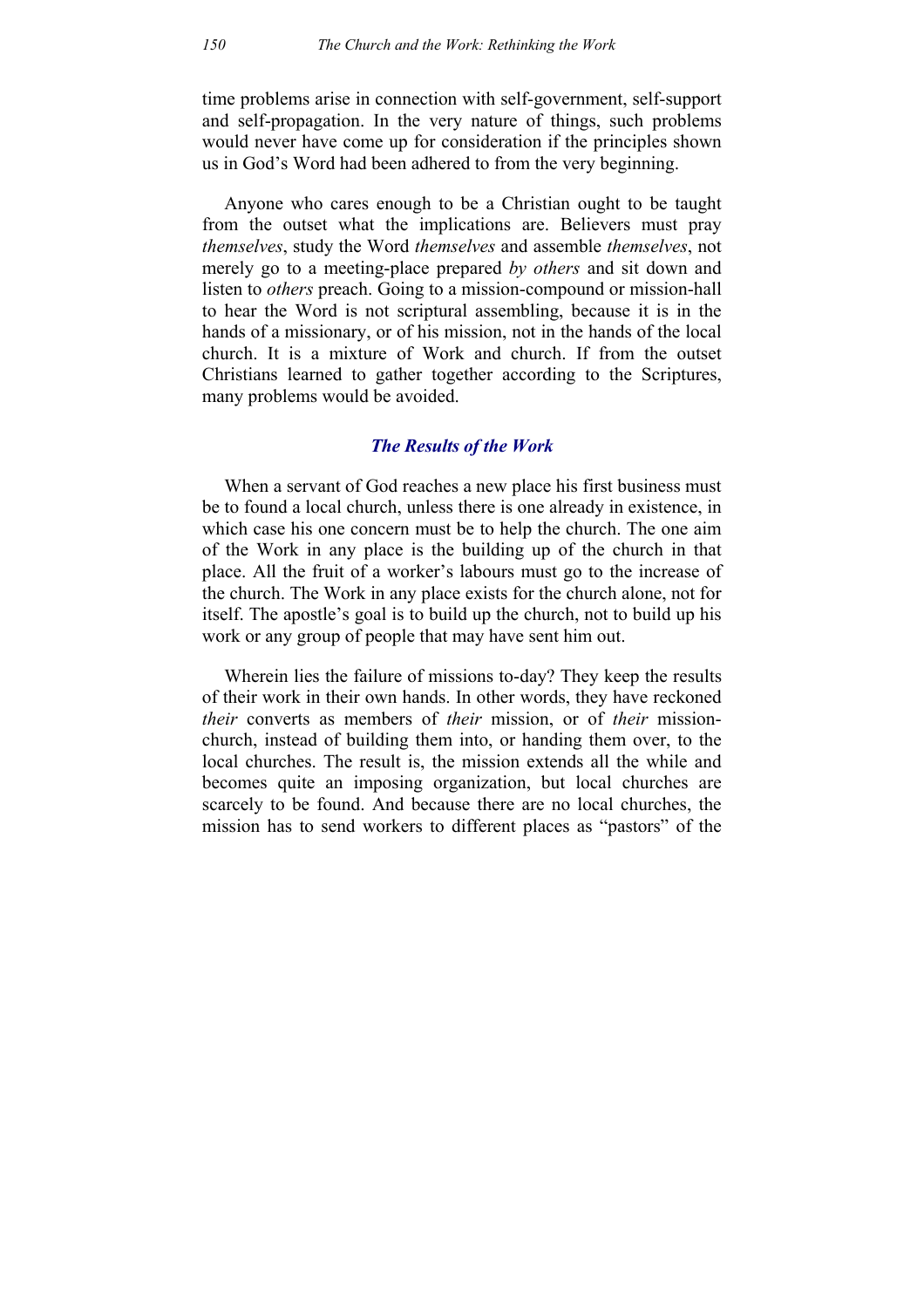time problems arise in connection with self-government, self-support and self-propagation. In the very nature of things, such problems would never have come up for consideration if the principles shown us in God's Word had been adhered to from the very beginning.

Anyone who cares enough to be a Christian ought to be taught from the outset what the implications are. Believers must pray *themselves*, study the Word *themselves* and assemble *themselves*, not merely go to a meeting-place prepared *by others* and sit down and listen to *others* preach. Going to a mission-compound or mission-hall to hear the Word is not scriptural assembling, because it is in the hands of a missionary, or of his mission, not in the hands of the local church. It is a mixture of Work and church. If from the outset Christians learned to gather together according to the Scriptures, many problems would be avoided.

### *The Results of the Work*

When a servant of God reaches a new place his first business must be to found a local church, unless there is one already in existence, in which case his one concern must be to help the church. The one aim of the Work in any place is the building up of the church in that place. All the fruit of a worker's labours must go to the increase of the church. The Work in any place exists for the church alone, not for itself. The apostle's goal is to build up the church, not to build up his work or any group of people that may have sent him out.

Wherein lies the failure of missions to-day? They keep the results of their work in their own hands. In other words, they have reckoned *their* converts as members of *their* mission, or of *their* mission-church, instead of building them into, or handing them over, to the local churches. The result is, the mission extends all the while and becomes quite an imposing organization, but local churches are scarcely to be found. And because there are no local churches, the mission has to send workers to different places as "pastors" of the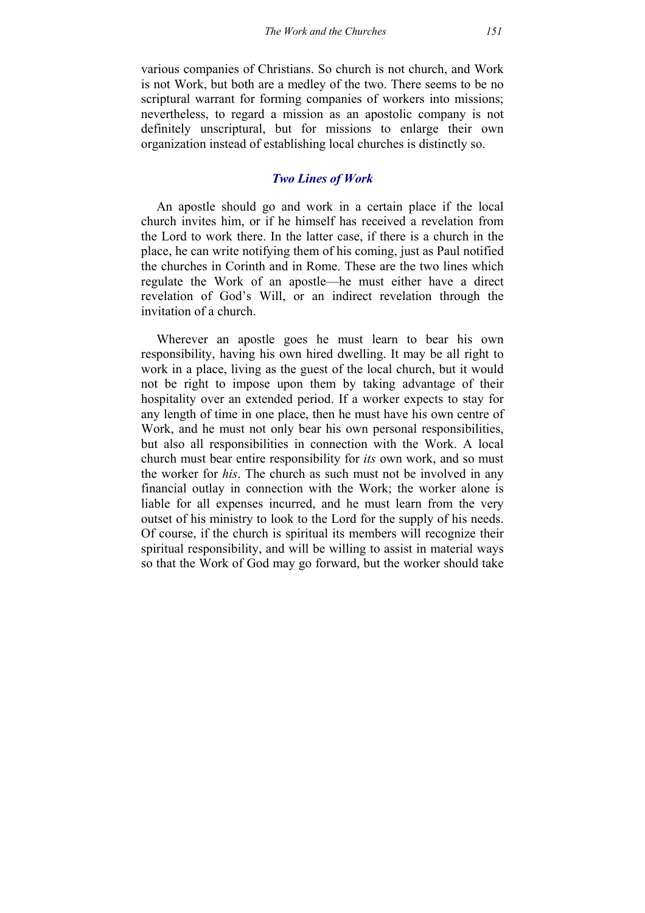various companies of Christians. So church is not church, and Work is not Work, but both are a medley of the two. There seems to be no scriptural warrant for forming companies of workers into missions; nevertheless, to regard a mission as an apostolic company is not definitely unscriptural, but for missions to enlarge their own organization instead of establishing local churches is distinctly so.

### *Two Lines of Work*

An apostle should go and work in a certain place if the local church invites him, or if he himself has received a revelation from the Lord to work there. In the latter case, if there is a church in the place, he can write notifying them of his coming, just as Paul notified the churches in Corinth and in Rome. These are the two lines which regulate the Work of an apostle—he must either have a direct revelation of God's Will, or an indirect revelation through the invitation of a church.

Wherever an apostle goes he must learn to bear his own responsibility, having his own hired dwelling. It may be all right to work in a place, living as the guest of the local church, but it would not be right to impose upon them by taking advantage of their hospitality over an extended period. If a worker expects to stay for any length of time in one place, then he must have his own centre of Work, and he must not only bear his own personal responsibilities, but also all responsibilities in connection with the Work. A local church must bear entire responsibility for *its* own work, and so must the worker for *his*. The church as such must not be involved in any financial outlay in connection with the Work; the worker alone is liable for all expenses incurred, and he must learn from the very outset of his ministry to look to the Lord for the supply of his needs. Of course, if the church is spiritual its members will recognize their spiritual responsibility, and will be willing to assist in material ways so that the Work of God may go forward, but the worker should take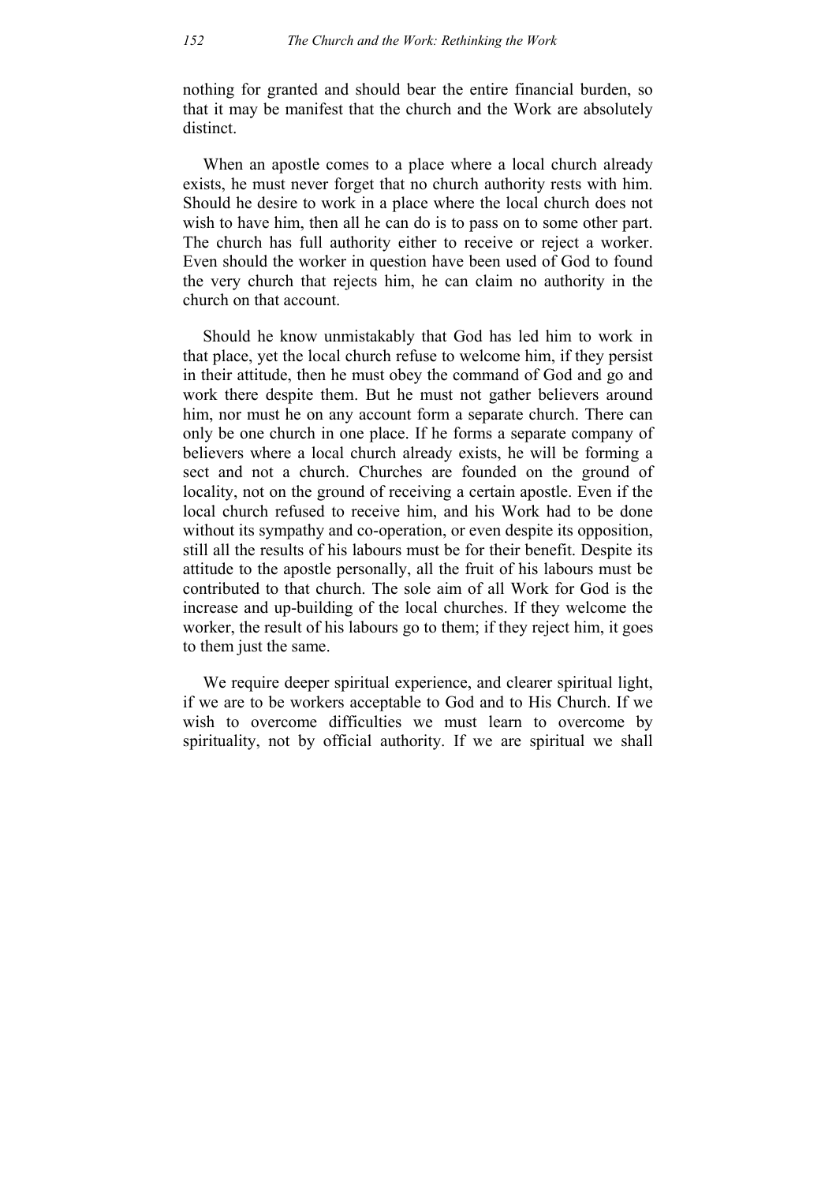nothing for granted and should bear the entire financial burden, so that it may be manifest that the church and the Work are absolutely distinct.

When an apostle comes to a place where a local church already exists, he must never forget that no church authority rests with him. Should he desire to work in a place where the local church does not wish to have him, then all he can do is to pass on to some other part. The church has full authority either to receive or reject a worker. Even should the worker in question have been used of God to found the very church that rejects him, he can claim no authority in the church on that account.

Should he know unmistakably that God has led him to work in that place, yet the local church refuse to welcome him, if they persist in their attitude, then he must obey the command of God and go and work there despite them. But he must not gather believers around him, nor must he on any account form a separate church. There can only be one church in one place. If he forms a separate company of believers where a local church already exists, he will be forming a sect and not a church. Churches are founded on the ground of locality, not on the ground of receiving a certain apostle. Even if the local church refused to receive him, and his Work had to be done without its sympathy and co-operation, or even despite its opposition, still all the results of his labours must be for their benefit. Despite its attitude to the apostle personally, all the fruit of his labours must be contributed to that church. The sole aim of all Work for God is the increase and up-building of the local churches. If they welcome the worker, the result of his labours go to them; if they reject him, it goes to them just the same.

We require deeper spiritual experience, and clearer spiritual light, if we are to be workers acceptable to God and to His Church. If we wish to overcome difficulties we must learn to overcome by spirituality, not by official authority. If we are spiritual we shall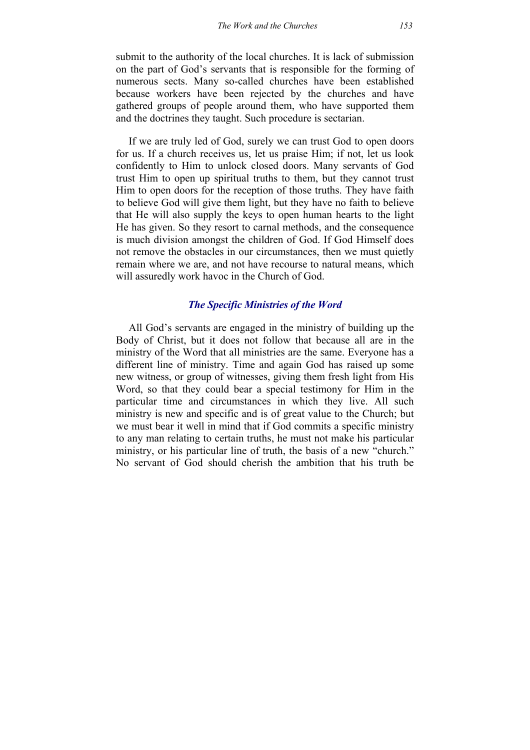submit to the authority of the local churches. It is lack of submission on the part of God's servants that is responsible for the forming of numerous sects. Many so-called churches have been established because workers have been rejected by the churches and have gathered groups of people around them, who have supported them and the doctrines they taught. Such procedure is sectarian.

If we are truly led of God, surely we can trust God to open doors for us. If a church receives us, let us praise Him; if not, let us look confidently to Him to unlock closed doors. Many servants of God trust Him to open up spiritual truths to them, but they cannot trust Him to open doors for the reception of those truths. They have faith to believe God will give them light, but they have no faith to believe that He will also supply the keys to open human hearts to the light He has given. So they resort to carnal methods, and the consequence is much division amongst the children of God. If God Himself does not remove the obstacles in our circumstances, then we must quietly remain where we are, and not have recourse to natural means, which will assuredly work havoc in the Church of God.

### *The Specific Ministries of the Word*

All God's servants are engaged in the ministry of building up the Body of Christ, but it does not follow that because all are in the ministry of the Word that all ministries are the same. Everyone has a different line of ministry. Time and again God has raised up some new witness, or group of witnesses, giving them fresh light from His Word, so that they could bear a special testimony for Him in the particular time and circumstances in which they live. All such ministry is new and specific and is of great value to the Church; but we must bear it well in mind that if God commits a specific ministry to any man relating to certain truths, he must not make his particular ministry, or his particular line of truth, the basis of a new "church." No servant of God should cherish the ambition that his truth be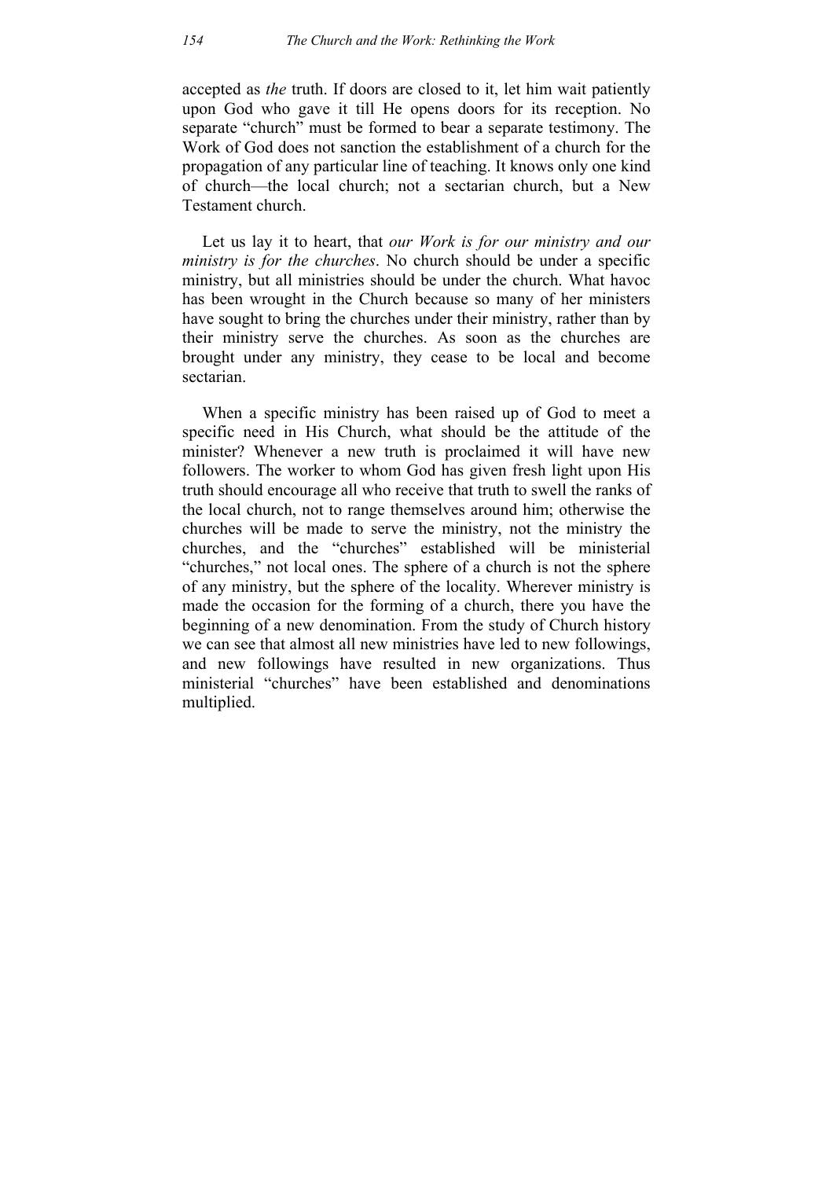accepted as *the* truth. If doors are closed to it, let him wait patiently upon God who gave it till He opens doors for its reception. No separate "church" must be formed to bear a separate testimony. The Work of God does not sanction the establishment of a church for the propagation of any particular line of teaching. It knows only one kind of church—the local church; not a sectarian church, but a New Testament church.

Let us lay it to heart, that *our Work is for our ministry and our ministry is for the churches*. No church should be under a specific ministry, but all ministries should be under the church. What havoc has been wrought in the Church because so many of her ministers have sought to bring the churches under their ministry, rather than by their ministry serve the churches. As soon as the churches are brought under any ministry, they cease to be local and become sectarian.

When a specific ministry has been raised up of God to meet a specific need in His Church, what should be the attitude of the minister? Whenever a new truth is proclaimed it will have new followers. The worker to whom God has given fresh light upon His truth should encourage all who receive that truth to swell the ranks of the local church, not to range themselves around him; otherwise the churches will be made to serve the ministry, not the ministry the churches, and the "churches" established will be ministerial "churches," not local ones. The sphere of a church is not the sphere of any ministry, but the sphere of the locality. Wherever ministry is made the occasion for the forming of a church, there you have the beginning of a new denomination. From the study of Church history we can see that almost all new ministries have led to new followings, and new followings have resulted in new organizations. Thus ministerial "churches" have been established and denominations multiplied.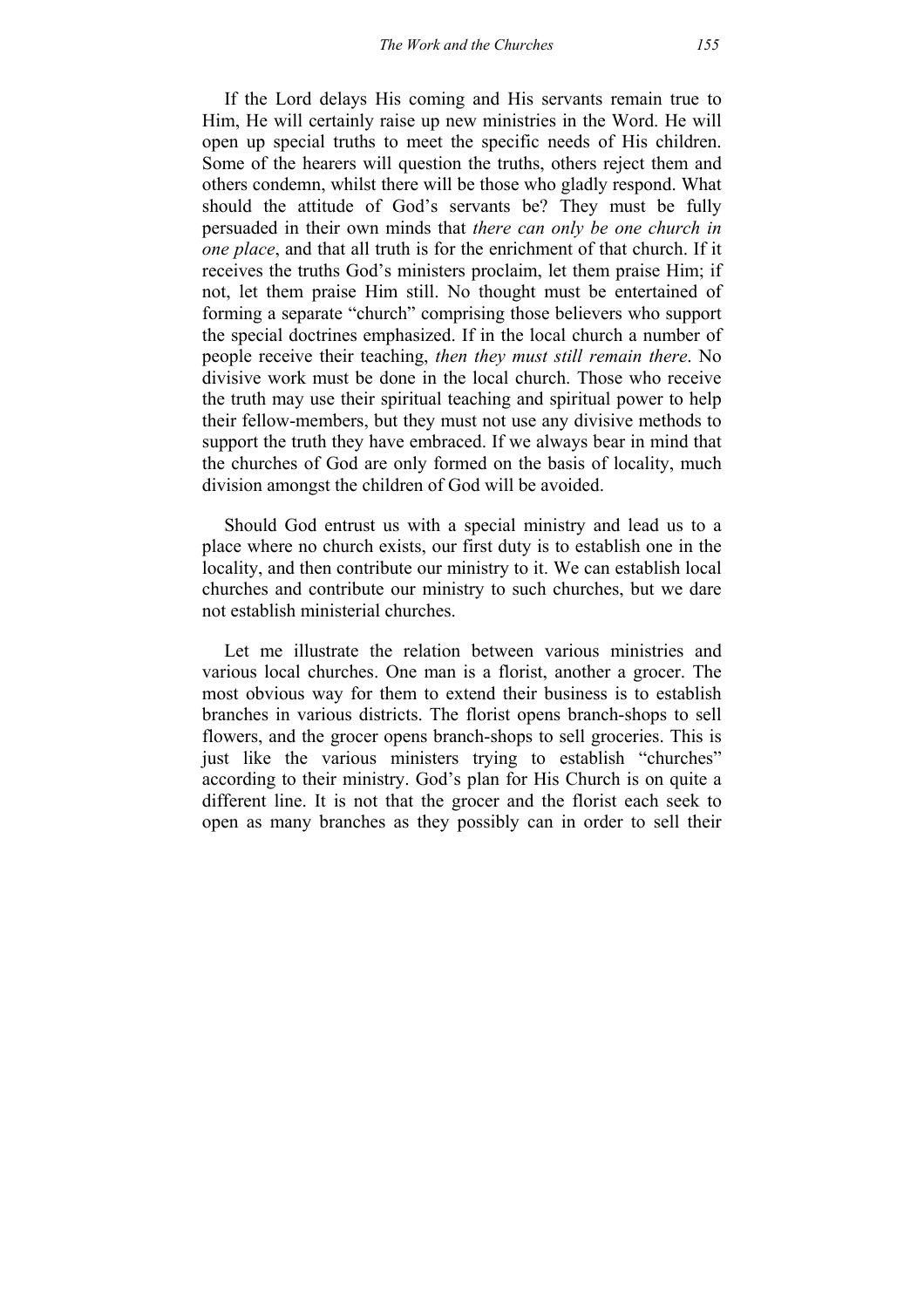If the Lord delays His coming and His servants remain true to Him, He will certainly raise up new ministries in the Word. He will open up special truths to meet the specific needs of His children. Some of the hearers will question the truths, others reject them and others condemn, whilst there will be those who gladly respond. What should the attitude of God's servants be? They must be fully persuaded in their own minds that *there can only be one church in one place*, and that all truth is for the enrichment of that church. If it receives the truths God's ministers proclaim, let them praise Him; if not, let them praise Him still. No thought must be entertained of forming a separate "church" comprising those believers who support the special doctrines emphasized. If in the local church a number of people receive their teaching, *then they must still remain there*. No divisive work must be done in the local church. Those who receive the truth may use their spiritual teaching and spiritual power to help their fellow-members, but they must not use any divisive methods to support the truth they have embraced. If we always bear in mind that the churches of God are only formed on the basis of locality, much division amongst the children of God will be avoided.

Should God entrust us with a special ministry and lead us to a place where no church exists, our first duty is to establish one in the locality, and then contribute our ministry to it. We can establish local churches and contribute our ministry to such churches, but we dare not establish ministerial churches.

Let me illustrate the relation between various ministries and various local churches. One man is a florist, another a grocer. The most obvious way for them to extend their business is to establish branches in various districts. The florist opens branch-shops to sell flowers, and the grocer opens branch-shops to sell groceries. This is just like the various ministers trying to establish "churches" according to their ministry. God's plan for His Church is on quite a different line. It is not that the grocer and the florist each seek to open as many branches as they possibly can in order to sell their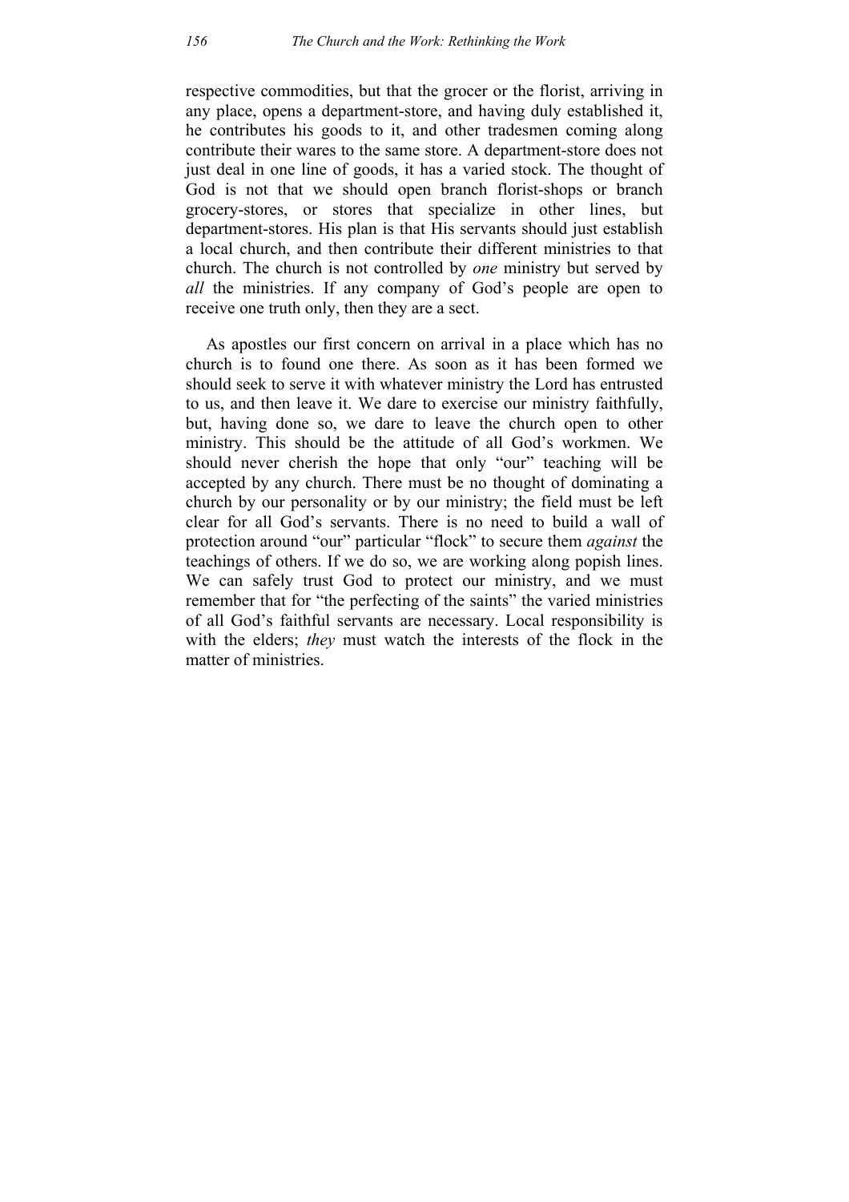respective commodities, but that the grocer or the florist, arriving in any place, opens a department-store, and having duly established it, he contributes his goods to it, and other tradesmen coming along contribute their wares to the same store. A department-store does not just deal in one line of goods, it has a varied stock. The thought of God is not that we should open branch florist-shops or branch grocery-stores, or stores that specialize in other lines, but department-stores. His plan is that His servants should just establish a local church, and then contribute their different ministries to that church. The church is not controlled by *one* ministry but served by *all* the ministries. If any company of God's people are open to receive one truth only, then they are a sect.

As apostles our first concern on arrival in a place which has no church is to found one there. As soon as it has been formed we should seek to serve it with whatever ministry the Lord has entrusted to us, and then leave it. We dare to exercise our ministry faithfully, but, having done so, we dare to leave the church open to other ministry. This should be the attitude of all God's workmen. We should never cherish the hope that only "our" teaching will be accepted by any church. There must be no thought of dominating a church by our personality or by our ministry; the field must be left clear for all God's servants. There is no need to build a wall of protection around "our" particular "flock" to secure them *against* the teachings of others. If we do so, we are working along popish lines. We can safely trust God to protect our ministry, and we must remember that for "the perfecting of the saints" the varied ministries of all God's faithful servants are necessary. Local responsibility is with the elders; *they* must watch the interests of the flock in the matter of ministries.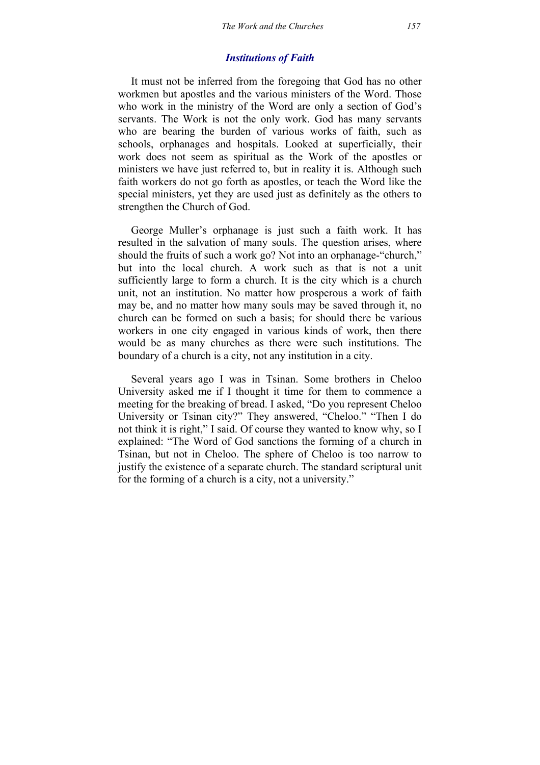### *Institutions of Faith*

It must not be inferred from the foregoing that God has no other workmen but apostles and the various ministers of the Word. Those who work in the ministry of the Word are only a section of God's servants. The Work is not the only work. God has many servants who are bearing the burden of various works of faith, such as schools, orphanages and hospitals. Looked at superficially, their work does not seem as spiritual as the Work of the apostles or ministers we have just referred to, but in reality it is. Although such faith workers do not go forth as apostles, or teach the Word like the special ministers, yet they are used just as definitely as the others to strengthen the Church of God.

George Muller's orphanage is just such a faith work. It has resulted in the salvation of many souls. The question arises, where should the fruits of such a work go? Not into an orphanage-"church," but into the local church. A work such as that is not a unit sufficiently large to form a church. It is the city which is a church unit, not an institution. No matter how prosperous a work of faith may be, and no matter how many souls may be saved through it, no church can be formed on such a basis; for should there be various workers in one city engaged in various kinds of work, then there would be as many churches as there were such institutions. The boundary of a church is a city, not any institution in a city.

Several years ago I was in Tsinan. Some brothers in Cheloo University asked me if I thought it time for them to commence a meeting for the breaking of bread. I asked, "Do you represent Cheloo University or Tsinan city?" They answered, "Cheloo." "Then I do not think it is right," I said. Of course they wanted to know why, so I explained: "The Word of God sanctions the forming of a church in Tsinan, but not in Cheloo. The sphere of Cheloo is too narrow to justify the existence of a separate church. The standard scriptural unit for the forming of a church is a city, not a university."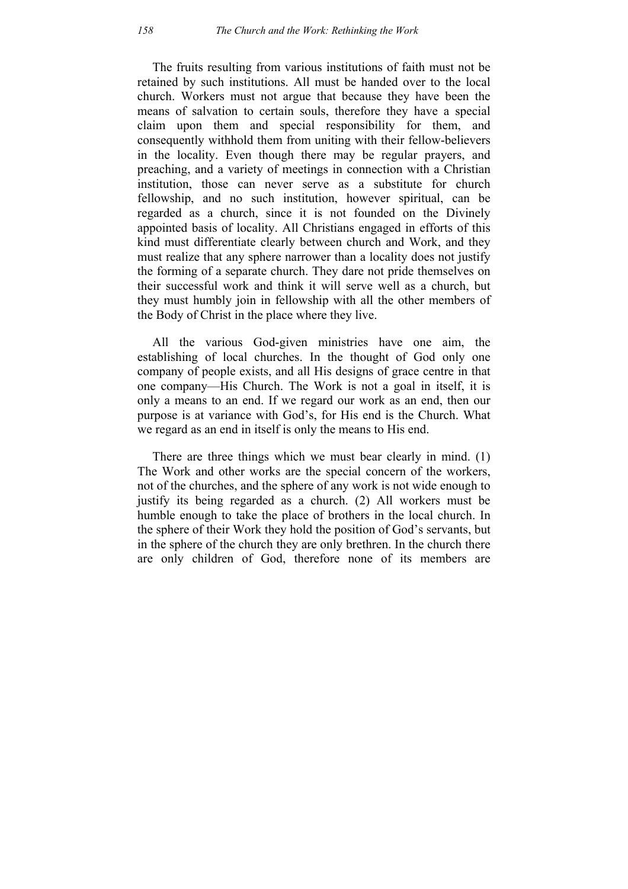The fruits resulting from various institutions of faith must not be retained by such institutions. All must be handed over to the local church. Workers must not argue that because they have been the means of salvation to certain souls, therefore they have a special claim upon them and special responsibility for them, and consequently withhold them from uniting with their fellow-believers in the locality. Even though there may be regular prayers, and preaching, and a variety of meetings in connection with a Christian institution, those can never serve as a substitute for church fellowship, and no such institution, however spiritual, can be regarded as a church, since it is not founded on the Divinely appointed basis of locality. All Christians engaged in efforts of this kind must differentiate clearly between church and Work, and they must realize that any sphere narrower than a locality does not justify the forming of a separate church. They dare not pride themselves on their successful work and think it will serve well as a church, but they must humbly join in fellowship with all the other members of the Body of Christ in the place where they live.

All the various God-given ministries have one aim, the establishing of local churches. In the thought of God only one company of people exists, and all His designs of grace centre in that one company—His Church. The Work is not a goal in itself, it is only a means to an end. If we regard our work as an end, then our purpose is at variance with God's, for His end is the Church. What we regard as an end in itself is only the means to His end.

There are three things which we must bear clearly in mind. (1) The Work and other works are the special concern of the workers, not of the churches, and the sphere of any work is not wide enough to justify its being regarded as a church. (2) All workers must be humble enough to take the place of brothers in the local church. In the sphere of their Work they hold the position of God's servants, but in the sphere of the church they are only brethren. In the church there are only children of God, therefore none of its members are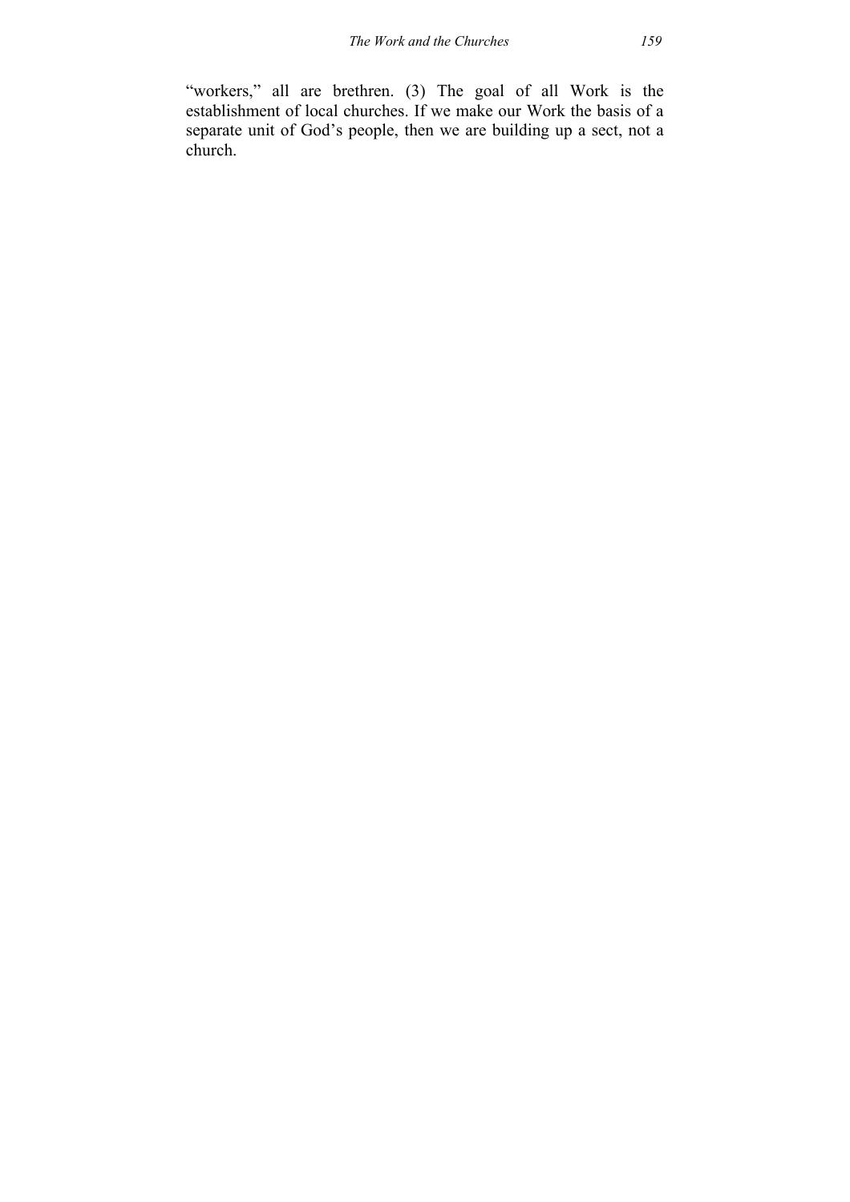"workers," all are brethren. (3) The goal of all Work is the establishment of local churches. If we make our Work the basis of a separate unit of God's people, then we are building up a sect, not a church.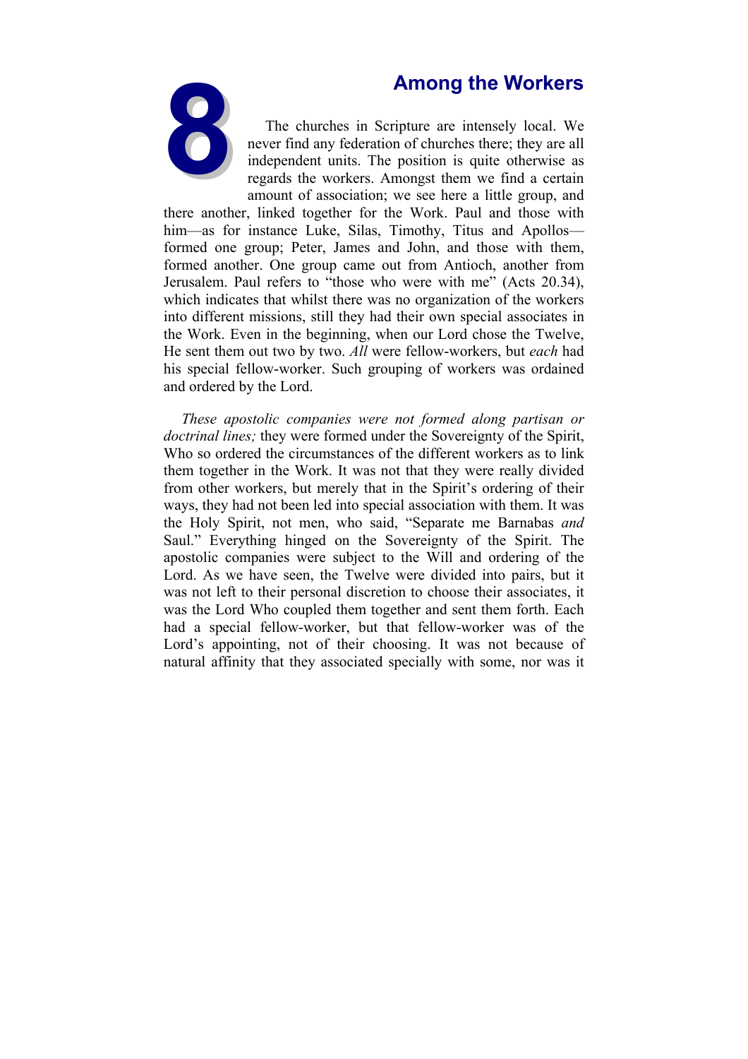# 8 Among the Workers

The churches in Scripture are intensely local. We never find any federation of churches there; they are all independent units. The position is quite otherwise as regards the workers. Amongst them we find a certain amount of association; we see here a little group, and there another, linked together for the Work. Paul and those with him—as for instance Luke, Silas, Timothy, Titus and Apollos—formed one group; Peter, James and John, and those with them, formed another. One group came out from Antioch, another from Jerusalem. Paul refers to "those who were with me" (Acts 20.34), which indicates that whilst there was no organization of the workers into different missions, still they had their own special associates in the Work. Even in the beginning, when our Lord chose the Twelve, He sent them out two by two. *All* were fellow-workers, but *each* had his special fellow-worker. Such grouping of workers was ordained and ordered by the Lord.

*These apostolic companies were not formed along partisan or doctrinal lines;* they were formed under the Sovereignty of the Spirit, Who so ordered the circumstances of the different workers as to link them together in the Work. It was not that they were really divided from other workers, but merely that in the Spirit's ordering of their ways, they had not been led into special association with them. It was the Holy Spirit, not men, who said, "Separate me Barnabas *and* Saul." Everything hinged on the Sovereignty of the Spirit. The apostolic companies were subject to the Will and ordering of the Lord. As we have seen, the Twelve were divided into pairs, but it was not left to their personal discretion to choose their associates, it was the Lord Who coupled them together and sent them forth. Each had a special fellow-worker, but that fellow-worker was of the Lord's appointing, not of their choosing. It was not because of natural affinity that they associated specially with some, nor was it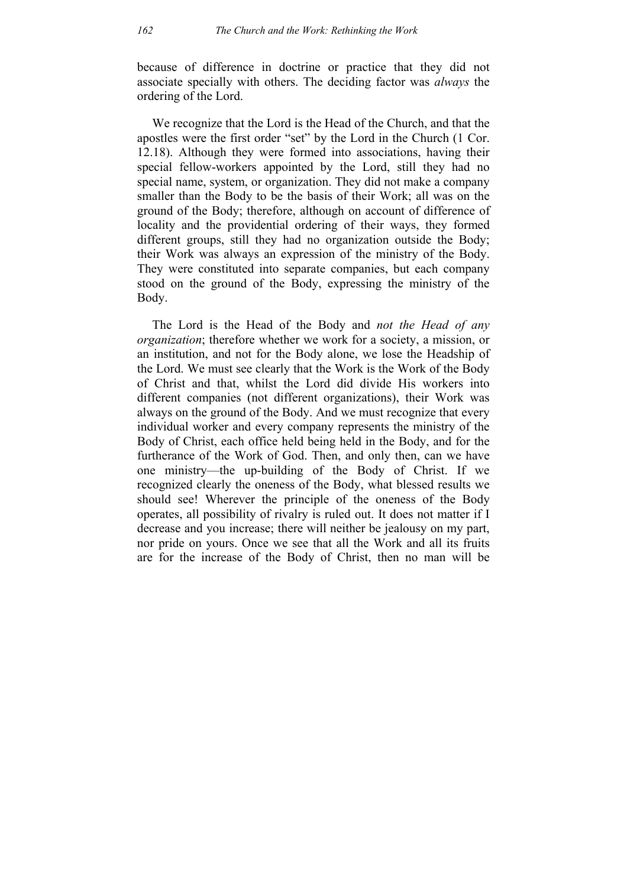because of difference in doctrine or practice that they did not associate specially with others. The deciding factor was *always* the ordering of the Lord.

We recognize that the Lord is the Head of the Church, and that the apostles were the first order "set" by the Lord in the Church (1 Cor. 12.18). Although they were formed into associations, having their special fellow-workers appointed by the Lord, still they had no special name, system, or organization. They did not make a company smaller than the Body to be the basis of their Work; all was on the ground of the Body; therefore, although on account of difference of locality and the providential ordering of their ways, they formed different groups, still they had no organization outside the Body; their Work was always an expression of the ministry of the Body. They were constituted into separate companies, but each company stood on the ground of the Body, expressing the ministry of the Body.

The Lord is the Head of the Body and *not the Head of any organization*; therefore whether we work for a society, a mission, or an institution, and not for the Body alone, we lose the Headship of the Lord. We must see clearly that the Work is the Work of the Body of Christ and that, whilst the Lord did divide His workers into different companies (not different organizations), their Work was always on the ground of the Body. And we must recognize that every individual worker and every company represents the ministry of the Body of Christ, each office held being held in the Body, and for the furtherance of the Work of God. Then, and only then, can we have one ministry—the up-building of the Body of Christ. If we recognized clearly the oneness of the Body, what blessed results we should see! Wherever the principle of the oneness of the Body operates, all possibility of rivalry is ruled out. It does not matter if I decrease and you increase; there will neither be jealousy on my part, nor pride on yours. Once we see that all the Work and all its fruits are for the increase of the Body of Christ, then no man will be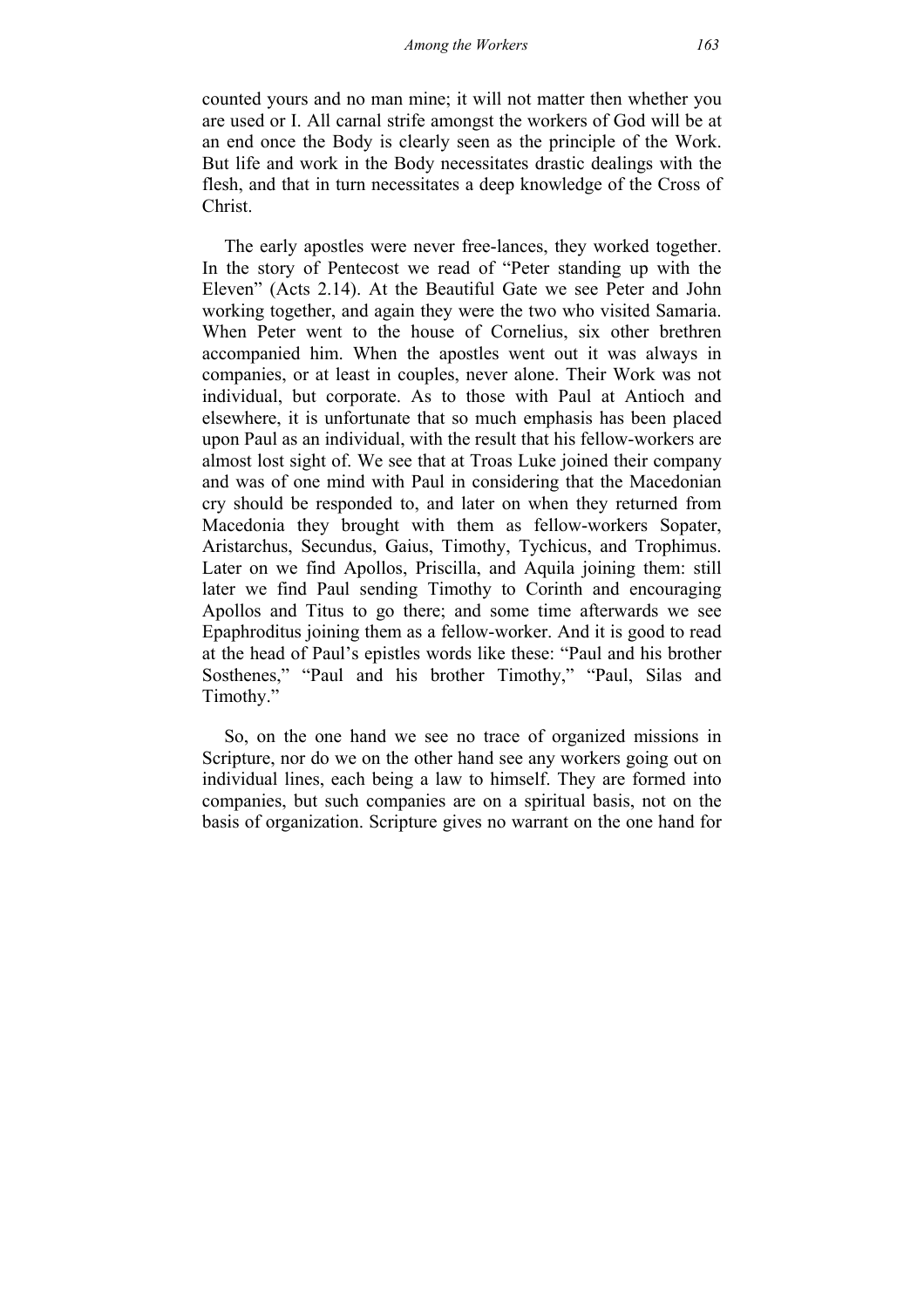counted yours and no man mine; it will not matter then whether you are used or I. All carnal strife amongst the workers of God will be at an end once the Body is clearly seen as the principle of the Work. But life and work in the Body necessitates drastic dealings with the flesh, and that in turn necessitates a deep knowledge of the Cross of Christ.

The early apostles were never free-lances, they worked together. In the story of Pentecost we read of "Peter standing up with the Eleven" (Acts 2.14). At the Beautiful Gate we see Peter and John working together, and again they were the two who visited Samaria. When Peter went to the house of Cornelius, six other brethren accompanied him. When the apostles went out it was always in companies, or at least in couples, never alone. Their Work was not individual, but corporate. As to those with Paul at Antioch and elsewhere, it is unfortunate that so much emphasis has been placed upon Paul as an individual, with the result that his fellow-workers are almost lost sight of. We see that at Troas Luke joined their company and was of one mind with Paul in considering that the Macedonian cry should be responded to, and later on when they returned from Macedonia they brought with them as fellow-workers Sopater, Aristarchus, Secundus, Gaius, Timothy, Tychicus, and Trophimus. Later on we find Apollos, Priscilla, and Aquila joining them: still later we find Paul sending Timothy to Corinth and encouraging Apollos and Titus to go there; and some time afterwards we see Epaphroditus joining them as a fellow-worker. And it is good to read at the head of Paul's epistles words like these: "Paul and his brother Sosthenes," "Paul and his brother Timothy," "Paul, Silas and Timothy."

So, on the one hand we see no trace of organized missions in Scripture, nor do we on the other hand see any workers going out on individual lines, each being a law to himself. They are formed into companies, but such companies are on a spiritual basis, not on the basis of organization. Scripture gives no warrant on the one hand for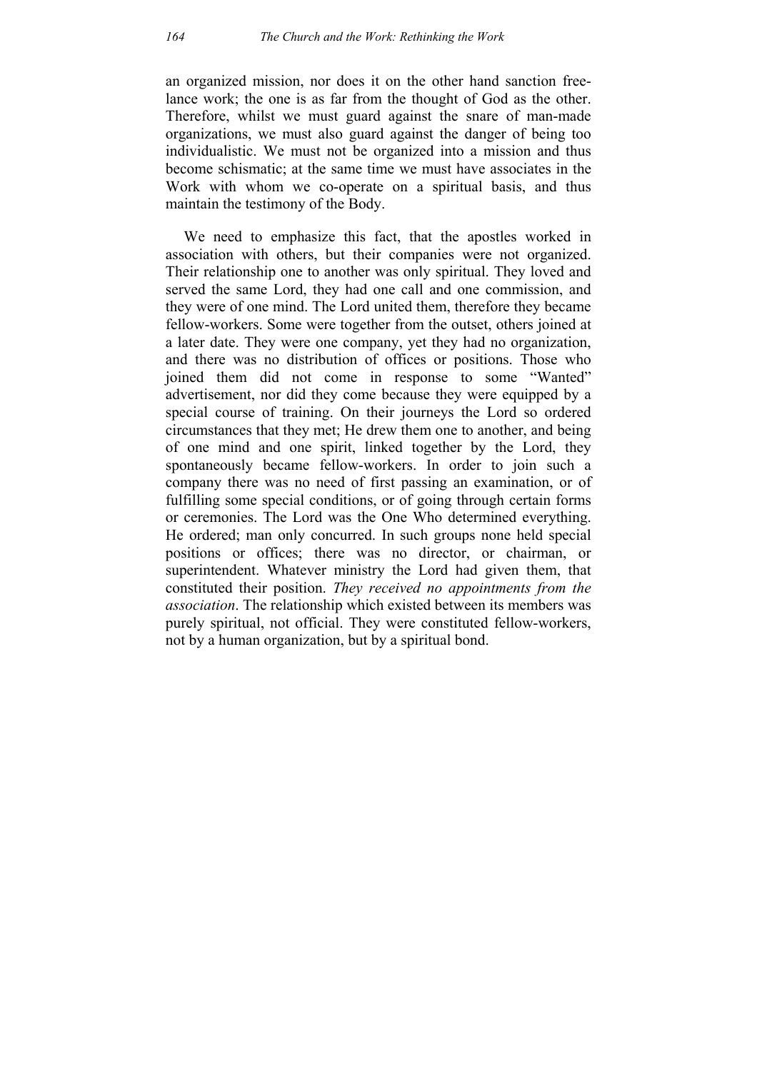an organized mission, nor does it on the other hand sanction free-lance work; the one is as far from the thought of God as the other. Therefore, whilst we must guard against the snare of man-made organizations, we must also guard against the danger of being too individualistic. We must not be organized into a mission and thus become schismatic; at the same time we must have associates in the Work with whom we co-operate on a spiritual basis, and thus maintain the testimony of the Body.

We need to emphasize this fact, that the apostles worked in association with others, but their companies were not organized. Their relationship one to another was only spiritual. They loved and served the same Lord, they had one call and one commission, and they were of one mind. The Lord united them, therefore they became fellow-workers. Some were together from the outset, others joined at a later date. They were one company, yet they had no organization, and there was no distribution of offices or positions. Those who joined them did not come in response to some "Wanted" advertisement, nor did they come because they were equipped by a special course of training. On their journeys the Lord so ordered circumstances that they met; He drew them one to another, and being of one mind and one spirit, linked together by the Lord, they spontaneously became fellow-workers. In order to join such a company there was no need of first passing an examination, or of fulfilling some special conditions, or of going through certain forms or ceremonies. The Lord was the One Who determined everything. He ordered; man only concurred. In such groups none held special positions or offices; there was no director, or chairman, or superintendent. Whatever ministry the Lord had given them, that constituted their position. *They received no appointments from the association*. The relationship which existed between its members was purely spiritual, not official. They were constituted fellow-workers, not by a human organization, but by a spiritual bond.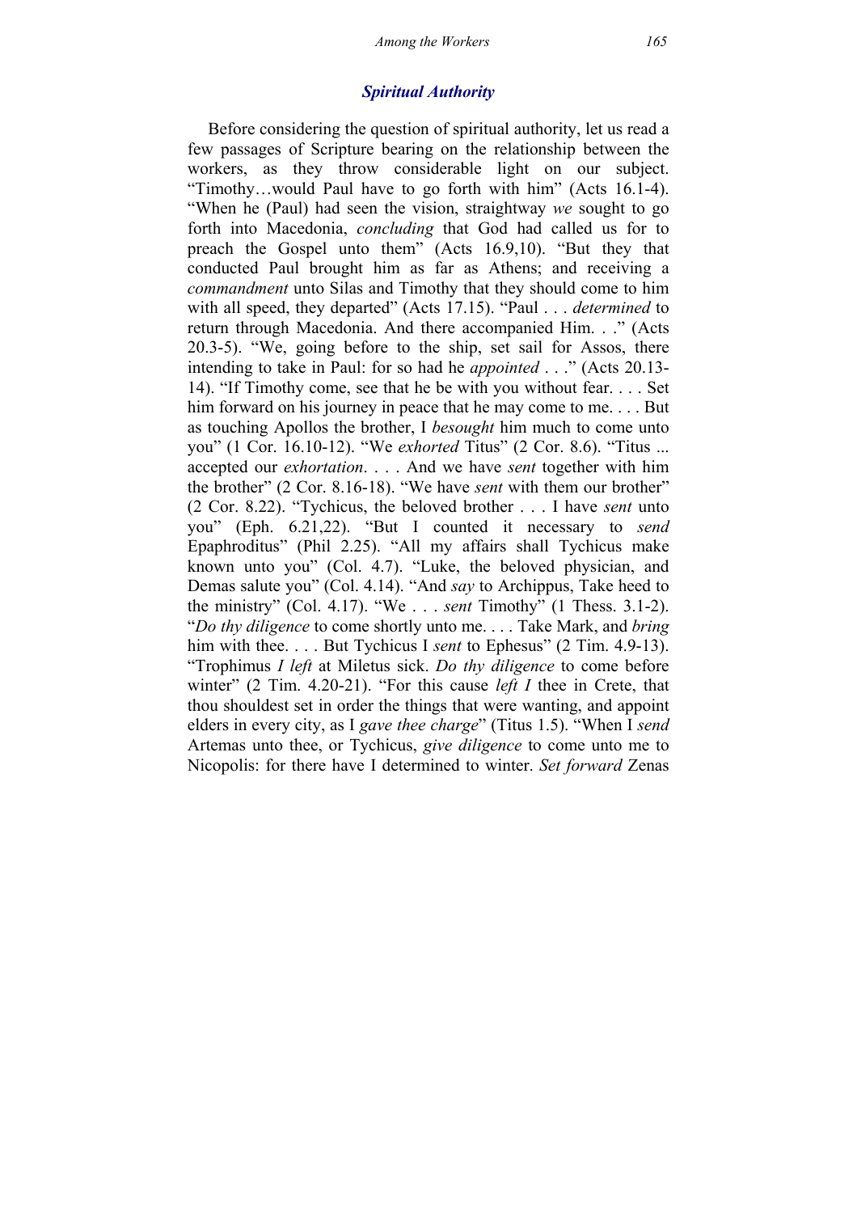### *Spiritual Authority*

Before considering the question of spiritual authority, let us read a few passages of Scripture bearing on the relationship between the workers, as they throw considerable light on our subject. "Timothy…would Paul have to go forth with him" (Acts 16.1-4). "When he (Paul) had seen the vision, straightway *we* sought to go forth into Macedonia, *concluding* that God had called us for to preach the Gospel unto them" (Acts 16.9,10). "But they that conducted Paul brought him as far as Athens; and receiving a *commandment* unto Silas and Timothy that they should come to him with all speed, they departed" (Acts 17.15). "Paul . . . *determined* to return through Macedonia. And there accompanied Him. . ." (Acts 20.3-5). "We, going before to the ship, set sail for Assos, there intending to take in Paul: for so had he *appointed* . . ." (Acts 20.13-14). "If Timothy come, see that he be with you without fear. . . . Set him forward on his journey in peace that he may come to me. . . . But as touching Apollos the brother, I *besought* him much to come unto you" (1 Cor. 16.10-12). "We *exhorted* Titus" (2 Cor. 8.6). "Titus ... accepted our *exhortation*. . . . And we have *sent* together with him the brother" (2 Cor. 8.16-18). "We have *sent* with them our brother" (2 Cor. 8.22). "Tychicus, the beloved brother . . . I have *sent* unto you" (Eph. 6.21,22). "But I counted it necessary to *send* Epaphroditus" (Phil 2.25). "All my affairs shall Tychicus make known unto you" (Col. 4.7). "Luke, the beloved physician, and Demas salute you" (Col. 4.14). "And *say* to Archippus, Take heed to the ministry" (Col. 4.17). "We . . . *sent* Timothy" (1 Thess. 3.1-2). "*Do thy diligence* to come shortly unto me. . . . Take Mark, and *bring* him with thee. . . . But Tychicus I *sent* to Ephesus" (2 Tim. 4.9-13). "Trophimus *I left* at Miletus sick. *Do thy diligence* to come before winter" (2 Tim. 4.20-21). "For this cause *left I* thee in Crete, that thou shouldest set in order the things that were wanting, and appoint elders in every city, as I *gave thee charge*" (Titus 1.5). "When I *send* Artemas unto thee, or Tychicus, *give diligence* to come unto me to Nicopolis: for there have I determined to winter. *Set forward* Zenas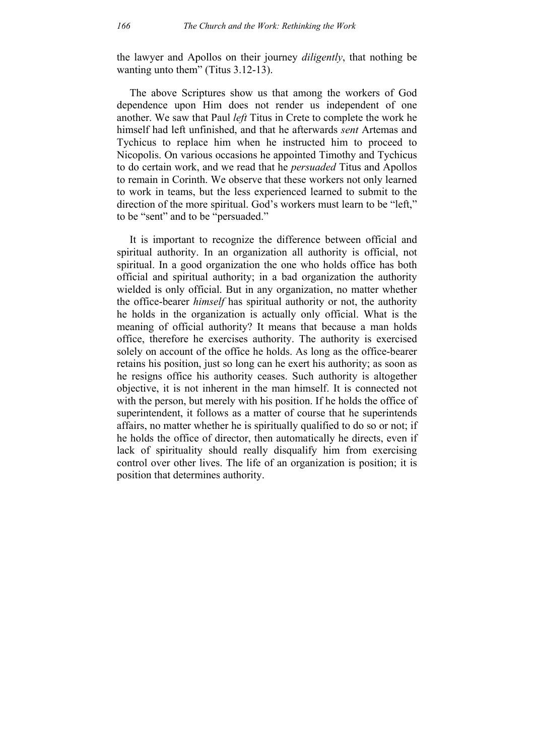the lawyer and Apollos on their journey *diligently*, that nothing be wanting unto them" (Titus 3.12-13).

The above Scriptures show us that among the workers of God dependence upon Him does not render us independent of one another. We saw that Paul *left* Titus in Crete to complete the work he himself had left unfinished, and that he afterwards *sent* Artemas and Tychicus to replace him when he instructed him to proceed to Nicopolis. On various occasions he appointed Timothy and Tychicus to do certain work, and we read that he *persuaded* Titus and Apollos to remain in Corinth. We observe that these workers not only learned to work in teams, but the less experienced learned to submit to the direction of the more spiritual. God's workers must learn to be "left," to be "sent" and to be "persuaded."

It is important to recognize the difference between official and spiritual authority. In an organization all authority is official, not spiritual. In a good organization the one who holds office has both official and spiritual authority; in a bad organization the authority wielded is only official. But in any organization, no matter whether the office-bearer *himself* has spiritual authority or not, the authority he holds in the organization is actually only official. What is the meaning of official authority? It means that because a man holds office, therefore he exercises authority. The authority is exercised solely on account of the office he holds. As long as the office-bearer retains his position, just so long can he exert his authority; as soon as he resigns office his authority ceases. Such authority is altogether objective, it is not inherent in the man himself. It is connected not with the person, but merely with his position. If he holds the office of superintendent, it follows as a matter of course that he superintends affairs, no matter whether he is spiritually qualified to do so or not; if he holds the office of director, then automatically he directs, even if lack of spirituality should really disqualify him from exercising control over other lives. The life of an organization is position; it is position that determines authority.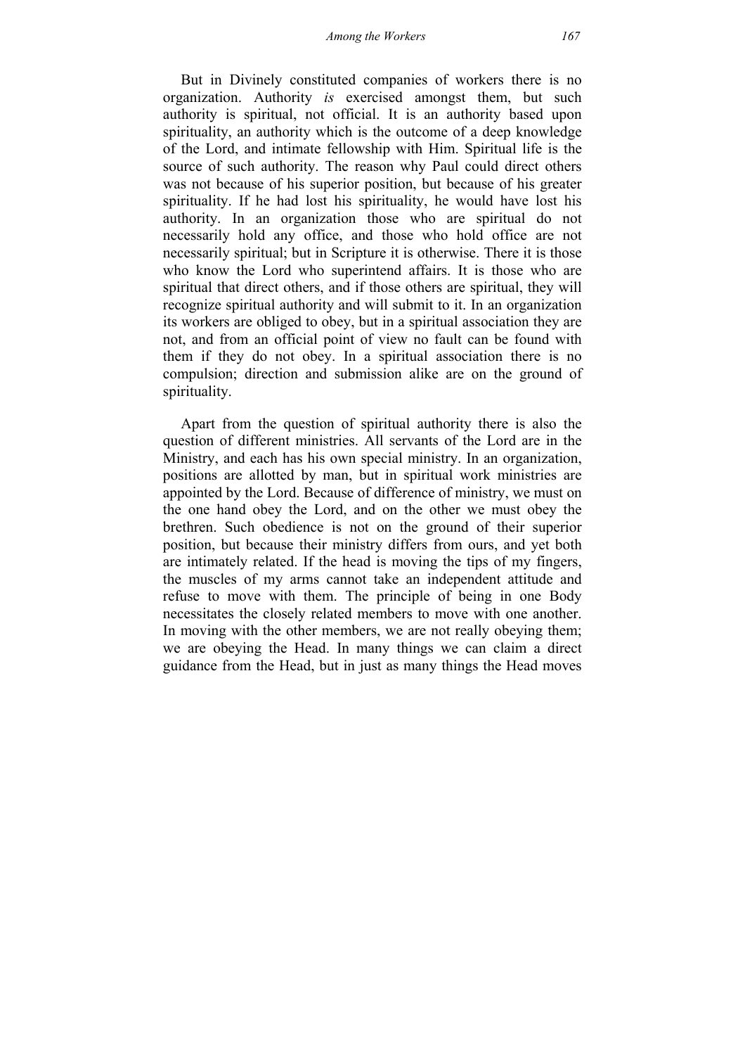But in Divinely constituted companies of workers there is no organization. Authority *is* exercised amongst them, but such authority is spiritual, not official. It is an authority based upon spirituality, an authority which is the outcome of a deep knowledge of the Lord, and intimate fellowship with Him. Spiritual life is the source of such authority. The reason why Paul could direct others was not because of his superior position, but because of his greater spirituality. If he had lost his spirituality, he would have lost his authority. In an organization those who are spiritual do not necessarily hold any office, and those who hold office are not necessarily spiritual; but in Scripture it is otherwise. There it is those who know the Lord who superintend affairs. It is those who are spiritual that direct others, and if those others are spiritual, they will recognize spiritual authority and will submit to it. In an organization its workers are obliged to obey, but in a spiritual association they are not, and from an official point of view no fault can be found with them if they do not obey. In a spiritual association there is no compulsion; direction and submission alike are on the ground of spirituality.

Apart from the question of spiritual authority there is also the question of different ministries. All servants of the Lord are in the Ministry, and each has his own special ministry. In an organization, positions are allotted by man, but in spiritual work ministries are appointed by the Lord. Because of difference of ministry, we must on the one hand obey the Lord, and on the other we must obey the brethren. Such obedience is not on the ground of their superior position, but because their ministry differs from ours, and yet both are intimately related. If the head is moving the tips of my fingers, the muscles of my arms cannot take an independent attitude and refuse to move with them. The principle of being in one Body necessitates the closely related members to move with one another. In moving with the other members, we are not really obeying them; we are obeying the Head. In many things we can claim a direct guidance from the Head, but in just as many things the Head moves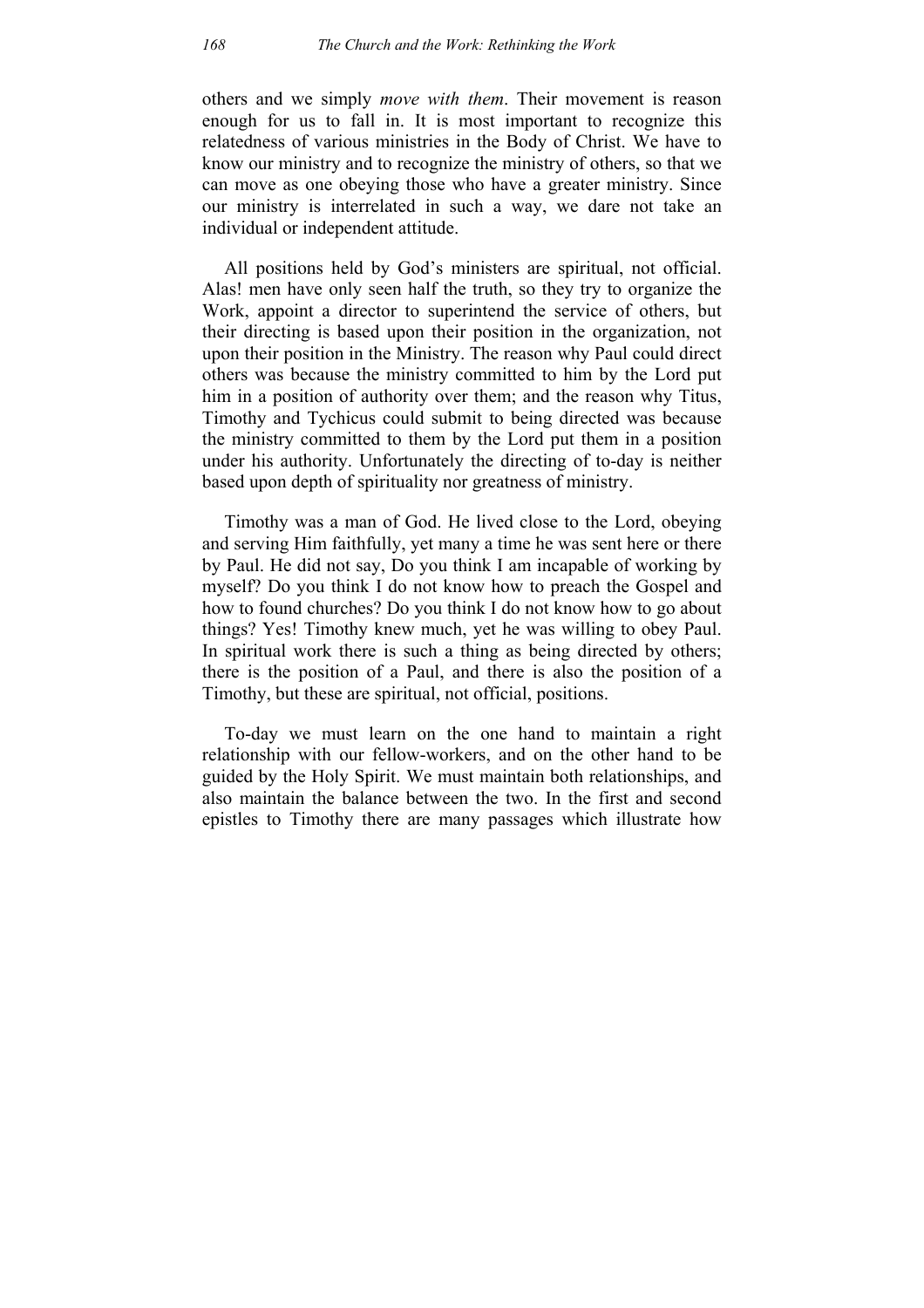others and we simply *move with them*. Their movement is reason enough for us to fall in. It is most important to recognize this relatedness of various ministries in the Body of Christ. We have to know our ministry and to recognize the ministry of others, so that we can move as one obeying those who have a greater ministry. Since our ministry is interrelated in such a way, we dare not take an individual or independent attitude.

All positions held by God's ministers are spiritual, not official. Alas! men have only seen half the truth, so they try to organize the Work, appoint a director to superintend the service of others, but their directing is based upon their position in the organization, not upon their position in the Ministry. The reason why Paul could direct others was because the ministry committed to him by the Lord put him in a position of authority over them; and the reason why Titus, Timothy and Tychicus could submit to being directed was because the ministry committed to them by the Lord put them in a position under his authority. Unfortunately the directing of to-day is neither based upon depth of spirituality nor greatness of ministry.

Timothy was a man of God. He lived close to the Lord, obeying and serving Him faithfully, yet many a time he was sent here or there by Paul. He did not say, Do you think I am incapable of working by myself? Do you think I do not know how to preach the Gospel and how to found churches? Do you think I do not know how to go about things? Yes! Timothy knew much, yet he was willing to obey Paul. In spiritual work there is such a thing as being directed by others; there is the position of a Paul, and there is also the position of a Timothy, but these are spiritual, not official, positions.

To-day we must learn on the one hand to maintain a right relationship with our fellow-workers, and on the other hand to be guided by the Holy Spirit. We must maintain both relationships, and also maintain the balance between the two. In the first and second epistles to Timothy there are many passages which illustrate how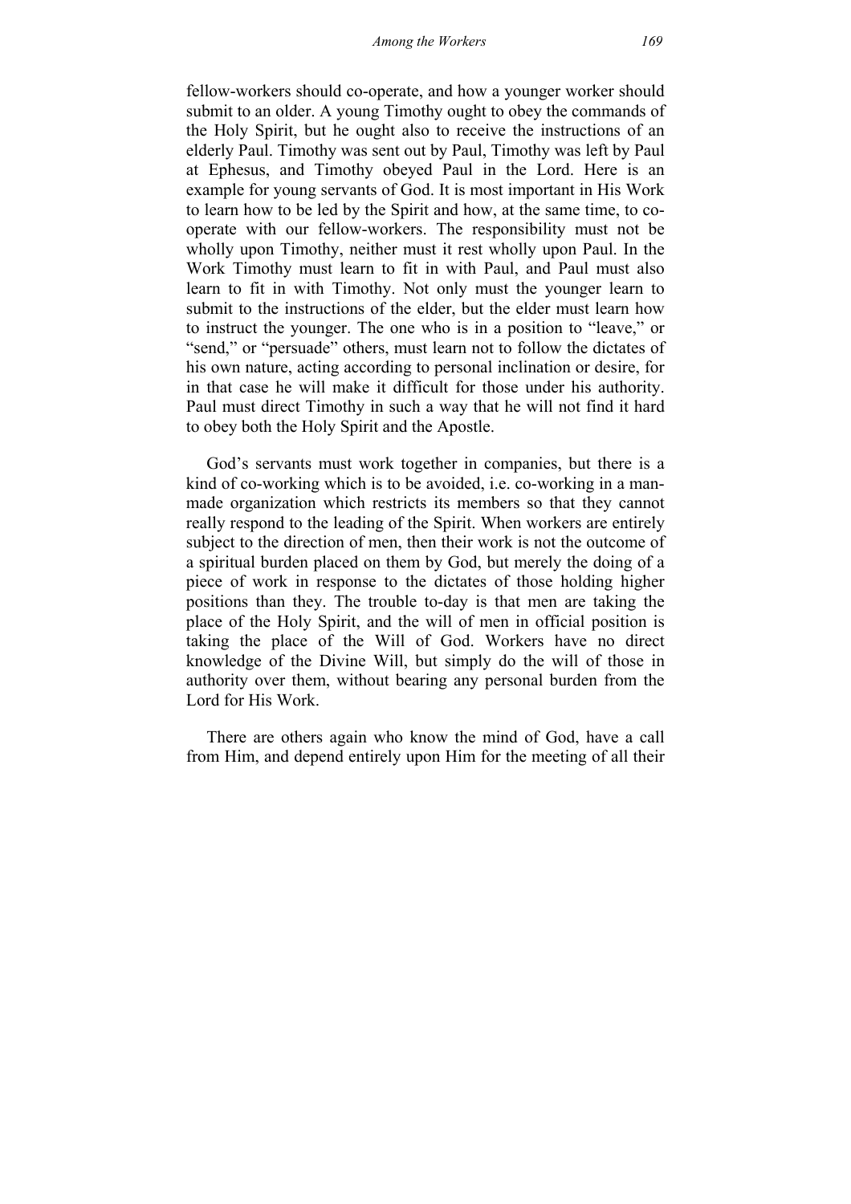fellow-workers should co-operate, and how a younger worker should submit to an older. A young Timothy ought to obey the commands of the Holy Spirit, but he ought also to receive the instructions of an elderly Paul. Timothy was sent out by Paul, Timothy was left by Paul at Ephesus, and Timothy obeyed Paul in the Lord. Here is an example for young servants of God. It is most important in His Work to learn how to be led by the Spirit and how, at the same time, to co-operate with our fellow-workers. The responsibility must not be wholly upon Timothy, neither must it rest wholly upon Paul. In the Work Timothy must learn to fit in with Paul, and Paul must also learn to fit in with Timothy. Not only must the younger learn to submit to the instructions of the elder, but the elder must learn how to instruct the younger. The one who is in a position to "leave," or "send," or "persuade" others, must learn not to follow the dictates of his own nature, acting according to personal inclination or desire, for in that case he will make it difficult for those under his authority. Paul must direct Timothy in such a way that he will not find it hard to obey both the Holy Spirit and the Apostle.

God's servants must work together in companies, but there is a kind of co-working which is to be avoided, i.e. co-working in a man-made organization which restricts its members so that they cannot really respond to the leading of the Spirit. When workers are entirely subject to the direction of men, then their work is not the outcome of a spiritual burden placed on them by God, but merely the doing of a piece of work in response to the dictates of those holding higher positions than they. The trouble to-day is that men are taking the place of the Holy Spirit, and the will of men in official position is taking the place of the Will of God. Workers have no direct knowledge of the Divine Will, but simply do the will of those in authority over them, without bearing any personal burden from the Lord for His Work.

There are others again who know the mind of God, have a call from Him, and depend entirely upon Him for the meeting of all their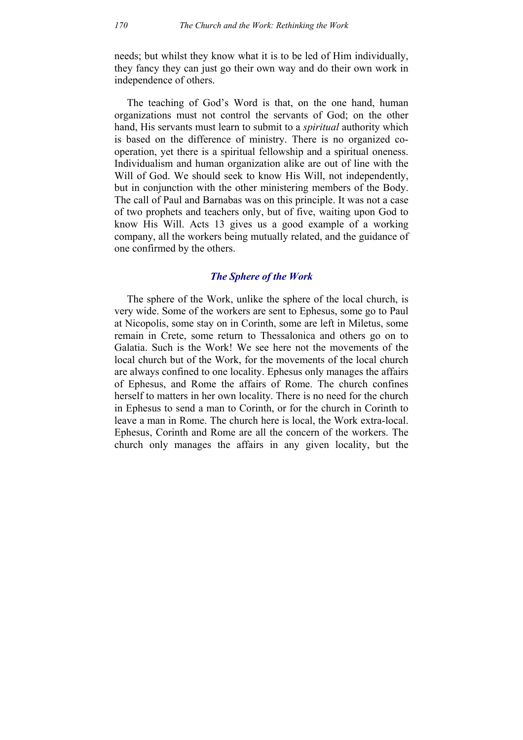needs; but whilst they know what it is to be led of Him individually, they fancy they can just go their own way and do their own work in independence of others.

The teaching of God's Word is that, on the one hand, human organizations must not control the servants of God; on the other hand, His servants must learn to submit to a *spiritual* authority which is based on the difference of ministry. There is no organized co-operation, yet there is a spiritual fellowship and a spiritual oneness. Individualism and human organization alike are out of line with the Will of God. We should seek to know His Will, not independently, but in conjunction with the other ministering members of the Body. The call of Paul and Barnabas was on this principle. It was not a case of two prophets and teachers only, but of five, waiting upon God to know His Will. Acts 13 gives us a good example of a working company, all the workers being mutually related, and the guidance of one confirmed by the others.

### *The Sphere of the Work*

The sphere of the Work, unlike the sphere of the local church, is very wide. Some of the workers are sent to Ephesus, some go to Paul at Nicopolis, some stay on in Corinth, some are left in Miletus, some remain in Crete, some return to Thessalonica and others go on to Galatia. Such is the Work! We see here not the movements of the local church but of the Work, for the movements of the local church are always confined to one locality. Ephesus only manages the affairs of Ephesus, and Rome the affairs of Rome. The church confines herself to matters in her own locality. There is no need for the church in Ephesus to send a man to Corinth, or for the church in Corinth to leave a man in Rome. The church here is local, the Work extra-local. Ephesus, Corinth and Rome are all the concern of the workers. The church only manages the affairs in any given locality, but the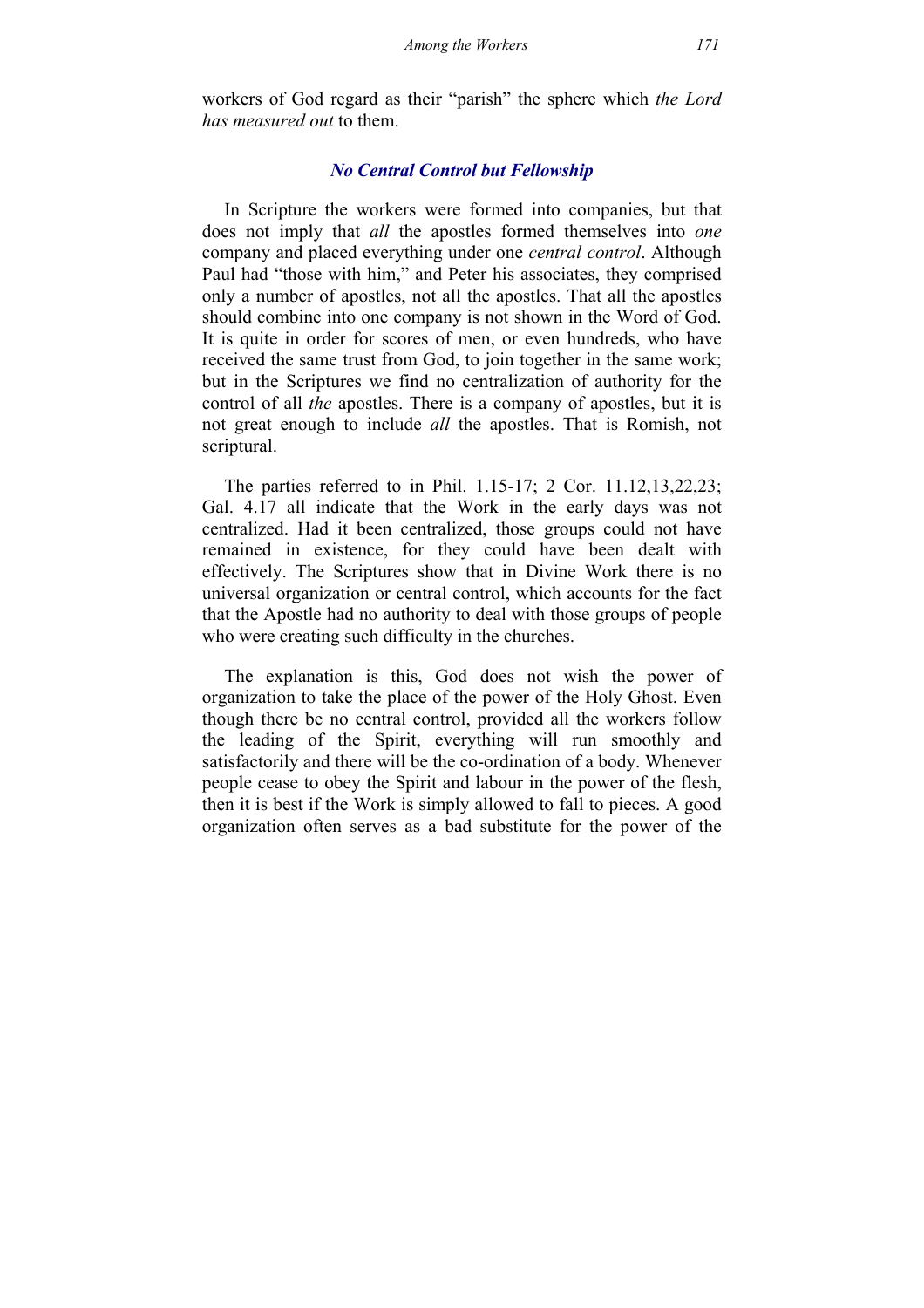workers of God regard as their "parish" the sphere which *the Lord has measured out* to them.

### *No Central Control but Fellowship*

In Scripture the workers were formed into companies, but that does not imply that *all* the apostles formed themselves into *one* company and placed everything under one *central control*. Although Paul had "those with him," and Peter his associates, they comprised only a number of apostles, not all the apostles. That all the apostles should combine into one company is not shown in the Word of God. It is quite in order for scores of men, or even hundreds, who have received the same trust from God, to join together in the same work; but in the Scriptures we find no centralization of authority for the control of all *the* apostles. There is a company of apostles, but it is not great enough to include *all* the apostles. That is Romish, not scriptural.

The parties referred to in Phil. 1.15-17; 2 Cor. 11.12,13,22,23; Gal. 4.17 all indicate that the Work in the early days was not centralized. Had it been centralized, those groups could not have remained in existence, for they could have been dealt with effectively. The Scriptures show that in Divine Work there is no universal organization or central control, which accounts for the fact that the Apostle had no authority to deal with those groups of people who were creating such difficulty in the churches.

The explanation is this, God does not wish the power of organization to take the place of the power of the Holy Ghost. Even though there be no central control, provided all the workers follow the leading of the Spirit, everything will run smoothly and satisfactorily and there will be the co-ordination of a body. Whenever people cease to obey the Spirit and labour in the power of the flesh, then it is best if the Work is simply allowed to fall to pieces. A good organization often serves as a bad substitute for the power of the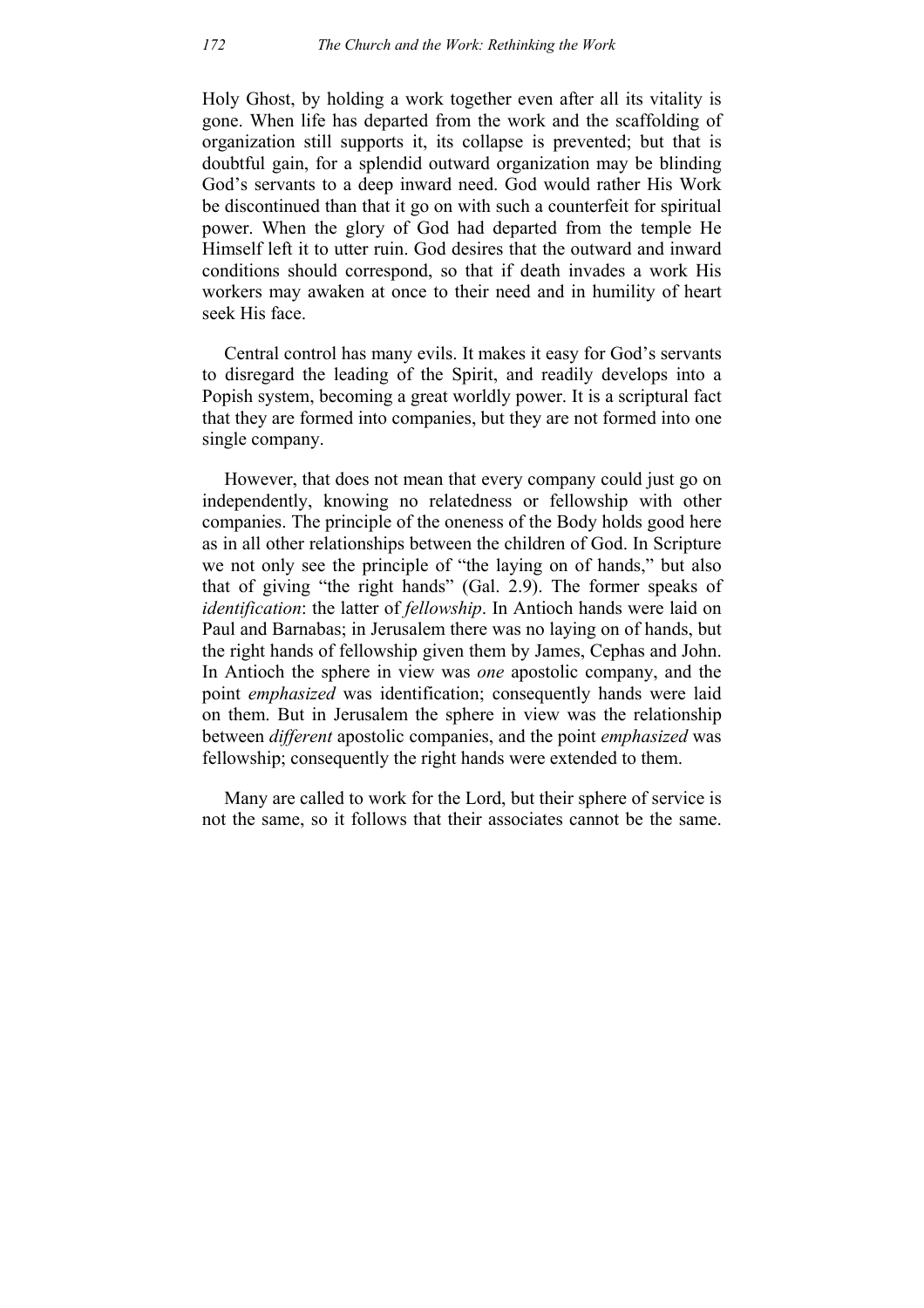Holy Ghost, by holding a work together even after all its vitality is gone. When life has departed from the work and the scaffolding of organization still supports it, its collapse is prevented; but that is doubtful gain, for a splendid outward organization may be blinding God's servants to a deep inward need. God would rather His Work be discontinued than that it go on with such a counterfeit for spiritual power. When the glory of God had departed from the temple He Himself left it to utter ruin. God desires that the outward and inward conditions should correspond, so that if death invades a work His workers may awaken at once to their need and in humility of heart seek His face.

Central control has many evils. It makes it easy for God's servants to disregard the leading of the Spirit, and readily develops into a Popish system, becoming a great worldly power. It is a scriptural fact that they are formed into companies, but they are not formed into one single company.

However, that does not mean that every company could just go on independently, knowing no relatedness or fellowship with other companies. The principle of the oneness of the Body holds good here as in all other relationships between the children of God. In Scripture we not only see the principle of "the laying on of hands," but also that of giving "the right hands" (Gal. 2.9). The former speaks of *identification*: the latter of *fellowship*. In Antioch hands were laid on Paul and Barnabas; in Jerusalem there was no laying on of hands, but the right hands of fellowship given them by James, Cephas and John. In Antioch the sphere in view was *one* apostolic company, and the point *emphasized* was identification; consequently hands were laid on them. But in Jerusalem the sphere in view was the relationship between *different* apostolic companies, and the point *emphasized* was fellowship; consequently the right hands were extended to them.

Many are called to work for the Lord, but their sphere of service is not the same, so it follows that their associates cannot be the same.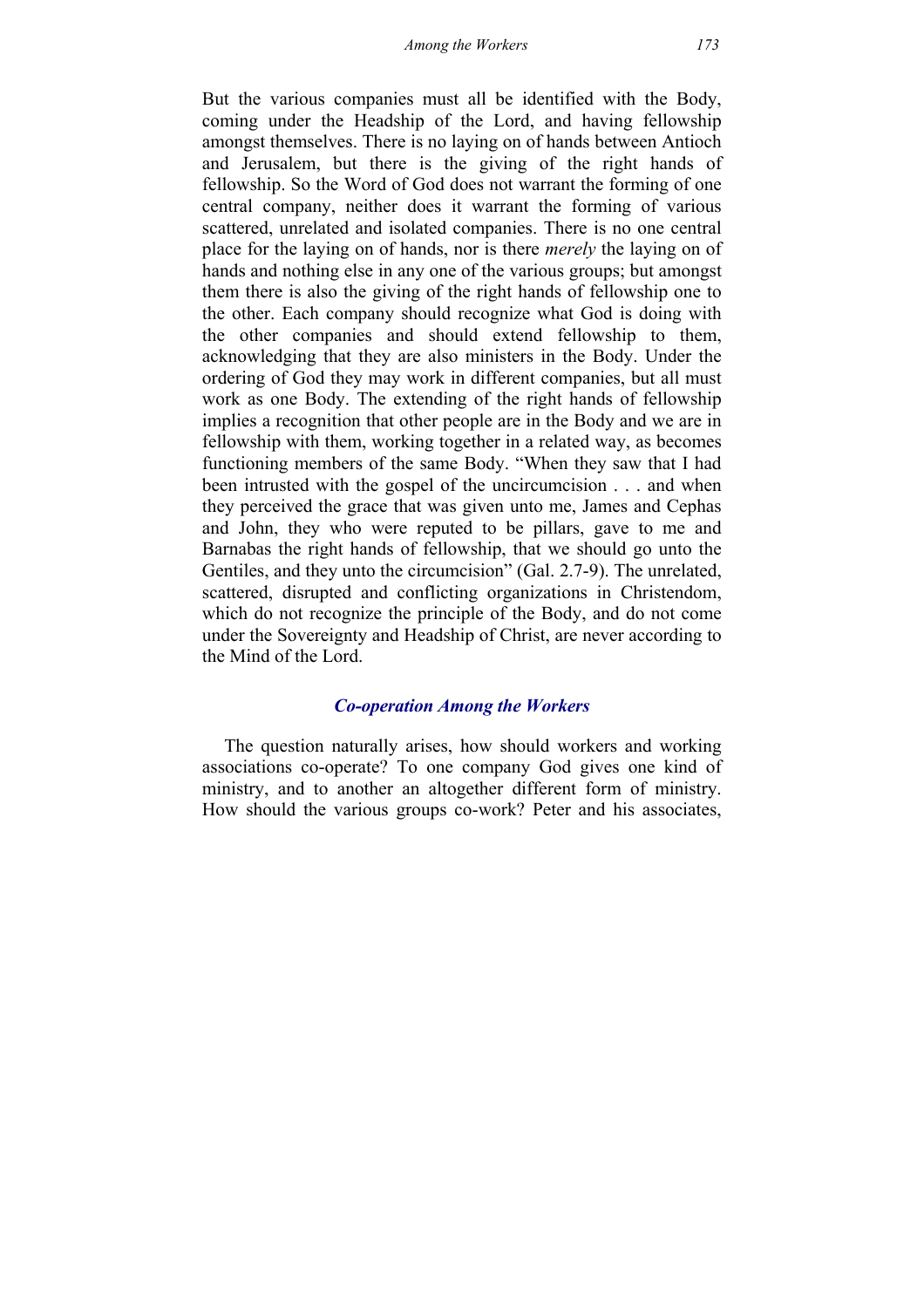But the various companies must all be identified with the Body, coming under the Headship of the Lord, and having fellowship amongst themselves. There is no laying on of hands between Antioch and Jerusalem, but there is the giving of the right hands of fellowship. So the Word of God does not warrant the forming of one central company, neither does it warrant the forming of various scattered, unrelated and isolated companies. There is no one central place for the laying on of hands, nor is there *merely* the laying on of hands and nothing else in any one of the various groups; but amongst them there is also the giving of the right hands of fellowship one to the other. Each company should recognize what God is doing with the other companies and should extend fellowship to them, acknowledging that they are also ministers in the Body. Under the ordering of God they may work in different companies, but all must work as one Body. The extending of the right hands of fellowship implies a recognition that other people are in the Body and we are in fellowship with them, working together in a related way, as becomes functioning members of the same Body. "When they saw that I had been intrusted with the gospel of the uncircumcision . . . and when they perceived the grace that was given unto me, James and Cephas and John, they who were reputed to be pillars, gave to me and Barnabas the right hands of fellowship, that we should go unto the Gentiles, and they unto the circumcision" (Gal. 2.7-9). The unrelated, scattered, disrupted and conflicting organizations in Christendom, which do not recognize the principle of the Body, and do not come under the Sovereignty and Headship of Christ, are never according to the Mind of the Lord.

### *Co-operation Among the Workers*

The question naturally arises, how should workers and working associations co-operate? To one company God gives one kind of ministry, and to another an altogether different form of ministry. How should the various groups co-work? Peter and his associates,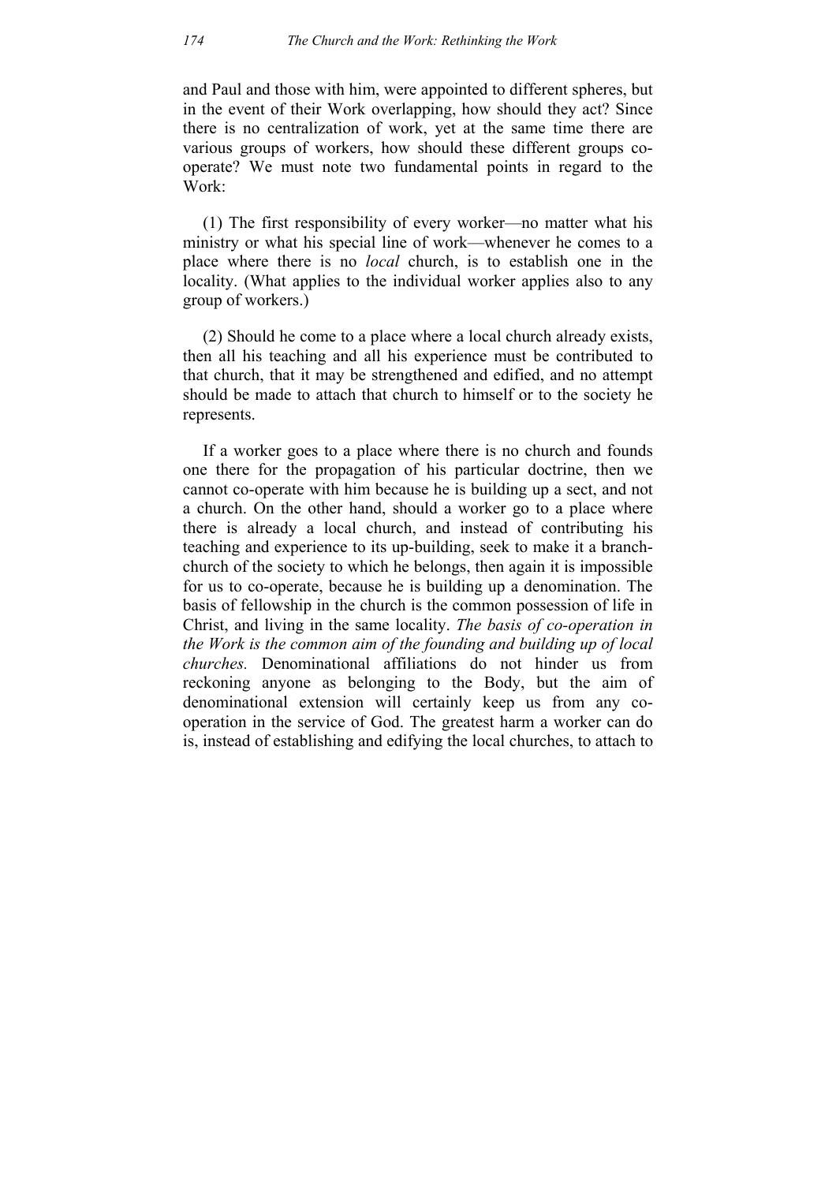and Paul and those with him, were appointed to different spheres, but in the event of their Work overlapping, how should they act? Since there is no centralization of work, yet at the same time there are various groups of workers, how should these different groups co-operate? We must note two fundamental points in regard to the Work:

(1) The first responsibility of every worker—no matter what his ministry or what his special line of work—whenever he comes to a place where there is no *local* church, is to establish one in the locality. (What applies to the individual worker applies also to any group of workers.)

(2) Should he come to a place where a local church already exists, then all his teaching and all his experience must be contributed to that church, that it may be strengthened and edified, and no attempt should be made to attach that church to himself or to the society he represents.

If a worker goes to a place where there is no church and founds one there for the propagation of his particular doctrine, then we cannot co-operate with him because he is building up a sect, and not a church. On the other hand, should a worker go to a place where there is already a local church, and instead of contributing his teaching and experience to its up-building, seek to make it a branch-church of the society to which he belongs, then again it is impossible for us to co-operate, because he is building up a denomination. The basis of fellowship in the church is the common possession of life in Christ, and living in the same locality. *The basis of co-operation in the Work is the common aim of the founding and building up of local churches.* Denominational affiliations do not hinder us from reckoning anyone as belonging to the Body, but the aim of denominational extension will certainly keep us from any co-operation in the service of God. The greatest harm a worker can do is, instead of establishing and edifying the local churches, to attach to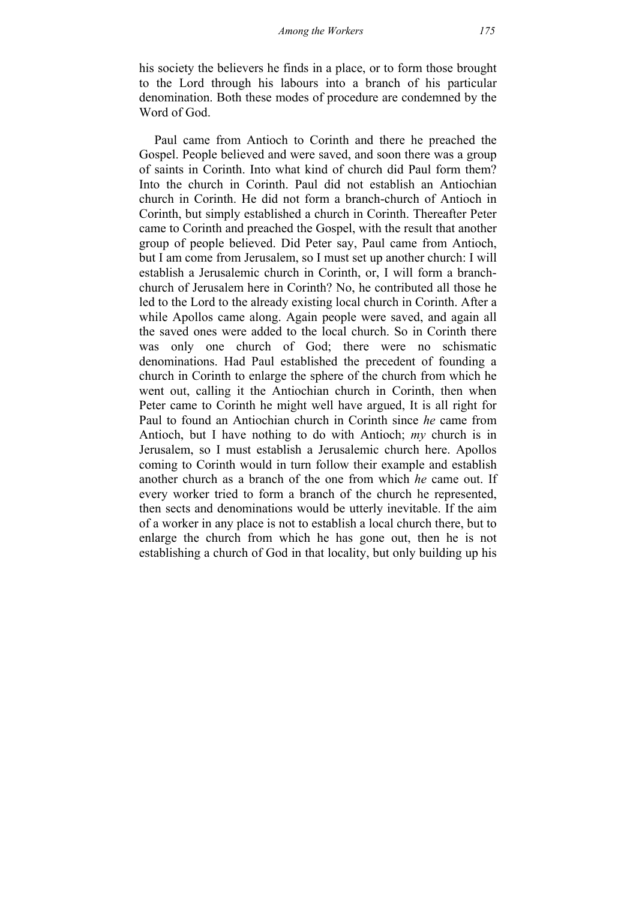his society the believers he finds in a place, or to form those brought to the Lord through his labours into a branch of his particular denomination. Both these modes of procedure are condemned by the Word of God.

Paul came from Antioch to Corinth and there he preached the Gospel. People believed and were saved, and soon there was a group of saints in Corinth. Into what kind of church did Paul form them? Into the church in Corinth. Paul did not establish an Antiochian church in Corinth. He did not form a branch-church of Antioch in Corinth, but simply established a church in Corinth. Thereafter Peter came to Corinth and preached the Gospel, with the result that another group of people believed. Did Peter say, Paul came from Antioch, but I am come from Jerusalem, so I must set up another church: I will establish a Jerusalemic church in Corinth, or, I will form a branch-church of Jerusalem here in Corinth? No, he contributed all those he led to the Lord to the already existing local church in Corinth. After a while Apollos came along. Again people were saved, and again all the saved ones were added to the local church. So in Corinth there was only one church of God; there were no schismatic denominations. Had Paul established the precedent of founding a church in Corinth to enlarge the sphere of the church from which he went out, calling it the Antiochian church in Corinth, then when Peter came to Corinth he might well have argued, It is all right for Paul to found an Antiochian church in Corinth since *he* came from Antioch, but I have nothing to do with Antioch; *my* church is in Jerusalem, so I must establish a Jerusalemic church here. Apollos coming to Corinth would in turn follow their example and establish another church as a branch of the one from which *he* came out. If every worker tried to form a branch of the church he represented, then sects and denominations would be utterly inevitable. If the aim of a worker in any place is not to establish a local church there, but to enlarge the church from which he has gone out, then he is not establishing a church of God in that locality, but only building up his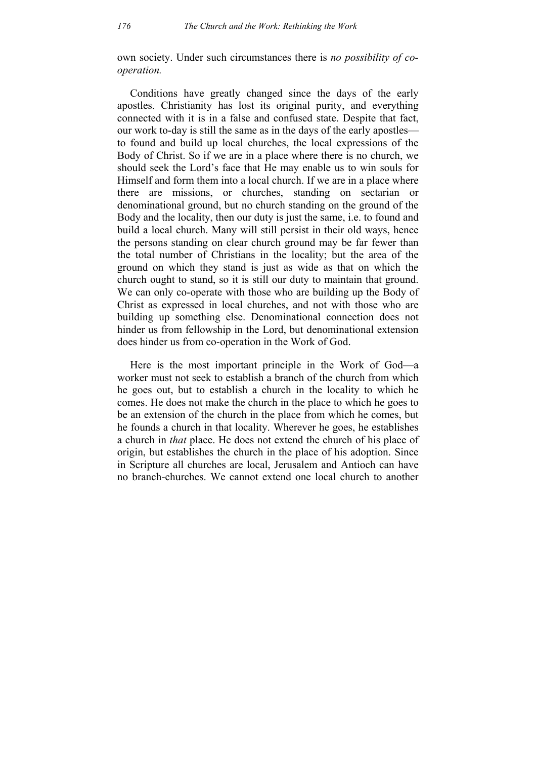own society. Under such circumstances there is *no possibility of co-operation.*

Conditions have greatly changed since the days of the early apostles. Christianity has lost its original purity, and everything connected with it is in a false and confused state. Despite that fact, our work to-day is still the same as in the days of the early apostles—to found and build up local churches, the local expressions of the Body of Christ. So if we are in a place where there is no church, we should seek the Lord's face that He may enable us to win souls for Himself and form them into a local church. If we are in a place where there are missions, or churches, standing on sectarian or denominational ground, but no church standing on the ground of the Body and the locality, then our duty is just the same, i.e. to found and build a local church. Many will still persist in their old ways, hence the persons standing on clear church ground may be far fewer than the total number of Christians in the locality; but the area of the ground on which they stand is just as wide as that on which the church ought to stand, so it is still our duty to maintain that ground. We can only co-operate with those who are building up the Body of Christ as expressed in local churches, and not with those who are building up something else. Denominational connection does not hinder us from fellowship in the Lord, but denominational extension does hinder us from co-operation in the Work of God.

Here is the most important principle in the Work of God—a worker must not seek to establish a branch of the church from which he goes out, but to establish a church in the locality to which he comes. He does not make the church in the place to which he goes to be an extension of the church in the place from which he comes, but he founds a church in that locality. Wherever he goes, he establishes a church in *that* place. He does not extend the church of his place of origin, but establishes the church in the place of his adoption. Since in Scripture all churches are local, Jerusalem and Antioch can have no branch-churches. We cannot extend one local church to another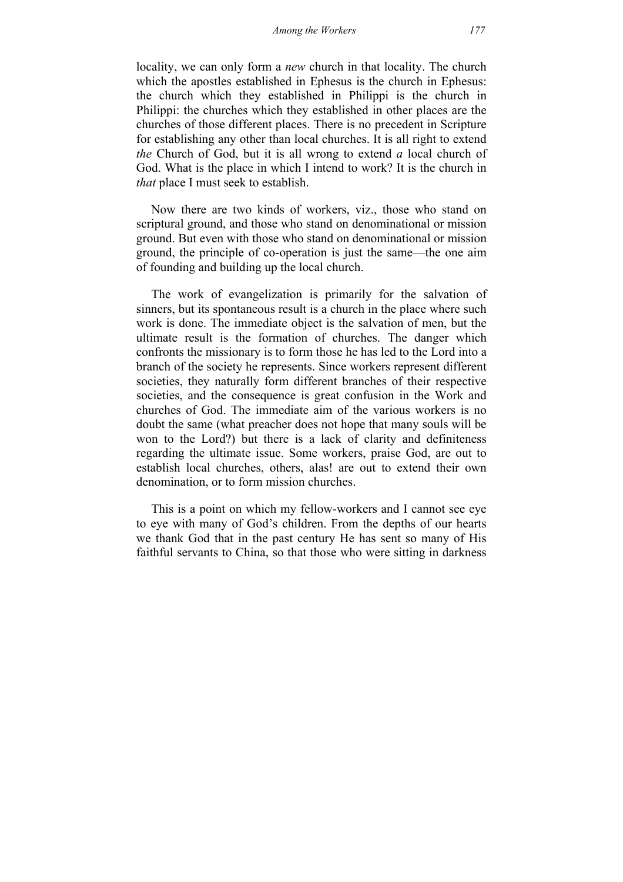locality, we can only form a *new* church in that locality. The church which the apostles established in Ephesus is the church in Ephesus: the church which they established in Philippi is the church in Philippi: the churches which they established in other places are the churches of those different places. There is no precedent in Scripture for establishing any other than local churches. It is all right to extend *the* Church of God, but it is all wrong to extend *a* local church of God. What is the place in which I intend to work? It is the church in *that* place I must seek to establish.

Now there are two kinds of workers, viz., those who stand on scriptural ground, and those who stand on denominational or mission ground. But even with those who stand on denominational or mission ground, the principle of co-operation is just the same—the one aim of founding and building up the local church.

The work of evangelization is primarily for the salvation of sinners, but its spontaneous result is a church in the place where such work is done. The immediate object is the salvation of men, but the ultimate result is the formation of churches. The danger which confronts the missionary is to form those he has led to the Lord into a branch of the society he represents. Since workers represent different societies, they naturally form different branches of their respective societies, and the consequence is great confusion in the Work and churches of God. The immediate aim of the various workers is no doubt the same (what preacher does not hope that many souls will be won to the Lord?) but there is a lack of clarity and definiteness regarding the ultimate issue. Some workers, praise God, are out to establish local churches, others, alas! are out to extend their own denomination, or to form mission churches.

This is a point on which my fellow-workers and I cannot see eye to eye with many of God's children. From the depths of our hearts we thank God that in the past century He has sent so many of His faithful servants to China, so that those who were sitting in darkness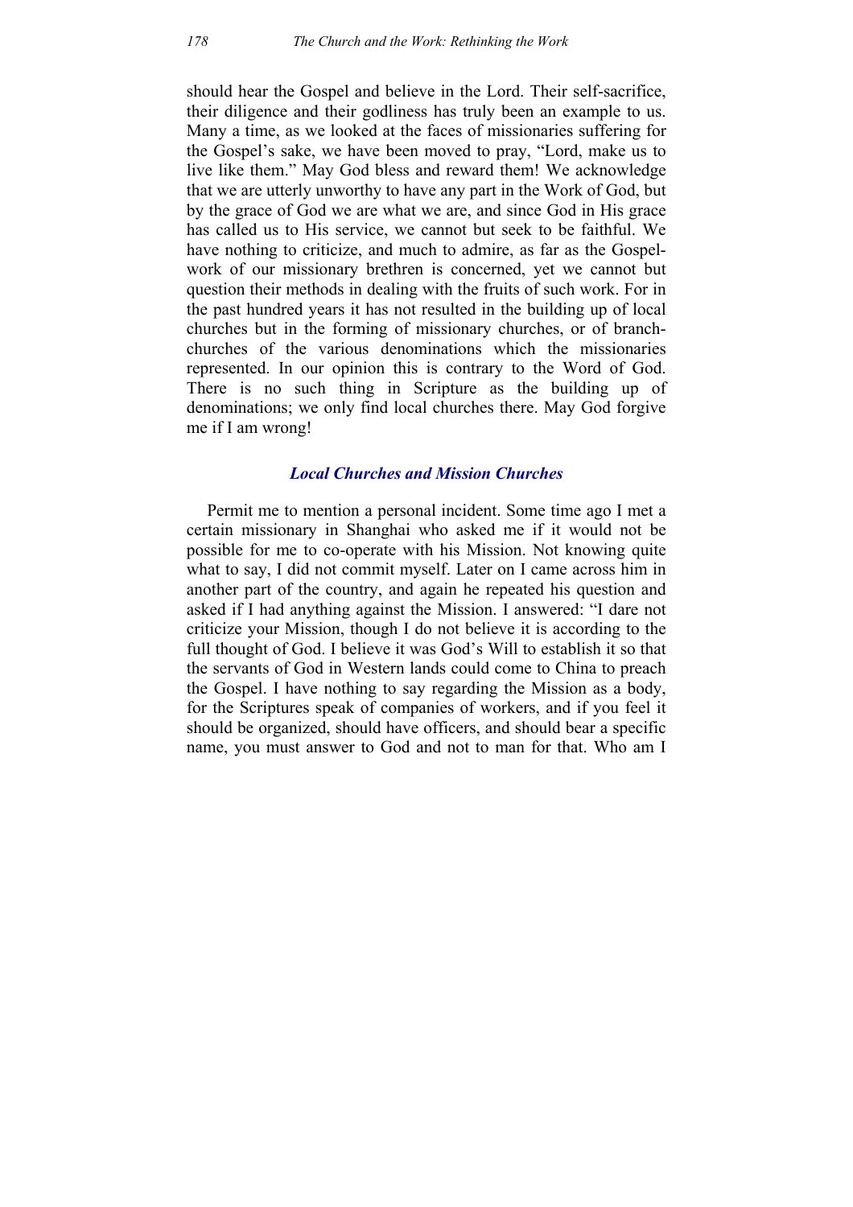should hear the Gospel and believe in the Lord. Their self-sacrifice, their diligence and their godliness has truly been an example to us. Many a time, as we looked at the faces of missionaries suffering for the Gospel's sake, we have been moved to pray, "Lord, make us to live like them." May God bless and reward them! We acknowledge that we are utterly unworthy to have any part in the Work of God, but by the grace of God we are what we are, and since God in His grace has called us to His service, we cannot but seek to be faithful. We have nothing to criticize, and much to admire, as far as the Gospel-work of our missionary brethren is concerned, yet we cannot but question their methods in dealing with the fruits of such work. For in the past hundred years it has not resulted in the building up of local churches but in the forming of missionary churches, or of branch-churches of the various denominations which the missionaries represented. In our opinion this is contrary to the Word of God. There is no such thing in Scripture as the building up of denominations; we only find local churches there. May God forgive me if I am wrong!

### *Local Churches and Mission Churches*

Permit me to mention a personal incident. Some time ago I met a certain missionary in Shanghai who asked me if it would not be possible for me to co-operate with his Mission. Not knowing quite what to say, I did not commit myself. Later on I came across him in another part of the country, and again he repeated his question and asked if I had anything against the Mission. I answered: "I dare not criticize your Mission, though I do not believe it is according to the full thought of God. I believe it was God's Will to establish it so that the servants of God in Western lands could come to China to preach the Gospel. I have nothing to say regarding the Mission as a body, for the Scriptures speak of companies of workers, and if you feel it should be organized, should have officers, and should bear a specific name, you must answer to God and not to man for that. Who am I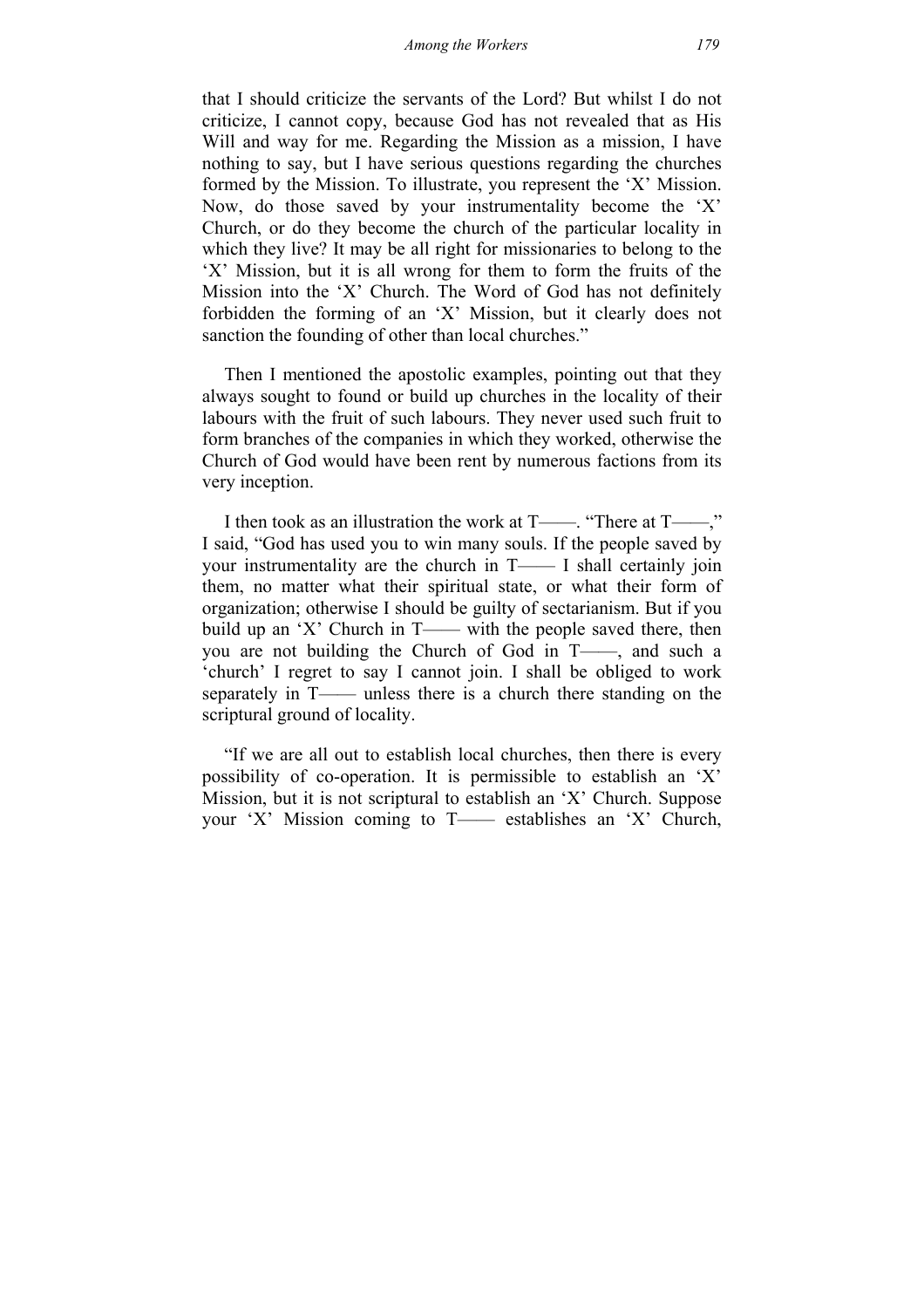that I should criticize the servants of the Lord? But whilst I do not criticize, I cannot copy, because God has not revealed that as His Will and way for me. Regarding the Mission as a mission, I have nothing to say, but I have serious questions regarding the churches formed by the Mission. To illustrate, you represent the 'X' Mission. Now, do those saved by your instrumentality become the 'X' Church, or do they become the church of the particular locality in which they live? It may be all right for missionaries to belong to the 'X' Mission, but it is all wrong for them to form the fruits of the Mission into the 'X' Church. The Word of God has not definitely forbidden the forming of an 'X' Mission, but it clearly does not sanction the founding of other than local churches."

Then I mentioned the apostolic examples, pointing out that they always sought to found or build up churches in the locality of their labours with the fruit of such labours. They never used such fruit to form branches of the companies in which they worked, otherwise the Church of God would have been rent by numerous factions from its very inception.

I then took as an illustration the work at T——. "There at T——," I said, "God has used you to win many souls. If the people saved by your instrumentality are the church in T—— I shall certainly join them, no matter what their spiritual state, or what their form of organization; otherwise I should be guilty of sectarianism. But if you build up an 'X' Church in T—— with the people saved there, then you are not building the Church of God in T——, and such a 'church' I regret to say I cannot join. I shall be obliged to work separately in T—— unless there is a church there standing on the scriptural ground of locality.

"If we are all out to establish local churches, then there is every possibility of co-operation. It is permissible to establish an 'X' Mission, but it is not scriptural to establish an 'X' Church. Suppose your 'X' Mission coming to T—— establishes an 'X' Church,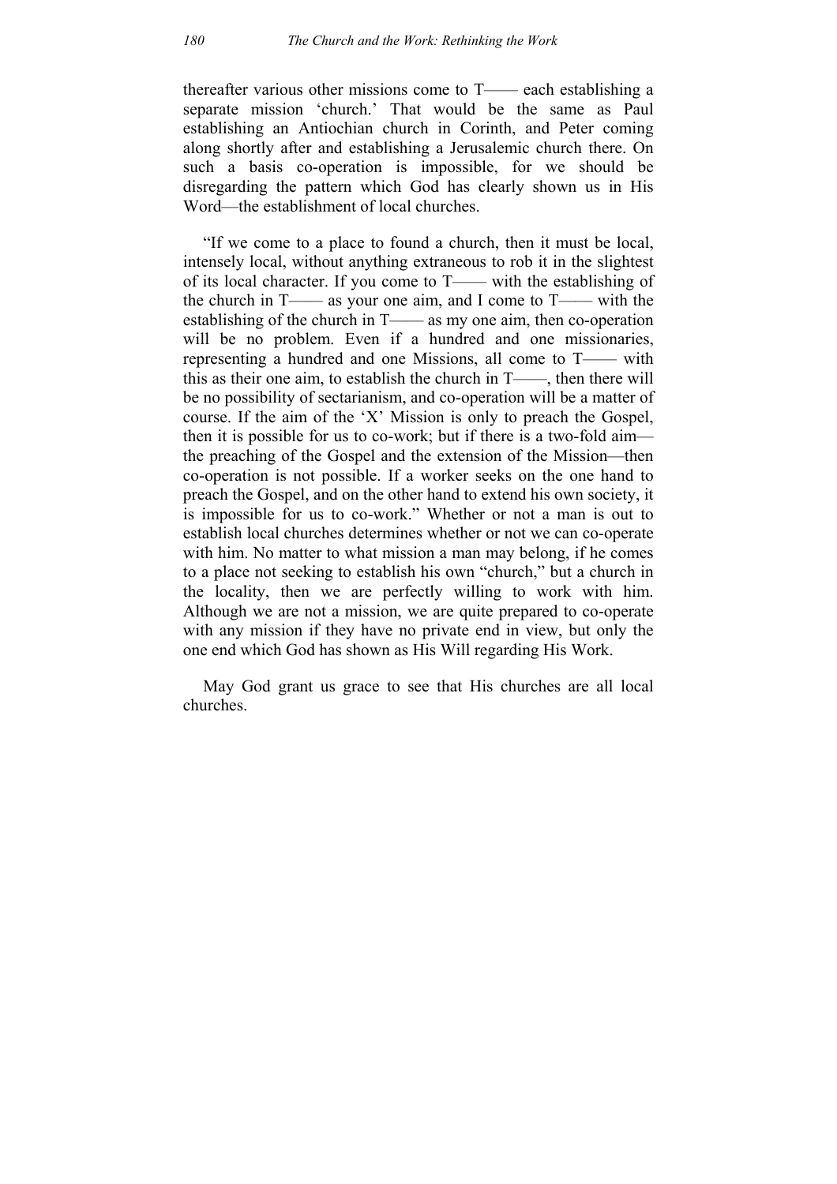thereafter various other missions come to T—— each establishing a separate mission 'church.' That would be the same as Paul establishing an Antiochian church in Corinth, and Peter coming along shortly after and establishing a Jerusalemic church there. On such a basis co-operation is impossible, for we should be disregarding the pattern which God has clearly shown us in His Word—the establishment of local churches.

"If we come to a place to found a church, then it must be local, intensely local, without anything extraneous to rob it in the slightest of its local character. If you come to T—— with the establishing of the church in T—— as your one aim, and I come to T—— with the establishing of the church in T—— as my one aim, then co-operation will be no problem. Even if a hundred and one missionaries, representing a hundred and one Missions, all come to T—— with this as their one aim, to establish the church in T——, then there will be no possibility of sectarianism, and co-operation will be a matter of course. If the aim of the 'X' Mission is only to preach the Gospel, then it is possible for us to co-work; but if there is a two-fold aim—the preaching of the Gospel and the extension of the Mission—then co-operation is not possible. If a worker seeks on the one hand to preach the Gospel, and on the other hand to extend his own society, it is impossible for us to co-work." Whether or not a man is out to establish local churches determines whether or not we can co-operate with him. No matter to what mission a man may belong, if he comes to a place not seeking to establish his own "church," but a church in the locality, then we are perfectly willing to work with him. Although we are not a mission, we are quite prepared to co-operate with any mission if they have no private end in view, but only the one end which God has shown as His Will regarding His Work.

May God grant us grace to see that His churches are all local churches.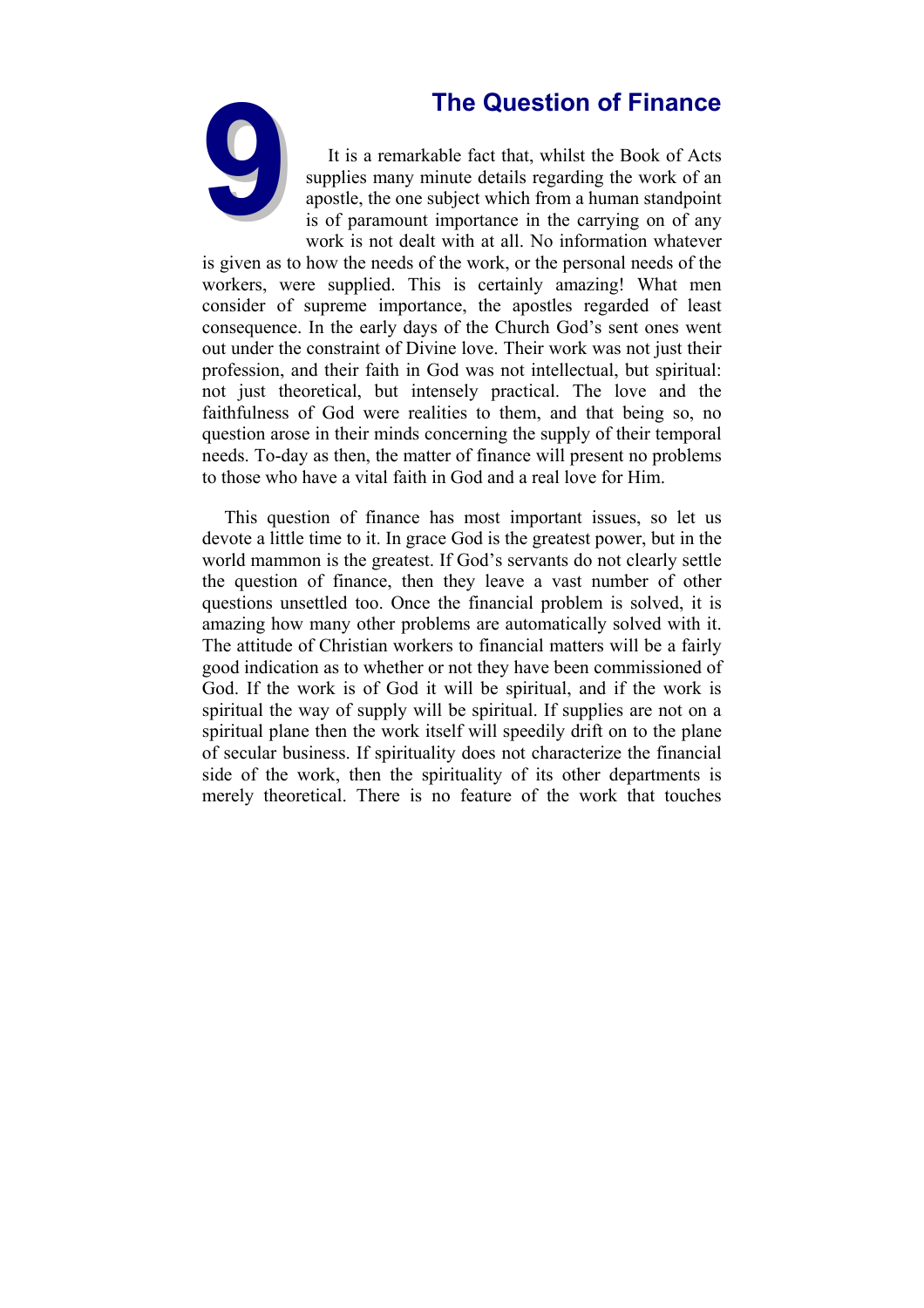# 9 The Question of Finance

It is a remarkable fact that, whilst the Book of Acts supplies many minute details regarding the work of an apostle, the one subject which from a human standpoint is of paramount importance in the carrying on of any work is not dealt with at all. No information whatever is given as to how the needs of the work, or the personal needs of the workers, were supplied. This is certainly amazing! What men consider of supreme importance, the apostles regarded of least consequence. In the early days of the Church God's sent ones went out under the constraint of Divine love. Their work was not just their profession, and their faith in God was not intellectual, but spiritual: not just theoretical, but intensely practical. The love and the faithfulness of God were realities to them, and that being so, no question arose in their minds concerning the supply of their temporal needs. To-day as then, the matter of finance will present no problems to those who have a vital faith in God and a real love for Him.

This question of finance has most important issues, so let us devote a little time to it. In grace God is the greatest power, but in the world mammon is the greatest. If God's servants do not clearly settle the question of finance, then they leave a vast number of other questions unsettled too. Once the financial problem is solved, it is amazing how many other problems are automatically solved with it. The attitude of Christian workers to financial matters will be a fairly good indication as to whether or not they have been commissioned of God. If the work is of God it will be spiritual, and if the work is spiritual the way of supply will be spiritual. If supplies are not on a spiritual plane then the work itself will speedily drift on to the plane of secular business. If spirituality does not characterize the financial side of the work, then the spirituality of its other departments is merely theoretical. There is no feature of the work that touches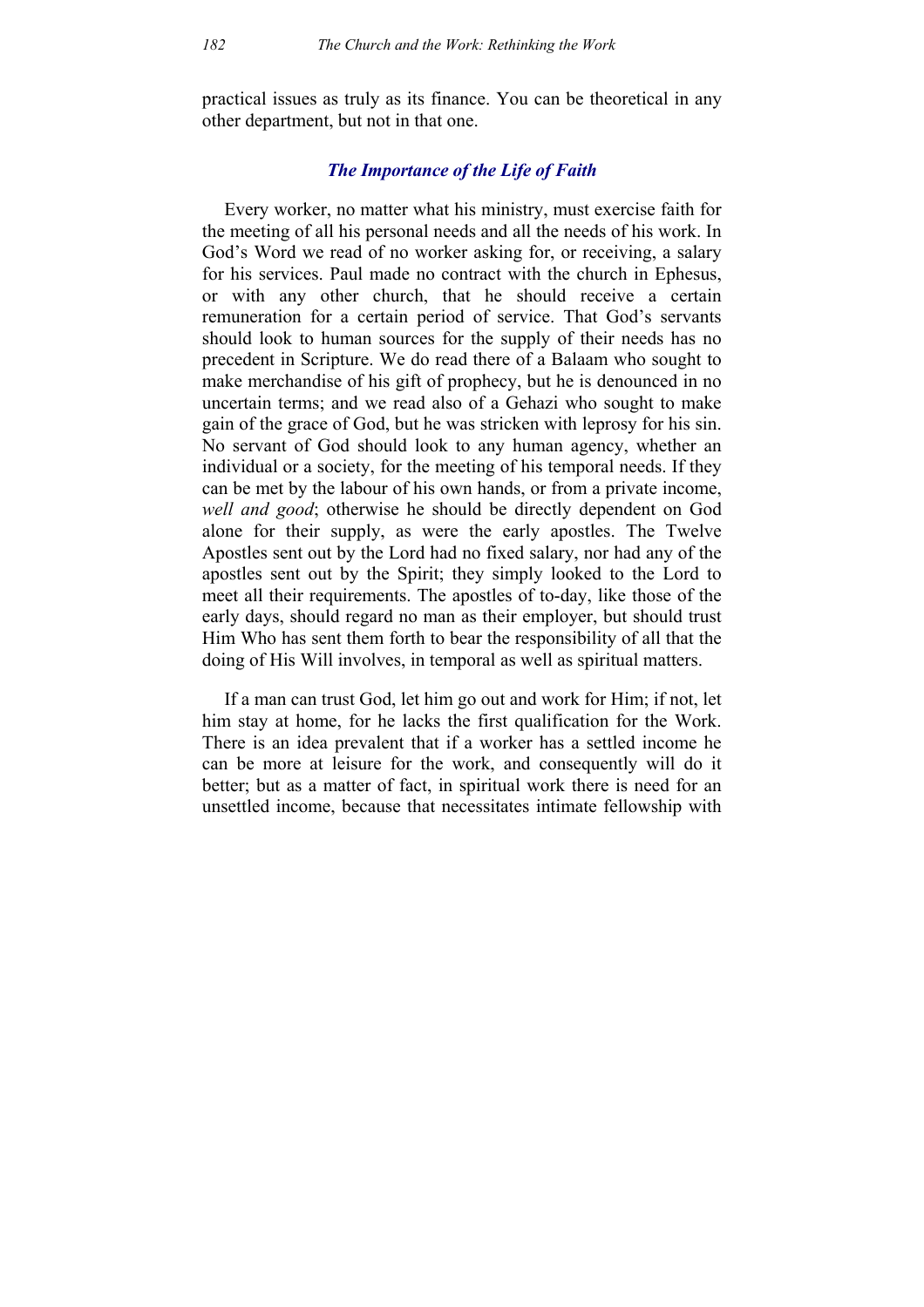practical issues as truly as its finance. You can be theoretical in any other department, but not in that one.

### *The Importance of the Life of Faith*

Every worker, no matter what his ministry, must exercise faith for the meeting of all his personal needs and all the needs of his work. In God's Word we read of no worker asking for, or receiving, a salary for his services. Paul made no contract with the church in Ephesus, or with any other church, that he should receive a certain remuneration for a certain period of service. That God's servants should look to human sources for the supply of their needs has no precedent in Scripture. We do read there of a Balaam who sought to make merchandise of his gift of prophecy, but he is denounced in no uncertain terms; and we read also of a Gehazi who sought to make gain of the grace of God, but he was stricken with leprosy for his sin. No servant of God should look to any human agency, whether an individual or a society, for the meeting of his temporal needs. If they can be met by the labour of his own hands, or from a private income, *well and good*; otherwise he should be directly dependent on God alone for their supply, as were the early apostles. The Twelve Apostles sent out by the Lord had no fixed salary, nor had any of the apostles sent out by the Spirit; they simply looked to the Lord to meet all their requirements. The apostles of to-day, like those of the early days, should regard no man as their employer, but should trust Him Who has sent them forth to bear the responsibility of all that the doing of His Will involves, in temporal as well as spiritual matters.

If a man can trust God, let him go out and work for Him; if not, let him stay at home, for he lacks the first qualification for the Work. There is an idea prevalent that if a worker has a settled income he can be more at leisure for the work, and consequently will do it better; but as a matter of fact, in spiritual work there is need for an unsettled income, because that necessitates intimate fellowship with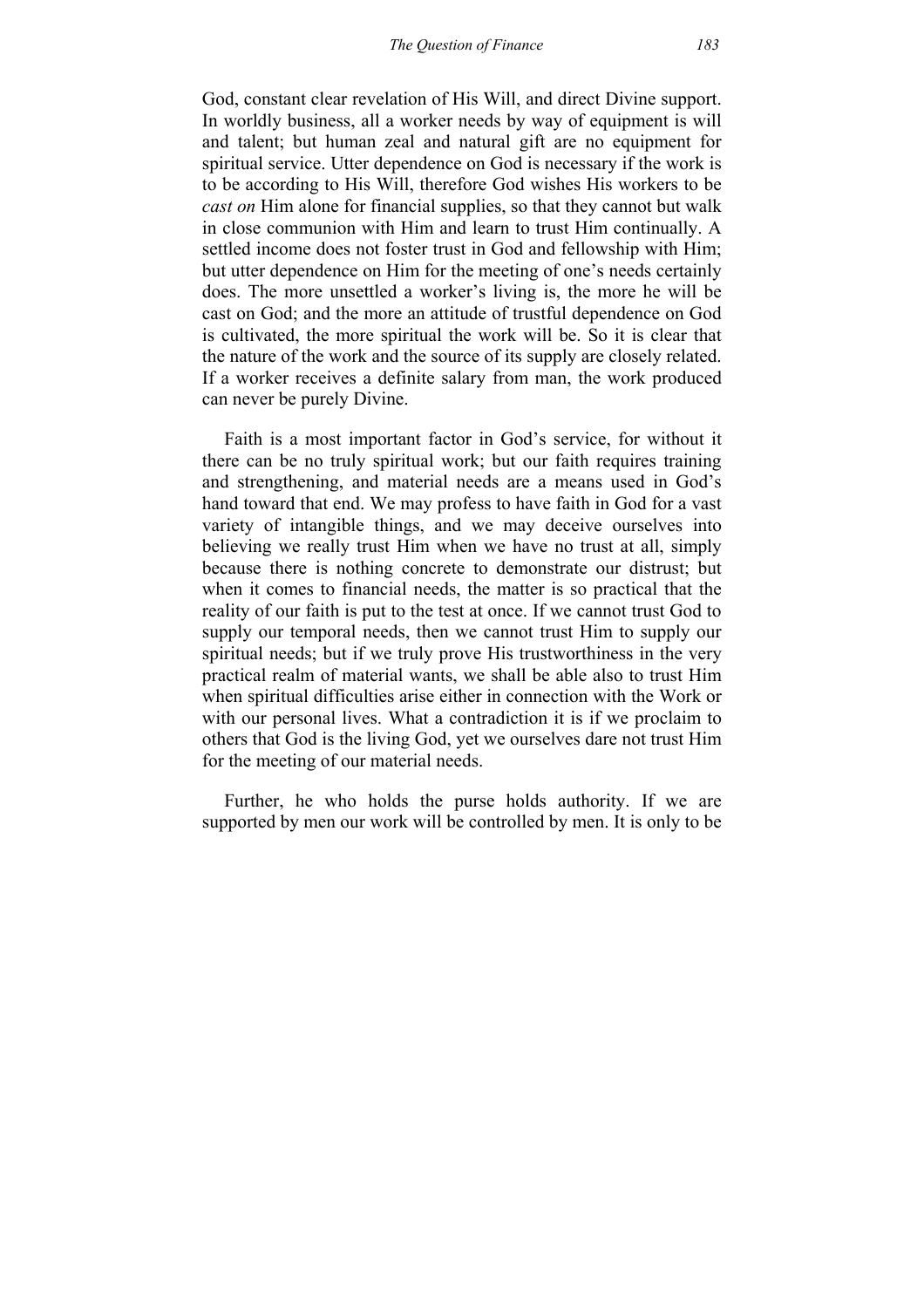God, constant clear revelation of His Will, and direct Divine support. In worldly business, all a worker needs by way of equipment is will and talent; but human zeal and natural gift are no equipment for spiritual service. Utter dependence on God is necessary if the work is to be according to His Will, therefore God wishes His workers to be *cast on* Him alone for financial supplies, so that they cannot but walk in close communion with Him and learn to trust Him continually. A settled income does not foster trust in God and fellowship with Him; but utter dependence on Him for the meeting of one's needs certainly does. The more unsettled a worker's living is, the more he will be cast on God; and the more an attitude of trustful dependence on God is cultivated, the more spiritual the work will be. So it is clear that the nature of the work and the source of its supply are closely related. If a worker receives a definite salary from man, the work produced can never be purely Divine.

Faith is a most important factor in God's service, for without it there can be no truly spiritual work; but our faith requires training and strengthening, and material needs are a means used in God's hand toward that end. We may profess to have faith in God for a vast variety of intangible things, and we may deceive ourselves into believing we really trust Him when we have no trust at all, simply because there is nothing concrete to demonstrate our distrust; but when it comes to financial needs, the matter is so practical that the reality of our faith is put to the test at once. If we cannot trust God to supply our temporal needs, then we cannot trust Him to supply our spiritual needs; but if we truly prove His trustworthiness in the very practical realm of material wants, we shall be able also to trust Him when spiritual difficulties arise either in connection with the Work or with our personal lives. What a contradiction it is if we proclaim to others that God is the living God, yet we ourselves dare not trust Him for the meeting of our material needs.

Further, he who holds the purse holds authority. If we are supported by men our work will be controlled by men. It is only to be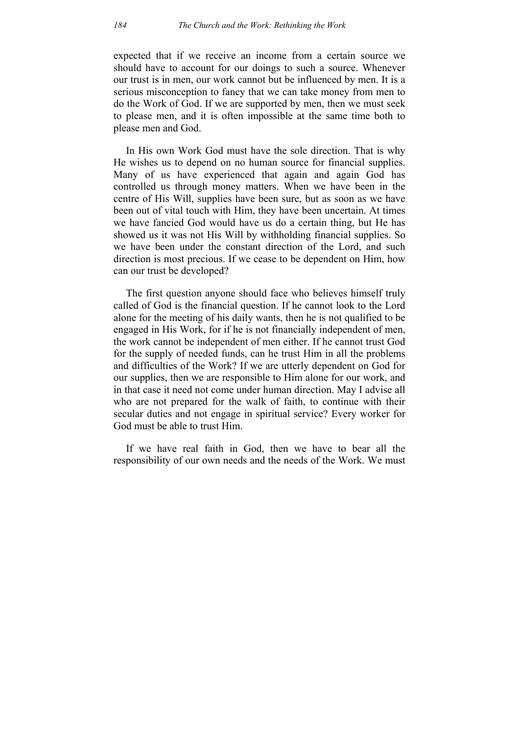expected that if we receive an income from a certain source we should have to account for our doings to such a source. Whenever our trust is in men, our work cannot but be influenced by men. It is a serious misconception to fancy that we can take money from men to do the Work of God. If we are supported by men, then we must seek to please men, and it is often impossible at the same time both to please men and God.

In His own Work God must have the sole direction. That is why He wishes us to depend on no human source for financial supplies. Many of us have experienced that again and again God has controlled us through money matters. When we have been in the centre of His Will, supplies have been sure, but as soon as we have been out of vital touch with Him, they have been uncertain. At times we have fancied God would have us do a certain thing, but He has showed us it was not His Will by withholding financial supplies. So we have been under the constant direction of the Lord, and such direction is most precious. If we cease to be dependent on Him, how can our trust be developed?

The first question anyone should face who believes himself truly called of God is the financial question. If he cannot look to the Lord alone for the meeting of his daily wants, then he is not qualified to be engaged in His Work, for if he is not financially independent of men, the work cannot be independent of men either. If he cannot trust God for the supply of needed funds, can he trust Him in all the problems and difficulties of the Work? If we are utterly dependent on God for our supplies, then we are responsible to Him alone for our work, and in that case it need not come under human direction. May I advise all who are not prepared for the walk of faith, to continue with their secular duties and not engage in spiritual service? Every worker for God must be able to trust Him.

If we have real faith in God, then we have to bear all the responsibility of our own needs and the needs of the Work. We must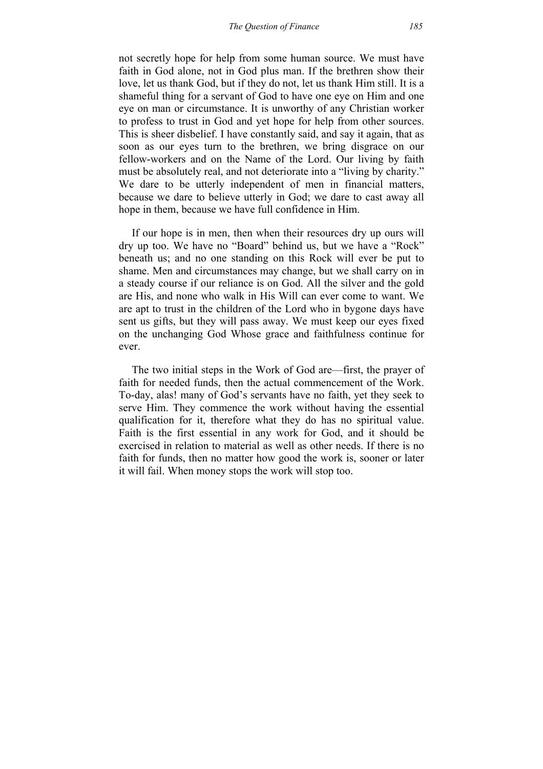not secretly hope for help from some human source. We must have faith in God alone, not in God plus man. If the brethren show their love, let us thank God, but if they do not, let us thank Him still. It is a shameful thing for a servant of God to have one eye on Him and one eye on man or circumstance. It is unworthy of any Christian worker to profess to trust in God and yet hope for help from other sources. This is sheer disbelief. I have constantly said, and say it again, that as soon as our eyes turn to the brethren, we bring disgrace on our fellow-workers and on the Name of the Lord. Our living by faith must be absolutely real, and not deteriorate into a "living by charity." We dare to be utterly independent of men in financial matters, because we dare to believe utterly in God; we dare to cast away all hope in them, because we have full confidence in Him.

If our hope is in men, then when their resources dry up ours will dry up too. We have no "Board" behind us, but we have a "Rock" beneath us; and no one standing on this Rock will ever be put to shame. Men and circumstances may change, but we shall carry on in a steady course if our reliance is on God. All the silver and the gold are His, and none who walk in His Will can ever come to want. We are apt to trust in the children of the Lord who in bygone days have sent us gifts, but they will pass away. We must keep our eyes fixed on the unchanging God Whose grace and faithfulness continue for ever.

The two initial steps in the Work of God are—first, the prayer of faith for needed funds, then the actual commencement of the Work. To-day, alas! many of God's servants have no faith, yet they seek to serve Him. They commence the work without having the essential qualification for it, therefore what they do has no spiritual value. Faith is the first essential in any work for God, and it should be exercised in relation to material as well as other needs. If there is no faith for funds, then no matter how good the work is, sooner or later it will fail. When money stops the work will stop too.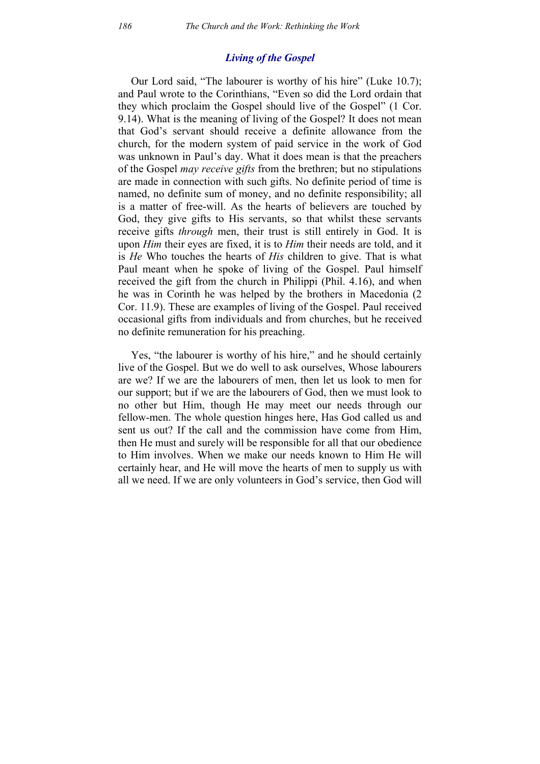## *Living of the Gospel*

Our Lord said, "The labourer is worthy of his hire" (Luke 10.7); and Paul wrote to the Corinthians, "Even so did the Lord ordain that they which proclaim the Gospel should live of the Gospel" (1 Cor. 9.14). What is the meaning of living of the Gospel? It does not mean that God's servant should receive a definite allowance from the church, for the modern system of paid service in the work of God was unknown in Paul's day. What it does mean is that the preachers of the Gospel *may receive gifts* from the brethren; but no stipulations are made in connection with such gifts. No definite period of time is named, no definite sum of money, and no definite responsibility; all is a matter of free-will. As the hearts of believers are touched by God, they give gifts to His servants, so that whilst these servants receive gifts *through* men, their trust is still entirely in God. It is upon *Him* their eyes are fixed, it is to *Him* their needs are told, and it is *He* Who touches the hearts of *His* children to give. That is what Paul meant when he spoke of living of the Gospel. Paul himself received the gift from the church in Philippi (Phil. 4.16), and when he was in Corinth he was helped by the brothers in Macedonia (2 Cor. 11.9). These are examples of living of the Gospel. Paul received occasional gifts from individuals and from churches, but he received no definite remuneration for his preaching.

Yes, "the labourer is worthy of his hire," and he should certainly live of the Gospel. But we do well to ask ourselves, Whose labourers are we? If we are the labourers of men, then let us look to men for our support; but if we are the labourers of God, then we must look to no other but Him, though He may meet our needs through our fellow-men. The whole question hinges here, Has God called us and sent us out? If the call and the commission have come from Him, then He must and surely will be responsible for all that our obedience to Him involves. When we make our needs known to Him He will certainly hear, and He will move the hearts of men to supply us with all we need. If we are only volunteers in God's service, then God will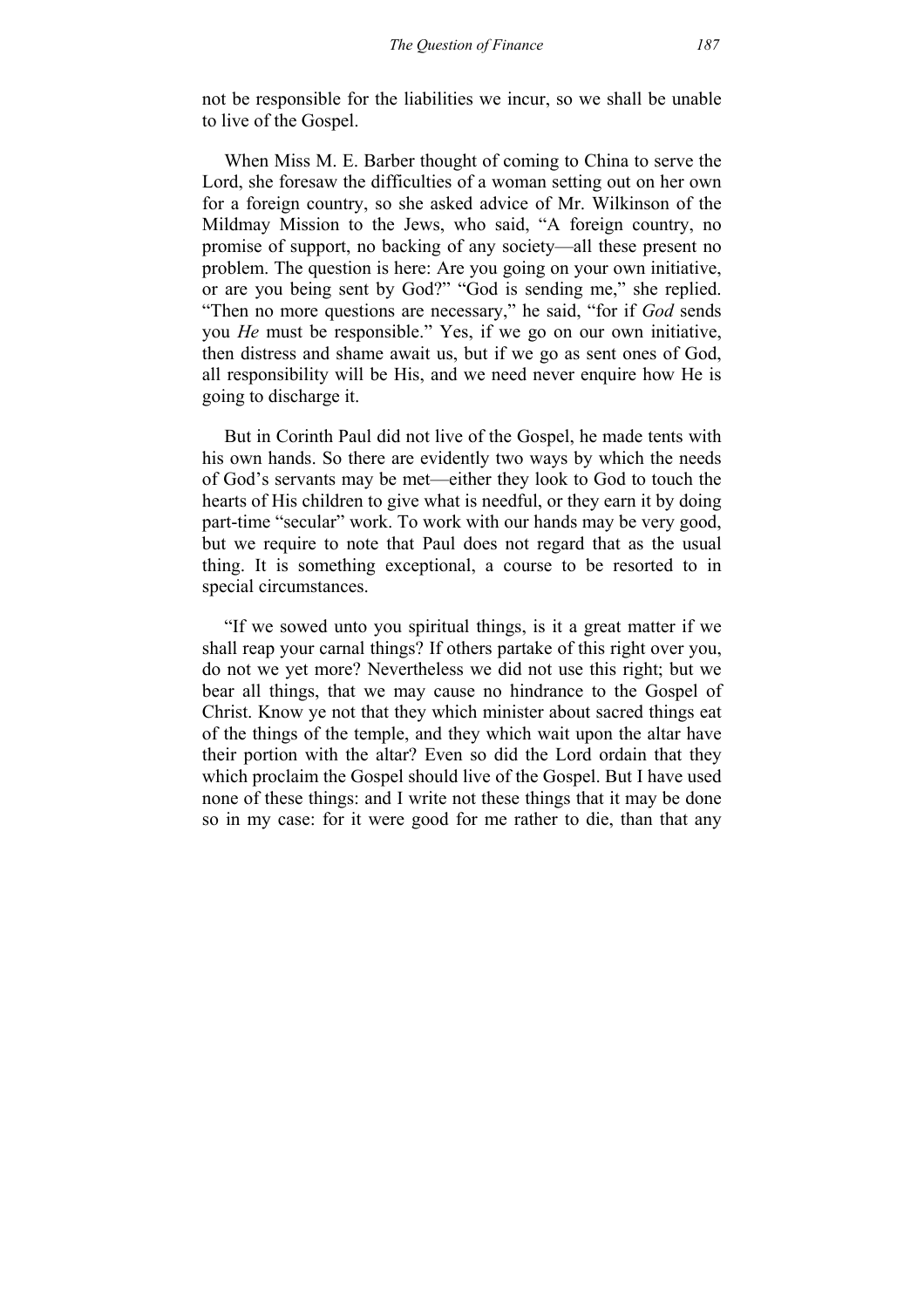not be responsible for the liabilities we incur, so we shall be unable to live of the Gospel.

When Miss M. E. Barber thought of coming to China to serve the Lord, she foresaw the difficulties of a woman setting out on her own for a foreign country, so she asked advice of Mr. Wilkinson of the Mildmay Mission to the Jews, who said, "A foreign country, no promise of support, no backing of any society—all these present no problem. The question is here: Are you going on your own initiative, or are you being sent by God?" "God is sending me," she replied. "Then no more questions are necessary," he said, "for if *God* sends you *He* must be responsible." Yes, if we go on our own initiative, then distress and shame await us, but if we go as sent ones of God, all responsibility will be His, and we need never enquire how He is going to discharge it.

But in Corinth Paul did not live of the Gospel, he made tents with his own hands. So there are evidently two ways by which the needs of God's servants may be met—either they look to God to touch the hearts of His children to give what is needful, or they earn it by doing part-time "secular" work. To work with our hands may be very good, but we require to note that Paul does not regard that as the usual thing. It is something exceptional, a course to be resorted to in special circumstances.

"If we sowed unto you spiritual things, is it a great matter if we shall reap your carnal things? If others partake of this right over you, do not we yet more? Nevertheless we did not use this right; but we bear all things, that we may cause no hindrance to the Gospel of Christ. Know ye not that they which minister about sacred things eat of the things of the temple, and they which wait upon the altar have their portion with the altar? Even so did the Lord ordain that they which proclaim the Gospel should live of the Gospel. But I have used none of these things: and I write not these things that it may be done so in my case: for it were good for me rather to die, than that any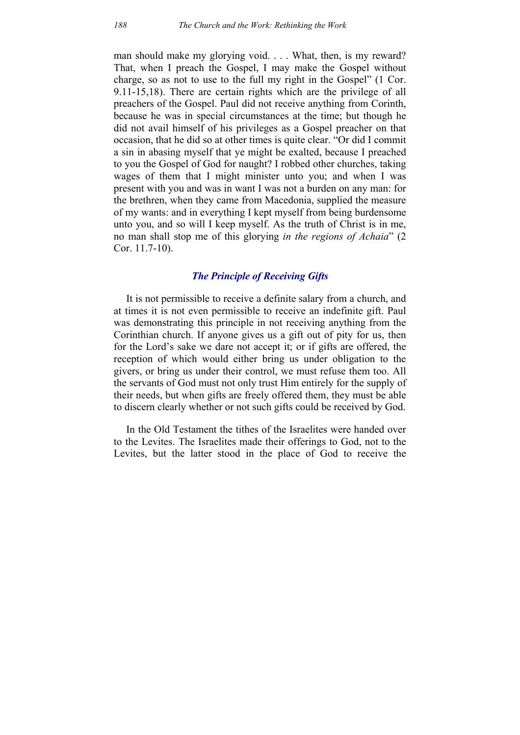man should make my glorying void. . . . What, then, is my reward? That, when I preach the Gospel, I may make the Gospel without charge, so as not to use to the full my right in the Gospel" (1 Cor. 9.11-15,18). There are certain rights which are the privilege of all preachers of the Gospel. Paul did not receive anything from Corinth, because he was in special circumstances at the time; but though he did not avail himself of his privileges as a Gospel preacher on that occasion, that he did so at other times is quite clear. "Or did I commit a sin in abasing myself that ye might be exalted, because I preached to you the Gospel of God for naught? I robbed other churches, taking wages of them that I might minister unto you; and when I was present with you and was in want I was not a burden on any man: for the brethren, when they came from Macedonia, supplied the measure of my wants: and in everything I kept myself from being burdensome unto you, and so will I keep myself. As the truth of Christ is in me, no man shall stop me of this glorying *in the regions of Achaia*" (2 Cor. 11.7-10).

### *The Principle of Receiving Gifts*

It is not permissible to receive a definite salary from a church, and at times it is not even permissible to receive an indefinite gift. Paul was demonstrating this principle in not receiving anything from the Corinthian church. If anyone gives us a gift out of pity for us, then for the Lord's sake we dare not accept it; or if gifts are offered, the reception of which would either bring us under obligation to the givers, or bring us under their control, we must refuse them too. All the servants of God must not only trust Him entirely for the supply of their needs, but when gifts are freely offered them, they must be able to discern clearly whether or not such gifts could be received by God.

In the Old Testament the tithes of the Israelites were handed over to the Levites. The Israelites made their offerings to God, not to the Levites, but the latter stood in the place of God to receive the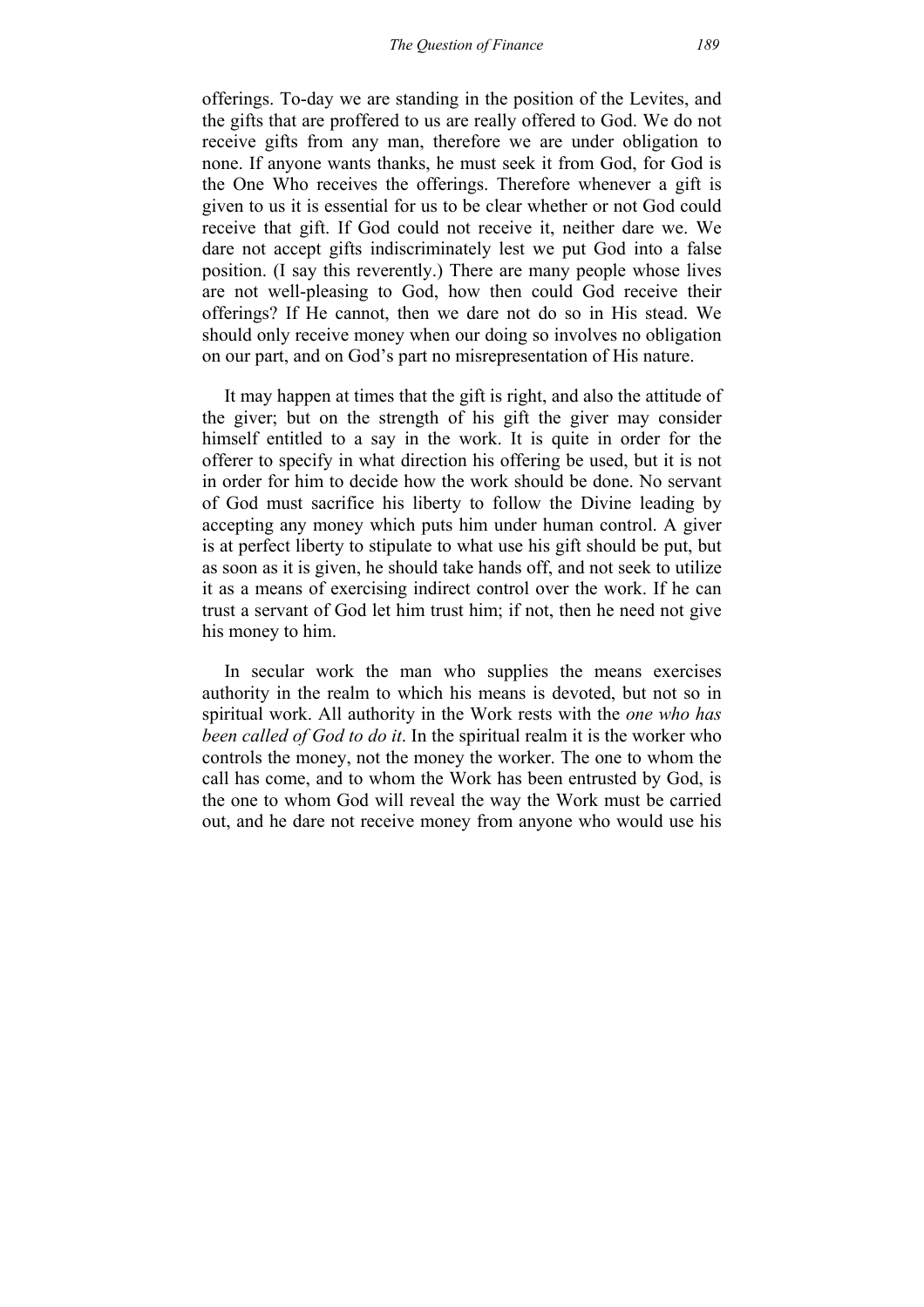offerings. To-day we are standing in the position of the Levites, and the gifts that are proffered to us are really offered to God. We do not receive gifts from any man, therefore we are under obligation to none. If anyone wants thanks, he must seek it from God, for God is the One Who receives the offerings. Therefore whenever a gift is given to us it is essential for us to be clear whether or not God could receive that gift. If God could not receive it, neither dare we. We dare not accept gifts indiscriminately lest we put God into a false position. (I say this reverently.) There are many people whose lives are not well-pleasing to God, how then could God receive their offerings? If He cannot, then we dare not do so in His stead. We should only receive money when our doing so involves no obligation on our part, and on God's part no misrepresentation of His nature.

It may happen at times that the gift is right, and also the attitude of the giver; but on the strength of his gift the giver may consider himself entitled to a say in the work. It is quite in order for the offerer to specify in what direction his offering be used, but it is not in order for him to decide how the work should be done. No servant of God must sacrifice his liberty to follow the Divine leading by accepting any money which puts him under human control. A giver is at perfect liberty to stipulate to what use his gift should be put, but as soon as it is given, he should take hands off, and not seek to utilize it as a means of exercising indirect control over the work. If he can trust a servant of God let him trust him; if not, then he need not give his money to him.

In secular work the man who supplies the means exercises authority in the realm to which his means is devoted, but not so in spiritual work. All authority in the Work rests with the *one who has been called of God to do it*. In the spiritual realm it is the worker who controls the money, not the money the worker. The one to whom the call has come, and to whom the Work has been entrusted by God, is the one to whom God will reveal the way the Work must be carried out, and he dare not receive money from anyone who would use his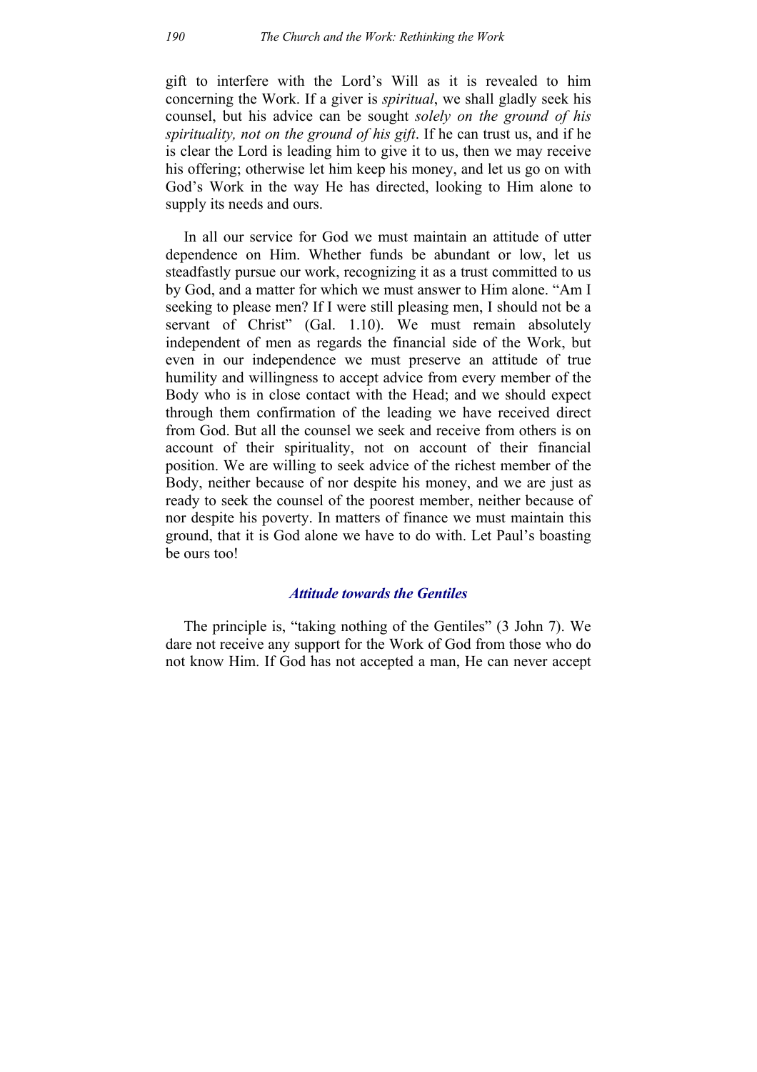gift to interfere with the Lord's Will as it is revealed to him concerning the Work. If a giver is *spiritual*, we shall gladly seek his counsel, but his advice can be sought *solely on the ground of his spirituality, not on the ground of his gift*. If he can trust us, and if he is clear the Lord is leading him to give it to us, then we may receive his offering; otherwise let him keep his money, and let us go on with God's Work in the way He has directed, looking to Him alone to supply its needs and ours.

In all our service for God we must maintain an attitude of utter dependence on Him. Whether funds be abundant or low, let us steadfastly pursue our work, recognizing it as a trust committed to us by God, and a matter for which we must answer to Him alone. "Am I seeking to please men? If I were still pleasing men, I should not be a servant of Christ" (Gal. 1.10). We must remain absolutely independent of men as regards the financial side of the Work, but even in our independence we must preserve an attitude of true humility and willingness to accept advice from every member of the Body who is in close contact with the Head; and we should expect through them confirmation of the leading we have received direct from God. But all the counsel we seek and receive from others is on account of their spirituality, not on account of their financial position. We are willing to seek advice of the richest member of the Body, neither because of nor despite his money, and we are just as ready to seek the counsel of the poorest member, neither because of nor despite his poverty. In matters of finance we must maintain this ground, that it is God alone we have to do with. Let Paul's boasting be ours too!

### *Attitude towards the Gentiles*

The principle is, "taking nothing of the Gentiles" (3 John 7). We dare not receive any support for the Work of God from those who do not know Him. If God has not accepted a man, He can never accept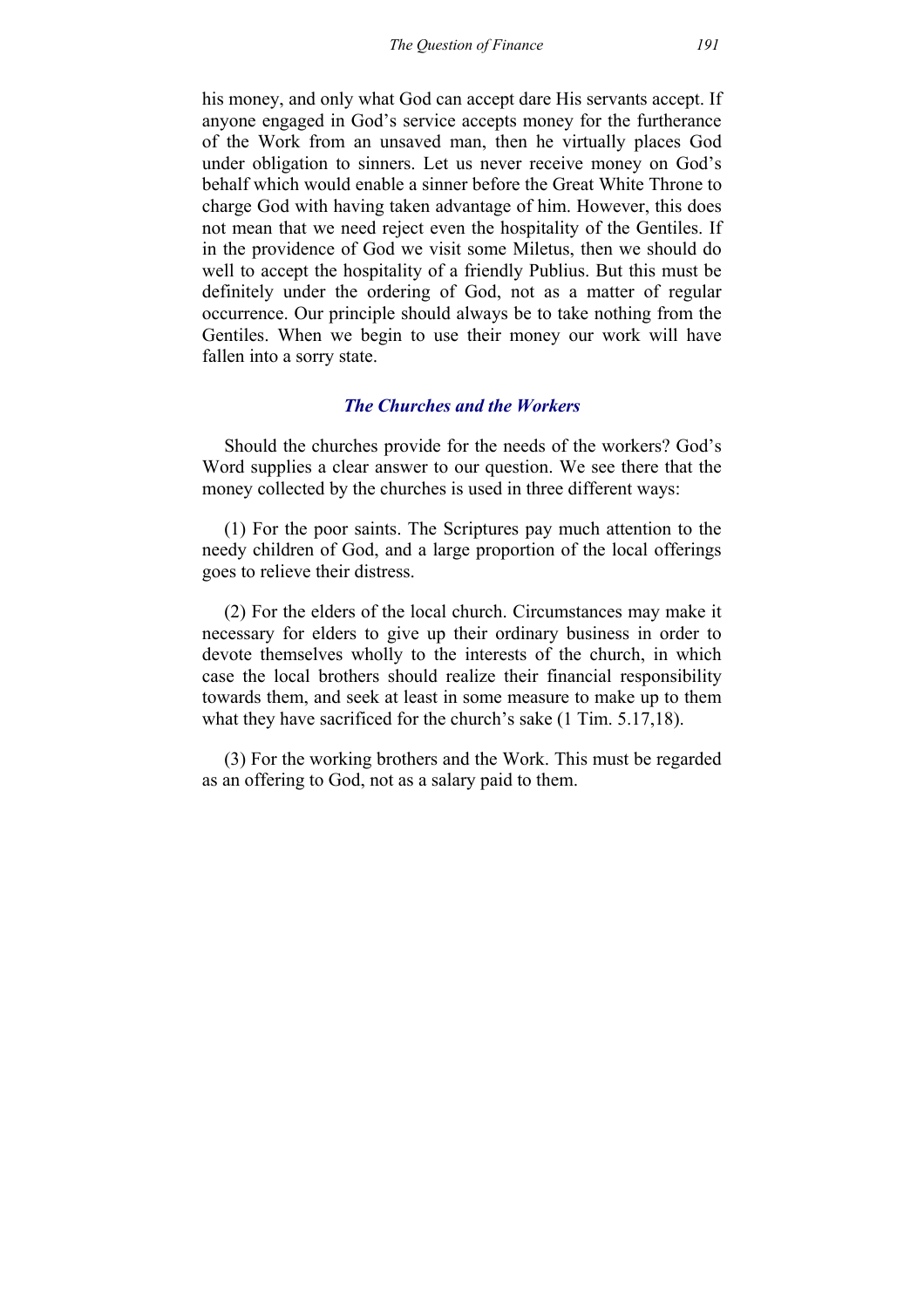his money, and only what God can accept dare His servants accept. If anyone engaged in God's service accepts money for the furtherance of the Work from an unsaved man, then he virtually places God under obligation to sinners. Let us never receive money on God's behalf which would enable a sinner before the Great White Throne to charge God with having taken advantage of him. However, this does not mean that we need reject even the hospitality of the Gentiles. If in the providence of God we visit some Miletus, then we should do well to accept the hospitality of a friendly Publius. But this must be definitely under the ordering of God, not as a matter of regular occurrence. Our principle should always be to take nothing from the Gentiles. When we begin to use their money our work will have fallen into a sorry state.

### *The Churches and the Workers*

Should the churches provide for the needs of the workers? God's Word supplies a clear answer to our question. We see there that the money collected by the churches is used in three different ways:

(1) For the poor saints. The Scriptures pay much attention to the needy children of God, and a large proportion of the local offerings goes to relieve their distress.

(2) For the elders of the local church. Circumstances may make it necessary for elders to give up their ordinary business in order to devote themselves wholly to the interests of the church, in which case the local brothers should realize their financial responsibility towards them, and seek at least in some measure to make up to them what they have sacrificed for the church's sake (1 Tim. 5.17,18).

(3) For the working brothers and the Work. This must be regarded as an offering to God, not as a salary paid to them.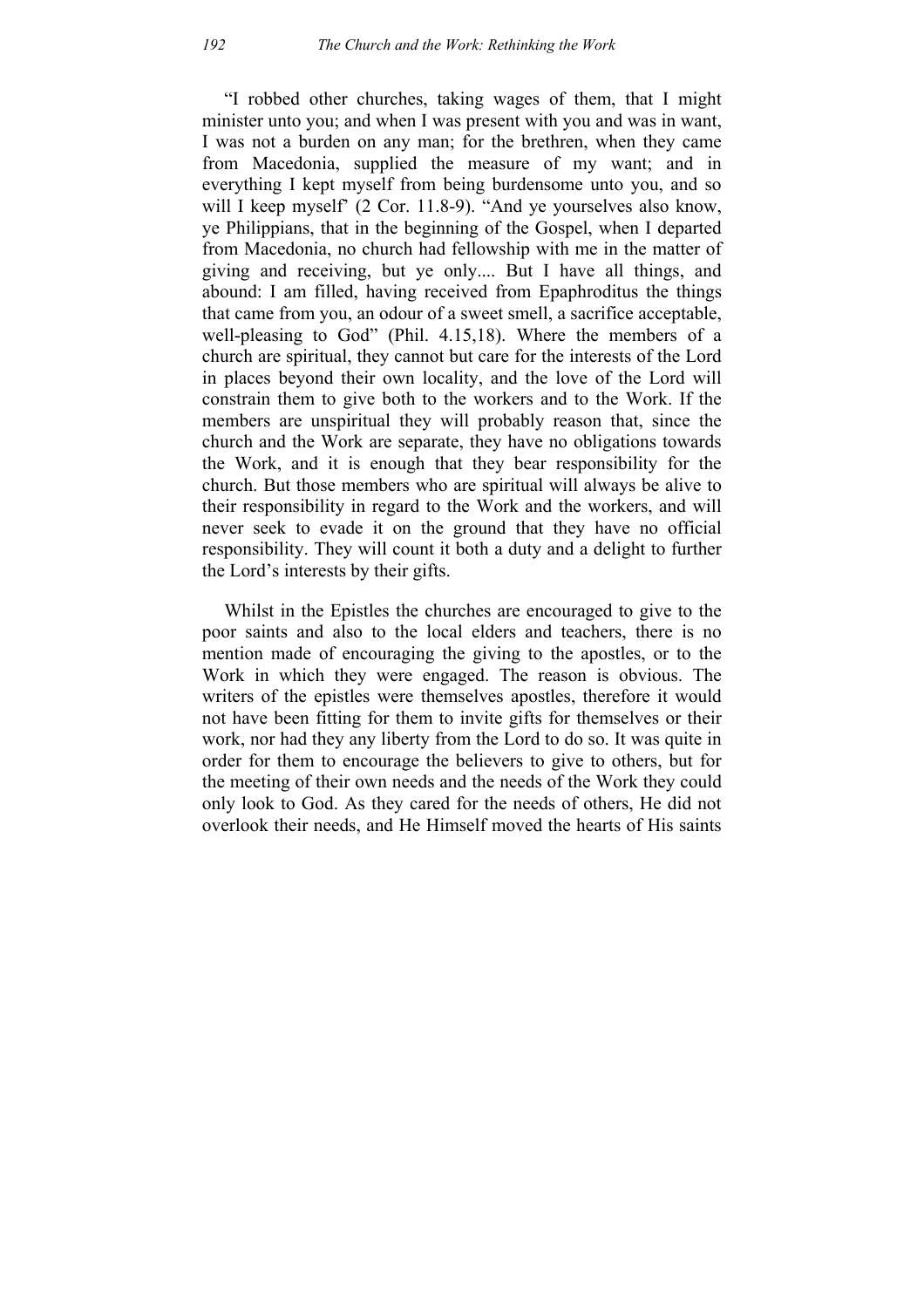"I robbed other churches, taking wages of them, that I might minister unto you; and when I was present with you and was in want, I was not a burden on any man; for the brethren, when they came from Macedonia, supplied the measure of my want; and in everything I kept myself from being burdensome unto you, and so will I keep myself" (2 Cor. 11.8-9). "And ye yourselves also know, ye Philippians, that in the beginning of the Gospel, when I departed from Macedonia, no church had fellowship with me in the matter of giving and receiving, but ye only.... But I have all things, and abound: I am filled, having received from Epaphroditus the things that came from you, an odour of a sweet smell, a sacrifice acceptable, well-pleasing to God" (Phil. 4.15,18). Where the members of a church are spiritual, they cannot but care for the interests of the Lord in places beyond their own locality, and the love of the Lord will constrain them to give both to the workers and to the Work. If the members are unspiritual they will probably reason that, since the church and the Work are separate, they have no obligations towards the Work, and it is enough that they bear responsibility for the church. But those members who are spiritual will always be alive to their responsibility in regard to the Work and the workers, and will never seek to evade it on the ground that they have no official responsibility. They will count it both a duty and a delight to further the Lord's interests by their gifts.

Whilst in the Epistles the churches are encouraged to give to the poor saints and also to the local elders and teachers, there is no mention made of encouraging the giving to the apostles, or to the Work in which they were engaged. The reason is obvious. The writers of the epistles were themselves apostles, therefore it would not have been fitting for them to invite gifts for themselves or their work, nor had they any liberty from the Lord to do so. It was quite in order for them to encourage the believers to give to others, but for the meeting of their own needs and the needs of the Work they could only look to God. As they cared for the needs of others, He did not overlook their needs, and He Himself moved the hearts of His saints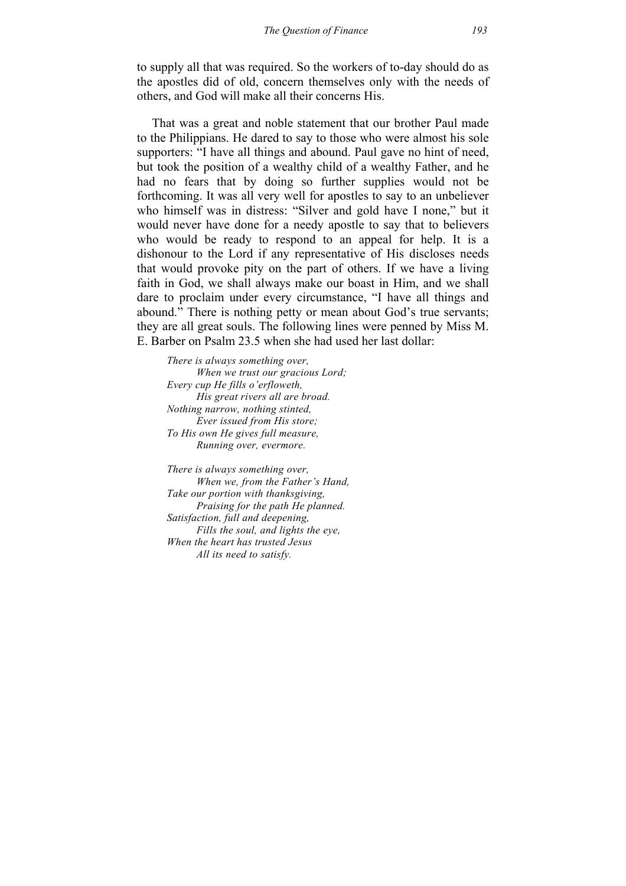to supply all that was required. So the workers of to-day should do as the apostles did of old, concern themselves only with the needs of others, and God will make all their concerns His.

That was a great and noble statement that our brother Paul made to the Philippians. He dared to say to those who were almost his sole supporters: "I have all things and abound. Paul gave no hint of need, but took the position of a wealthy child of a wealthy Father, and he had no fears that by doing so further supplies would not be forthcoming. It was all very well for apostles to say to an unbeliever who himself was in distress: "Silver and gold have I none," but it would never have done for a needy apostle to say that to believers who would be ready to respond to an appeal for help. It is a dishonour to the Lord if any representative of His discloses needs that would provoke pity on the part of others. If we have a living faith in God, we shall always make our boast in Him, and we shall dare to proclaim under every circumstance, "I have all things and abound." There is nothing petty or mean about God's true servants; they are all great souls. The following lines were penned by Miss M. E. Barber on Psalm 23.5 when she had used her last dollar:

*There is always something over,*  
*When we trust our gracious Lord;*  
*Every cup He fills o'erfloweth,*  
*His great rivers all are broad.*  
*Nothing narrow, nothing stinted,*  
*Ever issued from His store;*  
*To His own He gives full measure,*  
*Running over, evermore.*

*There is always something over,*  
*When we, from the Father's Hand,*  
*Take our portion with thanksgiving,*  
*Praising for the path He planned.*  
*Satisfaction, full and deepening,*  
*Fills the soul, and lights the eye,*  
*When the heart has trusted Jesus*  
*All its need to satisfy.*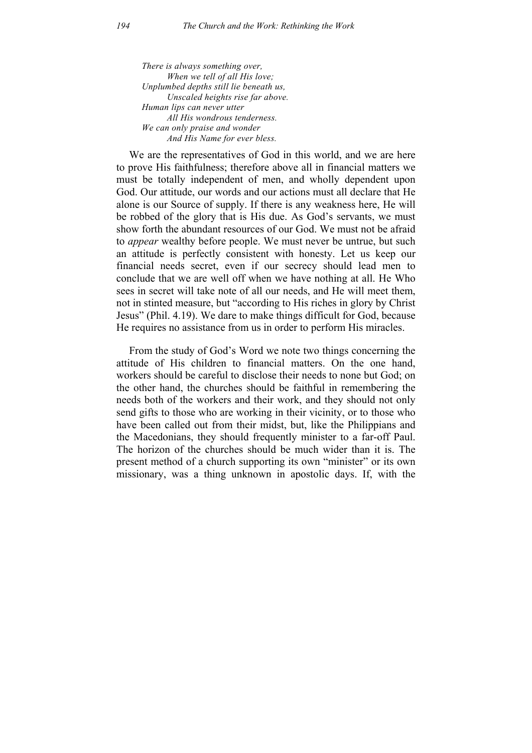*There is always something over,*
*When we tell of all His love;*
*Unplumbed depths still lie beneath us,*
*Unscaled heights rise far above.*
*Human lips can never utter*
*All His wondrous tenderness.*
*We can only praise and wonder*
*And His Name for ever bless.*

We are the representatives of God in this world, and we are here to prove His faithfulness; therefore above all in financial matters we must be totally independent of men, and wholly dependent upon God. Our attitude, our words and our actions must all declare that He alone is our Source of supply. If there is any weakness here, He will be robbed of the glory that is His due. As God's servants, we must show forth the abundant resources of our God. We must not be afraid to *appear* wealthy before people. We must never be untrue, but such an attitude is perfectly consistent with honesty. Let us keep our financial needs secret, even if our secrecy should lead men to conclude that we are well off when we have nothing at all. He Who sees in secret will take note of all our needs, and He will meet them, not in stinted measure, but "according to His riches in glory by Christ Jesus" (Phil. 4.19). We dare to make things difficult for God, because He requires no assistance from us in order to perform His miracles.

From the study of God's Word we note two things concerning the attitude of His children to financial matters. On the one hand, workers should be careful to disclose their needs to none but God; on the other hand, the churches should be faithful in remembering the needs both of the workers and their work, and they should not only send gifts to those who are working in their vicinity, or to those who have been called out from their midst, but, like the Philippians and the Macedonians, they should frequently minister to a far-off Paul. The horizon of the churches should be much wider than it is. The present method of a church supporting its own "minister" or its own missionary, was a thing unknown in apostolic days. If, with the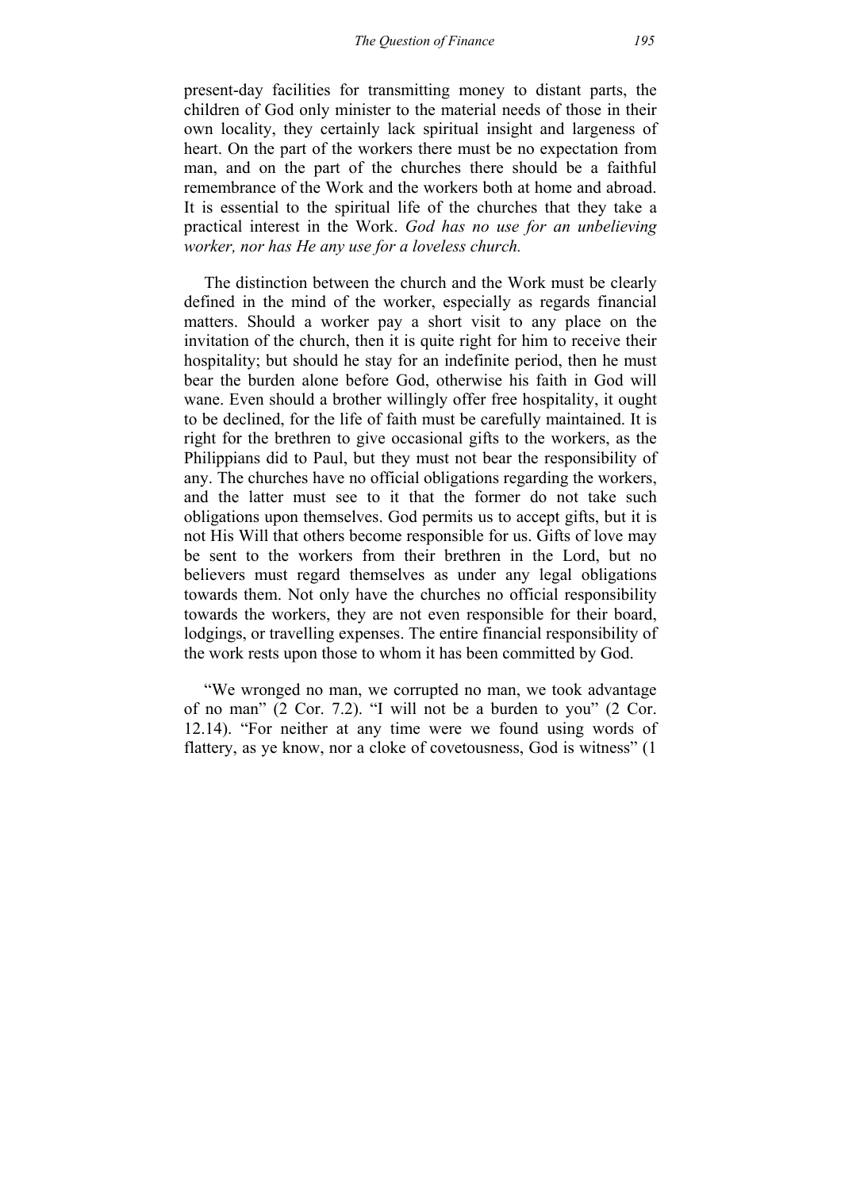present-day facilities for transmitting money to distant parts, the children of God only minister to the material needs of those in their own locality, they certainly lack spiritual insight and largeness of heart. On the part of the workers there must be no expectation from man, and on the part of the churches there should be a faithful remembrance of the Work and the workers both at home and abroad. It is essential to the spiritual life of the churches that they take a practical interest in the Work. *God has no use for an unbelieving worker, nor has He any use for a loveless church.*

The distinction between the church and the Work must be clearly defined in the mind of the worker, especially as regards financial matters. Should a worker pay a short visit to any place on the invitation of the church, then it is quite right for him to receive their hospitality; but should he stay for an indefinite period, then he must bear the burden alone before God, otherwise his faith in God will wane. Even should a brother willingly offer free hospitality, it ought to be declined, for the life of faith must be carefully maintained. It is right for the brethren to give occasional gifts to the workers, as the Philippians did to Paul, but they must not bear the responsibility of any. The churches have no official obligations regarding the workers, and the latter must see to it that the former do not take such obligations upon themselves. God permits us to accept gifts, but it is not His Will that others become responsible for us. Gifts of love may be sent to the workers from their brethren in the Lord, but no believers must regard themselves as under any legal obligations towards them. Not only have the churches no official responsibility towards the workers, they are not even responsible for their board, lodgings, or travelling expenses. The entire financial responsibility of the work rests upon those to whom it has been committed by God.

"We wronged no man, we corrupted no man, we took advantage of no man" (2 Cor. 7.2). "I will not be a burden to you" (2 Cor. 12.14). "For neither at any time were we found using words of flattery, as ye know, nor a cloke of covetousness, God is witness" (1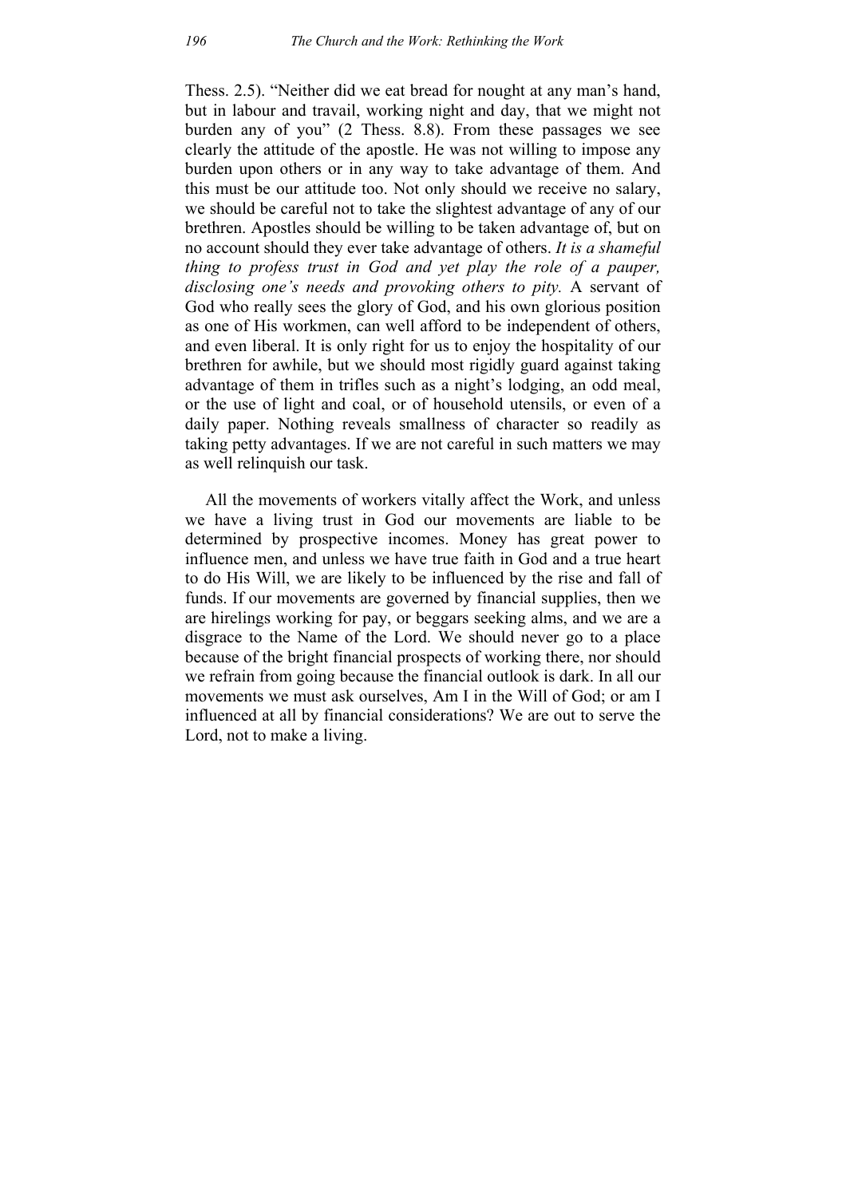Thess. 2.5). “Neither did we eat bread for nought at any man’s hand, but in labour and travail, working night and day, that we might not burden any of you” (2 Thess. 8.8). From these passages we see clearly the attitude of the apostle. He was not willing to impose any burden upon others or in any way to take advantage of them. And this must be our attitude too. Not only should we receive no salary, we should be careful not to take the slightest advantage of any of our brethren. Apostles should be willing to be taken advantage of, but on no account should they ever take advantage of others. *It is a shameful thing to profess trust in God and yet play the role of a pauper, disclosing one’s needs and provoking others to pity.* A servant of God who really sees the glory of God, and his own glorious position as one of His workmen, can well afford to be independent of others, and even liberal. It is only right for us to enjoy the hospitality of our brethren for awhile, but we should most rigidly guard against taking advantage of them in trifles such as a night’s lodging, an odd meal, or the use of light and coal, or of household utensils, or even of a daily paper. Nothing reveals smallness of character so readily as taking petty advantages. If we are not careful in such matters we may as well relinquish our task.

All the movements of workers vitally affect the Work, and unless we have a living trust in God our movements are liable to be determined by prospective incomes. Money has great power to influence men, and unless we have true faith in God and a true heart to do His Will, we are likely to be influenced by the rise and fall of funds. If our movements are governed by financial supplies, then we are hirelings working for pay, or beggars seeking alms, and we are a disgrace to the Name of the Lord. We should never go to a place because of the bright financial prospects of working there, nor should we refrain from going because the financial outlook is dark. In all our movements we must ask ourselves, Am I in the Will of God; or am I influenced at all by financial considerations? We are out to serve the Lord, not to make a living.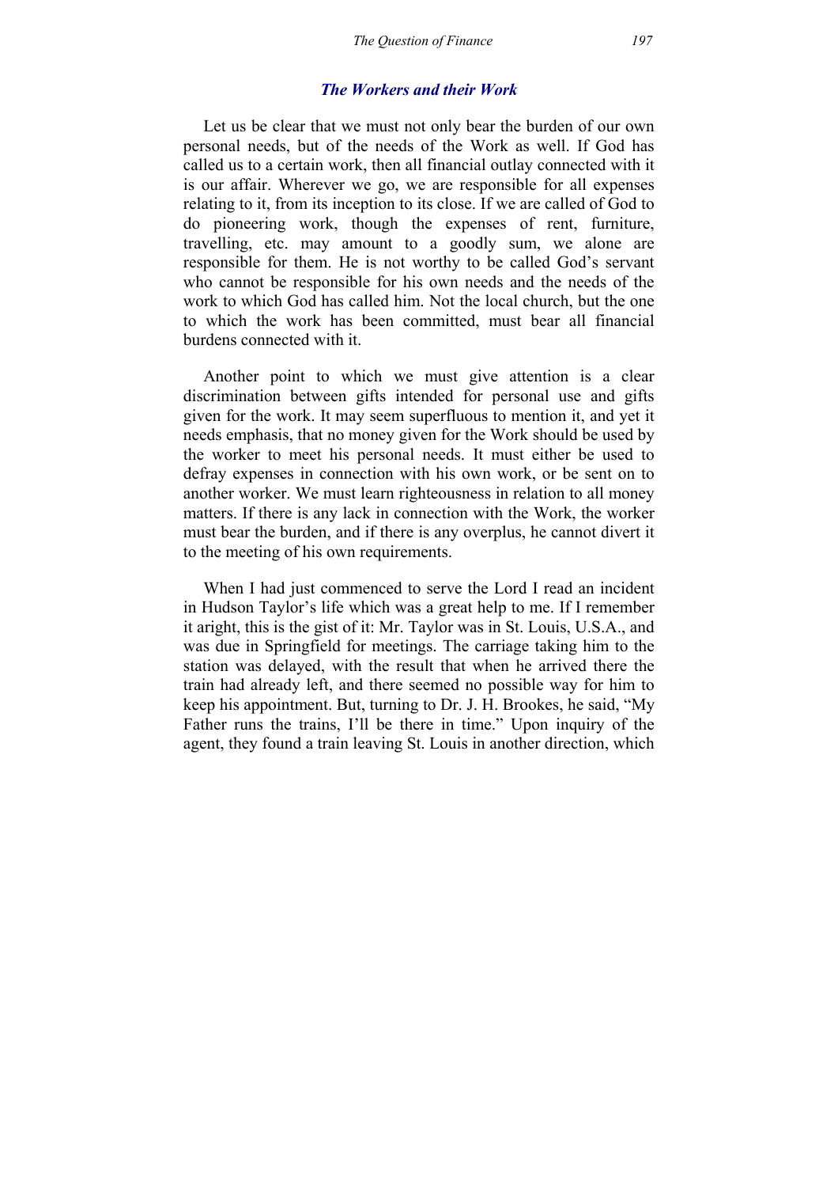### *The Workers and their Work*

Let us be clear that we must not only bear the burden of our own personal needs, but of the needs of the Work as well. If God has called us to a certain work, then all financial outlay connected with it is our affair. Wherever we go, we are responsible for all expenses relating to it, from its inception to its close. If we are called of God to do pioneering work, though the expenses of rent, furniture, travelling, etc. may amount to a goodly sum, we alone are responsible for them. He is not worthy to be called God's servant who cannot be responsible for his own needs and the needs of the work to which God has called him. Not the local church, but the one to which the work has been committed, must bear all financial burdens connected with it.

Another point to which we must give attention is a clear discrimination between gifts intended for personal use and gifts given for the work. It may seem superfluous to mention it, and yet it needs emphasis, that no money given for the Work should be used by the worker to meet his personal needs. It must either be used to defray expenses in connection with his own work, or be sent on to another worker. We must learn righteousness in relation to all money matters. If there is any lack in connection with the Work, the worker must bear the burden, and if there is any overplus, he cannot divert it to the meeting of his own requirements.

When I had just commenced to serve the Lord I read an incident in Hudson Taylor's life which was a great help to me. If I remember it aright, this is the gist of it: Mr. Taylor was in St. Louis, U.S.A., and was due in Springfield for meetings. The carriage taking him to the station was delayed, with the result that when he arrived there the train had already left, and there seemed no possible way for him to keep his appointment. But, turning to Dr. J. H. Brookes, he said, "My Father runs the trains, I'll be there in time." Upon inquiry of the agent, they found a train leaving St. Louis in another direction, which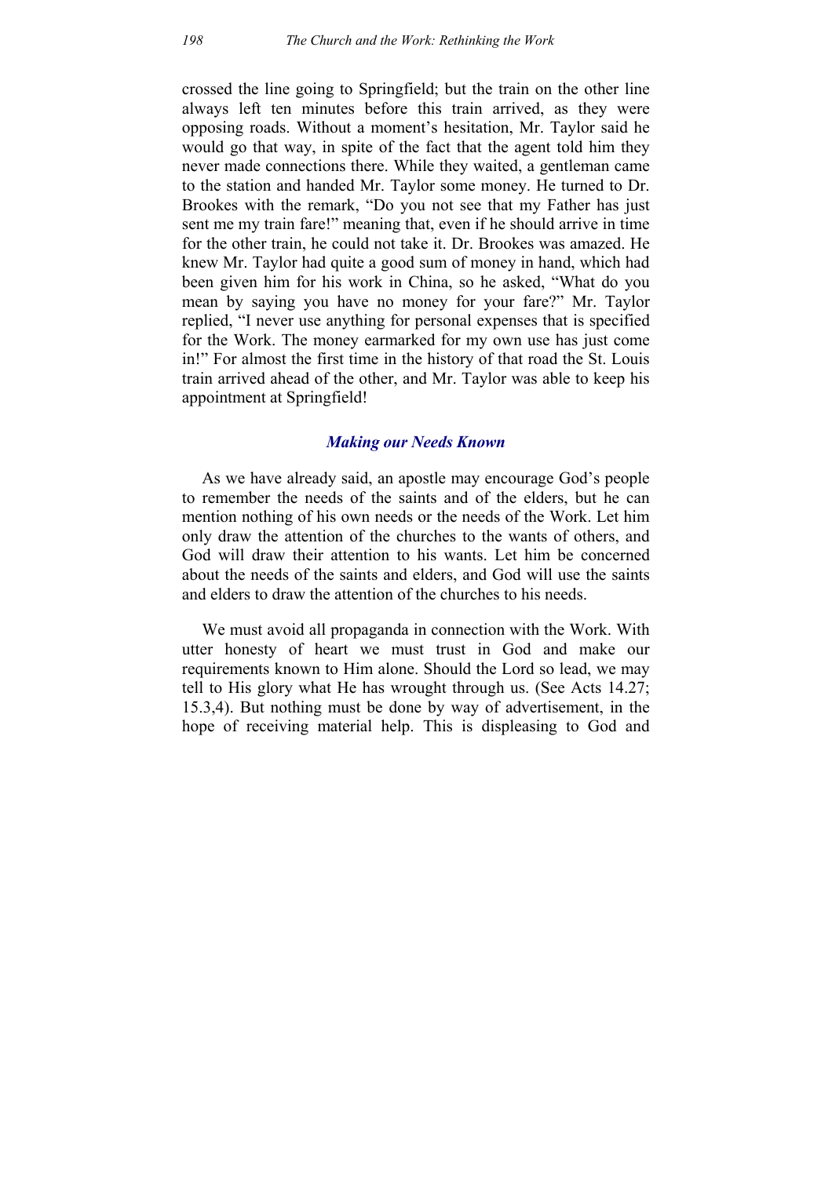crossed the line going to Springfield; but the train on the other line always left ten minutes before this train arrived, as they were opposing roads. Without a moment's hesitation, Mr. Taylor said he would go that way, in spite of the fact that the agent told him they never made connections there. While they waited, a gentleman came to the station and handed Mr. Taylor some money. He turned to Dr. Brookes with the remark, "Do you not see that my Father has just sent me my train fare!" meaning that, even if he should arrive in time for the other train, he could not take it. Dr. Brookes was amazed. He knew Mr. Taylor had quite a good sum of money in hand, which had been given him for his work in China, so he asked, "What do you mean by saying you have no money for your fare?" Mr. Taylor replied, "I never use anything for personal expenses that is specified for the Work. The money earmarked for my own use has just come in!" For almost the first time in the history of that road the St. Louis train arrived ahead of the other, and Mr. Taylor was able to keep his appointment at Springfield!

### *Making our Needs Known*

As we have already said, an apostle may encourage God's people to remember the needs of the saints and of the elders, but he can mention nothing of his own needs or the needs of the Work. Let him only draw the attention of the churches to the wants of others, and God will draw their attention to his wants. Let him be concerned about the needs of the saints and elders, and God will use the saints and elders to draw the attention of the churches to his needs.

We must avoid all propaganda in connection with the Work. With utter honesty of heart we must trust in God and make our requirements known to Him alone. Should the Lord so lead, we may tell to His glory what He has wrought through us. (See Acts 14.27; 15.3,4). But nothing must be done by way of advertisement, in the hope of receiving material help. This is displeasing to God and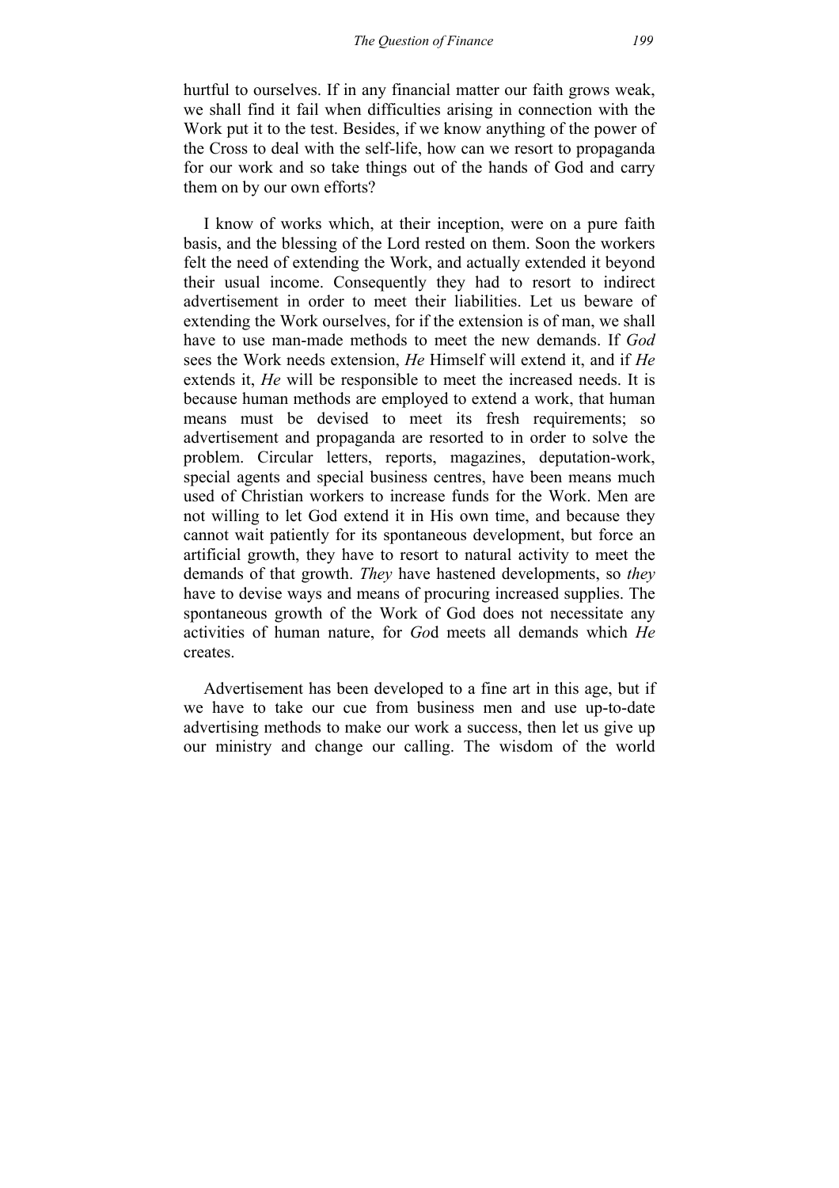hurtful to ourselves. If in any financial matter our faith grows weak, we shall find it fail when difficulties arising in connection with the Work put it to the test. Besides, if we know anything of the power of the Cross to deal with the self-life, how can we resort to propaganda for our work and so take things out of the hands of God and carry them on by our own efforts?

I know of works which, at their inception, were on a pure faith basis, and the blessing of the Lord rested on them. Soon the workers felt the need of extending the Work, and actually extended it beyond their usual income. Consequently they had to resort to indirect advertisement in order to meet their liabilities. Let us beware of extending the Work ourselves, for if the extension is of man, we shall have to use man-made methods to meet the new demands. If *God* sees the Work needs extension, *He* Himself will extend it, and if *He* extends it, *He* will be responsible to meet the increased needs. It is because human methods are employed to extend a work, that human means must be devised to meet its fresh requirements; so advertisement and propaganda are resorted to in order to solve the problem. Circular letters, reports, magazines, deputation-work, special agents and special business centres, have been means much used of Christian workers to increase funds for the Work. Men are not willing to let God extend it in His own time, and because they cannot wait patiently for its spontaneous development, but force an artificial growth, they have to resort to natural activity to meet the demands of that growth. *They* have hastened developments, so *they* have to devise ways and means of procuring increased supplies. The spontaneous growth of the Work of God does not necessitate any activities of human nature, for *Go*d meets all demands which *He* creates.

Advertisement has been developed to a fine art in this age, but if we have to take our cue from business men and use up-to-date advertising methods to make our work a success, then let us give up our ministry and change our calling. The wisdom of the world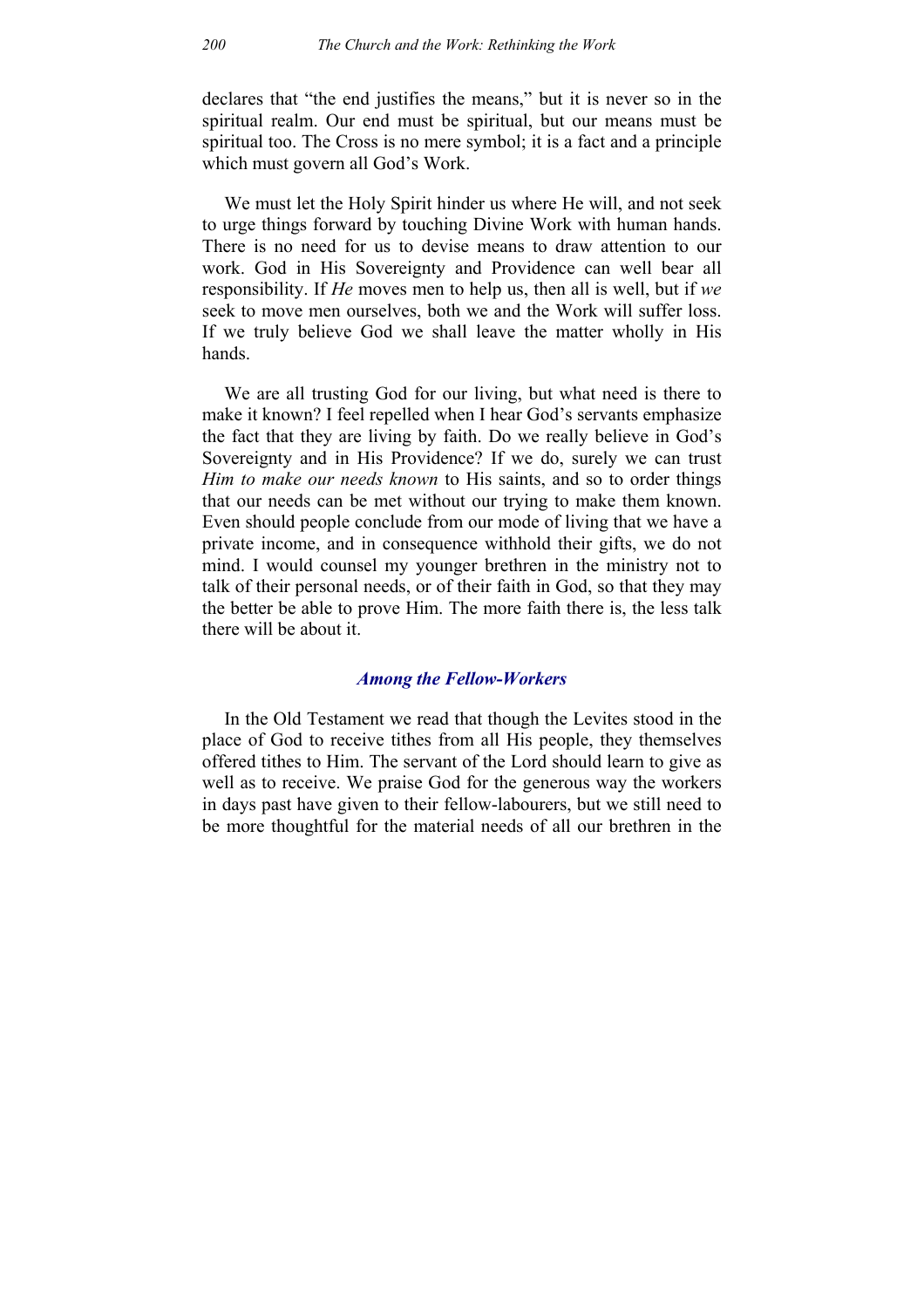declares that "the end justifies the means," but it is never so in the spiritual realm. Our end must be spiritual, but our means must be spiritual too. The Cross is no mere symbol; it is a fact and a principle which must govern all God's Work.

We must let the Holy Spirit hinder us where He will, and not seek to urge things forward by touching Divine Work with human hands. There is no need for us to devise means to draw attention to our work. God in His Sovereignty and Providence can well bear all responsibility. If *He* moves men to help us, then all is well, but if *we* seek to move men ourselves, both we and the Work will suffer loss. If we truly believe God we shall leave the matter wholly in His hands.

We are all trusting God for our living, but what need is there to make it known? I feel repelled when I hear God's servants emphasize the fact that they are living by faith. Do we really believe in God's Sovereignty and in His Providence? If we do, surely we can trust *Him to make our needs known* to His saints, and so to order things that our needs can be met without our trying to make them known. Even should people conclude from our mode of living that we have a private income, and in consequence withhold their gifts, we do not mind. I would counsel my younger brethren in the ministry not to talk of their personal needs, or of their faith in God, so that they may the better be able to prove Him. The more faith there is, the less talk there will be about it.

### *Among the Fellow-Workers*

In the Old Testament we read that though the Levites stood in the place of God to receive tithes from all His people, they themselves offered tithes to Him. The servant of the Lord should learn to give as well as to receive. We praise God for the generous way the workers in days past have given to their fellow-labourers, but we still need to be more thoughtful for the material needs of all our brethren in the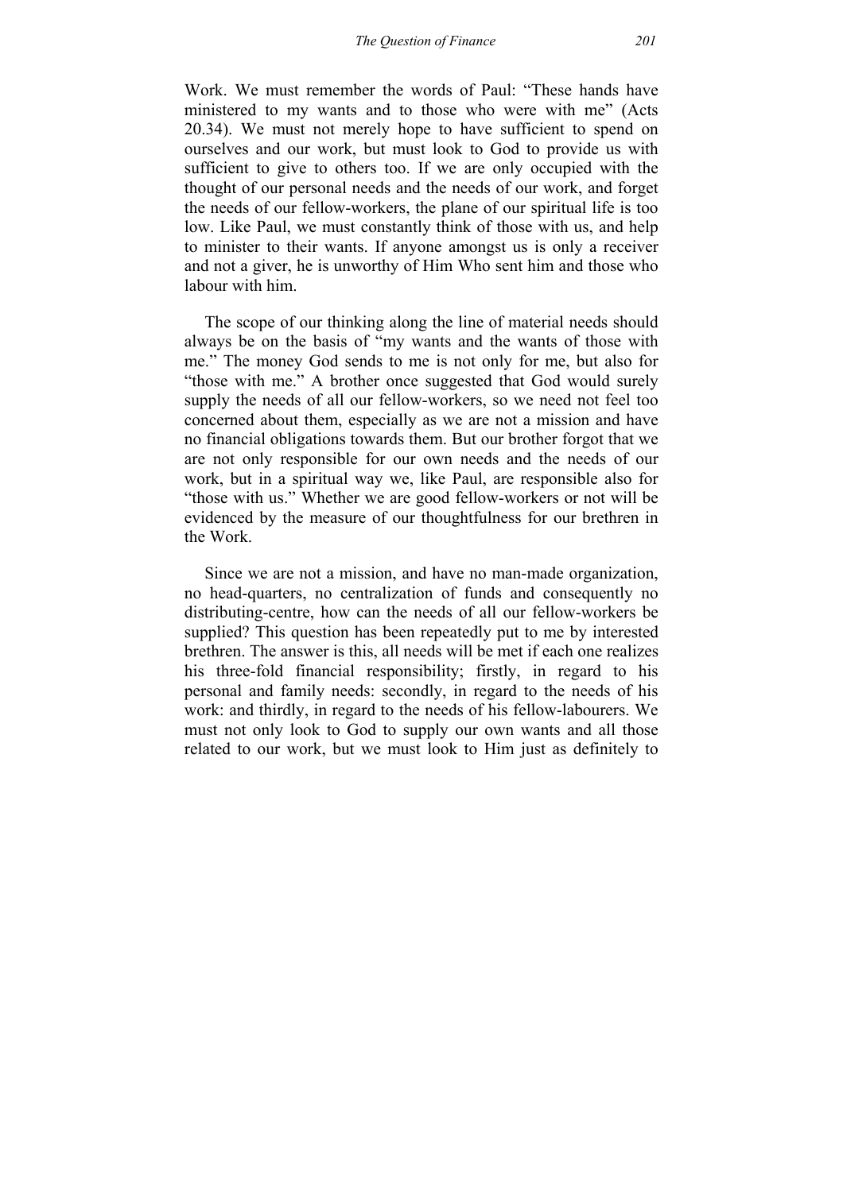Work. We must remember the words of Paul: "These hands have ministered to my wants and to those who were with me" (Acts 20.34). We must not merely hope to have sufficient to spend on ourselves and our work, but must look to God to provide us with sufficient to give to others too. If we are only occupied with the thought of our personal needs and the needs of our work, and forget the needs of our fellow-workers, the plane of our spiritual life is too low. Like Paul, we must constantly think of those with us, and help to minister to their wants. If anyone amongst us is only a receiver and not a giver, he is unworthy of Him Who sent him and those who labour with him.

The scope of our thinking along the line of material needs should always be on the basis of "my wants and the wants of those with me." The money God sends to me is not only for me, but also for "those with me." A brother once suggested that God would surely supply the needs of all our fellow-workers, so we need not feel too concerned about them, especially as we are not a mission and have no financial obligations towards them. But our brother forgot that we are not only responsible for our own needs and the needs of our work, but in a spiritual way we, like Paul, are responsible also for "those with us." Whether we are good fellow-workers or not will be evidenced by the measure of our thoughtfulness for our brethren in the Work.

Since we are not a mission, and have no man-made organization, no head-quarters, no centralization of funds and consequently no distributing-centre, how can the needs of all our fellow-workers be supplied? This question has been repeatedly put to me by interested brethren. The answer is this, all needs will be met if each one realizes his three-fold financial responsibility; firstly, in regard to his personal and family needs: secondly, in regard to the needs of his work: and thirdly, in regard to the needs of his fellow-labourers. We must not only look to God to supply our own wants and all those related to our work, but we must look to Him just as definitely to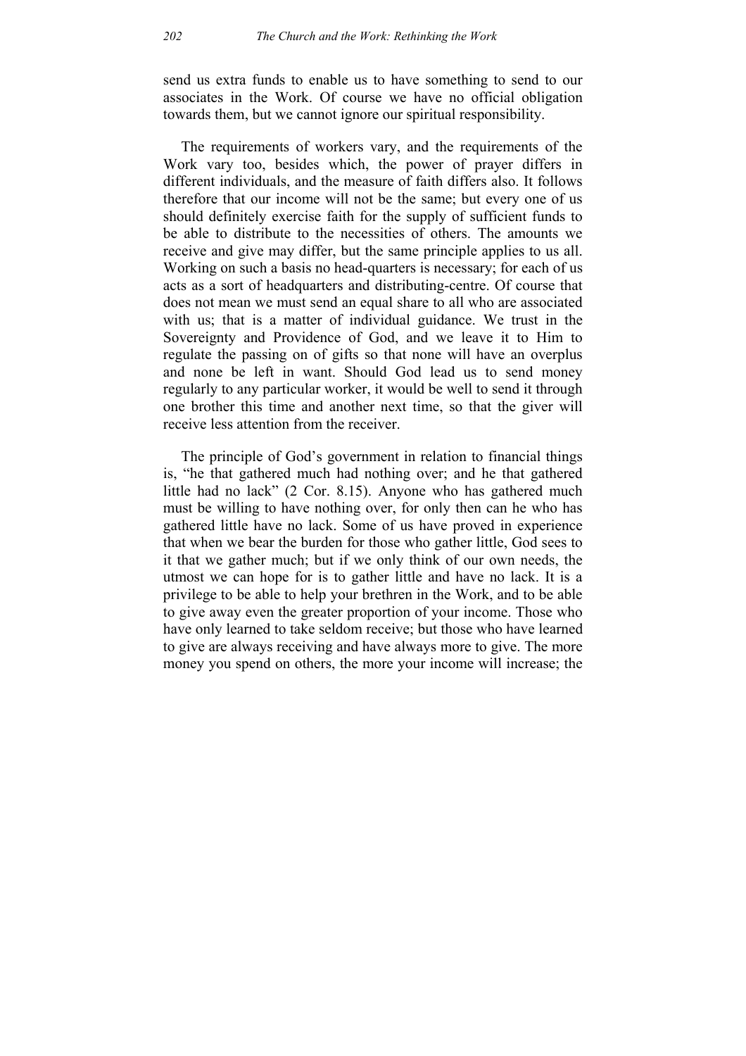send us extra funds to enable us to have something to send to our associates in the Work. Of course we have no official obligation towards them, but we cannot ignore our spiritual responsibility.

The requirements of workers vary, and the requirements of the Work vary too, besides which, the power of prayer differs in different individuals, and the measure of faith differs also. It follows therefore that our income will not be the same; but every one of us should definitely exercise faith for the supply of sufficient funds to be able to distribute to the necessities of others. The amounts we receive and give may differ, but the same principle applies to us all. Working on such a basis no head-quarters is necessary; for each of us acts as a sort of headquarters and distributing-centre. Of course that does not mean we must send an equal share to all who are associated with us; that is a matter of individual guidance. We trust in the Sovereignty and Providence of God, and we leave it to Him to regulate the passing on of gifts so that none will have an overplus and none be left in want. Should God lead us to send money regularly to any particular worker, it would be well to send it through one brother this time and another next time, so that the giver will receive less attention from the receiver.

The principle of God's government in relation to financial things is, "he that gathered much had nothing over; and he that gathered little had no lack" (2 Cor. 8.15). Anyone who has gathered much must be willing to have nothing over, for only then can he who has gathered little have no lack. Some of us have proved in experience that when we bear the burden for those who gather little, God sees to it that we gather much; but if we only think of our own needs, the utmost we can hope for is to gather little and have no lack. It is a privilege to be able to help your brethren in the Work, and to be able to give away even the greater proportion of your income. Those who have only learned to take seldom receive; but those who have learned to give are always receiving and have always more to give. The more money you spend on others, the more your income will increase; the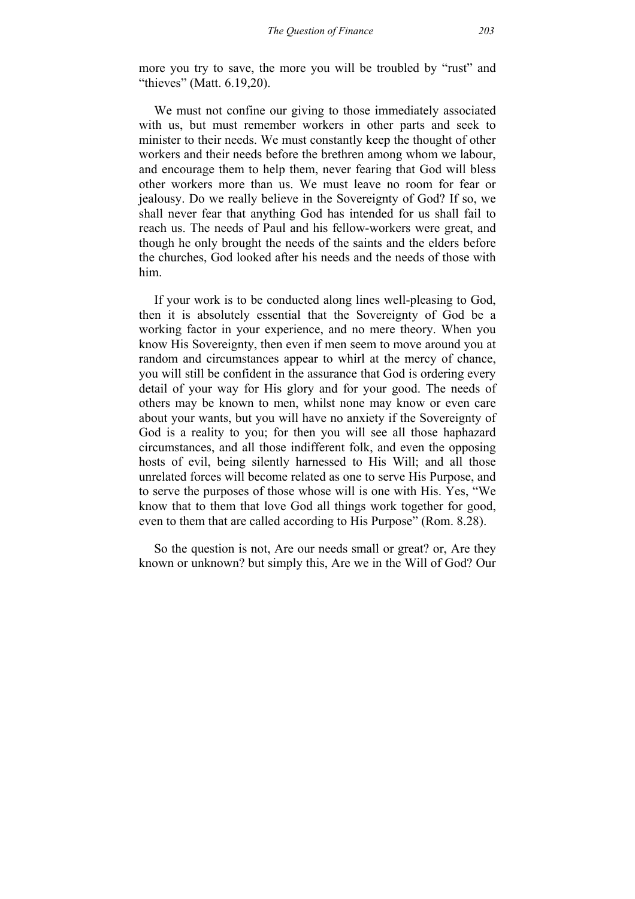more you try to save, the more you will be troubled by "rust" and "thieves" (Matt. 6.19,20).

We must not confine our giving to those immediately associated with us, but must remember workers in other parts and seek to minister to their needs. We must constantly keep the thought of other workers and their needs before the brethren among whom we labour, and encourage them to help them, never fearing that God will bless other workers more than us. We must leave no room for fear or jealousy. Do we really believe in the Sovereignty of God? If so, we shall never fear that anything God has intended for us shall fail to reach us. The needs of Paul and his fellow-workers were great, and though he only brought the needs of the saints and the elders before the churches, God looked after his needs and the needs of those with him.

If your work is to be conducted along lines well-pleasing to God, then it is absolutely essential that the Sovereignty of God be a working factor in your experience, and no mere theory. When you know His Sovereignty, then even if men seem to move around you at random and circumstances appear to whirl at the mercy of chance, you will still be confident in the assurance that God is ordering every detail of your way for His glory and for your good. The needs of others may be known to men, whilst none may know or even care about your wants, but you will have no anxiety if the Sovereignty of God is a reality to you; for then you will see all those haphazard circumstances, and all those indifferent folk, and even the opposing hosts of evil, being silently harnessed to His Will; and all those unrelated forces will become related as one to serve His Purpose, and to serve the purposes of those whose will is one with His. Yes, "We know that to them that love God all things work together for good, even to them that are called according to His Purpose" (Rom. 8.28).

So the question is not, Are our needs small or great? or, Are they known or unknown? but simply this, Are we in the Will of God? Our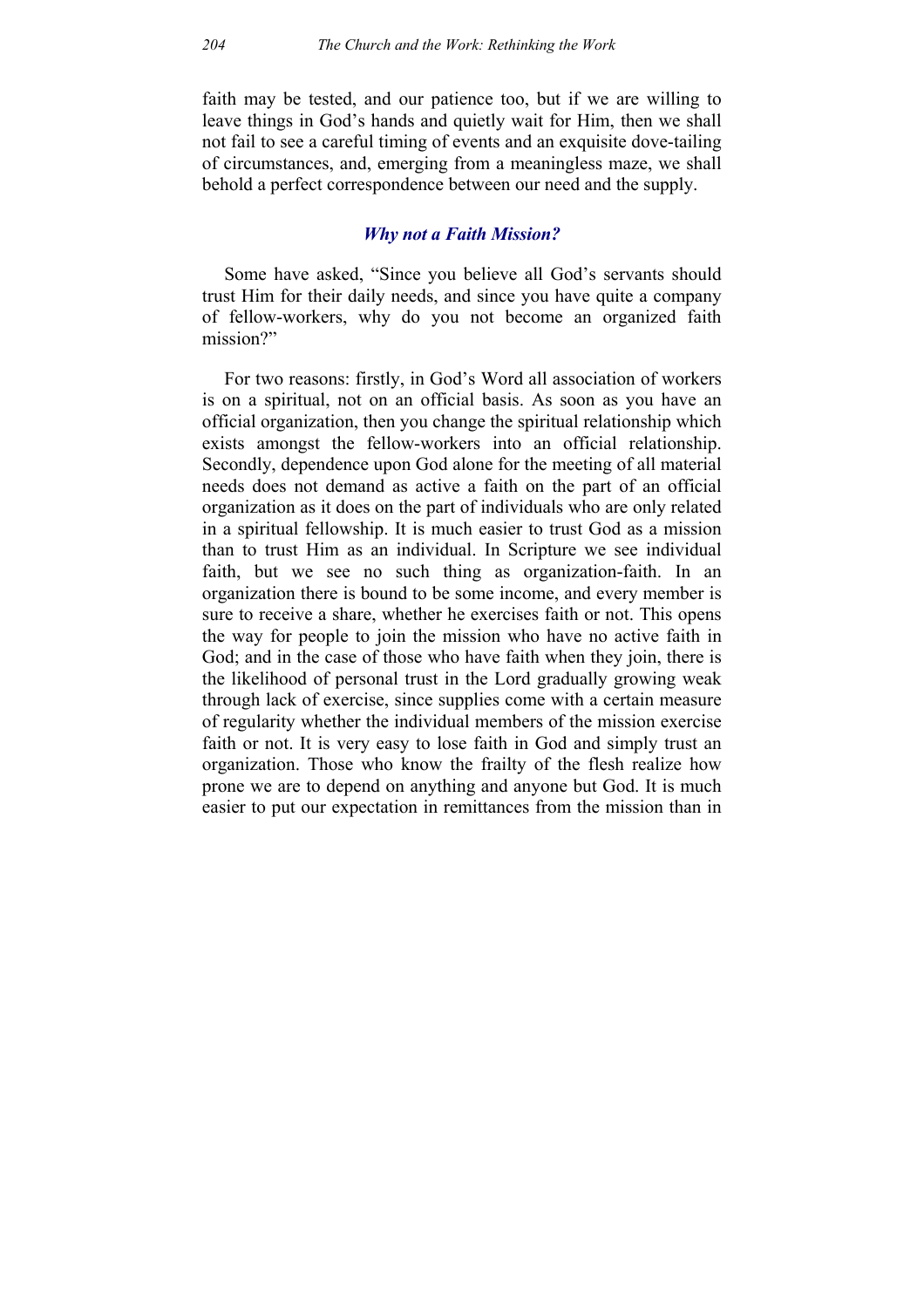faith may be tested, and our patience too, but if we are willing to leave things in God's hands and quietly wait for Him, then we shall not fail to see a careful timing of events and an exquisite dove-tailing of circumstances, and, emerging from a meaningless maze, we shall behold a perfect correspondence between our need and the supply.

### *Why not a Faith Mission?*

Some have asked, "Since you believe all God's servants should trust Him for their daily needs, and since you have quite a company of fellow-workers, why do you not become an organized faith mission?"

For two reasons: firstly, in God's Word all association of workers is on a spiritual, not on an official basis. As soon as you have an official organization, then you change the spiritual relationship which exists amongst the fellow-workers into an official relationship. Secondly, dependence upon God alone for the meeting of all material needs does not demand as active a faith on the part of an official organization as it does on the part of individuals who are only related in a spiritual fellowship. It is much easier to trust God as a mission than to trust Him as an individual. In Scripture we see individual faith, but we see no such thing as organization-faith. In an organization there is bound to be some income, and every member is sure to receive a share, whether he exercises faith or not. This opens the way for people to join the mission who have no active faith in God; and in the case of those who have faith when they join, there is the likelihood of personal trust in the Lord gradually growing weak through lack of exercise, since supplies come with a certain measure of regularity whether the individual members of the mission exercise faith or not. It is very easy to lose faith in God and simply trust an organization. Those who know the frailty of the flesh realize how prone we are to depend on anything and anyone but God. It is much easier to put our expectation in remittances from the mission than in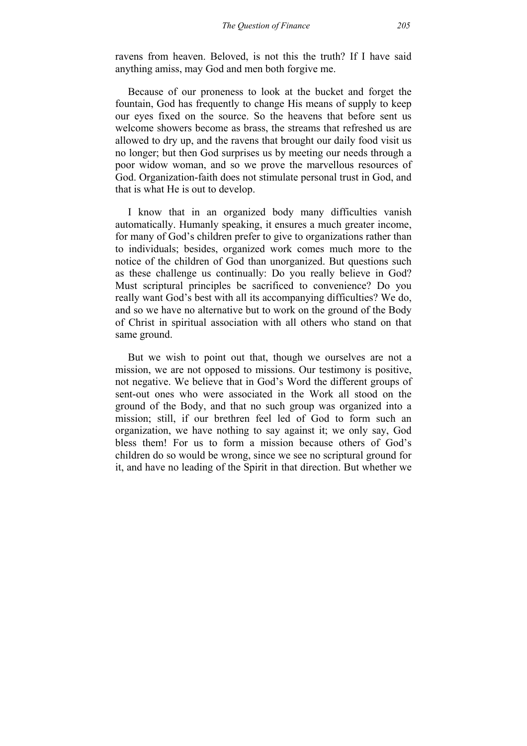ravens from heaven. Beloved, is not this the truth? If I have said anything amiss, may God and men both forgive me.

Because of our proneness to look at the bucket and forget the fountain, God has frequently to change His means of supply to keep our eyes fixed on the source. So the heavens that before sent us welcome showers become as brass, the streams that refreshed us are allowed to dry up, and the ravens that brought our daily food visit us no longer; but then God surprises us by meeting our needs through a poor widow woman, and so we prove the marvellous resources of God. Organization-faith does not stimulate personal trust in God, and that is what He is out to develop.

I know that in an organized body many difficulties vanish automatically. Humanly speaking, it ensures a much greater income, for many of God's children prefer to give to organizations rather than to individuals; besides, organized work comes much more to the notice of the children of God than unorganized. But questions such as these challenge us continually: Do you really believe in God? Must scriptural principles be sacrificed to convenience? Do you really want God's best with all its accompanying difficulties? We do, and so we have no alternative but to work on the ground of the Body of Christ in spiritual association with all others who stand on that same ground.

But we wish to point out that, though we ourselves are not a mission, we are not opposed to missions. Our testimony is positive, not negative. We believe that in God's Word the different groups of sent-out ones who were associated in the Work all stood on the ground of the Body, and that no such group was organized into a mission; still, if our brethren feel led of God to form such an organization, we have nothing to say against it; we only say, God bless them! For us to form a mission because others of God's children do so would be wrong, since we see no scriptural ground for it, and have no leading of the Spirit in that direction. But whether we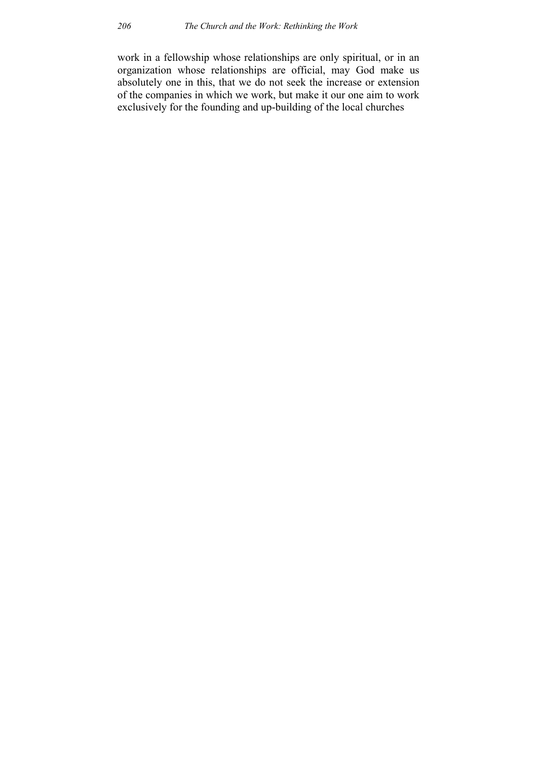work in a fellowship whose relationships are only spiritual, or in an organization whose relationships are official, may God make us absolutely one in this, that we do not seek the increase or extension of the companies in which we work, but make it our one aim to work exclusively for the founding and up-building of the local churches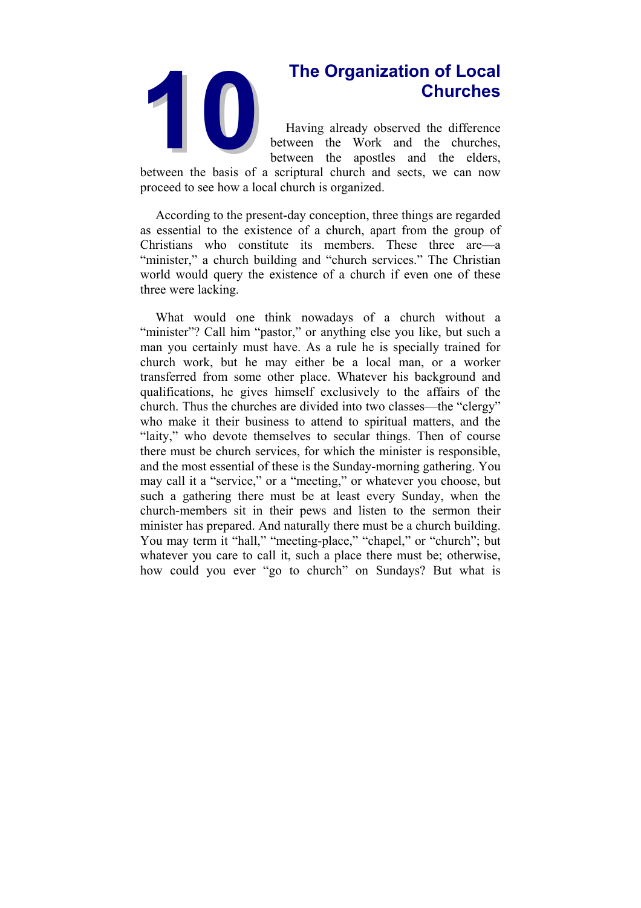# 10 The Organization of Local Churches

Having already observed the difference between the Work and the churches, between the apostles and the elders, between the basis of a scriptural church and sects, we can now proceed to see how a local church is organized.

According to the present-day conception, three things are regarded as essential to the existence of a church, apart from the group of Christians who constitute its members. These three are—a "minister," a church building and "church services." The Christian world would query the existence of a church if even one of these three were lacking.

What would one think nowadays of a church without a "minister"? Call him "pastor," or anything else you like, but such a man you certainly must have. As a rule he is specially trained for church work, but he may either be a local man, or a worker transferred from some other place. Whatever his background and qualifications, he gives himself exclusively to the affairs of the church. Thus the churches are divided into two classes—the "clergy" who make it their business to attend to spiritual matters, and the "laity," who devote themselves to secular things. Then of course there must be church services, for which the minister is responsible, and the most essential of these is the Sunday-morning gathering. You may call it a "service," or a "meeting," or whatever you choose, but such a gathering there must be at least every Sunday, when the church-members sit in their pews and listen to the sermon their minister has prepared. And naturally there must be a church building. You may term it "hall," "meeting-place," "chapel," or "church"; but whatever you care to call it, such a place there must be; otherwise, how could you ever "go to church" on Sundays? But what is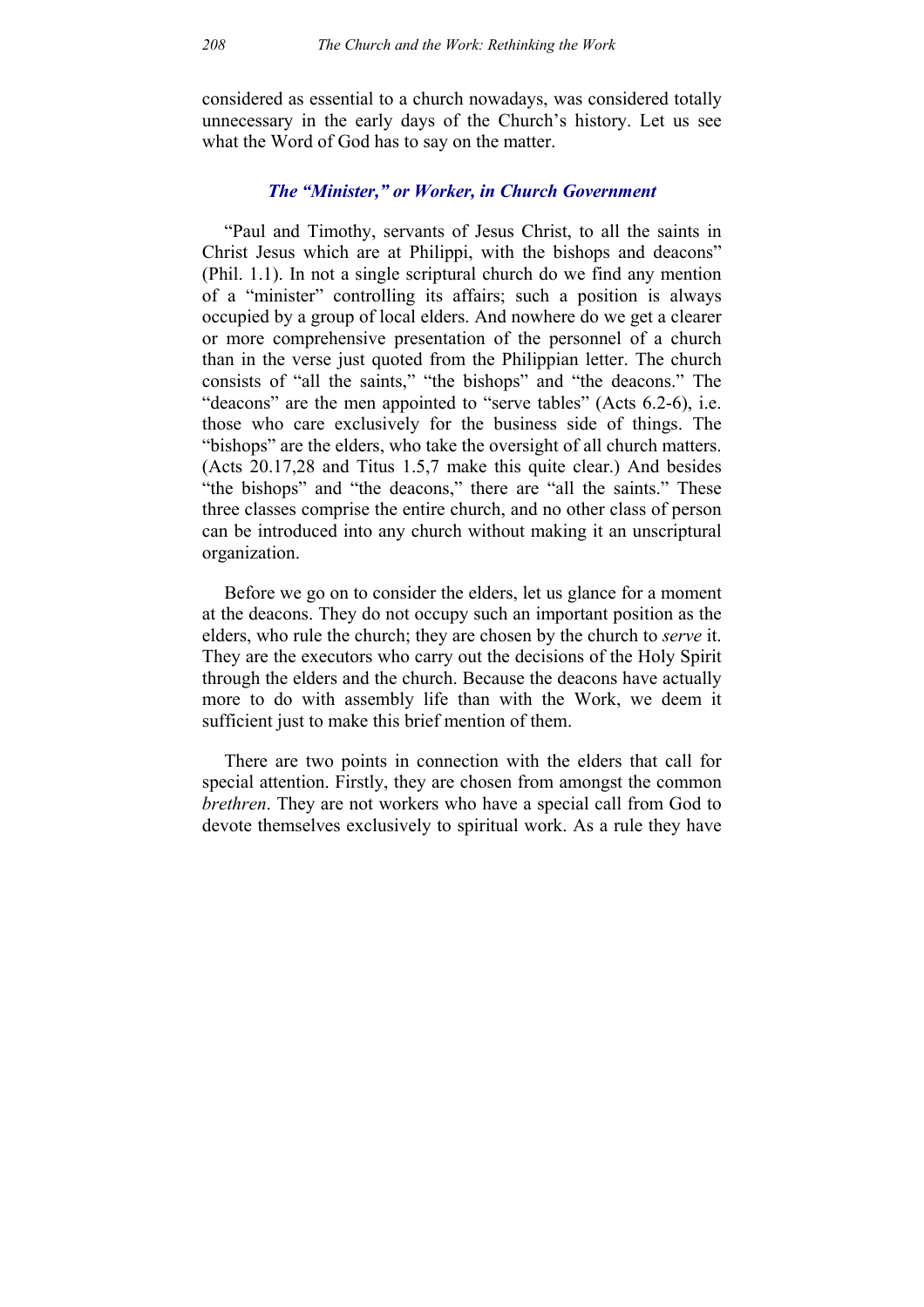considered as essential to a church nowadays, was considered totally unnecessary in the early days of the Church's history. Let us see what the Word of God has to say on the matter.

### *The "Minister," or Worker, in Church Government*

"Paul and Timothy, servants of Jesus Christ, to all the saints in Christ Jesus which are at Philippi, with the bishops and deacons" (Phil. 1.1). In not a single scriptural church do we find any mention of a "minister" controlling its affairs; such a position is always occupied by a group of local elders. And nowhere do we get a clearer or more comprehensive presentation of the personnel of a church than in the verse just quoted from the Philippian letter. The church consists of "all the saints," "the bishops" and "the deacons." The "deacons" are the men appointed to "serve tables" (Acts 6.2-6), i.e. those who care exclusively for the business side of things. The "bishops" are the elders, who take the oversight of all church matters. (Acts 20.17,28 and Titus 1.5,7 make this quite clear.) And besides "the bishops" and "the deacons," there are "all the saints." These three classes comprise the entire church, and no other class of person can be introduced into any church without making it an unscriptural organization.

Before we go on to consider the elders, let us glance for a moment at the deacons. They do not occupy such an important position as the elders, who rule the church; they are chosen by the church to *serve* it. They are the executors who carry out the decisions of the Holy Spirit through the elders and the church. Because the deacons have actually more to do with assembly life than with the Work, we deem it sufficient just to make this brief mention of them.

There are two points in connection with the elders that call for special attention. Firstly, they are chosen from amongst the common *brethren*. They are not workers who have a special call from God to devote themselves exclusively to spiritual work. As a rule they have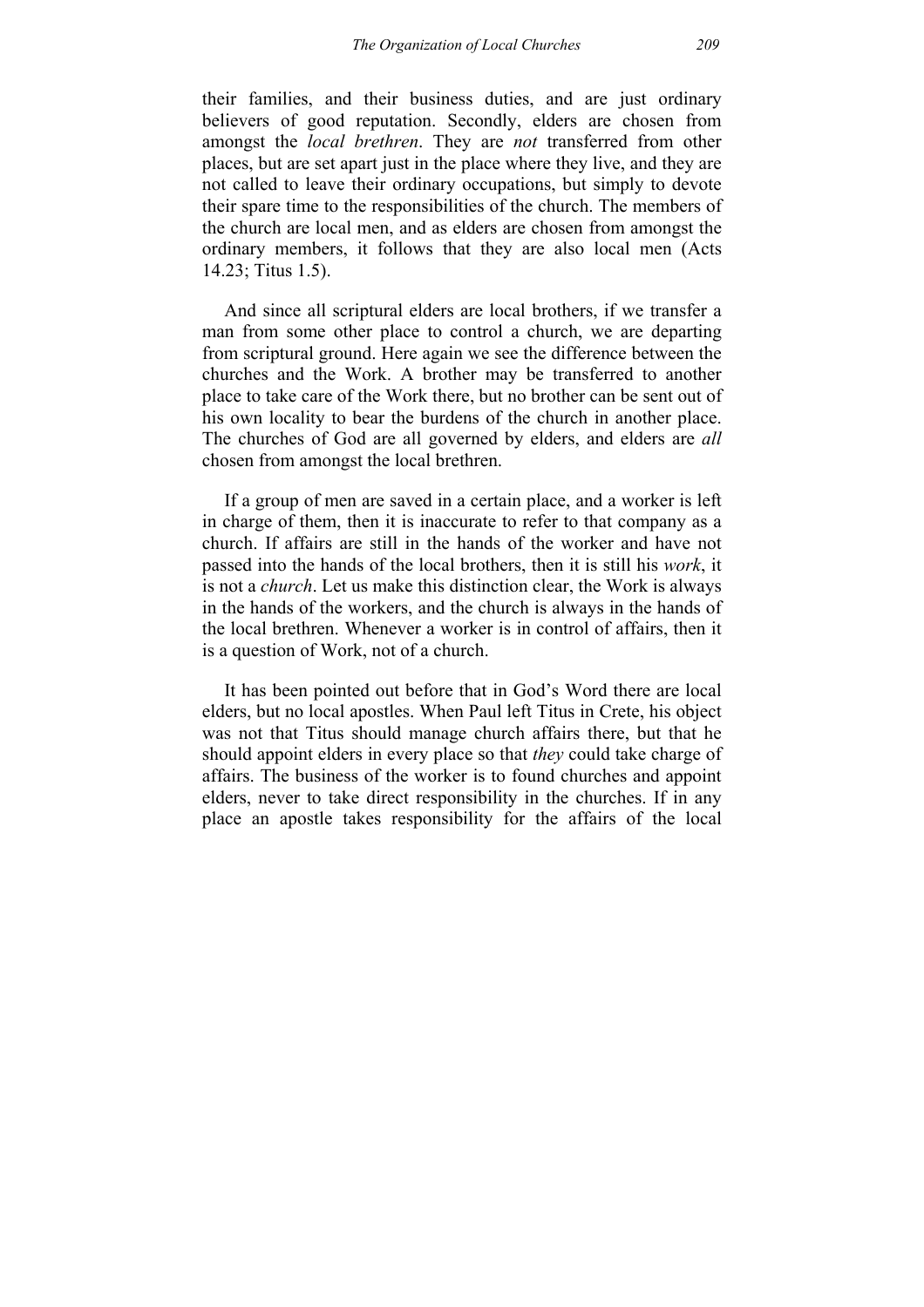their families, and their business duties, and are just ordinary believers of good reputation. Secondly, elders are chosen from amongst the *local brethren*. They are *not* transferred from other places, but are set apart just in the place where they live, and they are not called to leave their ordinary occupations, but simply to devote their spare time to the responsibilities of the church. The members of the church are local men, and as elders are chosen from amongst the ordinary members, it follows that they are also local men (Acts 14.23; Titus 1.5).

And since all scriptural elders are local brothers, if we transfer a man from some other place to control a church, we are departing from scriptural ground. Here again we see the difference between the churches and the Work. A brother may be transferred to another place to take care of the Work there, but no brother can be sent out of his own locality to bear the burdens of the church in another place. The churches of God are all governed by elders, and elders are *all* chosen from amongst the local brethren.

If a group of men are saved in a certain place, and a worker is left in charge of them, then it is inaccurate to refer to that company as a church. If affairs are still in the hands of the worker and have not passed into the hands of the local brothers, then it is still his *work*, it is not a *church*. Let us make this distinction clear, the Work is always in the hands of the workers, and the church is always in the hands of the local brethren. Whenever a worker is in control of affairs, then it is a question of Work, not of a church.

It has been pointed out before that in God's Word there are local elders, but no local apostles. When Paul left Titus in Crete, his object was not that Titus should manage church affairs there, but that he should appoint elders in every place so that *they* could take charge of affairs. The business of the worker is to found churches and appoint elders, never to take direct responsibility in the churches. If in any place an apostle takes responsibility for the affairs of the local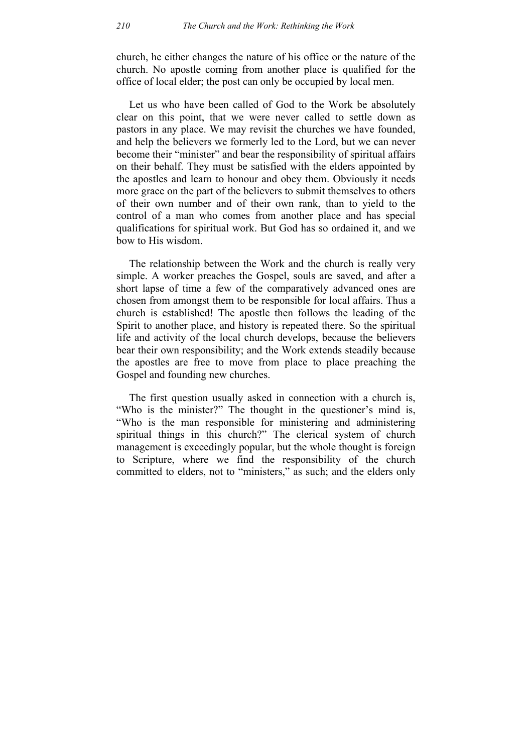church, he either changes the nature of his office or the nature of the church. No apostle coming from another place is qualified for the office of local elder; the post can only be occupied by local men.

Let us who have been called of God to the Work be absolutely clear on this point, that we were never called to settle down as pastors in any place. We may revisit the churches we have founded, and help the believers we formerly led to the Lord, but we can never become their "minister" and bear the responsibility of spiritual affairs on their behalf. They must be satisfied with the elders appointed by the apostles and learn to honour and obey them. Obviously it needs more grace on the part of the believers to submit themselves to others of their own number and of their own rank, than to yield to the control of a man who comes from another place and has special qualifications for spiritual work. But God has so ordained it, and we bow to His wisdom.

The relationship between the Work and the church is really very simple. A worker preaches the Gospel, souls are saved, and after a short lapse of time a few of the comparatively advanced ones are chosen from amongst them to be responsible for local affairs. Thus a church is established! The apostle then follows the leading of the Spirit to another place, and history is repeated there. So the spiritual life and activity of the local church develops, because the believers bear their own responsibility; and the Work extends steadily because the apostles are free to move from place to place preaching the Gospel and founding new churches.

The first question usually asked in connection with a church is, "Who is the minister?" The thought in the questioner's mind is, "Who is the man responsible for ministering and administering spiritual things in this church?" The clerical system of church management is exceedingly popular, but the whole thought is foreign to Scripture, where we find the responsibility of the church committed to elders, not to "ministers," as such; and the elders only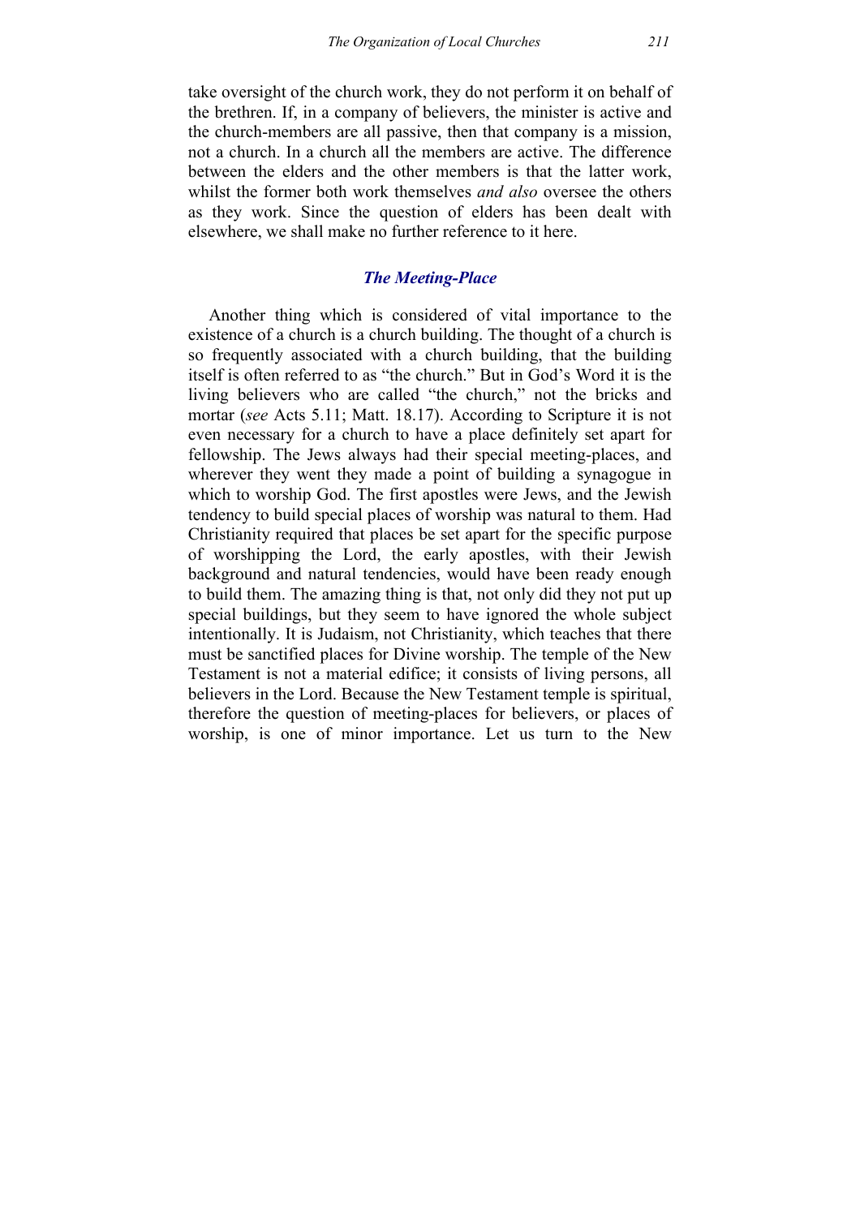take oversight of the church work, they do not perform it on behalf of the brethren. If, in a company of believers, the minister is active and the church-members are all passive, then that company is a mission, not a church. In a church all the members are active. The difference between the elders and the other members is that the latter work, whilst the former both work themselves *and also* oversee the others as they work. Since the question of elders has been dealt with elsewhere, we shall make no further reference to it here.

### *The Meeting-Place*

Another thing which is considered of vital importance to the existence of a church is a church building. The thought of a church is so frequently associated with a church building, that the building itself is often referred to as "the church." But in God's Word it is the living believers who are called "the church," not the bricks and mortar (*see* Acts 5.11; Matt. 18.17). According to Scripture it is not even necessary for a church to have a place definitely set apart for fellowship. The Jews always had their special meeting-places, and wherever they went they made a point of building a synagogue in which to worship God. The first apostles were Jews, and the Jewish tendency to build special places of worship was natural to them. Had Christianity required that places be set apart for the specific purpose of worshipping the Lord, the early apostles, with their Jewish background and natural tendencies, would have been ready enough to build them. The amazing thing is that, not only did they not put up special buildings, but they seem to have ignored the whole subject intentionally. It is Judaism, not Christianity, which teaches that there must be sanctified places for Divine worship. The temple of the New Testament is not a material edifice; it consists of living persons, all believers in the Lord. Because the New Testament temple is spiritual, therefore the question of meeting-places for believers, or places of worship, is one of minor importance. Let us turn to the New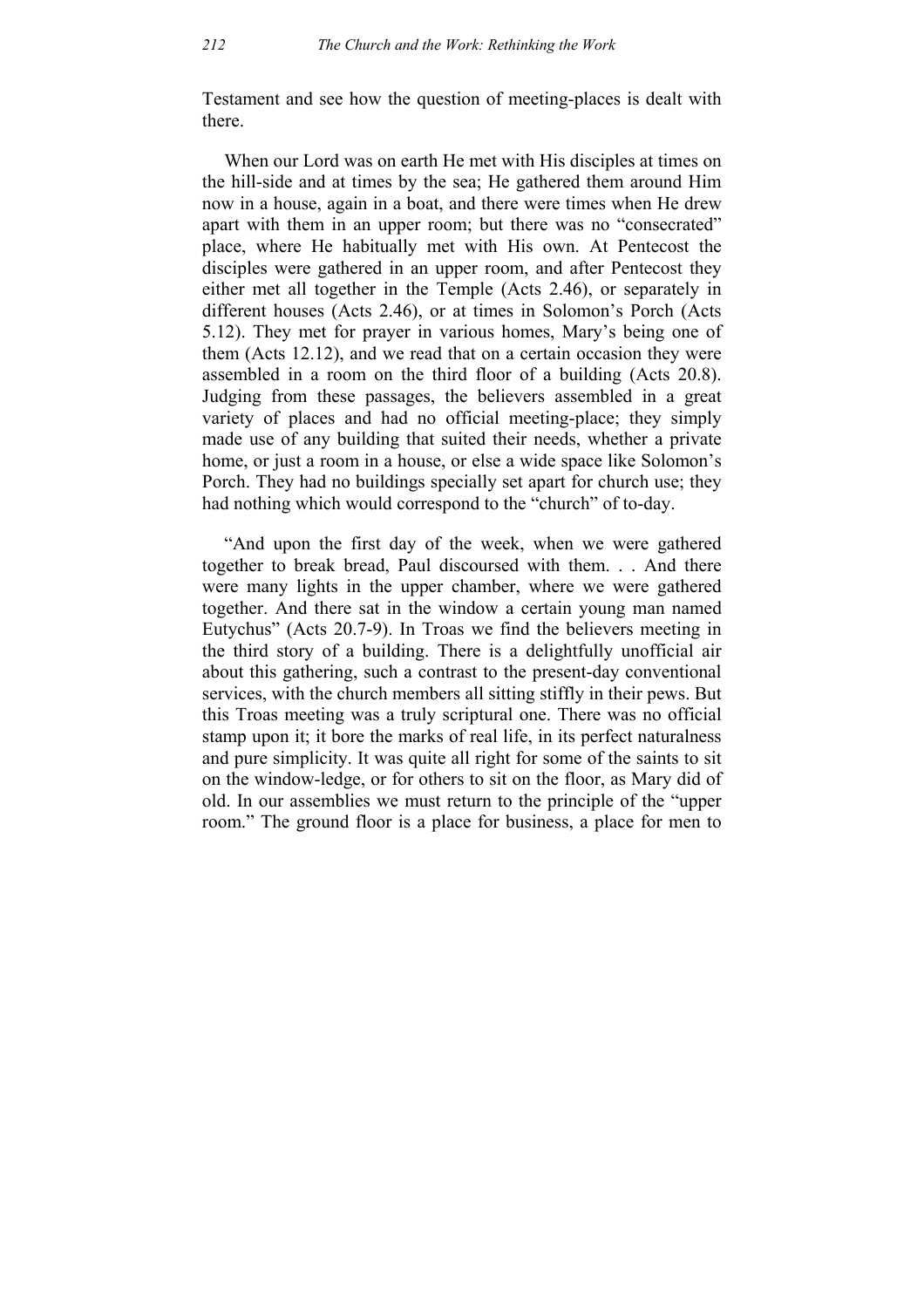Testament and see how the question of meeting-places is dealt with there.

When our Lord was on earth He met with His disciples at times on the hill-side and at times by the sea; He gathered them around Him now in a house, again in a boat, and there were times when He drew apart with them in an upper room; but there was no "consecrated" place, where He habitually met with His own. At Pentecost the disciples were gathered in an upper room, and after Pentecost they either met all together in the Temple (Acts 2.46), or separately in different houses (Acts 2.46), or at times in Solomon's Porch (Acts 5.12). They met for prayer in various homes, Mary's being one of them (Acts 12.12), and we read that on a certain occasion they were assembled in a room on the third floor of a building (Acts 20.8). Judging from these passages, the believers assembled in a great variety of places and had no official meeting-place; they simply made use of any building that suited their needs, whether a private home, or just a room in a house, or else a wide space like Solomon's Porch. They had no buildings specially set apart for church use; they had nothing which would correspond to the "church" of to-day.

"And upon the first day of the week, when we were gathered together to break bread, Paul discoursed with them. . . And there were many lights in the upper chamber, where we were gathered together. And there sat in the window a certain young man named Eutychus" (Acts 20.7-9). In Troas we find the believers meeting in the third story of a building. There is a delightfully unofficial air about this gathering, such a contrast to the present-day conventional services, with the church members all sitting stiffly in their pews. But this Troas meeting was a truly scriptural one. There was no official stamp upon it; it bore the marks of real life, in its perfect naturalness and pure simplicity. It was quite all right for some of the saints to sit on the window-ledge, or for others to sit on the floor, as Mary did of old. In our assemblies we must return to the principle of the "upper room." The ground floor is a place for business, a place for men to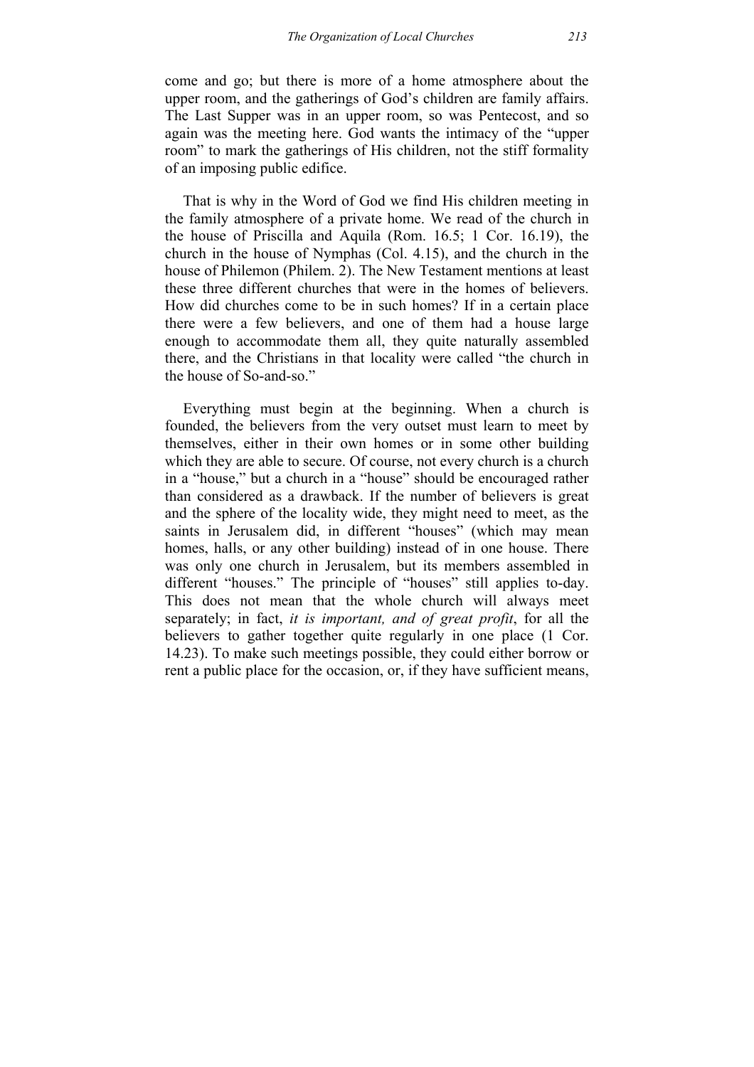come and go; but there is more of a home atmosphere about the upper room, and the gatherings of God's children are family affairs. The Last Supper was in an upper room, so was Pentecost, and so again was the meeting here. God wants the intimacy of the "upper room" to mark the gatherings of His children, not the stiff formality of an imposing public edifice.

That is why in the Word of God we find His children meeting in the family atmosphere of a private home. We read of the church in the house of Priscilla and Aquila (Rom. 16.5; 1 Cor. 16.19), the church in the house of Nymphas (Col. 4.15), and the church in the house of Philemon (Philem. 2). The New Testament mentions at least these three different churches that were in the homes of believers. How did churches come to be in such homes? If in a certain place there were a few believers, and one of them had a house large enough to accommodate them all, they quite naturally assembled there, and the Christians in that locality were called "the church in the house of So-and-so."

Everything must begin at the beginning. When a church is founded, the believers from the very outset must learn to meet by themselves, either in their own homes or in some other building which they are able to secure. Of course, not every church is a church in a "house," but a church in a "house" should be encouraged rather than considered as a drawback. If the number of believers is great and the sphere of the locality wide, they might need to meet, as the saints in Jerusalem did, in different "houses" (which may mean homes, halls, or any other building) instead of in one house. There was only one church in Jerusalem, but its members assembled in different "houses." The principle of "houses" still applies to-day. This does not mean that the whole church will always meet separately; in fact, *it is important, and of great profit*, for all the believers to gather together quite regularly in one place (1 Cor. 14.23). To make such meetings possible, they could either borrow or rent a public place for the occasion, or, if they have sufficient means,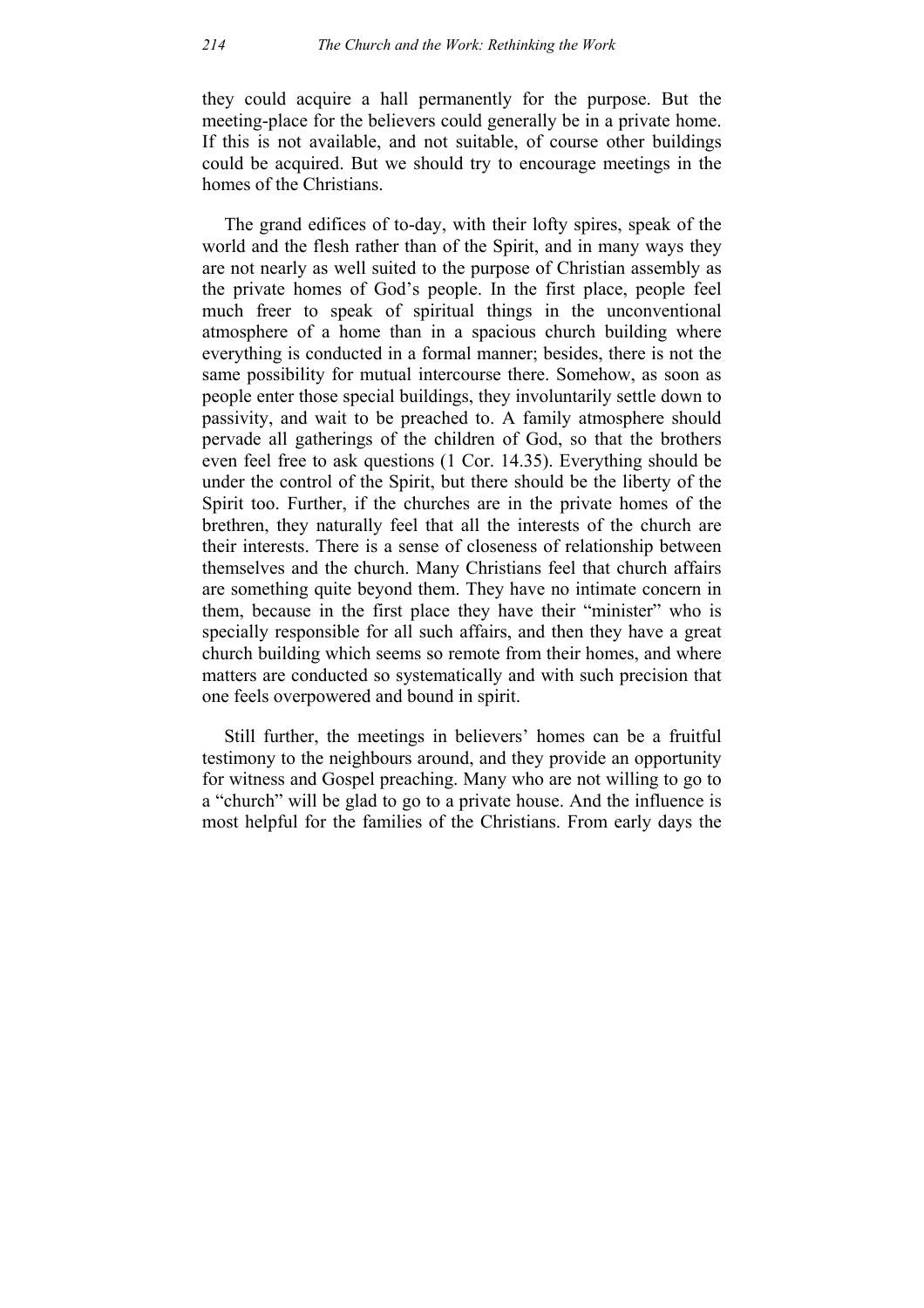they could acquire a hall permanently for the purpose. But the meeting-place for the believers could generally be in a private home. If this is not available, and not suitable, of course other buildings could be acquired. But we should try to encourage meetings in the homes of the Christians.

The grand edifices of to-day, with their lofty spires, speak of the world and the flesh rather than of the Spirit, and in many ways they are not nearly as well suited to the purpose of Christian assembly as the private homes of God's people. In the first place, people feel much freer to speak of spiritual things in the unconventional atmosphere of a home than in a spacious church building where everything is conducted in a formal manner; besides, there is not the same possibility for mutual intercourse there. Somehow, as soon as people enter those special buildings, they involuntarily settle down to passivity, and wait to be preached to. A family atmosphere should pervade all gatherings of the children of God, so that the brothers even feel free to ask questions (1 Cor. 14.35). Everything should be under the control of the Spirit, but there should be the liberty of the Spirit too. Further, if the churches are in the private homes of the brethren, they naturally feel that all the interests of the church are their interests. There is a sense of closeness of relationship between themselves and the church. Many Christians feel that church affairs are something quite beyond them. They have no intimate concern in them, because in the first place they have their "minister" who is specially responsible for all such affairs, and then they have a great church building which seems so remote from their homes, and where matters are conducted so systematically and with such precision that one feels overpowered and bound in spirit.

Still further, the meetings in believers' homes can be a fruitful testimony to the neighbours around, and they provide an opportunity for witness and Gospel preaching. Many who are not willing to go to a "church" will be glad to go to a private house. And the influence is most helpful for the families of the Christians. From early days the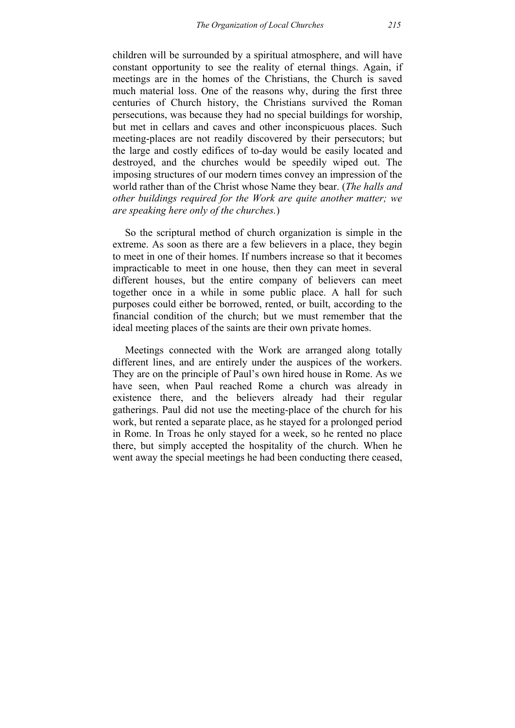children will be surrounded by a spiritual atmosphere, and will have constant opportunity to see the reality of eternal things. Again, if meetings are in the homes of the Christians, the Church is saved much material loss. One of the reasons why, during the first three centuries of Church history, the Christians survived the Roman persecutions, was because they had no special buildings for worship, but met in cellars and caves and other inconspicuous places. Such meeting-places are not readily discovered by their persecutors; but the large and costly edifices of to-day would be easily located and destroyed, and the churches would be speedily wiped out. The imposing structures of our modern times convey an impression of the world rather than of the Christ whose Name they bear. (*The halls and other buildings required for the Work are quite another matter; we are speaking here only of the churches.*)

So the scriptural method of church organization is simple in the extreme. As soon as there are a few believers in a place, they begin to meet in one of their homes. If numbers increase so that it becomes impracticable to meet in one house, then they can meet in several different houses, but the entire company of believers can meet together once in a while in some public place. A hall for such purposes could either be borrowed, rented, or built, according to the financial condition of the church; but we must remember that the ideal meeting places of the saints are their own private homes.

Meetings connected with the Work are arranged along totally different lines, and are entirely under the auspices of the workers. They are on the principle of Paul's own hired house in Rome. As we have seen, when Paul reached Rome a church was already in existence there, and the believers already had their regular gatherings. Paul did not use the meeting-place of the church for his work, but rented a separate place, as he stayed for a prolonged period in Rome. In Troas he only stayed for a week, so he rented no place there, but simply accepted the hospitality of the church. When he went away the special meetings he had been conducting there ceased,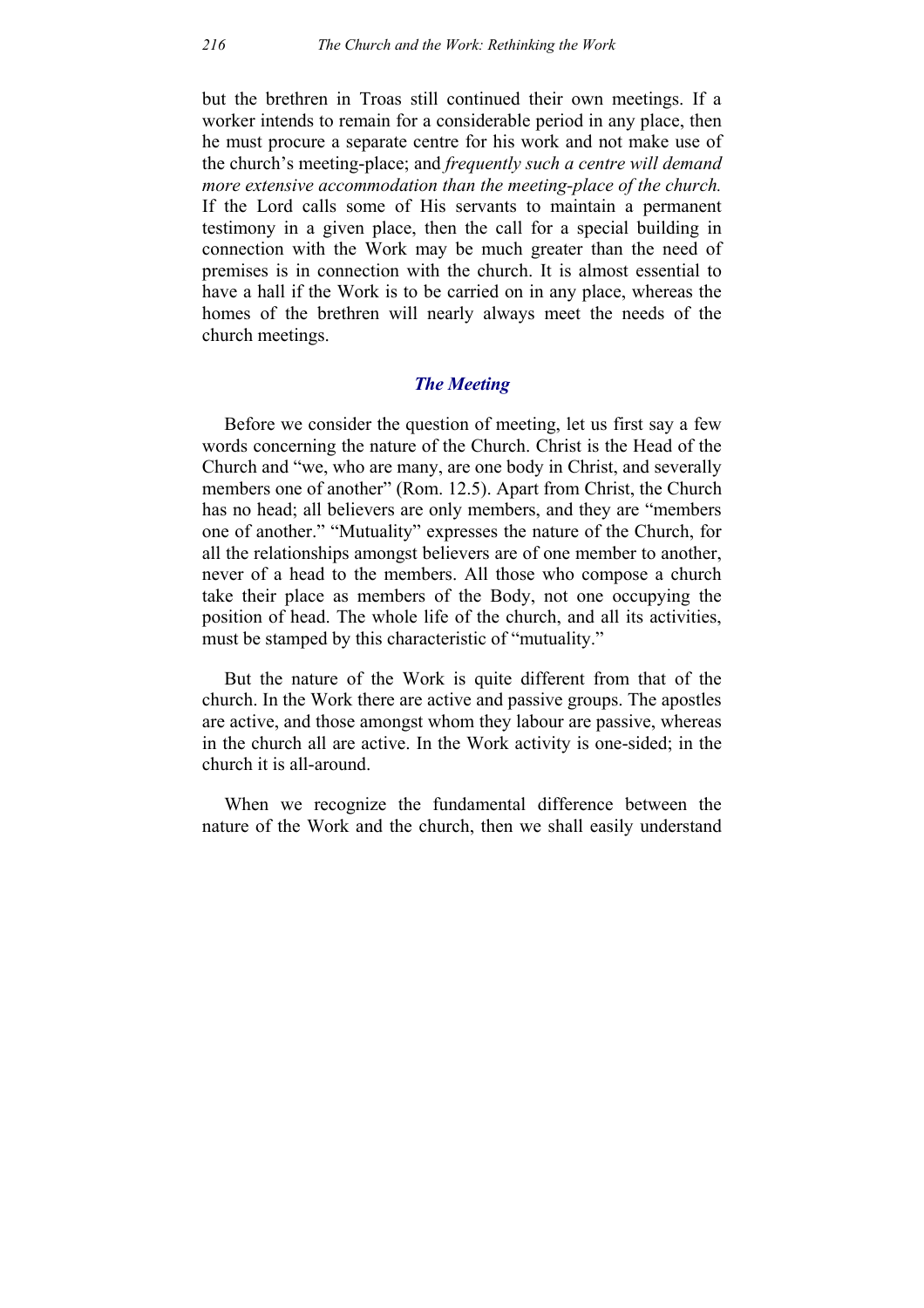but the brethren in Troas still continued their own meetings. If a worker intends to remain for a considerable period in any place, then he must procure a separate centre for his work and not make use of the church's meeting-place; and *frequently such a centre will demand more extensive accommodation than the meeting-place of the church.* If the Lord calls some of His servants to maintain a permanent testimony in a given place, then the call for a special building in connection with the Work may be much greater than the need of premises is in connection with the church. It is almost essential to have a hall if the Work is to be carried on in any place, whereas the homes of the brethren will nearly always meet the needs of the church meetings.

### *The Meeting*

Before we consider the question of meeting, let us first say a few words concerning the nature of the Church. Christ is the Head of the Church and "we, who are many, are one body in Christ, and severally members one of another" (Rom. 12.5). Apart from Christ, the Church has no head; all believers are only members, and they are "members one of another." "Mutuality" expresses the nature of the Church, for all the relationships amongst believers are of one member to another, never of a head to the members. All those who compose a church take their place as members of the Body, not one occupying the position of head. The whole life of the church, and all its activities, must be stamped by this characteristic of "mutuality."

But the nature of the Work is quite different from that of the church. In the Work there are active and passive groups. The apostles are active, and those amongst whom they labour are passive, whereas in the church all are active. In the Work activity is one-sided; in the church it is all-around.

When we recognize the fundamental difference between the nature of the Work and the church, then we shall easily understand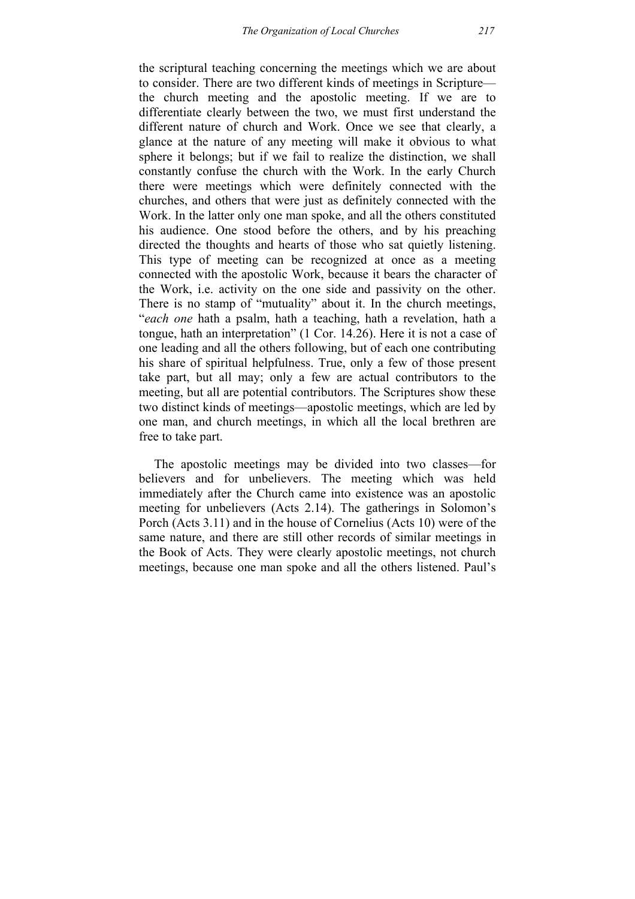the scriptural teaching concerning the meetings which we are about to consider. There are two different kinds of meetings in Scripture—the church meeting and the apostolic meeting. If we are to differentiate clearly between the two, we must first understand the different nature of church and Work. Once we see that clearly, a glance at the nature of any meeting will make it obvious to what sphere it belongs; but if we fail to realize the distinction, we shall constantly confuse the church with the Work. In the early Church there were meetings which were definitely connected with the churches, and others that were just as definitely connected with the Work. In the latter only one man spoke, and all the others constituted his audience. One stood before the others, and by his preaching directed the thoughts and hearts of those who sat quietly listening. This type of meeting can be recognized at once as a meeting connected with the apostolic Work, because it bears the character of the Work, i.e. activity on the one side and passivity on the other. There is no stamp of "mutuality" about it. In the church meetings, "*each one* hath a psalm, hath a teaching, hath a revelation, hath a tongue, hath an interpretation" (1 Cor. 14.26). Here it is not a case of one leading and all the others following, but of each one contributing his share of spiritual helpfulness. True, only a few of those present take part, but all may; only a few are actual contributors to the meeting, but all are potential contributors. The Scriptures show these two distinct kinds of meetings—apostolic meetings, which are led by one man, and church meetings, in which all the local brethren are free to take part.

The apostolic meetings may be divided into two classes—for believers and for unbelievers. The meeting which was held immediately after the Church came into existence was an apostolic meeting for unbelievers (Acts 2.14). The gatherings in Solomon's Porch (Acts 3.11) and in the house of Cornelius (Acts 10) were of the same nature, and there are still other records of similar meetings in the Book of Acts. They were clearly apostolic meetings, not church meetings, because one man spoke and all the others listened. Paul's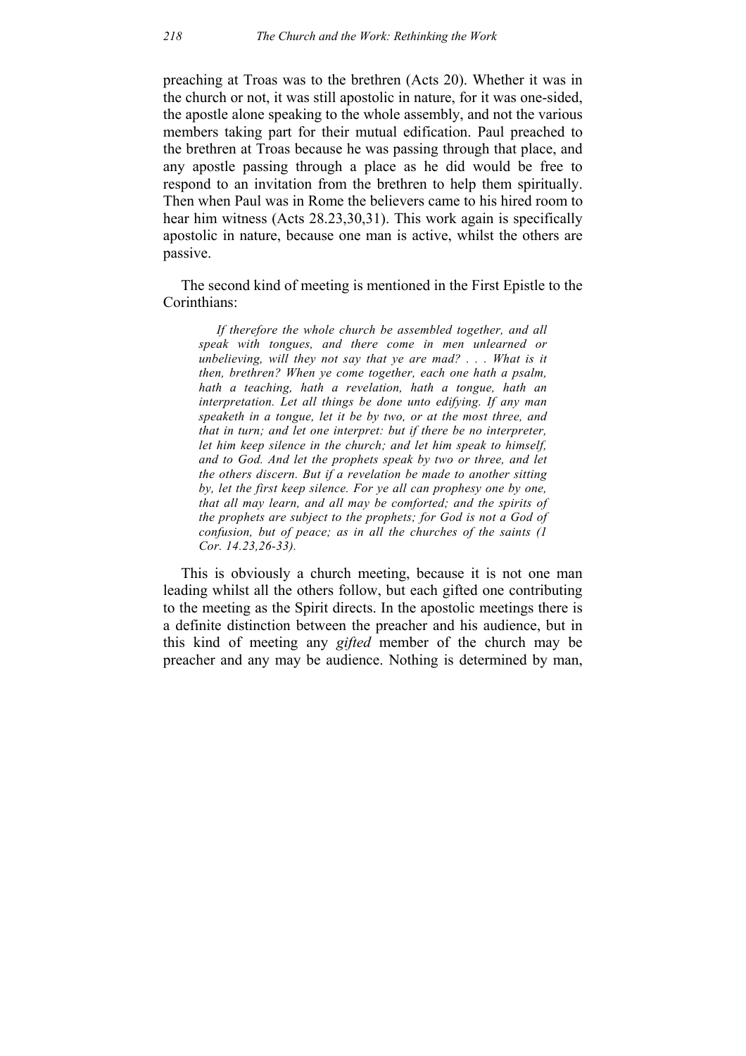preaching at Troas was to the brethren (Acts 20). Whether it was in the church or not, it was still apostolic in nature, for it was one-sided, the apostle alone speaking to the whole assembly, and not the various members taking part for their mutual edification. Paul preached to the brethren at Troas because he was passing through that place, and any apostle passing through a place as he did would be free to respond to an invitation from the brethren to help them spiritually. Then when Paul was in Rome the believers came to his hired room to hear him witness (Acts 28.23,30,31). This work again is specifically apostolic in nature, because one man is active, whilst the others are passive.

The second kind of meeting is mentioned in the First Epistle to the Corinthians:

> *If therefore the whole church be assembled together, and all speak with tongues, and there come in men unlearned or unbelieving, will they not say that ye are mad? . . . What is it then, brethren? When ye come together, each one hath a psalm, hath a teaching, hath a revelation, hath a tongue, hath an interpretation. Let all things be done unto edifying. If any man speaketh in a tongue, let it be by two, or at the most three, and that in turn; and let one interpret: but if there be no interpreter, let him keep silence in the church; and let him speak to himself, and to God. And let the prophets speak by two or three, and let the others discern. But if a revelation be made to another sitting by, let the first keep silence. For ye all can prophesy one by one, that all may learn, and all may be comforted; and the spirits of the prophets are subject to the prophets; for God is not a God of confusion, but of peace; as in all the churches of the saints (1 Cor. 14.23,26-33).*

This is obviously a church meeting, because it is not one man leading whilst all the others follow, but each gifted one contributing to the meeting as the Spirit directs. In the apostolic meetings there is a definite distinction between the preacher and his audience, but in this kind of meeting any *gifted* member of the church may be preacher and any may be audience. Nothing is determined by man,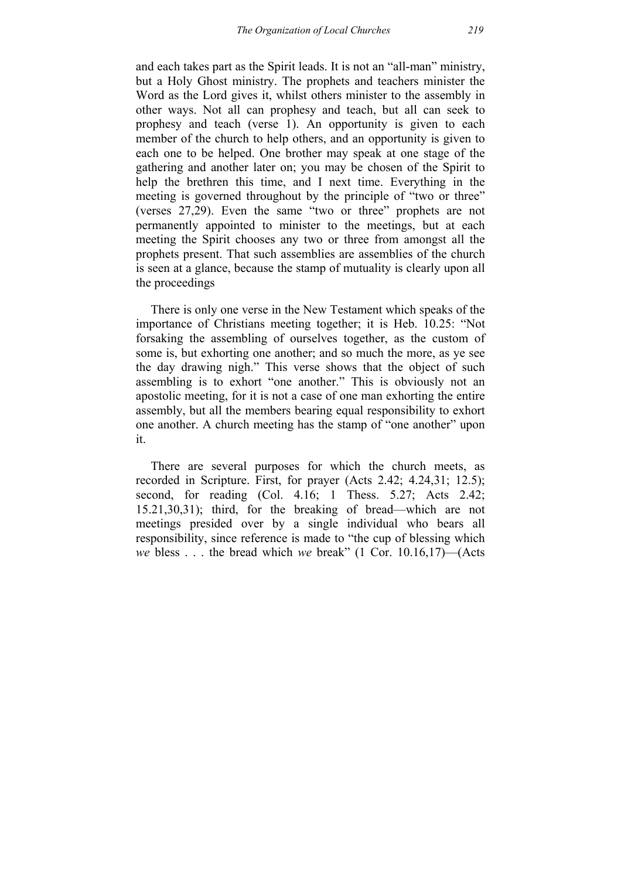and each takes part as the Spirit leads. It is not an "all-man" ministry, but a Holy Ghost ministry. The prophets and teachers minister the Word as the Lord gives it, whilst others minister to the assembly in other ways. Not all can prophesy and teach, but all can seek to prophesy and teach (verse 1). An opportunity is given to each member of the church to help others, and an opportunity is given to each one to be helped. One brother may speak at one stage of the gathering and another later on; you may be chosen of the Spirit to help the brethren this time, and I next time. Everything in the meeting is governed throughout by the principle of "two or three" (verses 27,29). Even the same "two or three" prophets are not permanently appointed to minister to the meetings, but at each meeting the Spirit chooses any two or three from amongst all the prophets present. That such assemblies are assemblies of the church is seen at a glance, because the stamp of mutuality is clearly upon all the proceedings

There is only one verse in the New Testament which speaks of the importance of Christians meeting together; it is Heb. 10.25: "Not forsaking the assembling of ourselves together, as the custom of some is, but exhorting one another; and so much the more, as ye see the day drawing nigh." This verse shows that the object of such assembling is to exhort "one another." This is obviously not an apostolic meeting, for it is not a case of one man exhorting the entire assembly, but all the members bearing equal responsibility to exhort one another. A church meeting has the stamp of "one another" upon it.

There are several purposes for which the church meets, as recorded in Scripture. First, for prayer (Acts 2.42; 4.24,31; 12.5); second, for reading (Col. 4.16; 1 Thess. 5.27; Acts 2.42; 15.21,30,31); third, for the breaking of bread—which are not meetings presided over by a single individual who bears all responsibility, since reference is made to "the cup of blessing which *we* bless . . . the bread which *we* break" (1 Cor. 10.16,17)—(Acts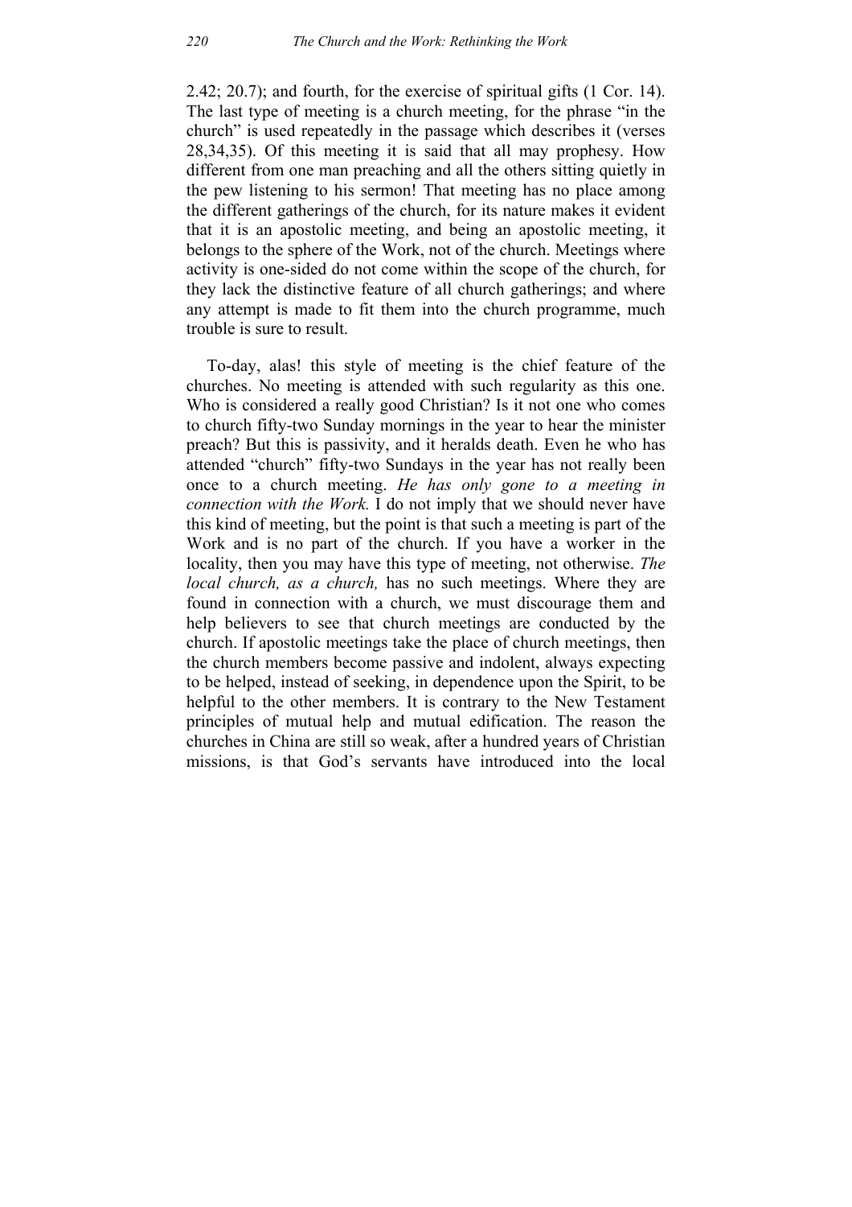2.42; 20.7); and fourth, for the exercise of spiritual gifts (1 Cor. 14). The last type of meeting is a church meeting, for the phrase "in the church" is used repeatedly in the passage which describes it (verses 28,34,35). Of this meeting it is said that all may prophesy. How different from one man preaching and all the others sitting quietly in the pew listening to his sermon! That meeting has no place among the different gatherings of the church, for its nature makes it evident that it is an apostolic meeting, and being an apostolic meeting, it belongs to the sphere of the Work, not of the church. Meetings where activity is one-sided do not come within the scope of the church, for they lack the distinctive feature of all church gatherings; and where any attempt is made to fit them into the church programme, much trouble is sure to result.

To-day, alas! this style of meeting is the chief feature of the churches. No meeting is attended with such regularity as this one. Who is considered a really good Christian? Is it not one who comes to church fifty-two Sunday mornings in the year to hear the minister preach? But this is passivity, and it heralds death. Even he who has attended "church" fifty-two Sundays in the year has not really been once to a church meeting. *He has only gone to a meeting in connection with the Work.* I do not imply that we should never have this kind of meeting, but the point is that such a meeting is part of the Work and is no part of the church. If you have a worker in the locality, then you may have this type of meeting, not otherwise. *The local church, as a church,* has no such meetings. Where they are found in connection with a church, we must discourage them and help believers to see that church meetings are conducted by the church. If apostolic meetings take the place of church meetings, then the church members become passive and indolent, always expecting to be helped, instead of seeking, in dependence upon the Spirit, to be helpful to the other members. It is contrary to the New Testament principles of mutual help and mutual edification. The reason the churches in China are still so weak, after a hundred years of Christian missions, is that God's servants have introduced into the local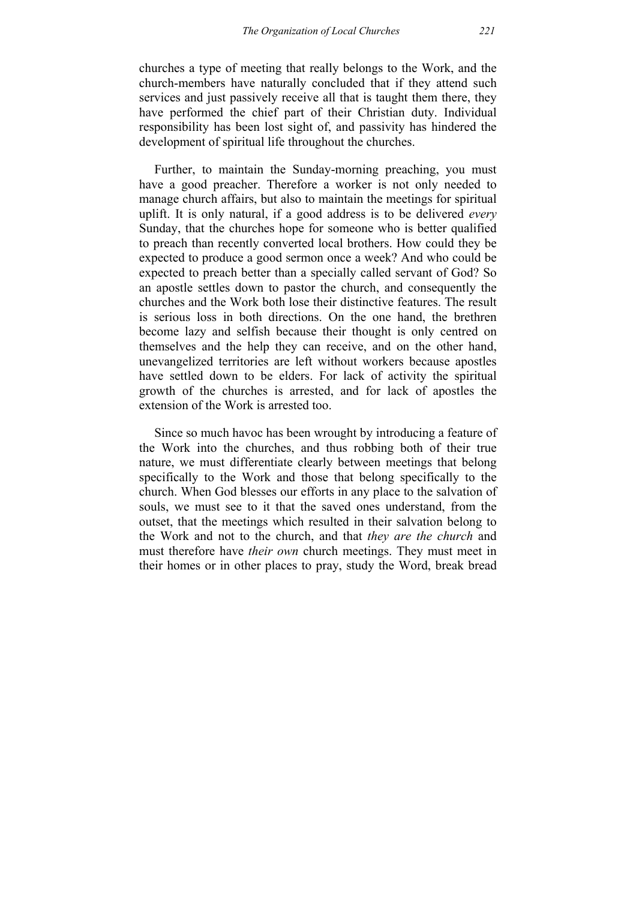churches a type of meeting that really belongs to the Work, and the church-members have naturally concluded that if they attend such services and just passively receive all that is taught them there, they have performed the chief part of their Christian duty. Individual responsibility has been lost sight of, and passivity has hindered the development of spiritual life throughout the churches.

Further, to maintain the Sunday-morning preaching, you must have a good preacher. Therefore a worker is not only needed to manage church affairs, but also to maintain the meetings for spiritual uplift. It is only natural, if a good address is to be delivered *every* Sunday, that the churches hope for someone who is better qualified to preach than recently converted local brothers. How could they be expected to produce a good sermon once a week? And who could be expected to preach better than a specially called servant of God? So an apostle settles down to pastor the church, and consequently the churches and the Work both lose their distinctive features. The result is serious loss in both directions. On the one hand, the brethren become lazy and selfish because their thought is only centred on themselves and the help they can receive, and on the other hand, unevangelized territories are left without workers because apostles have settled down to be elders. For lack of activity the spiritual growth of the churches is arrested, and for lack of apostles the extension of the Work is arrested too.

Since so much havoc has been wrought by introducing a feature of the Work into the churches, and thus robbing both of their true nature, we must differentiate clearly between meetings that belong specifically to the Work and those that belong specifically to the church. When God blesses our efforts in any place to the salvation of souls, we must see to it that the saved ones understand, from the outset, that the meetings which resulted in their salvation belong to the Work and not to the church, and that *they are the church* and must therefore have *their own* church meetings. They must meet in their homes or in other places to pray, study the Word, break bread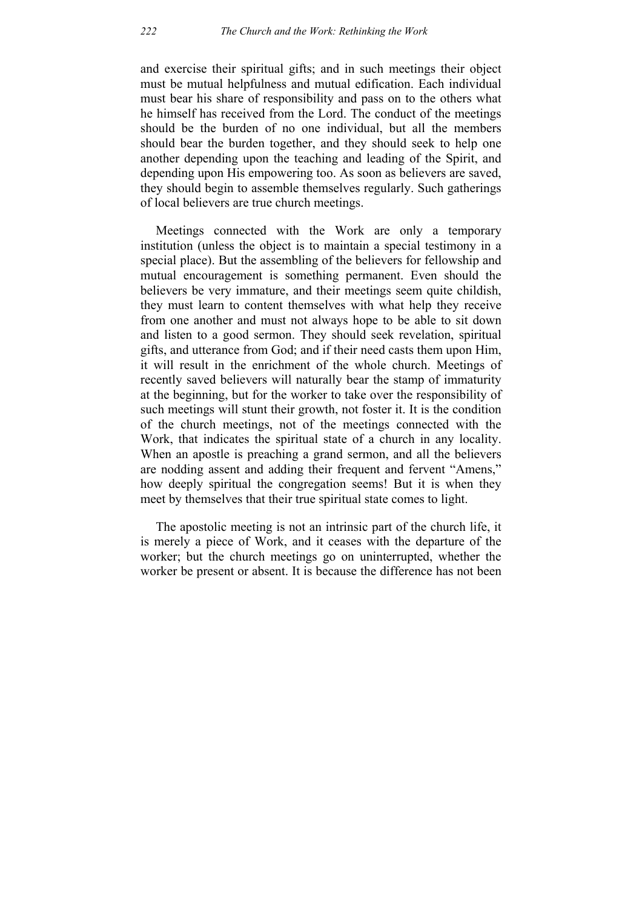and exercise their spiritual gifts; and in such meetings their object must be mutual helpfulness and mutual edification. Each individual must bear his share of responsibility and pass on to the others what he himself has received from the Lord. The conduct of the meetings should be the burden of no one individual, but all the members should bear the burden together, and they should seek to help one another depending upon the teaching and leading of the Spirit, and depending upon His empowering too. As soon as believers are saved, they should begin to assemble themselves regularly. Such gatherings of local believers are true church meetings.

Meetings connected with the Work are only a temporary institution (unless the object is to maintain a special testimony in a special place). But the assembling of the believers for fellowship and mutual encouragement is something permanent. Even should the believers be very immature, and their meetings seem quite childish, they must learn to content themselves with what help they receive from one another and must not always hope to be able to sit down and listen to a good sermon. They should seek revelation, spiritual gifts, and utterance from God; and if their need casts them upon Him, it will result in the enrichment of the whole church. Meetings of recently saved believers will naturally bear the stamp of immaturity at the beginning, but for the worker to take over the responsibility of such meetings will stunt their growth, not foster it. It is the condition of the church meetings, not of the meetings connected with the Work, that indicates the spiritual state of a church in any locality. When an apostle is preaching a grand sermon, and all the believers are nodding assent and adding their frequent and fervent "Amens," how deeply spiritual the congregation seems! But it is when they meet by themselves that their true spiritual state comes to light.

The apostolic meeting is not an intrinsic part of the church life, it is merely a piece of Work, and it ceases with the departure of the worker; but the church meetings go on uninterrupted, whether the worker be present or absent. It is because the difference has not been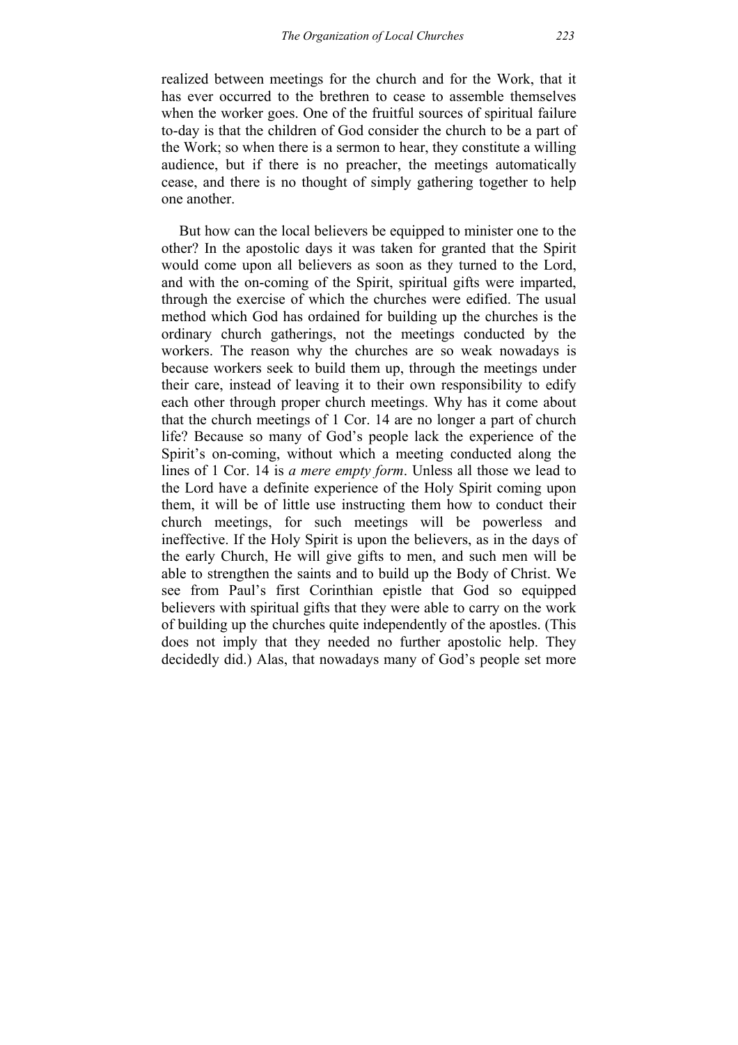realized between meetings for the church and for the Work, that it has ever occurred to the brethren to cease to assemble themselves when the worker goes. One of the fruitful sources of spiritual failure to-day is that the children of God consider the church to be a part of the Work; so when there is a sermon to hear, they constitute a willing audience, but if there is no preacher, the meetings automatically cease, and there is no thought of simply gathering together to help one another.

But how can the local believers be equipped to minister one to the other? In the apostolic days it was taken for granted that the Spirit would come upon all believers as soon as they turned to the Lord, and with the on-coming of the Spirit, spiritual gifts were imparted, through the exercise of which the churches were edified. The usual method which God has ordained for building up the churches is the ordinary church gatherings, not the meetings conducted by the workers. The reason why the churches are so weak nowadays is because workers seek to build them up, through the meetings under their care, instead of leaving it to their own responsibility to edify each other through proper church meetings. Why has it come about that the church meetings of 1 Cor. 14 are no longer a part of church life? Because so many of God's people lack the experience of the Spirit's on-coming, without which a meeting conducted along the lines of 1 Cor. 14 is *a mere empty form*. Unless all those we lead to the Lord have a definite experience of the Holy Spirit coming upon them, it will be of little use instructing them how to conduct their church meetings, for such meetings will be powerless and ineffective. If the Holy Spirit is upon the believers, as in the days of the early Church, He will give gifts to men, and such men will be able to strengthen the saints and to build up the Body of Christ. We see from Paul's first Corinthian epistle that God so equipped believers with spiritual gifts that they were able to carry on the work of building up the churches quite independently of the apostles. (This does not imply that they needed no further apostolic help. They decidedly did.) Alas, that nowadays many of God's people set more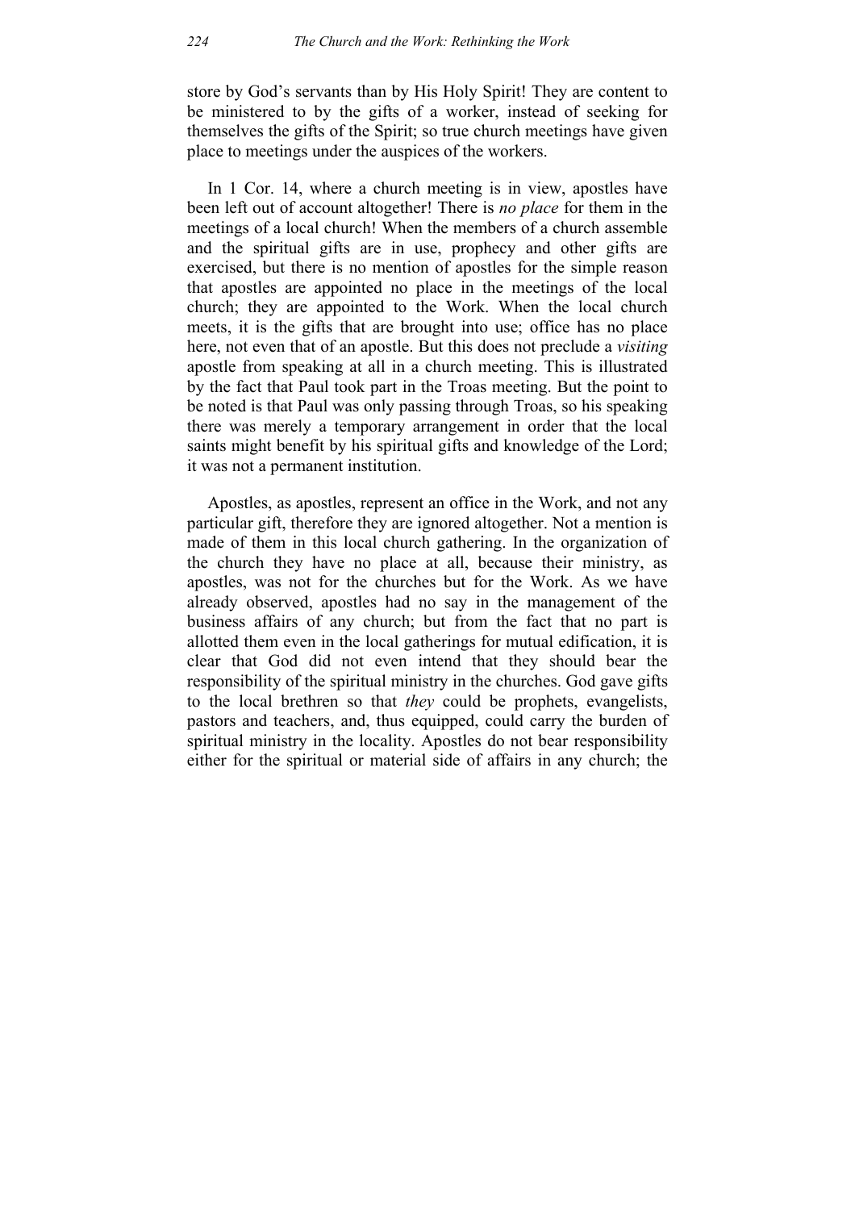store by God's servants than by His Holy Spirit! They are content to be ministered to by the gifts of a worker, instead of seeking for themselves the gifts of the Spirit; so true church meetings have given place to meetings under the auspices of the workers.

In 1 Cor. 14, where a church meeting is in view, apostles have been left out of account altogether! There is *no place* for them in the meetings of a local church! When the members of a church assemble and the spiritual gifts are in use, prophecy and other gifts are exercised, but there is no mention of apostles for the simple reason that apostles are appointed no place in the meetings of the local church; they are appointed to the Work. When the local church meets, it is the gifts that are brought into use; office has no place here, not even that of an apostle. But this does not preclude a *visiting* apostle from speaking at all in a church meeting. This is illustrated by the fact that Paul took part in the Troas meeting. But the point to be noted is that Paul was only passing through Troas, so his speaking there was merely a temporary arrangement in order that the local saints might benefit by his spiritual gifts and knowledge of the Lord; it was not a permanent institution.

Apostles, as apostles, represent an office in the Work, and not any particular gift, therefore they are ignored altogether. Not a mention is made of them in this local church gathering. In the organization of the church they have no place at all, because their ministry, as apostles, was not for the churches but for the Work. As we have already observed, apostles had no say in the management of the business affairs of any church; but from the fact that no part is allotted them even in the local gatherings for mutual edification, it is clear that God did not even intend that they should bear the responsibility of the spiritual ministry in the churches. God gave gifts to the local brethren so that *they* could be prophets, evangelists, pastors and teachers, and, thus equipped, could carry the burden of spiritual ministry in the locality. Apostles do not bear responsibility either for the spiritual or material side of affairs in any church; the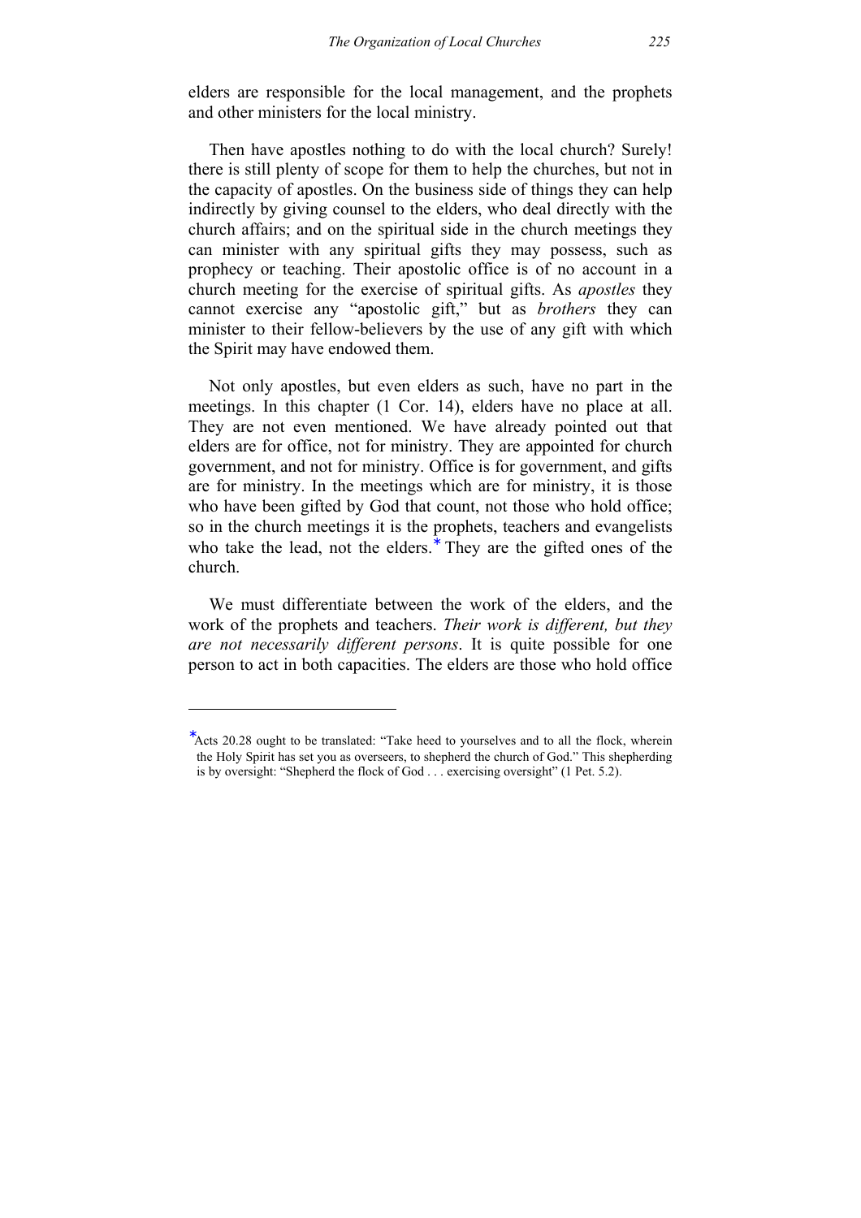elders are responsible for the local management, and the prophets and other ministers for the local ministry.

Then have apostles nothing to do with the local church? Surely! there is still plenty of scope for them to help the churches, but not in the capacity of apostles. On the business side of things they can help indirectly by giving counsel to the elders, who deal directly with the church affairs; and on the spiritual side in the church meetings they can minister with any spiritual gifts they may possess, such as prophecy or teaching. Their apostolic office is of no account in a church meeting for the exercise of spiritual gifts. As *apostles* they cannot exercise any "apostolic gift," but as *brothers* they can minister to their fellow-believers by the use of any gift with which the Spirit may have endowed them.

Not only apostles, but even elders as such, have no part in the meetings. In this chapter (1 Cor. 14), elders have no place at all. They are not even mentioned. We have already pointed out that elders are for office, not for ministry. They are appointed for church government, and not for ministry. Office is for government, and gifts are for ministry. In the meetings which are for ministry, it is those who have been gifted by God that count, not those who hold office; so in the church meetings it is the prophets, teachers and evangelists who take the lead, not the elders.* They are the gifted ones of the church.

We must differentiate between the work of the elders, and the work of the prophets and teachers. *Their work is different, but they are not necessarily different persons*. It is quite possible for one person to act in both capacities. The elders are those who hold office

---

*Acts 20.28 ought to be translated: "Take heed to yourselves and to all the flock, wherein the Holy Spirit has set you as overseers, to shepherd the church of God." This shepherding is by oversight: "Shepherd the flock of God . . . exercising oversight" (1 Pet. 5.2).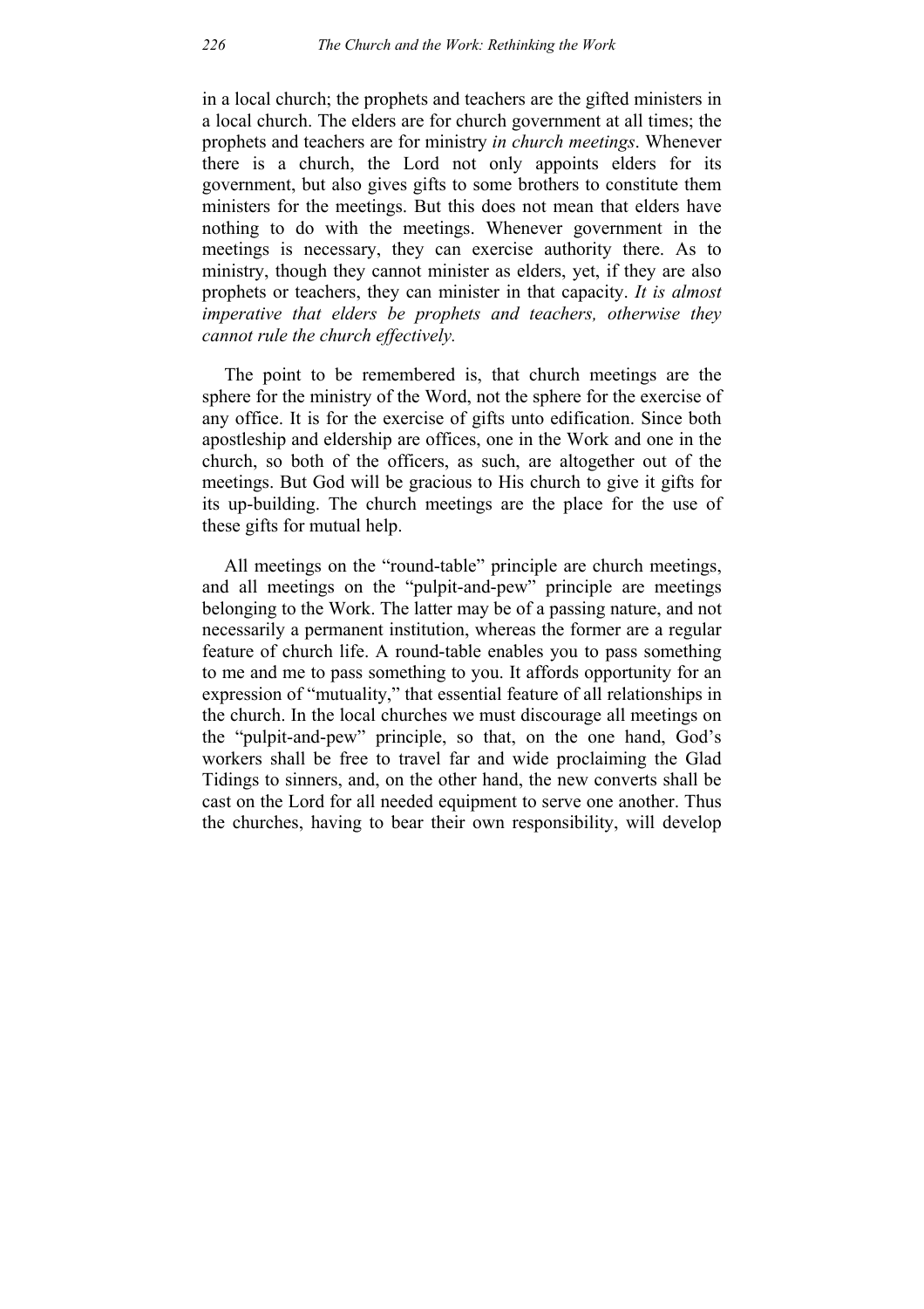in a local church; the prophets and teachers are the gifted ministers in a local church. The elders are for church government at all times; the prophets and teachers are for ministry *in church meetings*. Whenever there is a church, the Lord not only appoints elders for its government, but also gives gifts to some brothers to constitute them ministers for the meetings. But this does not mean that elders have nothing to do with the meetings. Whenever government in the meetings is necessary, they can exercise authority there. As to ministry, though they cannot minister as elders, yet, if they are also prophets or teachers, they can minister in that capacity. *It is almost imperative that elders be prophets and teachers, otherwise they cannot rule the church effectively.*

The point to be remembered is, that church meetings are the sphere for the ministry of the Word, not the sphere for the exercise of any office. It is for the exercise of gifts unto edification. Since both apostleship and eldership are offices, one in the Work and one in the church, so both of the officers, as such, are altogether out of the meetings. But God will be gracious to His church to give it gifts for its up-building. The church meetings are the place for the use of these gifts for mutual help.

All meetings on the "round-table" principle are church meetings, and all meetings on the "pulpit-and-pew" principle are meetings belonging to the Work. The latter may be of a passing nature, and not necessarily a permanent institution, whereas the former are a regular feature of church life. A round-table enables you to pass something to me and me to pass something to you. It affords opportunity for an expression of "mutuality," that essential feature of all relationships in the church. In the local churches we must discourage all meetings on the "pulpit-and-pew" principle, so that, on the one hand, God's workers shall be free to travel far and wide proclaiming the Glad Tidings to sinners, and, on the other hand, the new converts shall be cast on the Lord for all needed equipment to serve one another. Thus the churches, having to bear their own responsibility, will develop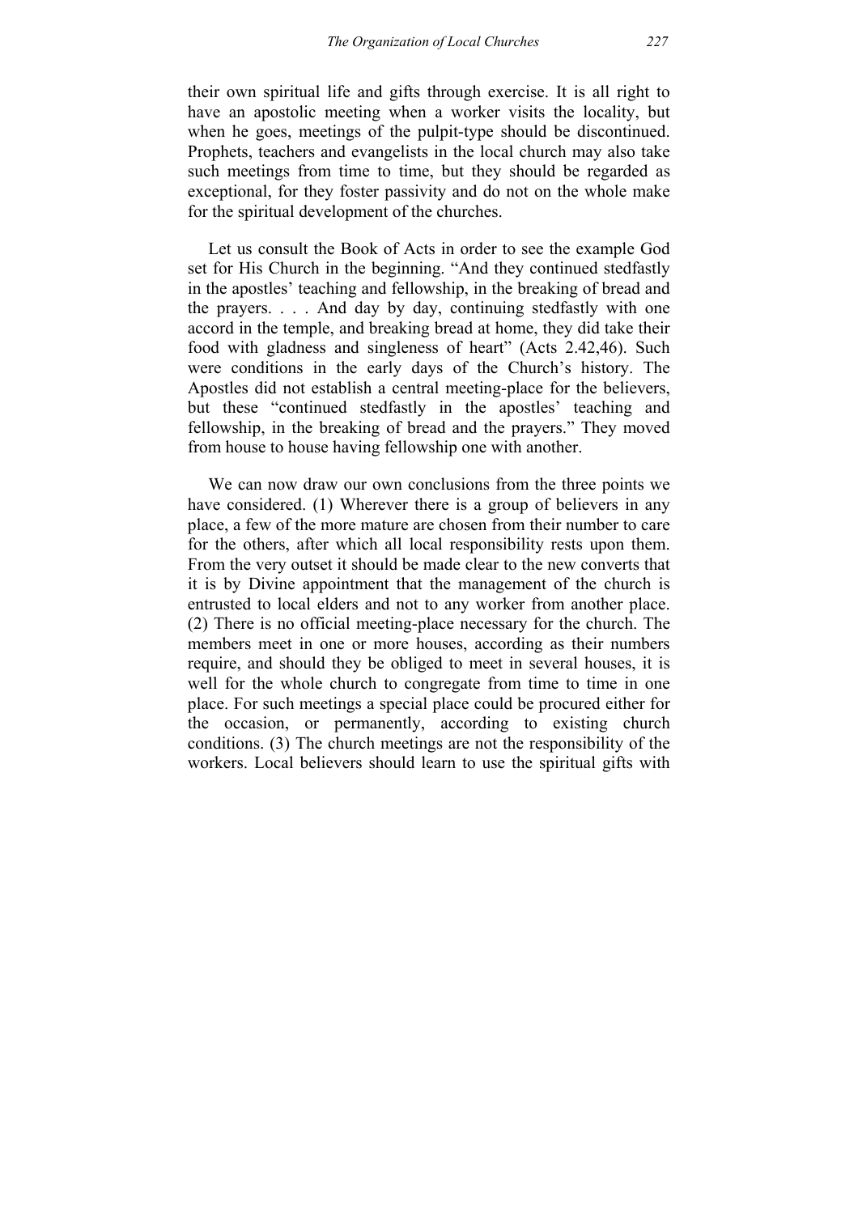their own spiritual life and gifts through exercise. It is all right to have an apostolic meeting when a worker visits the locality, but when he goes, meetings of the pulpit-type should be discontinued. Prophets, teachers and evangelists in the local church may also take such meetings from time to time, but they should be regarded as exceptional, for they foster passivity and do not on the whole make for the spiritual development of the churches.

Let us consult the Book of Acts in order to see the example God set for His Church in the beginning. "And they continued stedfastly in the apostles' teaching and fellowship, in the breaking of bread and the prayers. . . . And day by day, continuing stedfastly with one accord in the temple, and breaking bread at home, they did take their food with gladness and singleness of heart" (Acts 2.42,46). Such were conditions in the early days of the Church's history. The Apostles did not establish a central meeting-place for the believers, but these "continued stedfastly in the apostles' teaching and fellowship, in the breaking of bread and the prayers." They moved from house to house having fellowship one with another.

We can now draw our own conclusions from the three points we have considered. (1) Wherever there is a group of believers in any place, a few of the more mature are chosen from their number to care for the others, after which all local responsibility rests upon them. From the very outset it should be made clear to the new converts that it is by Divine appointment that the management of the church is entrusted to local elders and not to any worker from another place. (2) There is no official meeting-place necessary for the church. The members meet in one or more houses, according as their numbers require, and should they be obliged to meet in several houses, it is well for the whole church to congregate from time to time in one place. For such meetings a special place could be procured either for the occasion, or permanently, according to existing church conditions. (3) The church meetings are not the responsibility of the workers. Local believers should learn to use the spiritual gifts with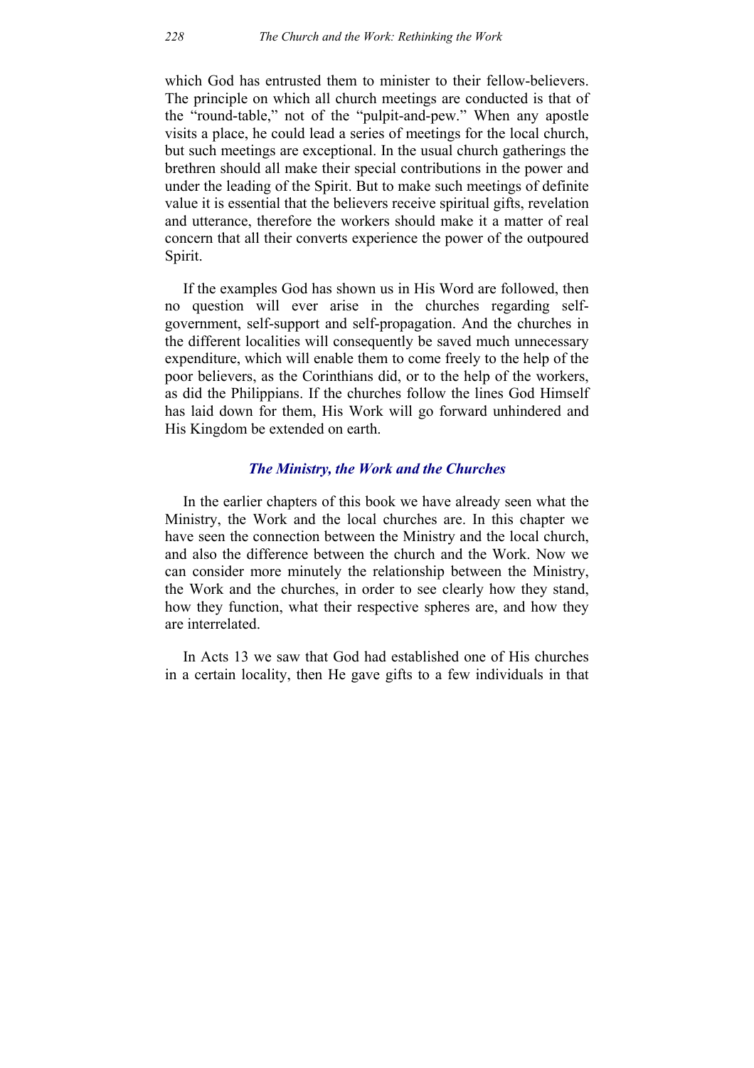which God has entrusted them to minister to their fellow-believers. The principle on which all church meetings are conducted is that of the "round-table," not of the "pulpit-and-pew." When any apostle visits a place, he could lead a series of meetings for the local church, but such meetings are exceptional. In the usual church gatherings the brethren should all make their special contributions in the power and under the leading of the Spirit. But to make such meetings of definite value it is essential that the believers receive spiritual gifts, revelation and utterance, therefore the workers should make it a matter of real concern that all their converts experience the power of the outpoured Spirit.

If the examples God has shown us in His Word are followed, then no question will ever arise in the churches regarding self-government, self-support and self-propagation. And the churches in the different localities will consequently be saved much unnecessary expenditure, which will enable them to come freely to the help of the poor believers, as the Corinthians did, or to the help of the workers, as did the Philippians. If the churches follow the lines God Himself has laid down for them, His Work will go forward unhindered and His Kingdom be extended on earth.

### *The Ministry, the Work and the Churches*

In the earlier chapters of this book we have already seen what the Ministry, the Work and the local churches are. In this chapter we have seen the connection between the Ministry and the local church, and also the difference between the church and the Work. Now we can consider more minutely the relationship between the Ministry, the Work and the churches, in order to see clearly how they stand, how they function, what their respective spheres are, and how they are interrelated.

In Acts 13 we saw that God had established one of His churches in a certain locality, then He gave gifts to a few individuals in that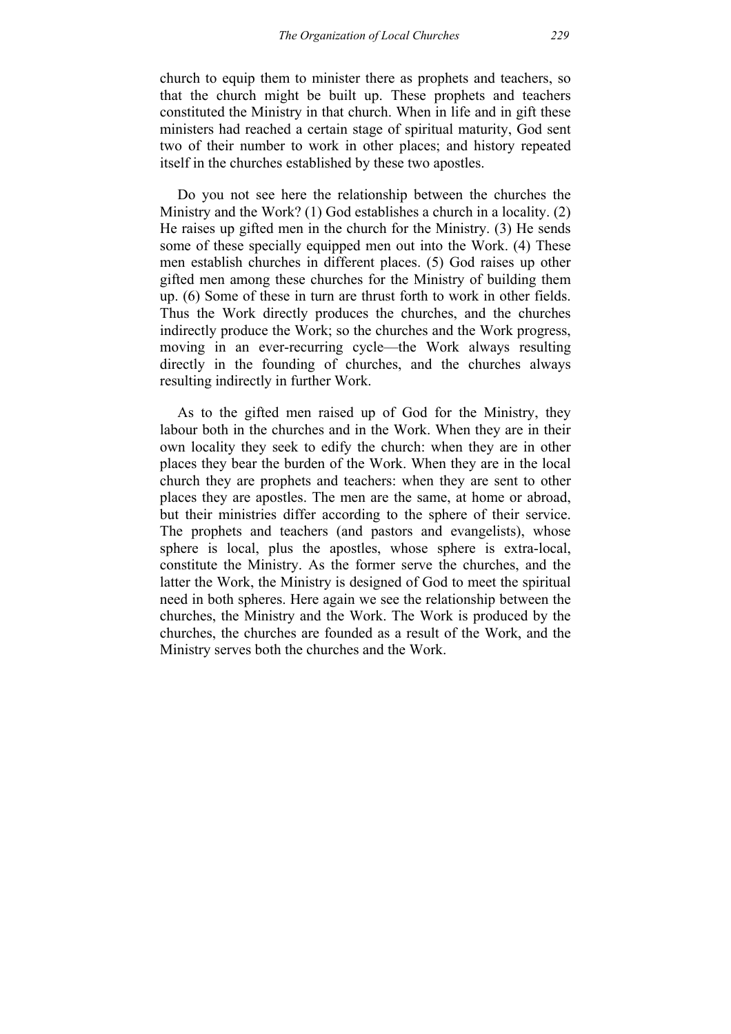church to equip them to minister there as prophets and teachers, so that the church might be built up. These prophets and teachers constituted the Ministry in that church. When in life and in gift these ministers had reached a certain stage of spiritual maturity, God sent two of their number to work in other places; and history repeated itself in the churches established by these two apostles.

Do you not see here the relationship between the churches the Ministry and the Work? (1) God establishes a church in a locality. (2) He raises up gifted men in the church for the Ministry. (3) He sends some of these specially equipped men out into the Work. (4) These men establish churches in different places. (5) God raises up other gifted men among these churches for the Ministry of building them up. (6) Some of these in turn are thrust forth to work in other fields. Thus the Work directly produces the churches, and the churches indirectly produce the Work; so the churches and the Work progress, moving in an ever-recurring cycle—the Work always resulting directly in the founding of churches, and the churches always resulting indirectly in further Work.

As to the gifted men raised up of God for the Ministry, they labour both in the churches and in the Work. When they are in their own locality they seek to edify the church: when they are in other places they bear the burden of the Work. When they are in the local church they are prophets and teachers: when they are sent to other places they are apostles. The men are the same, at home or abroad, but their ministries differ according to the sphere of their service. The prophets and teachers (and pastors and evangelists), whose sphere is local, plus the apostles, whose sphere is extra-local, constitute the Ministry. As the former serve the churches, and the latter the Work, the Ministry is designed of God to meet the spiritual need in both spheres. Here again we see the relationship between the churches, the Ministry and the Work. The Work is produced by the churches, the churches are founded as a result of the Work, and the Ministry serves both the churches and the Work.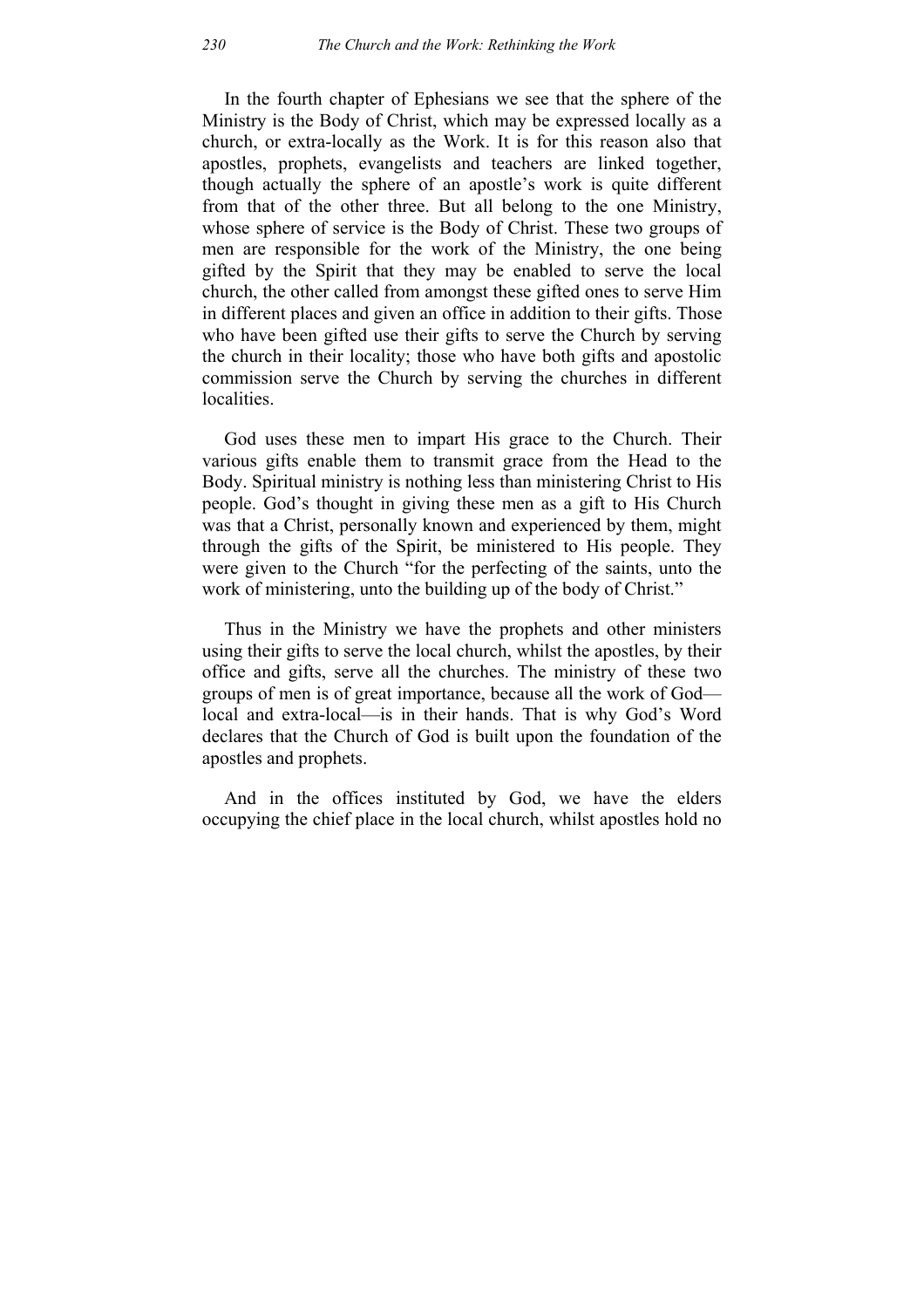In the fourth chapter of Ephesians we see that the sphere of the Ministry is the Body of Christ, which may be expressed locally as a church, or extra-locally as the Work. It is for this reason also that apostles, prophets, evangelists and teachers are linked together, though actually the sphere of an apostle's work is quite different from that of the other three. But all belong to the one Ministry, whose sphere of service is the Body of Christ. These two groups of men are responsible for the work of the Ministry, the one being gifted by the Spirit that they may be enabled to serve the local church, the other called from amongst these gifted ones to serve Him in different places and given an office in addition to their gifts. Those who have been gifted use their gifts to serve the Church by serving the church in their locality; those who have both gifts and apostolic commission serve the Church by serving the churches in different localities.

God uses these men to impart His grace to the Church. Their various gifts enable them to transmit grace from the Head to the Body. Spiritual ministry is nothing less than ministering Christ to His people. God's thought in giving these men as a gift to His Church was that a Christ, personally known and experienced by them, might through the gifts of the Spirit, be ministered to His people. They were given to the Church "for the perfecting of the saints, unto the work of ministering, unto the building up of the body of Christ."

Thus in the Ministry we have the prophets and other ministers using their gifts to serve the local church, whilst the apostles, by their office and gifts, serve all the churches. The ministry of these two groups of men is of great importance, because all the work of God—local and extra-local—is in their hands. That is why God's Word declares that the Church of God is built upon the foundation of the apostles and prophets.

And in the offices instituted by God, we have the elders occupying the chief place in the local church, whilst apostles hold no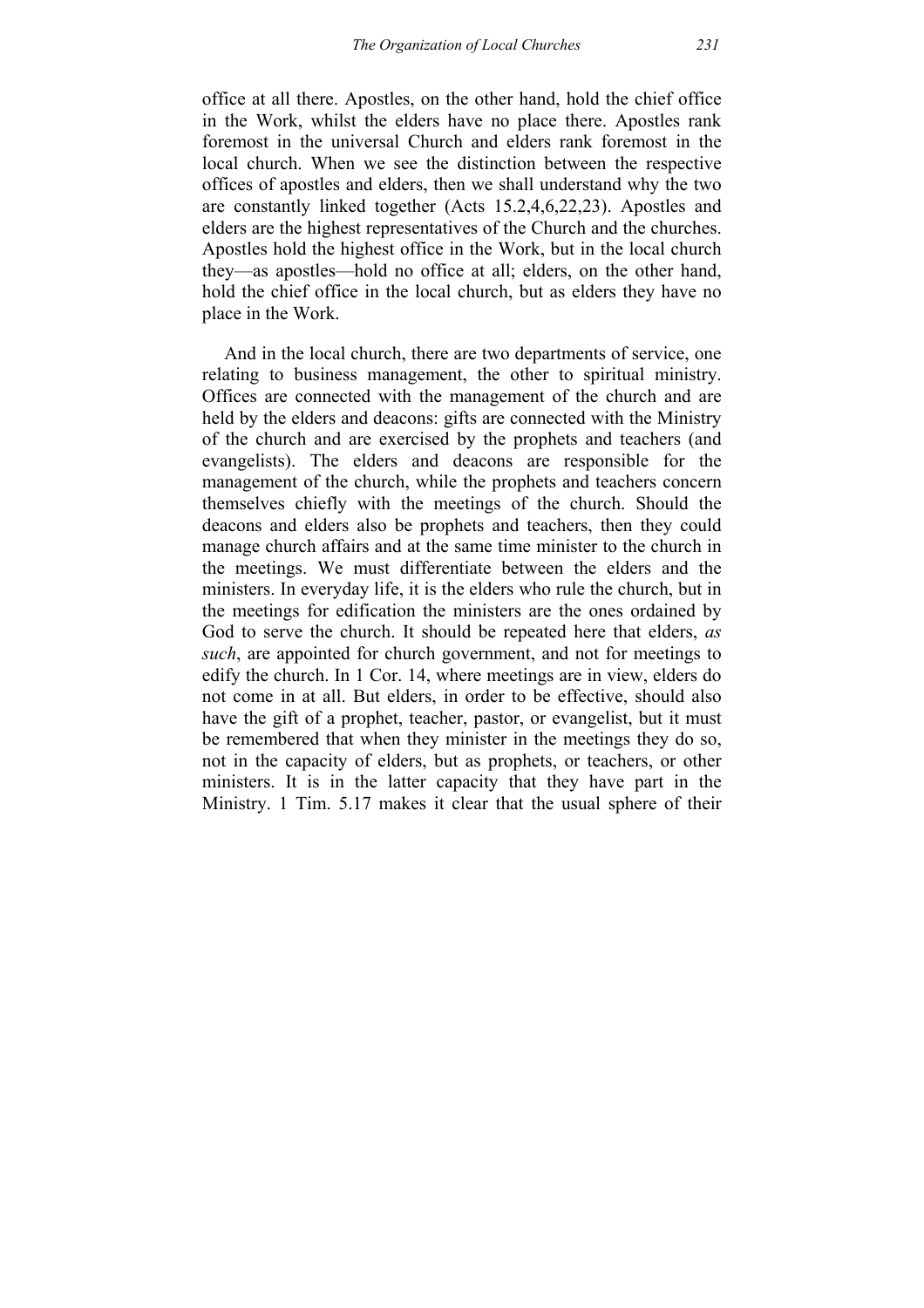office at all there. Apostles, on the other hand, hold the chief office in the Work, whilst the elders have no place there. Apostles rank foremost in the universal Church and elders rank foremost in the local church. When we see the distinction between the respective offices of apostles and elders, then we shall understand why the two are constantly linked together (Acts 15.2,4,6,22,23). Apostles and elders are the highest representatives of the Church and the churches. Apostles hold the highest office in the Work, but in the local church they—as apostles—hold no office at all; elders, on the other hand, hold the chief office in the local church, but as elders they have no place in the Work.

And in the local church, there are two departments of service, one relating to business management, the other to spiritual ministry. Offices are connected with the management of the church and are held by the elders and deacons: gifts are connected with the Ministry of the church and are exercised by the prophets and teachers (and evangelists). The elders and deacons are responsible for the management of the church, while the prophets and teachers concern themselves chiefly with the meetings of the church. Should the deacons and elders also be prophets and teachers, then they could manage church affairs and at the same time minister to the church in the meetings. We must differentiate between the elders and the ministers. In everyday life, it is the elders who rule the church, but in the meetings for edification the ministers are the ones ordained by God to serve the church. It should be repeated here that elders, *as such*, are appointed for church government, and not for meetings to edify the church. In 1 Cor. 14, where meetings are in view, elders do not come in at all. But elders, in order to be effective, should also have the gift of a prophet, teacher, pastor, or evangelist, but it must be remembered that when they minister in the meetings they do so, not in the capacity of elders, but as prophets, or teachers, or other ministers. It is in the latter capacity that they have part in the Ministry. 1 Tim. 5.17 makes it clear that the usual sphere of their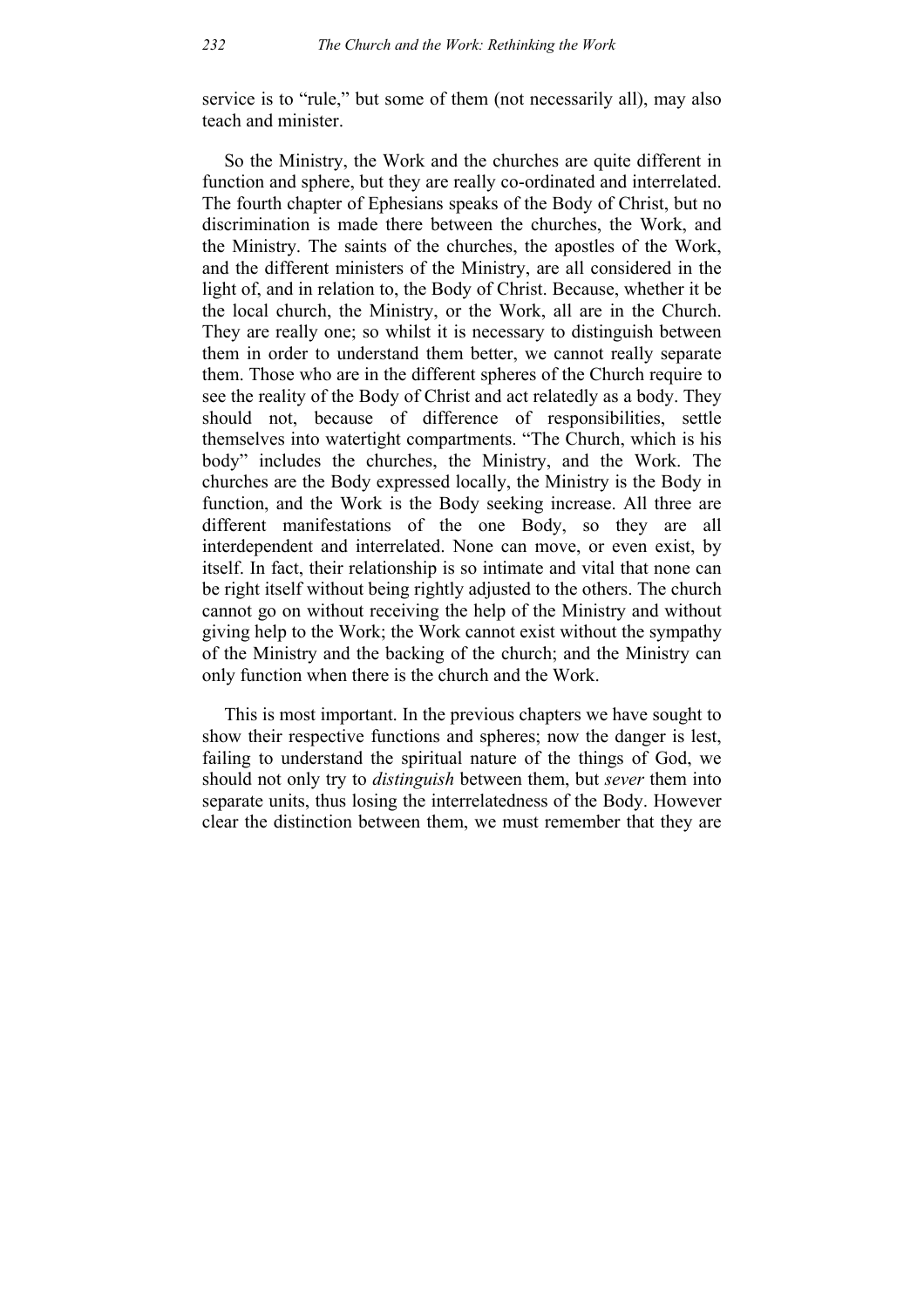service is to "rule," but some of them (not necessarily all), may also teach and minister.

So the Ministry, the Work and the churches are quite different in function and sphere, but they are really co-ordinated and interrelated. The fourth chapter of Ephesians speaks of the Body of Christ, but no discrimination is made there between the churches, the Work, and the Ministry. The saints of the churches, the apostles of the Work, and the different ministers of the Ministry, are all considered in the light of, and in relation to, the Body of Christ. Because, whether it be the local church, the Ministry, or the Work, all are in the Church. They are really one; so whilst it is necessary to distinguish between them in order to understand them better, we cannot really separate them. Those who are in the different spheres of the Church require to see the reality of the Body of Christ and act relatedly as a body. They should not, because of difference of responsibilities, settle themselves into watertight compartments. "The Church, which is his body" includes the churches, the Ministry, and the Work. The churches are the Body expressed locally, the Ministry is the Body in function, and the Work is the Body seeking increase. All three are different manifestations of the one Body, so they are all interdependent and interrelated. None can move, or even exist, by itself. In fact, their relationship is so intimate and vital that none can be right itself without being rightly adjusted to the others. The church cannot go on without receiving the help of the Ministry and without giving help to the Work; the Work cannot exist without the sympathy of the Ministry and the backing of the church; and the Ministry can only function when there is the church and the Work.

This is most important. In the previous chapters we have sought to show their respective functions and spheres; now the danger is lest, failing to understand the spiritual nature of the things of God, we should not only try to *distinguish* between them, but *sever* them into separate units, thus losing the interrelatedness of the Body. However clear the distinction between them, we must remember that they are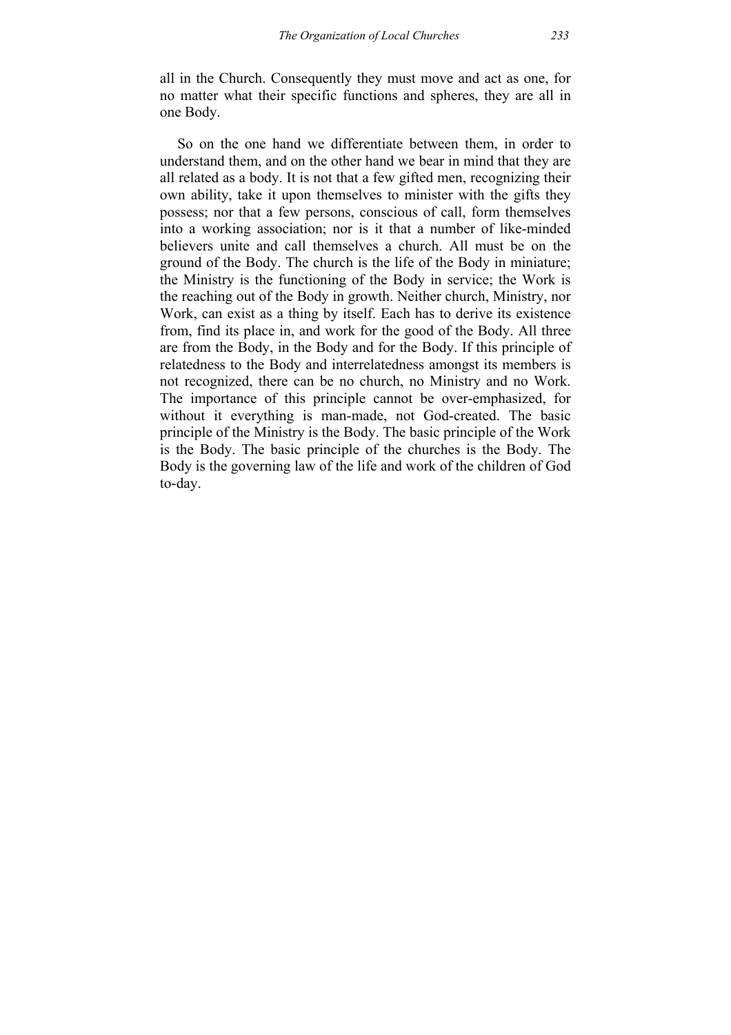all in the Church. Consequently they must move and act as one, for no matter what their specific functions and spheres, they are all in one Body.

So on the one hand we differentiate between them, in order to understand them, and on the other hand we bear in mind that they are all related as a body. It is not that a few gifted men, recognizing their own ability, take it upon themselves to minister with the gifts they possess; nor that a few persons, conscious of call, form themselves into a working association; nor is it that a number of like-minded believers unite and call themselves a church. All must be on the ground of the Body. The church is the life of the Body in miniature; the Ministry is the functioning of the Body in service; the Work is the reaching out of the Body in growth. Neither church, Ministry, nor Work, can exist as a thing by itself. Each has to derive its existence from, find its place in, and work for the good of the Body. All three are from the Body, in the Body and for the Body. If this principle of relatedness to the Body and interrelatedness amongst its members is not recognized, there can be no church, no Ministry and no Work. The importance of this principle cannot be over-emphasized, for without it everything is man-made, not God-created. The basic principle of the Ministry is the Body. The basic principle of the Work is the Body. The basic principle of the churches is the Body. The Body is the governing law of the life and work of the children of God to-day.